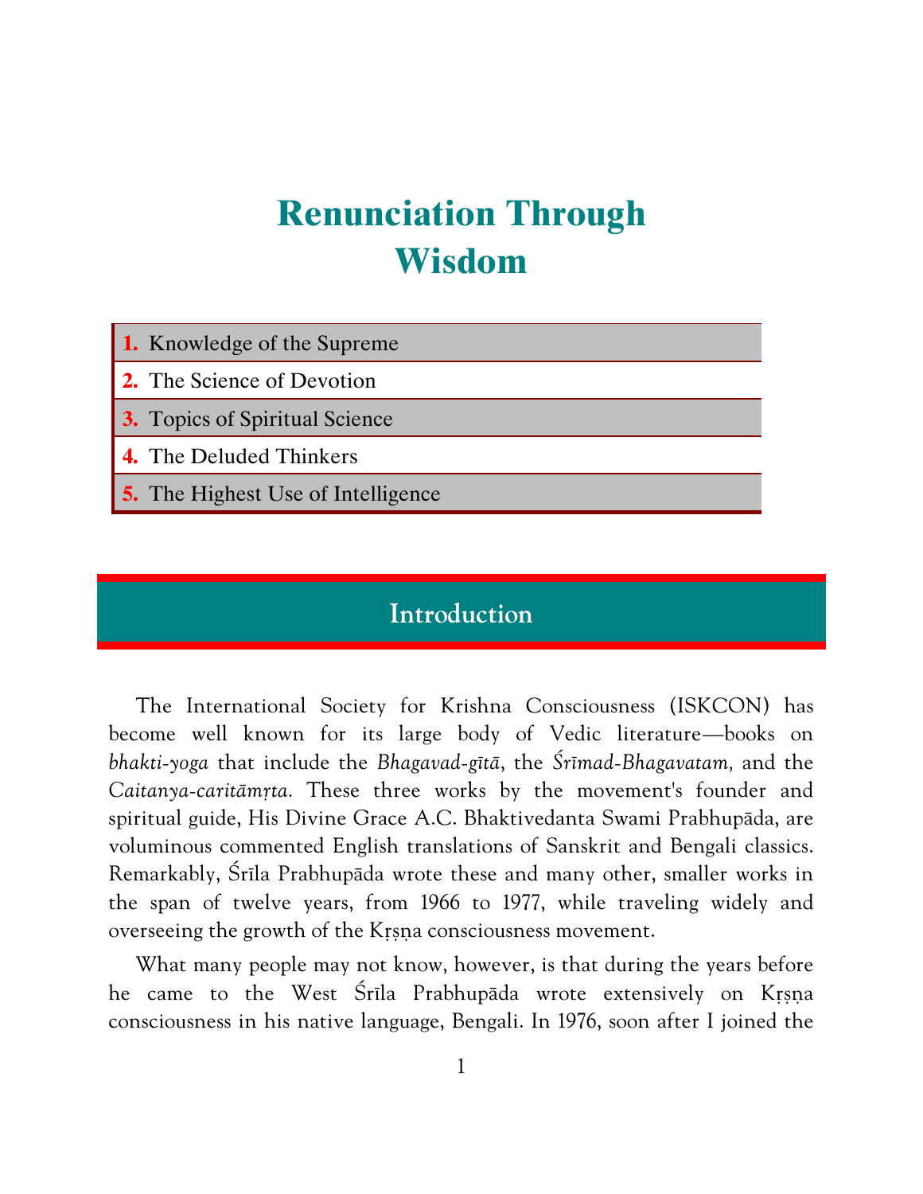# Renunciation Through Wisdom

1. Knowledge of the Supreme
2. The Science of Devotion
3. Topics of Spiritual Science
4. The Deluded Thinkers
5. The Highest Use of Intelligence

## Introduction

The International Society for Krishna Consciousness (ISKCON) has become well known for its large body of Vedic literature—books on *bhakti-yoga* that include the *Bhagavad-gītā*, the *Śrīmad-Bhagavatam,* and the *Caitanya-caritāmṛta.* These three works by the movement's founder and spiritual guide, His Divine Grace A.C. Bhaktivedanta Swami Prabhupāda, are voluminous commented English translations of Sanskrit and Bengali classics. Remarkably, Śrīla Prabhupāda wrote these and many other, smaller works in the span of twelve years, from 1966 to 1977, while traveling widely and overseeing the growth of the Kṛṣṇa consciousness movement.

What many people may not know, however, is that during the years before he came to the West Śrīla Prabhupāda wrote extensively on Kṛṣṇa consciousness in his native language, Bengali. In 1976, soon after I joined the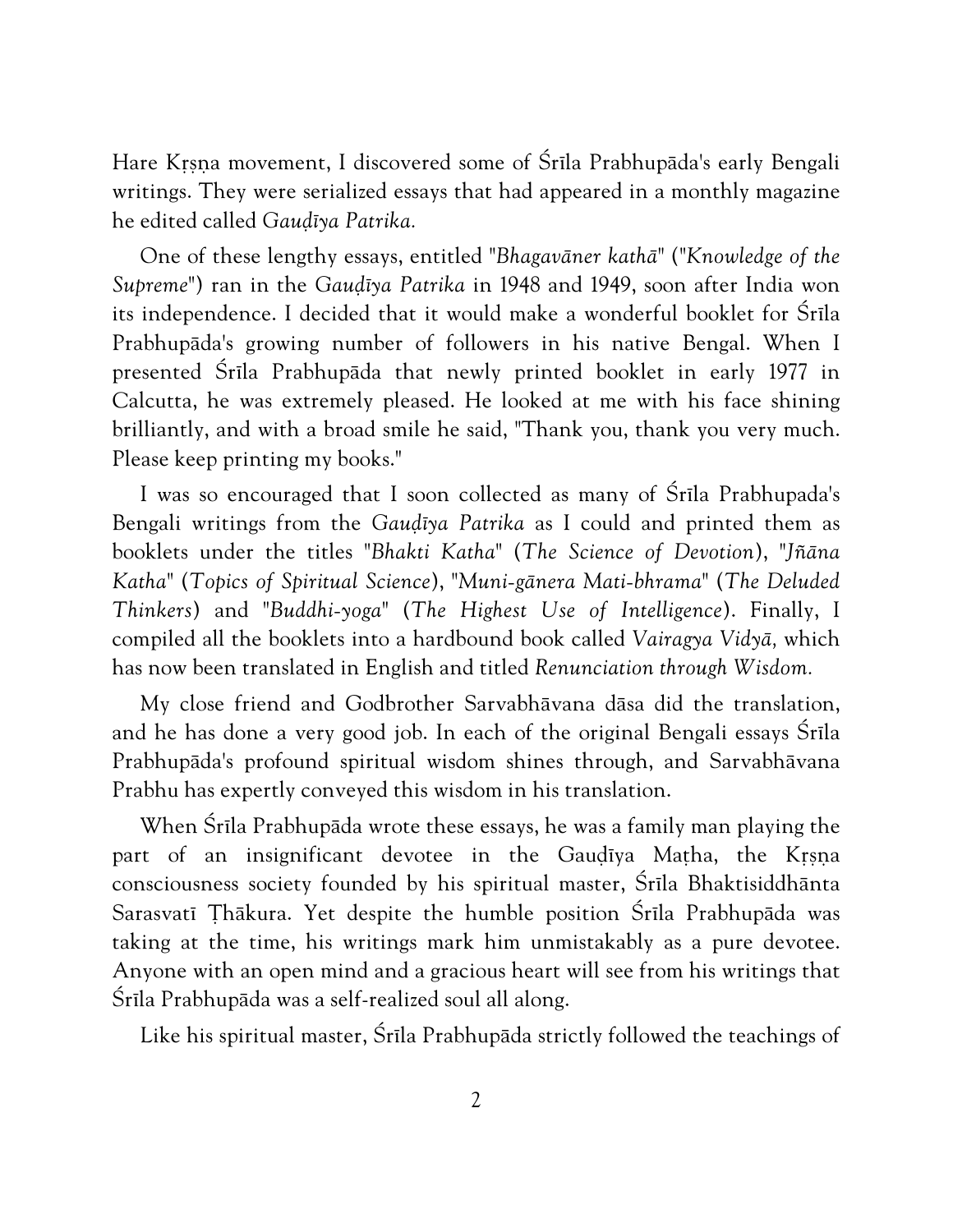Hare Kṛṣṇa movement, I discovered some of Śrīla Prabhupāda's early Bengali writings. They were serialized essays that had appeared in a monthly magazine he edited called *Gauḍīya Patrika.*

One of these lengthy essays, entitled "*Bhagavāner kathā*" ("*Knowledge of the Supreme*") ran in the *Gauḍīya Patrika* in 1948 and 1949, soon after India won its independence. I decided that it would make a wonderful booklet for Śrīla Prabhupāda's growing number of followers in his native Bengal. When I presented Śrīla Prabhupāda that newly printed booklet in early 1977 in Calcutta, he was extremely pleased. He looked at me with his face shining brilliantly, and with a broad smile he said, "Thank you, thank you very much. Please keep printing my books."

I was so encouraged that I soon collected as many of Śrīla Prabhupada's Bengali writings from the *Gauḍīya Patrika* as I could and printed them as booklets under the titles "*Bhakti Katha*" (*The Science of Devotion*), "*Jñāna Katha*" (*Topics of Spiritual Science*), "*Muni-gānera Mati-bhrama*" (*The Deluded Thinkers*) and "*Buddhi-yoga*" (*The Highest Use of Intelligence*). Finally, I compiled all the booklets into a hardbound book called *Vairagya Vidyā,* which has now been translated in English and titled *Renunciation through Wisdom.*

My close friend and Godbrother Sarvabhāvana dāsa did the translation, and he has done a very good job. In each of the original Bengali essays Śrīla Prabhupāda's profound spiritual wisdom shines through, and Sarvabhāvana Prabhu has expertly conveyed this wisdom in his translation.

When Śrīla Prabhupāda wrote these essays, he was a family man playing the part of an insignificant devotee in the Gauḍīya Maṭha, the Kṛṣṇa consciousness society founded by his spiritual master, Śrīla Bhaktisiddhānta Sarasvatī Ṭhākura. Yet despite the humble position Śrīla Prabhupāda was taking at the time, his writings mark him unmistakably as a pure devotee. Anyone with an open mind and a gracious heart will see from his writings that Śrīla Prabhupāda was a self-realized soul all along.

Like his spiritual master, Śrīla Prabhupāda strictly followed the teachings of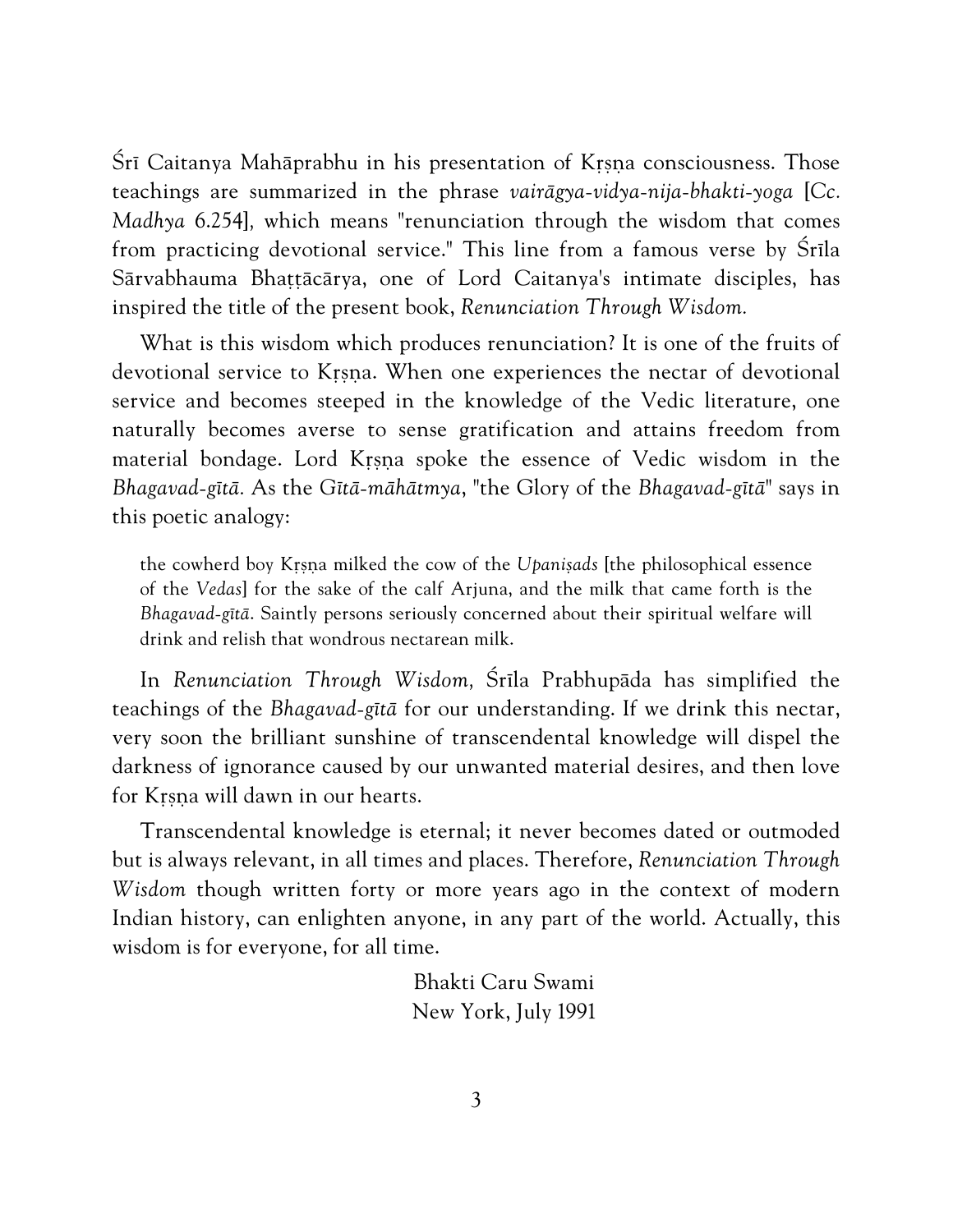Śrī Caitanya Mahāprabhu in his presentation of Kṛṣṇa consciousness. Those teachings are summarized in the phrase *vairāgya-vidya-nija-bhakti-yoga* [*Cc. Madhya* 6.254], which means "renunciation through the wisdom that comes from practicing devotional service." This line from a famous verse by Śrīla Sārvabhauma Bhaṭṭācārya, one of Lord Caitanya's intimate disciples, has inspired the title of the present book, *Renunciation Through Wisdom.*

What is this wisdom which produces renunciation? It is one of the fruits of devotional service to Kṛṣṇa. When one experiences the nectar of devotional service and becomes steeped in the knowledge of the Vedic literature, one naturally becomes averse to sense gratification and attains freedom from material bondage. Lord Kṛṣṇa spoke the essence of Vedic wisdom in the *Bhagavad-gītā.* As the *Gītā-māhātmya*, "the Glory of the *Bhagavad-gītā*" says in this poetic analogy:

> the cowherd boy Kṛṣṇa milked the cow of the *Upaniṣads* [the philosophical essence of the *Vedas*] for the sake of the calf Arjuna, and the milk that came forth is the *Bhagavad-gītā*. Saintly persons seriously concerned about their spiritual welfare will drink and relish that wondrous nectarean milk.

In *Renunciation Through Wisdom,* Śrīla Prabhupāda has simplified the teachings of the *Bhagavad-gītā* for our understanding. If we drink this nectar, very soon the brilliant sunshine of transcendental knowledge will dispel the darkness of ignorance caused by our unwanted material desires, and then love for Kṛṣṇa will dawn in our hearts.

Transcendental knowledge is eternal; it never becomes dated or outmoded but is always relevant, in all times and places. Therefore, *Renunciation Through Wisdom* though written forty or more years ago in the context of modern Indian history, can enlighten anyone, in any part of the world. Actually, this wisdom is for everyone, for all time.

Bhakti Caru Swami
New York, July 1991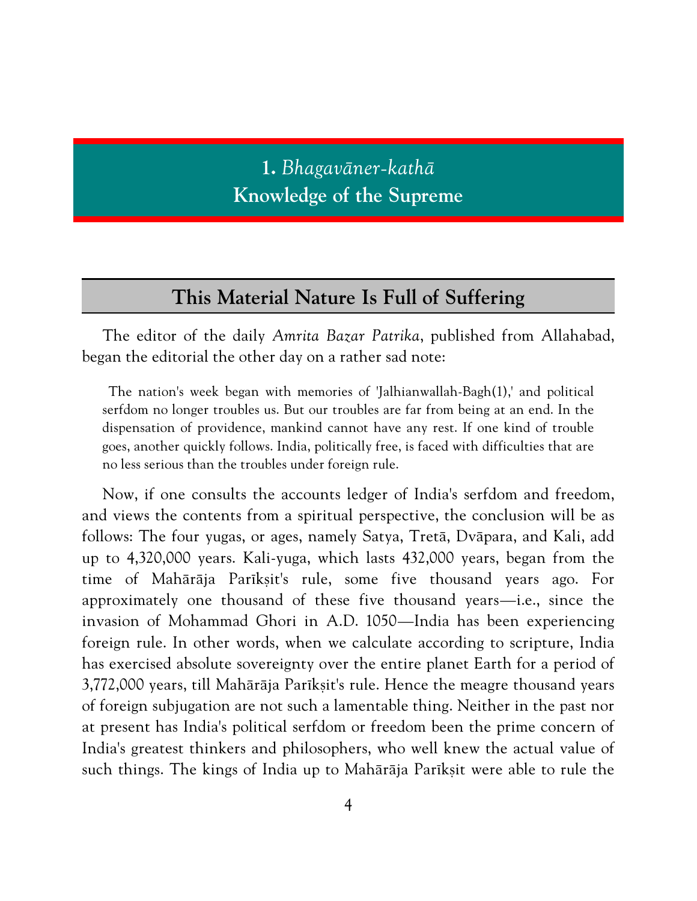# 1. *Bhagavāner-kathā*
# Knowledge of the Supreme

## This Material Nature Is Full of Suffering

The editor of the daily *Amrita Bazar Patrika*, published from Allahabad, began the editorial the other day on a rather sad note:

> The nation's week began with memories of 'Jalhianwallah-Bagh(1),' and political serfdom no longer troubles us. But our troubles are far from being at an end. In the dispensation of providence, mankind cannot have any rest. If one kind of trouble goes, another quickly follows. India, politically free, is faced with difficulties that are no less serious than the troubles under foreign rule.

Now, if one consults the accounts ledger of India's serfdom and freedom, and views the contents from a spiritual perspective, the conclusion will be as follows: The four yugas, or ages, namely Satya, Tretā, Dvāpara, and Kali, add up to 4,320,000 years. Kali-yuga, which lasts 432,000 years, began from the time of Mahārāja Parīkṣit's rule, some five thousand years ago. For approximately one thousand of these five thousand years—i.e., since the invasion of Mohammad Ghori in A.D. 1050—India has been experiencing foreign rule. In other words, when we calculate according to scripture, India has exercised absolute sovereignty over the entire planet Earth for a period of 3,772,000 years, till Mahārāja Parīkṣit's rule. Hence the meagre thousand years of foreign subjugation are not such a lamentable thing. Neither in the past nor at present has India's political serfdom or freedom been the prime concern of India's greatest thinkers and philosophers, who well knew the actual value of such things. The kings of India up to Mahārāja Parīkṣit were able to rule the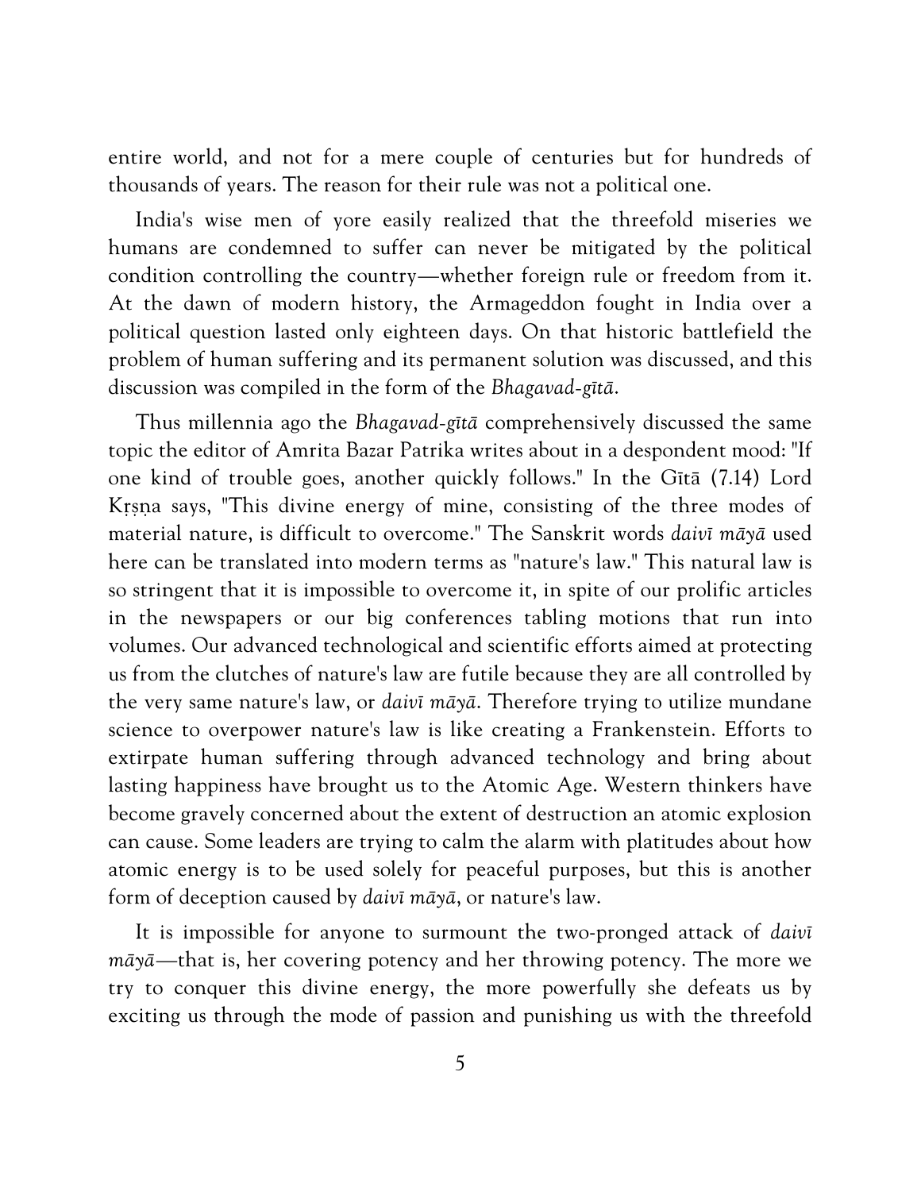entire world, and not for a mere couple of centuries but for hundreds of thousands of years. The reason for their rule was not a political one.

India's wise men of yore easily realized that the threefold miseries we humans are condemned to suffer can never be mitigated by the political condition controlling the country—whether foreign rule or freedom from it. At the dawn of modern history, the Armageddon fought in India over a political question lasted only eighteen days. On that historic battlefield the problem of human suffering and its permanent solution was discussed, and this discussion was compiled in the form of the *Bhagavad-gītā*.

Thus millennia ago the *Bhagavad-gītā* comprehensively discussed the same topic the editor of Amrita Bazar Patrika writes about in a despondent mood: "If one kind of trouble goes, another quickly follows." In the Gītā (7.14) Lord Kṛṣṇa says, "This divine energy of mine, consisting of the three modes of material nature, is difficult to overcome." The Sanskrit words *daivī māyā* used here can be translated into modern terms as "nature's law." This natural law is so stringent that it is impossible to overcome it, in spite of our prolific articles in the newspapers or our big conferences tabling motions that run into volumes. Our advanced technological and scientific efforts aimed at protecting us from the clutches of nature's law are futile because they are all controlled by the very same nature's law, or *daivī māyā*. Therefore trying to utilize mundane science to overpower nature's law is like creating a Frankenstein. Efforts to extirpate human suffering through advanced technology and bring about lasting happiness have brought us to the Atomic Age. Western thinkers have become gravely concerned about the extent of destruction an atomic explosion can cause. Some leaders are trying to calm the alarm with platitudes about how atomic energy is to be used solely for peaceful purposes, but this is another form of deception caused by *daivī māyā*, or nature's law.

It is impossible for anyone to surmount the two-pronged attack of *daivī māyā*—that is, her covering potency and her throwing potency. The more we try to conquer this divine energy, the more powerfully she defeats us by exciting us through the mode of passion and punishing us with the threefold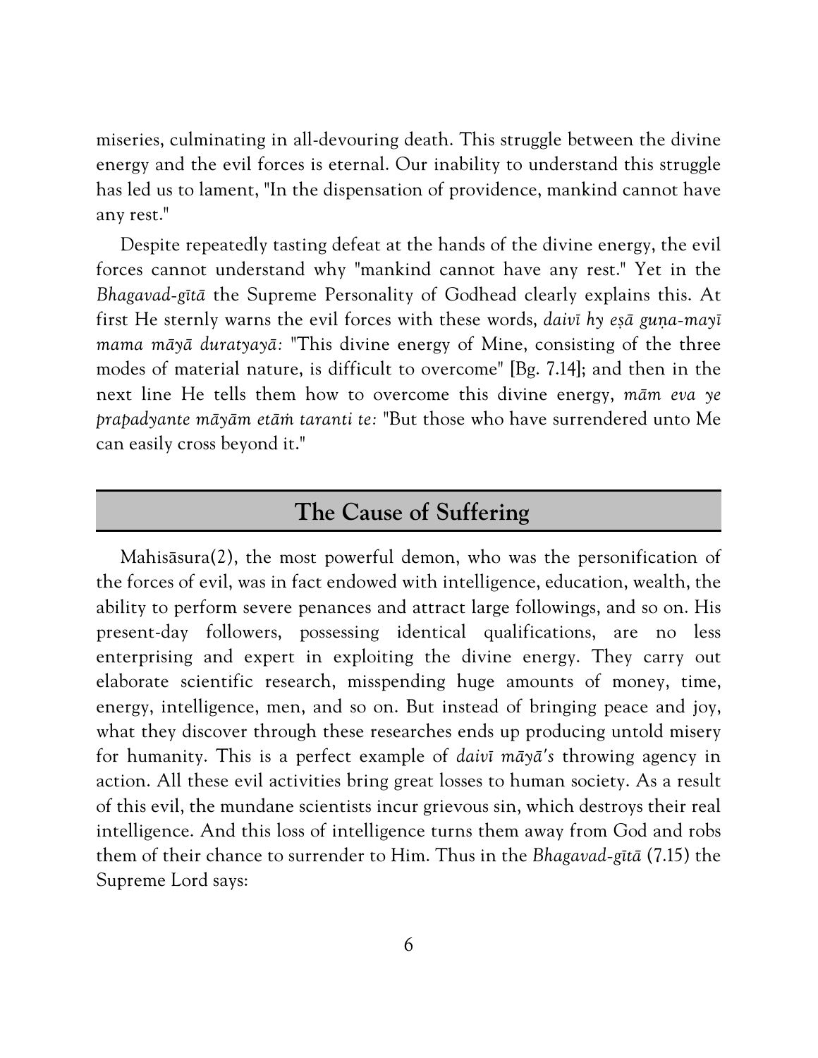miseries, culminating in all-devouring death. This struggle between the divine energy and the evil forces is eternal. Our inability to understand this struggle has led us to lament, "In the dispensation of providence, mankind cannot have any rest."

Despite repeatedly tasting defeat at the hands of the divine energy, the evil forces cannot understand why "mankind cannot have any rest." Yet in the *Bhagavad-gītā* the Supreme Personality of Godhead clearly explains this. At first He sternly warns the evil forces with these words, *daivī hy eṣā guṇa-mayī mama māyā duratyayā:* "This divine energy of Mine, consisting of the three modes of material nature, is difficult to overcome" [Bg. 7.14]; and then in the next line He tells them how to overcome this divine energy, *mām eva ye prapadyante māyām etāṁ taranti te:* "But those who have surrendered unto Me can easily cross beyond it."

## The Cause of Suffering

Mahisāsura(2), the most powerful demon, who was the personification of the forces of evil, was in fact endowed with intelligence, education, wealth, the ability to perform severe penances and attract large followings, and so on. His present-day followers, possessing identical qualifications, are no less enterprising and expert in exploiting the divine energy. They carry out elaborate scientific research, misspending huge amounts of money, time, energy, intelligence, men, and so on. But instead of bringing peace and joy, what they discover through these researches ends up producing untold misery for humanity. This is a perfect example of *daivī māyā's* throwing agency in action. All these evil activities bring great losses to human society. As a result of this evil, the mundane scientists incur grievous sin, which destroys their real intelligence. And this loss of intelligence turns them away from God and robs them of their chance to surrender to Him. Thus in the *Bhagavad-gītā* (7.15) the Supreme Lord says: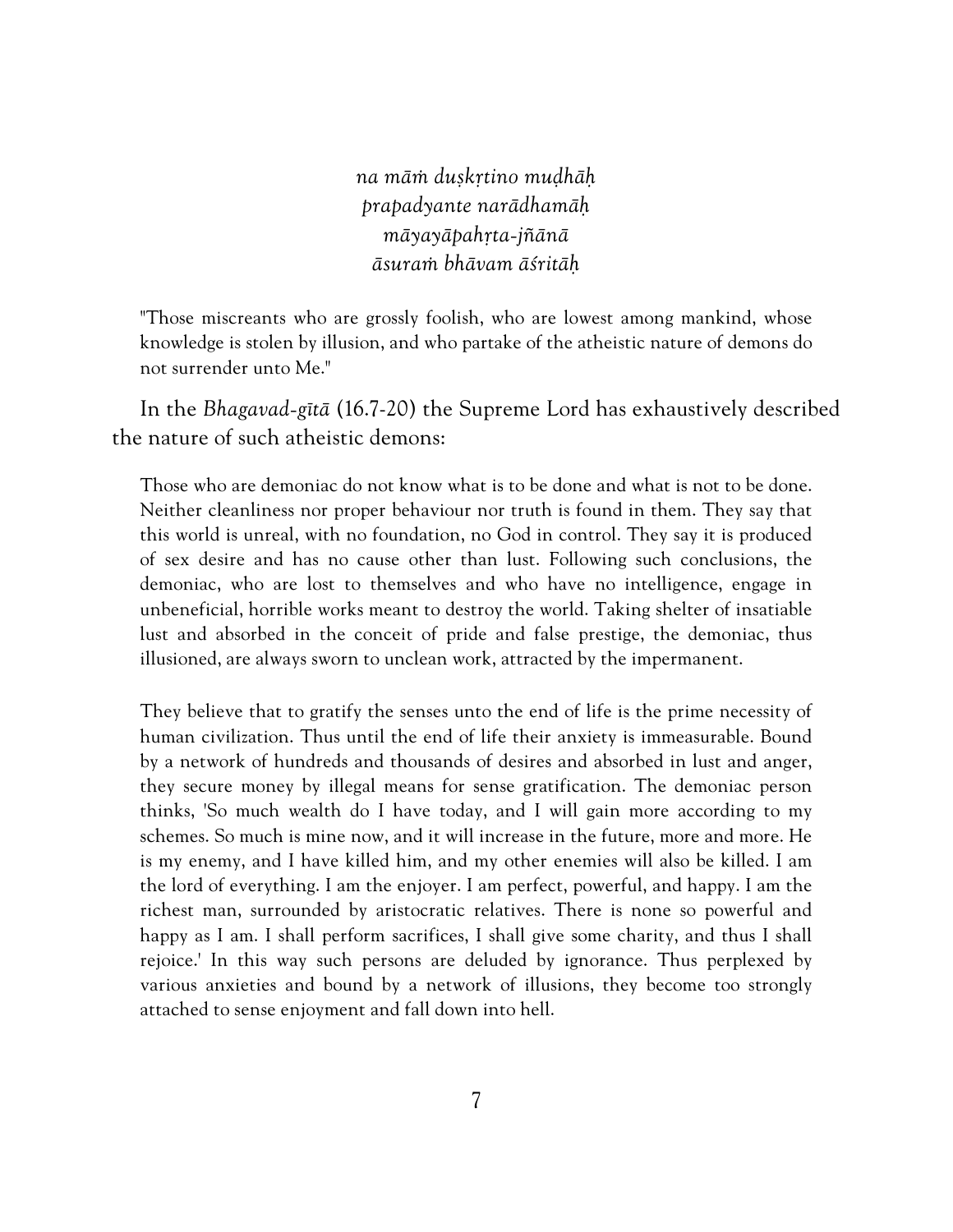*na māṁ duṣkṛtino muḍhāḥ*
*prapadyante narādhamāḥ*
*māyayāpahṛta-jñānā*
*āsuraṁ bhāvam āśritāḥ*

> "Those miscreants who are grossly foolish, who are lowest among mankind, whose knowledge is stolen by illusion, and who partake of the atheistic nature of demons do not surrender unto Me."

In the *Bhagavad-gītā* (16.7-20) the Supreme Lord has exhaustively described the nature of such atheistic demons:

> Those who are demoniac do not know what is to be done and what is not to be done. Neither cleanliness nor proper behaviour nor truth is found in them. They say that this world is unreal, with no foundation, no God in control. They say it is produced of sex desire and has no cause other than lust. Following such conclusions, the demoniac, who are lost to themselves and who have no intelligence, engage in unbeneficial, horrible works meant to destroy the world. Taking shelter of insatiable lust and absorbed in the conceit of pride and false prestige, the demoniac, thus illusioned, are always sworn to unclean work, attracted by the impermanent.
>
> They believe that to gratify the senses unto the end of life is the prime necessity of human civilization. Thus until the end of life their anxiety is immeasurable. Bound by a network of hundreds and thousands of desires and absorbed in lust and anger, they secure money by illegal means for sense gratification. The demoniac person thinks, 'So much wealth do I have today, and I will gain more according to my schemes. So much is mine now, and it will increase in the future, more and more. He is my enemy, and I have killed him, and my other enemies will also be killed. I am the lord of everything. I am the enjoyer. I am perfect, powerful, and happy. I am the richest man, surrounded by aristocratic relatives. There is none so powerful and happy as I am. I shall perform sacrifices, I shall give some charity, and thus I shall rejoice.' In this way such persons are deluded by ignorance. Thus perplexed by various anxieties and bound by a network of illusions, they become too strongly attached to sense enjoyment and fall down into hell.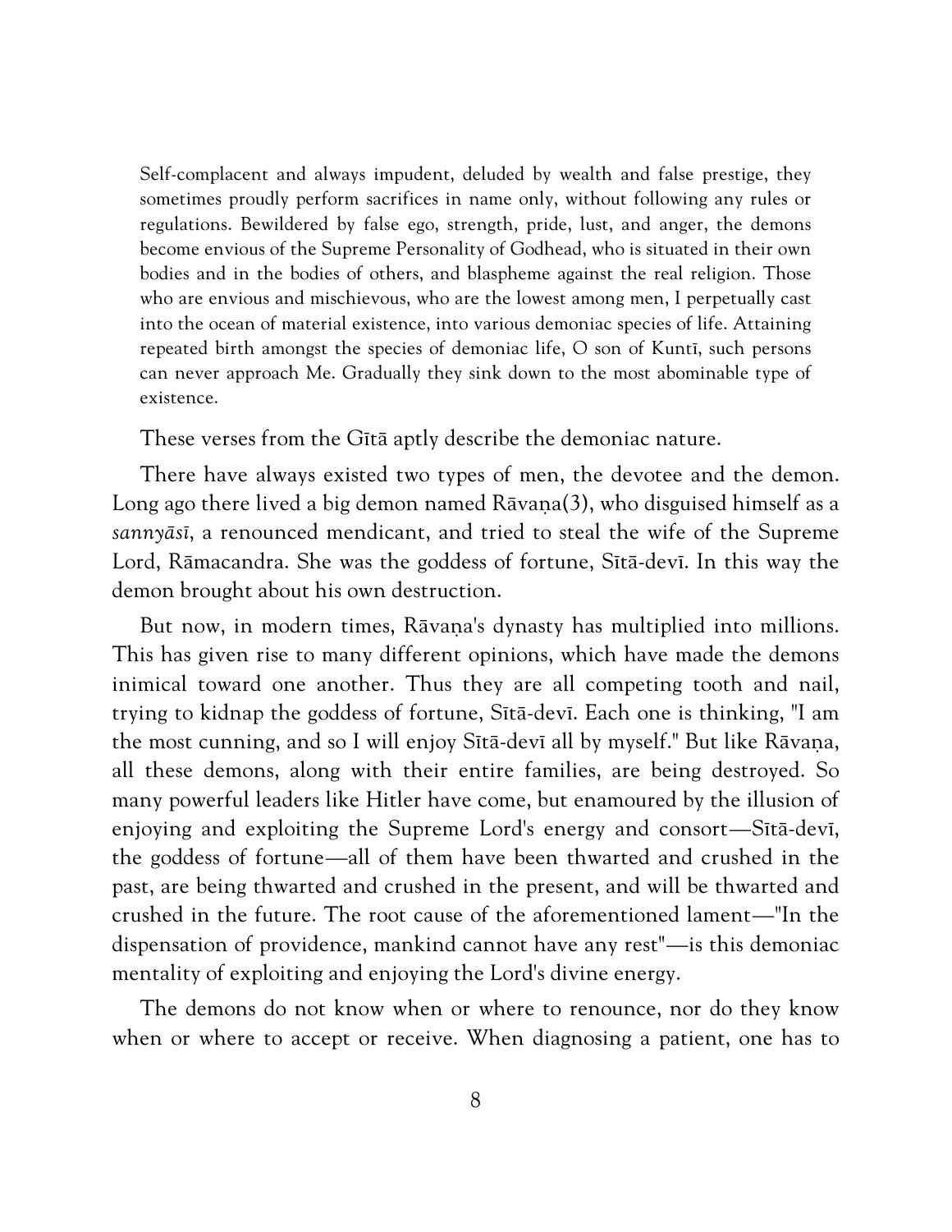> Self-complacent and always impudent, deluded by wealth and false prestige, they sometimes proudly perform sacrifices in name only, without following any rules or regulations. Bewildered by false ego, strength, pride, lust, and anger, the demons become envious of the Supreme Personality of Godhead, who is situated in their own bodies and in the bodies of others, and blaspheme against the real religion. Those who are envious and mischievous, who are the lowest among men, I perpetually cast into the ocean of material existence, into various demoniac species of life. Attaining repeated birth amongst the species of demoniac life, O son of Kuntī, such persons can never approach Me. Gradually they sink down to the most abominable type of existence.

These verses from the Gītā aptly describe the demoniac nature.

There have always existed two types of men, the devotee and the demon. Long ago there lived a big demon named Rāvaṇa(3), who disguised himself as a *sannyāsī*, a renounced mendicant, and tried to steal the wife of the Supreme Lord, Rāmacandra. She was the goddess of fortune, Sītā-devī. In this way the demon brought about his own destruction.

But now, in modern times, Rāvaṇa's dynasty has multiplied into millions. This has given rise to many different opinions, which have made the demons inimical toward one another. Thus they are all competing tooth and nail, trying to kidnap the goddess of fortune, Sītā-devī. Each one is thinking, "I am the most cunning, and so I will enjoy Sītā-devī all by myself." But like Rāvaṇa, all these demons, along with their entire families, are being destroyed. So many powerful leaders like Hitler have come, but enamoured by the illusion of enjoying and exploiting the Supreme Lord's energy and consort—Sītā-devī, the goddess of fortune—all of them have been thwarted and crushed in the past, are being thwarted and crushed in the present, and will be thwarted and crushed in the future. The root cause of the aforementioned lament—"In the dispensation of providence, mankind cannot have any rest"—is this demoniac mentality of exploiting and enjoying the Lord's divine energy.

The demons do not know when or where to renounce, nor do they know when or where to accept or receive. When diagnosing a patient, one has to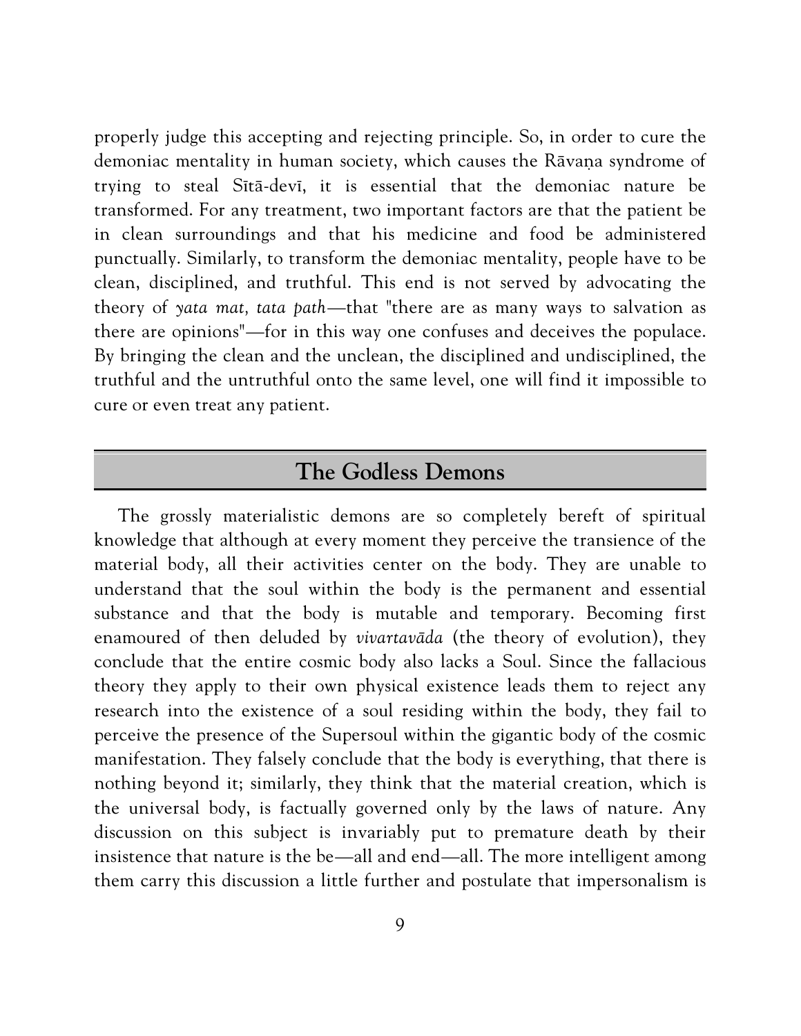properly judge this accepting and rejecting principle. So, in order to cure the demoniac mentality in human society, which causes the Rāvaṇa syndrome of trying to steal Sītā-devī, it is essential that the demoniac nature be transformed. For any treatment, two important factors are that the patient be in clean surroundings and that his medicine and food be administered punctually. Similarly, to transform the demoniac mentality, people have to be clean, disciplined, and truthful. This end is not served by advocating the theory of *yata mat, tata path*—that "there are as many ways to salvation as there are opinions"—for in this way one confuses and deceives the populace. By bringing the clean and the unclean, the disciplined and undisciplined, the truthful and the untruthful onto the same level, one will find it impossible to cure or even treat any patient.

## The Godless Demons

The grossly materialistic demons are so completely bereft of spiritual knowledge that although at every moment they perceive the transience of the material body, all their activities center on the body. They are unable to understand that the soul within the body is the permanent and essential substance and that the body is mutable and temporary. Becoming first enamoured of then deluded by *vivartavāda* (the theory of evolution), they conclude that the entire cosmic body also lacks a Soul. Since the fallacious theory they apply to their own physical existence leads them to reject any research into the existence of a soul residing within the body, they fail to perceive the presence of the Supersoul within the gigantic body of the cosmic manifestation. They falsely conclude that the body is everything, that there is nothing beyond it; similarly, they think that the material creation, which is the universal body, is factually governed only by the laws of nature. Any discussion on this subject is invariably put to premature death by their insistence that nature is the be—all and end—all. The more intelligent among them carry this discussion a little further and postulate that impersonalism is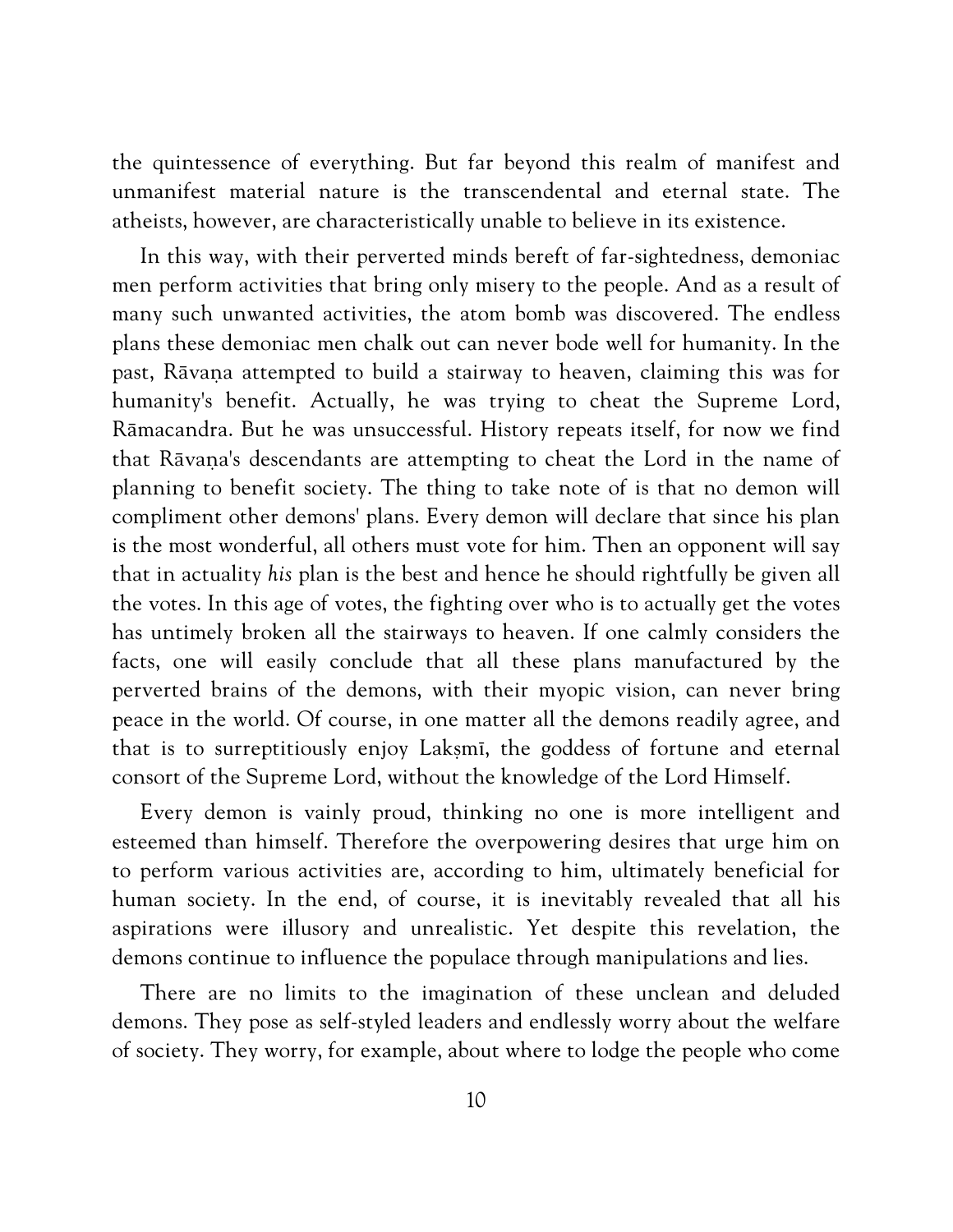the quintessence of everything. But far beyond this realm of manifest and unmanifest material nature is the transcendental and eternal state. The atheists, however, are characteristically unable to believe in its existence.

In this way, with their perverted minds bereft of far-sightedness, demoniac men perform activities that bring only misery to the people. And as a result of many such unwanted activities, the atom bomb was discovered. The endless plans these demoniac men chalk out can never bode well for humanity. In the past, Rāvaṇa attempted to build a stairway to heaven, claiming this was for humanity's benefit. Actually, he was trying to cheat the Supreme Lord, Rāmacandra. But he was unsuccessful. History repeats itself, for now we find that Rāvaṇa's descendants are attempting to cheat the Lord in the name of planning to benefit society. The thing to take note of is that no demon will compliment other demons' plans. Every demon will declare that since his plan is the most wonderful, all others must vote for him. Then an opponent will say that in actuality *his* plan is the best and hence he should rightfully be given all the votes. In this age of votes, the fighting over who is to actually get the votes has untimely broken all the stairways to heaven. If one calmly considers the facts, one will easily conclude that all these plans manufactured by the perverted brains of the demons, with their myopic vision, can never bring peace in the world. Of course, in one matter all the demons readily agree, and that is to surreptitiously enjoy Lakṣmī, the goddess of fortune and eternal consort of the Supreme Lord, without the knowledge of the Lord Himself.

Every demon is vainly proud, thinking no one is more intelligent and esteemed than himself. Therefore the overpowering desires that urge him on to perform various activities are, according to him, ultimately beneficial for human society. In the end, of course, it is inevitably revealed that all his aspirations were illusory and unrealistic. Yet despite this revelation, the demons continue to influence the populace through manipulations and lies.

There are no limits to the imagination of these unclean and deluded demons. They pose as self-styled leaders and endlessly worry about the welfare of society. They worry, for example, about where to lodge the people who come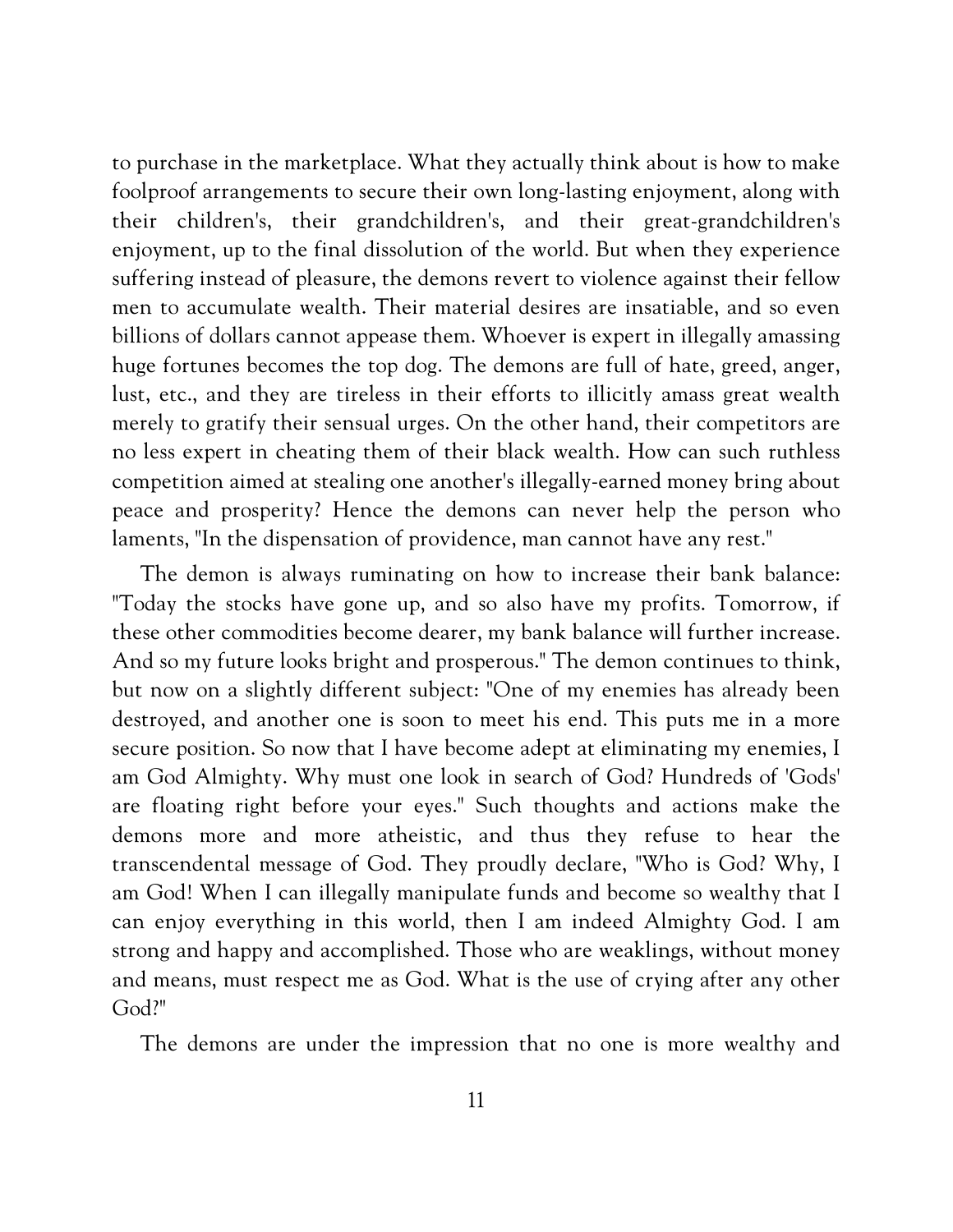to purchase in the marketplace. What they actually think about is how to make foolproof arrangements to secure their own long-lasting enjoyment, along with their children's, their grandchildren's, and their great-grandchildren's enjoyment, up to the final dissolution of the world. But when they experience suffering instead of pleasure, the demons revert to violence against their fellow men to accumulate wealth. Their material desires are insatiable, and so even billions of dollars cannot appease them. Whoever is expert in illegally amassing huge fortunes becomes the top dog. The demons are full of hate, greed, anger, lust, etc., and they are tireless in their efforts to illicitly amass great wealth merely to gratify their sensual urges. On the other hand, their competitors are no less expert in cheating them of their black wealth. How can such ruthless competition aimed at stealing one another's illegally-earned money bring about peace and prosperity? Hence the demons can never help the person who laments, "In the dispensation of providence, man cannot have any rest."

The demon is always ruminating on how to increase their bank balance: "Today the stocks have gone up, and so also have my profits. Tomorrow, if these other commodities become dearer, my bank balance will further increase. And so my future looks bright and prosperous." The demon continues to think, but now on a slightly different subject: "One of my enemies has already been destroyed, and another one is soon to meet his end. This puts me in a more secure position. So now that I have become adept at eliminating my enemies, I am God Almighty. Why must one look in search of God? Hundreds of 'Gods' are floating right before your eyes." Such thoughts and actions make the demons more and more atheistic, and thus they refuse to hear the transcendental message of God. They proudly declare, "Who is God? Why, I am God! When I can illegally manipulate funds and become so wealthy that I can enjoy everything in this world, then I am indeed Almighty God. I am strong and happy and accomplished. Those who are weaklings, without money and means, must respect me as God. What is the use of crying after any other God?"

The demons are under the impression that no one is more wealthy and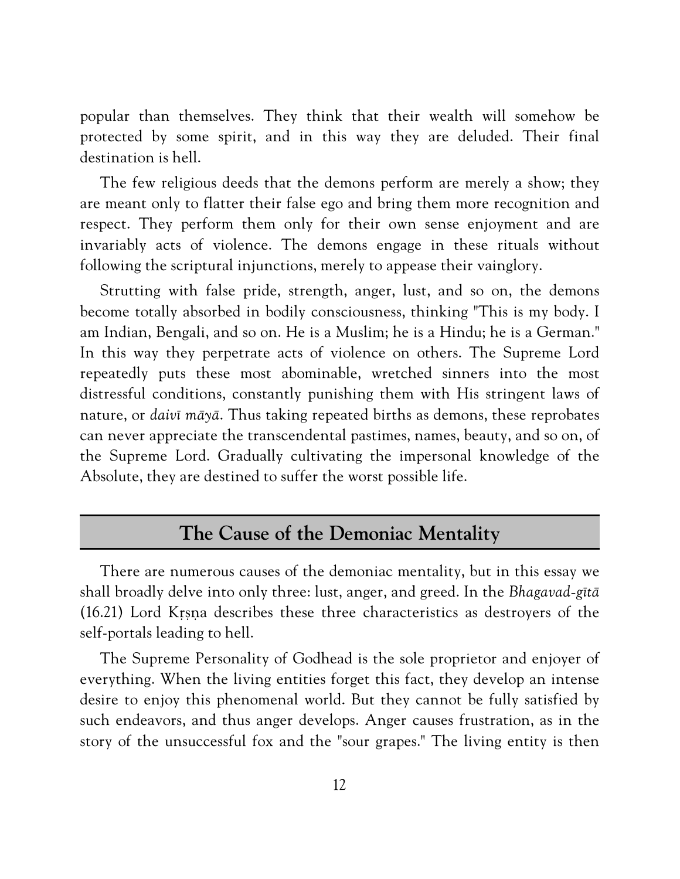popular than themselves. They think that their wealth will somehow be protected by some spirit, and in this way they are deluded. Their final destination is hell.

The few religious deeds that the demons perform are merely a show; they are meant only to flatter their false ego and bring them more recognition and respect. They perform them only for their own sense enjoyment and are invariably acts of violence. The demons engage in these rituals without following the scriptural injunctions, merely to appease their vainglory.

Strutting with false pride, strength, anger, lust, and so on, the demons become totally absorbed in bodily consciousness, thinking "This is my body. I am Indian, Bengali, and so on. He is a Muslim; he is a Hindu; he is a German." In this way they perpetrate acts of violence on others. The Supreme Lord repeatedly puts these most abominable, wretched sinners into the most distressful conditions, constantly punishing them with His stringent laws of nature, or *daivī māyā*. Thus taking repeated births as demons, these reprobates can never appreciate the transcendental pastimes, names, beauty, and so on, of the Supreme Lord. Gradually cultivating the impersonal knowledge of the Absolute, they are destined to suffer the worst possible life.

## The Cause of the Demoniac Mentality

There are numerous causes of the demoniac mentality, but in this essay we shall broadly delve into only three: lust, anger, and greed. In the *Bhagavad-gītā* (16.21) Lord Kṛṣṇa describes these three characteristics as destroyers of the self-portals leading to hell.

The Supreme Personality of Godhead is the sole proprietor and enjoyer of everything. When the living entities forget this fact, they develop an intense desire to enjoy this phenomenal world. But they cannot be fully satisfied by such endeavors, and thus anger develops. Anger causes frustration, as in the story of the unsuccessful fox and the "sour grapes." The living entity is then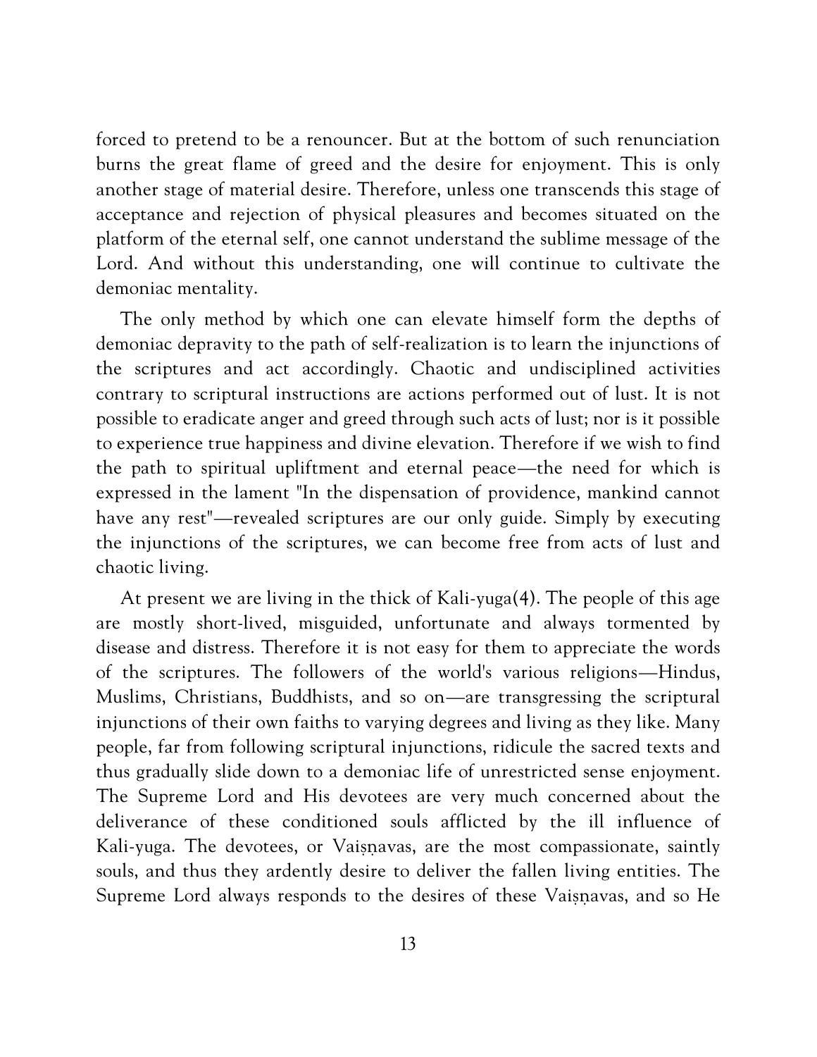forced to pretend to be a renouncer. But at the bottom of such renunciation burns the great flame of greed and the desire for enjoyment. This is only another stage of material desire. Therefore, unless one transcends this stage of acceptance and rejection of physical pleasures and becomes situated on the platform of the eternal self, one cannot understand the sublime message of the Lord. And without this understanding, one will continue to cultivate the demoniac mentality.

The only method by which one can elevate himself form the depths of demoniac depravity to the path of self-realization is to learn the injunctions of the scriptures and act accordingly. Chaotic and undisciplined activities contrary to scriptural instructions are actions performed out of lust. It is not possible to eradicate anger and greed through such acts of lust; nor is it possible to experience true happiness and divine elevation. Therefore if we wish to find the path to spiritual upliftment and eternal peace—the need for which is expressed in the lament "In the dispensation of providence, mankind cannot have any rest"—revealed scriptures are our only guide. Simply by executing the injunctions of the scriptures, we can become free from acts of lust and chaotic living.

At present we are living in the thick of Kali-yuga(4). The people of this age are mostly short-lived, misguided, unfortunate and always tormented by disease and distress. Therefore it is not easy for them to appreciate the words of the scriptures. The followers of the world's various religions—Hindus, Muslims, Christians, Buddhists, and so on—are transgressing the scriptural injunctions of their own faiths to varying degrees and living as they like. Many people, far from following scriptural injunctions, ridicule the sacred texts and thus gradually slide down to a demoniac life of unrestricted sense enjoyment. The Supreme Lord and His devotees are very much concerned about the deliverance of these conditioned souls afflicted by the ill influence of Kali-yuga. The devotees, or Vaiṣṇavas, are the most compassionate, saintly souls, and thus they ardently desire to deliver the fallen living entities. The Supreme Lord always responds to the desires of these Vaiṣṇavas, and so He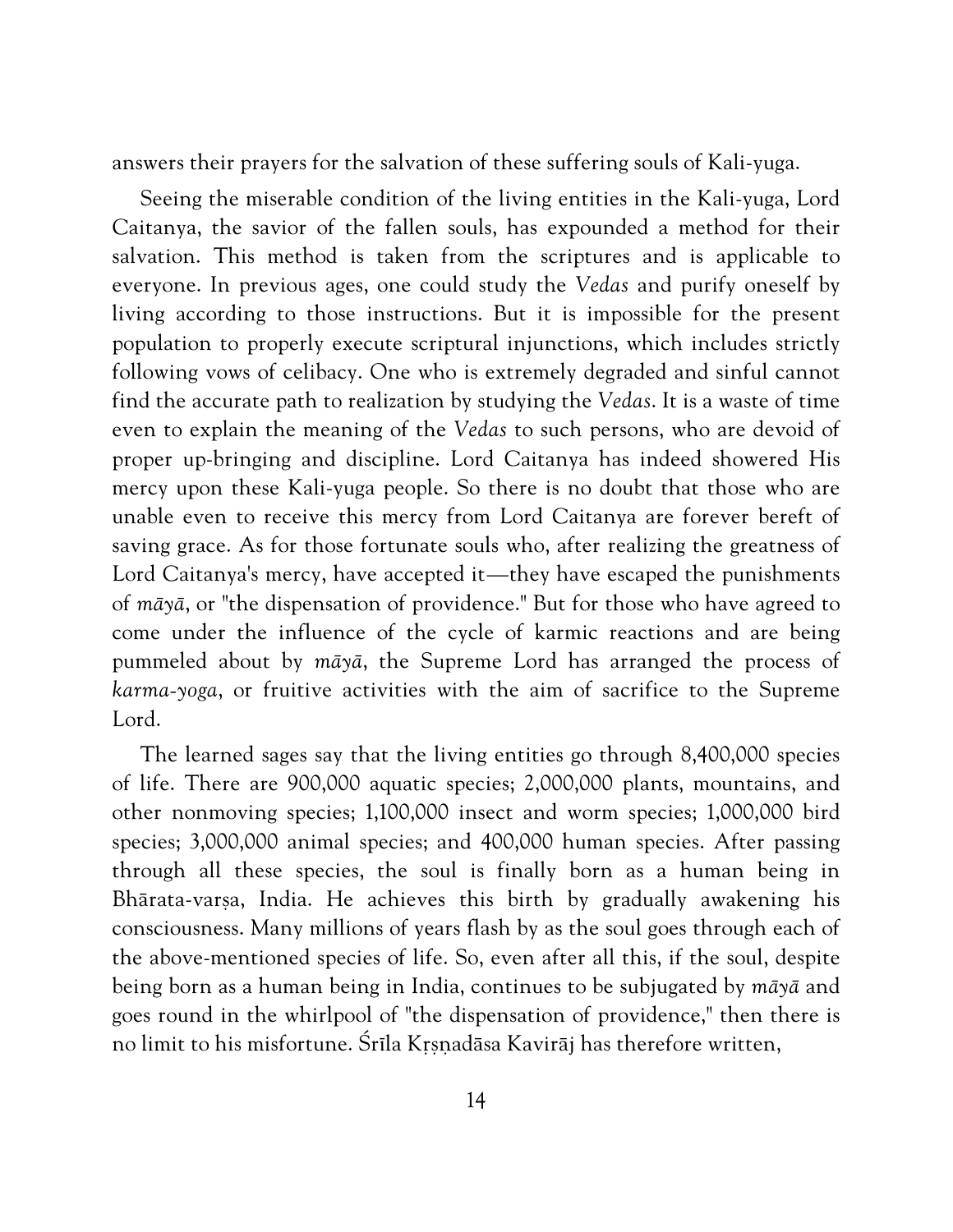answers their prayers for the salvation of these suffering souls of Kali-yuga.

Seeing the miserable condition of the living entities in the Kali-yuga, Lord Caitanya, the savior of the fallen souls, has expounded a method for their salvation. This method is taken from the scriptures and is applicable to everyone. In previous ages, one could study the *Vedas* and purify oneself by living according to those instructions. But it is impossible for the present population to properly execute scriptural injunctions, which includes strictly following vows of celibacy. One who is extremely degraded and sinful cannot find the accurate path to realization by studying the *Vedas*. It is a waste of time even to explain the meaning of the *Vedas* to such persons, who are devoid of proper up-bringing and discipline. Lord Caitanya has indeed showered His mercy upon these Kali-yuga people. So there is no doubt that those who are unable even to receive this mercy from Lord Caitanya are forever bereft of saving grace. As for those fortunate souls who, after realizing the greatness of Lord Caitanya's mercy, have accepted it—they have escaped the punishments of *māyā*, or "the dispensation of providence." But for those who have agreed to come under the influence of the cycle of karmic reactions and are being pummeled about by *māyā*, the Supreme Lord has arranged the process of *karma-yoga*, or fruitive activities with the aim of sacrifice to the Supreme Lord.

The learned sages say that the living entities go through 8,400,000 species of life. There are 900,000 aquatic species; 2,000,000 plants, mountains, and other nonmoving species; 1,100,000 insect and worm species; 1,000,000 bird species; 3,000,000 animal species; and 400,000 human species. After passing through all these species, the soul is finally born as a human being in Bhārata-varṣa, India. He achieves this birth by gradually awakening his consciousness. Many millions of years flash by as the soul goes through each of the above-mentioned species of life. So, even after all this, if the soul, despite being born as a human being in India, continues to be subjugated by *māyā* and goes round in the whirlpool of "the dispensation of providence," then there is no limit to his misfortune. Śrīla Kṛṣṇadāsa Kavirāj has therefore written,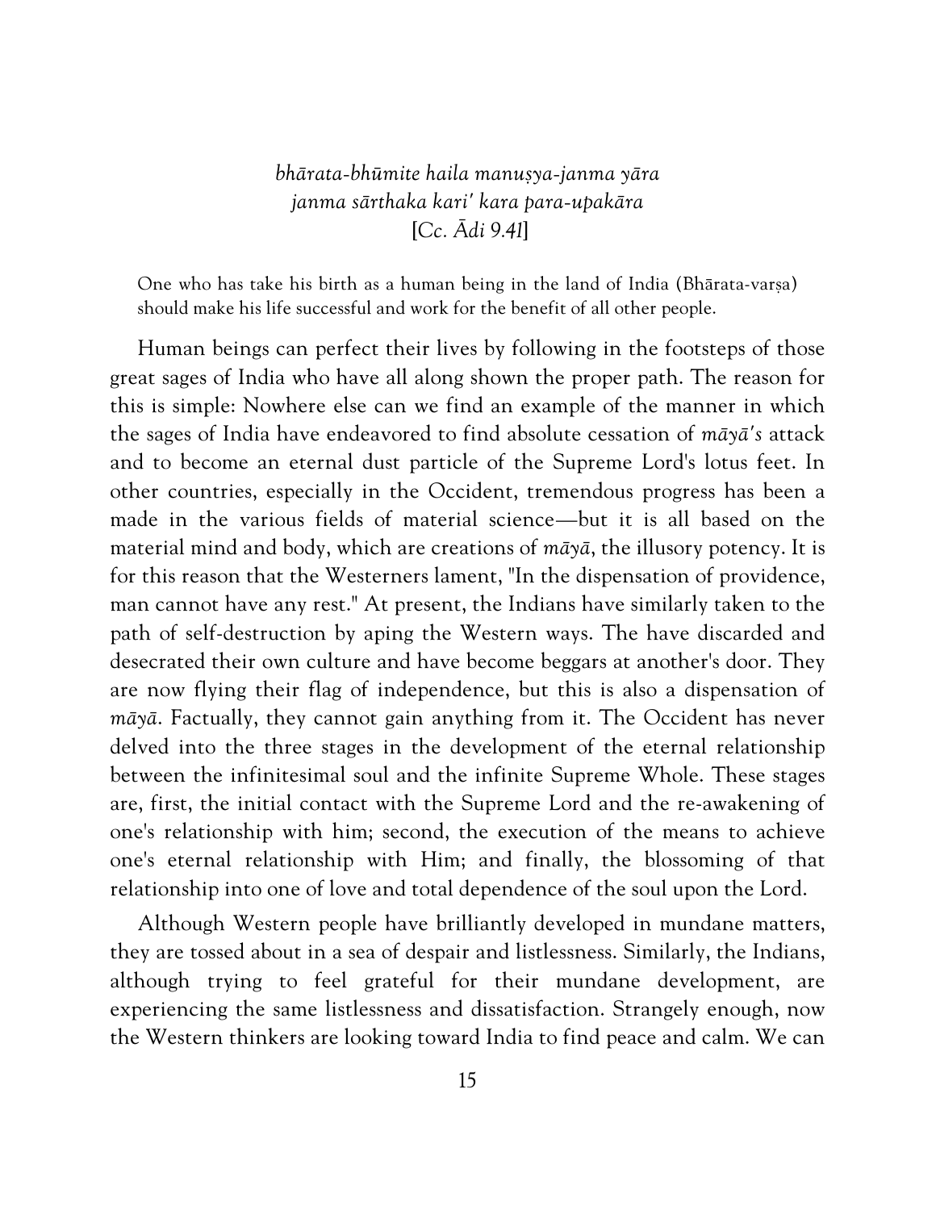*bhārata-bhūmite haila manuṣya-janma yāra*
*janma sārthaka kari' kara para-upakāra*
[*Cc. Ādi 9.41*]

> One who has take his birth as a human being in the land of India (Bhārata-varṣa) should make his life successful and work for the benefit of all other people.

Human beings can perfect their lives by following in the footsteps of those great sages of India who have all along shown the proper path. The reason for this is simple: Nowhere else can we find an example of the manner in which the sages of India have endeavored to find absolute cessation of *māyā's* attack and to become an eternal dust particle of the Supreme Lord's lotus feet. In other countries, especially in the Occident, tremendous progress has been a made in the various fields of material science—but it is all based on the material mind and body, which are creations of *māyā*, the illusory potency. It is for this reason that the Westerners lament, "In the dispensation of providence, man cannot have any rest." At present, the Indians have similarly taken to the path of self-destruction by aping the Western ways. The have discarded and desecrated their own culture and have become beggars at another's door. They are now flying their flag of independence, but this is also a dispensation of *māyā*. Factually, they cannot gain anything from it. The Occident has never delved into the three stages in the development of the eternal relationship between the infinitesimal soul and the infinite Supreme Whole. These stages are, first, the initial contact with the Supreme Lord and the re-awakening of one's relationship with him; second, the execution of the means to achieve one's eternal relationship with Him; and finally, the blossoming of that relationship into one of love and total dependence of the soul upon the Lord.

Although Western people have brilliantly developed in mundane matters, they are tossed about in a sea of despair and listlessness. Similarly, the Indians, although trying to feel grateful for their mundane development, are experiencing the same listlessness and dissatisfaction. Strangely enough, now the Western thinkers are looking toward India to find peace and calm. We can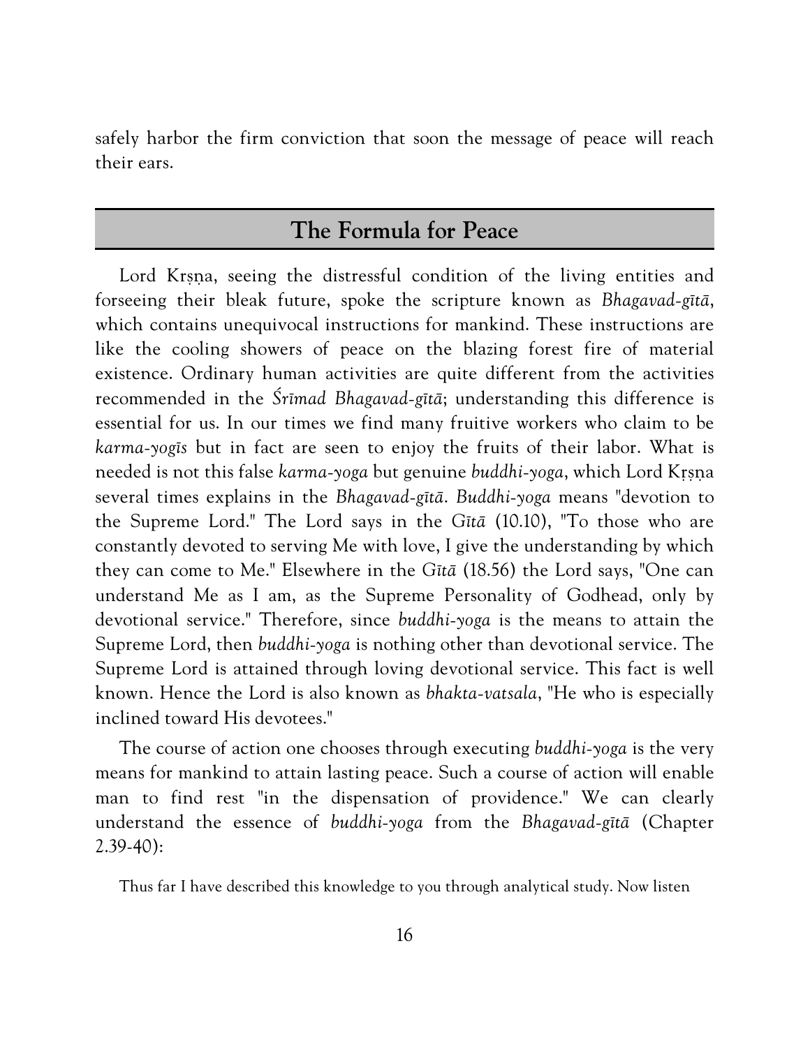safely harbor the firm conviction that soon the message of peace will reach their ears.

## The Formula for Peace

Lord Kṛṣṇa, seeing the distressful condition of the living entities and forseeing their bleak future, spoke the scripture known as *Bhagavad-gītā*, which contains unequivocal instructions for mankind. These instructions are like the cooling showers of peace on the blazing forest fire of material existence. Ordinary human activities are quite different from the activities recommended in the *Śrīmad Bhagavad-gītā*; understanding this difference is essential for us. In our times we find many fruitive workers who claim to be *karma-yogīs* but in fact are seen to enjoy the fruits of their labor. What is needed is not this false *karma-yoga* but genuine *buddhi-yoga*, which Lord Kṛṣṇa several times explains in the *Bhagavad-gītā*. *Buddhi-yoga* means "devotion to the Supreme Lord." The Lord says in the *Gītā* (10.10), "To those who are constantly devoted to serving Me with love, I give the understanding by which they can come to Me." Elsewhere in the *Gītā* (18.56) the Lord says, "One can understand Me as I am, as the Supreme Personality of Godhead, only by devotional service." Therefore, since *buddhi-yoga* is the means to attain the Supreme Lord, then *buddhi-yoga* is nothing other than devotional service. The Supreme Lord is attained through loving devotional service. This fact is well known. Hence the Lord is also known as *bhakta-vatsala*, "He who is especially inclined toward His devotees."

The course of action one chooses through executing *buddhi-yoga* is the very means for mankind to attain lasting peace. Such a course of action will enable man to find rest "in the dispensation of providence." We can clearly understand the essence of *buddhi-yoga* from the *Bhagavad-gītā* (Chapter 2.39-40):

Thus far I have described this knowledge to you through analytical study. Now listen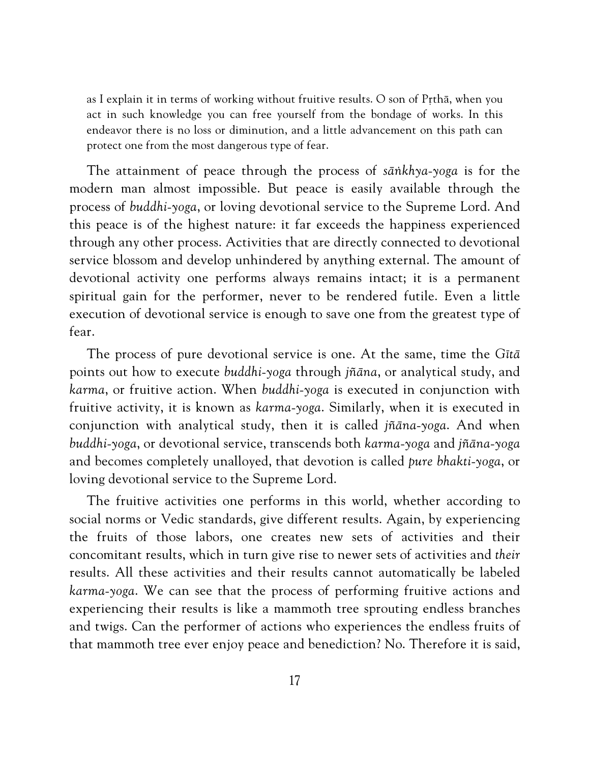> as I explain it in terms of working without fruitive results. O son of Pṛthā, when you act in such knowledge you can free yourself from the bondage of works. In this endeavor there is no loss or diminution, and a little advancement on this path can protect one from the most dangerous type of fear.

The attainment of peace through the process of *sāṅkhya-yoga* is for the modern man almost impossible. But peace is easily available through the process of *buddhi-yoga*, or loving devotional service to the Supreme Lord. And this peace is of the highest nature: it far exceeds the happiness experienced through any other process. Activities that are directly connected to devotional service blossom and develop unhindered by anything external. The amount of devotional activity one performs always remains intact; it is a permanent spiritual gain for the performer, never to be rendered futile. Even a little execution of devotional service is enough to save one from the greatest type of fear.

The process of pure devotional service is one. At the same, time the *Gītā* points out how to execute *buddhi-yoga* through *jñāna*, or analytical study, and *karma*, or fruitive action. When *buddhi-yoga* is executed in conjunction with fruitive activity, it is known as *karma-yoga*. Similarly, when it is executed in conjunction with analytical study, then it is called *jñāna-yoga*. And when *buddhi-yoga*, or devotional service, transcends both *karma-yoga* and *jñāna-yoga* and becomes completely unalloyed, that devotion is called *pure bhakti-yoga*, or loving devotional service to the Supreme Lord.

The fruitive activities one performs in this world, whether according to social norms or Vedic standards, give different results. Again, by experiencing the fruits of those labors, one creates new sets of activities and their concomitant results, which in turn give rise to newer sets of activities and *their* results. All these activities and their results cannot automatically be labeled *karma-yoga*. We can see that the process of performing fruitive actions and experiencing their results is like a mammoth tree sprouting endless branches and twigs. Can the performer of actions who experiences the endless fruits of that mammoth tree ever enjoy peace and benediction? No. Therefore it is said,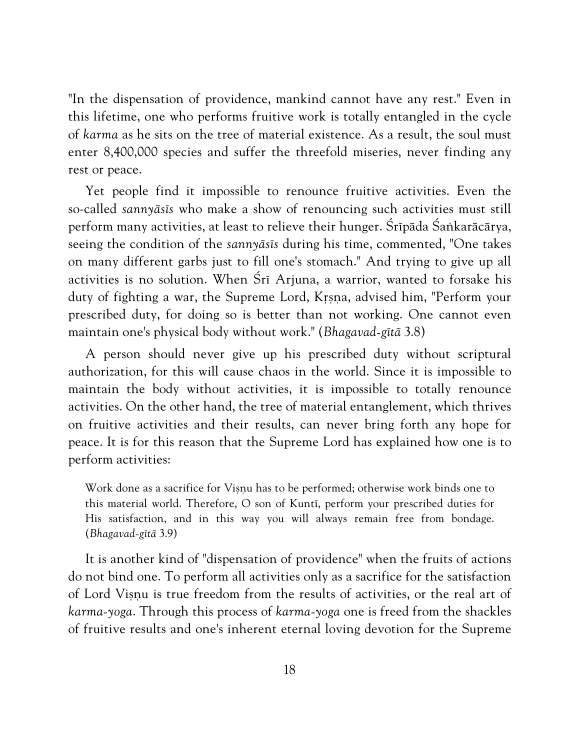"In the dispensation of providence, mankind cannot have any rest." Even in this lifetime, one who performs fruitive work is totally entangled in the cycle of *karma* as he sits on the tree of material existence. As a result, the soul must enter 8,400,000 species and suffer the threefold miseries, never finding any rest or peace.

Yet people find it impossible to renounce fruitive activities. Even the so-called *sannyāsīs* who make a show of renouncing such activities must still perform many activities, at least to relieve their hunger. Śrīpāda Śaṅkarācārya, seeing the condition of the *sannyāsīs* during his time, commented, "One takes on many different garbs just to fill one's stomach." And trying to give up all activities is no solution. When Śrī Arjuna, a warrior, wanted to forsake his duty of fighting a war, the Supreme Lord, Kṛṣṇa, advised him, "Perform your prescribed duty, for doing so is better than not working. One cannot even maintain one's physical body without work." (*Bhagavad-gītā* 3.8)

A person should never give up his prescribed duty without scriptural authorization, for this will cause chaos in the world. Since it is impossible to maintain the body without activities, it is impossible to totally renounce activities. On the other hand, the tree of material entanglement, which thrives on fruitive activities and their results, can never bring forth any hope for peace. It is for this reason that the Supreme Lord has explained how one is to perform activities:

> Work done as a sacrifice for Viṣṇu has to be performed; otherwise work binds one to this material world. Therefore, O son of Kuntī, perform your prescribed duties for His satisfaction, and in this way you will always remain free from bondage. (*Bhagavad-gītā* 3.9)

It is another kind of "dispensation of providence" when the fruits of actions do not bind one. To perform all activities only as a sacrifice for the satisfaction of Lord Viṣṇu is true freedom from the results of activities, or the real art of *karma-yoga*. Through this process of *karma-yoga* one is freed from the shackles of fruitive results and one's inherent eternal loving devotion for the Supreme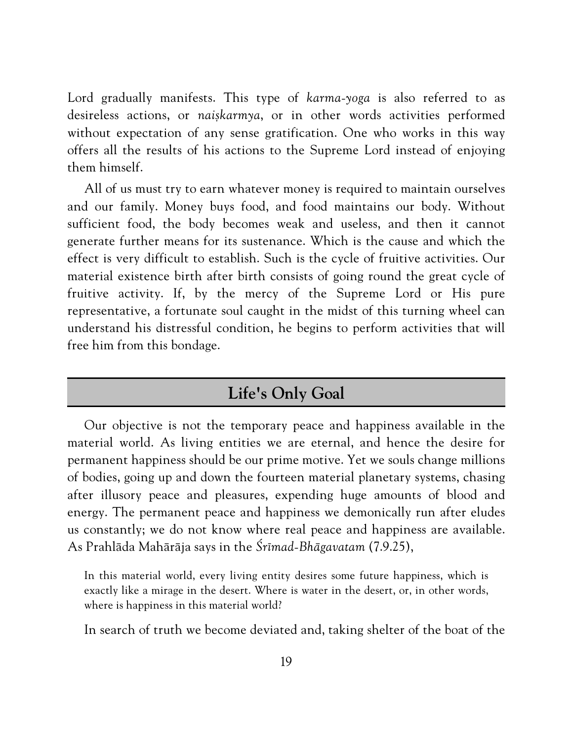Lord gradually manifests. This type of *karma-yoga* is also referred to as desireless actions, or *naiṣkarmya*, or in other words activities performed without expectation of any sense gratification. One who works in this way offers all the results of his actions to the Supreme Lord instead of enjoying them himself.

All of us must try to earn whatever money is required to maintain ourselves and our family. Money buys food, and food maintains our body. Without sufficient food, the body becomes weak and useless, and then it cannot generate further means for its sustenance. Which is the cause and which the effect is very difficult to establish. Such is the cycle of fruitive activities. Our material existence birth after birth consists of going round the great cycle of fruitive activity. If, by the mercy of the Supreme Lord or His pure representative, a fortunate soul caught in the midst of this turning wheel can understand his distressful condition, he begins to perform activities that will free him from this bondage.

## Life's Only Goal

Our objective is not the temporary peace and happiness available in the material world. As living entities we are eternal, and hence the desire for permanent happiness should be our prime motive. Yet we souls change millions of bodies, going up and down the fourteen material planetary systems, chasing after illusory peace and pleasures, expending huge amounts of blood and energy. The permanent peace and happiness we demonically run after eludes us constantly; we do not know where real peace and happiness are available. As Prahlāda Mahārāja says in the *Śrīmad-Bhāgavatam* (7.9.25),

> In this material world, every living entity desires some future happiness, which is exactly like a mirage in the desert. Where is water in the desert, or, in other words, where is happiness in this material world?

In search of truth we become deviated and, taking shelter of the boat of the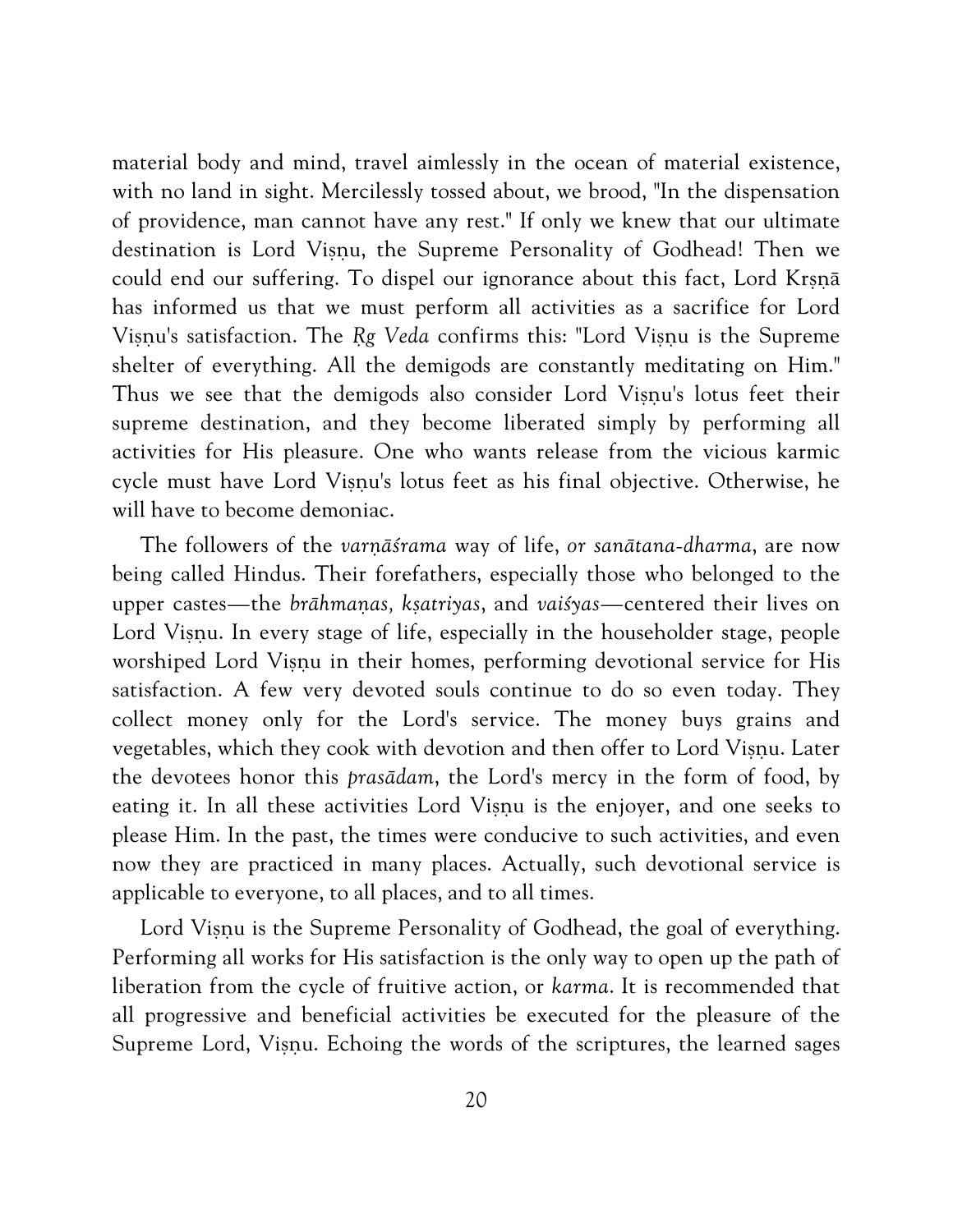material body and mind, travel aimlessly in the ocean of material existence, with no land in sight. Mercilessly tossed about, we brood, "In the dispensation of providence, man cannot have any rest." If only we knew that our ultimate destination is Lord Viṣṇu, the Supreme Personality of Godhead! Then we could end our suffering. To dispel our ignorance about this fact, Lord Kṛṣṇā has informed us that we must perform all activities as a sacrifice for Lord Viṣṇu's satisfaction. The *Ṛg Veda* confirms this: "Lord Viṣṇu is the Supreme shelter of everything. All the demigods are constantly meditating on Him." Thus we see that the demigods also consider Lord Viṣṇu's lotus feet their supreme destination, and they become liberated simply by performing all activities for His pleasure. One who wants release from the vicious karmic cycle must have Lord Viṣṇu's lotus feet as his final objective. Otherwise, he will have to become demoniac.

The followers of the *varṇāśrama* way of life, *or sanātana-dharma*, are now being called Hindus. Their forefathers, especially those who belonged to the upper castes—the *brāhmaṇas, kṣatriyas*, and *vaiśyas*—centered their lives on Lord Viṣṇu. In every stage of life, especially in the householder stage, people worshiped Lord Viṣṇu in their homes, performing devotional service for His satisfaction. A few very devoted souls continue to do so even today. They collect money only for the Lord's service. The money buys grains and vegetables, which they cook with devotion and then offer to Lord Viṣṇu. Later the devotees honor this *prasādam*, the Lord's mercy in the form of food, by eating it. In all these activities Lord Viṣṇu is the enjoyer, and one seeks to please Him. In the past, the times were conducive to such activities, and even now they are practiced in many places. Actually, such devotional service is applicable to everyone, to all places, and to all times.

Lord Viṣṇu is the Supreme Personality of Godhead, the goal of everything. Performing all works for His satisfaction is the only way to open up the path of liberation from the cycle of fruitive action, or *karma*. It is recommended that all progressive and beneficial activities be executed for the pleasure of the Supreme Lord, Viṣṇu. Echoing the words of the scriptures, the learned sages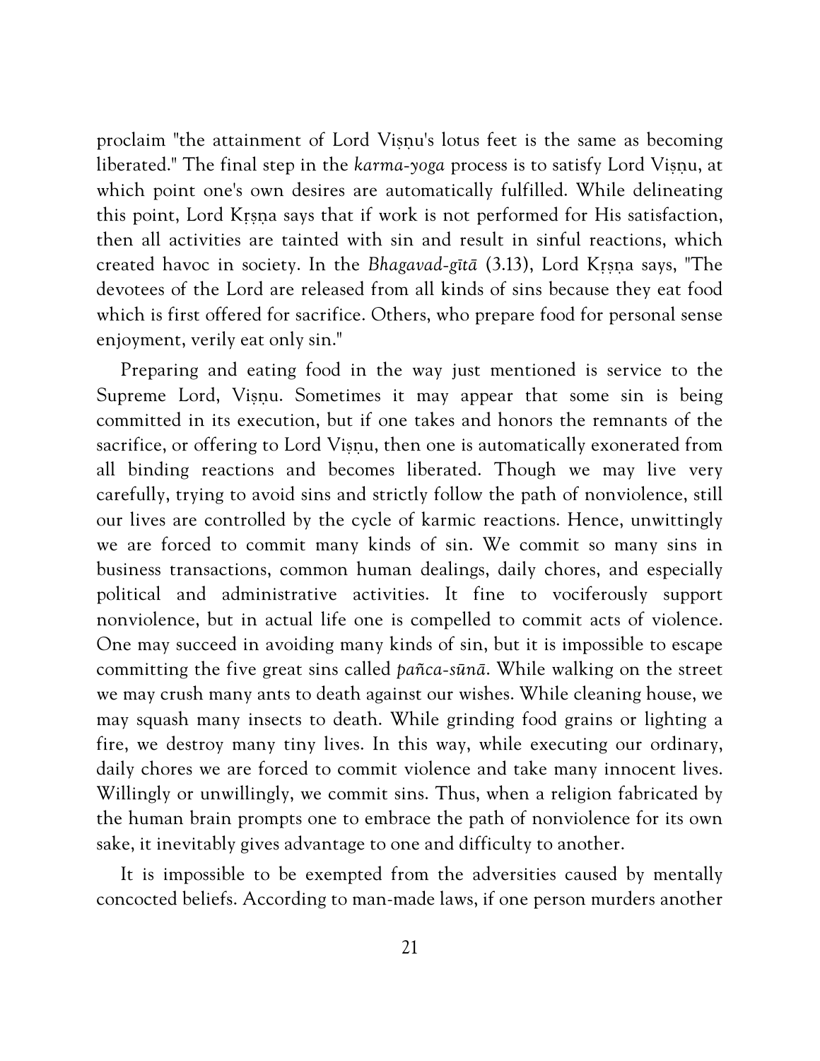proclaim "the attainment of Lord Viṣṇu's lotus feet is the same as becoming liberated." The final step in the *karma-yoga* process is to satisfy Lord Viṣṇu, at which point one's own desires are automatically fulfilled. While delineating this point, Lord Kṛṣṇa says that if work is not performed for His satisfaction, then all activities are tainted with sin and result in sinful reactions, which created havoc in society. In the *Bhagavad-gītā* (3.13), Lord Kṛṣṇa says, "The devotees of the Lord are released from all kinds of sins because they eat food which is first offered for sacrifice. Others, who prepare food for personal sense enjoyment, verily eat only sin."

Preparing and eating food in the way just mentioned is service to the Supreme Lord, Viṣṇu. Sometimes it may appear that some sin is being committed in its execution, but if one takes and honors the remnants of the sacrifice, or offering to Lord Viṣṇu, then one is automatically exonerated from all binding reactions and becomes liberated. Though we may live very carefully, trying to avoid sins and strictly follow the path of nonviolence, still our lives are controlled by the cycle of karmic reactions. Hence, unwittingly we are forced to commit many kinds of sin. We commit so many sins in business transactions, common human dealings, daily chores, and especially political and administrative activities. It fine to vociferously support nonviolence, but in actual life one is compelled to commit acts of violence. One may succeed in avoiding many kinds of sin, but it is impossible to escape committing the five great sins called *pañca-sūnā*. While walking on the street we may crush many ants to death against our wishes. While cleaning house, we may squash many insects to death. While grinding food grains or lighting a fire, we destroy many tiny lives. In this way, while executing our ordinary, daily chores we are forced to commit violence and take many innocent lives. Willingly or unwillingly, we commit sins. Thus, when a religion fabricated by the human brain prompts one to embrace the path of nonviolence for its own sake, it inevitably gives advantage to one and difficulty to another.

It is impossible to be exempted from the adversities caused by mentally concocted beliefs. According to man-made laws, if one person murders another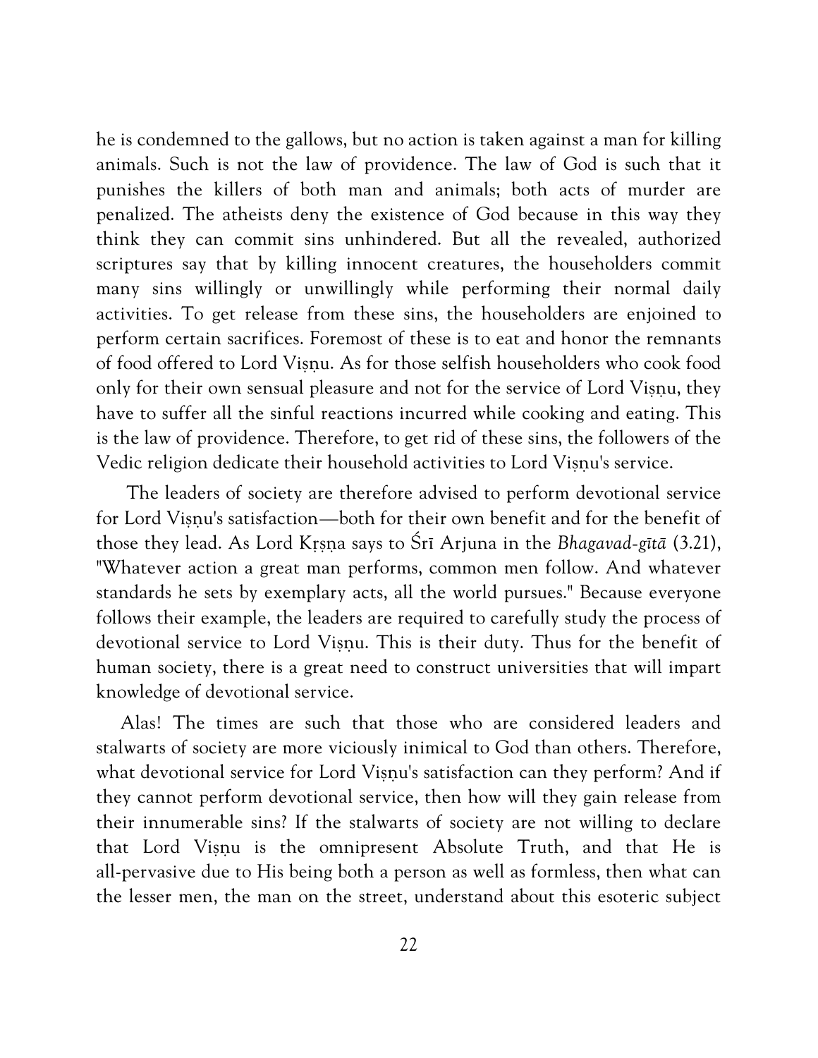he is condemned to the gallows, but no action is taken against a man for killing animals. Such is not the law of providence. The law of God is such that it punishes the killers of both man and animals; both acts of murder are penalized. The atheists deny the existence of God because in this way they think they can commit sins unhindered. But all the revealed, authorized scriptures say that by killing innocent creatures, the householders commit many sins willingly or unwillingly while performing their normal daily activities. To get release from these sins, the householders are enjoined to perform certain sacrifices. Foremost of these is to eat and honor the remnants of food offered to Lord Viṣṇu. As for those selfish householders who cook food only for their own sensual pleasure and not for the service of Lord Viṣṇu, they have to suffer all the sinful reactions incurred while cooking and eating. This is the law of providence. Therefore, to get rid of these sins, the followers of the Vedic religion dedicate their household activities to Lord Viṣṇu's service.

The leaders of society are therefore advised to perform devotional service for Lord Viṣṇu's satisfaction—both for their own benefit and for the benefit of those they lead. As Lord Kṛṣṇa says to Śrī Arjuna in the *Bhagavad-gītā* (3.21), "Whatever action a great man performs, common men follow. And whatever standards he sets by exemplary acts, all the world pursues." Because everyone follows their example, the leaders are required to carefully study the process of devotional service to Lord Viṣṇu. This is their duty. Thus for the benefit of human society, there is a great need to construct universities that will impart knowledge of devotional service.

Alas! The times are such that those who are considered leaders and stalwarts of society are more viciously inimical to God than others. Therefore, what devotional service for Lord Viṣṇu's satisfaction can they perform? And if they cannot perform devotional service, then how will they gain release from their innumerable sins? If the stalwarts of society are not willing to declare that Lord Viṣṇu is the omnipresent Absolute Truth, and that He is all-pervasive due to His being both a person as well as formless, then what can the lesser men, the man on the street, understand about this esoteric subject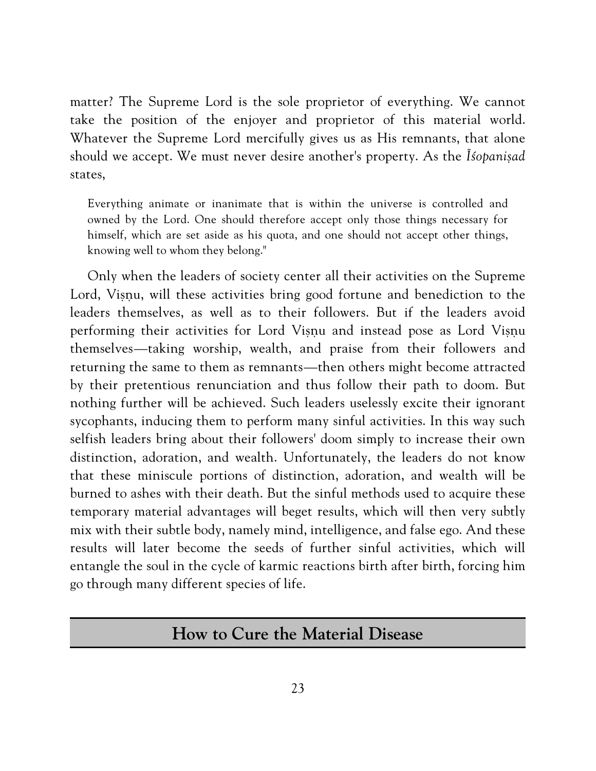matter? The Supreme Lord is the sole proprietor of everything. We cannot take the position of the enjoyer and proprietor of this material world. Whatever the Supreme Lord mercifully gives us as His remnants, that alone should we accept. We must never desire another's property. As the *Īśopaniṣad* states,

> Everything animate or inanimate that is within the universe is controlled and owned by the Lord. One should therefore accept only those things necessary for himself, which are set aside as his quota, and one should not accept other things, knowing well to whom they belong."

Only when the leaders of society center all their activities on the Supreme Lord, Viṣṇu, will these activities bring good fortune and benediction to the leaders themselves, as well as to their followers. But if the leaders avoid performing their activities for Lord Viṣṇu and instead pose as Lord Viṣṇu themselves—taking worship, wealth, and praise from their followers and returning the same to them as remnants—then others might become attracted by their pretentious renunciation and thus follow their path to doom. But nothing further will be achieved. Such leaders uselessly excite their ignorant sycophants, inducing them to perform many sinful activities. In this way such selfish leaders bring about their followers' doom simply to increase their own distinction, adoration, and wealth. Unfortunately, the leaders do not know that these miniscule portions of distinction, adoration, and wealth will be burned to ashes with their death. But the sinful methods used to acquire these temporary material advantages will beget results, which will then very subtly mix with their subtle body, namely mind, intelligence, and false ego. And these results will later become the seeds of further sinful activities, which will entangle the soul in the cycle of karmic reactions birth after birth, forcing him go through many different species of life.

## How to Cure the Material Disease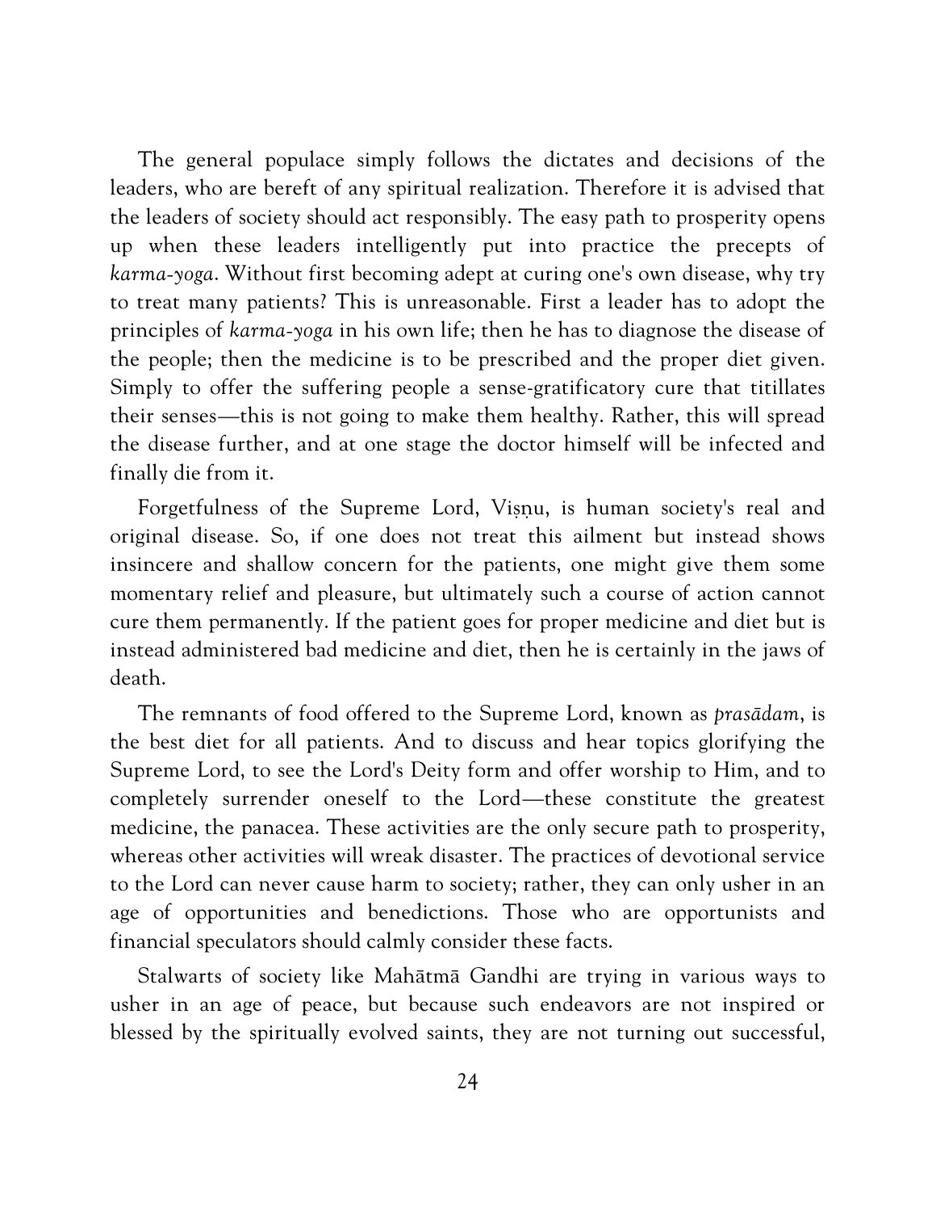The general populace simply follows the dictates and decisions of the leaders, who are bereft of any spiritual realization. Therefore it is advised that the leaders of society should act responsibly. The easy path to prosperity opens up when these leaders intelligently put into practice the precepts of *karma-yoga*. Without first becoming adept at curing one's own disease, why try to treat many patients? This is unreasonable. First a leader has to adopt the principles of *karma-yoga* in his own life; then he has to diagnose the disease of the people; then the medicine is to be prescribed and the proper diet given. Simply to offer the suffering people a sense-gratificatory cure that titillates their senses—this is not going to make them healthy. Rather, this will spread the disease further, and at one stage the doctor himself will be infected and finally die from it.

Forgetfulness of the Supreme Lord, Viṣṇu, is human society's real and original disease. So, if one does not treat this ailment but instead shows insincere and shallow concern for the patients, one might give them some momentary relief and pleasure, but ultimately such a course of action cannot cure them permanently. If the patient goes for proper medicine and diet but is instead administered bad medicine and diet, then he is certainly in the jaws of death.

The remnants of food offered to the Supreme Lord, known as *prasādam*, is the best diet for all patients. And to discuss and hear topics glorifying the Supreme Lord, to see the Lord's Deity form and offer worship to Him, and to completely surrender oneself to the Lord—these constitute the greatest medicine, the panacea. These activities are the only secure path to prosperity, whereas other activities will wreak disaster. The practices of devotional service to the Lord can never cause harm to society; rather, they can only usher in an age of opportunities and benedictions. Those who are opportunists and financial speculators should calmly consider these facts.

Stalwarts of society like Mahātmā Gandhi are trying in various ways to usher in an age of peace, but because such endeavors are not inspired or blessed by the spiritually evolved saints, they are not turning out successful,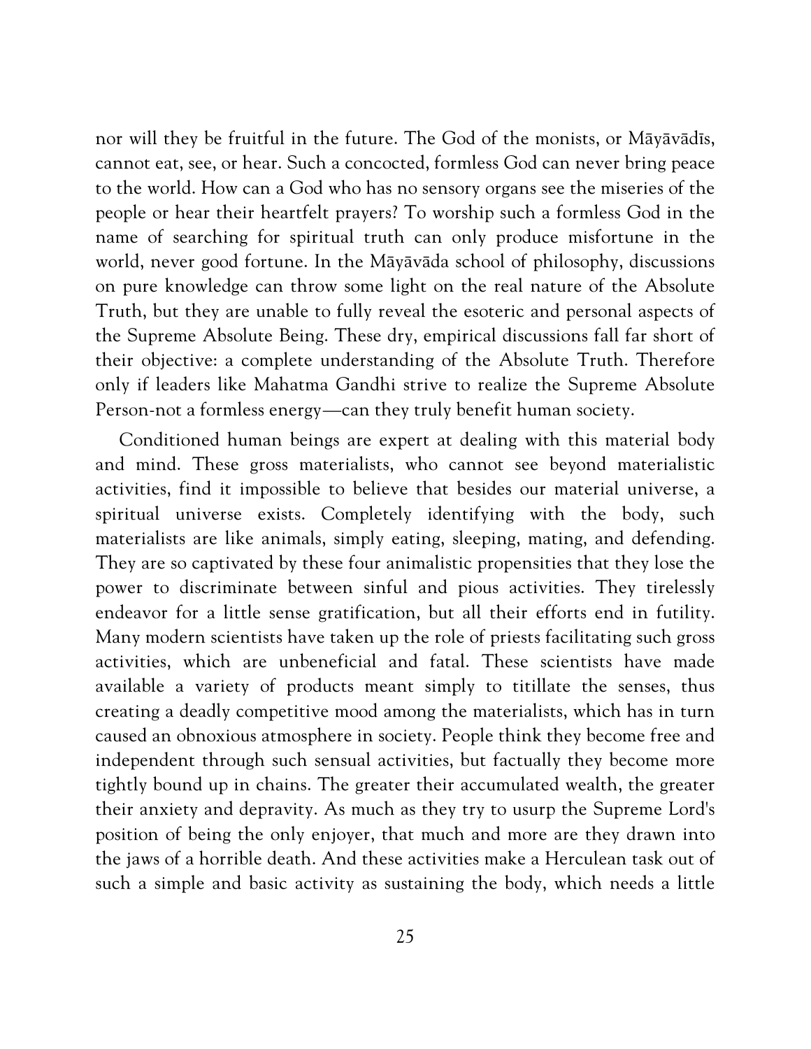nor will they be fruitful in the future. The God of the monists, or Māyāvādīs, cannot eat, see, or hear. Such a concocted, formless God can never bring peace to the world. How can a God who has no sensory organs see the miseries of the people or hear their heartfelt prayers? To worship such a formless God in the name of searching for spiritual truth can only produce misfortune in the world, never good fortune. In the Māyāvāda school of philosophy, discussions on pure knowledge can throw some light on the real nature of the Absolute Truth, but they are unable to fully reveal the esoteric and personal aspects of the Supreme Absolute Being. These dry, empirical discussions fall far short of their objective: a complete understanding of the Absolute Truth. Therefore only if leaders like Mahatma Gandhi strive to realize the Supreme Absolute Person-not a formless energy—can they truly benefit human society.

Conditioned human beings are expert at dealing with this material body and mind. These gross materialists, who cannot see beyond materialistic activities, find it impossible to believe that besides our material universe, a spiritual universe exists. Completely identifying with the body, such materialists are like animals, simply eating, sleeping, mating, and defending. They are so captivated by these four animalistic propensities that they lose the power to discriminate between sinful and pious activities. They tirelessly endeavor for a little sense gratification, but all their efforts end in futility. Many modern scientists have taken up the role of priests facilitating such gross activities, which are unbeneficial and fatal. These scientists have made available a variety of products meant simply to titillate the senses, thus creating a deadly competitive mood among the materialists, which has in turn caused an obnoxious atmosphere in society. People think they become free and independent through such sensual activities, but factually they become more tightly bound up in chains. The greater their accumulated wealth, the greater their anxiety and depravity. As much as they try to usurp the Supreme Lord's position of being the only enjoyer, that much and more are they drawn into the jaws of a horrible death. And these activities make a Herculean task out of such a simple and basic activity as sustaining the body, which needs a little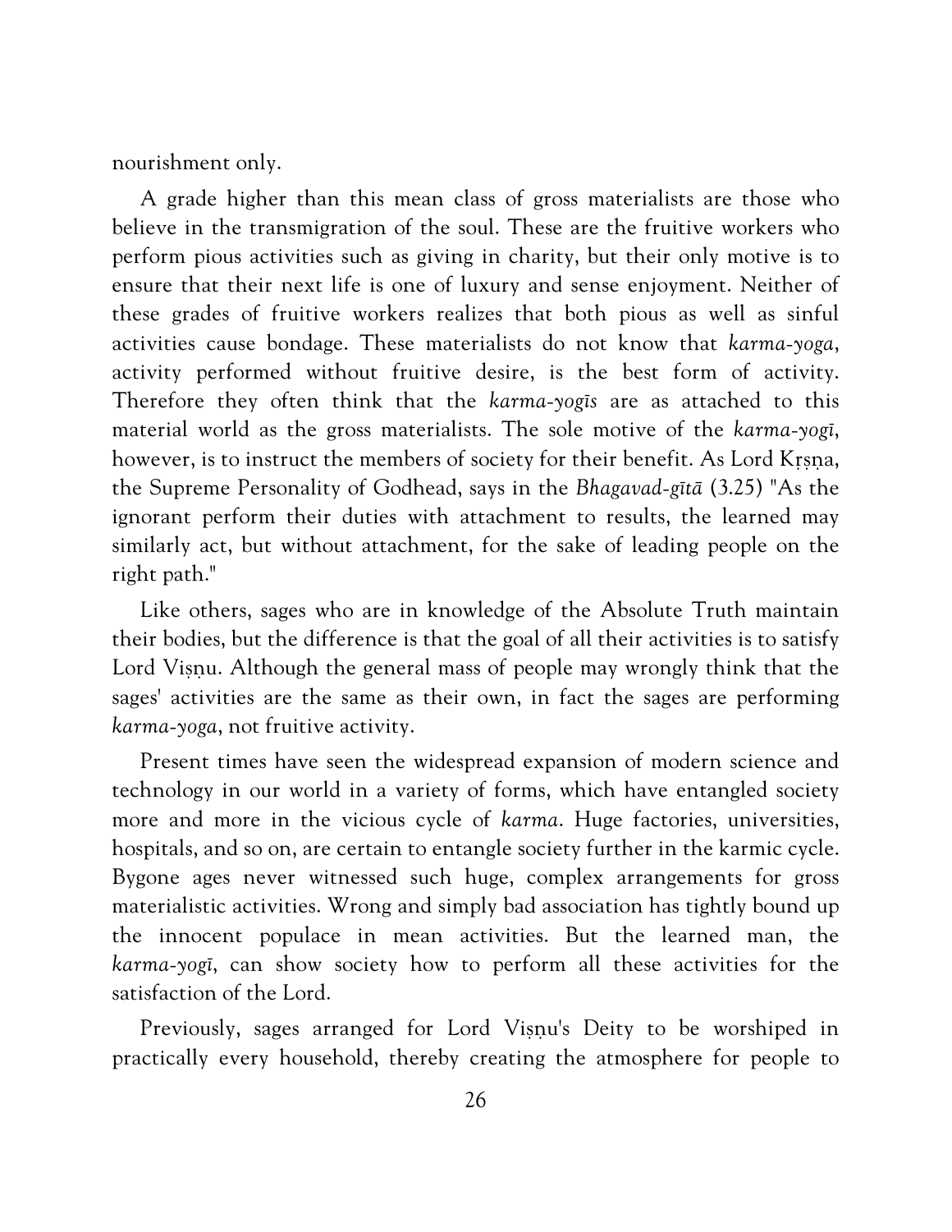nourishment only.

A grade higher than this mean class of gross materialists are those who believe in the transmigration of the soul. These are the fruitive workers who perform pious activities such as giving in charity, but their only motive is to ensure that their next life is one of luxury and sense enjoyment. Neither of these grades of fruitive workers realizes that both pious as well as sinful activities cause bondage. These materialists do not know that *karma-yoga*, activity performed without fruitive desire, is the best form of activity. Therefore they often think that the *karma-yogīs* are as attached to this material world as the gross materialists. The sole motive of the *karma-yogī*, however, is to instruct the members of society for their benefit. As Lord Kṛṣṇa, the Supreme Personality of Godhead, says in the *Bhagavad-gītā* (3.25) "As the ignorant perform their duties with attachment to results, the learned may similarly act, but without attachment, for the sake of leading people on the right path."

Like others, sages who are in knowledge of the Absolute Truth maintain their bodies, but the difference is that the goal of all their activities is to satisfy Lord Viṣṇu. Although the general mass of people may wrongly think that the sages' activities are the same as their own, in fact the sages are performing *karma-yoga*, not fruitive activity.

Present times have seen the widespread expansion of modern science and technology in our world in a variety of forms, which have entangled society more and more in the vicious cycle of *karma*. Huge factories, universities, hospitals, and so on, are certain to entangle society further in the karmic cycle. Bygone ages never witnessed such huge, complex arrangements for gross materialistic activities. Wrong and simply bad association has tightly bound up the innocent populace in mean activities. But the learned man, the *karma-yogī*, can show society how to perform all these activities for the satisfaction of the Lord.

Previously, sages arranged for Lord Viṣṇu's Deity to be worshiped in practically every household, thereby creating the atmosphere for people to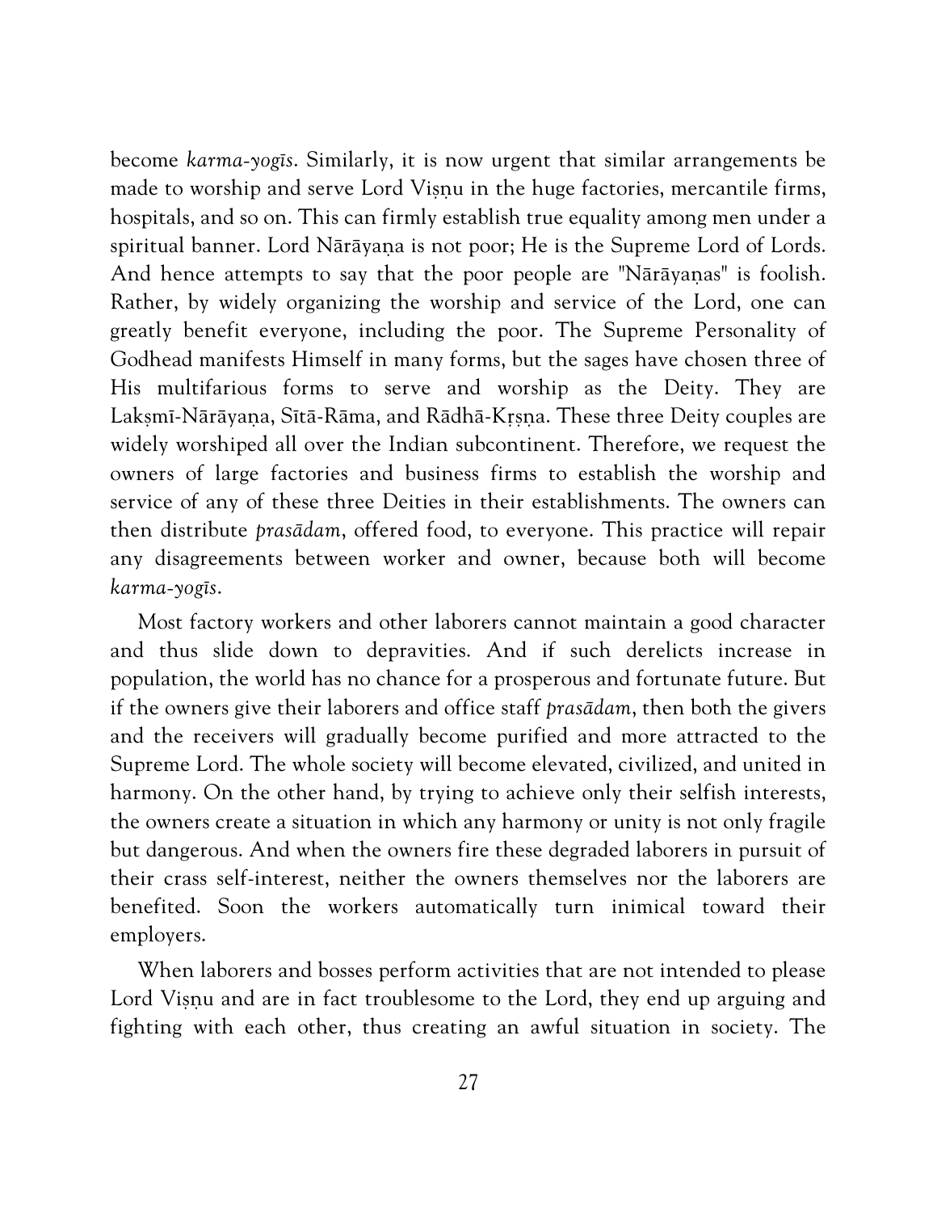become *karma-yogīs*. Similarly, it is now urgent that similar arrangements be made to worship and serve Lord Viṣṇu in the huge factories, mercantile firms, hospitals, and so on. This can firmly establish true equality among men under a spiritual banner. Lord Nārāyaṇa is not poor; He is the Supreme Lord of Lords. And hence attempts to say that the poor people are "Nārāyaṇas" is foolish. Rather, by widely organizing the worship and service of the Lord, one can greatly benefit everyone, including the poor. The Supreme Personality of Godhead manifests Himself in many forms, but the sages have chosen three of His multifarious forms to serve and worship as the Deity. They are Lakṣmī-Nārāyaṇa, Sītā-Rāma, and Rādhā-Kṛṣṇa. These three Deity couples are widely worshiped all over the Indian subcontinent. Therefore, we request the owners of large factories and business firms to establish the worship and service of any of these three Deities in their establishments. The owners can then distribute *prasādam*, offered food, to everyone. This practice will repair any disagreements between worker and owner, because both will become *karma-yogīs*.

Most factory workers and other laborers cannot maintain a good character and thus slide down to depravities. And if such derelicts increase in population, the world has no chance for a prosperous and fortunate future. But if the owners give their laborers and office staff *prasādam*, then both the givers and the receivers will gradually become purified and more attracted to the Supreme Lord. The whole society will become elevated, civilized, and united in harmony. On the other hand, by trying to achieve only their selfish interests, the owners create a situation in which any harmony or unity is not only fragile but dangerous. And when the owners fire these degraded laborers in pursuit of their crass self-interest, neither the owners themselves nor the laborers are benefited. Soon the workers automatically turn inimical toward their employers.

When laborers and bosses perform activities that are not intended to please Lord Viṣṇu and are in fact troublesome to the Lord, they end up arguing and fighting with each other, thus creating an awful situation in society. The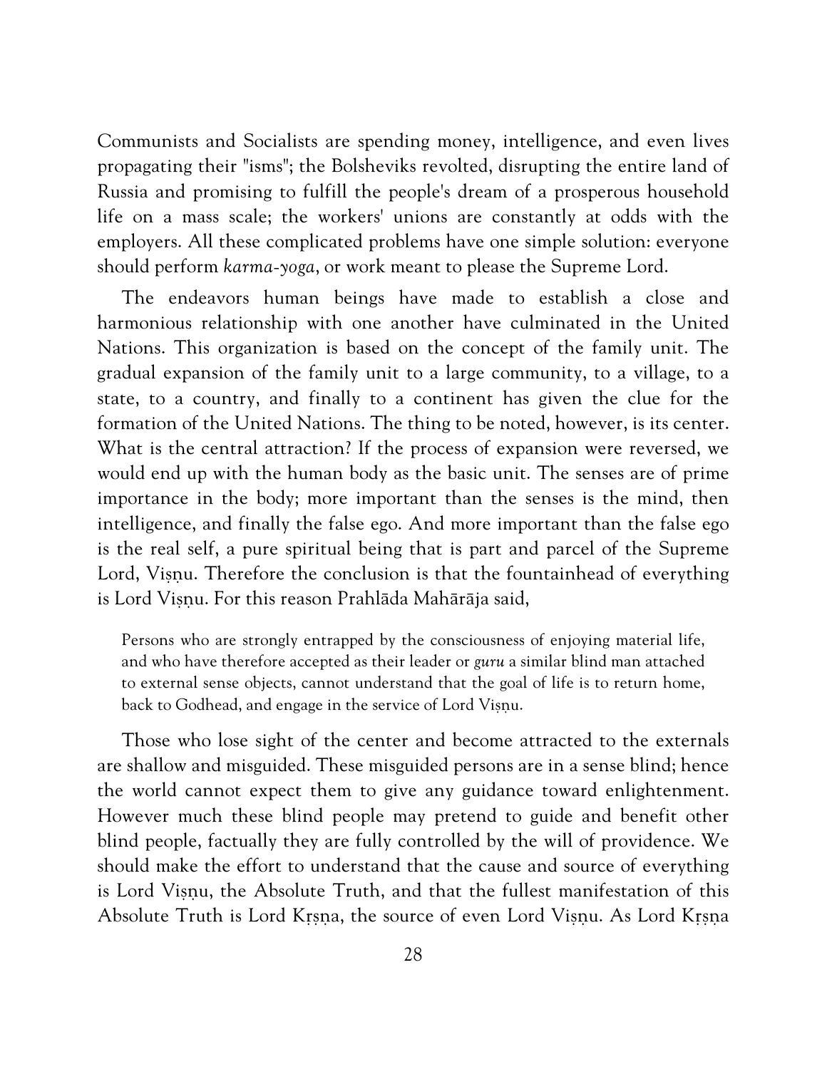Communists and Socialists are spending money, intelligence, and even lives propagating their "isms"; the Bolsheviks revolted, disrupting the entire land of Russia and promising to fulfill the people's dream of a prosperous household life on a mass scale; the workers' unions are constantly at odds with the employers. All these complicated problems have one simple solution: everyone should perform *karma-yoga*, or work meant to please the Supreme Lord.

The endeavors human beings have made to establish a close and harmonious relationship with one another have culminated in the United Nations. This organization is based on the concept of the family unit. The gradual expansion of the family unit to a large community, to a village, to a state, to a country, and finally to a continent has given the clue for the formation of the United Nations. The thing to be noted, however, is its center. What is the central attraction? If the process of expansion were reversed, we would end up with the human body as the basic unit. The senses are of prime importance in the body; more important than the senses is the mind, then intelligence, and finally the false ego. And more important than the false ego is the real self, a pure spiritual being that is part and parcel of the Supreme Lord, Viṣṇu. Therefore the conclusion is that the fountainhead of everything is Lord Viṣṇu. For this reason Prahlāda Mahārāja said,

> Persons who are strongly entrapped by the consciousness of enjoying material life, and who have therefore accepted as their leader or *guru* a similar blind man attached to external sense objects, cannot understand that the goal of life is to return home, back to Godhead, and engage in the service of Lord Viṣṇu.

Those who lose sight of the center and become attracted to the externals are shallow and misguided. These misguided persons are in a sense blind; hence the world cannot expect them to give any guidance toward enlightenment. However much these blind people may pretend to guide and benefit other blind people, factually they are fully controlled by the will of providence. We should make the effort to understand that the cause and source of everything is Lord Viṣṇu, the Absolute Truth, and that the fullest manifestation of this Absolute Truth is Lord Kṛṣṇa, the source of even Lord Viṣṇu. As Lord Kṛṣṇa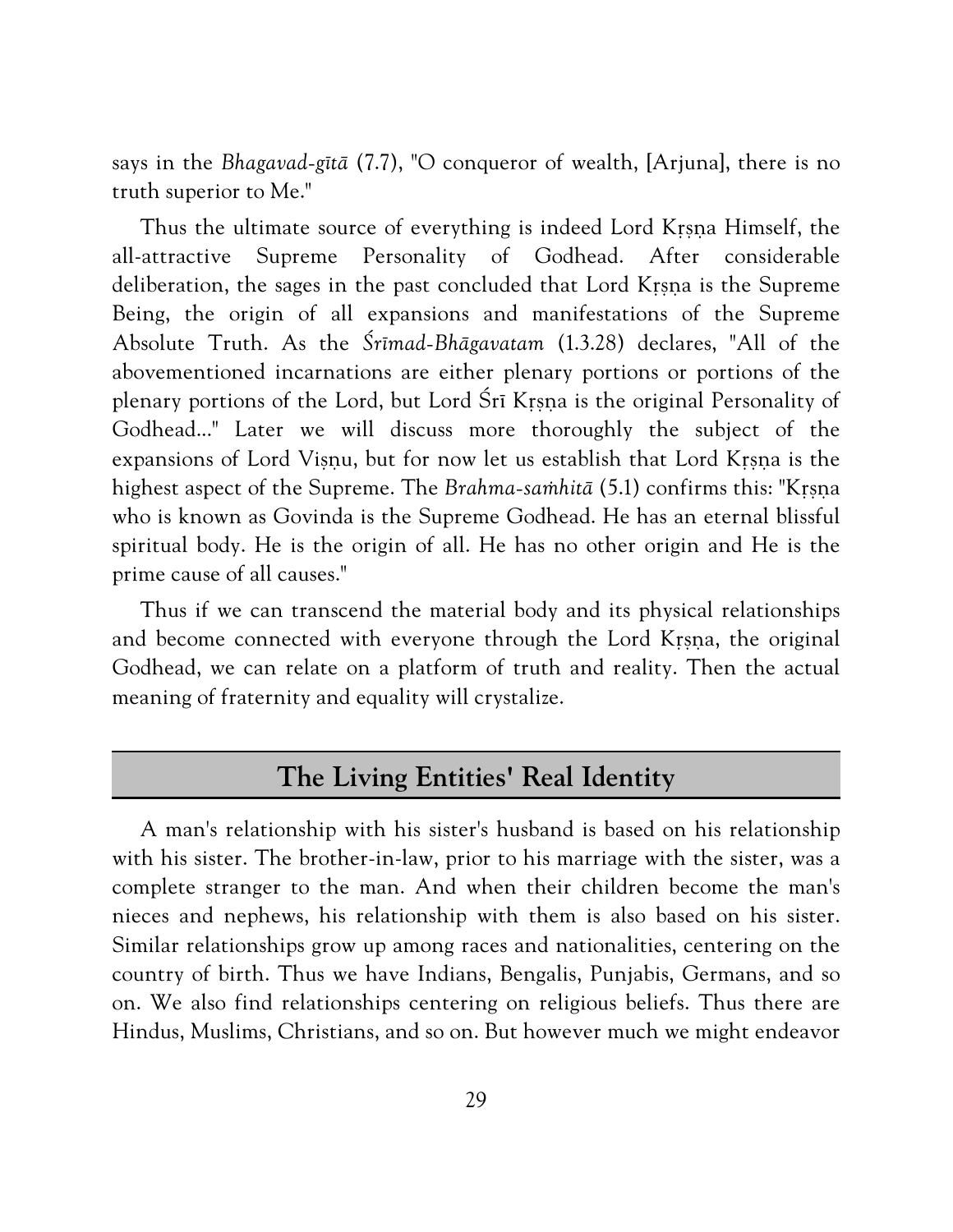says in the *Bhagavad-gītā* (7.7), "O conqueror of wealth, [Arjuna], there is no truth superior to Me."

Thus the ultimate source of everything is indeed Lord Kṛṣṇa Himself, the all-attractive Supreme Personality of Godhead. After considerable deliberation, the sages in the past concluded that Lord Kṛṣṇa is the Supreme Being, the origin of all expansions and manifestations of the Supreme Absolute Truth. As the *Śrīmad-Bhāgavatam* (1.3.28) declares, "All of the abovementioned incarnations are either plenary portions or portions of the plenary portions of the Lord, but Lord Śrī Kṛṣṇa is the original Personality of Godhead..." Later we will discuss more thoroughly the subject of the expansions of Lord Viṣṇu, but for now let us establish that Lord Kṛṣṇa is the highest aspect of the Supreme. The *Brahma-saṁhitā* (5.1) confirms this: "Kṛṣṇa who is known as Govinda is the Supreme Godhead. He has an eternal blissful spiritual body. He is the origin of all. He has no other origin and He is the prime cause of all causes."

Thus if we can transcend the material body and its physical relationships and become connected with everyone through the Lord Kṛṣṇa, the original Godhead, we can relate on a platform of truth and reality. Then the actual meaning of fraternity and equality will crystalize.

## The Living Entities' Real Identity

A man's relationship with his sister's husband is based on his relationship with his sister. The brother-in-law, prior to his marriage with the sister, was a complete stranger to the man. And when their children become the man's nieces and nephews, his relationship with them is also based on his sister. Similar relationships grow up among races and nationalities, centering on the country of birth. Thus we have Indians, Bengalis, Punjabis, Germans, and so on. We also find relationships centering on religious beliefs. Thus there are Hindus, Muslims, Christians, and so on. But however much we might endeavor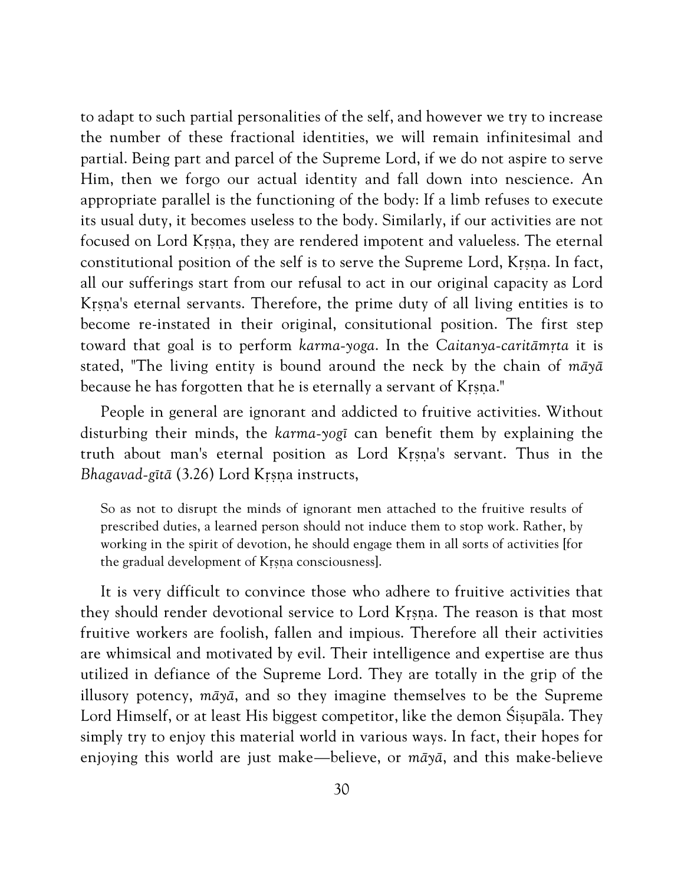to adapt to such partial personalities of the self, and however we try to increase the number of these fractional identities, we will remain infinitesimal and partial. Being part and parcel of the Supreme Lord, if we do not aspire to serve Him, then we forgo our actual identity and fall down into nescience. An appropriate parallel is the functioning of the body: If a limb refuses to execute its usual duty, it becomes useless to the body. Similarly, if our activities are not focused on Lord Kṛṣṇa, they are rendered impotent and valueless. The eternal constitutional position of the self is to serve the Supreme Lord, Kṛṣṇa. In fact, all our sufferings start from our refusal to act in our original capacity as Lord Kṛṣṇa's eternal servants. Therefore, the prime duty of all living entities is to become re-instated in their original, consitutional position. The first step toward that goal is to perform *karma-yoga*. In the *Caitanya-caritāmṛta* it is stated, "The living entity is bound around the neck by the chain of *māyā* because he has forgotten that he is eternally a servant of Kṛṣṇa."

People in general are ignorant and addicted to fruitive activities. Without disturbing their minds, the *karma-yogī* can benefit them by explaining the truth about man's eternal position as Lord Kṛṣṇa's servant. Thus in the *Bhagavad-gītā* (3.26) Lord Kṛṣṇa instructs,

> So as not to disrupt the minds of ignorant men attached to the fruitive results of prescribed duties, a learned person should not induce them to stop work. Rather, by working in the spirit of devotion, he should engage them in all sorts of activities [for the gradual development of Kṛṣṇa consciousness].

It is very difficult to convince those who adhere to fruitive activities that they should render devotional service to Lord Kṛṣṇa. The reason is that most fruitive workers are foolish, fallen and impious. Therefore all their activities are whimsical and motivated by evil. Their intelligence and expertise are thus utilized in defiance of the Supreme Lord. They are totally in the grip of the illusory potency, *māyā*, and so they imagine themselves to be the Supreme Lord Himself, or at least His biggest competitor, like the demon Śiśupāla. They simply try to enjoy this material world in various ways. In fact, their hopes for enjoying this world are just make—believe, or *māyā*, and this make-believe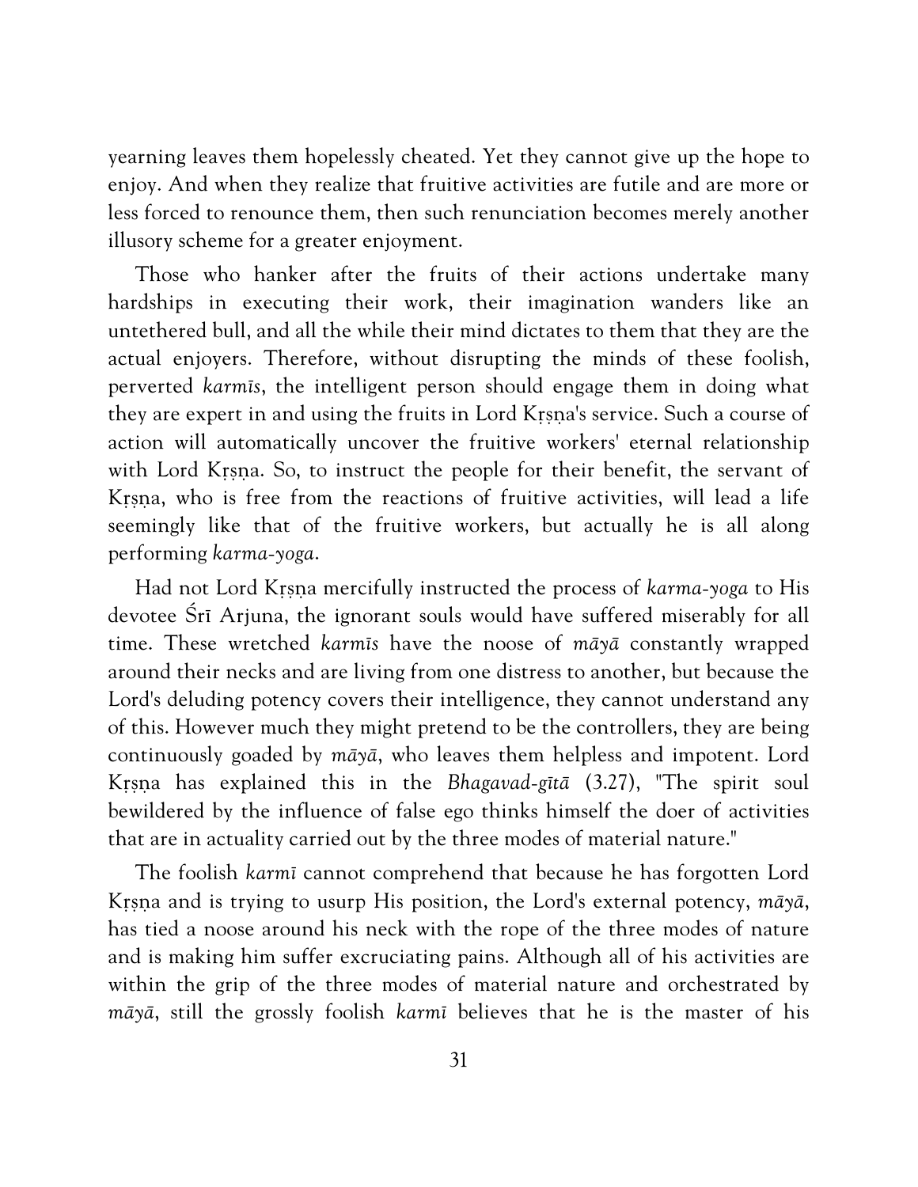yearning leaves them hopelessly cheated. Yet they cannot give up the hope to enjoy. And when they realize that fruitive activities are futile and are more or less forced to renounce them, then such renunciation becomes merely another illusory scheme for a greater enjoyment.

Those who hanker after the fruits of their actions undertake many hardships in executing their work, their imagination wanders like an untethered bull, and all the while their mind dictates to them that they are the actual enjoyers. Therefore, without disrupting the minds of these foolish, perverted *karmīs*, the intelligent person should engage them in doing what they are expert in and using the fruits in Lord Kṛṣṇa's service. Such a course of action will automatically uncover the fruitive workers' eternal relationship with Lord Kṛṣṇa. So, to instruct the people for their benefit, the servant of Kṛṣṇa, who is free from the reactions of fruitive activities, will lead a life seemingly like that of the fruitive workers, but actually he is all along performing *karma-yoga*.

Had not Lord Kṛṣṇa mercifully instructed the process of *karma-yoga* to His devotee Śrī Arjuna, the ignorant souls would have suffered miserably for all time. These wretched *karmīs* have the noose of *māyā* constantly wrapped around their necks and are living from one distress to another, but because the Lord's deluding potency covers their intelligence, they cannot understand any of this. However much they might pretend to be the controllers, they are being continuously goaded by *māyā*, who leaves them helpless and impotent. Lord Kṛṣṇa has explained this in the *Bhagavad-gītā* (3.27), "The spirit soul bewildered by the influence of false ego thinks himself the doer of activities that are in actuality carried out by the three modes of material nature."

The foolish *karmī* cannot comprehend that because he has forgotten Lord Kṛṣṇa and is trying to usurp His position, the Lord's external potency, *māyā*, has tied a noose around his neck with the rope of the three modes of nature and is making him suffer excruciating pains. Although all of his activities are within the grip of the three modes of material nature and orchestrated by *māyā*, still the grossly foolish *karmī* believes that he is the master of his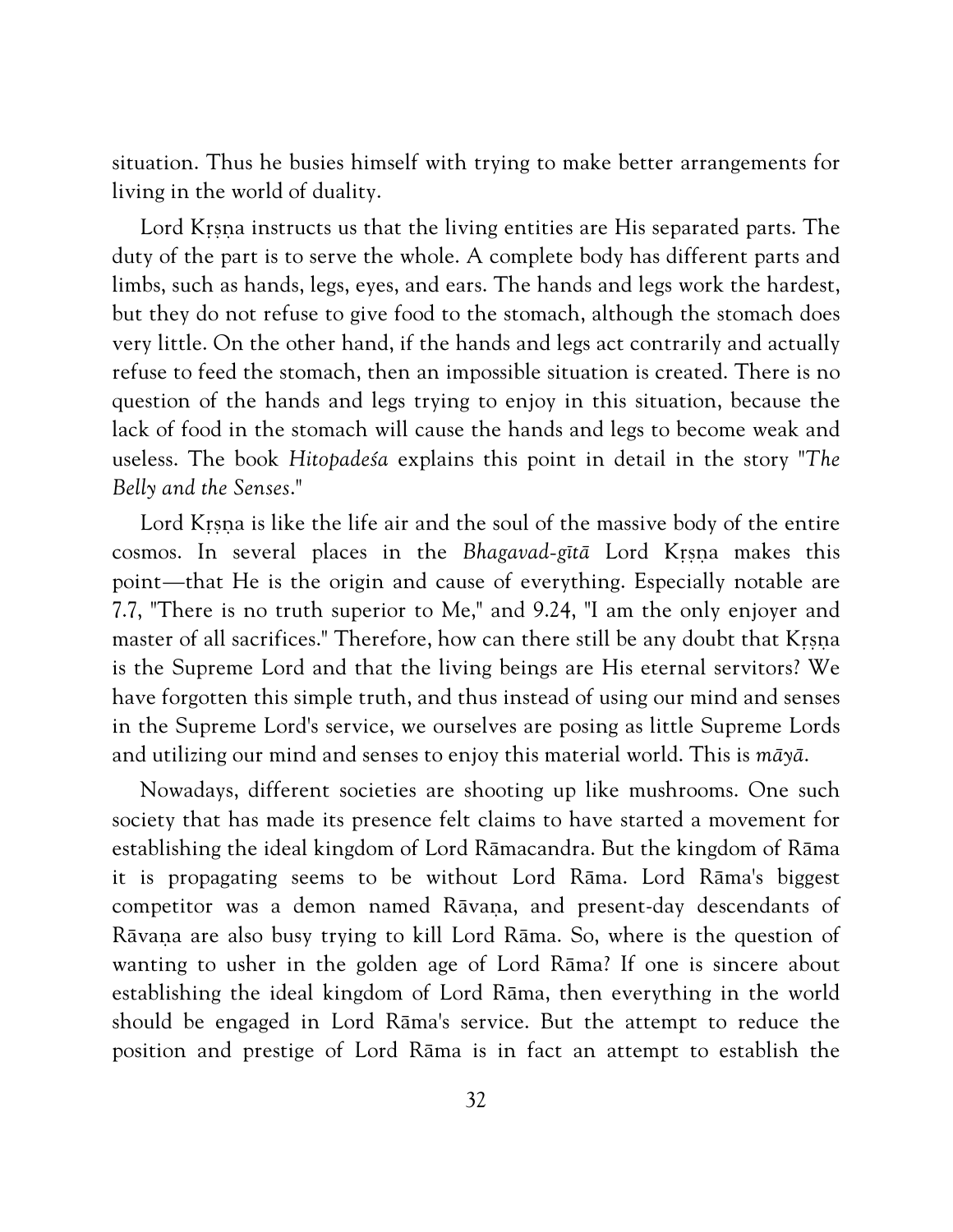situation. Thus he busies himself with trying to make better arrangements for living in the world of duality.

Lord Kṛṣṇa instructs us that the living entities are His separated parts. The duty of the part is to serve the whole. A complete body has different parts and limbs, such as hands, legs, eyes, and ears. The hands and legs work the hardest, but they do not refuse to give food to the stomach, although the stomach does very little. On the other hand, if the hands and legs act contrarily and actually refuse to feed the stomach, then an impossible situation is created. There is no question of the hands and legs trying to enjoy in this situation, because the lack of food in the stomach will cause the hands and legs to become weak and useless. The book *Hitopadeśa* explains this point in detail in the story "*The Belly and the Senses*."

Lord Kṛṣṇa is like the life air and the soul of the massive body of the entire cosmos. In several places in the *Bhagavad-gītā* Lord Kṛṣṇa makes this point—that He is the origin and cause of everything. Especially notable are 7.7, "There is no truth superior to Me," and 9.24, "I am the only enjoyer and master of all sacrifices." Therefore, how can there still be any doubt that Kṛṣṇa is the Supreme Lord and that the living beings are His eternal servitors? We have forgotten this simple truth, and thus instead of using our mind and senses in the Supreme Lord's service, we ourselves are posing as little Supreme Lords and utilizing our mind and senses to enjoy this material world. This is *māyā*.

Nowadays, different societies are shooting up like mushrooms. One such society that has made its presence felt claims to have started a movement for establishing the ideal kingdom of Lord Rāmacandra. But the kingdom of Rāma it is propagating seems to be without Lord Rāma. Lord Rāma's biggest competitor was a demon named Rāvaṇa, and present-day descendants of Rāvaṇa are also busy trying to kill Lord Rāma. So, where is the question of wanting to usher in the golden age of Lord Rāma? If one is sincere about establishing the ideal kingdom of Lord Rāma, then everything in the world should be engaged in Lord Rāma's service. But the attempt to reduce the position and prestige of Lord Rāma is in fact an attempt to establish the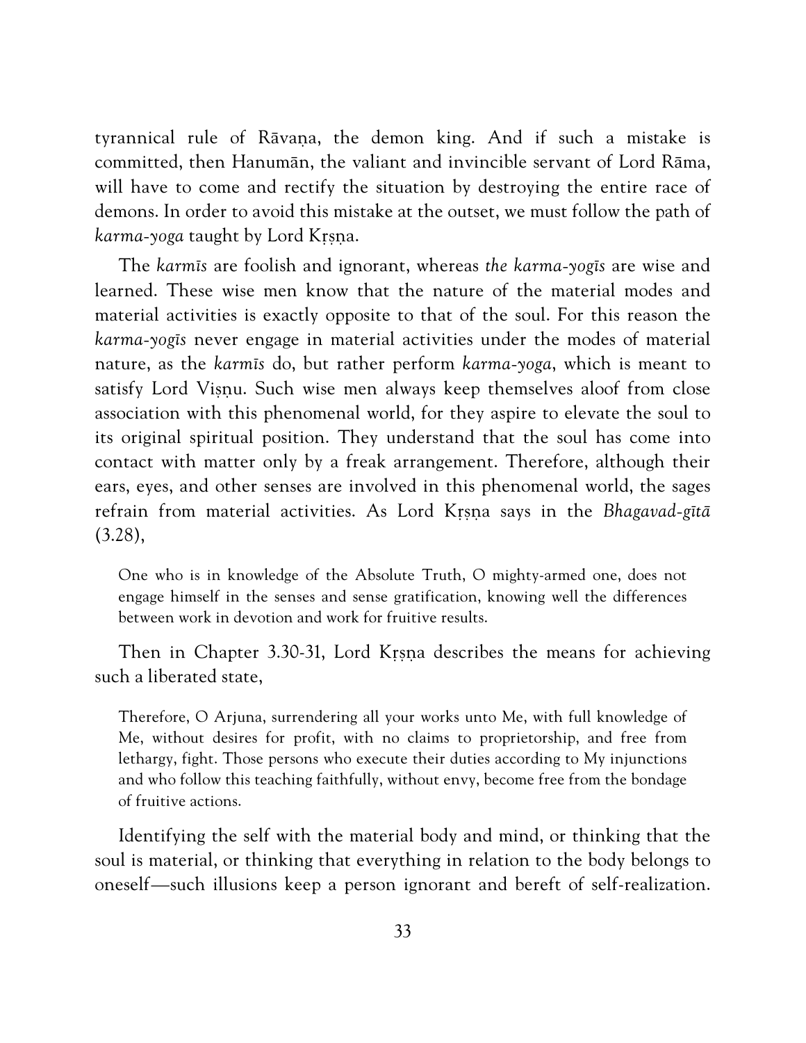tyrannical rule of Rāvaṇa, the demon king. And if such a mistake is committed, then Hanumān, the valiant and invincible servant of Lord Rāma, will have to come and rectify the situation by destroying the entire race of demons. In order to avoid this mistake at the outset, we must follow the path of *karma-yoga* taught by Lord Kṛṣṇa.

The *karmīs* are foolish and ignorant, whereas *the karma-yogīs* are wise and learned. These wise men know that the nature of the material modes and material activities is exactly opposite to that of the soul. For this reason the *karma-yogīs* never engage in material activities under the modes of material nature, as the *karmīs* do, but rather perform *karma-yoga*, which is meant to satisfy Lord Viṣṇu. Such wise men always keep themselves aloof from close association with this phenomenal world, for they aspire to elevate the soul to its original spiritual position. They understand that the soul has come into contact with matter only by a freak arrangement. Therefore, although their ears, eyes, and other senses are involved in this phenomenal world, the sages refrain from material activities. As Lord Kṛṣṇa says in the *Bhagavad-gītā* (3.28),

> One who is in knowledge of the Absolute Truth, O mighty-armed one, does not engage himself in the senses and sense gratification, knowing well the differences between work in devotion and work for fruitive results.

Then in Chapter 3.30-31, Lord Kṛṣṇa describes the means for achieving such a liberated state,

> Therefore, O Arjuna, surrendering all your works unto Me, with full knowledge of Me, without desires for profit, with no claims to proprietorship, and free from lethargy, fight. Those persons who execute their duties according to My injunctions and who follow this teaching faithfully, without envy, become free from the bondage of fruitive actions.

Identifying the self with the material body and mind, or thinking that the soul is material, or thinking that everything in relation to the body belongs to oneself—such illusions keep a person ignorant and bereft of self-realization.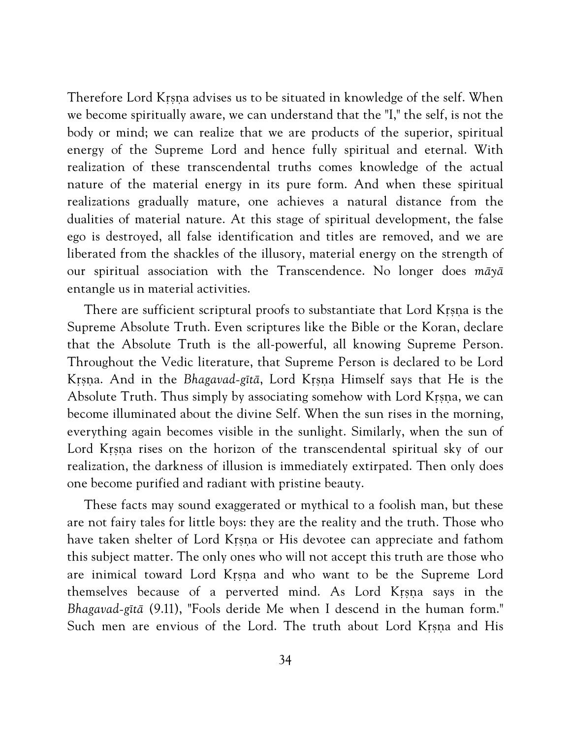Therefore Lord Kṛṣṇa advises us to be situated in knowledge of the self. When we become spiritually aware, we can understand that the "I," the self, is not the body or mind; we can realize that we are products of the superior, spiritual energy of the Supreme Lord and hence fully spiritual and eternal. With realization of these transcendental truths comes knowledge of the actual nature of the material energy in its pure form. And when these spiritual realizations gradually mature, one achieves a natural distance from the dualities of material nature. At this stage of spiritual development, the false ego is destroyed, all false identification and titles are removed, and we are liberated from the shackles of the illusory, material energy on the strength of our spiritual association with the Transcendence. No longer does *māyā* entangle us in material activities.

There are sufficient scriptural proofs to substantiate that Lord Kṛṣṇa is the Supreme Absolute Truth. Even scriptures like the Bible or the Koran, declare that the Absolute Truth is the all-powerful, all knowing Supreme Person. Throughout the Vedic literature, that Supreme Person is declared to be Lord Kṛṣṇa. And in the *Bhagavad-gītā*, Lord Kṛṣṇa Himself says that He is the Absolute Truth. Thus simply by associating somehow with Lord Kṛṣṇa, we can become illuminated about the divine Self. When the sun rises in the morning, everything again becomes visible in the sunlight. Similarly, when the sun of Lord Kṛṣṇa rises on the horizon of the transcendental spiritual sky of our realization, the darkness of illusion is immediately extirpated. Then only does one become purified and radiant with pristine beauty.

These facts may sound exaggerated or mythical to a foolish man, but these are not fairy tales for little boys: they are the reality and the truth. Those who have taken shelter of Lord Kṛṣṇa or His devotee can appreciate and fathom this subject matter. The only ones who will not accept this truth are those who are inimical toward Lord Kṛṣṇa and who want to be the Supreme Lord themselves because of a perverted mind. As Lord Kṛṣṇa says in the *Bhagavad-gītā* (9.11), "Fools deride Me when I descend in the human form." Such men are envious of the Lord. The truth about Lord Kṛṣṇa and His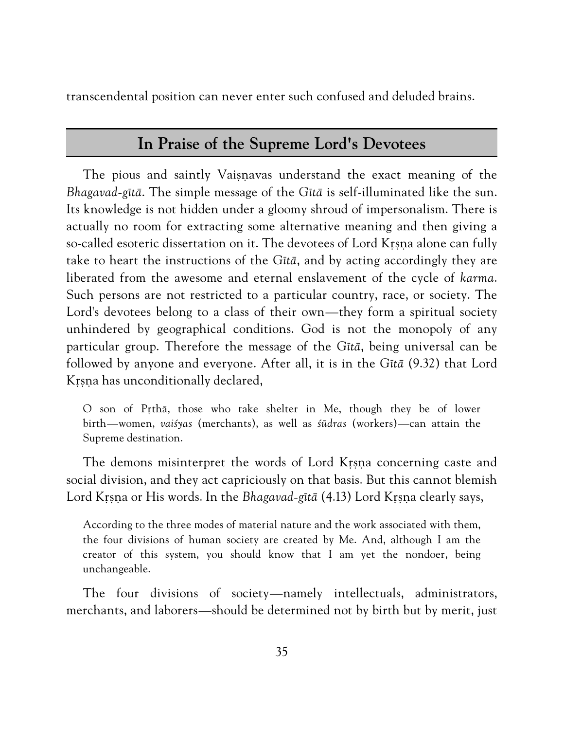transcendental position can never enter such confused and deluded brains.

## In Praise of the Supreme Lord's Devotees

The pious and saintly Vaiṣṇavas understand the exact meaning of the *Bhagavad-gītā*. The simple message of the *Gītā* is self-illuminated like the sun. Its knowledge is not hidden under a gloomy shroud of impersonalism. There is actually no room for extracting some alternative meaning and then giving a so-called esoteric dissertation on it. The devotees of Lord Kṛṣṇa alone can fully take to heart the instructions of the *Gītā*, and by acting accordingly they are liberated from the awesome and eternal enslavement of the cycle of *karma*. Such persons are not restricted to a particular country, race, or society. The Lord's devotees belong to a class of their own—they form a spiritual society unhindered by geographical conditions. God is not the monopoly of any particular group. Therefore the message of the *Gītā*, being universal can be followed by anyone and everyone. After all, it is in the *Gītā* (9.32) that Lord Kṛṣṇa has unconditionally declared,

> O son of Pṛthā, those who take shelter in Me, though they be of lower birth—women, *vaiśyas* (merchants), as well as *śūdras* (workers)—can attain the Supreme destination.

The demons misinterpret the words of Lord Kṛṣṇa concerning caste and social division, and they act capriciously on that basis. But this cannot blemish Lord Kṛṣṇa or His words. In the *Bhagavad-gītā* (4.13) Lord Kṛṣṇa clearly says,

> According to the three modes of material nature and the work associated with them, the four divisions of human society are created by Me. And, although I am the creator of this system, you should know that I am yet the nondoer, being unchangeable.

The four divisions of society—namely intellectuals, administrators, merchants, and laborers—should be determined not by birth but by merit, just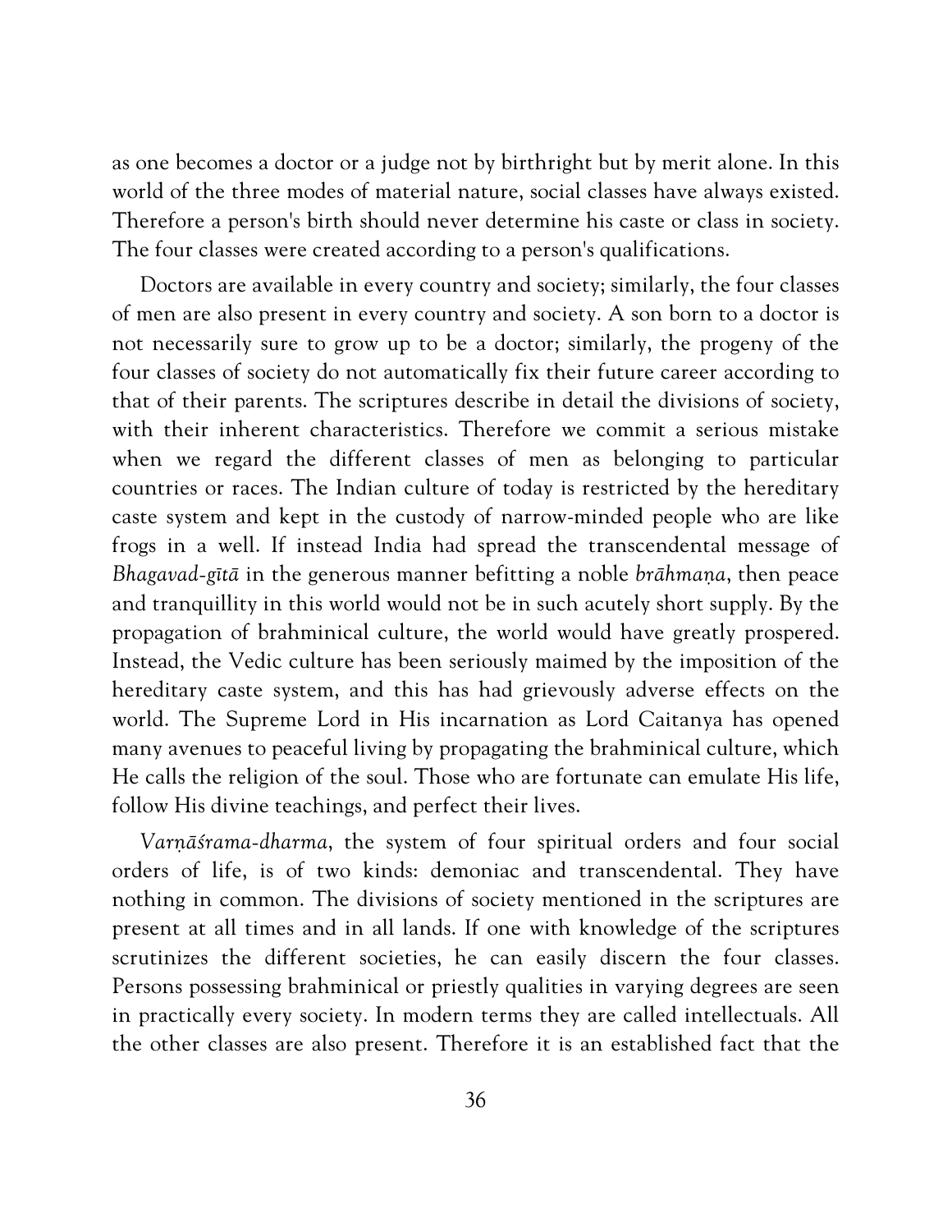as one becomes a doctor or a judge not by birthright but by merit alone. In this world of the three modes of material nature, social classes have always existed. Therefore a person's birth should never determine his caste or class in society. The four classes were created according to a person's qualifications.

Doctors are available in every country and society; similarly, the four classes of men are also present in every country and society. A son born to a doctor is not necessarily sure to grow up to be a doctor; similarly, the progeny of the four classes of society do not automatically fix their future career according to that of their parents. The scriptures describe in detail the divisions of society, with their inherent characteristics. Therefore we commit a serious mistake when we regard the different classes of men as belonging to particular countries or races. The Indian culture of today is restricted by the hereditary caste system and kept in the custody of narrow-minded people who are like frogs in a well. If instead India had spread the transcendental message of *Bhagavad-gītā* in the generous manner befitting a noble *brāhmaṇa*, then peace and tranquillity in this world would not be in such acutely short supply. By the propagation of brahminical culture, the world would have greatly prospered. Instead, the Vedic culture has been seriously maimed by the imposition of the hereditary caste system, and this has had grievously adverse effects on the world. The Supreme Lord in His incarnation as Lord Caitanya has opened many avenues to peaceful living by propagating the brahminical culture, which He calls the religion of the soul. Those who are fortunate can emulate His life, follow His divine teachings, and perfect their lives.

*Varṇāśrama-dharma*, the system of four spiritual orders and four social orders of life, is of two kinds: demoniac and transcendental. They have nothing in common. The divisions of society mentioned in the scriptures are present at all times and in all lands. If one with knowledge of the scriptures scrutinizes the different societies, he can easily discern the four classes. Persons possessing brahminical or priestly qualities in varying degrees are seen in practically every society. In modern terms they are called intellectuals. All the other classes are also present. Therefore it is an established fact that the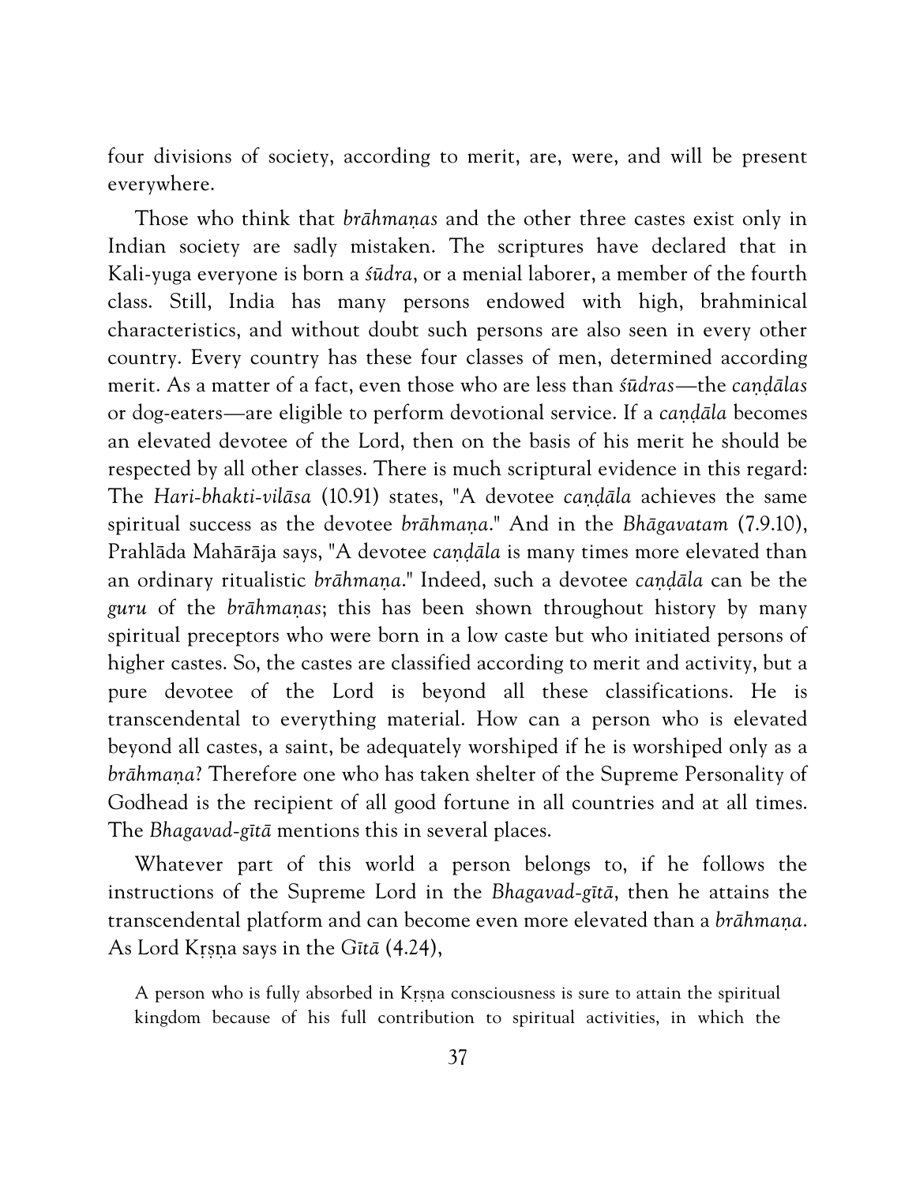four divisions of society, according to merit, are, were, and will be present everywhere.

Those who think that *brāhmaṇas* and the other three castes exist only in Indian society are sadly mistaken. The scriptures have declared that in Kali-yuga everyone is born a *śūdra*, or a menial laborer, a member of the fourth class. Still, India has many persons endowed with high, brahminical characteristics, and without doubt such persons are also seen in every other country. Every country has these four classes of men, determined according merit. As a matter of a fact, even those who are less than *śūdras*—the *caṇḍālas* or dog-eaters—are eligible to perform devotional service. If a *caṇḍāla* becomes an elevated devotee of the Lord, then on the basis of his merit he should be respected by all other classes. There is much scriptural evidence in this regard: The *Hari-bhakti-vilāsa* (10.91) states, "A devotee *caṇḍāla* achieves the same spiritual success as the devotee *brāhmaṇa*." And in the *Bhāgavatam* (7.9.10), Prahlāda Mahārāja says, "A devotee *caṇḍāla* is many times more elevated than an ordinary ritualistic *brāhmaṇa*." Indeed, such a devotee *caṇḍāla* can be the *guru* of the *brāhmaṇas*; this has been shown throughout history by many spiritual preceptors who were born in a low caste but who initiated persons of higher castes. So, the castes are classified according to merit and activity, but a pure devotee of the Lord is beyond all these classifications. He is transcendental to everything material. How can a person who is elevated beyond all castes, a saint, be adequately worshiped if he is worshiped only as a *brāhmaṇa*? Therefore one who has taken shelter of the Supreme Personality of Godhead is the recipient of all good fortune in all countries and at all times. The *Bhagavad-gītā* mentions this in several places.

Whatever part of this world a person belongs to, if he follows the instructions of the Supreme Lord in the *Bhagavad-gītā*, then he attains the transcendental platform and can become even more elevated than a *brāhmaṇa*. As Lord Kṛṣṇa says in the *Gītā* (4.24),

> A person who is fully absorbed in Kṛṣṇa consciousness is sure to attain the spiritual kingdom because of his full contribution to spiritual activities, in which the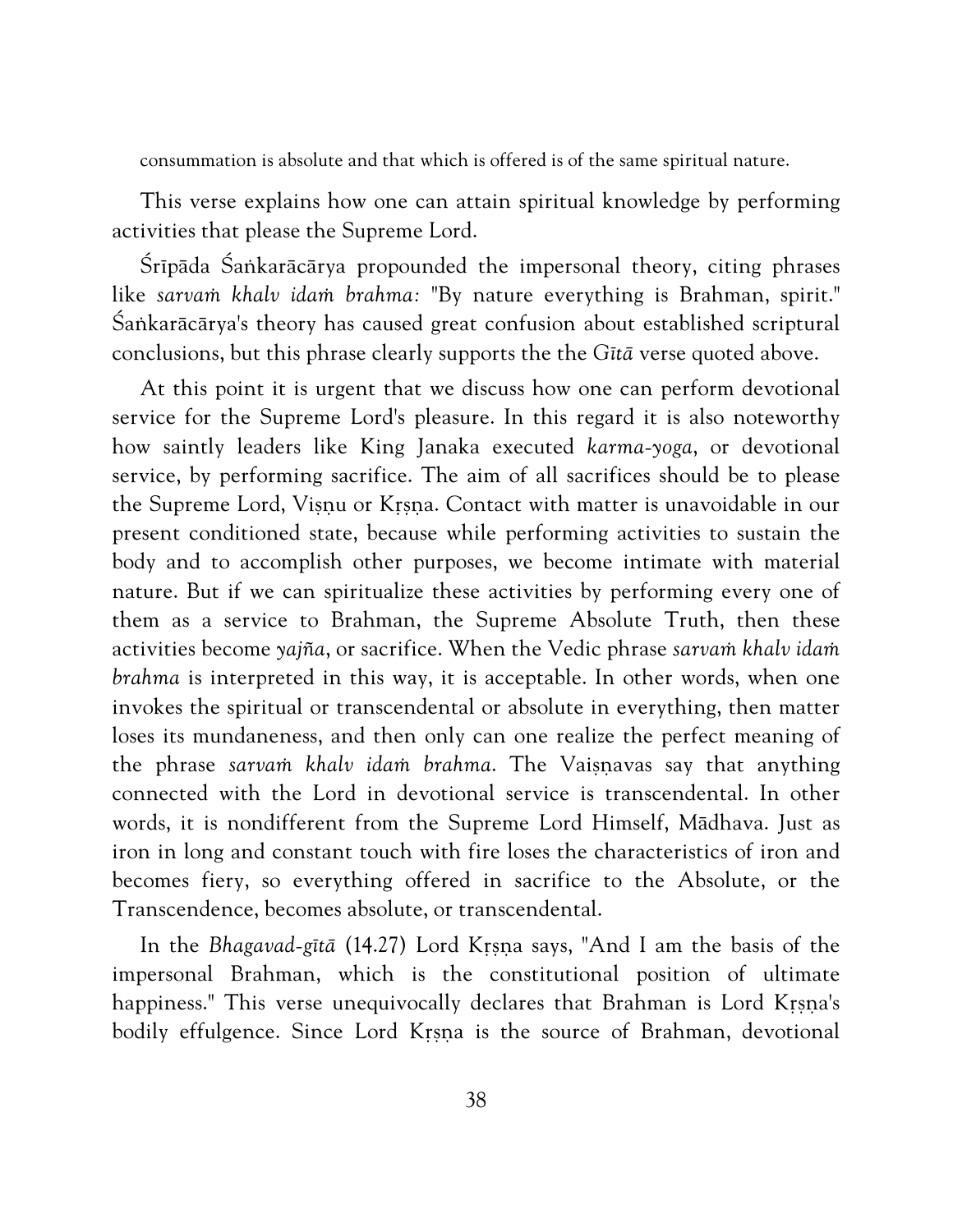consummation is absolute and that which is offered is of the same spiritual nature.

This verse explains how one can attain spiritual knowledge by performing activities that please the Supreme Lord.

Śrīpāda Śaṅkarācārya propounded the impersonal theory, citing phrases like *sarvaṁ khalv idaṁ brahma:* "By nature everything is Brahman, spirit." Śaṅkarācārya's theory has caused great confusion about established scriptural conclusions, but this phrase clearly supports the the *Gītā* verse quoted above.

At this point it is urgent that we discuss how one can perform devotional service for the Supreme Lord's pleasure. In this regard it is also noteworthy how saintly leaders like King Janaka executed *karma-yoga*, or devotional service, by performing sacrifice. The aim of all sacrifices should be to please the Supreme Lord, Viṣṇu or Kṛṣṇa. Contact with matter is unavoidable in our present conditioned state, because while performing activities to sustain the body and to accomplish other purposes, we become intimate with material nature. But if we can spiritualize these activities by performing every one of them as a service to Brahman, the Supreme Absolute Truth, then these activities become *yajña*, or sacrifice. When the Vedic phrase *sarvaṁ khalv idaṁ brahma* is interpreted in this way, it is acceptable. In other words, when one invokes the spiritual or transcendental or absolute in everything, then matter loses its mundaneness, and then only can one realize the perfect meaning of the phrase *sarvaṁ khalv idaṁ brahma*. The Vaiṣṇavas say that anything connected with the Lord in devotional service is transcendental. In other words, it is nondifferent from the Supreme Lord Himself, Mādhava. Just as iron in long and constant touch with fire loses the characteristics of iron and becomes fiery, so everything offered in sacrifice to the Absolute, or the Transcendence, becomes absolute, or transcendental.

In the *Bhagavad-gītā* (14.27) Lord Kṛṣṇa says, "And I am the basis of the impersonal Brahman, which is the constitutional position of ultimate happiness." This verse unequivocally declares that Brahman is Lord Kṛṣṇa's bodily effulgence. Since Lord Kṛṣṇa is the source of Brahman, devotional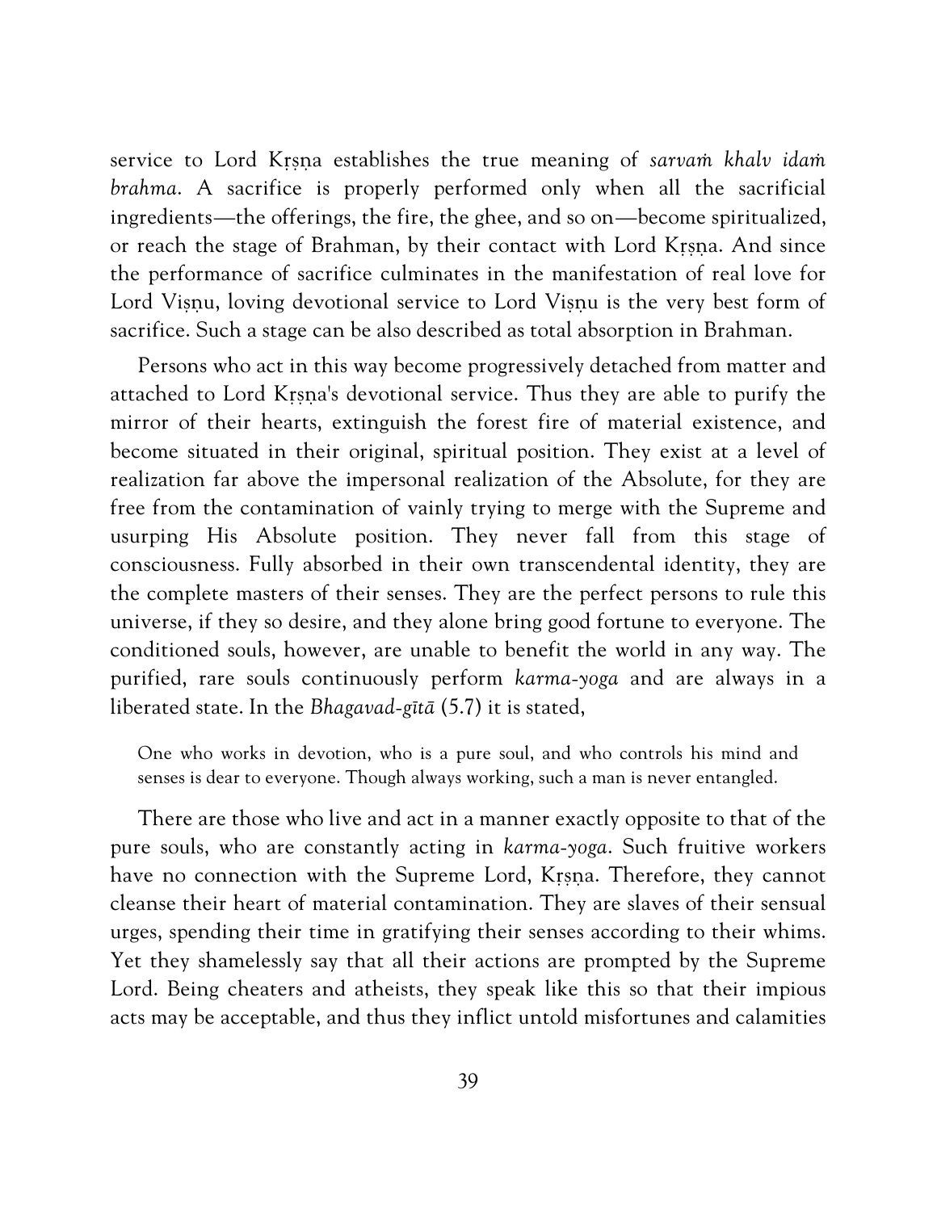service to Lord Kṛṣṇa establishes the true meaning of *sarvaṁ khalv idaṁ brahma*. A sacrifice is properly performed only when all the sacrificial ingredients—the offerings, the fire, the ghee, and so on—become spiritualized, or reach the stage of Brahman, by their contact with Lord Kṛṣṇa. And since the performance of sacrifice culminates in the manifestation of real love for Lord Viṣṇu, loving devotional service to Lord Viṣṇu is the very best form of sacrifice. Such a stage can be also described as total absorption in Brahman.

Persons who act in this way become progressively detached from matter and attached to Lord Kṛṣṇa's devotional service. Thus they are able to purify the mirror of their hearts, extinguish the forest fire of material existence, and become situated in their original, spiritual position. They exist at a level of realization far above the impersonal realization of the Absolute, for they are free from the contamination of vainly trying to merge with the Supreme and usurping His Absolute position. They never fall from this stage of consciousness. Fully absorbed in their own transcendental identity, they are the complete masters of their senses. They are the perfect persons to rule this universe, if they so desire, and they alone bring good fortune to everyone. The conditioned souls, however, are unable to benefit the world in any way. The purified, rare souls continuously perform *karma-yoga* and are always in a liberated state. In the *Bhagavad-gītā* (5.7) it is stated,

> One who works in devotion, who is a pure soul, and who controls his mind and senses is dear to everyone. Though always working, such a man is never entangled.

There are those who live and act in a manner exactly opposite to that of the pure souls, who are constantly acting in *karma-yoga*. Such fruitive workers have no connection with the Supreme Lord, Kṛṣṇa. Therefore, they cannot cleanse their heart of material contamination. They are slaves of their sensual urges, spending their time in gratifying their senses according to their whims. Yet they shamelessly say that all their actions are prompted by the Supreme Lord. Being cheaters and atheists, they speak like this so that their impious acts may be acceptable, and thus they inflict untold misfortunes and calamities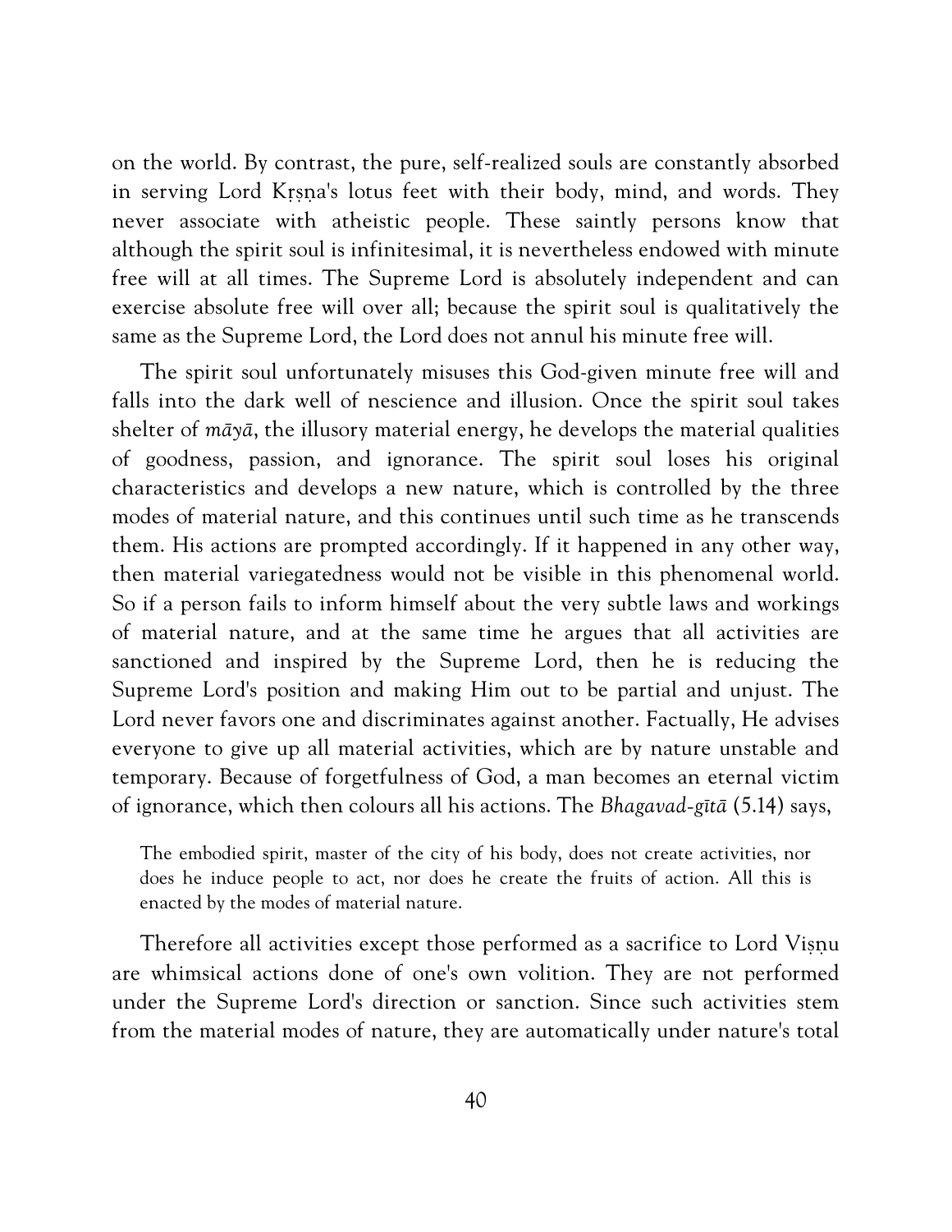on the world. By contrast, the pure, self-realized souls are constantly absorbed in serving Lord Kṛṣṇa's lotus feet with their body, mind, and words. They never associate with atheistic people. These saintly persons know that although the spirit soul is infinitesimal, it is nevertheless endowed with minute free will at all times. The Supreme Lord is absolutely independent and can exercise absolute free will over all; because the spirit soul is qualitatively the same as the Supreme Lord, the Lord does not annul his minute free will.

The spirit soul unfortunately misuses this God-given minute free will and falls into the dark well of nescience and illusion. Once the spirit soul takes shelter of *māyā*, the illusory material energy, he develops the material qualities of goodness, passion, and ignorance. The spirit soul loses his original characteristics and develops a new nature, which is controlled by the three modes of material nature, and this continues until such time as he transcends them. His actions are prompted accordingly. If it happened in any other way, then material variegatedness would not be visible in this phenomenal world. So if a person fails to inform himself about the very subtle laws and workings of material nature, and at the same time he argues that all activities are sanctioned and inspired by the Supreme Lord, then he is reducing the Supreme Lord's position and making Him out to be partial and unjust. The Lord never favors one and discriminates against another. Factually, He advises everyone to give up all material activities, which are by nature unstable and temporary. Because of forgetfulness of God, a man becomes an eternal victim of ignorance, which then colours all his actions. The *Bhagavad-gītā* (5.14) says,

> The embodied spirit, master of the city of his body, does not create activities, nor does he induce people to act, nor does he create the fruits of action. All this is enacted by the modes of material nature.

Therefore all activities except those performed as a sacrifice to Lord Viṣṇu are whimsical actions done of one's own volition. They are not performed under the Supreme Lord's direction or sanction. Since such activities stem from the material modes of nature, they are automatically under nature's total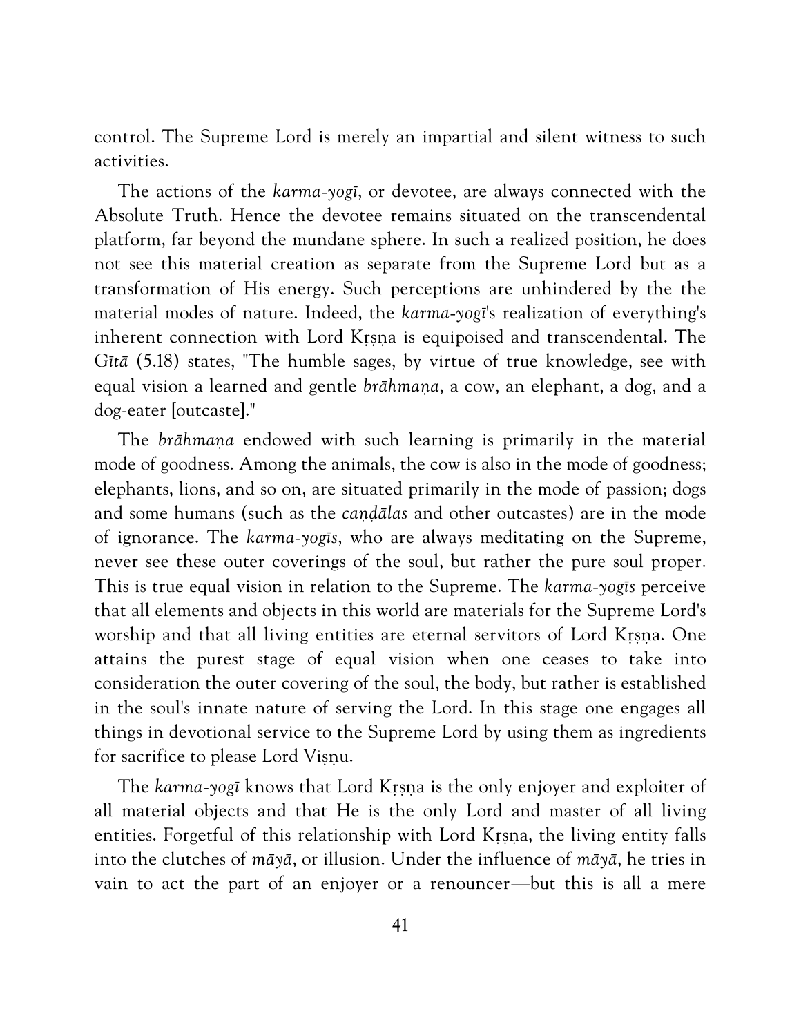control. The Supreme Lord is merely an impartial and silent witness to such activities.

The actions of the *karma-yogī*, or devotee, are always connected with the Absolute Truth. Hence the devotee remains situated on the transcendental platform, far beyond the mundane sphere. In such a realized position, he does not see this material creation as separate from the Supreme Lord but as a transformation of His energy. Such perceptions are unhindered by the the material modes of nature. Indeed, the *karma-yogī*'s realization of everything's inherent connection with Lord Kṛṣṇa is equipoised and transcendental. The *Gītā* (5.18) states, "The humble sages, by virtue of true knowledge, see with equal vision a learned and gentle *brāhmaṇa*, a cow, an elephant, a dog, and a dog-eater [outcaste]."

The *brāhmaṇa* endowed with such learning is primarily in the material mode of goodness. Among the animals, the cow is also in the mode of goodness; elephants, lions, and so on, are situated primarily in the mode of passion; dogs and some humans (such as the *caṇḍālas* and other outcastes) are in the mode of ignorance. The *karma-yogīs*, who are always meditating on the Supreme, never see these outer coverings of the soul, but rather the pure soul proper. This is true equal vision in relation to the Supreme. The *karma-yogīs* perceive that all elements and objects in this world are materials for the Supreme Lord's worship and that all living entities are eternal servitors of Lord Kṛṣṇa. One attains the purest stage of equal vision when one ceases to take into consideration the outer covering of the soul, the body, but rather is established in the soul's innate nature of serving the Lord. In this stage one engages all things in devotional service to the Supreme Lord by using them as ingredients for sacrifice to please Lord Viṣṇu.

The *karma-yogī* knows that Lord Kṛṣṇa is the only enjoyer and exploiter of all material objects and that He is the only Lord and master of all living entities. Forgetful of this relationship with Lord Kṛṣṇa, the living entity falls into the clutches of *māyā*, or illusion. Under the influence of *māyā*, he tries in vain to act the part of an enjoyer or a renouncer—but this is all a mere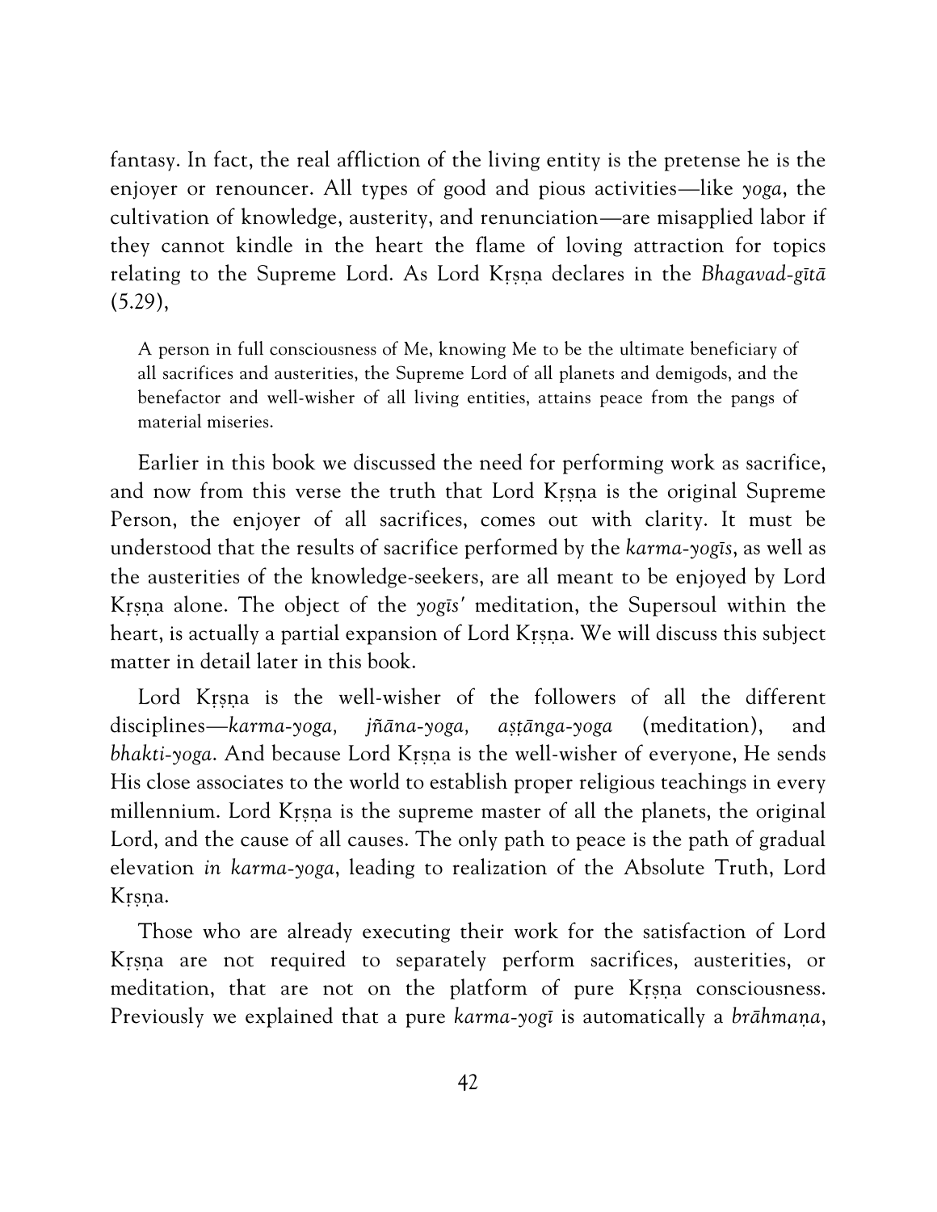fantasy. In fact, the real affliction of the living entity is the pretense he is the enjoyer or renouncer. All types of good and pious activities—like *yoga*, the cultivation of knowledge, austerity, and renunciation—are misapplied labor if they cannot kindle in the heart the flame of loving attraction for topics relating to the Supreme Lord. As Lord Kṛṣṇa declares in the *Bhagavad-gītā* (5.29),

> A person in full consciousness of Me, knowing Me to be the ultimate beneficiary of all sacrifices and austerities, the Supreme Lord of all planets and demigods, and the benefactor and well-wisher of all living entities, attains peace from the pangs of material miseries.

Earlier in this book we discussed the need for performing work as sacrifice, and now from this verse the truth that Lord Kṛṣṇa is the original Supreme Person, the enjoyer of all sacrifices, comes out with clarity. It must be understood that the results of sacrifice performed by the *karma-yogīs*, as well as the austerities of the knowledge-seekers, are all meant to be enjoyed by Lord Kṛṣṇa alone. The object of the *yogīs'* meditation, the Supersoul within the heart, is actually a partial expansion of Lord Kṛṣṇa. We will discuss this subject matter in detail later in this book.

Lord Kṛṣṇa is the well-wisher of the followers of all the different disciplines—*karma-yoga, jñāna-yoga, aṣṭānga-yoga* (meditation), and *bhakti-yoga*. And because Lord Kṛṣṇa is the well-wisher of everyone, He sends His close associates to the world to establish proper religious teachings in every millennium. Lord Kṛṣṇa is the supreme master of all the planets, the original Lord, and the cause of all causes. The only path to peace is the path of gradual elevation *in karma-yoga*, leading to realization of the Absolute Truth, Lord Kṛṣṇa.

Those who are already executing their work for the satisfaction of Lord Kṛṣṇa are not required to separately perform sacrifices, austerities, or meditation, that are not on the platform of pure Kṛṣṇa consciousness. Previously we explained that a pure *karma-yogī* is automatically a *brāhmaṇa*,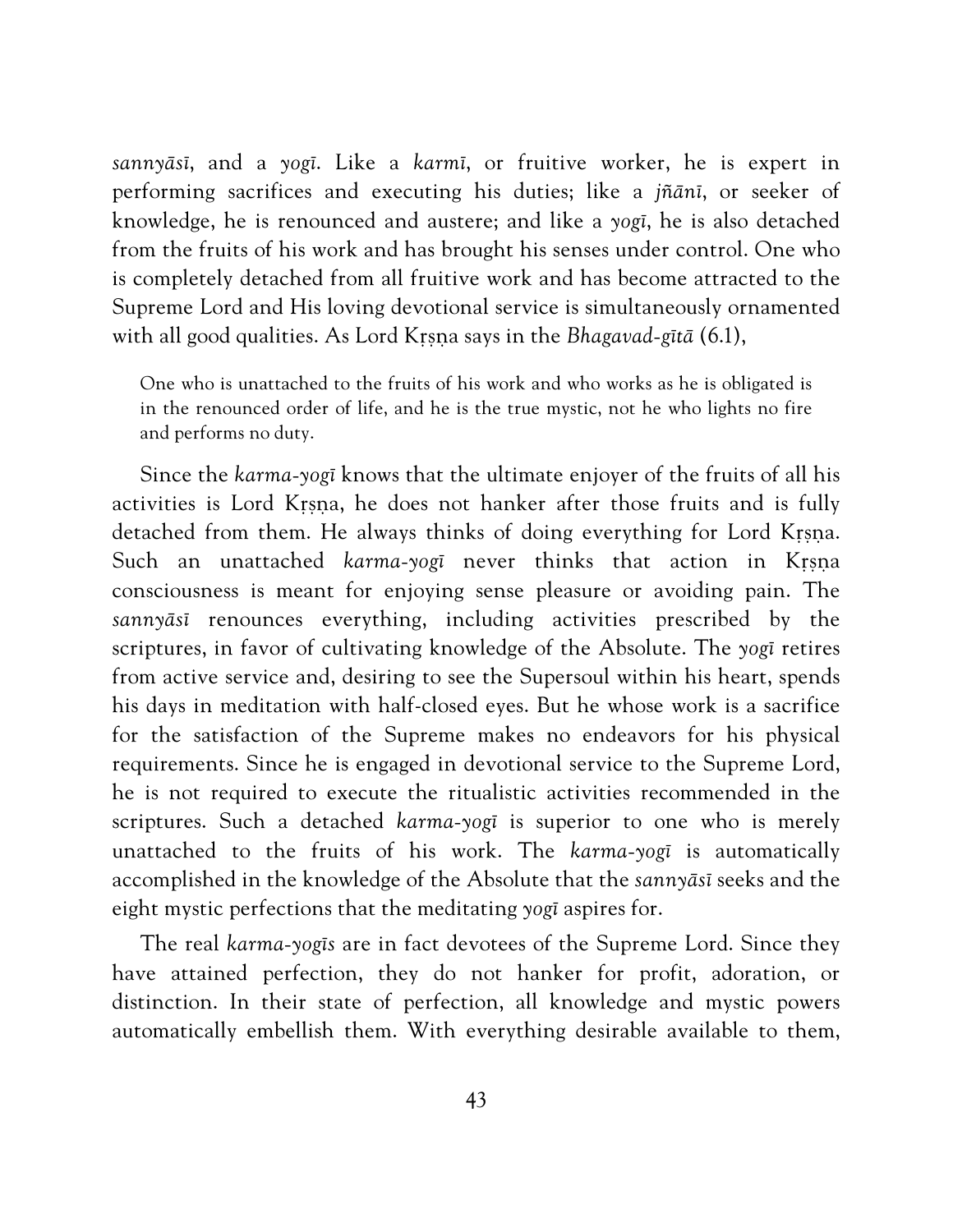*sannyāsī*, and a *yogī*. Like a *karmī*, or fruitive worker, he is expert in performing sacrifices and executing his duties; like a *jñānī*, or seeker of knowledge, he is renounced and austere; and like a *yogī*, he is also detached from the fruits of his work and has brought his senses under control. One who is completely detached from all fruitive work and has become attracted to the Supreme Lord and His loving devotional service is simultaneously ornamented with all good qualities. As Lord Kṛṣṇa says in the *Bhagavad-gītā* (6.1),

> One who is unattached to the fruits of his work and who works as he is obligated is in the renounced order of life, and he is the true mystic, not he who lights no fire and performs no duty.

Since the *karma-yogī* knows that the ultimate enjoyer of the fruits of all his activities is Lord Kṛṣṇa, he does not hanker after those fruits and is fully detached from them. He always thinks of doing everything for Lord Kṛṣṇa. Such an unattached *karma-yogī* never thinks that action in Kṛṣṇa consciousness is meant for enjoying sense pleasure or avoiding pain. The *sannyāsī* renounces everything, including activities prescribed by the scriptures, in favor of cultivating knowledge of the Absolute. The *yogī* retires from active service and, desiring to see the Supersoul within his heart, spends his days in meditation with half-closed eyes. But he whose work is a sacrifice for the satisfaction of the Supreme makes no endeavors for his physical requirements. Since he is engaged in devotional service to the Supreme Lord, he is not required to execute the ritualistic activities recommended in the scriptures. Such a detached *karma-yogī* is superior to one who is merely unattached to the fruits of his work. The *karma-yogī* is automatically accomplished in the knowledge of the Absolute that the *sannyāsī* seeks and the eight mystic perfections that the meditating *yogī* aspires for.

The real *karma-yogīs* are in fact devotees of the Supreme Lord. Since they have attained perfection, they do not hanker for profit, adoration, or distinction. In their state of perfection, all knowledge and mystic powers automatically embellish them. With everything desirable available to them,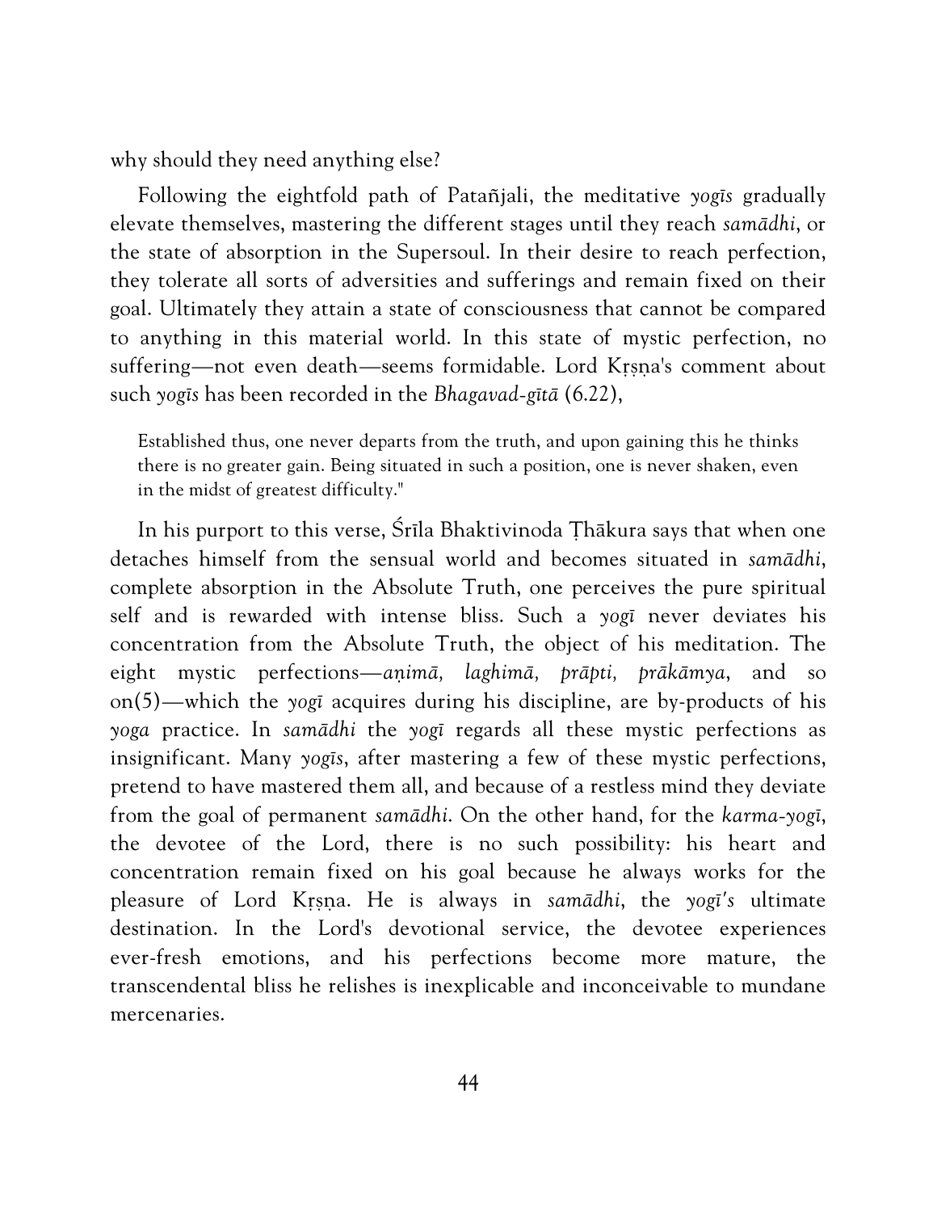why should they need anything else?

Following the eightfold path of Patañjali, the meditative *yogīs* gradually elevate themselves, mastering the different stages until they reach *samādhi*, or the state of absorption in the Supersoul. In their desire to reach perfection, they tolerate all sorts of adversities and sufferings and remain fixed on their goal. Ultimately they attain a state of consciousness that cannot be compared to anything in this material world. In this state of mystic perfection, no suffering—not even death—seems formidable. Lord Kṛṣṇa's comment about such *yogīs* has been recorded in the *Bhagavad-gītā* (6.22),

> Established thus, one never departs from the truth, and upon gaining this he thinks there is no greater gain. Being situated in such a position, one is never shaken, even in the midst of greatest difficulty."

In his purport to this verse, Śrīla Bhaktivinoda Ṭhākura says that when one detaches himself from the sensual world and becomes situated in *samādhi*, complete absorption in the Absolute Truth, one perceives the pure spiritual self and is rewarded with intense bliss. Such a *yogī* never deviates his concentration from the Absolute Truth, the object of his meditation. The eight mystic perfections—*aṇimā, laghimā, prāpti, prākāmya*, and so on(5)—which the *yogī* acquires during his discipline, are by-products of his *yoga* practice. In *samādhi* the *yogī* regards all these mystic perfections as insignificant. Many *yogīs*, after mastering a few of these mystic perfections, pretend to have mastered them all, and because of a restless mind they deviate from the goal of permanent *samādhi*. On the other hand, for the *karma-yogī*, the devotee of the Lord, there is no such possibility: his heart and concentration remain fixed on his goal because he always works for the pleasure of Lord Kṛṣṇa. He is always in *samādhi*, the *yogī's* ultimate destination. In the Lord's devotional service, the devotee experiences ever-fresh emotions, and his perfections become more mature, the transcendental bliss he relishes is inexplicable and inconceivable to mundane mercenaries.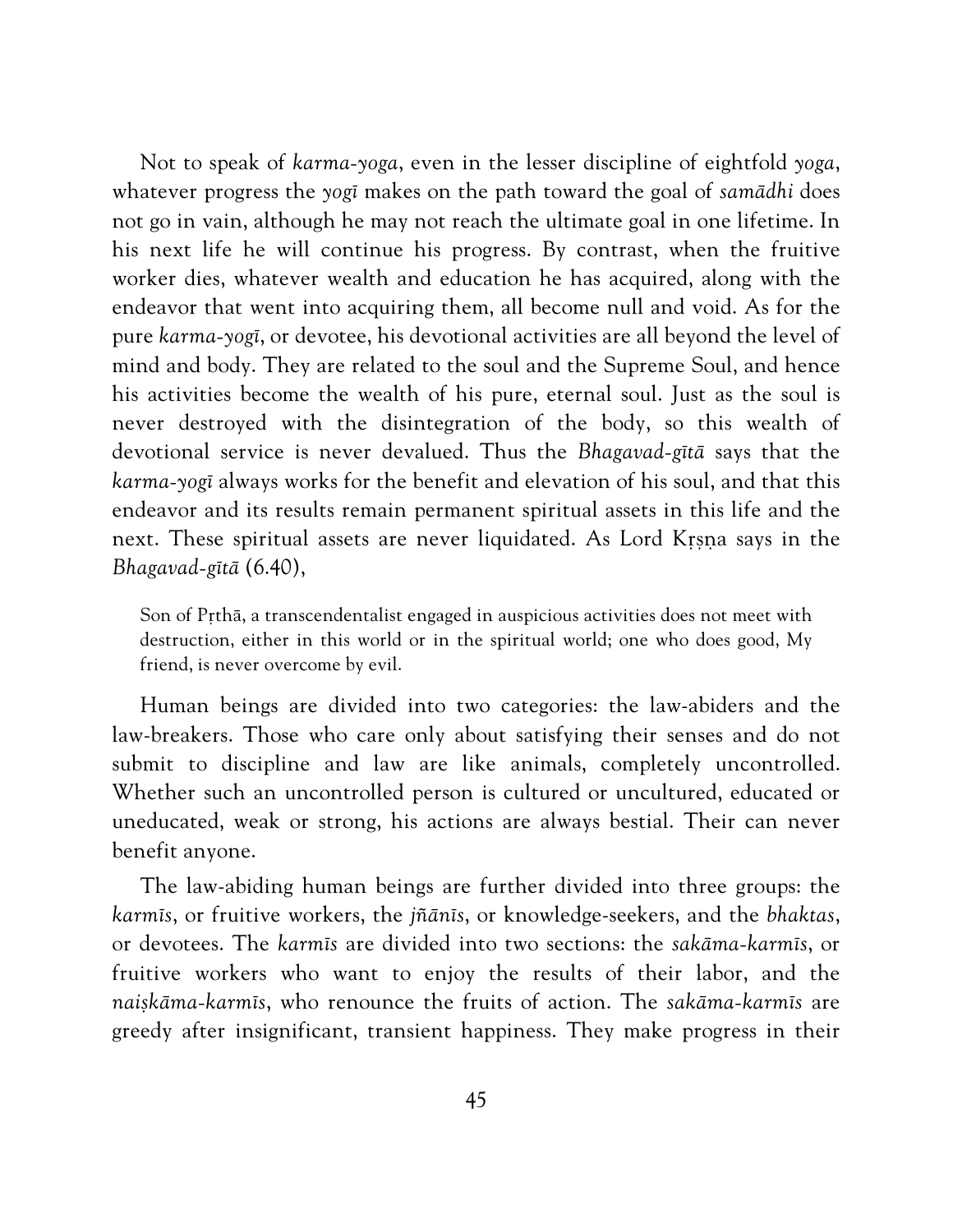Not to speak of *karma-yoga*, even in the lesser discipline of eightfold *yoga*, whatever progress the *yogī* makes on the path toward the goal of *samādhi* does not go in vain, although he may not reach the ultimate goal in one lifetime. In his next life he will continue his progress. By contrast, when the fruitive worker dies, whatever wealth and education he has acquired, along with the endeavor that went into acquiring them, all become null and void. As for the pure *karma-yogī*, or devotee, his devotional activities are all beyond the level of mind and body. They are related to the soul and the Supreme Soul, and hence his activities become the wealth of his pure, eternal soul. Just as the soul is never destroyed with the disintegration of the body, so this wealth of devotional service is never devalued. Thus the *Bhagavad-gītā* says that the *karma-yogī* always works for the benefit and elevation of his soul, and that this endeavor and its results remain permanent spiritual assets in this life and the next. These spiritual assets are never liquidated. As Lord Kṛṣṇa says in the *Bhagavad-gītā* (6.40),

> Son of Pṛthā, a transcendentalist engaged in auspicious activities does not meet with destruction, either in this world or in the spiritual world; one who does good, My friend, is never overcome by evil.

Human beings are divided into two categories: the law-abiders and the law-breakers. Those who care only about satisfying their senses and do not submit to discipline and law are like animals, completely uncontrolled. Whether such an uncontrolled person is cultured or uncultured, educated or uneducated, weak or strong, his actions are always bestial. Their can never benefit anyone.

The law-abiding human beings are further divided into three groups: the *karmīs*, or fruitive workers, the *jñānīs*, or knowledge-seekers, and the *bhaktas*, or devotees. The *karmīs* are divided into two sections: the *sakāma-karmīs*, or fruitive workers who want to enjoy the results of their labor, and the *naiṣkāma-karmīs*, who renounce the fruits of action. The *sakāma-karmīs* are greedy after insignificant, transient happiness. They make progress in their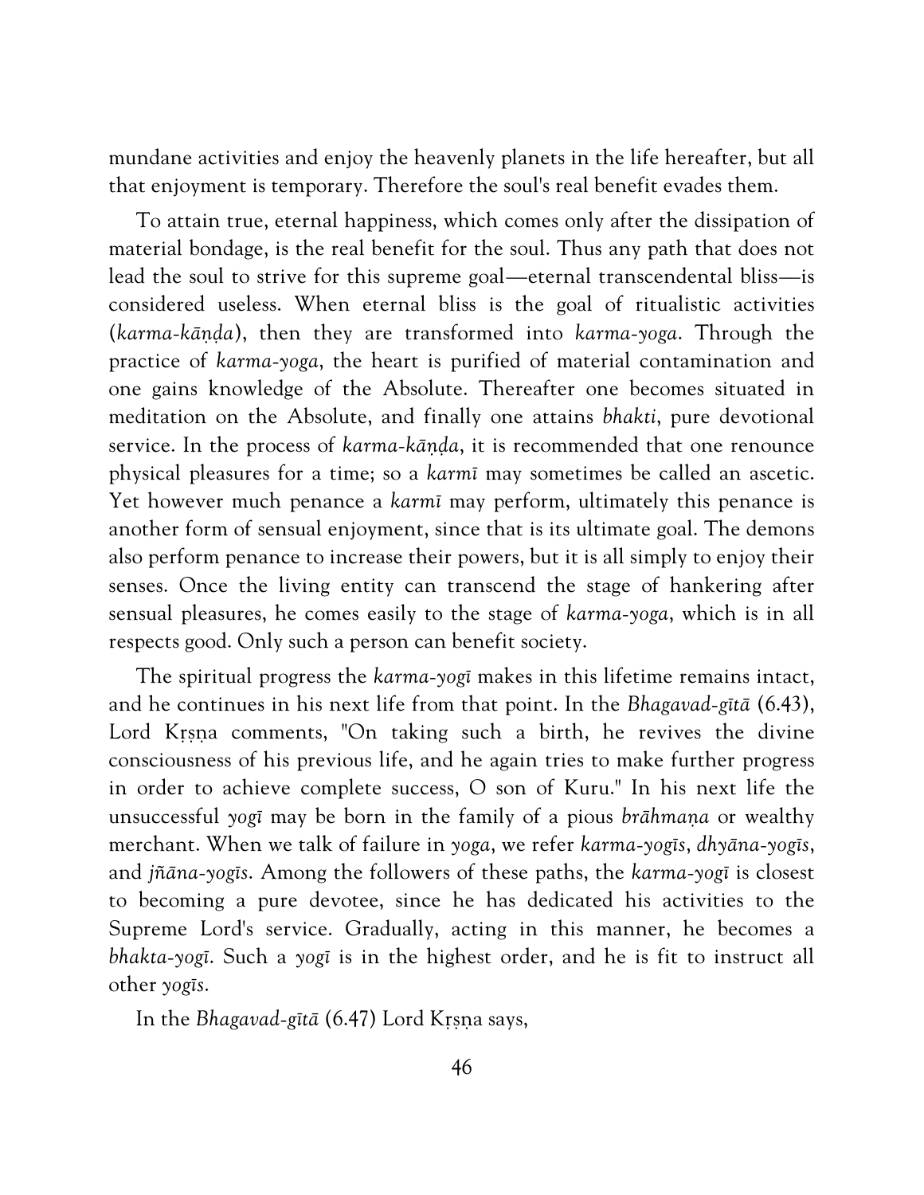mundane activities and enjoy the heavenly planets in the life hereafter, but all that enjoyment is temporary. Therefore the soul's real benefit evades them.

To attain true, eternal happiness, which comes only after the dissipation of material bondage, is the real benefit for the soul. Thus any path that does not lead the soul to strive for this supreme goal—eternal transcendental bliss—is considered useless. When eternal bliss is the goal of ritualistic activities (*karma-kāṇḍa*), then they are transformed into *karma-yoga*. Through the practice of *karma-yoga*, the heart is purified of material contamination and one gains knowledge of the Absolute. Thereafter one becomes situated in meditation on the Absolute, and finally one attains *bhakti*, pure devotional service. In the process of *karma-kāṇḍa*, it is recommended that one renounce physical pleasures for a time; so a *karmī* may sometimes be called an ascetic. Yet however much penance a *karmī* may perform, ultimately this penance is another form of sensual enjoyment, since that is its ultimate goal. The demons also perform penance to increase their powers, but it is all simply to enjoy their senses. Once the living entity can transcend the stage of hankering after sensual pleasures, he comes easily to the stage of *karma-yoga*, which is in all respects good. Only such a person can benefit society.

The spiritual progress the *karma-yogī* makes in this lifetime remains intact, and he continues in his next life from that point. In the *Bhagavad-gītā* (6.43), Lord Kṛṣṇa comments, "On taking such a birth, he revives the divine consciousness of his previous life, and he again tries to make further progress in order to achieve complete success, O son of Kuru." In his next life the unsuccessful *yogī* may be born in the family of a pious *brāhmaṇa* or wealthy merchant. When we talk of failure in *yoga*, we refer *karma-yogīs*, *dhyāna-yogīs*, and *jñāna-yogīs*. Among the followers of these paths, the *karma-yogī* is closest to becoming a pure devotee, since he has dedicated his activities to the Supreme Lord's service. Gradually, acting in this manner, he becomes a *bhakta-yogī*. Such a *yogī* is in the highest order, and he is fit to instruct all other *yogīs*.

In the *Bhagavad-gītā* (6.47) Lord Kṛṣṇa says,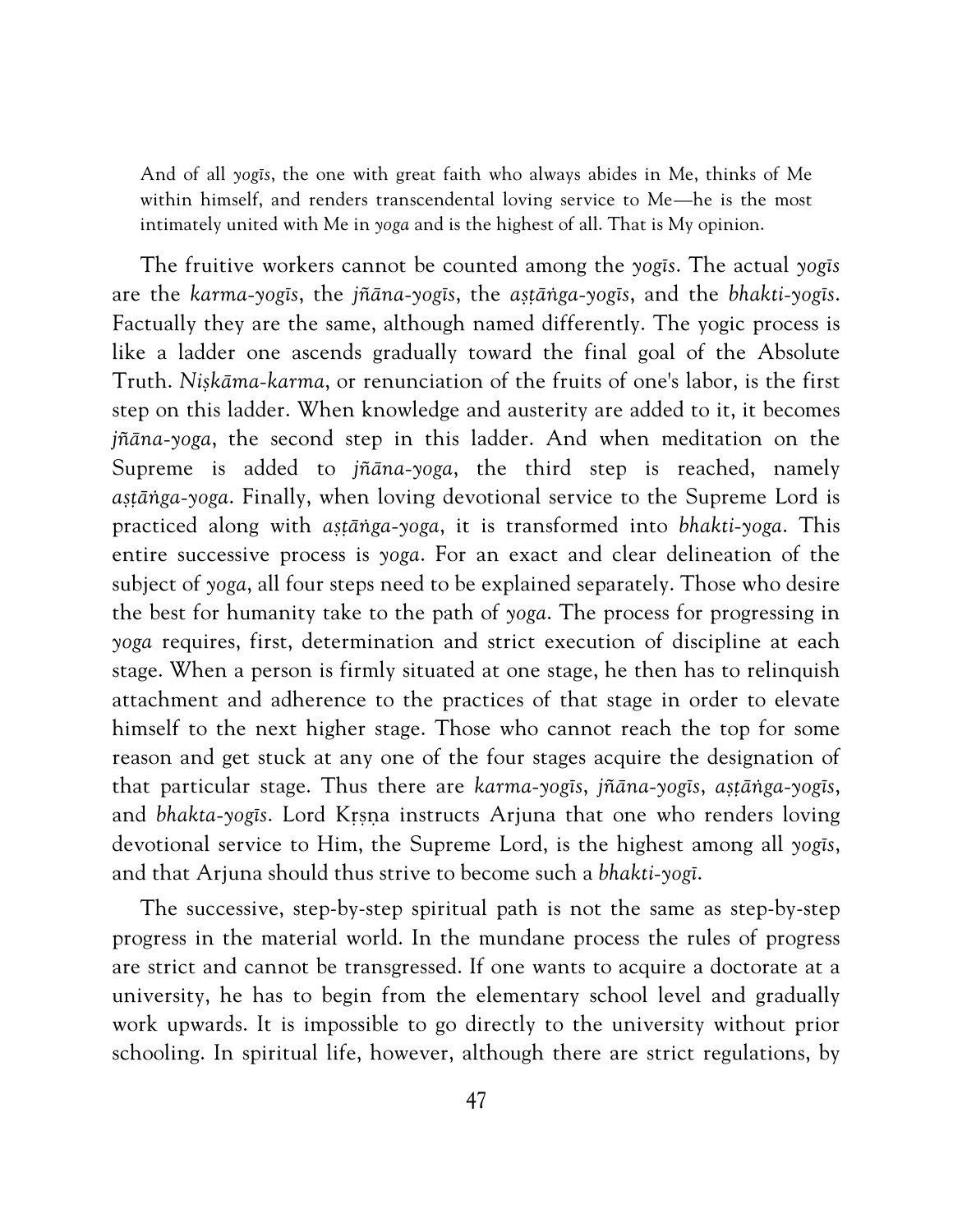> And of all *yogīs*, the one with great faith who always abides in Me, thinks of Me within himself, and renders transcendental loving service to Me—he is the most intimately united with Me in *yoga* and is the highest of all. That is My opinion.

The fruitive workers cannot be counted among the *yogīs*. The actual *yogīs* are the *karma-yogīs*, the *jñāna-yogīs*, the *aṣṭāṅga-yogīs*, and the *bhakti-yogīs*. Factually they are the same, although named differently. The yogic process is like a ladder one ascends gradually toward the final goal of the Absolute Truth. *Niṣkāma-karma*, or renunciation of the fruits of one's labor, is the first step on this ladder. When knowledge and austerity are added to it, it becomes *jñāna-yoga*, the second step in this ladder. And when meditation on the Supreme is added to *jñāna-yoga*, the third step is reached, namely *aṣṭāṅga-yoga*. Finally, when loving devotional service to the Supreme Lord is practiced along with *aṣṭāṅga-yoga*, it is transformed into *bhakti-yoga*. This entire successive process is *yoga*. For an exact and clear delineation of the subject of *yoga*, all four steps need to be explained separately. Those who desire the best for humanity take to the path of *yoga*. The process for progressing in *yoga* requires, first, determination and strict execution of discipline at each stage. When a person is firmly situated at one stage, he then has to relinquish attachment and adherence to the practices of that stage in order to elevate himself to the next higher stage. Those who cannot reach the top for some reason and get stuck at any one of the four stages acquire the designation of that particular stage. Thus there are *karma-yogīs*, *jñāna-yogīs*, *aṣṭāṅga-yogīs*, and *bhakta-yogīs*. Lord Kṛṣṇa instructs Arjuna that one who renders loving devotional service to Him, the Supreme Lord, is the highest among all *yogīs*, and that Arjuna should thus strive to become such a *bhakti-yogī*.

The successive, step-by-step spiritual path is not the same as step-by-step progress in the material world. In the mundane process the rules of progress are strict and cannot be transgressed. If one wants to acquire a doctorate at a university, he has to begin from the elementary school level and gradually work upwards. It is impossible to go directly to the university without prior schooling. In spiritual life, however, although there are strict regulations, by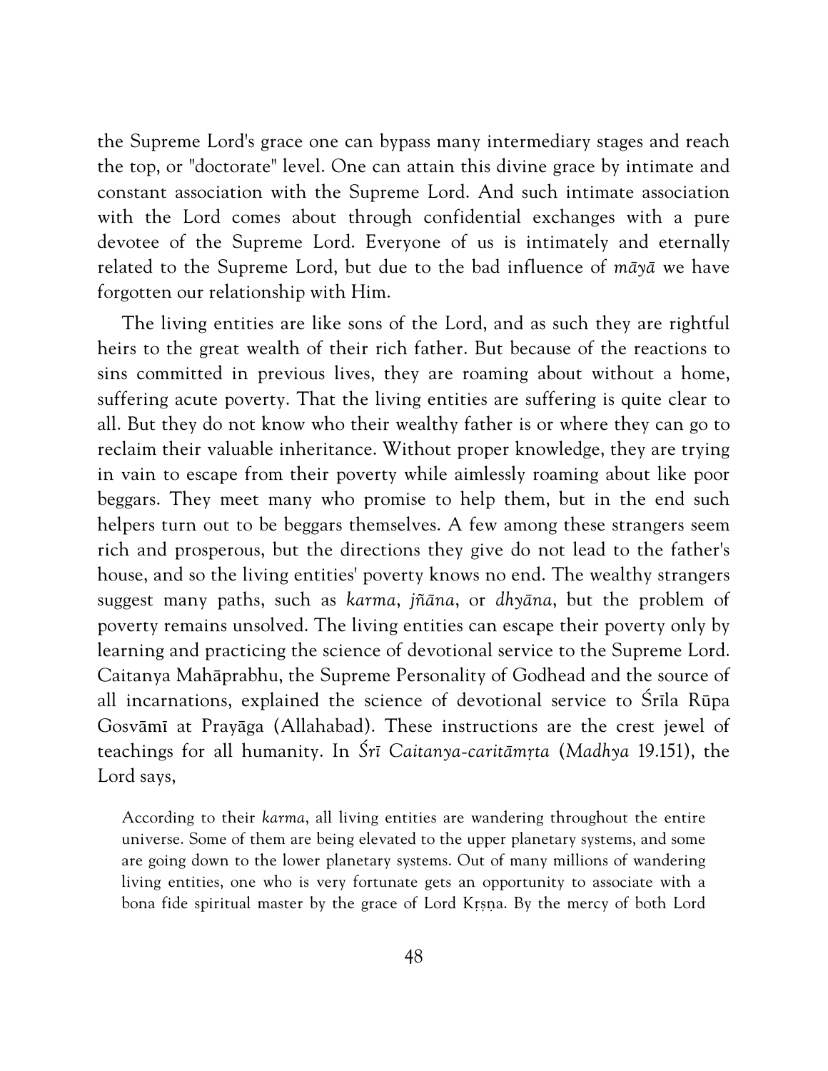the Supreme Lord's grace one can bypass many intermediary stages and reach the top, or "doctorate" level. One can attain this divine grace by intimate and constant association with the Supreme Lord. And such intimate association with the Lord comes about through confidential exchanges with a pure devotee of the Supreme Lord. Everyone of us is intimately and eternally related to the Supreme Lord, but due to the bad influence of *māyā* we have forgotten our relationship with Him.

The living entities are like sons of the Lord, and as such they are rightful heirs to the great wealth of their rich father. But because of the reactions to sins committed in previous lives, they are roaming about without a home, suffering acute poverty. That the living entities are suffering is quite clear to all. But they do not know who their wealthy father is or where they can go to reclaim their valuable inheritance. Without proper knowledge, they are trying in vain to escape from their poverty while aimlessly roaming about like poor beggars. They meet many who promise to help them, but in the end such helpers turn out to be beggars themselves. A few among these strangers seem rich and prosperous, but the directions they give do not lead to the father's house, and so the living entities' poverty knows no end. The wealthy strangers suggest many paths, such as *karma*, *jñāna*, or *dhyāna*, but the problem of poverty remains unsolved. The living entities can escape their poverty only by learning and practicing the science of devotional service to the Supreme Lord. Caitanya Mahāprabhu, the Supreme Personality of Godhead and the source of all incarnations, explained the science of devotional service to Śrīla Rūpa Gosvāmī at Prayāga (Allahabad). These instructions are the crest jewel of teachings for all humanity. In *Śrī Caitanya-caritāmṛta* (*Madhya* 19.151), the Lord says,

> According to their *karma*, all living entities are wandering throughout the entire universe. Some of them are being elevated to the upper planetary systems, and some are going down to the lower planetary systems. Out of many millions of wandering living entities, one who is very fortunate gets an opportunity to associate with a bona fide spiritual master by the grace of Lord Kṛṣṇa. By the mercy of both Lord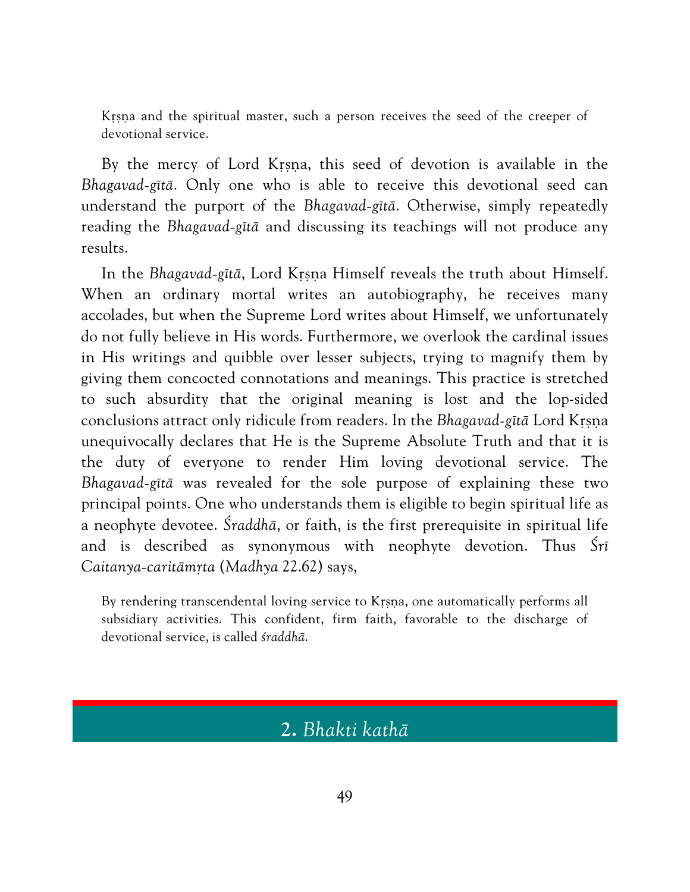> Kṛṣṇa and the spiritual master, such a person receives the seed of the creeper of devotional service.

By the mercy of Lord Kṛṣṇa, this seed of devotion is available in the *Bhagavad-gītā*. Only one who is able to receive this devotional seed can understand the purport of the *Bhagavad-gītā*. Otherwise, simply repeatedly reading the *Bhagavad-gītā* and discussing its teachings will not produce any results.

In the *Bhagavad-gītā*, Lord Kṛṣṇa Himself reveals the truth about Himself. When an ordinary mortal writes an autobiography, he receives many accolades, but when the Supreme Lord writes about Himself, we unfortunately do not fully believe in His words. Furthermore, we overlook the cardinal issues in His writings and quibble over lesser subjects, trying to magnify them by giving them concocted connotations and meanings. This practice is stretched to such absurdity that the original meaning is lost and the lop-sided conclusions attract only ridicule from readers. In the *Bhagavad-gītā* Lord Kṛṣṇa unequivocally declares that He is the Supreme Absolute Truth and that it is the duty of everyone to render Him loving devotional service. The *Bhagavad-gītā* was revealed for the sole purpose of explaining these two principal points. One who understands them is eligible to begin spiritual life as a neophyte devotee. *Śraddhā*, or faith, is the first prerequisite in spiritual life and is described as synonymous with neophyte devotion. Thus *Śrī Caitanya-caritāmṛta* (*Madhya* 22.62) says,

> By rendering transcendental loving service to Kṛṣṇa, one automatically performs all subsidiary activities. This confident, firm faith, favorable to the discharge of devotional service, is called *śraddhā*.

## 2. *Bhakti kathā*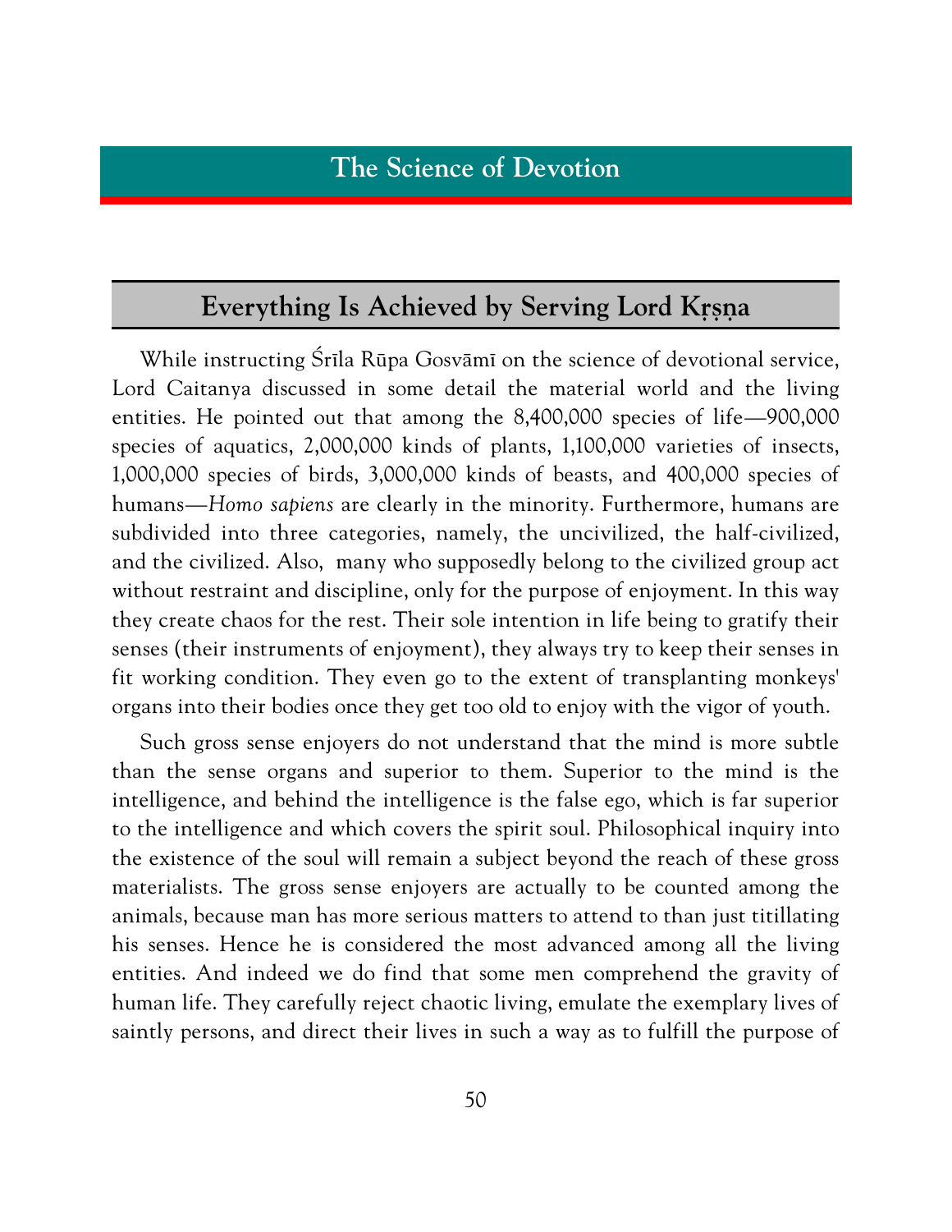# The Science of Devotion

## Everything Is Achieved by Serving Lord Kṛṣṇa

While instructing Śrīla Rūpa Gosvāmī on the science of devotional service, Lord Caitanya discussed in some detail the material world and the living entities. He pointed out that among the 8,400,000 species of life—900,000 species of aquatics, 2,000,000 kinds of plants, 1,100,000 varieties of insects, 1,000,000 species of birds, 3,000,000 kinds of beasts, and 400,000 species of humans—*Homo sapiens* are clearly in the minority. Furthermore, humans are subdivided into three categories, namely, the uncivilized, the half-civilized, and the civilized. Also, many who supposedly belong to the civilized group act without restraint and discipline, only for the purpose of enjoyment. In this way they create chaos for the rest. Their sole intention in life being to gratify their senses (their instruments of enjoyment), they always try to keep their senses in fit working condition. They even go to the extent of transplanting monkeys' organs into their bodies once they get too old to enjoy with the vigor of youth.

Such gross sense enjoyers do not understand that the mind is more subtle than the sense organs and superior to them. Superior to the mind is the intelligence, and behind the intelligence is the false ego, which is far superior to the intelligence and which covers the spirit soul. Philosophical inquiry into the existence of the soul will remain a subject beyond the reach of these gross materialists. The gross sense enjoyers are actually to be counted among the animals, because man has more serious matters to attend to than just titillating his senses. Hence he is considered the most advanced among all the living entities. And indeed we do find that some men comprehend the gravity of human life. They carefully reject chaotic living, emulate the exemplary lives of saintly persons, and direct their lives in such a way as to fulfill the purpose of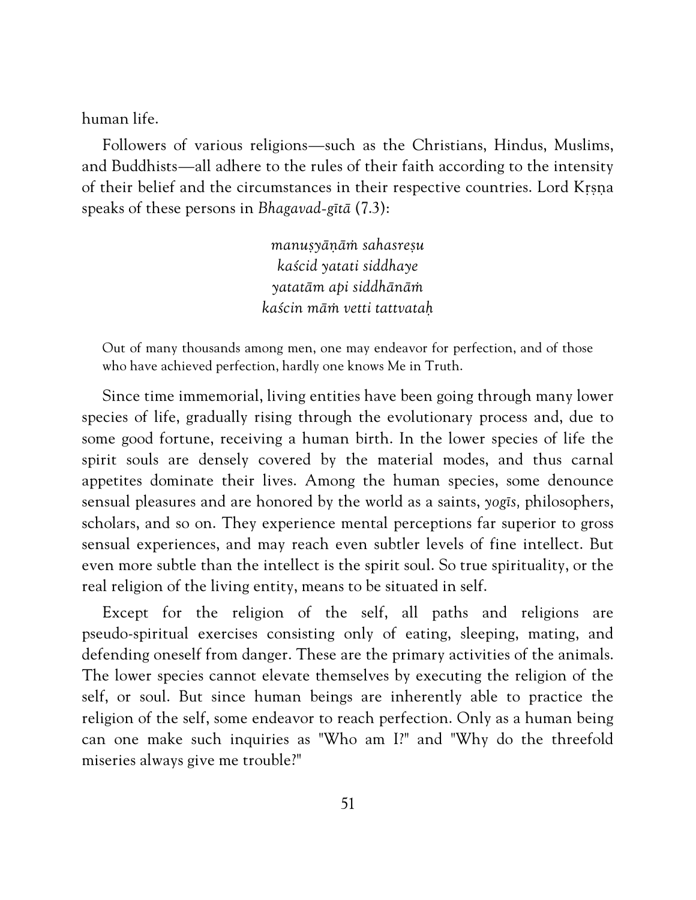human life.

Followers of various religions—such as the Christians, Hindus, Muslims, and Buddhists—all adhere to the rules of their faith according to the intensity of their belief and the circumstances in their respective countries. Lord Kṛṣṇa speaks of these persons in *Bhagavad-gītā* (7.3):

*manuṣyāṇāṁ sahasreṣu*
*kaścid yatati siddhaye*
*yatatām api siddhānāṁ*
*kaścin māṁ vetti tattvataḥ*

> Out of many thousands among men, one may endeavor for perfection, and of those who have achieved perfection, hardly one knows Me in Truth.

Since time immemorial, living entities have been going through many lower species of life, gradually rising through the evolutionary process and, due to some good fortune, receiving a human birth. In the lower species of life the spirit souls are densely covered by the material modes, and thus carnal appetites dominate their lives. Among the human species, some denounce sensual pleasures and are honored by the world as a saints, *yogīs,* philosophers, scholars, and so on. They experience mental perceptions far superior to gross sensual experiences, and may reach even subtler levels of fine intellect. But even more subtle than the intellect is the spirit soul. So true spirituality, or the real religion of the living entity, means to be situated in self.

Except for the religion of the self, all paths and religions are pseudo-spiritual exercises consisting only of eating, sleeping, mating, and defending oneself from danger. These are the primary activities of the animals. The lower species cannot elevate themselves by executing the religion of the self, or soul. But since human beings are inherently able to practice the religion of the self, some endeavor to reach perfection. Only as a human being can one make such inquiries as "Who am I?" and "Why do the threefold miseries always give me trouble?"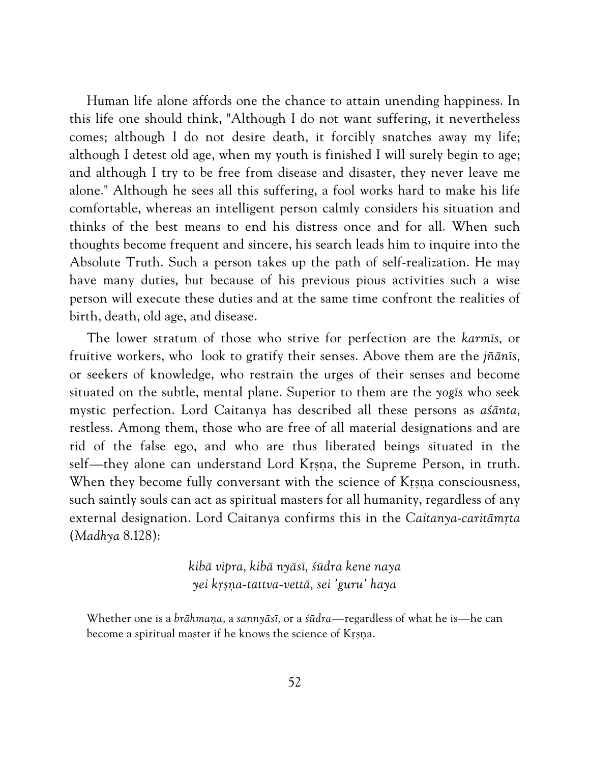Human life alone affords one the chance to attain unending happiness. In this life one should think, "Although I do not want suffering, it nevertheless comes; although I do not desire death, it forcibly snatches away my life; although I detest old age, when my youth is finished I will surely begin to age; and although I try to be free from disease and disaster, they never leave me alone." Although he sees all this suffering, a fool works hard to make his life comfortable, whereas an intelligent person calmly considers his situation and thinks of the best means to end his distress once and for all. When such thoughts become frequent and sincere, his search leads him to inquire into the Absolute Truth. Such a person takes up the path of self-realization. He may have many duties, but because of his previous pious activities such a wise person will execute these duties and at the same time confront the realities of birth, death, old age, and disease.

The lower stratum of those who strive for perfection are the *karmīs,* or fruitive workers, who look to gratify their senses. Above them are the *jñānīs,* or seekers of knowledge, who restrain the urges of their senses and become situated on the subtle, mental plane. Superior to them are the *yogīs* who seek mystic perfection. Lord Caitanya has described all these persons as *aśānta,* restless. Among them, those who are free of all material designations and are rid of the false ego, and who are thus liberated beings situated in the self—they alone can understand Lord Kṛṣṇa, the Supreme Person, in truth. When they become fully conversant with the science of Kṛṣṇa consciousness, such saintly souls can act as spiritual masters for all humanity, regardless of any external designation. Lord Caitanya confirms this in the *Caitanya-caritāmṛta* (*Madhya* 8.128):

*kibā vipra, kibā nyāsī, śūdra kene naya*
*yei kṛṣṇa-tattva-vettā, sei 'guru' haya*

Whether one is a *brāhmaṇa*, a *sannyāsī,* or a *śūdra*—regardless of what he is—he can become a spiritual master if he knows the science of Kṛṣṇa.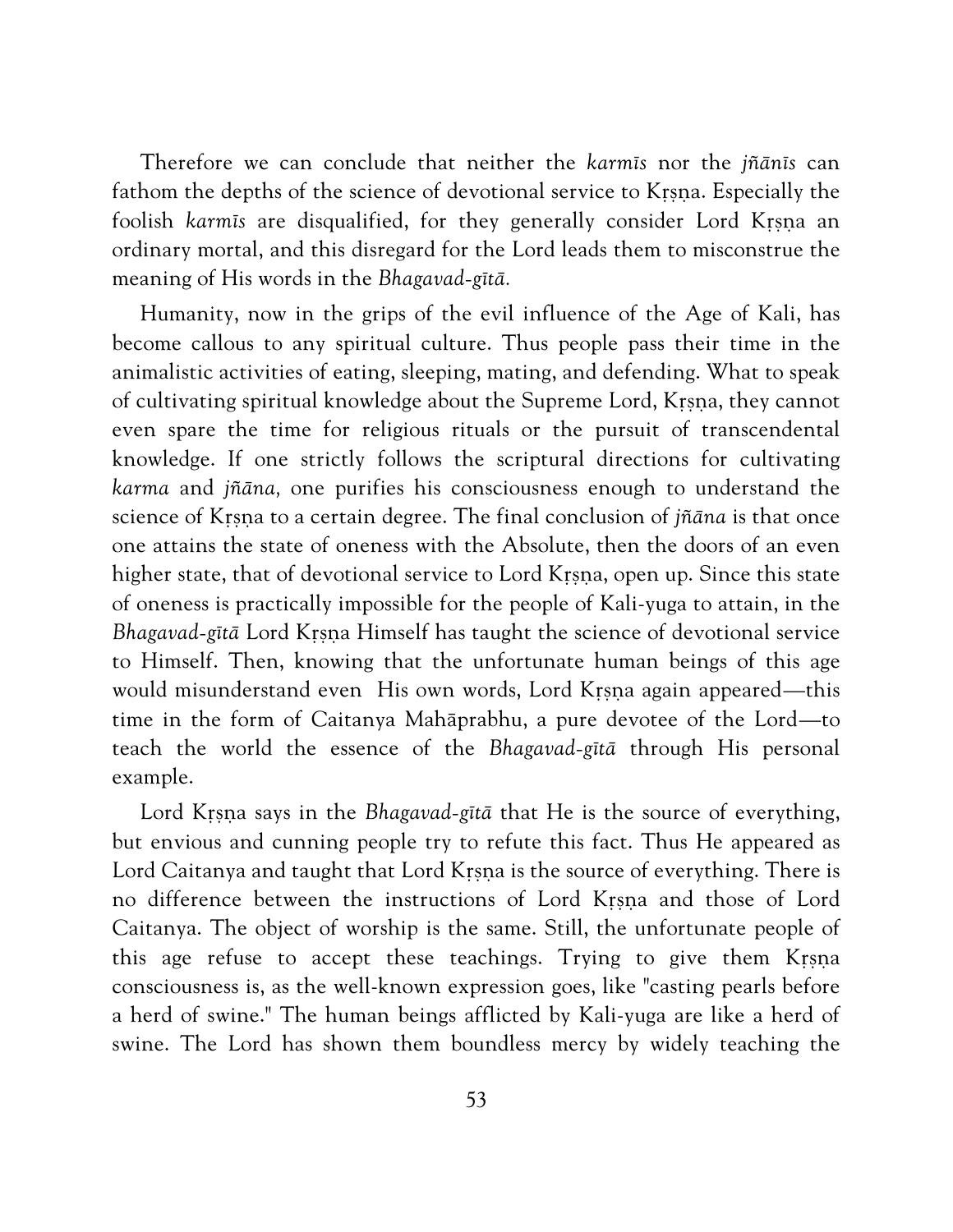Therefore we can conclude that neither the *karmīs* nor the *jñānīs* can fathom the depths of the science of devotional service to Kṛṣṇa. Especially the foolish *karmīs* are disqualified, for they generally consider Lord Kṛṣṇa an ordinary mortal, and this disregard for the Lord leads them to misconstrue the meaning of His words in the *Bhagavad-gītā.*

Humanity, now in the grips of the evil influence of the Age of Kali, has become callous to any spiritual culture. Thus people pass their time in the animalistic activities of eating, sleeping, mating, and defending. What to speak of cultivating spiritual knowledge about the Supreme Lord, Kṛṣṇa, they cannot even spare the time for religious rituals or the pursuit of transcendental knowledge. If one strictly follows the scriptural directions for cultivating *karma* and *jñāna,* one purifies his consciousness enough to understand the science of Kṛṣṇa to a certain degree. The final conclusion of *jñāna* is that once one attains the state of oneness with the Absolute, then the doors of an even higher state, that of devotional service to Lord Kṛṣṇa, open up. Since this state of oneness is practically impossible for the people of Kali-yuga to attain, in the *Bhagavad-gītā* Lord Kṛṣṇa Himself has taught the science of devotional service to Himself. Then, knowing that the unfortunate human beings of this age would misunderstand even His own words, Lord Kṛṣṇa again appeared—this time in the form of Caitanya Mahāprabhu, a pure devotee of the Lord—to teach the world the essence of the *Bhagavad-gītā* through His personal example.

Lord Kṛṣṇa says in the *Bhagavad-gītā* that He is the source of everything, but envious and cunning people try to refute this fact. Thus He appeared as Lord Caitanya and taught that Lord Kṛṣṇa is the source of everything. There is no difference between the instructions of Lord Kṛṣṇa and those of Lord Caitanya. The object of worship is the same. Still, the unfortunate people of this age refuse to accept these teachings. Trying to give them Kṛṣṇa consciousness is, as the well-known expression goes, like "casting pearls before a herd of swine." The human beings afflicted by Kali-yuga are like a herd of swine. The Lord has shown them boundless mercy by widely teaching the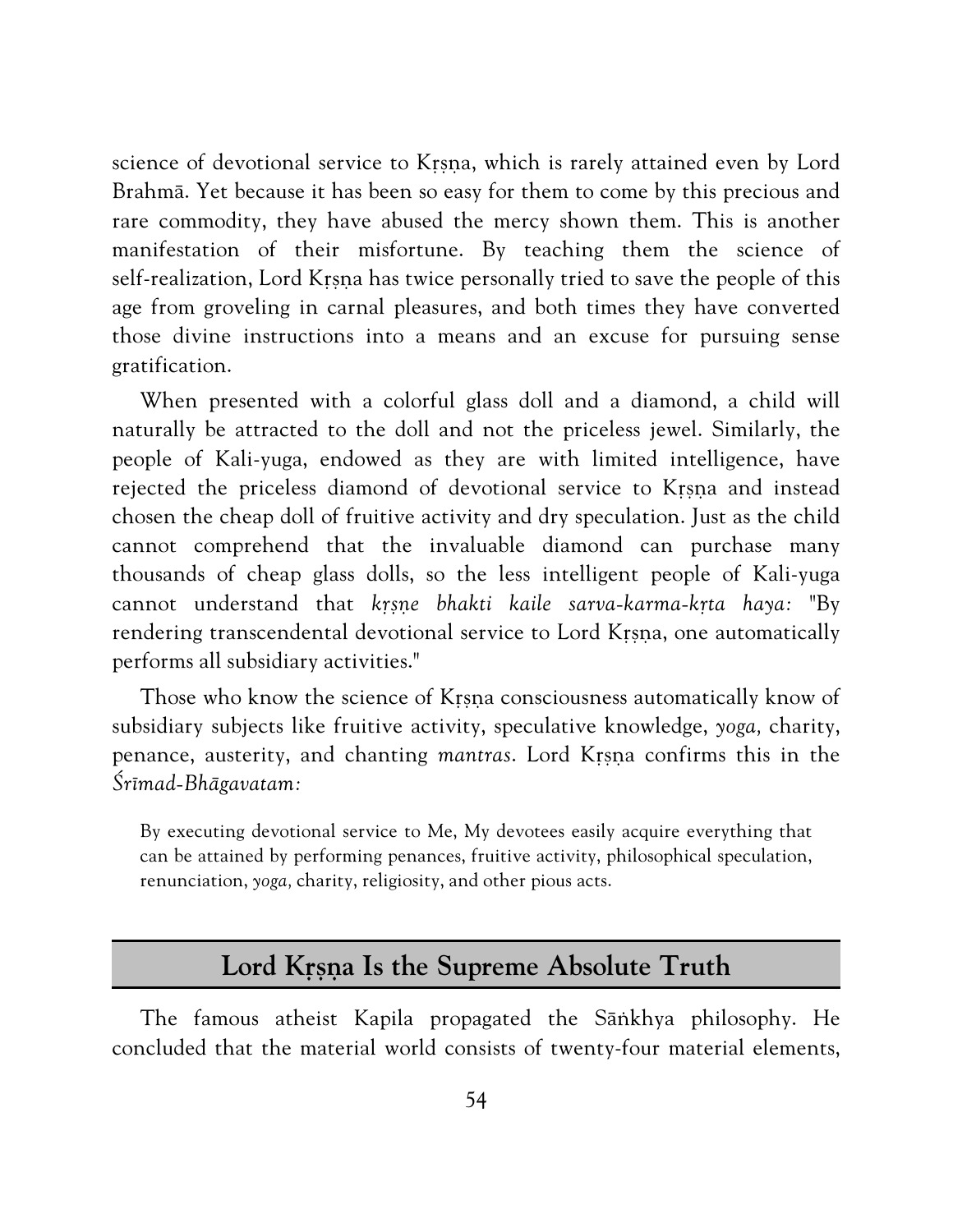science of devotional service to Kṛṣṇa, which is rarely attained even by Lord Brahmā. Yet because it has been so easy for them to come by this precious and rare commodity, they have abused the mercy shown them. This is another manifestation of their misfortune. By teaching them the science of self-realization, Lord Kṛṣṇa has twice personally tried to save the people of this age from groveling in carnal pleasures, and both times they have converted those divine instructions into a means and an excuse for pursuing sense gratification.

When presented with a colorful glass doll and a diamond, a child will naturally be attracted to the doll and not the priceless jewel. Similarly, the people of Kali-yuga, endowed as they are with limited intelligence, have rejected the priceless diamond of devotional service to Kṛṣṇa and instead chosen the cheap doll of fruitive activity and dry speculation. Just as the child cannot comprehend that the invaluable diamond can purchase many thousands of cheap glass dolls, so the less intelligent people of Kali-yuga cannot understand that *kṛṣṇe bhakti kaile sarva-karma-kṛta haya:* "By rendering transcendental devotional service to Lord Kṛṣṇa, one automatically performs all subsidiary activities."

Those who know the science of Kṛṣṇa consciousness automatically know of subsidiary subjects like fruitive activity, speculative knowledge, *yoga,* charity, penance, austerity, and chanting *mantras*. Lord Kṛṣṇa confirms this in the *Śrīmad-Bhāgavatam:*

> By executing devotional service to Me, My devotees easily acquire everything that can be attained by performing penances, fruitive activity, philosophical speculation, renunciation, *yoga,* charity, religiosity, and other pious acts.

## Lord Kṛṣṇa Is the Supreme Absolute Truth

The famous atheist Kapila propagated the Sāṅkhya philosophy. He concluded that the material world consists of twenty-four material elements,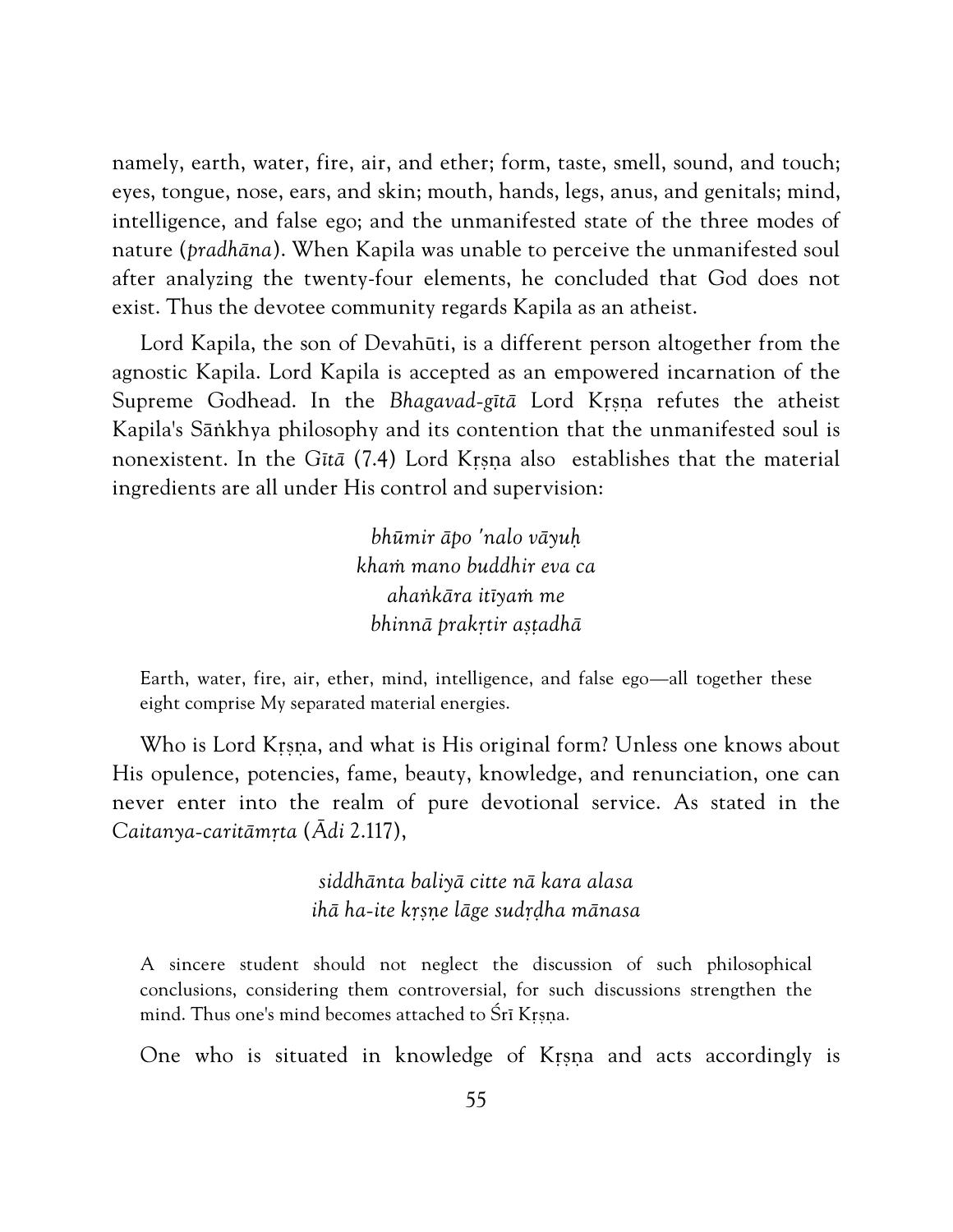namely, earth, water, fire, air, and ether; form, taste, smell, sound, and touch; eyes, tongue, nose, ears, and skin; mouth, hands, legs, anus, and genitals; mind, intelligence, and false ego; and the unmanifested state of the three modes of nature (*pradhāna*). When Kapila was unable to perceive the unmanifested soul after analyzing the twenty-four elements, he concluded that God does not exist. Thus the devotee community regards Kapila as an atheist.

Lord Kapila, the son of Devahūti, is a different person altogether from the agnostic Kapila. Lord Kapila is accepted as an empowered incarnation of the Supreme Godhead. In the *Bhagavad-gītā* Lord Kṛṣṇa refutes the atheist Kapila's Sāṅkhya philosophy and its contention that the unmanifested soul is nonexistent. In the *Gītā* (7.4) Lord Kṛṣṇa also establishes that the material ingredients are all under His control and supervision:

> *bhūmir āpo 'nalo vāyuḥ*
> *khaṁ mano buddhir eva ca*
> *ahaṅkāra itīyaṁ me*
> *bhinnā prakṛtir aṣṭadhā*

> Earth, water, fire, air, ether, mind, intelligence, and false ego—all together these eight comprise My separated material energies.

Who is Lord Kṛṣṇa, and what is His original form? Unless one knows about His opulence, potencies, fame, beauty, knowledge, and renunciation, one can never enter into the realm of pure devotional service. As stated in the *Caitanya-caritāmṛta* (*Ādi* 2.117),

> *siddhānta baliyā citte nā kara alasa*
> *ihā ha-ite kṛṣṇe lāge sudṛḍha mānasa*

> A sincere student should not neglect the discussion of such philosophical conclusions, considering them controversial, for such discussions strengthen the mind. Thus one's mind becomes attached to Śrī Kṛṣṇa.

One who is situated in knowledge of Kṛṣṇa and acts accordingly is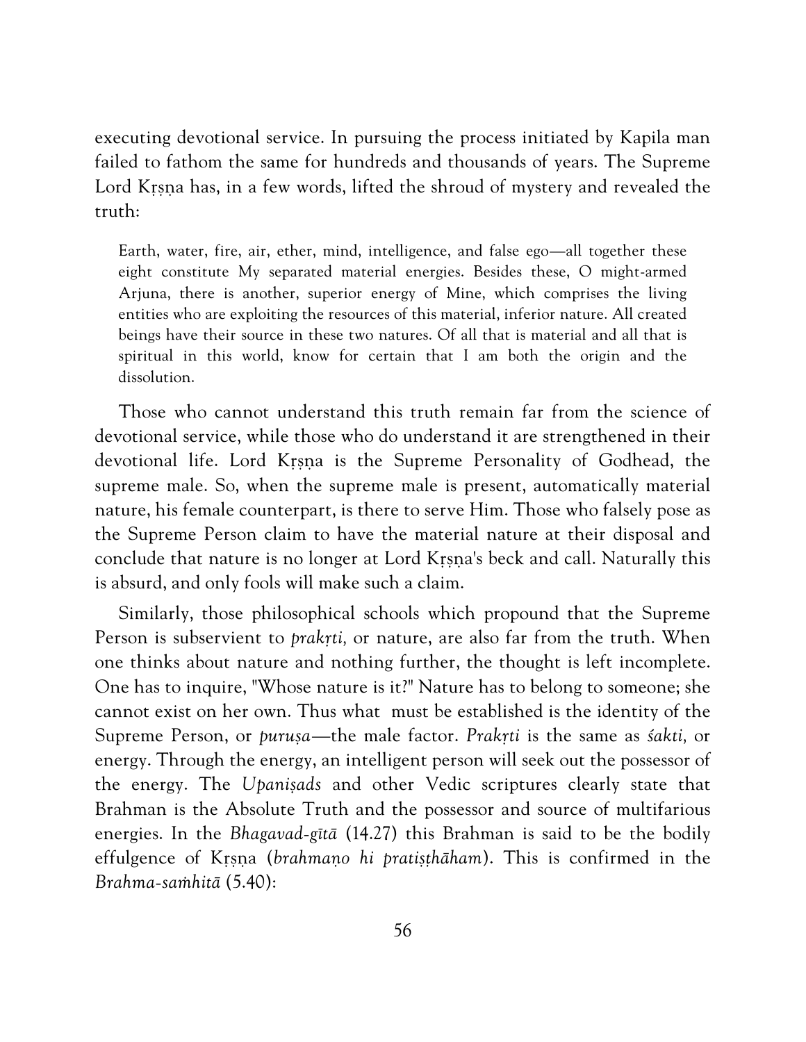executing devotional service. In pursuing the process initiated by Kapila man failed to fathom the same for hundreds and thousands of years. The Supreme Lord Kṛṣṇa has, in a few words, lifted the shroud of mystery and revealed the truth:

> Earth, water, fire, air, ether, mind, intelligence, and false ego—all together these eight constitute My separated material energies. Besides these, O might-armed Arjuna, there is another, superior energy of Mine, which comprises the living entities who are exploiting the resources of this material, inferior nature. All created beings have their source in these two natures. Of all that is material and all that is spiritual in this world, know for certain that I am both the origin and the dissolution.

Those who cannot understand this truth remain far from the science of devotional service, while those who do understand it are strengthened in their devotional life. Lord Kṛṣṇa is the Supreme Personality of Godhead, the supreme male. So, when the supreme male is present, automatically material nature, his female counterpart, is there to serve Him. Those who falsely pose as the Supreme Person claim to have the material nature at their disposal and conclude that nature is no longer at Lord Kṛṣṇa's beck and call. Naturally this is absurd, and only fools will make such a claim.

Similarly, those philosophical schools which propound that the Supreme Person is subservient to *prakṛti,* or nature, are also far from the truth. When one thinks about nature and nothing further, the thought is left incomplete. One has to inquire, "Whose nature is it?" Nature has to belong to someone; she cannot exist on her own. Thus what must be established is the identity of the Supreme Person, or *puruṣa*—the male factor. *Prakṛti* is the same as *śakti,* or energy. Through the energy, an intelligent person will seek out the possessor of the energy. The *Upaniṣads* and other Vedic scriptures clearly state that Brahman is the Absolute Truth and the possessor and source of multifarious energies. In the *Bhagavad-gītā* (14.27) this Brahman is said to be the bodily effulgence of Kṛṣṇa (*brahmaṇo hi pratiṣṭhāham*). This is confirmed in the *Brahma-saṁhitā* (5.40):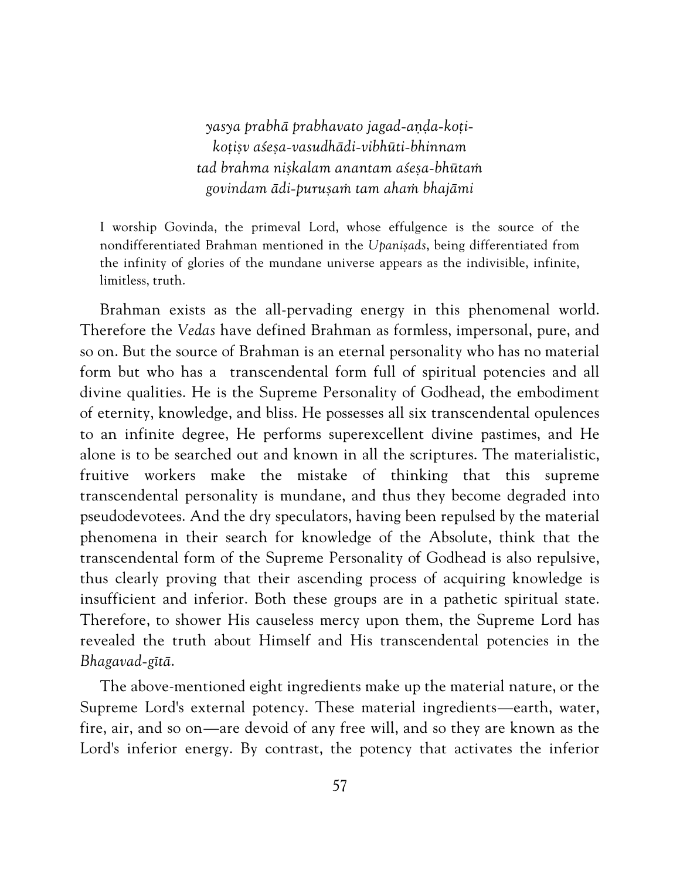*yasya prabhā prabhavato jagad-aṇḍa-koṭi-*
*koṭiṣv aśeṣa-vasudhādi-vibhūti-bhinnam*
*tad brahma niṣkalam anantam aśeṣa-bhūtaṁ*
*govindam ādi-puruṣaṁ tam ahaṁ bhajāmi*

> I worship Govinda, the primeval Lord, whose effulgence is the source of the nondifferentiated Brahman mentioned in the *Upaniṣads*, being differentiated from the infinity of glories of the mundane universe appears as the indivisible, infinite, limitless, truth.

Brahman exists as the all-pervading energy in this phenomenal world. Therefore the *Vedas* have defined Brahman as formless, impersonal, pure, and so on. But the source of Brahman is an eternal personality who has no material form but who has a transcendental form full of spiritual potencies and all divine qualities. He is the Supreme Personality of Godhead, the embodiment of eternity, knowledge, and bliss. He possesses all six transcendental opulences to an infinite degree, He performs superexcellent divine pastimes, and He alone is to be searched out and known in all the scriptures. The materialistic, fruitive workers make the mistake of thinking that this supreme transcendental personality is mundane, and thus they become degraded into pseudodevotees. And the dry speculators, having been repulsed by the material phenomena in their search for knowledge of the Absolute, think that the transcendental form of the Supreme Personality of Godhead is also repulsive, thus clearly proving that their ascending process of acquiring knowledge is insufficient and inferior. Both these groups are in a pathetic spiritual state. Therefore, to shower His causeless mercy upon them, the Supreme Lord has revealed the truth about Himself and His transcendental potencies in the *Bhagavad-gītā*.

The above-mentioned eight ingredients make up the material nature, or the Supreme Lord's external potency. These material ingredients—earth, water, fire, air, and so on—are devoid of any free will, and so they are known as the Lord's inferior energy. By contrast, the potency that activates the inferior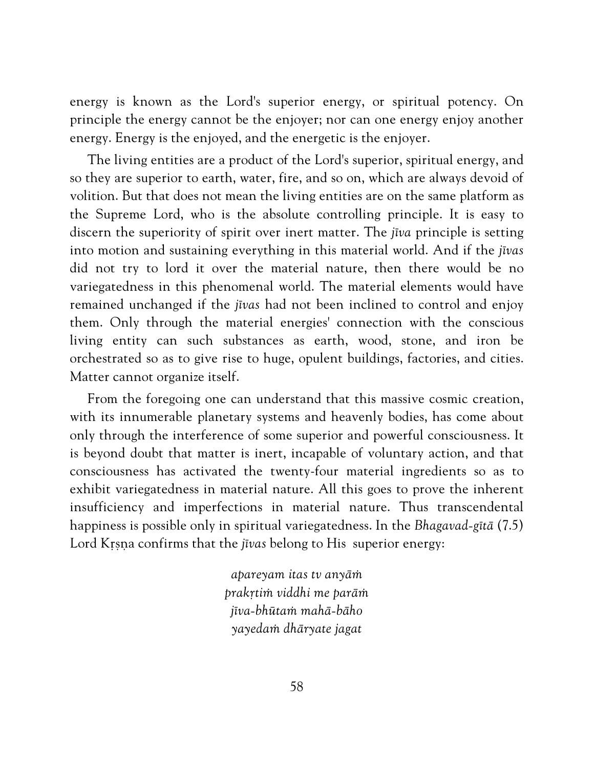energy is known as the Lord's superior energy, or spiritual potency. On principle the energy cannot be the enjoyer; nor can one energy enjoy another energy. Energy is the enjoyed, and the energetic is the enjoyer.

The living entities are a product of the Lord's superior, spiritual energy, and so they are superior to earth, water, fire, and so on, which are always devoid of volition. But that does not mean the living entities are on the same platform as the Supreme Lord, who is the absolute controlling principle. It is easy to discern the superiority of spirit over inert matter. The *jīva* principle is setting into motion and sustaining everything in this material world. And if the *jīvas* did not try to lord it over the material nature, then there would be no variegatedness in this phenomenal world. The material elements would have remained unchanged if the *jīvas* had not been inclined to control and enjoy them. Only through the material energies' connection with the conscious living entity can such substances as earth, wood, stone, and iron be orchestrated so as to give rise to huge, opulent buildings, factories, and cities. Matter cannot organize itself.

From the foregoing one can understand that this massive cosmic creation, with its innumerable planetary systems and heavenly bodies, has come about only through the interference of some superior and powerful consciousness. It is beyond doubt that matter is inert, incapable of voluntary action, and that consciousness has activated the twenty-four material ingredients so as to exhibit variegatedness in material nature. All this goes to prove the inherent insufficiency and imperfections in material nature. Thus transcendental happiness is possible only in spiritual variegatedness. In the *Bhagavad-gītā* (7.5) Lord Kṛṣṇa confirms that the *jīvas* belong to His superior energy:

*apareyam itas tv anyāṁ*
*prakṛtiṁ viddhi me parāṁ*
*jīva-bhūtaṁ mahā-bāho*
*yayedaṁ dhāryate jagat*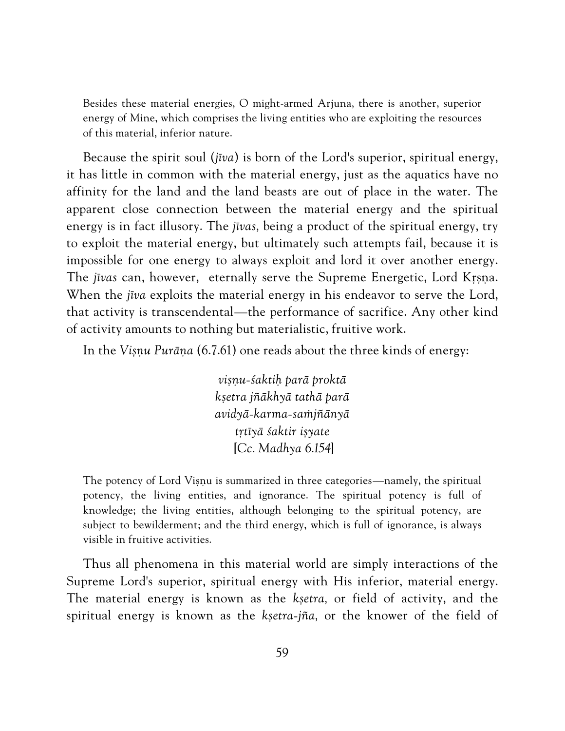> Besides these material energies, O might-armed Arjuna, there is another, superior energy of Mine, which comprises the living entities who are exploiting the resources of this material, inferior nature.

Because the spirit soul (*jīva*) is born of the Lord's superior, spiritual energy, it has little in common with the material energy, just as the aquatics have no affinity for the land and the land beasts are out of place in the water. The apparent close connection between the material energy and the spiritual energy is in fact illusory. The *jīvas,* being a product of the spiritual energy, try to exploit the material energy, but ultimately such attempts fail, because it is impossible for one energy to always exploit and lord it over another energy. The *jīvas* can, however, eternally serve the Supreme Energetic, Lord Kṛṣṇa. When the *jīva* exploits the material energy in his endeavor to serve the Lord, that activity is transcendental—the performance of sacrifice. Any other kind of activity amounts to nothing but materialistic, fruitive work.

In the *Viṣṇu Purāṇa* (6.7.61) one reads about the three kinds of energy:

> *viṣṇu-śaktiḥ parā proktā*
> *kṣetra jñākhyā tathā parā*
> *avidyā-karma-saṁjñānyā*
> *tṛtīyā śaktir iṣyate*
> [*Cc. Madhya* 6.154]

> The potency of Lord Viṣṇu is summarized in three categories—namely, the spiritual potency, the living entities, and ignorance. The spiritual potency is full of knowledge; the living entities, although belonging to the spiritual potency, are subject to bewilderment; and the third energy, which is full of ignorance, is always visible in fruitive activities.

Thus all phenomena in this material world are simply interactions of the Supreme Lord's superior, spiritual energy with His inferior, material energy. The material energy is known as the *kṣetra,* or field of activity, and the spiritual energy is known as the *kṣetra-jña,* or the knower of the field of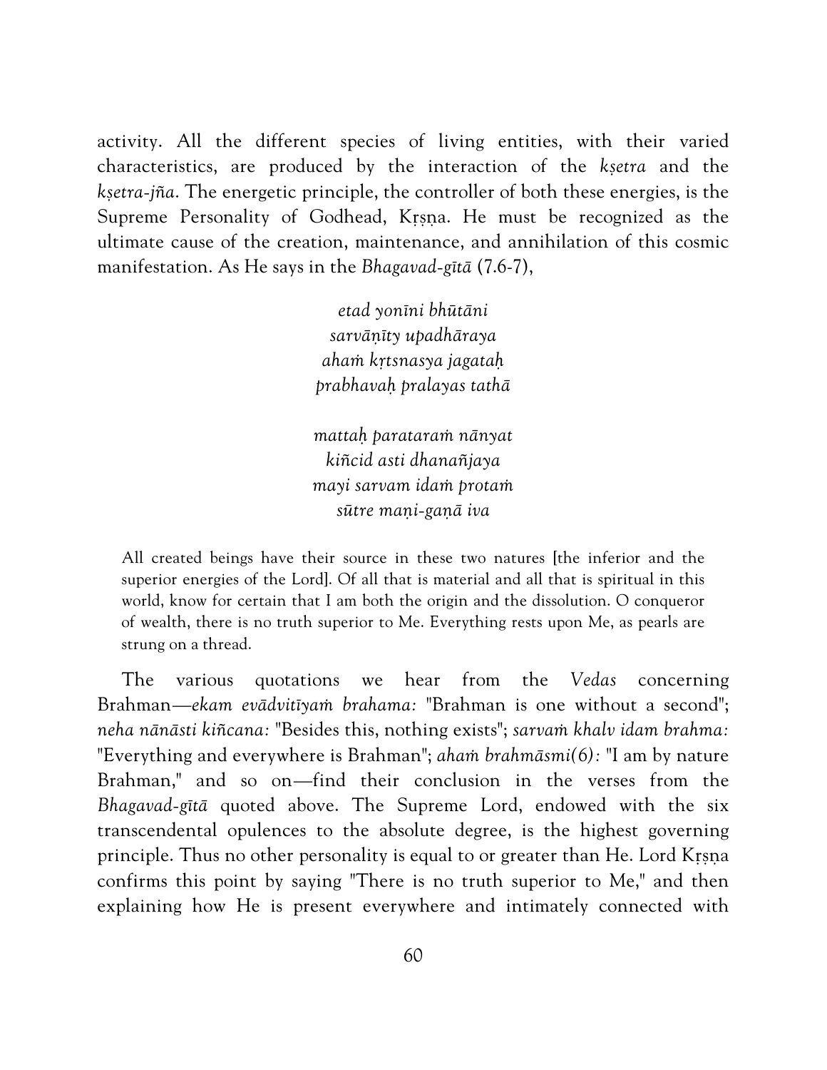activity. All the different species of living entities, with their varied characteristics, are produced by the interaction of the *kṣetra* and the *kṣetra-jña*. The energetic principle, the controller of both these energies, is the Supreme Personality of Godhead, Kṛṣṇa. He must be recognized as the ultimate cause of the creation, maintenance, and annihilation of this cosmic manifestation. As He says in the *Bhagavad-gītā* (7.6-7),

> *etad yonīni bhūtāni*
> *sarvāṇīty upadhāraya*
> *ahaṁ kṛtsnasya jagataḥ*
> *prabhavaḥ pralayas tathā*
>
> *mattaḥ parataraṁ nānyat*
> *kiñcid asti dhanañjaya*
> *mayi sarvam idaṁ protaṁ*
> *sūtre maṇi-gaṇā iva*

> All created beings have their source in these two natures [the inferior and the superior energies of the Lord]. Of all that is material and all that is spiritual in this world, know for certain that I am both the origin and the dissolution. O conqueror of wealth, there is no truth superior to Me. Everything rests upon Me, as pearls are strung on a thread.

The various quotations we hear from the *Vedas* concerning Brahman—*ekam evādvitīyaṁ brahama:* "Brahman is one without a second"; *neha nānāsti kiñcana:* "Besides this, nothing exists"; *sarvaṁ khalv idam brahma:* "Everything and everywhere is Brahman"; *ahaṁ brahmāsmi(6):* "I am by nature Brahman," and so on—find their conclusion in the verses from the *Bhagavad-gītā* quoted above. The Supreme Lord, endowed with the six transcendental opulences to the absolute degree, is the highest governing principle. Thus no other personality is equal to or greater than He. Lord Kṛṣṇa confirms this point by saying "There is no truth superior to Me," and then explaining how He is present everywhere and intimately connected with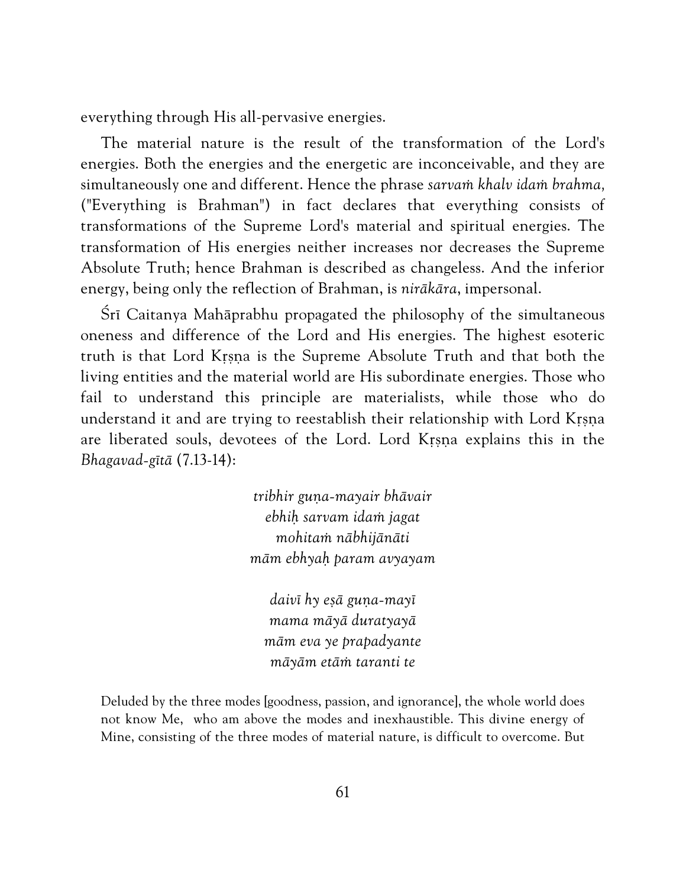everything through His all-pervasive energies.

The material nature is the result of the transformation of the Lord's energies. Both the energies and the energetic are inconceivable, and they are simultaneously one and different. Hence the phrase *sarvaṁ khalv idaṁ brahma,* ("Everything is Brahman") in fact declares that everything consists of transformations of the Supreme Lord's material and spiritual energies. The transformation of His energies neither increases nor decreases the Supreme Absolute Truth; hence Brahman is described as changeless. And the inferior energy, being only the reflection of Brahman, is *nirākāra*, impersonal.

Śrī Caitanya Mahāprabhu propagated the philosophy of the simultaneous oneness and difference of the Lord and His energies. The highest esoteric truth is that Lord Kṛṣṇa is the Supreme Absolute Truth and that both the living entities and the material world are His subordinate energies. Those who fail to understand this principle are materialists, while those who do understand it and are trying to reestablish their relationship with Lord Kṛṣṇa are liberated souls, devotees of the Lord. Lord Kṛṣṇa explains this in the *Bhagavad-gītā* (7.13-14):

*tribhir guṇa-mayair bhāvair*
*ebhiḥ sarvam idaṁ jagat*
*mohitaṁ nābhijānāti*
*mām ebhyaḥ param avyayam*

*daivī hy eṣā guṇa-mayī*
*mama māyā duratyayā*
*mām eva ye prapadyante*
*māyām etāṁ taranti te*

Deluded by the three modes [goodness, passion, and ignorance], the whole world does not know Me, who am above the modes and inexhaustible. This divine energy of Mine, consisting of the three modes of material nature, is difficult to overcome. But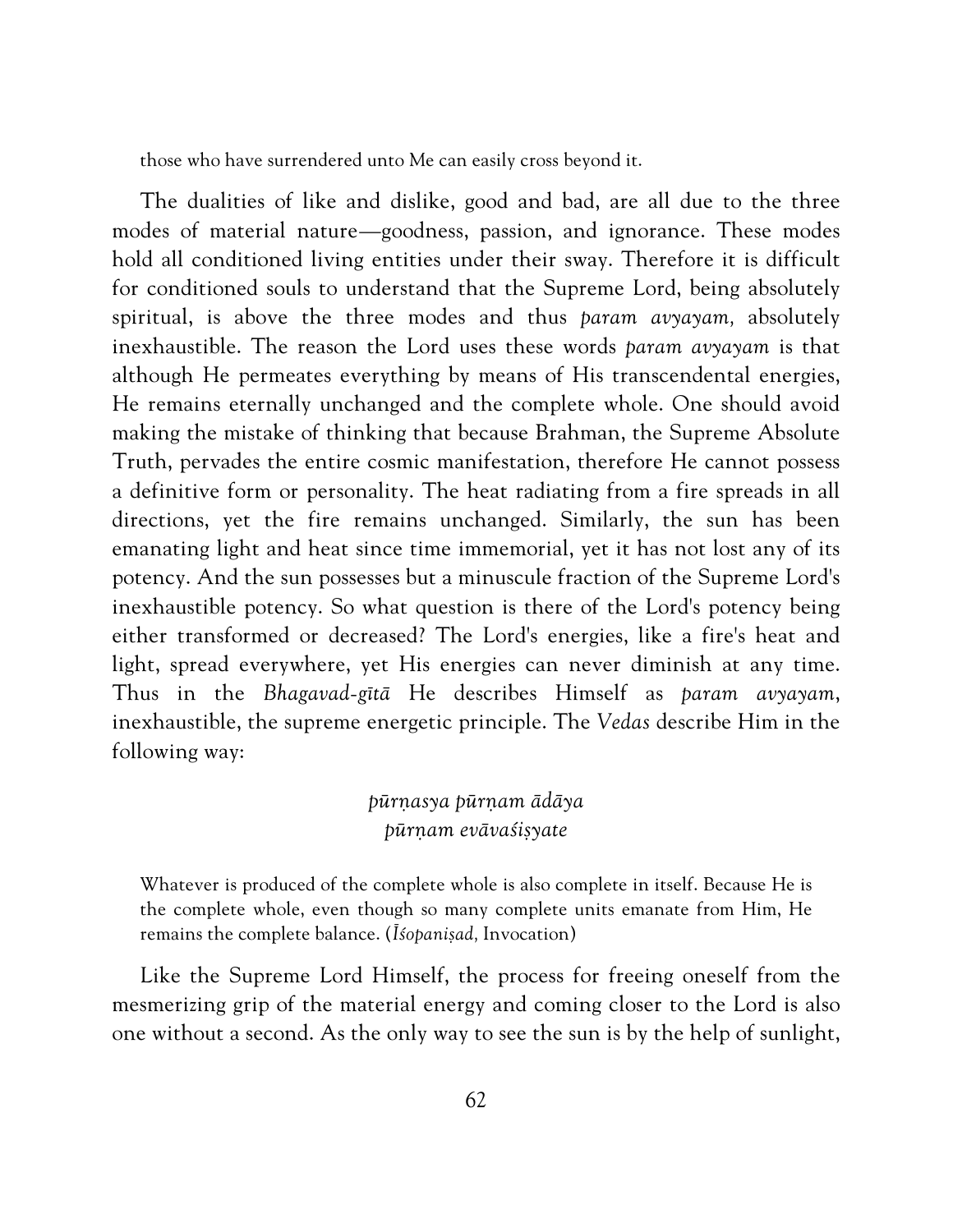> those who have surrendered unto Me can easily cross beyond it.

The dualities of like and dislike, good and bad, are all due to the three modes of material nature—goodness, passion, and ignorance. These modes hold all conditioned living entities under their sway. Therefore it is difficult for conditioned souls to understand that the Supreme Lord, being absolutely spiritual, is above the three modes and thus *param avyayam,* absolutely inexhaustible. The reason the Lord uses these words *param avyayam* is that although He permeates everything by means of His transcendental energies, He remains eternally unchanged and the complete whole. One should avoid making the mistake of thinking that because Brahman, the Supreme Absolute Truth, pervades the entire cosmic manifestation, therefore He cannot possess a definitive form or personality. The heat radiating from a fire spreads in all directions, yet the fire remains unchanged. Similarly, the sun has been emanating light and heat since time immemorial, yet it has not lost any of its potency. And the sun possesses but a minuscule fraction of the Supreme Lord's inexhaustible potency. So what question is there of the Lord's potency being either transformed or decreased? The Lord's energies, like a fire's heat and light, spread everywhere, yet His energies can never diminish at any time. Thus in the *Bhagavad-gītā* He describes Himself as *param avyayam*, inexhaustible, the supreme energetic principle. The *Vedas* describe Him in the following way:

*pūrṇasya pūrṇam ādāya*
*pūrṇam evāvaśiṣyate*

> Whatever is produced of the complete whole is also complete in itself. Because He is the complete whole, even though so many complete units emanate from Him, He remains the complete balance. (*Īśopaniṣad,* Invocation)

Like the Supreme Lord Himself, the process for freeing oneself from the mesmerizing grip of the material energy and coming closer to the Lord is also one without a second. As the only way to see the sun is by the help of sunlight,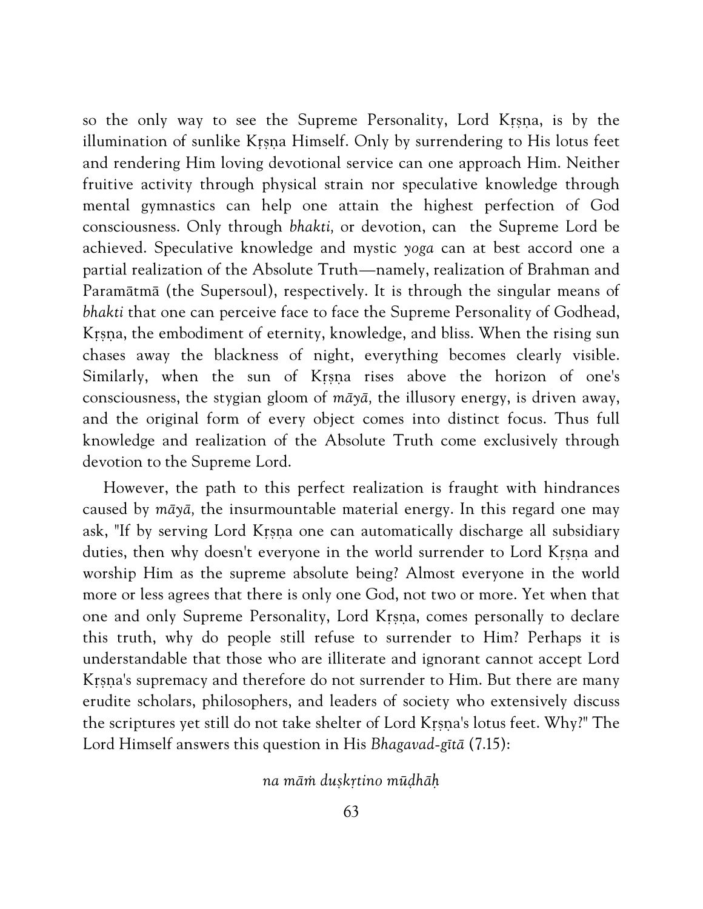so the only way to see the Supreme Personality, Lord Kṛṣṇa, is by the illumination of sunlike Kṛṣṇa Himself. Only by surrendering to His lotus feet and rendering Him loving devotional service can one approach Him. Neither fruitive activity through physical strain nor speculative knowledge through mental gymnastics can help one attain the highest perfection of God consciousness. Only through *bhakti,* or devotion, can the Supreme Lord be achieved. Speculative knowledge and mystic *yoga* can at best accord one a partial realization of the Absolute Truth—namely, realization of Brahman and Paramātmā (the Supersoul), respectively. It is through the singular means of *bhakti* that one can perceive face to face the Supreme Personality of Godhead, Kṛṣṇa, the embodiment of eternity, knowledge, and bliss. When the rising sun chases away the blackness of night, everything becomes clearly visible. Similarly, when the sun of Kṛṣṇa rises above the horizon of one's consciousness, the stygian gloom of *māyā,* the illusory energy, is driven away, and the original form of every object comes into distinct focus. Thus full knowledge and realization of the Absolute Truth come exclusively through devotion to the Supreme Lord.

However, the path to this perfect realization is fraught with hindrances caused by *māyā,* the insurmountable material energy. In this regard one may ask, "If by serving Lord Kṛṣṇa one can automatically discharge all subsidiary duties, then why doesn't everyone in the world surrender to Lord Kṛṣṇa and worship Him as the supreme absolute being? Almost everyone in the world more or less agrees that there is only one God, not two or more. Yet when that one and only Supreme Personality, Lord Kṛṣṇa, comes personally to declare this truth, why do people still refuse to surrender to Him? Perhaps it is understandable that those who are illiterate and ignorant cannot accept Lord Kṛṣṇa's supremacy and therefore do not surrender to Him. But there are many erudite scholars, philosophers, and leaders of society who extensively discuss the scriptures yet still do not take shelter of Lord Kṛṣṇa's lotus feet. Why?" The Lord Himself answers this question in His *Bhagavad-gītā* (7.15):

*na māṁ duṣkṛtino mūḍhāḥ*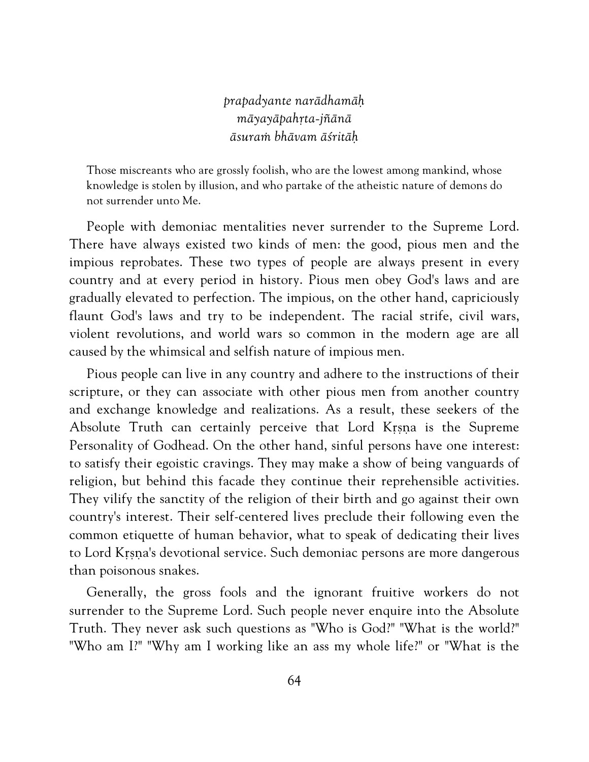*prapadyante narādhamāḥ*
*māyayāpahṛta-jñānā*
*āsuraṁ bhāvam āśritāḥ*

> Those miscreants who are grossly foolish, who are the lowest among mankind, whose knowledge is stolen by illusion, and who partake of the atheistic nature of demons do not surrender unto Me.

People with demoniac mentalities never surrender to the Supreme Lord. There have always existed two kinds of men: the good, pious men and the impious reprobates. These two types of people are always present in every country and at every period in history. Pious men obey God's laws and are gradually elevated to perfection. The impious, on the other hand, capriciously flaunt God's laws and try to be independent. The racial strife, civil wars, violent revolutions, and world wars so common in the modern age are all caused by the whimsical and selfish nature of impious men.

Pious people can live in any country and adhere to the instructions of their scripture, or they can associate with other pious men from another country and exchange knowledge and realizations. As a result, these seekers of the Absolute Truth can certainly perceive that Lord Kṛṣṇa is the Supreme Personality of Godhead. On the other hand, sinful persons have one interest: to satisfy their egoistic cravings. They may make a show of being vanguards of religion, but behind this facade they continue their reprehensible activities. They vilify the sanctity of the religion of their birth and go against their own country's interest. Their self-centered lives preclude their following even the common etiquette of human behavior, what to speak of dedicating their lives to Lord Kṛṣṇa's devotional service. Such demoniac persons are more dangerous than poisonous snakes.

Generally, the gross fools and the ignorant fruitive workers do not surrender to the Supreme Lord. Such people never enquire into the Absolute Truth. They never ask such questions as "Who is God?" "What is the world?" "Who am I?" "Why am I working like an ass my whole life?" or "What is the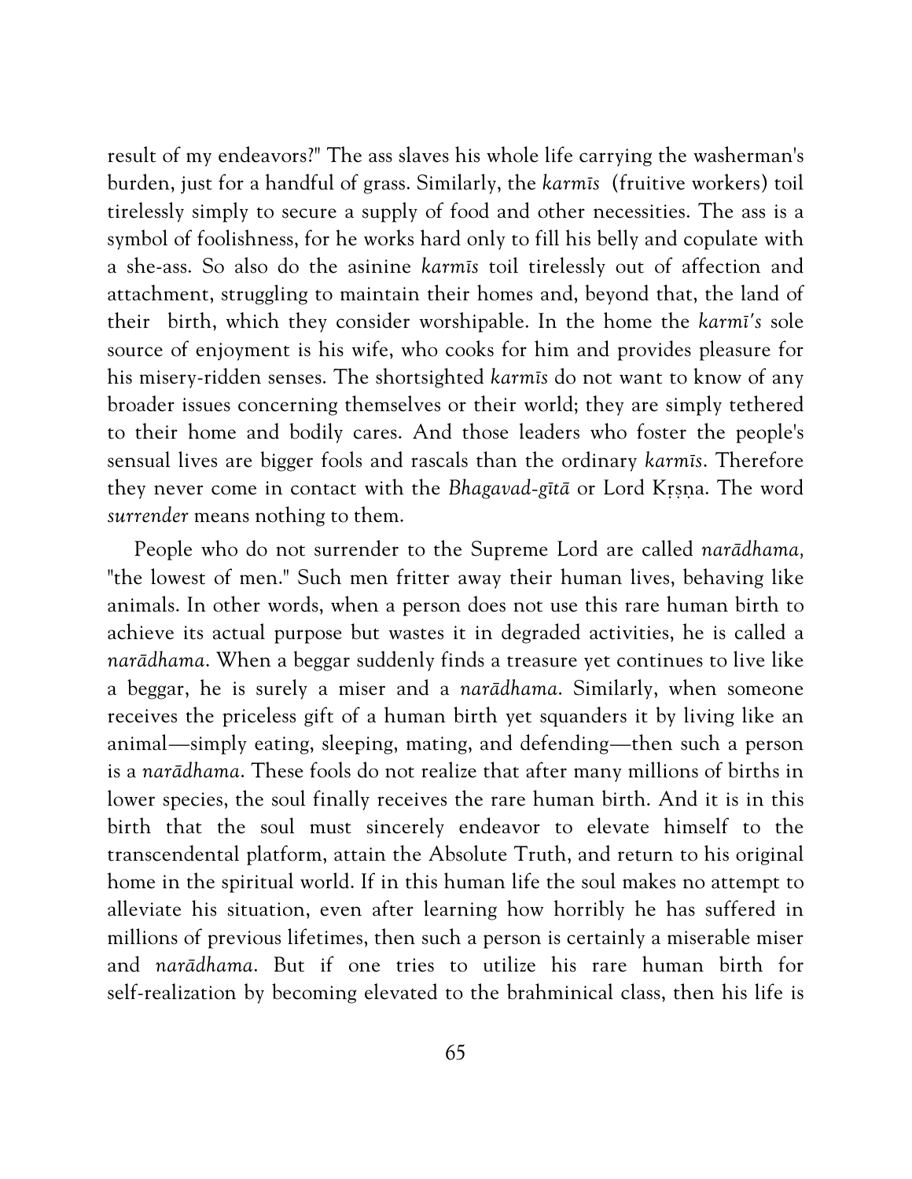result of my endeavors?" The ass slaves his whole life carrying the washerman's burden, just for a handful of grass. Similarly, the *karmīs* (fruitive workers) toil tirelessly simply to secure a supply of food and other necessities. The ass is a symbol of foolishness, for he works hard only to fill his belly and copulate with a she-ass. So also do the asinine *karmīs* toil tirelessly out of affection and attachment, struggling to maintain their homes and, beyond that, the land of their birth, which they consider worshipable. In the home the *karmī's* sole source of enjoyment is his wife, who cooks for him and provides pleasure for his misery-ridden senses. The shortsighted *karmīs* do not want to know of any broader issues concerning themselves or their world; they are simply tethered to their home and bodily cares. And those leaders who foster the people's sensual lives are bigger fools and rascals than the ordinary *karmīs*. Therefore they never come in contact with the *Bhagavad-gītā* or Lord Kṛṣṇa. The word *surrender* means nothing to them.

People who do not surrender to the Supreme Lord are called *narādhama,* "the lowest of men." Such men fritter away their human lives, behaving like animals. In other words, when a person does not use this rare human birth to achieve its actual purpose but wastes it in degraded activities, he is called a *narādhama*. When a beggar suddenly finds a treasure yet continues to live like a beggar, he is surely a miser and a *narādhama*. Similarly, when someone receives the priceless gift of a human birth yet squanders it by living like an animal—simply eating, sleeping, mating, and defending—then such a person is a *narādhama*. These fools do not realize that after many millions of births in lower species, the soul finally receives the rare human birth. And it is in this birth that the soul must sincerely endeavor to elevate himself to the transcendental platform, attain the Absolute Truth, and return to his original home in the spiritual world. If in this human life the soul makes no attempt to alleviate his situation, even after learning how horribly he has suffered in millions of previous lifetimes, then such a person is certainly a miserable miser and *narādhama*. But if one tries to utilize his rare human birth for self-realization by becoming elevated to the brahminical class, then his life is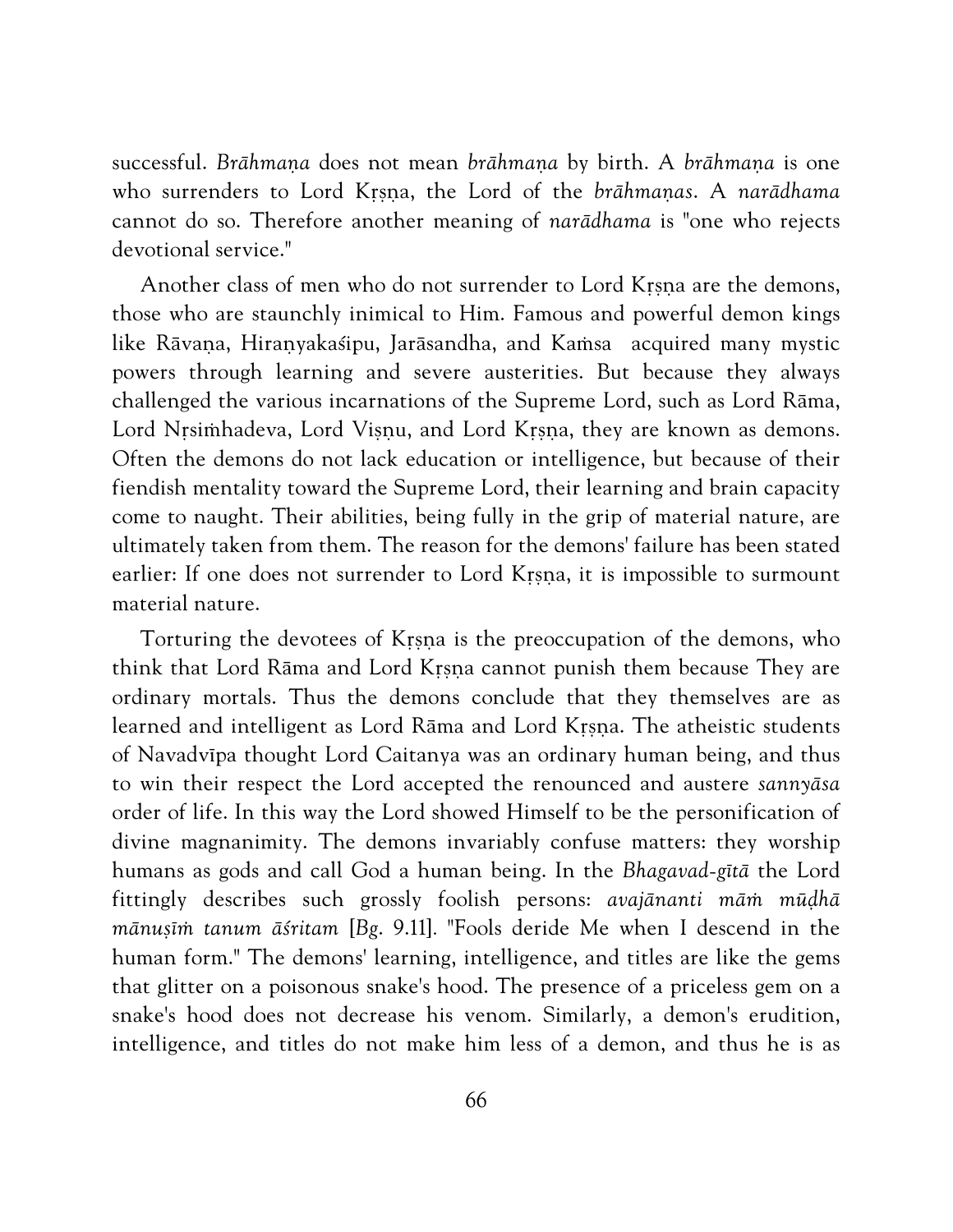successful. *Brāhmaṇa* does not mean *brāhmaṇa* by birth. A *brāhmaṇa* is one who surrenders to Lord Kṛṣṇa, the Lord of the *brāhmaṇas*. A *narādhama* cannot do so. Therefore another meaning of *narādhama* is "one who rejects devotional service."

Another class of men who do not surrender to Lord Kṛṣṇa are the demons, those who are staunchly inimical to Him. Famous and powerful demon kings like Rāvaṇa, Hiraṇyakaśipu, Jarāsandha, and Kaṁsa acquired many mystic powers through learning and severe austerities. But because they always challenged the various incarnations of the Supreme Lord, such as Lord Rāma, Lord Nṛsiṁhadeva, Lord Viṣṇu, and Lord Kṛṣṇa, they are known as demons. Often the demons do not lack education or intelligence, but because of their fiendish mentality toward the Supreme Lord, their learning and brain capacity come to naught. Their abilities, being fully in the grip of material nature, are ultimately taken from them. The reason for the demons' failure has been stated earlier: If one does not surrender to Lord Kṛṣṇa, it is impossible to surmount material nature.

Torturing the devotees of Kṛṣṇa is the preoccupation of the demons, who think that Lord Rāma and Lord Kṛṣṇa cannot punish them because They are ordinary mortals. Thus the demons conclude that they themselves are as learned and intelligent as Lord Rāma and Lord Kṛṣṇa. The atheistic students of Navadvīpa thought Lord Caitanya was an ordinary human being, and thus to win their respect the Lord accepted the renounced and austere *sannyāsa* order of life. In this way the Lord showed Himself to be the personification of divine magnanimity. The demons invariably confuse matters: they worship humans as gods and call God a human being. In the *Bhagavad-gītā* the Lord fittingly describes such grossly foolish persons: *avajānanti māṁ mūḍhā mānuṣīṁ tanum āśritam* [*Bg.* 9.11]. "Fools deride Me when I descend in the human form." The demons' learning, intelligence, and titles are like the gems that glitter on a poisonous snake's hood. The presence of a priceless gem on a snake's hood does not decrease his venom. Similarly, a demon's erudition, intelligence, and titles do not make him less of a demon, and thus he is as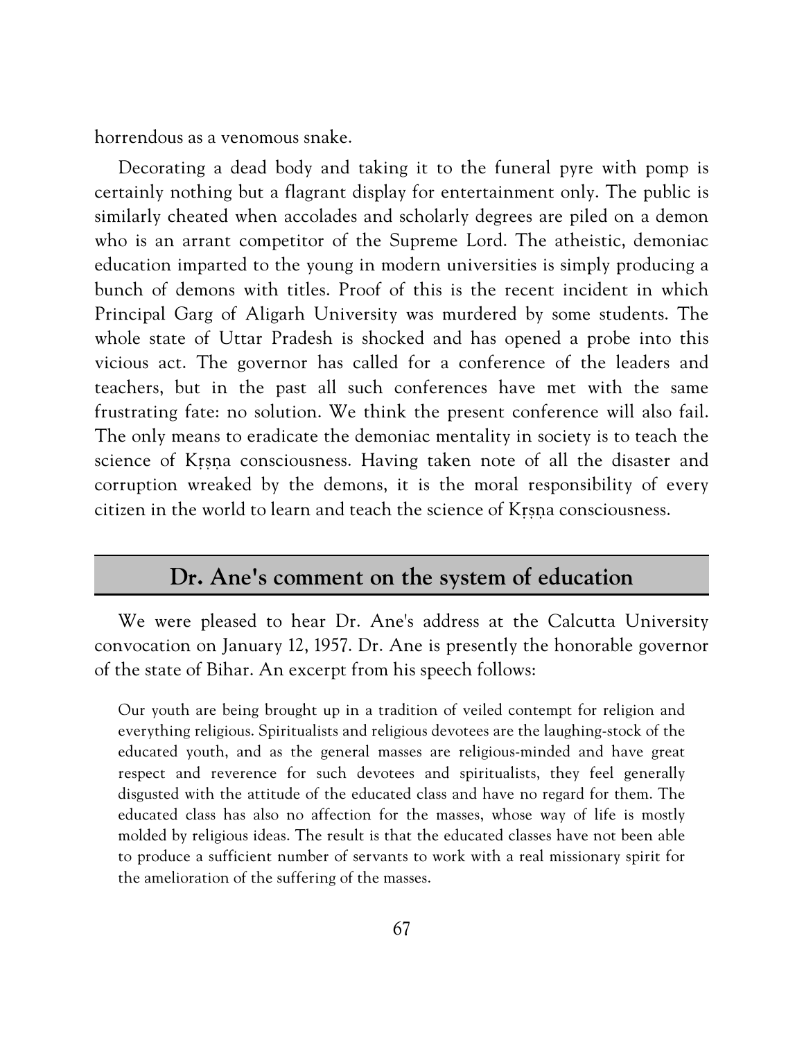horrendous as a venomous snake.

Decorating a dead body and taking it to the funeral pyre with pomp is certainly nothing but a flagrant display for entertainment only. The public is similarly cheated when accolades and scholarly degrees are piled on a demon who is an arrant competitor of the Supreme Lord. The atheistic, demoniac education imparted to the young in modern universities is simply producing a bunch of demons with titles. Proof of this is the recent incident in which Principal Garg of Aligarh University was murdered by some students. The whole state of Uttar Pradesh is shocked and has opened a probe into this vicious act. The governor has called for a conference of the leaders and teachers, but in the past all such conferences have met with the same frustrating fate: no solution. We think the present conference will also fail. The only means to eradicate the demoniac mentality in society is to teach the science of Kṛṣṇa consciousness. Having taken note of all the disaster and corruption wreaked by the demons, it is the moral responsibility of every citizen in the world to learn and teach the science of Kṛṣṇa consciousness.

## Dr. Ane's comment on the system of education

We were pleased to hear Dr. Ane's address at the Calcutta University convocation on January 12, 1957. Dr. Ane is presently the honorable governor of the state of Bihar. An excerpt from his speech follows:

> Our youth are being brought up in a tradition of veiled contempt for religion and everything religious. Spiritualists and religious devotees are the laughing-stock of the educated youth, and as the general masses are religious-minded and have great respect and reverence for such devotees and spiritualists, they feel generally disgusted with the attitude of the educated class and have no regard for them. The educated class has also no affection for the masses, whose way of life is mostly molded by religious ideas. The result is that the educated classes have not been able to produce a sufficient number of servants to work with a real missionary spirit for the amelioration of the suffering of the masses.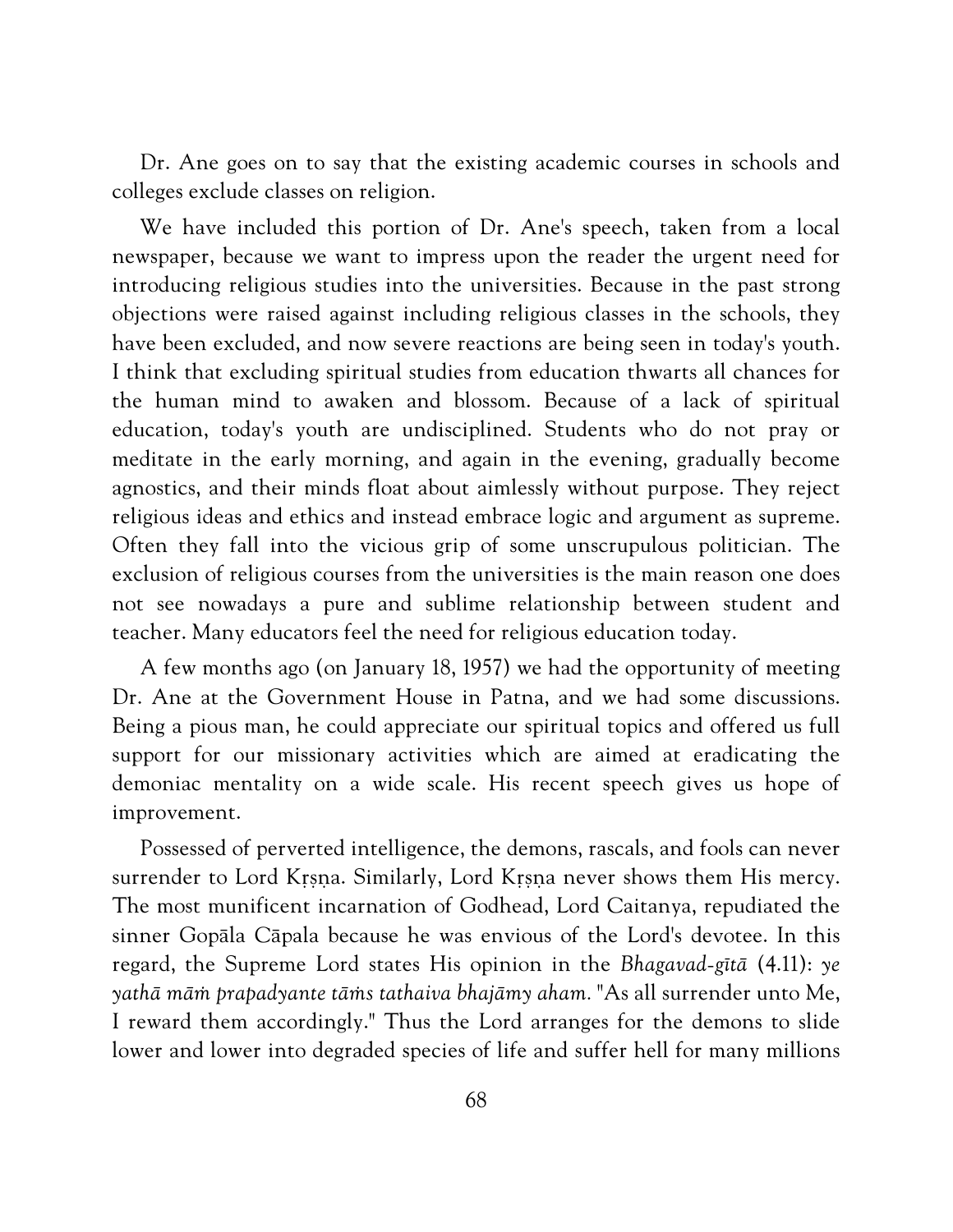Dr. Ane goes on to say that the existing academic courses in schools and colleges exclude classes on religion.

We have included this portion of Dr. Ane's speech, taken from a local newspaper, because we want to impress upon the reader the urgent need for introducing religious studies into the universities. Because in the past strong objections were raised against including religious classes in the schools, they have been excluded, and now severe reactions are being seen in today's youth. I think that excluding spiritual studies from education thwarts all chances for the human mind to awaken and blossom. Because of a lack of spiritual education, today's youth are undisciplined. Students who do not pray or meditate in the early morning, and again in the evening, gradually become agnostics, and their minds float about aimlessly without purpose. They reject religious ideas and ethics and instead embrace logic and argument as supreme. Often they fall into the vicious grip of some unscrupulous politician. The exclusion of religious courses from the universities is the main reason one does not see nowadays a pure and sublime relationship between student and teacher. Many educators feel the need for religious education today.

A few months ago (on January 18, 1957) we had the opportunity of meeting Dr. Ane at the Government House in Patna, and we had some discussions. Being a pious man, he could appreciate our spiritual topics and offered us full support for our missionary activities which are aimed at eradicating the demoniac mentality on a wide scale. His recent speech gives us hope of improvement.

Possessed of perverted intelligence, the demons, rascals, and fools can never surrender to Lord Kṛṣṇa. Similarly, Lord Kṛṣṇa never shows them His mercy. The most munificent incarnation of Godhead, Lord Caitanya, repudiated the sinner Gopāla Cāpala because he was envious of the Lord's devotee. In this regard, the Supreme Lord states His opinion in the *Bhagavad-gītā* (4.11): *ye yathā māṁ prapadyante tāṁs tathaiva bhajāmy aham.* "As all surrender unto Me, I reward them accordingly." Thus the Lord arranges for the demons to slide lower and lower into degraded species of life and suffer hell for many millions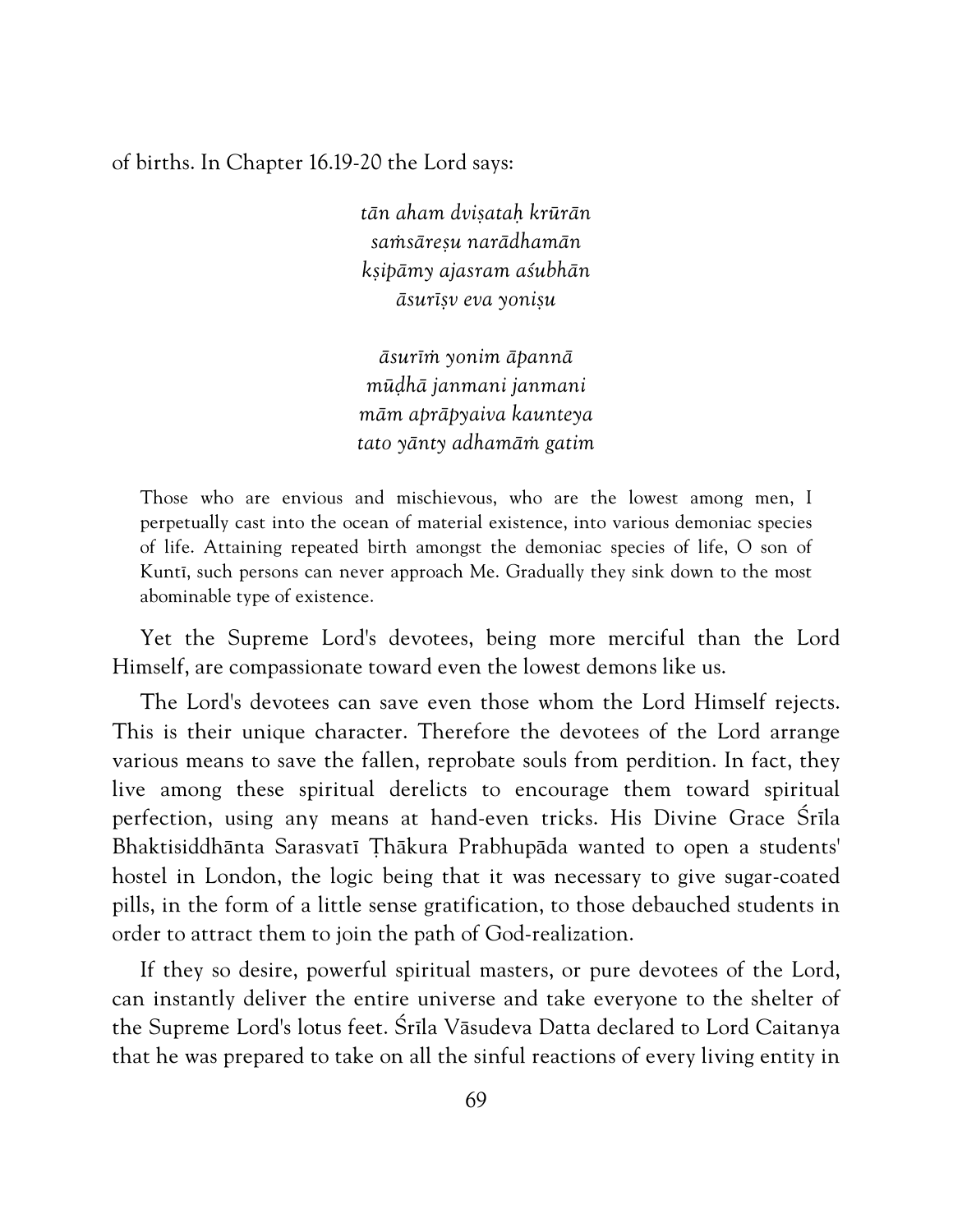of births. In Chapter 16.19-20 the Lord says:

*tān aham dviṣataḥ krūrān*
*saṁsāreṣu narādhamān*
*kṣipāmy ajasram aśubhān*
*āsurīṣv eva yoniṣu*

*āsurīṁ yonim āpannā*
*mūḍhā janmani janmani*
*mām aprāpyaiva kaunteya*
*tato yānty adhamāṁ gatim*

> Those who are envious and mischievous, who are the lowest among men, I perpetually cast into the ocean of material existence, into various demoniac species of life. Attaining repeated birth amongst the demoniac species of life, O son of Kuntī, such persons can never approach Me. Gradually they sink down to the most abominable type of existence.

Yet the Supreme Lord's devotees, being more merciful than the Lord Himself, are compassionate toward even the lowest demons like us.

The Lord's devotees can save even those whom the Lord Himself rejects. This is their unique character. Therefore the devotees of the Lord arrange various means to save the fallen, reprobate souls from perdition. In fact, they live among these spiritual derelicts to encourage them toward spiritual perfection, using any means at hand-even tricks. His Divine Grace Śrīla Bhaktisiddhānta Sarasvatī Ṭhākura Prabhupāda wanted to open a students' hostel in London, the logic being that it was necessary to give sugar-coated pills, in the form of a little sense gratification, to those debauched students in order to attract them to join the path of God-realization.

If they so desire, powerful spiritual masters, or pure devotees of the Lord, can instantly deliver the entire universe and take everyone to the shelter of the Supreme Lord's lotus feet. Śrīla Vāsudeva Datta declared to Lord Caitanya that he was prepared to take on all the sinful reactions of every living entity in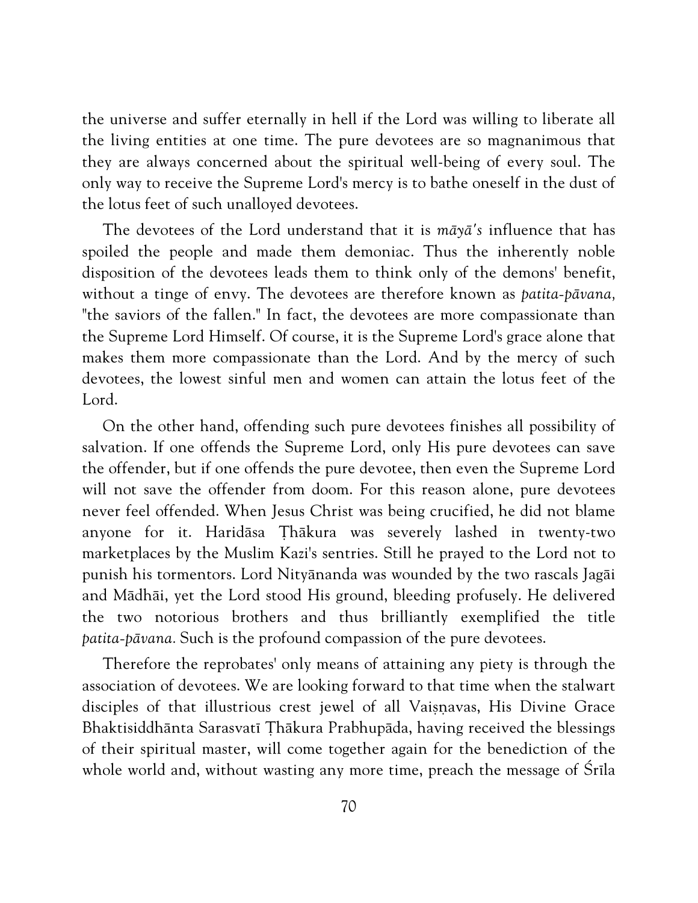the universe and suffer eternally in hell if the Lord was willing to liberate all the living entities at one time. The pure devotees are so magnanimous that they are always concerned about the spiritual well-being of every soul. The only way to receive the Supreme Lord's mercy is to bathe oneself in the dust of the lotus feet of such unalloyed devotees.

The devotees of the Lord understand that it is *māyā's* influence that has spoiled the people and made them demoniac. Thus the inherently noble disposition of the devotees leads them to think only of the demons' benefit, without a tinge of envy. The devotees are therefore known as *patita-pāvana,* "the saviors of the fallen." In fact, the devotees are more compassionate than the Supreme Lord Himself. Of course, it is the Supreme Lord's grace alone that makes them more compassionate than the Lord. And by the mercy of such devotees, the lowest sinful men and women can attain the lotus feet of the Lord.

On the other hand, offending such pure devotees finishes all possibility of salvation. If one offends the Supreme Lord, only His pure devotees can save the offender, but if one offends the pure devotee, then even the Supreme Lord will not save the offender from doom. For this reason alone, pure devotees never feel offended. When Jesus Christ was being crucified, he did not blame anyone for it. Haridāsa Ṭhākura was severely lashed in twenty-two marketplaces by the Muslim Kazi's sentries. Still he prayed to the Lord not to punish his tormentors. Lord Nityānanda was wounded by the two rascals Jagāi and Mādhāi, yet the Lord stood His ground, bleeding profusely. He delivered the two notorious brothers and thus brilliantly exemplified the title *patita-pāvana.* Such is the profound compassion of the pure devotees.

Therefore the reprobates' only means of attaining any piety is through the association of devotees. We are looking forward to that time when the stalwart disciples of that illustrious crest jewel of all Vaiṣṇavas, His Divine Grace Bhaktisiddhānta Sarasvatī Ṭhākura Prabhupāda, having received the blessings of their spiritual master, will come together again for the benediction of the whole world and, without wasting any more time, preach the message of Śrīla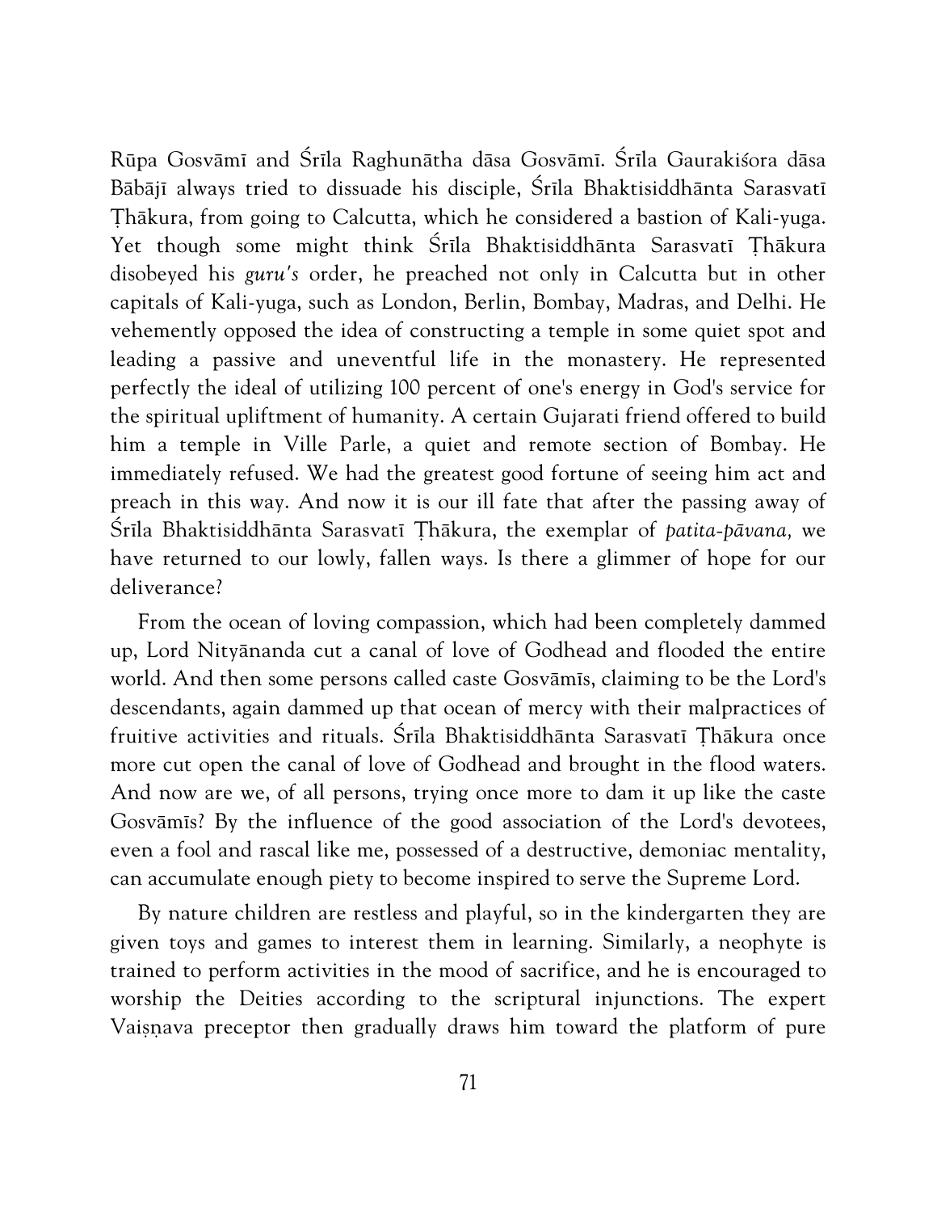Rūpa Gosvāmī and Śrīla Raghunātha dāsa Gosvāmī. Śrīla Gaurakiśora dāsa Bābājī always tried to dissuade his disciple, Śrīla Bhaktisiddhānta Sarasvatī Ṭhākura, from going to Calcutta, which he considered a bastion of Kali-yuga. Yet though some might think Śrīla Bhaktisiddhānta Sarasvatī Ṭhākura disobeyed his *guru's* order, he preached not only in Calcutta but in other capitals of Kali-yuga, such as London, Berlin, Bombay, Madras, and Delhi. He vehemently opposed the idea of constructing a temple in some quiet spot and leading a passive and uneventful life in the monastery. He represented perfectly the ideal of utilizing 100 percent of one's energy in God's service for the spiritual upliftment of humanity. A certain Gujarati friend offered to build him a temple in Ville Parle, a quiet and remote section of Bombay. He immediately refused. We had the greatest good fortune of seeing him act and preach in this way. And now it is our ill fate that after the passing away of Śrīla Bhaktisiddhānta Sarasvatī Ṭhākura, the exemplar of *patita-pāvana,* we have returned to our lowly, fallen ways. Is there a glimmer of hope for our deliverance?

From the ocean of loving compassion, which had been completely dammed up, Lord Nityānanda cut a canal of love of Godhead and flooded the entire world. And then some persons called caste Gosvāmīs, claiming to be the Lord's descendants, again dammed up that ocean of mercy with their malpractices of fruitive activities and rituals. Śrīla Bhaktisiddhānta Sarasvatī Ṭhākura once more cut open the canal of love of Godhead and brought in the flood waters. And now are we, of all persons, trying once more to dam it up like the caste Gosvāmīs? By the influence of the good association of the Lord's devotees, even a fool and rascal like me, possessed of a destructive, demoniac mentality, can accumulate enough piety to become inspired to serve the Supreme Lord.

By nature children are restless and playful, so in the kindergarten they are given toys and games to interest them in learning. Similarly, a neophyte is trained to perform activities in the mood of sacrifice, and he is encouraged to worship the Deities according to the scriptural injunctions. The expert Vaiṣṇava preceptor then gradually draws him toward the platform of pure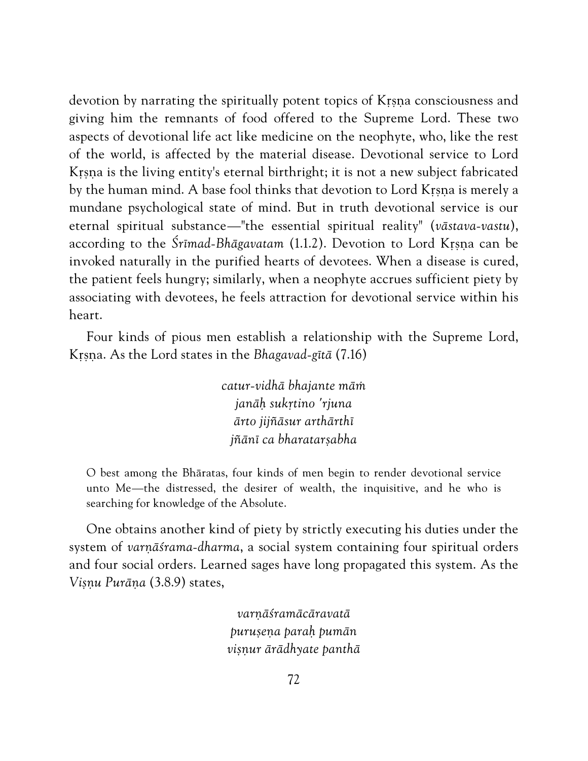devotion by narrating the spiritually potent topics of Kṛṣṇa consciousness and giving him the remnants of food offered to the Supreme Lord. These two aspects of devotional life act like medicine on the neophyte, who, like the rest of the world, is affected by the material disease. Devotional service to Lord Kṛṣṇa is the living entity's eternal birthright; it is not a new subject fabricated by the human mind. A base fool thinks that devotion to Lord Kṛṣṇa is merely a mundane psychological state of mind. But in truth devotional service is our eternal spiritual substance—"the essential spiritual reality" (*vāstava-vastu*), according to the *Śrīmad-Bhāgavatam* (1.1.2). Devotion to Lord Kṛṣṇa can be invoked naturally in the purified hearts of devotees. When a disease is cured, the patient feels hungry; similarly, when a neophyte accrues sufficient piety by associating with devotees, he feels attraction for devotional service within his heart.

Four kinds of pious men establish a relationship with the Supreme Lord, Kṛṣṇa. As the Lord states in the *Bhagavad-gītā* (7.16)

> *catur-vidhā bhajante māṁ*
> *janāḥ sukṛtino 'rjuna*
> *ārto jijñāsur arthārthī*
> *jñānī ca bharatarṣabha*

O best among the Bhāratas, four kinds of men begin to render devotional service unto Me—the distressed, the desirer of wealth, the inquisitive, and he who is searching for knowledge of the Absolute.

One obtains another kind of piety by strictly executing his duties under the system of *varṇāśrama-dharma*, a social system containing four spiritual orders and four social orders. Learned sages have long propagated this system. As the *Viṣṇu Purāṇa* (3.8.9) states,

> *varṇāśramācāravatā*
> *puruṣeṇa paraḥ pumān*
> *viṣṇur ārādhyate panthā*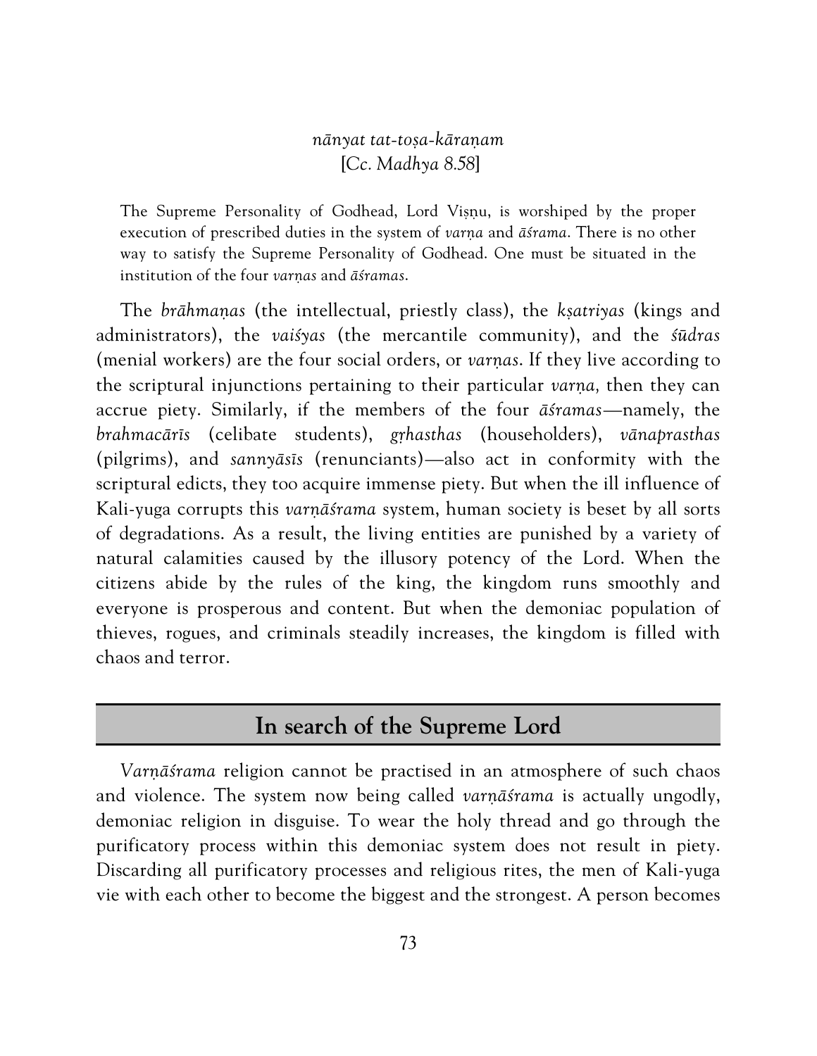*nānyat tat-toṣa-kāraṇam*
[*Cc. Madhya* 8.58]

> The Supreme Personality of Godhead, Lord Viṣṇu, is worshiped by the proper execution of prescribed duties in the system of *varṇa* and *āśrama*. There is no other way to satisfy the Supreme Personality of Godhead. One must be situated in the institution of the four *varṇas* and *āśramas*.

The *brāhmaṇas* (the intellectual, priestly class), the *kṣatriyas* (kings and administrators), the *vaiśyas* (the mercantile community), and the *śūdras* (menial workers) are the four social orders, or *varṇas*. If they live according to the scriptural injunctions pertaining to their particular *varṇa,* then they can accrue piety. Similarly, if the members of the four *āśramas*—namely, the *brahmacārīs* (celibate students), *gṛhasthas* (householders), *vānaprasthas* (pilgrims), and *sannyāsīs* (renunciants)—also act in conformity with the scriptural edicts, they too acquire immense piety. But when the ill influence of Kali-yuga corrupts this *varṇāśrama* system, human society is beset by all sorts of degradations. As a result, the living entities are punished by a variety of natural calamities caused by the illusory potency of the Lord. When the citizens abide by the rules of the king, the kingdom runs smoothly and everyone is prosperous and content. But when the demoniac population of thieves, rogues, and criminals steadily increases, the kingdom is filled with chaos and terror.

## In search of the Supreme Lord

*Varṇāśrama* religion cannot be practised in an atmosphere of such chaos and violence. The system now being called *varṇāśrama* is actually ungodly, demoniac religion in disguise. To wear the holy thread and go through the purificatory process within this demoniac system does not result in piety. Discarding all purificatory processes and religious rites, the men of Kali-yuga vie with each other to become the biggest and the strongest. A person becomes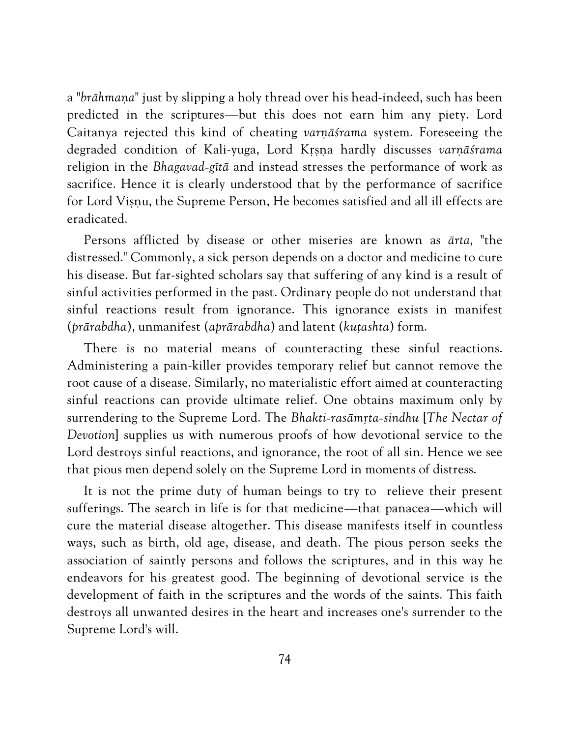a "*brāhmaṇa*" just by slipping a holy thread over his head-indeed, such has been predicted in the scriptures—but this does not earn him any piety. Lord Caitanya rejected this kind of cheating *varṇāśrama* system. Foreseeing the degraded condition of Kali-yuga, Lord Kṛṣṇa hardly discusses *varṇāśrama* religion in the *Bhagavad-gītā* and instead stresses the performance of work as sacrifice. Hence it is clearly understood that by the performance of sacrifice for Lord Viṣṇu, the Supreme Person, He becomes satisfied and all ill effects are eradicated.

Persons afflicted by disease or other miseries are known as *ārta,* "the distressed." Commonly, a sick person depends on a doctor and medicine to cure his disease. But far-sighted scholars say that suffering of any kind is a result of sinful activities performed in the past. Ordinary people do not understand that sinful reactions result from ignorance. This ignorance exists in manifest (*prārabdha*), unmanifest (*aprārabdha*) and latent (*kuṭashta*) form.

There is no material means of counteracting these sinful reactions. Administering a pain-killer provides temporary relief but cannot remove the root cause of a disease. Similarly, no materialistic effort aimed at counteracting sinful reactions can provide ultimate relief. One obtains maximum only by surrendering to the Supreme Lord. The *Bhakti-rasāmṛta-sindhu* [*The Nectar of Devotion*] supplies us with numerous proofs of how devotional service to the Lord destroys sinful reactions, and ignorance, the root of all sin. Hence we see that pious men depend solely on the Supreme Lord in moments of distress.

It is not the prime duty of human beings to try to relieve their present sufferings. The search in life is for that medicine—that panacea—which will cure the material disease altogether. This disease manifests itself in countless ways, such as birth, old age, disease, and death. The pious person seeks the association of saintly persons and follows the scriptures, and in this way he endeavors for his greatest good. The beginning of devotional service is the development of faith in the scriptures and the words of the saints. This faith destroys all unwanted desires in the heart and increases one's surrender to the Supreme Lord's will.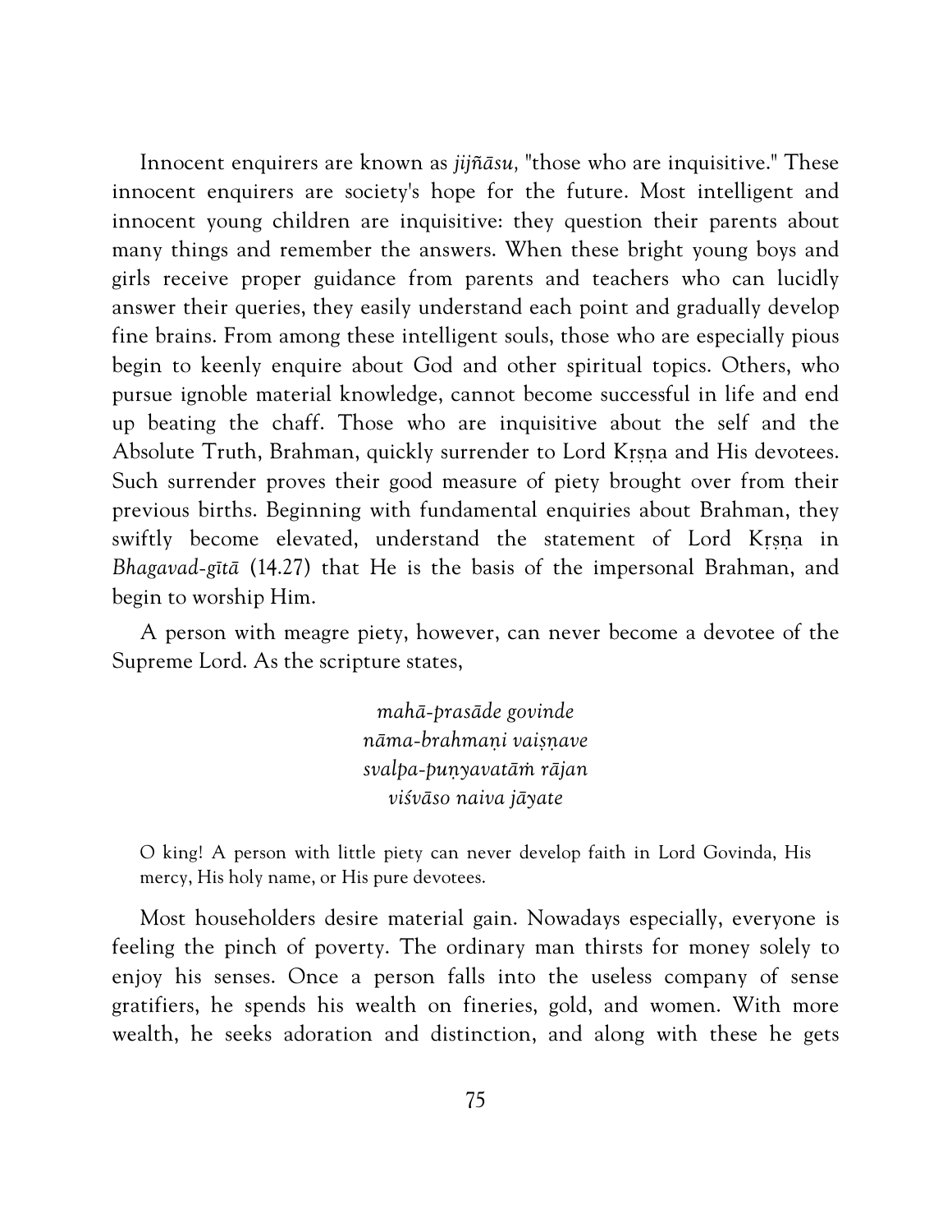Innocent enquirers are known as *jijñāsu,* "those who are inquisitive." These innocent enquirers are society's hope for the future. Most intelligent and innocent young children are inquisitive: they question their parents about many things and remember the answers. When these bright young boys and girls receive proper guidance from parents and teachers who can lucidly answer their queries, they easily understand each point and gradually develop fine brains. From among these intelligent souls, those who are especially pious begin to keenly enquire about God and other spiritual topics. Others, who pursue ignoble material knowledge, cannot become successful in life and end up beating the chaff. Those who are inquisitive about the self and the Absolute Truth, Brahman, quickly surrender to Lord Kṛṣṇa and His devotees. Such surrender proves their good measure of piety brought over from their previous births. Beginning with fundamental enquiries about Brahman, they swiftly become elevated, understand the statement of Lord Kṛṣṇa in *Bhagavad-gītā* (14.27) that He is the basis of the impersonal Brahman, and begin to worship Him.

A person with meagre piety, however, can never become a devotee of the Supreme Lord. As the scripture states,

> *mahā-prasāde govinde*
> *nāma-brahmaṇi vaiṣṇave*
> *svalpa-puṇyavatāṁ rājan*
> *viśvāso naiva jāyate*

O king! A person with little piety can never develop faith in Lord Govinda, His mercy, His holy name, or His pure devotees.

Most householders desire material gain. Nowadays especially, everyone is feeling the pinch of poverty. The ordinary man thirsts for money solely to enjoy his senses. Once a person falls into the useless company of sense gratifiers, he spends his wealth on fineries, gold, and women. With more wealth, he seeks adoration and distinction, and along with these he gets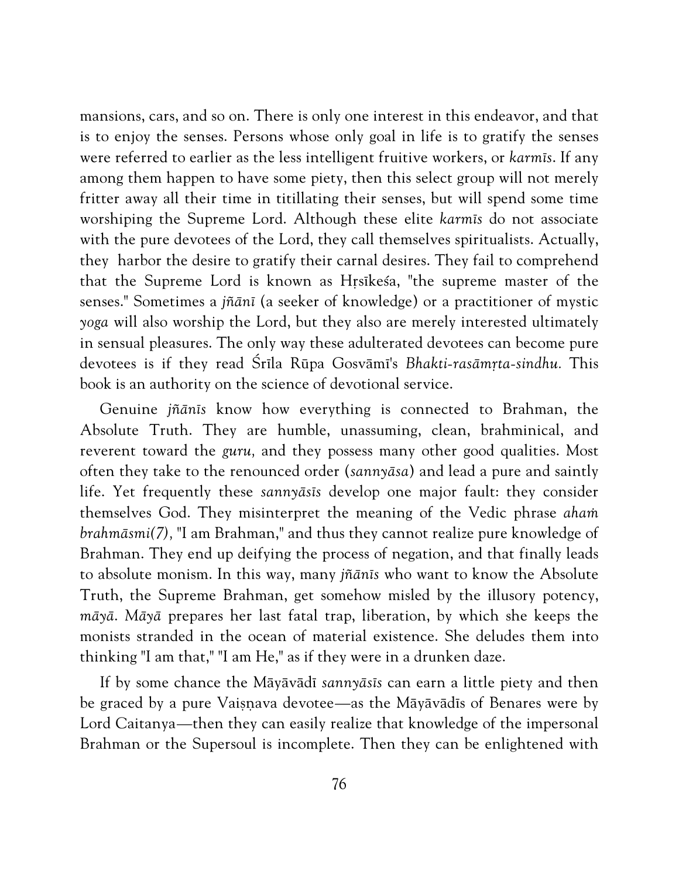mansions, cars, and so on. There is only one interest in this endeavor, and that is to enjoy the senses. Persons whose only goal in life is to gratify the senses were referred to earlier as the less intelligent fruitive workers, or *karmīs*. If any among them happen to have some piety, then this select group will not merely fritter away all their time in titillating their senses, but will spend some time worshiping the Supreme Lord. Although these elite *karmīs* do not associate with the pure devotees of the Lord, they call themselves spiritualists. Actually, they harbor the desire to gratify their carnal desires. They fail to comprehend that the Supreme Lord is known as Hṛṣīkeśa, "the supreme master of the senses." Sometimes a *jñānī* (a seeker of knowledge) or a practitioner of mystic *yoga* will also worship the Lord, but they also are merely interested ultimately in sensual pleasures. The only way these adulterated devotees can become pure devotees is if they read Śrīla Rūpa Gosvāmī's *Bhakti-rasāmṛta-sindhu.* This book is an authority on the science of devotional service.

Genuine *jñānīs* know how everything is connected to Brahman, the Absolute Truth. They are humble, unassuming, clean, brahminical, and reverent toward the *guru,* and they possess many other good qualities. Most often they take to the renounced order (*sannyāsa*) and lead a pure and saintly life. Yet frequently these *sannyāsīs* develop one major fault: they consider themselves God. They misinterpret the meaning of the Vedic phrase *ahaṁ brahmāsmi(7),* "I am Brahman," and thus they cannot realize pure knowledge of Brahman. They end up deifying the process of negation, and that finally leads to absolute monism. In this way, many *jñānīs* who want to know the Absolute Truth, the Supreme Brahman, get somehow misled by the illusory potency, *māyā*. *Māyā* prepares her last fatal trap, liberation, by which she keeps the monists stranded in the ocean of material existence. She deludes them into thinking "I am that," "I am He," as if they were in a drunken daze.

If by some chance the Māyāvādī *sannyāsīs* can earn a little piety and then be graced by a pure Vaiṣṇava devotee—as the Māyāvādīs of Benares were by Lord Caitanya—then they can easily realize that knowledge of the impersonal Brahman or the Supersoul is incomplete. Then they can be enlightened with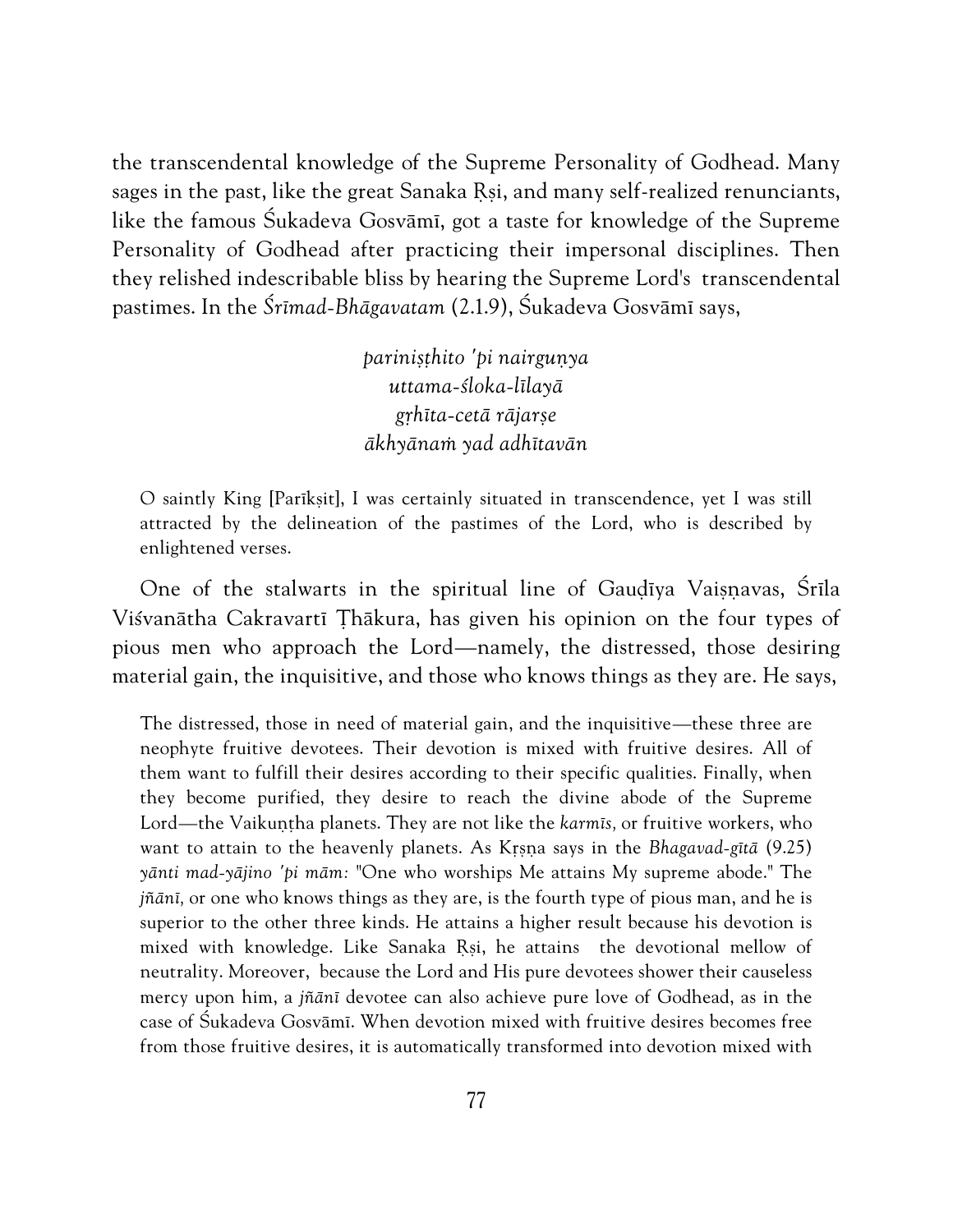the transcendental knowledge of the Supreme Personality of Godhead. Many sages in the past, like the great Sanaka Ṛṣi, and many self-realized renunciants, like the famous Śukadeva Gosvāmī, got a taste for knowledge of the Supreme Personality of Godhead after practicing their impersonal disciplines. Then they relished indescribable bliss by hearing the Supreme Lord's transcendental pastimes. In the *Śrīmad-Bhāgavatam* (2.1.9), Śukadeva Gosvāmī says,

> *pariniṣṭhito 'pi nairguṇya*
> *uttama-śloka-līlayā*
> *gṛhīta-cetā rājarṣe*
> *ākhyānaṁ yad adhītavān*

> O saintly King [Parīkṣit], I was certainly situated in transcendence, yet I was still attracted by the delineation of the pastimes of the Lord, who is described by enlightened verses.

One of the stalwarts in the spiritual line of Gauḍīya Vaiṣṇavas, Śrīla Viśvanātha Cakravartī Ṭhākura, has given his opinion on the four types of pious men who approach the Lord—namely, the distressed, those desiring material gain, the inquisitive, and those who knows things as they are. He says,

> The distressed, those in need of material gain, and the inquisitive—these three are neophyte fruitive devotees. Their devotion is mixed with fruitive desires. All of them want to fulfill their desires according to their specific qualities. Finally, when they become purified, they desire to reach the divine abode of the Supreme Lord—the Vaikuṇṭha planets. They are not like the *karmīs,* or fruitive workers, who want to attain to the heavenly planets. As Kṛṣṇa says in the *Bhagavad-gītā* (9.25) *yānti mad-yājino 'pi mām:* "One who worships Me attains My supreme abode." The *jñānī,* or one who knows things as they are, is the fourth type of pious man, and he is superior to the other three kinds. He attains a higher result because his devotion is mixed with knowledge. Like Sanaka Ṛṣi, he attains the devotional mellow of neutrality. Moreover, because the Lord and His pure devotees shower their causeless mercy upon him, a *jñānī* devotee can also achieve pure love of Godhead, as in the case of Śukadeva Gosvāmī. When devotion mixed with fruitive desires becomes free from those fruitive desires, it is automatically transformed into devotion mixed with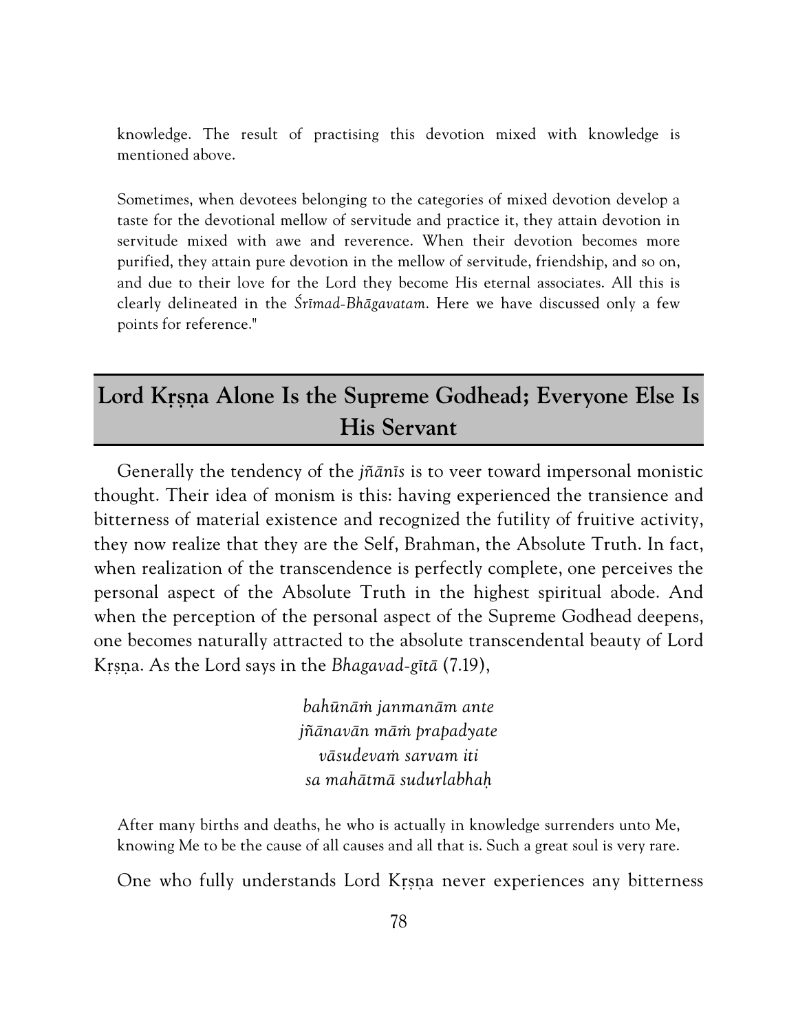knowledge. The result of practising this devotion mixed with knowledge is mentioned above.

Sometimes, when devotees belonging to the categories of mixed devotion develop a taste for the devotional mellow of servitude and practice it, they attain devotion in servitude mixed with awe and reverence. When their devotion becomes more purified, they attain pure devotion in the mellow of servitude, friendship, and so on, and due to their love for the Lord they become His eternal associates. All this is clearly delineated in the *Śrīmad-Bhāgavatam*. Here we have discussed only a few points for reference."

## Lord Kṛṣṇa Alone Is the Supreme Godhead; Everyone Else Is His Servant

Generally the tendency of the *jñānīs* is to veer toward impersonal monistic thought. Their idea of monism is this: having experienced the transience and bitterness of material existence and recognized the futility of fruitive activity, they now realize that they are the Self, Brahman, the Absolute Truth. In fact, when realization of the transcendence is perfectly complete, one perceives the personal aspect of the Absolute Truth in the highest spiritual abode. And when the perception of the personal aspect of the Supreme Godhead deepens, one becomes naturally attracted to the absolute transcendental beauty of Lord Kṛṣṇa. As the Lord says in the *Bhagavad-gītā* (7.19),

*bahūnāṁ janmanām ante*
*jñānavān māṁ prapadyate*
*vāsudevaṁ sarvam iti*
*sa mahātmā sudurlabhaḥ*

After many births and deaths, he who is actually in knowledge surrenders unto Me, knowing Me to be the cause of all causes and all that is. Such a great soul is very rare.

One who fully understands Lord Kṛṣṇa never experiences any bitterness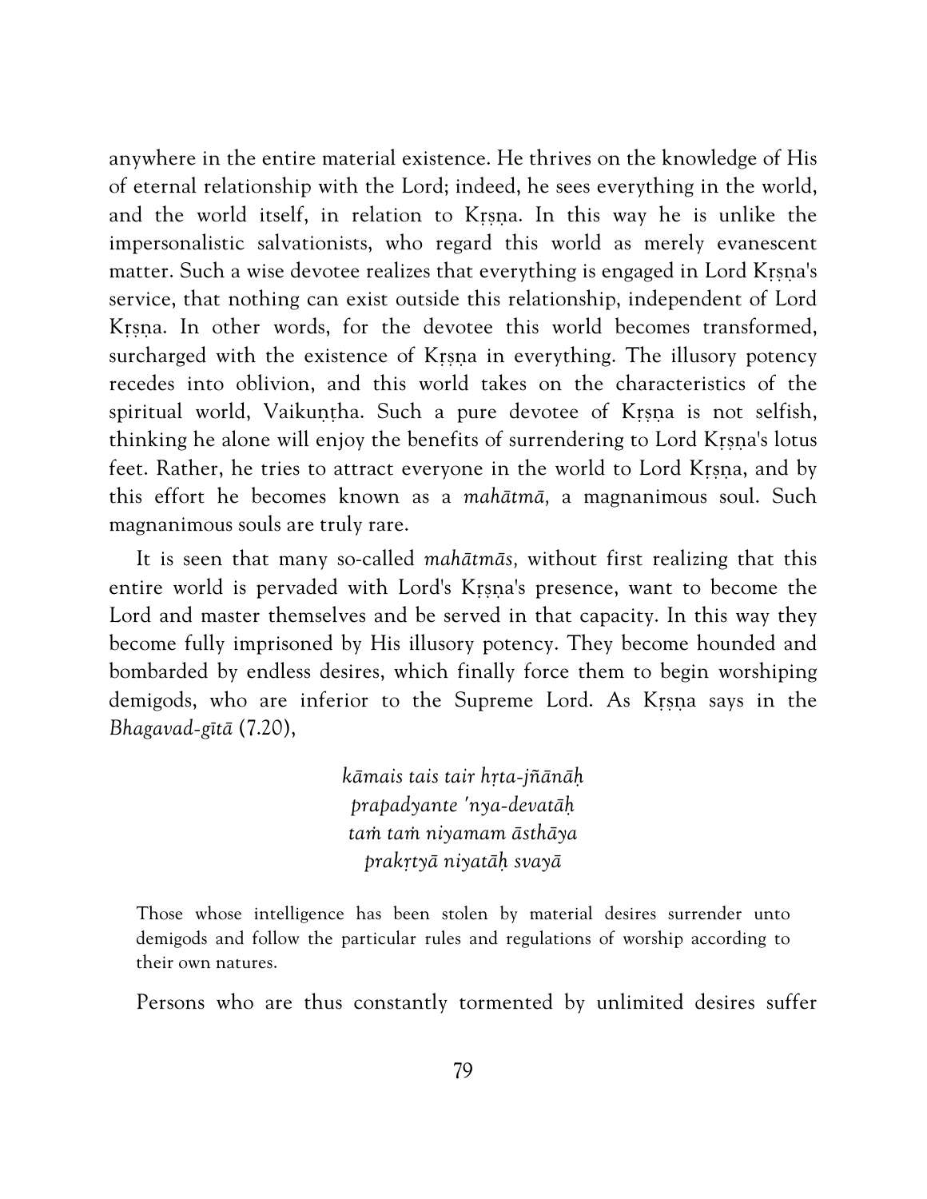anywhere in the entire material existence. He thrives on the knowledge of His of eternal relationship with the Lord; indeed, he sees everything in the world, and the world itself, in relation to Kṛṣṇa. In this way he is unlike the impersonalistic salvationists, who regard this world as merely evanescent matter. Such a wise devotee realizes that everything is engaged in Lord Kṛṣṇa's service, that nothing can exist outside this relationship, independent of Lord Kṛṣṇa. In other words, for the devotee this world becomes transformed, surcharged with the existence of Kṛṣṇa in everything. The illusory potency recedes into oblivion, and this world takes on the characteristics of the spiritual world, Vaikuṇṭha. Such a pure devotee of Kṛṣṇa is not selfish, thinking he alone will enjoy the benefits of surrendering to Lord Kṛṣṇa's lotus feet. Rather, he tries to attract everyone in the world to Lord Kṛṣṇa, and by this effort he becomes known as a *mahātmā,* a magnanimous soul. Such magnanimous souls are truly rare.

It is seen that many so-called *mahātmās,* without first realizing that this entire world is pervaded with Lord's Kṛṣṇa's presence, want to become the Lord and master themselves and be served in that capacity. In this way they become fully imprisoned by His illusory potency. They become hounded and bombarded by endless desires, which finally force them to begin worshiping demigods, who are inferior to the Supreme Lord. As Kṛṣṇa says in the *Bhagavad-gītā* (7.20),

> *kāmais tais tair hṛta-jñānāḥ*
> *prapadyante 'nya-devatāḥ*
> *taṁ taṁ niyamam āsthāya*
> *prakṛtyā niyatāḥ svayā*

> Those whose intelligence has been stolen by material desires surrender unto demigods and follow the particular rules and regulations of worship according to their own natures.

Persons who are thus constantly tormented by unlimited desires suffer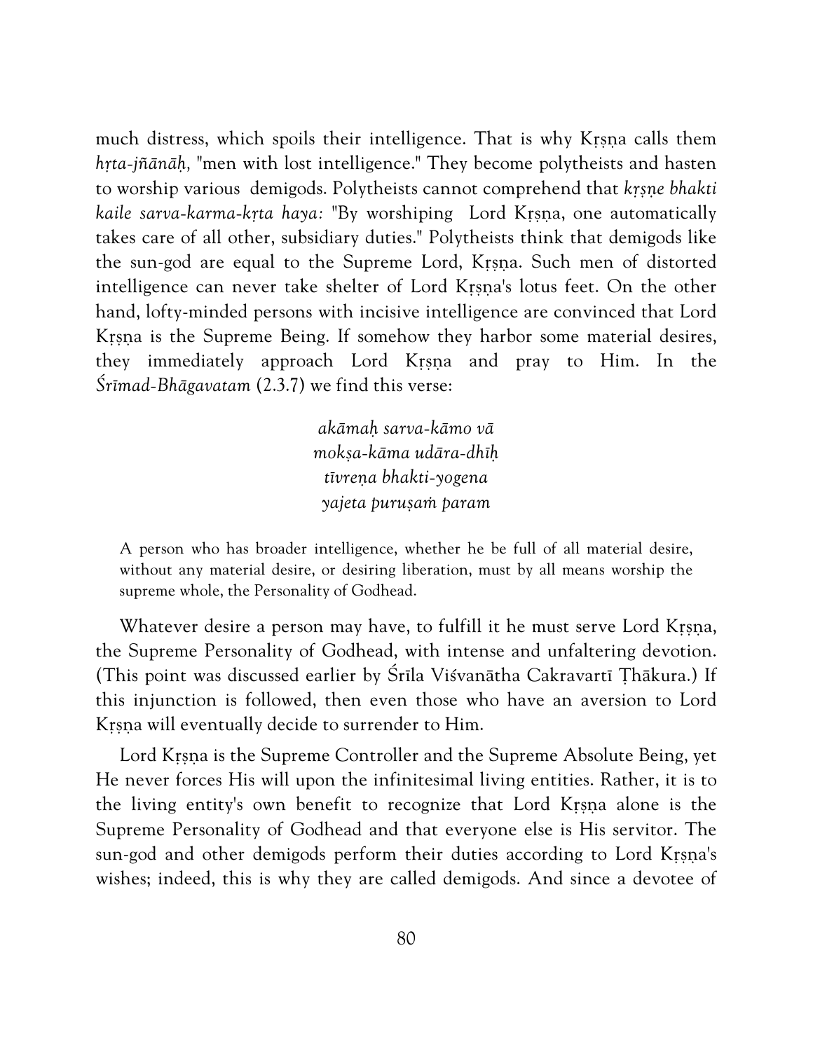much distress, which spoils their intelligence. That is why Kṛṣṇa calls them *hṛta-jñānāḥ,* "men with lost intelligence." They become polytheists and hasten to worship various demigods. Polytheists cannot comprehend that *kṛṣṇe bhakti kaile sarva-karma-kṛta haya:* "By worshiping Lord Kṛṣṇa, one automatically takes care of all other, subsidiary duties." Polytheists think that demigods like the sun-god are equal to the Supreme Lord, Kṛṣṇa. Such men of distorted intelligence can never take shelter of Lord Kṛṣṇa's lotus feet. On the other hand, lofty-minded persons with incisive intelligence are convinced that Lord Kṛṣṇa is the Supreme Being. If somehow they harbor some material desires, they immediately approach Lord Kṛṣṇa and pray to Him. In the *Śrīmad-Bhāgavatam* (2.3.7) we find this verse:

> *akāmaḥ sarva-kāmo vā*
> *mokṣa-kāma udāra-dhīḥ*
> *tīvreṇa bhakti-yogena*
> *yajeta puruṣaṁ param*

> A person who has broader intelligence, whether he be full of all material desire, without any material desire, or desiring liberation, must by all means worship the supreme whole, the Personality of Godhead.

Whatever desire a person may have, to fulfill it he must serve Lord Kṛṣṇa, the Supreme Personality of Godhead, with intense and unfaltering devotion. (This point was discussed earlier by Śrīla Viśvanātha Cakravartī Ṭhākura.) If this injunction is followed, then even those who have an aversion to Lord Kṛṣṇa will eventually decide to surrender to Him.

Lord Kṛṣṇa is the Supreme Controller and the Supreme Absolute Being, yet He never forces His will upon the infinitesimal living entities. Rather, it is to the living entity's own benefit to recognize that Lord Kṛṣṇa alone is the Supreme Personality of Godhead and that everyone else is His servitor. The sun-god and other demigods perform their duties according to Lord Kṛṣṇa's wishes; indeed, this is why they are called demigods. And since a devotee of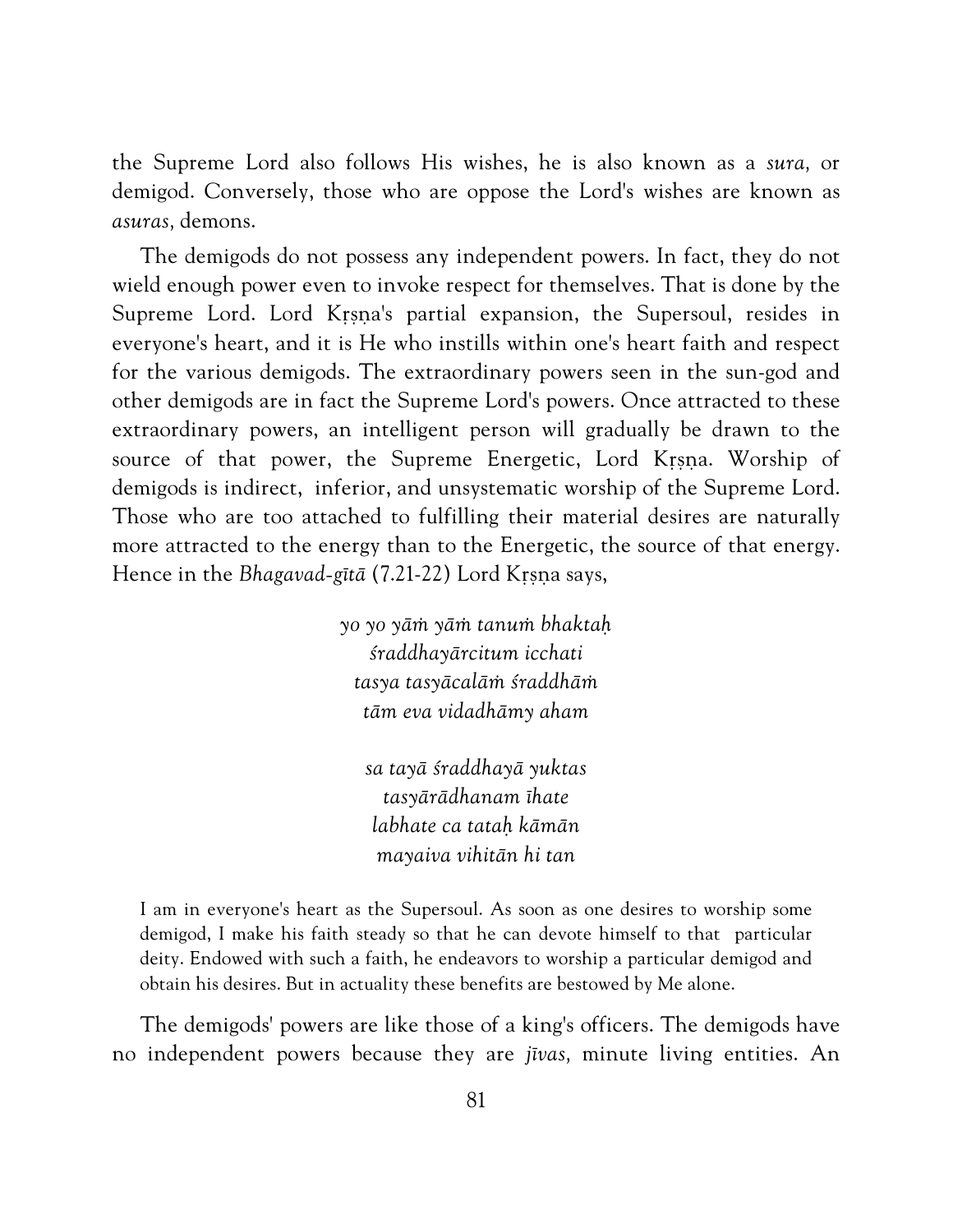the Supreme Lord also follows His wishes, he is also known as a *sura,* or demigod. Conversely, those who are oppose the Lord's wishes are known as *asuras,* demons.

The demigods do not possess any independent powers. In fact, they do not wield enough power even to invoke respect for themselves. That is done by the Supreme Lord. Lord Kṛṣṇa's partial expansion, the Supersoul, resides in everyone's heart, and it is He who instills within one's heart faith and respect for the various demigods. The extraordinary powers seen in the sun-god and other demigods are in fact the Supreme Lord's powers. Once attracted to these extraordinary powers, an intelligent person will gradually be drawn to the source of that power, the Supreme Energetic, Lord Kṛṣṇa. Worship of demigods is indirect, inferior, and unsystematic worship of the Supreme Lord. Those who are too attached to fulfilling their material desires are naturally more attracted to the energy than to the Energetic, the source of that energy. Hence in the *Bhagavad-gītā* (7.21-22) Lord Kṛṣṇa says,

*yo yo yāṁ yāṁ tanuṁ bhaktaḥ*
*śraddhayārcitum icchati*
*tasya tasyācalāṁ śraddhāṁ*
*tām eva vidadhāmy aham*

*sa tayā śraddhayā yuktas*
*tasyārādhanam īhate*
*labhate ca tataḥ kāmān*
*mayaiva vihitān hi tan*

I am in everyone's heart as the Supersoul. As soon as one desires to worship some demigod, I make his faith steady so that he can devote himself to that particular deity. Endowed with such a faith, he endeavors to worship a particular demigod and obtain his desires. But in actuality these benefits are bestowed by Me alone.

The demigods' powers are like those of a king's officers. The demigods have no independent powers because they are *jīvas,* minute living entities. An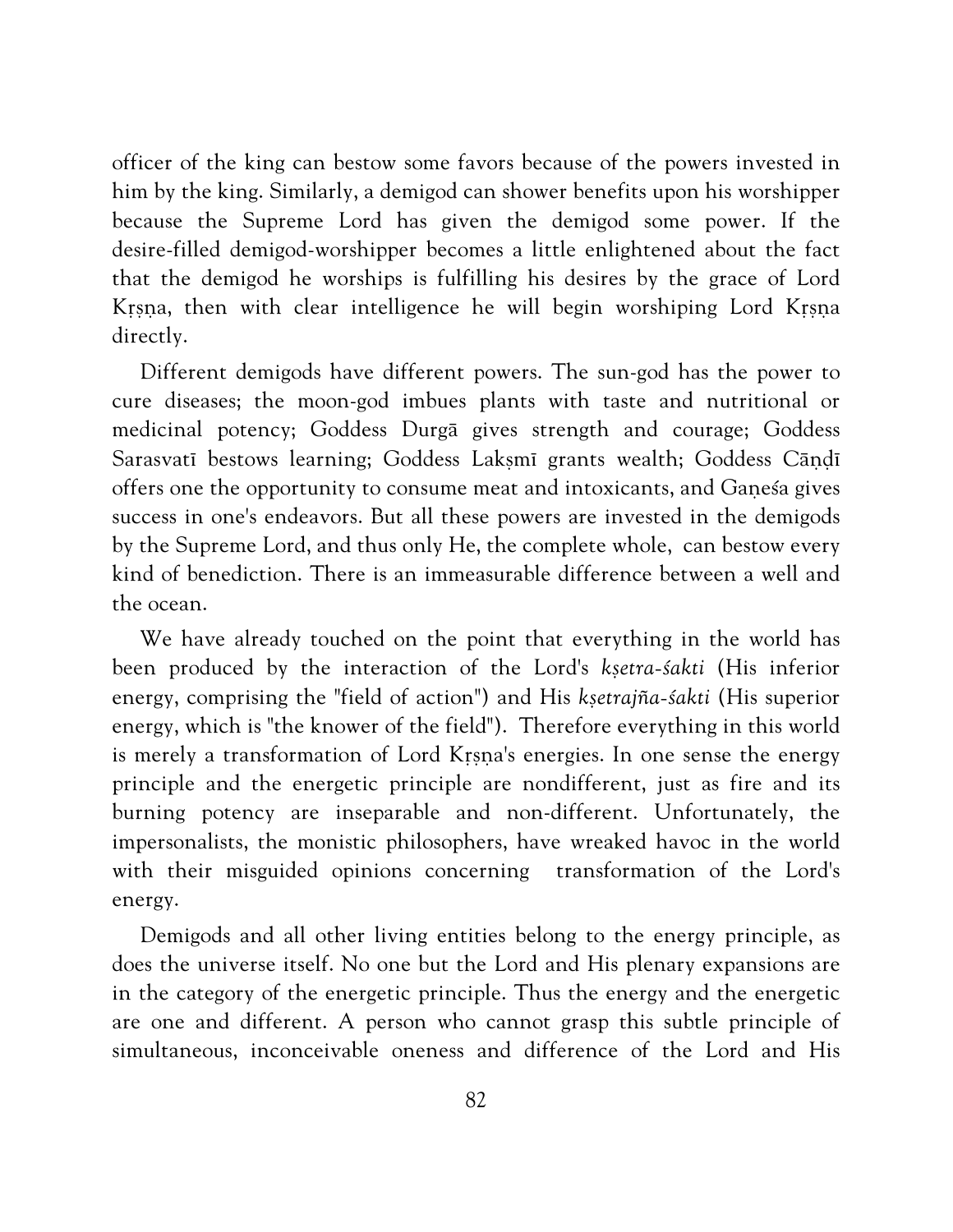officer of the king can bestow some favors because of the powers invested in him by the king. Similarly, a demigod can shower benefits upon his worshipper because the Supreme Lord has given the demigod some power. If the desire-filled demigod-worshipper becomes a little enlightened about the fact that the demigod he worships is fulfilling his desires by the grace of Lord Kṛṣṇa, then with clear intelligence he will begin worshiping Lord Kṛṣṇa directly.

Different demigods have different powers. The sun-god has the power to cure diseases; the moon-god imbues plants with taste and nutritional or medicinal potency; Goddess Durgā gives strength and courage; Goddess Sarasvatī bestows learning; Goddess Lakṣmī grants wealth; Goddess Cāṇḍī offers one the opportunity to consume meat and intoxicants, and Gaṇeśa gives success in one's endeavors. But all these powers are invested in the demigods by the Supreme Lord, and thus only He, the complete whole, can bestow every kind of benediction. There is an immeasurable difference between a well and the ocean.

We have already touched on the point that everything in the world has been produced by the interaction of the Lord's *kṣetra-śakti* (His inferior energy, comprising the "field of action") and His *kṣetrajña-śakti* (His superior energy, which is "the knower of the field"). Therefore everything in this world is merely a transformation of Lord Kṛṣṇa's energies. In one sense the energy principle and the energetic principle are nondifferent, just as fire and its burning potency are inseparable and non-different. Unfortunately, the impersonalists, the monistic philosophers, have wreaked havoc in the world with their misguided opinions concerning transformation of the Lord's energy.

Demigods and all other living entities belong to the energy principle, as does the universe itself. No one but the Lord and His plenary expansions are in the category of the energetic principle. Thus the energy and the energetic are one and different. A person who cannot grasp this subtle principle of simultaneous, inconceivable oneness and difference of the Lord and His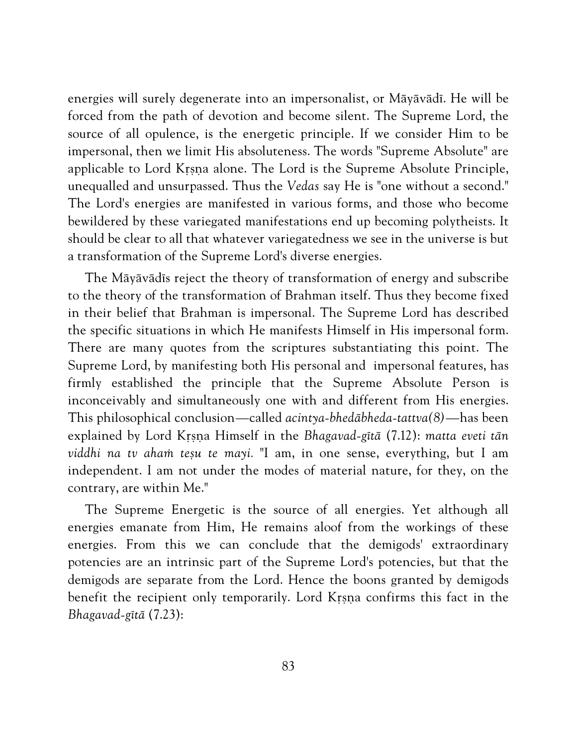energies will surely degenerate into an impersonalist, or Māyāvādī. He will be forced from the path of devotion and become silent. The Supreme Lord, the source of all opulence, is the energetic principle. If we consider Him to be impersonal, then we limit His absoluteness. The words "Supreme Absolute" are applicable to Lord Kṛṣṇa alone. The Lord is the Supreme Absolute Principle, unequalled and unsurpassed. Thus the *Vedas* say He is "one without a second." The Lord's energies are manifested in various forms, and those who become bewildered by these variegated manifestations end up becoming polytheists. It should be clear to all that whatever variegatedness we see in the universe is but a transformation of the Supreme Lord's diverse energies.

The Māyāvādīs reject the theory of transformation of energy and subscribe to the theory of the transformation of Brahman itself. Thus they become fixed in their belief that Brahman is impersonal. The Supreme Lord has described the specific situations in which He manifests Himself in His impersonal form. There are many quotes from the scriptures substantiating this point. The Supreme Lord, by manifesting both His personal and impersonal features, has firmly established the principle that the Supreme Absolute Person is inconceivably and simultaneously one with and different from His energies. This philosophical conclusion—called *acintya-bhedābheda-tattva(8)*—has been explained by Lord Kṛṣṇa Himself in the *Bhagavad-gītā* (7.12): *matta eveti tān viddhi na tv ahaṁ teṣu te mayi.* "I am, in one sense, everything, but I am independent. I am not under the modes of material nature, for they, on the contrary, are within Me."

The Supreme Energetic is the source of all energies. Yet although all energies emanate from Him, He remains aloof from the workings of these energies. From this we can conclude that the demigods' extraordinary potencies are an intrinsic part of the Supreme Lord's potencies, but that the demigods are separate from the Lord. Hence the boons granted by demigods benefit the recipient only temporarily. Lord Kṛṣṇa confirms this fact in the *Bhagavad-gītā* (7.23):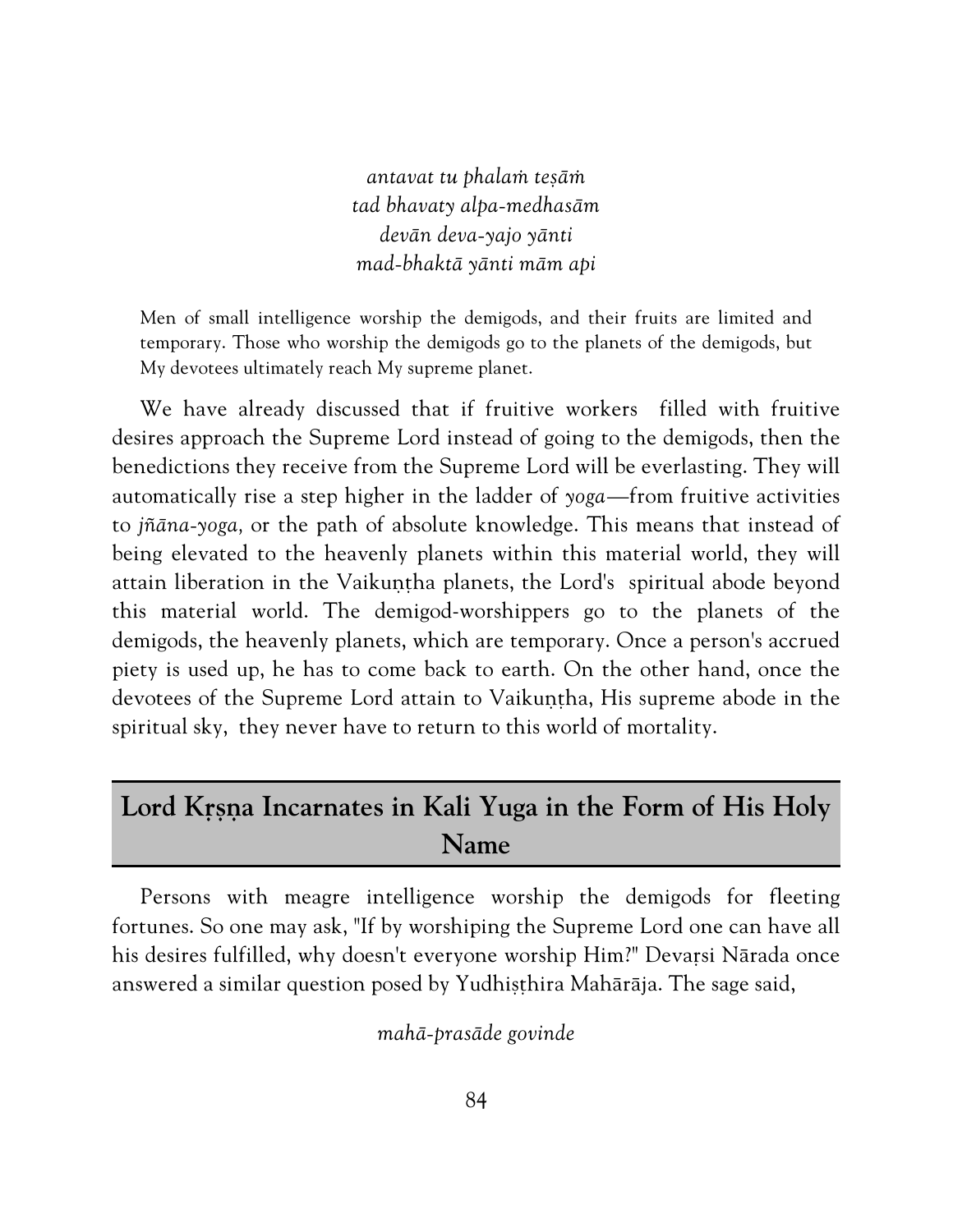*antavat tu phalaṁ teṣāṁ*
*tad bhavaty alpa-medhasām*
*devān deva-yajo yānti*
*mad-bhaktā yānti mām api*

Men of small intelligence worship the demigods, and their fruits are limited and temporary. Those who worship the demigods go to the planets of the demigods, but My devotees ultimately reach My supreme planet.

We have already discussed that if fruitive workers filled with fruitive desires approach the Supreme Lord instead of going to the demigods, then the benedictions they receive from the Supreme Lord will be everlasting. They will automatically rise a step higher in the ladder of *yoga*—from fruitive activities to *jñāna-yoga,* or the path of absolute knowledge. This means that instead of being elevated to the heavenly planets within this material world, they will attain liberation in the Vaikuṇṭha planets, the Lord's spiritual abode beyond this material world. The demigod-worshippers go to the planets of the demigods, the heavenly planets, which are temporary. Once a person's accrued piety is used up, he has to come back to earth. On the other hand, once the devotees of the Supreme Lord attain to Vaikuṇṭha, His supreme abode in the spiritual sky, they never have to return to this world of mortality.

## Lord Kṛṣṇa Incarnates in Kali Yuga in the Form of His Holy Name

Persons with meagre intelligence worship the demigods for fleeting fortunes. So one may ask, "If by worshiping the Supreme Lord one can have all his desires fulfilled, why doesn't everyone worship Him?" Devarṣi Nārada once answered a similar question posed by Yudhiṣṭhira Mahārāja. The sage said,

*mahā-prasāde govinde*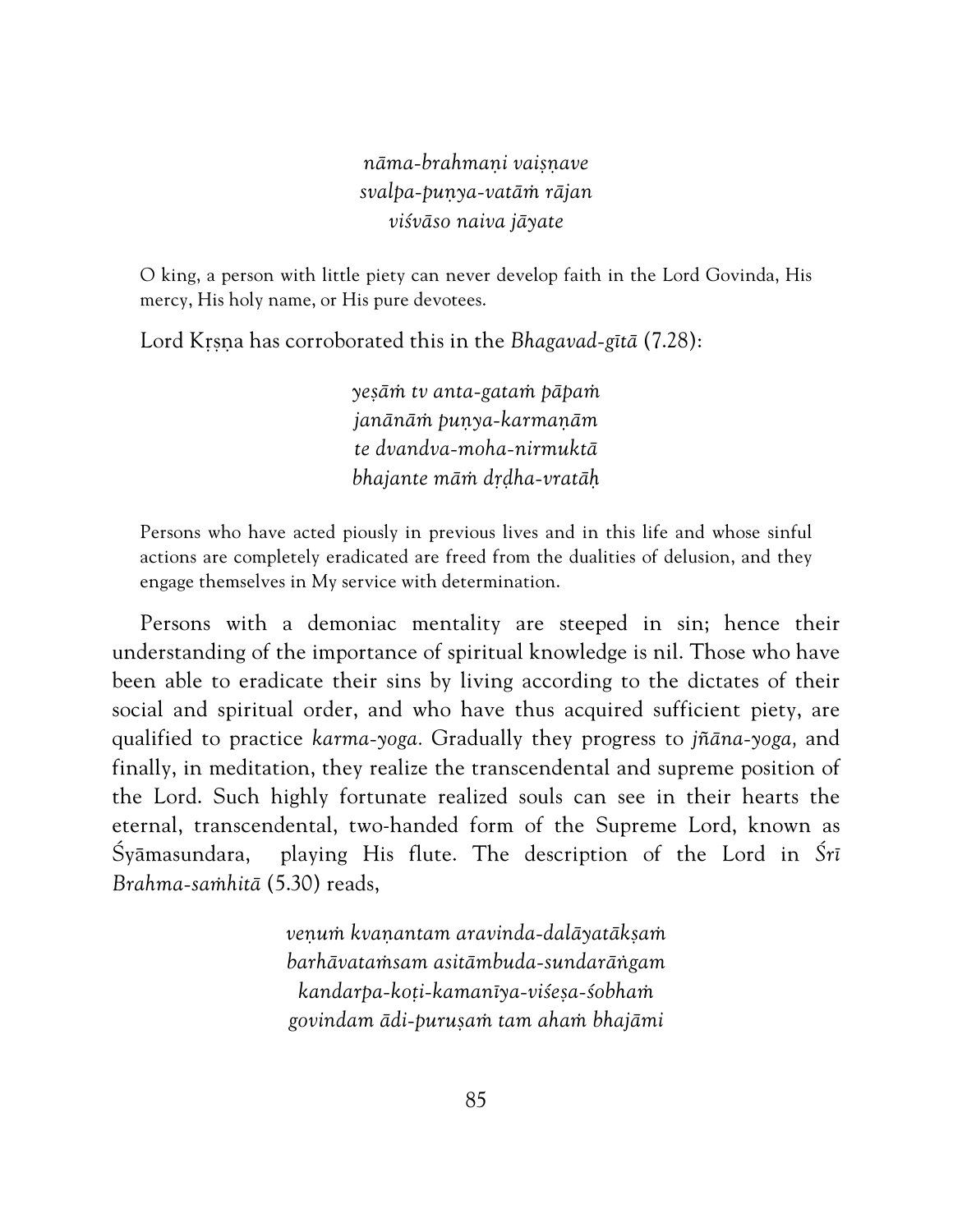*nāma-brahmaṇi vaiṣṇave*
*svalpa-puṇya-vatāṁ rājan*
*viśvāso naiva jāyate*

O king, a person with little piety can never develop faith in the Lord Govinda, His mercy, His holy name, or His pure devotees.

Lord Kṛṣṇa has corroborated this in the *Bhagavad-gītā* (7.28):

*yeṣāṁ tv anta-gataṁ pāpaṁ*
*janānāṁ puṇya-karmaṇām*
*te dvandva-moha-nirmuktā*
*bhajante māṁ dṛḍha-vratāḥ*

Persons who have acted piously in previous lives and in this life and whose sinful actions are completely eradicated are freed from the dualities of delusion, and they engage themselves in My service with determination.

Persons with a demoniac mentality are steeped in sin; hence their understanding of the importance of spiritual knowledge is nil. Those who have been able to eradicate their sins by living according to the dictates of their social and spiritual order, and who have thus acquired sufficient piety, are qualified to practice *karma-yoga.* Gradually they progress to *jñāna-yoga,* and finally, in meditation, they realize the transcendental and supreme position of the Lord. Such highly fortunate realized souls can see in their hearts the eternal, transcendental, two-handed form of the Supreme Lord, known as Śyāmasundara, playing His flute. The description of the Lord in *Śrī Brahma-saṁhitā* (5.30) reads,

*veṇuṁ kvaṇantam aravinda-dalāyatākṣaṁ*
*barhāvataṁsam asitāmbuda-sundarāṅgam*
*kandarpa-koṭi-kamanīya-viśeṣa-śobhaṁ*
*govindam ādi-puruṣaṁ tam ahaṁ bhajāmi*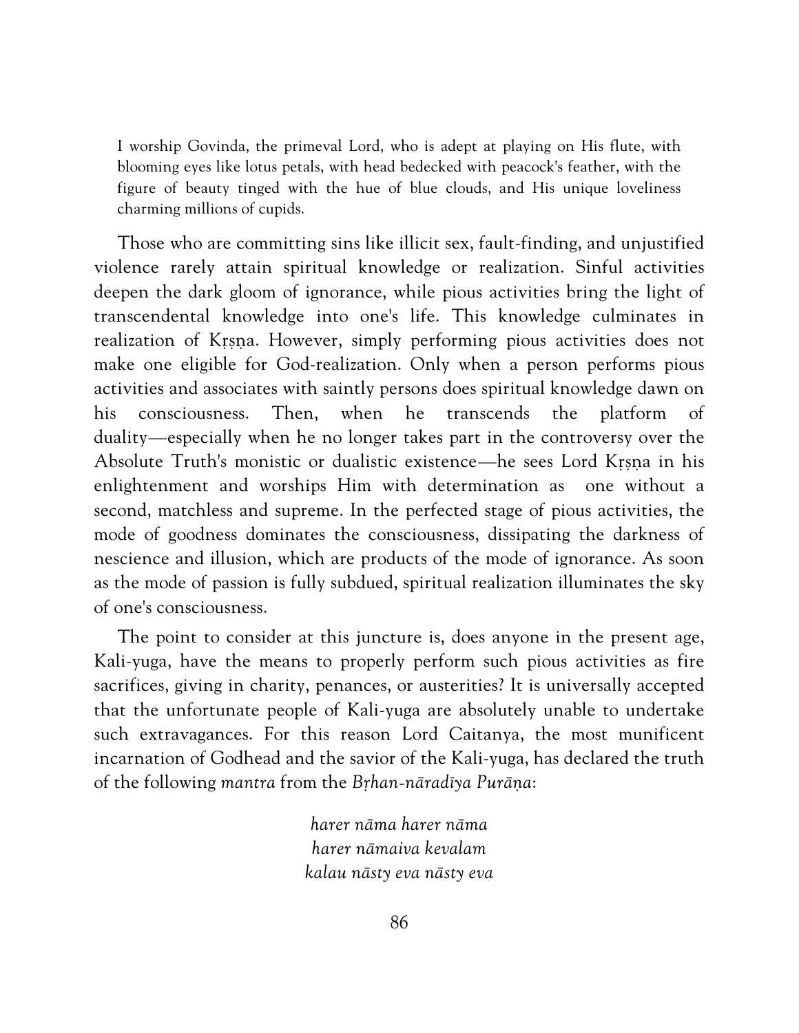> I worship Govinda, the primeval Lord, who is adept at playing on His flute, with blooming eyes like lotus petals, with head bedecked with peacock's feather, with the figure of beauty tinged with the hue of blue clouds, and His unique loveliness charming millions of cupids.

Those who are committing sins like illicit sex, fault-finding, and unjustified violence rarely attain spiritual knowledge or realization. Sinful activities deepen the dark gloom of ignorance, while pious activities bring the light of transcendental knowledge into one's life. This knowledge culminates in realization of Kṛṣṇa. However, simply performing pious activities does not make one eligible for God-realization. Only when a person performs pious activities and associates with saintly persons does spiritual knowledge dawn on his consciousness. Then, when he transcends the platform of duality—especially when he no longer takes part in the controversy over the Absolute Truth's monistic or dualistic existence—he sees Lord Kṛṣṇa in his enlightenment and worships Him with determination as one without a second, matchless and supreme. In the perfected stage of pious activities, the mode of goodness dominates the consciousness, dissipating the darkness of nescience and illusion, which are products of the mode of ignorance. As soon as the mode of passion is fully subdued, spiritual realization illuminates the sky of one's consciousness.

The point to consider at this juncture is, does anyone in the present age, Kali-yuga, have the means to properly perform such pious activities as fire sacrifices, giving in charity, penances, or austerities? It is universally accepted that the unfortunate people of Kali-yuga are absolutely unable to undertake such extravagances. For this reason Lord Caitanya, the most munificent incarnation of Godhead and the savior of the Kali-yuga, has declared the truth of the following *mantra* from the *Bṛhan-nāradīya Purāṇa*:

*harer nāma harer nāma*
*harer nāmaiva kevalam*
*kalau nāsty eva nāsty eva*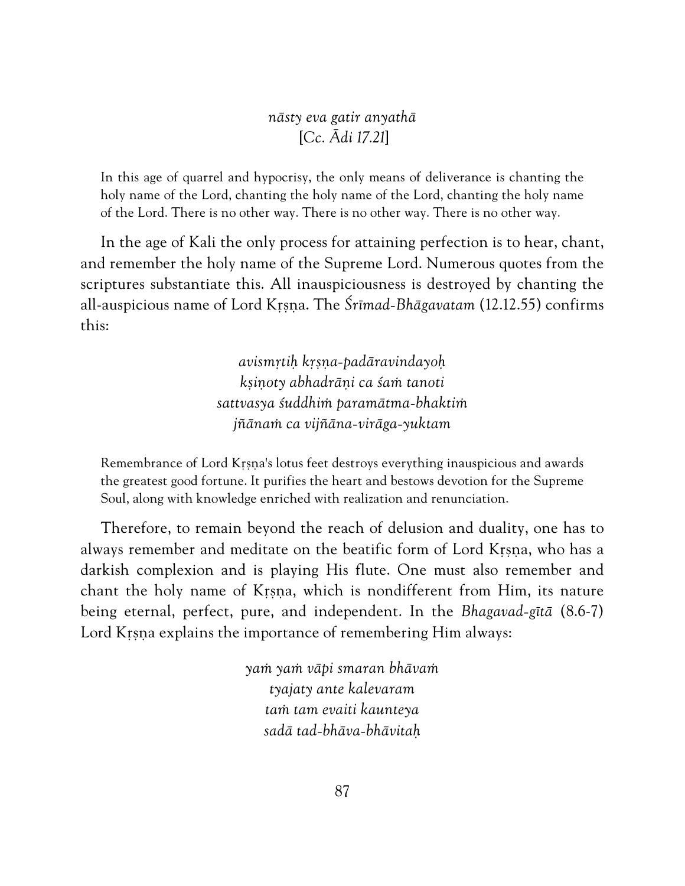*nāsty eva gatir anyathā*
[*Cc. Ādi 17.21*]

> In this age of quarrel and hypocrisy, the only means of deliverance is chanting the holy name of the Lord, chanting the holy name of the Lord, chanting the holy name of the Lord. There is no other way. There is no other way. There is no other way.

In the age of Kali the only process for attaining perfection is to hear, chant, and remember the holy name of the Supreme Lord. Numerous quotes from the scriptures substantiate this. All inauspiciousness is destroyed by chanting the all-auspicious name of Lord Kṛṣṇa. The *Śrīmad-Bhāgavatam* (12.12.55) confirms this:

*avismṛtiḥ kṛṣṇa-padāravindayoḥ*
*kṣiṇoty abhadrāṇi ca śaṁ tanoti*
*sattvasya śuddhiṁ paramātma-bhaktiṁ*
*jñānaṁ ca vijñāna-virāga-yuktam*

> Remembrance of Lord Kṛṣṇa's lotus feet destroys everything inauspicious and awards the greatest good fortune. It purifies the heart and bestows devotion for the Supreme Soul, along with knowledge enriched with realization and renunciation.

Therefore, to remain beyond the reach of delusion and duality, one has to always remember and meditate on the beatific form of Lord Kṛṣṇa, who has a darkish complexion and is playing His flute. One must also remember and chant the holy name of Kṛṣṇa, which is nondifferent from Him, its nature being eternal, perfect, pure, and independent. In the *Bhagavad-gītā* (8.6-7) Lord Kṛṣṇa explains the importance of remembering Him always:

*yaṁ yaṁ vāpi smaran bhāvaṁ*
*tyajaty ante kalevaram*
*taṁ tam evaiti kaunteya*
*sadā tad-bhāva-bhāvitaḥ*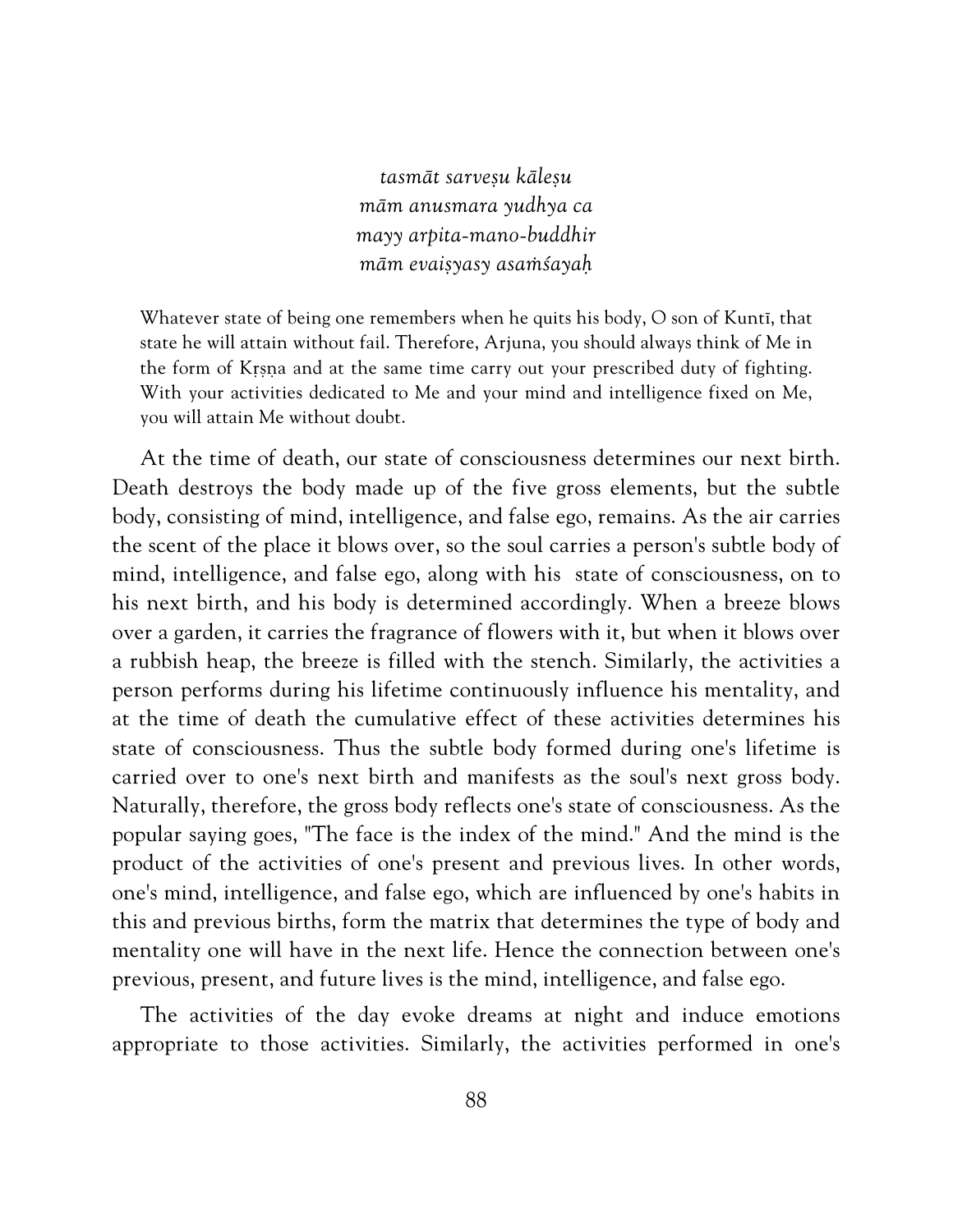*tasmāt sarveṣu kāleṣu*
*mām anusmara yudhya ca*
*mayy arpita-mano-buddhir*
*mām evaiṣyasy asaṁśayaḥ*

> Whatever state of being one remembers when he quits his body, O son of Kuntī, that state he will attain without fail. Therefore, Arjuna, you should always think of Me in the form of Kṛṣṇa and at the same time carry out your prescribed duty of fighting. With your activities dedicated to Me and your mind and intelligence fixed on Me, you will attain Me without doubt.

At the time of death, our state of consciousness determines our next birth. Death destroys the body made up of the five gross elements, but the subtle body, consisting of mind, intelligence, and false ego, remains. As the air carries the scent of the place it blows over, so the soul carries a person's subtle body of mind, intelligence, and false ego, along with his state of consciousness, on to his next birth, and his body is determined accordingly. When a breeze blows over a garden, it carries the fragrance of flowers with it, but when it blows over a rubbish heap, the breeze is filled with the stench. Similarly, the activities a person performs during his lifetime continuously influence his mentality, and at the time of death the cumulative effect of these activities determines his state of consciousness. Thus the subtle body formed during one's lifetime is carried over to one's next birth and manifests as the soul's next gross body. Naturally, therefore, the gross body reflects one's state of consciousness. As the popular saying goes, "The face is the index of the mind." And the mind is the product of the activities of one's present and previous lives. In other words, one's mind, intelligence, and false ego, which are influenced by one's habits in this and previous births, form the matrix that determines the type of body and mentality one will have in the next life. Hence the connection between one's previous, present, and future lives is the mind, intelligence, and false ego.

The activities of the day evoke dreams at night and induce emotions appropriate to those activities. Similarly, the activities performed in one's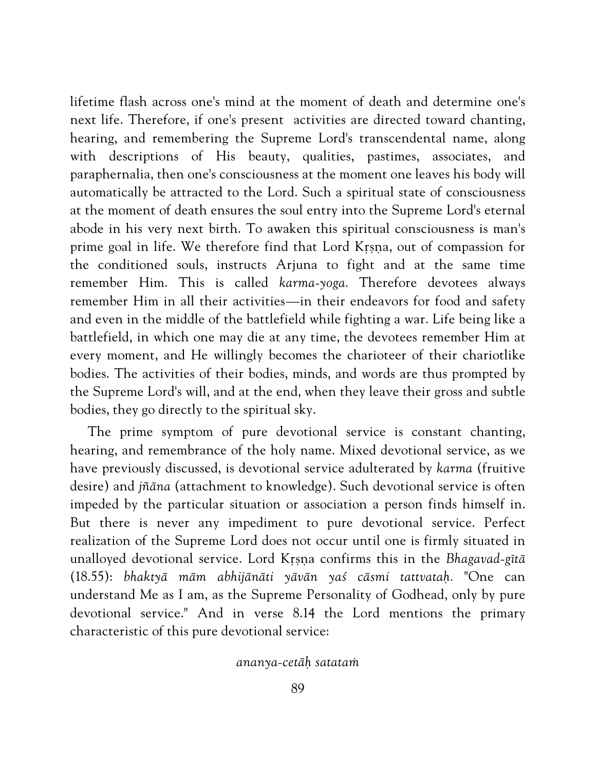lifetime flash across one's mind at the moment of death and determine one's next life. Therefore, if one's present activities are directed toward chanting, hearing, and remembering the Supreme Lord's transcendental name, along with descriptions of His beauty, qualities, pastimes, associates, and paraphernalia, then one's consciousness at the moment one leaves his body will automatically be attracted to the Lord. Such a spiritual state of consciousness at the moment of death ensures the soul entry into the Supreme Lord's eternal abode in his very next birth. To awaken this spiritual consciousness is man's prime goal in life. We therefore find that Lord Kṛṣṇa, out of compassion for the conditioned souls, instructs Arjuna to fight and at the same time remember Him. This is called *karma-yoga.* Therefore devotees always remember Him in all their activities—in their endeavors for food and safety and even in the middle of the battlefield while fighting a war. Life being like a battlefield, in which one may die at any time, the devotees remember Him at every moment, and He willingly becomes the charioteer of their chariotlike bodies. The activities of their bodies, minds, and words are thus prompted by the Supreme Lord's will, and at the end, when they leave their gross and subtle bodies, they go directly to the spiritual sky.

The prime symptom of pure devotional service is constant chanting, hearing, and remembrance of the holy name. Mixed devotional service, as we have previously discussed, is devotional service adulterated by *karma* (fruitive desire) and *jñāna* (attachment to knowledge). Such devotional service is often impeded by the particular situation or association a person finds himself in. But there is never any impediment to pure devotional service. Perfect realization of the Supreme Lord does not occur until one is firmly situated in unalloyed devotional service. Lord Kṛṣṇa confirms this in the *Bhagavad-gītā* (18.55): *bhaktyā mām abhijānāti yāvān yaś cāsmi tattvataḥ.* "One can understand Me as I am, as the Supreme Personality of Godhead, only by pure devotional service." And in verse 8.14 the Lord mentions the primary characteristic of this pure devotional service:

*ananya-cetāḥ satataṁ*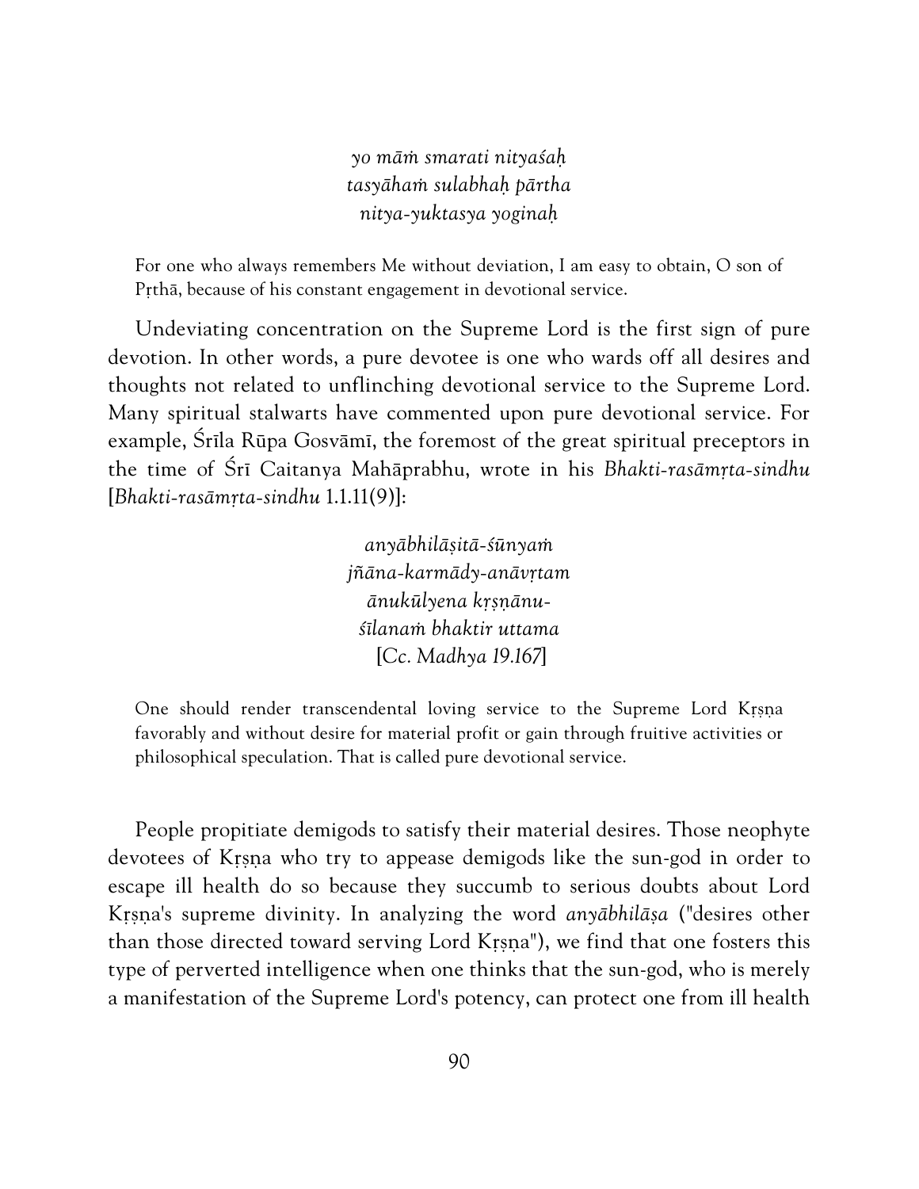*yo māṁ smarati nityaśaḥ*
*tasyāhaṁ sulabhaḥ pārtha*
*nitya-yuktasya yoginaḥ*

For one who always remembers Me without deviation, I am easy to obtain, O son of Pṛthā, because of his constant engagement in devotional service.

Undeviating concentration on the Supreme Lord is the first sign of pure devotion. In other words, a pure devotee is one who wards off all desires and thoughts not related to unflinching devotional service to the Supreme Lord. Many spiritual stalwarts have commented upon pure devotional service. For example, Śrīla Rūpa Gosvāmī, the foremost of the great spiritual preceptors in the time of Śrī Caitanya Mahāprabhu, wrote in his *Bhakti-rasāmṛta-sindhu* [*Bhakti-rasāmṛta-sindhu* 1.1.11(9)]:

*anyābhilāṣitā-śūnyaṁ*
*jñāna-karmādy-anāvṛtam*
*ānukūlyena kṛṣṇānu-*
*śīlanaṁ bhaktir uttama*
[*Cc. Madhya 19.167*]

One should render transcendental loving service to the Supreme Lord Kṛṣṇa favorably and without desire for material profit or gain through fruitive activities or philosophical speculation. That is called pure devotional service.

People propitiate demigods to satisfy their material desires. Those neophyte devotees of Kṛṣṇa who try to appease demigods like the sun-god in order to escape ill health do so because they succumb to serious doubts about Lord Kṛṣṇa's supreme divinity. In analyzing the word *anyābhilāṣa* ("desires other than those directed toward serving Lord Kṛṣṇa"), we find that one fosters this type of perverted intelligence when one thinks that the sun-god, who is merely a manifestation of the Supreme Lord's potency, can protect one from ill health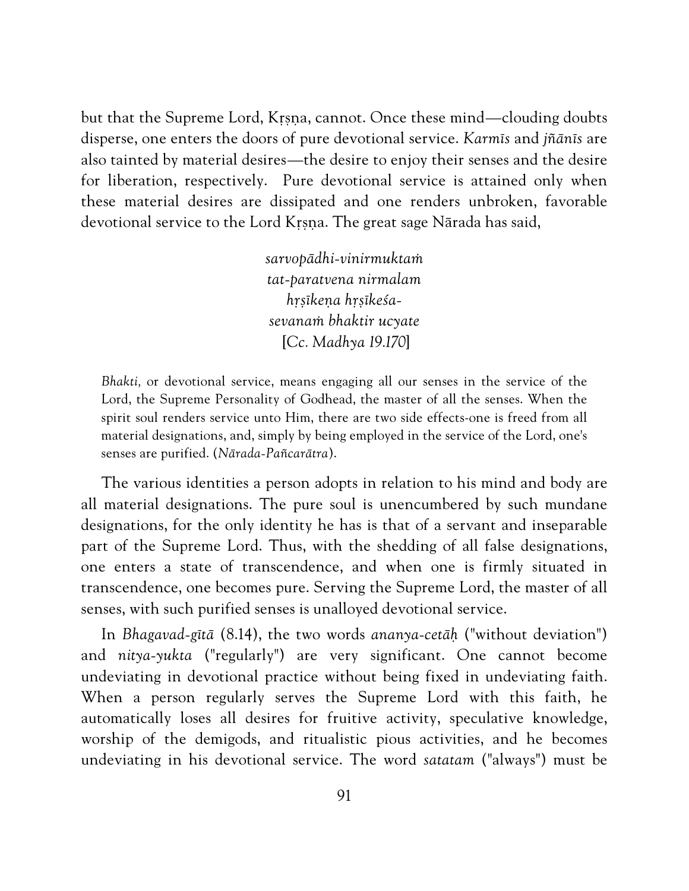but that the Supreme Lord, Kṛṣṇa, cannot. Once these mind—clouding doubts disperse, one enters the doors of pure devotional service. *Karmīs* and *jñānīs* are also tainted by material desires—the desire to enjoy their senses and the desire for liberation, respectively. Pure devotional service is attained only when these material desires are dissipated and one renders unbroken, favorable devotional service to the Lord Kṛṣṇa. The great sage Nārada has said,

> *sarvopādhi-vinirmuktaṁ*
> *tat-paratvena nirmalam*
> *hṛṣīkeṇa hṛṣīkeśa-*
> *sevanaṁ bhaktir ucyate*
> [*Cc. Madhya* 19.170]

> *Bhakti,* or devotional service, means engaging all our senses in the service of the Lord, the Supreme Personality of Godhead, the master of all the senses. When the spirit soul renders service unto Him, there are two side effects-one is freed from all material designations, and, simply by being employed in the service of the Lord, one's senses are purified. (*Nārada-Pañcarātra*).

The various identities a person adopts in relation to his mind and body are all material designations. The pure soul is unencumbered by such mundane designations, for the only identity he has is that of a servant and inseparable part of the Supreme Lord. Thus, with the shedding of all false designations, one enters a state of transcendence, and when one is firmly situated in transcendence, one becomes pure. Serving the Supreme Lord, the master of all senses, with such purified senses is unalloyed devotional service.

In *Bhagavad-gītā* (8.14), the two words *ananya-cetāḥ* ("without deviation") and *nitya-yukta* ("regularly") are very significant. One cannot become undeviating in devotional practice without being fixed in undeviating faith. When a person regularly serves the Supreme Lord with this faith, he automatically loses all desires for fruitive activity, speculative knowledge, worship of the demigods, and ritualistic pious activities, and he becomes undeviating in his devotional service. The word *satatam* ("always") must be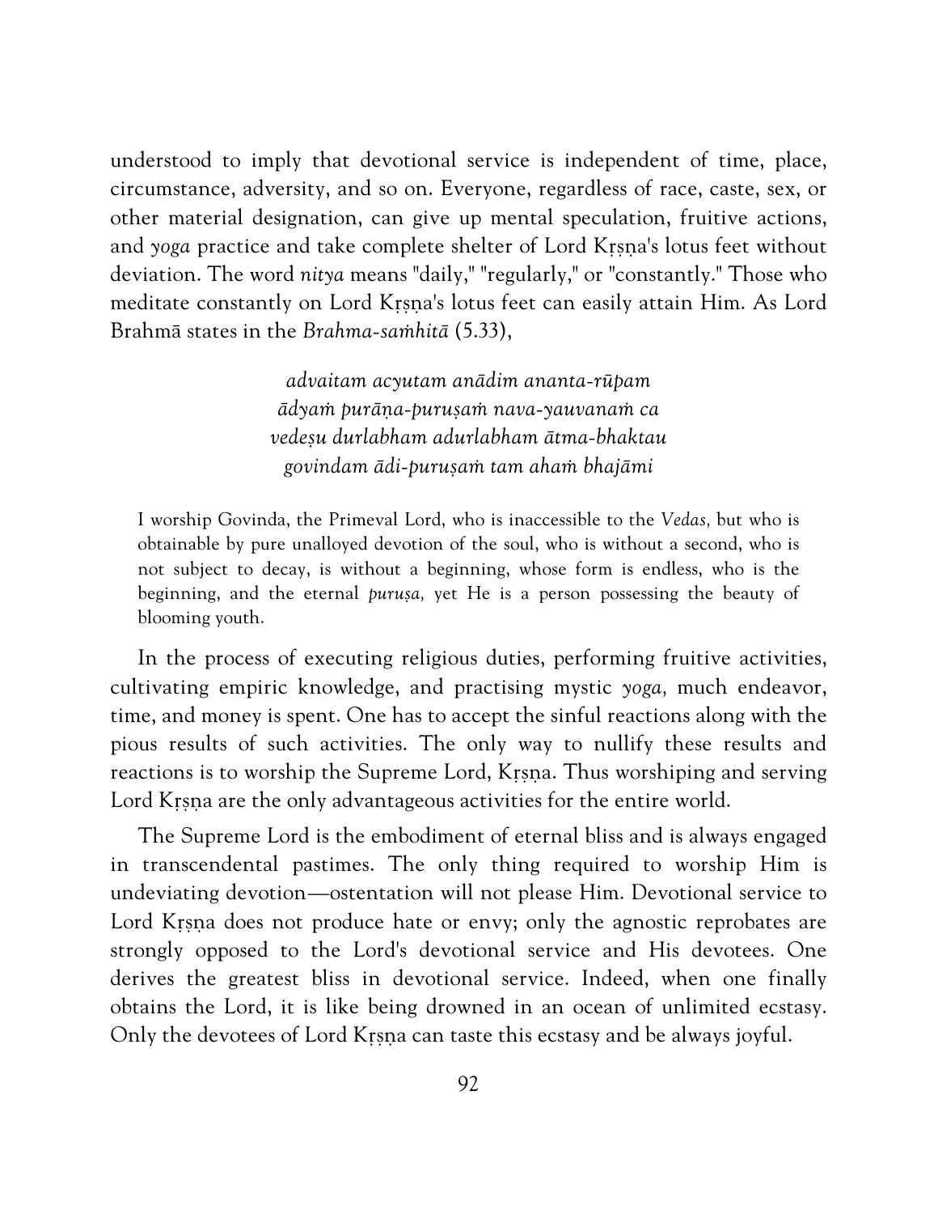understood to imply that devotional service is independent of time, place, circumstance, adversity, and so on. Everyone, regardless of race, caste, sex, or other material designation, can give up mental speculation, fruitive actions, and *yoga* practice and take complete shelter of Lord Kṛṣṇa's lotus feet without deviation. The word *nitya* means "daily," "regularly," or "constantly." Those who meditate constantly on Lord Kṛṣṇa's lotus feet can easily attain Him. As Lord Brahmā states in the *Brahma-saṁhitā* (5.33),

> *advaitam acyutam anādim ananta-rūpam*
> *ādyaṁ purāṇa-puruṣaṁ nava-yauvanaṁ ca*
> *vedeṣu durlabham adurlabham ātma-bhaktau*
> *govindam ādi-puruṣaṁ tam ahaṁ bhajāmi*

> I worship Govinda, the Primeval Lord, who is inaccessible to the *Vedas,* but who is obtainable by pure unalloyed devotion of the soul, who is without a second, who is not subject to decay, is without a beginning, whose form is endless, who is the beginning, and the eternal *puruṣa,* yet He is a person possessing the beauty of blooming youth.

In the process of executing religious duties, performing fruitive activities, cultivating empiric knowledge, and practising mystic *yoga,* much endeavor, time, and money is spent. One has to accept the sinful reactions along with the pious results of such activities. The only way to nullify these results and reactions is to worship the Supreme Lord, Kṛṣṇa. Thus worshiping and serving Lord Kṛṣṇa are the only advantageous activities for the entire world.

The Supreme Lord is the embodiment of eternal bliss and is always engaged in transcendental pastimes. The only thing required to worship Him is undeviating devotion—ostentation will not please Him. Devotional service to Lord Kṛṣṇa does not produce hate or envy; only the agnostic reprobates are strongly opposed to the Lord's devotional service and His devotees. One derives the greatest bliss in devotional service. Indeed, when one finally obtains the Lord, it is like being drowned in an ocean of unlimited ecstasy. Only the devotees of Lord Kṛṣṇa can taste this ecstasy and be always joyful.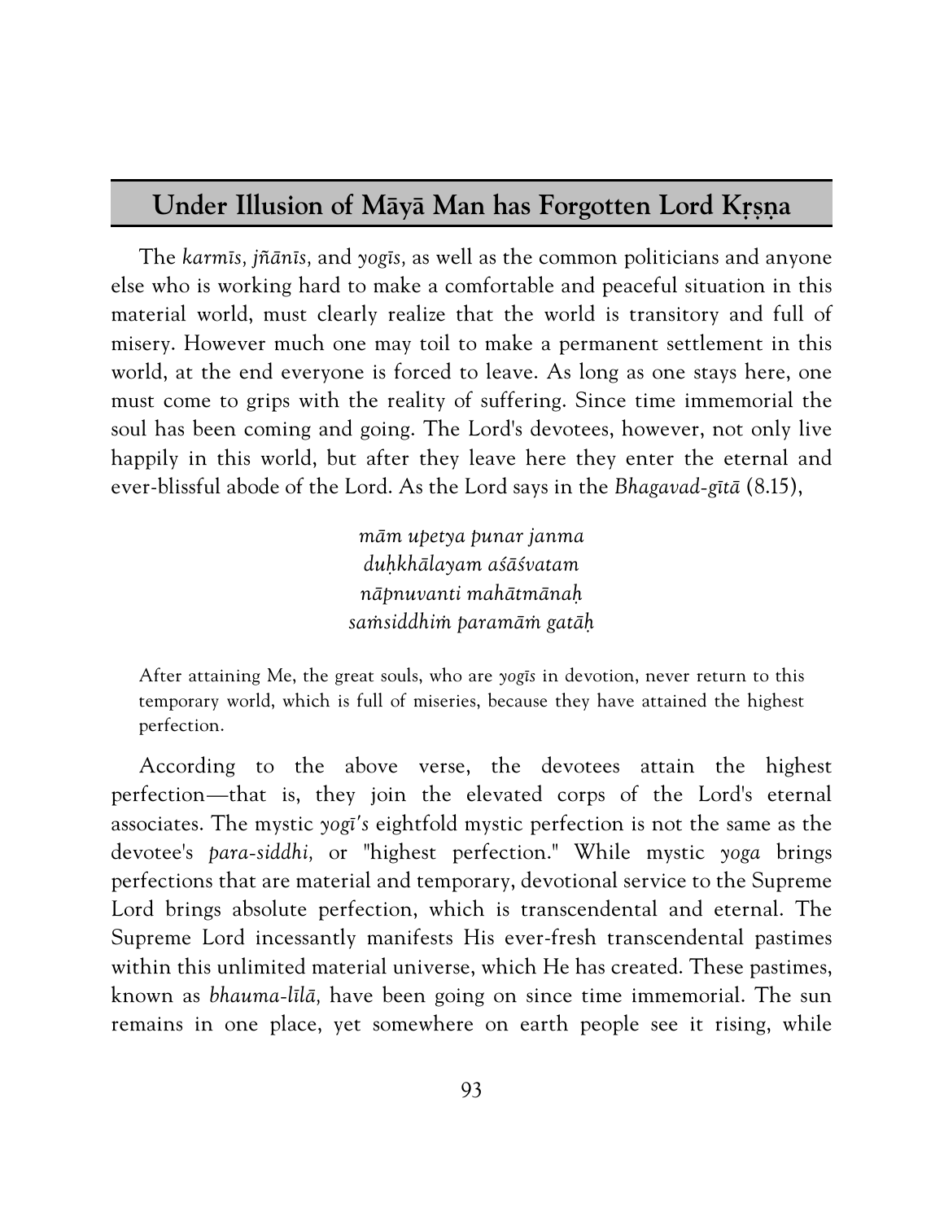## Under Illusion of Māyā Man has Forgotten Lord Kṛṣṇa

The *karmīs, jñānīs,* and *yogīs,* as well as the common politicians and anyone else who is working hard to make a comfortable and peaceful situation in this material world, must clearly realize that the world is transitory and full of misery. However much one may toil to make a permanent settlement in this world, at the end everyone is forced to leave. As long as one stays here, one must come to grips with the reality of suffering. Since time immemorial the soul has been coming and going. The Lord's devotees, however, not only live happily in this world, but after they leave here they enter the eternal and ever-blissful abode of the Lord. As the Lord says in the *Bhagavad-gītā* (8.15),

> *mām upetya punar janma*
> *duḥkhālayam aśāśvatam*
> *nāpnuvanti mahātmānaḥ*
> *saṁsiddhiṁ paramāṁ gatāḥ*

> After attaining Me, the great souls, who are *yogīs* in devotion, never return to this temporary world, which is full of miseries, because they have attained the highest perfection.

According to the above verse, the devotees attain the highest perfection—that is, they join the elevated corps of the Lord's eternal associates. The mystic *yogī's* eightfold mystic perfection is not the same as the devotee's *para-siddhi,* or "highest perfection." While mystic *yoga* brings perfections that are material and temporary, devotional service to the Supreme Lord brings absolute perfection, which is transcendental and eternal. The Supreme Lord incessantly manifests His ever-fresh transcendental pastimes within this unlimited material universe, which He has created. These pastimes, known as *bhauma-līlā,* have been going on since time immemorial. The sun remains in one place, yet somewhere on earth people see it rising, while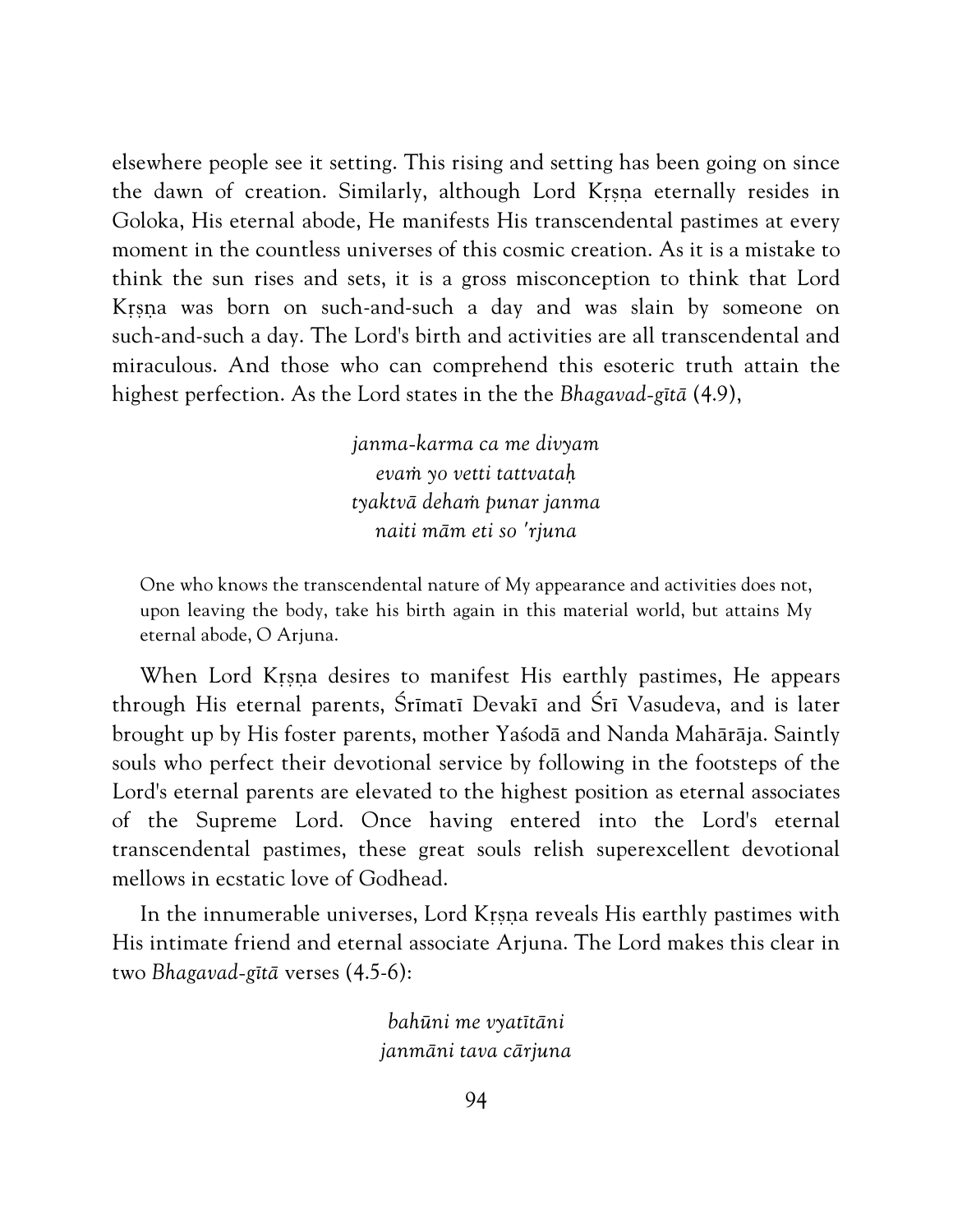elsewhere people see it setting. This rising and setting has been going on since the dawn of creation. Similarly, although Lord Kṛṣṇa eternally resides in Goloka, His eternal abode, He manifests His transcendental pastimes at every moment in the countless universes of this cosmic creation. As it is a mistake to think the sun rises and sets, it is a gross misconception to think that Lord Kṛṣṇa was born on such-and-such a day and was slain by someone on such-and-such a day. The Lord's birth and activities are all transcendental and miraculous. And those who can comprehend this esoteric truth attain the highest perfection. As the Lord states in the the *Bhagavad-gītā* (4.9),

> *janma-karma ca me divyam*
> *evaṁ yo vetti tattvataḥ*
> *tyaktvā dehaṁ punar janma*
> *naiti mām eti so 'rjuna*

> One who knows the transcendental nature of My appearance and activities does not, upon leaving the body, take his birth again in this material world, but attains My eternal abode, O Arjuna.

When Lord Kṛṣṇa desires to manifest His earthly pastimes, He appears through His eternal parents, Śrīmatī Devakī and Śrī Vasudeva, and is later brought up by His foster parents, mother Yaśodā and Nanda Mahārāja. Saintly souls who perfect their devotional service by following in the footsteps of the Lord's eternal parents are elevated to the highest position as eternal associates of the Supreme Lord. Once having entered into the Lord's eternal transcendental pastimes, these great souls relish superexcellent devotional mellows in ecstatic love of Godhead.

In the innumerable universes, Lord Kṛṣṇa reveals His earthly pastimes with His intimate friend and eternal associate Arjuna. The Lord makes this clear in two *Bhagavad-gītā* verses (4.5-6):

> *bahūni me vyatītāni*
> *janmāni tava cārjuna*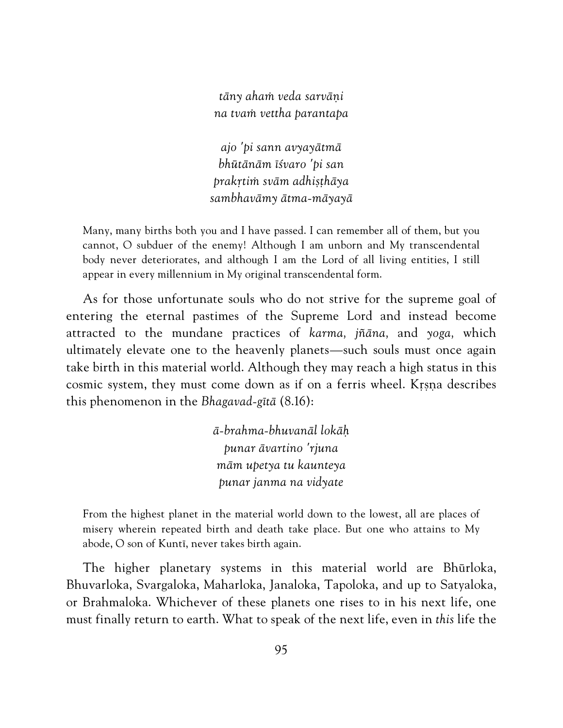*tāny ahaṁ veda sarvāṇi*
*na tvaṁ vettha parantapa*

*ajo 'pi sann avyayātmā*
*bhūtānām īśvaro 'pi san*
*prakṛtiṁ svām adhiṣṭhāya*
*sambhavāmy ātma-māyayā*

> Many, many births both you and I have passed. I can remember all of them, but you cannot, O subduer of the enemy! Although I am unborn and My transcendental body never deteriorates, and although I am the Lord of all living entities, I still appear in every millennium in My original transcendental form.

As for those unfortunate souls who do not strive for the supreme goal of entering the eternal pastimes of the Supreme Lord and instead become attracted to the mundane practices of *karma, jñāna,* and *yoga,* which ultimately elevate one to the heavenly planets—such souls must once again take birth in this material world. Although they may reach a high status in this cosmic system, they must come down as if on a ferris wheel. Kṛṣṇa describes this phenomenon in the *Bhagavad-gītā* (8.16):

*ā-brahma-bhuvanāl lokāḥ*
*punar āvartino 'rjuna*
*mām upetya tu kaunteya*
*punar janma na vidyate*

> From the highest planet in the material world down to the lowest, all are places of misery wherein repeated birth and death take place. But one who attains to My abode, O son of Kuntī, never takes birth again.

The higher planetary systems in this material world are Bhūrloka, Bhuvarloka, Svargaloka, Maharloka, Janaloka, Tapoloka, and up to Satyaloka, or Brahmaloka. Whichever of these planets one rises to in his next life, one must finally return to earth. What to speak of the next life, even in *this* life the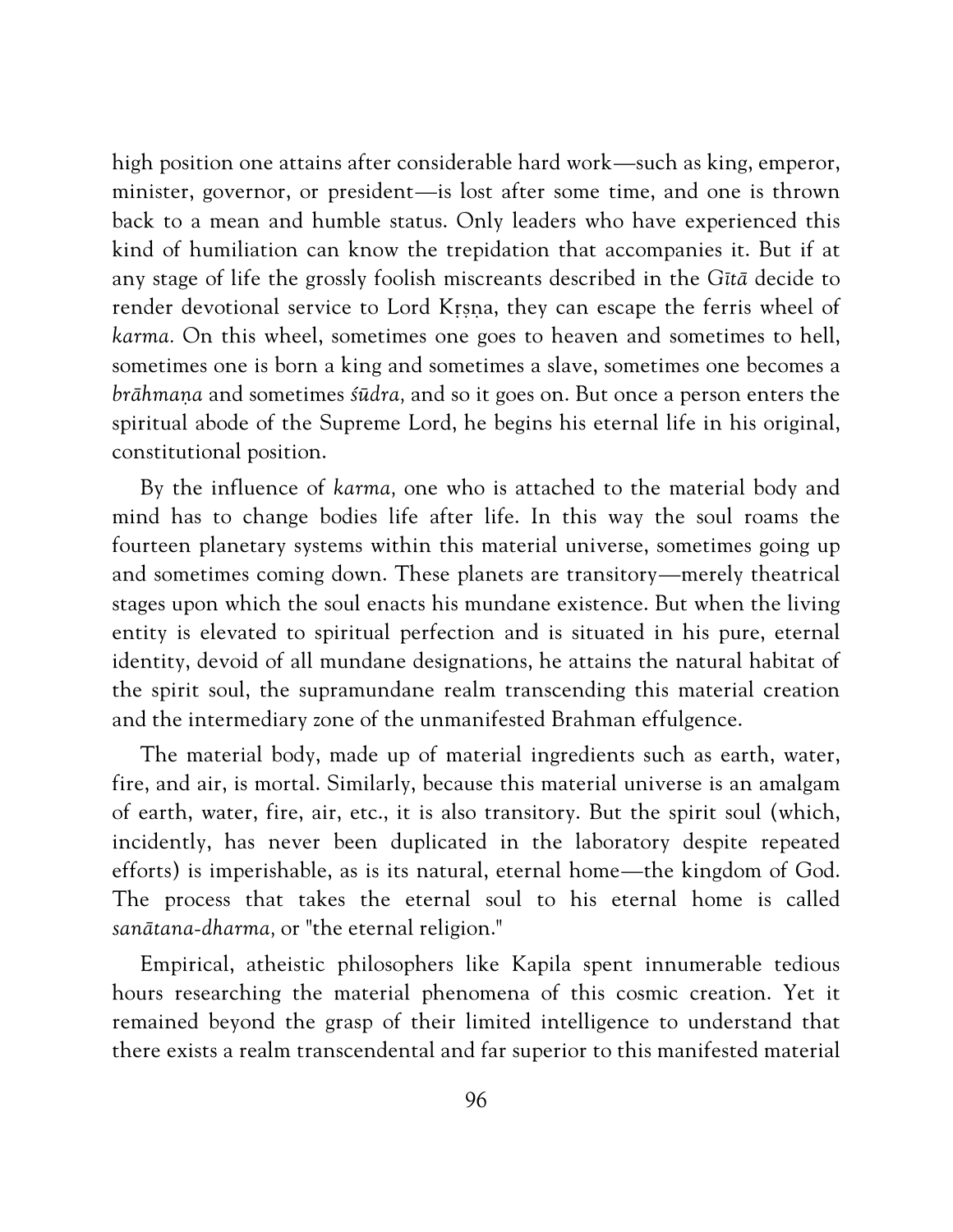high position one attains after considerable hard work—such as king, emperor, minister, governor, or president—is lost after some time, and one is thrown back to a mean and humble status. Only leaders who have experienced this kind of humiliation can know the trepidation that accompanies it. But if at any stage of life the grossly foolish miscreants described in the *Gītā* decide to render devotional service to Lord Kṛṣṇa, they can escape the ferris wheel of *karma.* On this wheel, sometimes one goes to heaven and sometimes to hell, sometimes one is born a king and sometimes a slave, sometimes one becomes a *brāhmaṇa* and sometimes *śūdra,* and so it goes on. But once a person enters the spiritual abode of the Supreme Lord, he begins his eternal life in his original, constitutional position.

By the influence of *karma,* one who is attached to the material body and mind has to change bodies life after life. In this way the soul roams the fourteen planetary systems within this material universe, sometimes going up and sometimes coming down. These planets are transitory—merely theatrical stages upon which the soul enacts his mundane existence. But when the living entity is elevated to spiritual perfection and is situated in his pure, eternal identity, devoid of all mundane designations, he attains the natural habitat of the spirit soul, the supramundane realm transcending this material creation and the intermediary zone of the unmanifested Brahman effulgence.

The material body, made up of material ingredients such as earth, water, fire, and air, is mortal. Similarly, because this material universe is an amalgam of earth, water, fire, air, etc., it is also transitory. But the spirit soul (which, incidently, has never been duplicated in the laboratory despite repeated efforts) is imperishable, as is its natural, eternal home—the kingdom of God. The process that takes the eternal soul to his eternal home is called *sanātana-dharma,* or "the eternal religion."

Empirical, atheistic philosophers like Kapila spent innumerable tedious hours researching the material phenomena of this cosmic creation. Yet it remained beyond the grasp of their limited intelligence to understand that there exists a realm transcendental and far superior to this manifested material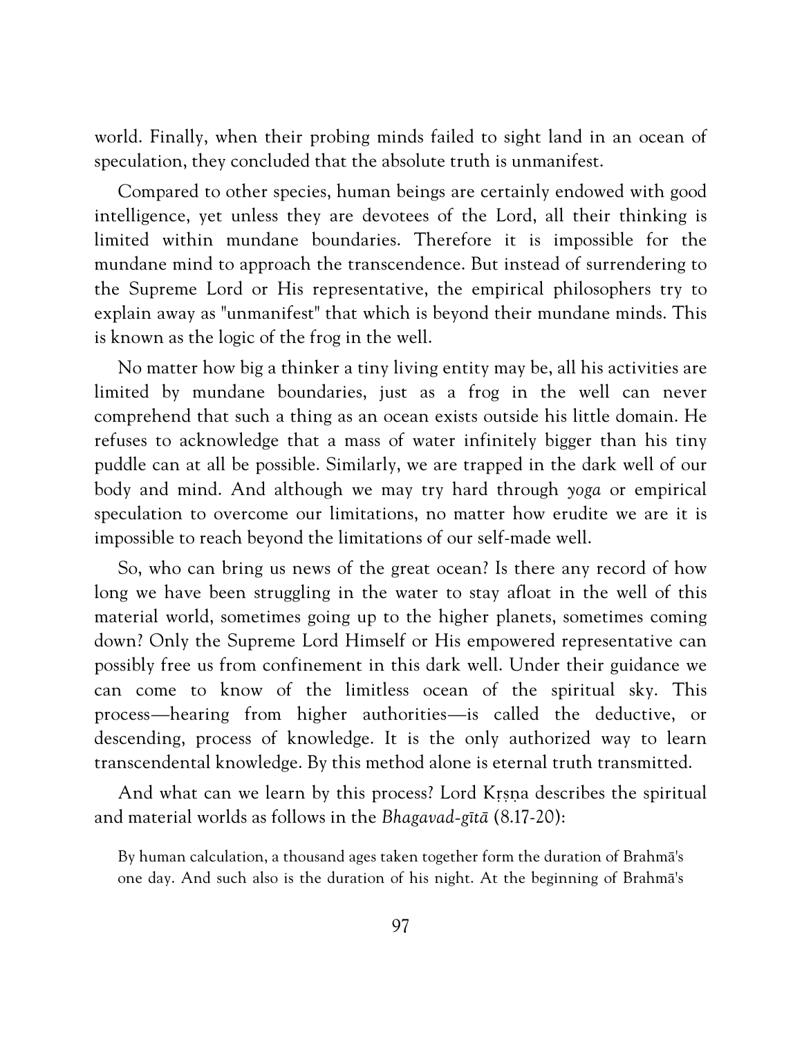world. Finally, when their probing minds failed to sight land in an ocean of speculation, they concluded that the absolute truth is unmanifest.

Compared to other species, human beings are certainly endowed with good intelligence, yet unless they are devotees of the Lord, all their thinking is limited within mundane boundaries. Therefore it is impossible for the mundane mind to approach the transcendence. But instead of surrendering to the Supreme Lord or His representative, the empirical philosophers try to explain away as "unmanifest" that which is beyond their mundane minds. This is known as the logic of the frog in the well.

No matter how big a thinker a tiny living entity may be, all his activities are limited by mundane boundaries, just as a frog in the well can never comprehend that such a thing as an ocean exists outside his little domain. He refuses to acknowledge that a mass of water infinitely bigger than his tiny puddle can at all be possible. Similarly, we are trapped in the dark well of our body and mind. And although we may try hard through *yoga* or empirical speculation to overcome our limitations, no matter how erudite we are it is impossible to reach beyond the limitations of our self-made well.

So, who can bring us news of the great ocean? Is there any record of how long we have been struggling in the water to stay afloat in the well of this material world, sometimes going up to the higher planets, sometimes coming down? Only the Supreme Lord Himself or His empowered representative can possibly free us from confinement in this dark well. Under their guidance we can come to know of the limitless ocean of the spiritual sky. This process—hearing from higher authorities—is called the deductive, or descending, process of knowledge. It is the only authorized way to learn transcendental knowledge. By this method alone is eternal truth transmitted.

And what can we learn by this process? Lord Kṛṣṇa describes the spiritual and material worlds as follows in the *Bhagavad-gītā* (8.17-20):

> By human calculation, a thousand ages taken together form the duration of Brahmā's one day. And such also is the duration of his night. At the beginning of Brahmā's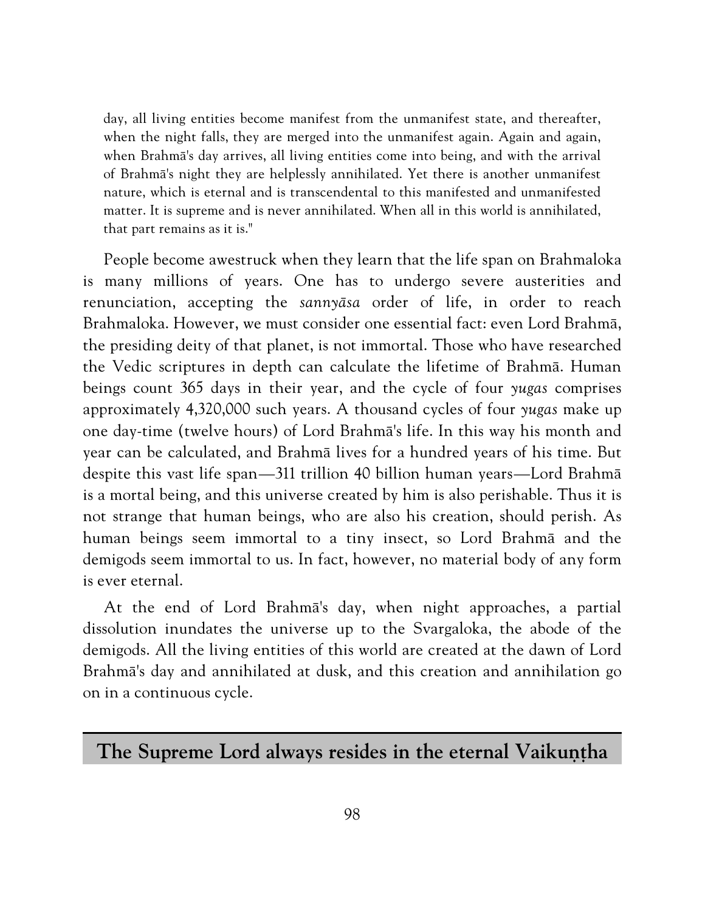> day, all living entities become manifest from the unmanifest state, and thereafter, when the night falls, they are merged into the unmanifest again. Again and again, when Brahmā's day arrives, all living entities come into being, and with the arrival of Brahmā's night they are helplessly annihilated. Yet there is another unmanifest nature, which is eternal and is transcendental to this manifested and unmanifested matter. It is supreme and is never annihilated. When all in this world is annihilated, that part remains as it is."

People become awestruck when they learn that the life span on Brahmaloka is many millions of years. One has to undergo severe austerities and renunciation, accepting the *sannyāsa* order of life, in order to reach Brahmaloka. However, we must consider one essential fact: even Lord Brahmā, the presiding deity of that planet, is not immortal. Those who have researched the Vedic scriptures in depth can calculate the lifetime of Brahmā. Human beings count 365 days in their year, and the cycle of four *yugas* comprises approximately 4,320,000 such years. A thousand cycles of four *yugas* make up one day-time (twelve hours) of Lord Brahmā's life. In this way his month and year can be calculated, and Brahmā lives for a hundred years of his time. But despite this vast life span—311 trillion 40 billion human years—Lord Brahmā is a mortal being, and this universe created by him is also perishable. Thus it is not strange that human beings, who are also his creation, should perish. As human beings seem immortal to a tiny insect, so Lord Brahmā and the demigods seem immortal to us. In fact, however, no material body of any form is ever eternal.

At the end of Lord Brahmā's day, when night approaches, a partial dissolution inundates the universe up to the Svargaloka, the abode of the demigods. All the living entities of this world are created at the dawn of Lord Brahmā's day and annihilated at dusk, and this creation and annihilation go on in a continuous cycle.

## The Supreme Lord always resides in the eternal Vaikuṇṭha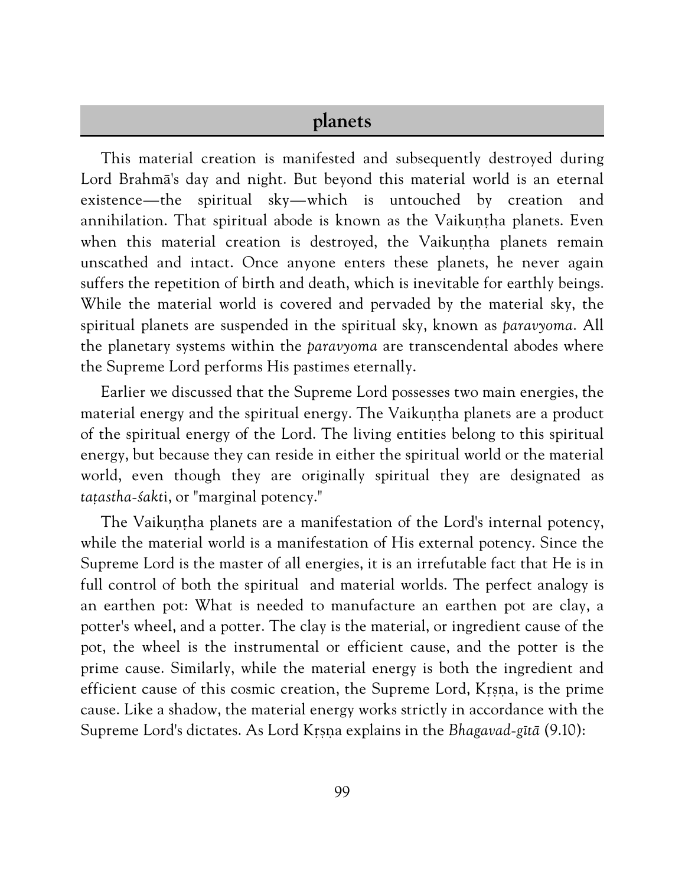## planets

This material creation is manifested and subsequently destroyed during Lord Brahmā's day and night. But beyond this material world is an eternal existence—the spiritual sky—which is untouched by creation and annihilation. That spiritual abode is known as the Vaikuṇṭha planets. Even when this material creation is destroyed, the Vaikuṇṭha planets remain unscathed and intact. Once anyone enters these planets, he never again suffers the repetition of birth and death, which is inevitable for earthly beings. While the material world is covered and pervaded by the material sky, the spiritual planets are suspended in the spiritual sky, known as *paravyoma*. All the planetary systems within the *paravyoma* are transcendental abodes where the Supreme Lord performs His pastimes eternally.

Earlier we discussed that the Supreme Lord possesses two main energies, the material energy and the spiritual energy. The Vaikuṇṭha planets are a product of the spiritual energy of the Lord. The living entities belong to this spiritual energy, but because they can reside in either the spiritual world or the material world, even though they are originally spiritual they are designated as *taṭastha-śakt*i, or "marginal potency."

The Vaikuṇṭha planets are a manifestation of the Lord's internal potency, while the material world is a manifestation of His external potency. Since the Supreme Lord is the master of all energies, it is an irrefutable fact that He is in full control of both the spiritual and material worlds. The perfect analogy is an earthen pot: What is needed to manufacture an earthen pot are clay, a potter's wheel, and a potter. The clay is the material, or ingredient cause of the pot, the wheel is the instrumental or efficient cause, and the potter is the prime cause. Similarly, while the material energy is both the ingredient and efficient cause of this cosmic creation, the Supreme Lord, Kṛṣṇa, is the prime cause. Like a shadow, the material energy works strictly in accordance with the Supreme Lord's dictates. As Lord Kṛṣṇa explains in the *Bhagavad-gītā* (9.10):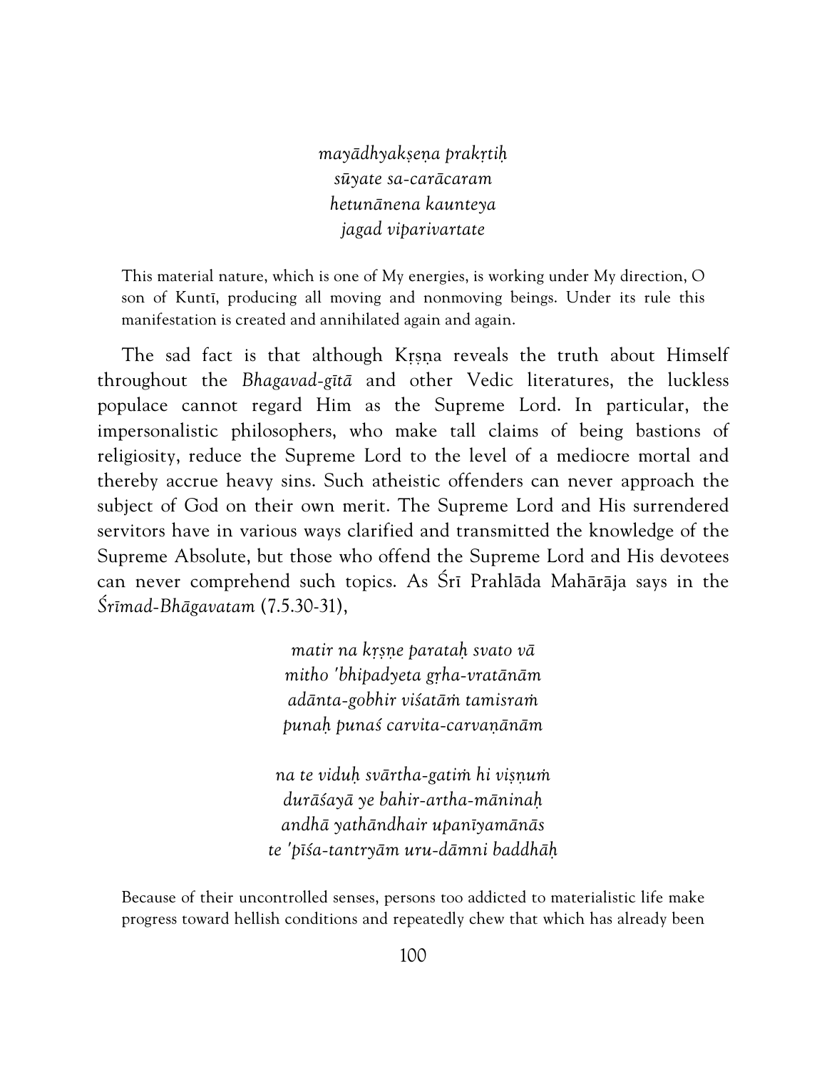*mayādhyakṣeṇa prakṛtiḥ*
*sūyate sa-carācaram*
*hetunānena kaunteya*
*jagad viparivartate*

This material nature, which is one of My energies, is working under My direction, O son of Kuntī, producing all moving and nonmoving beings. Under its rule this manifestation is created and annihilated again and again.

The sad fact is that although Kṛṣṇa reveals the truth about Himself throughout the *Bhagavad-gītā* and other Vedic literatures, the luckless populace cannot regard Him as the Supreme Lord. In particular, the impersonalistic philosophers, who make tall claims of being bastions of religiosity, reduce the Supreme Lord to the level of a mediocre mortal and thereby accrue heavy sins. Such atheistic offenders can never approach the subject of God on their own merit. The Supreme Lord and His surrendered servitors have in various ways clarified and transmitted the knowledge of the Supreme Absolute, but those who offend the Supreme Lord and His devotees can never comprehend such topics. As Śrī Prahlāda Mahārāja says in the *Śrīmad-Bhāgavatam* (7.5.30-31),

*matir na kṛṣṇe parataḥ svato vā*
*mitho 'bhipadyeta gṛha-vratānām*
*adānta-gobhir viśatāṁ tamisraṁ*
*punaḥ punaś carvita-carvaṇānām*

*na te viduḥ svārtha-gatiṁ hi viṣṇuṁ*
*durāśayā ye bahir-artha-māninaḥ*
*andhā yathāndhair upanīyamānās*
*te 'pīśa-tantryām uru-dāmni baddhāḥ*

Because of their uncontrolled senses, persons too addicted to materialistic life make progress toward hellish conditions and repeatedly chew that which has already been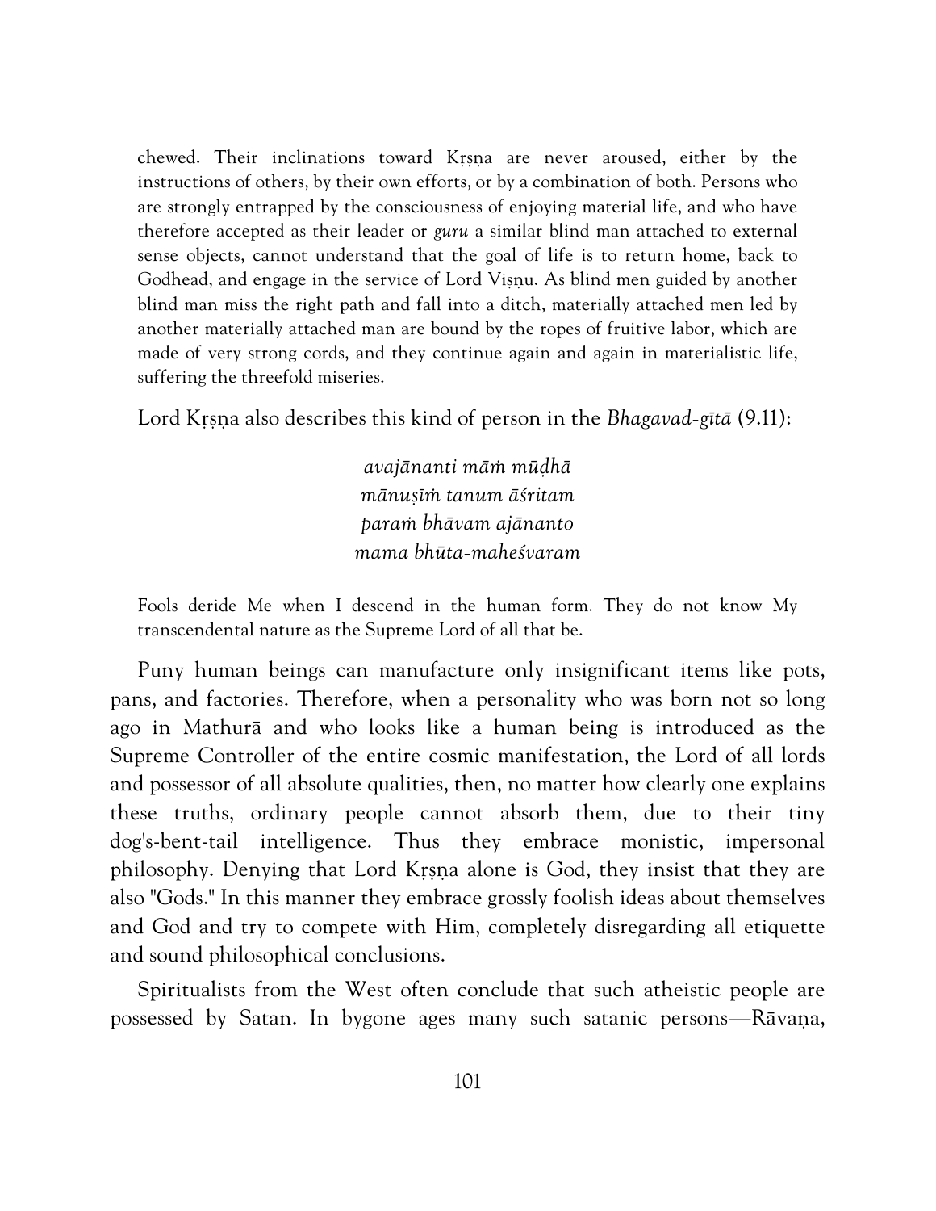chewed. Their inclinations toward Kṛṣṇa are never aroused, either by the instructions of others, by their own efforts, or by a combination of both. Persons who are strongly entrapped by the consciousness of enjoying material life, and who have therefore accepted as their leader or *guru* a similar blind man attached to external sense objects, cannot understand that the goal of life is to return home, back to Godhead, and engage in the service of Lord Viṣṇu. As blind men guided by another blind man miss the right path and fall into a ditch, materially attached men led by another materially attached man are bound by the ropes of fruitive labor, which are made of very strong cords, and they continue again and again in materialistic life, suffering the threefold miseries.

Lord Kṛṣṇa also describes this kind of person in the *Bhagavad-gītā* (9.11):

> *avajānanti māṁ mūḍhā*
> *mānuṣīṁ tanum āśritam*
> *paraṁ bhāvam ajānanto*
> *mama bhūta-maheśvaram*

Fools deride Me when I descend in the human form. They do not know My transcendental nature as the Supreme Lord of all that be.

Puny human beings can manufacture only insignificant items like pots, pans, and factories. Therefore, when a personality who was born not so long ago in Mathurā and who looks like a human being is introduced as the Supreme Controller of the entire cosmic manifestation, the Lord of all lords and possessor of all absolute qualities, then, no matter how clearly one explains these truths, ordinary people cannot absorb them, due to their tiny dog's-bent-tail intelligence. Thus they embrace monistic, impersonal philosophy. Denying that Lord Kṛṣṇa alone is God, they insist that they are also "Gods." In this manner they embrace grossly foolish ideas about themselves and God and try to compete with Him, completely disregarding all etiquette and sound philosophical conclusions.

Spiritualists from the West often conclude that such atheistic people are possessed by Satan. In bygone ages many such satanic persons—Rāvaṇa,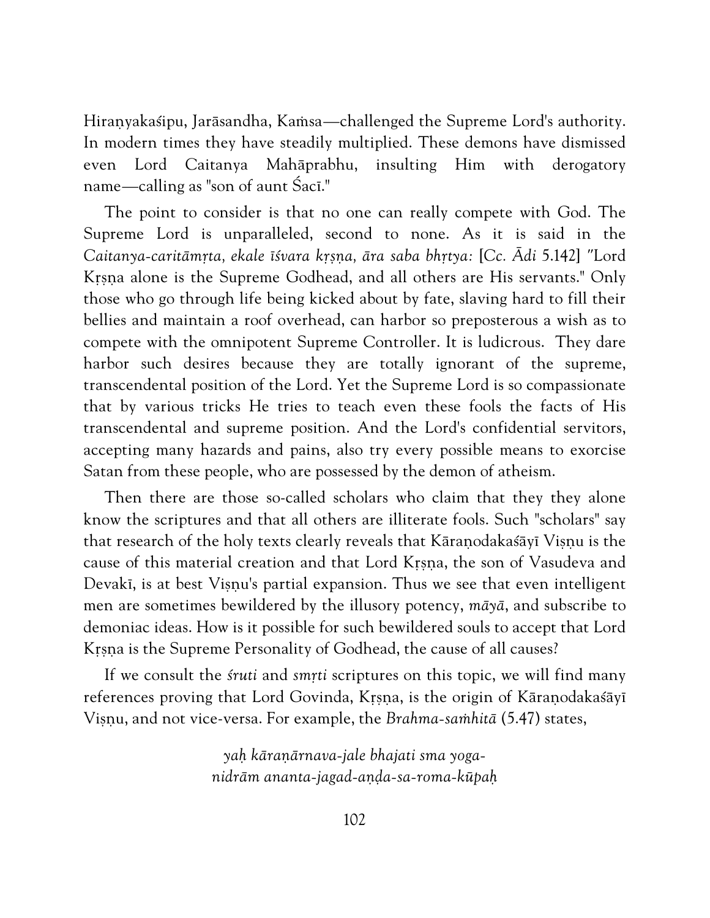Hiraṇyakaśipu, Jarāsandha, Kaṁsa—challenged the Supreme Lord's authority. In modern times they have steadily multiplied. These demons have dismissed even Lord Caitanya Mahāprabhu, insulting Him with derogatory name—calling as "son of aunt Śacī."

The point to consider is that no one can really compete with God. The Supreme Lord is unparalleled, second to none. As it is said in the *Caitanya-caritāmṛta, ekale īśvara kṛṣṇa, āra saba bhṛtya:* [Cc. *Ādi* 5.142] "Lord Kṛṣṇa alone is the Supreme Godhead, and all others are His servants." Only those who go through life being kicked about by fate, slaving hard to fill their bellies and maintain a roof overhead, can harbor so preposterous a wish as to compete with the omnipotent Supreme Controller. It is ludicrous. They dare harbor such desires because they are totally ignorant of the supreme, transcendental position of the Lord. Yet the Supreme Lord is so compassionate that by various tricks He tries to teach even these fools the facts of His transcendental and supreme position. And the Lord's confidential servitors, accepting many hazards and pains, also try every possible means to exorcise Satan from these people, who are possessed by the demon of atheism.

Then there are those so-called scholars who claim that they they alone know the scriptures and that all others are illiterate fools. Such "scholars" say that research of the holy texts clearly reveals that Kāraṇodakaśāyī Viṣṇu is the cause of this material creation and that Lord Kṛṣṇa, the son of Vasudeva and Devakī, is at best Viṣṇu's partial expansion. Thus we see that even intelligent men are sometimes bewildered by the illusory potency, *māyā*, and subscribe to demoniac ideas. How is it possible for such bewildered souls to accept that Lord Kṛṣṇa is the Supreme Personality of Godhead, the cause of all causes?

If we consult the *śruti* and *smṛti* scriptures on this topic, we will find many references proving that Lord Govinda, Kṛṣṇa, is the origin of Kāraṇodakaśāyī Viṣṇu, and not vice-versa. For example, the *Brahma-saṁhitā* (5.47) states,

*yaḥ kāraṇārnava-jale bhajati sma yoga-*
*nidrām ananta-jagad-aṇḍa-sa-roma-kūpaḥ*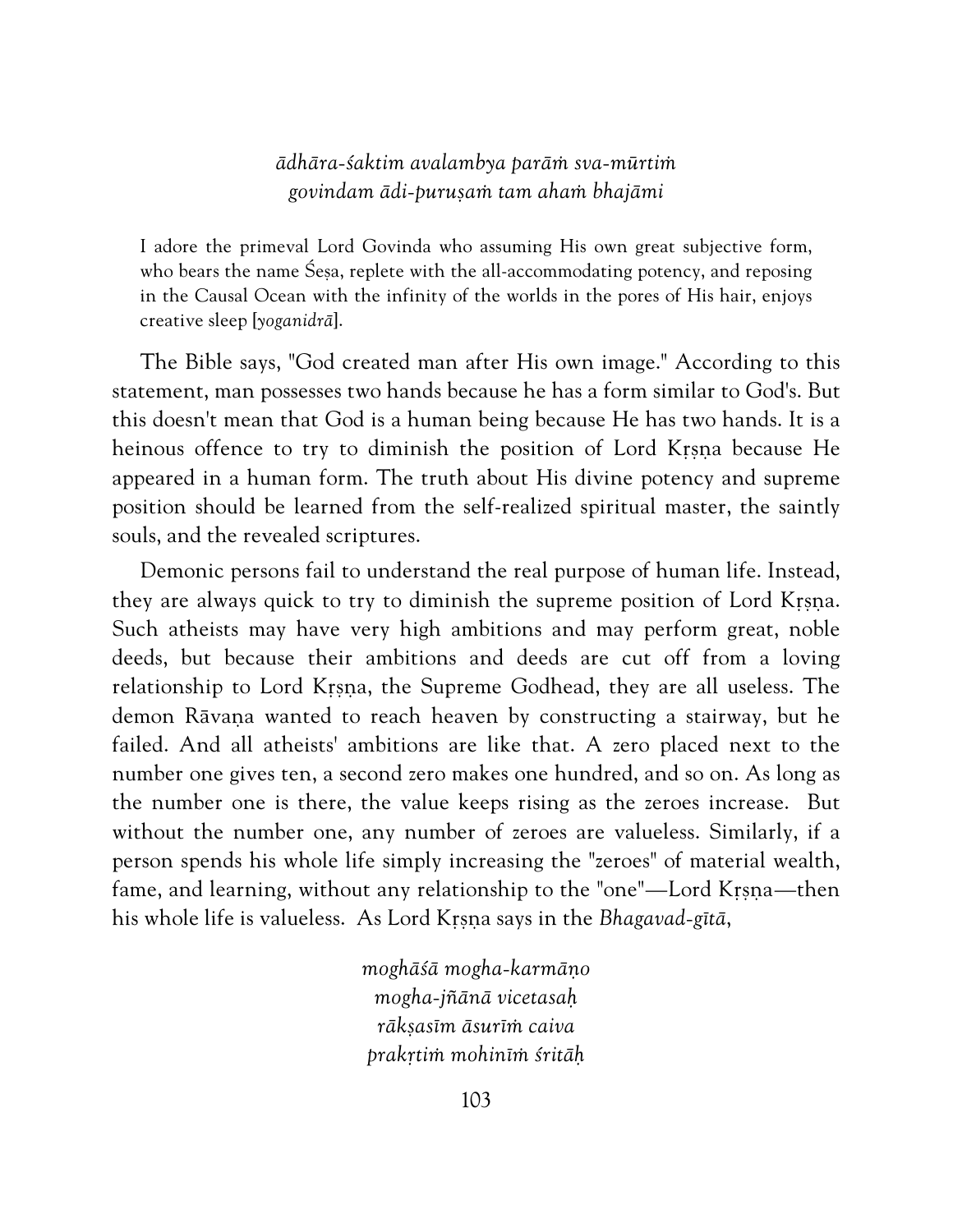*ādhāra-śaktim avalambya parāṁ sva-mūrtiṁ*
*govindam ādi-puruṣaṁ tam ahaṁ bhajāmi*

> I adore the primeval Lord Govinda who assuming His own great subjective form, who bears the name Śeṣa, replete with the all-accommodating potency, and reposing in the Causal Ocean with the infinity of the worlds in the pores of His hair, enjoys creative sleep [*yoganidrā*].

The Bible says, "God created man after His own image." According to this statement, man possesses two hands because he has a form similar to God's. But this doesn't mean that God is a human being because He has two hands. It is a heinous offence to try to diminish the position of Lord Kṛṣṇa because He appeared in a human form. The truth about His divine potency and supreme position should be learned from the self-realized spiritual master, the saintly souls, and the revealed scriptures.

Demonic persons fail to understand the real purpose of human life. Instead, they are always quick to try to diminish the supreme position of Lord Kṛṣṇa. Such atheists may have very high ambitions and may perform great, noble deeds, but because their ambitions and deeds are cut off from a loving relationship to Lord Kṛṣṇa, the Supreme Godhead, they are all useless. The demon Rāvaṇa wanted to reach heaven by constructing a stairway, but he failed. And all atheists' ambitions are like that. A zero placed next to the number one gives ten, a second zero makes one hundred, and so on. As long as the number one is there, the value keeps rising as the zeroes increase. But without the number one, any number of zeroes are valueless. Similarly, if a person spends his whole life simply increasing the "zeroes" of material wealth, fame, and learning, without any relationship to the "one"—Lord Kṛṣṇa—then his whole life is valueless. As Lord Kṛṣṇa says in the *Bhagavad-gītā*,

*moghāśā mogha-karmāṇo*
*mogha-jñānā vicetasaḥ*
*rākṣasīm āsurīṁ caiva*
*prakṛtiṁ mohinīṁ śritāḥ*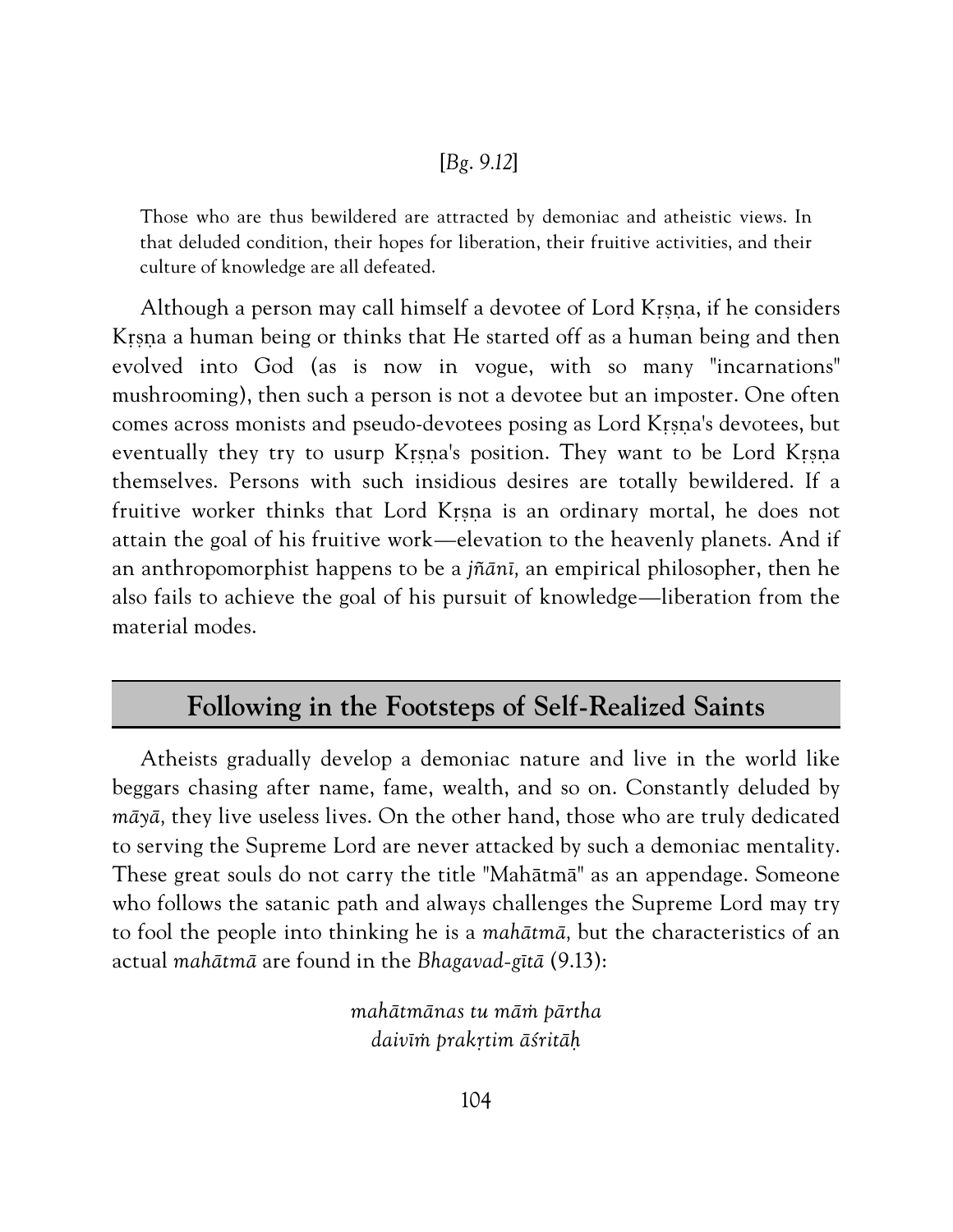[*Bg.* 9.12]

> Those who are thus bewildered are attracted by demoniac and atheistic views. In that deluded condition, their hopes for liberation, their fruitive activities, and their culture of knowledge are all defeated.

Although a person may call himself a devotee of Lord Kṛṣṇa, if he considers Kṛṣṇa a human being or thinks that He started off as a human being and then evolved into God (as is now in vogue, with so many "incarnations" mushrooming), then such a person is not a devotee but an imposter. One often comes across monists and pseudo-devotees posing as Lord Kṛṣṇa's devotees, but eventually they try to usurp Kṛṣṇa's position. They want to be Lord Kṛṣṇa themselves. Persons with such insidious desires are totally bewildered. If a fruitive worker thinks that Lord Kṛṣṇa is an ordinary mortal, he does not attain the goal of his fruitive work—elevation to the heavenly planets. And if an anthropomorphist happens to be a *jñānī,* an empirical philosopher, then he also fails to achieve the goal of his pursuit of knowledge—liberation from the material modes.

## Following in the Footsteps of Self-Realized Saints

Atheists gradually develop a demoniac nature and live in the world like beggars chasing after name, fame, wealth, and so on. Constantly deluded by *māyā,* they live useless lives. On the other hand, those who are truly dedicated to serving the Supreme Lord are never attacked by such a demoniac mentality. These great souls do not carry the title "Mahātmā" as an appendage. Someone who follows the satanic path and always challenges the Supreme Lord may try to fool the people into thinking he is a *mahātmā,* but the characteristics of an actual *mahātmā* are found in the *Bhagavad-gītā* (9.13):

*mahātmānas tu māṁ pārtha*
*daivīṁ prakṛtim āśritāḥ*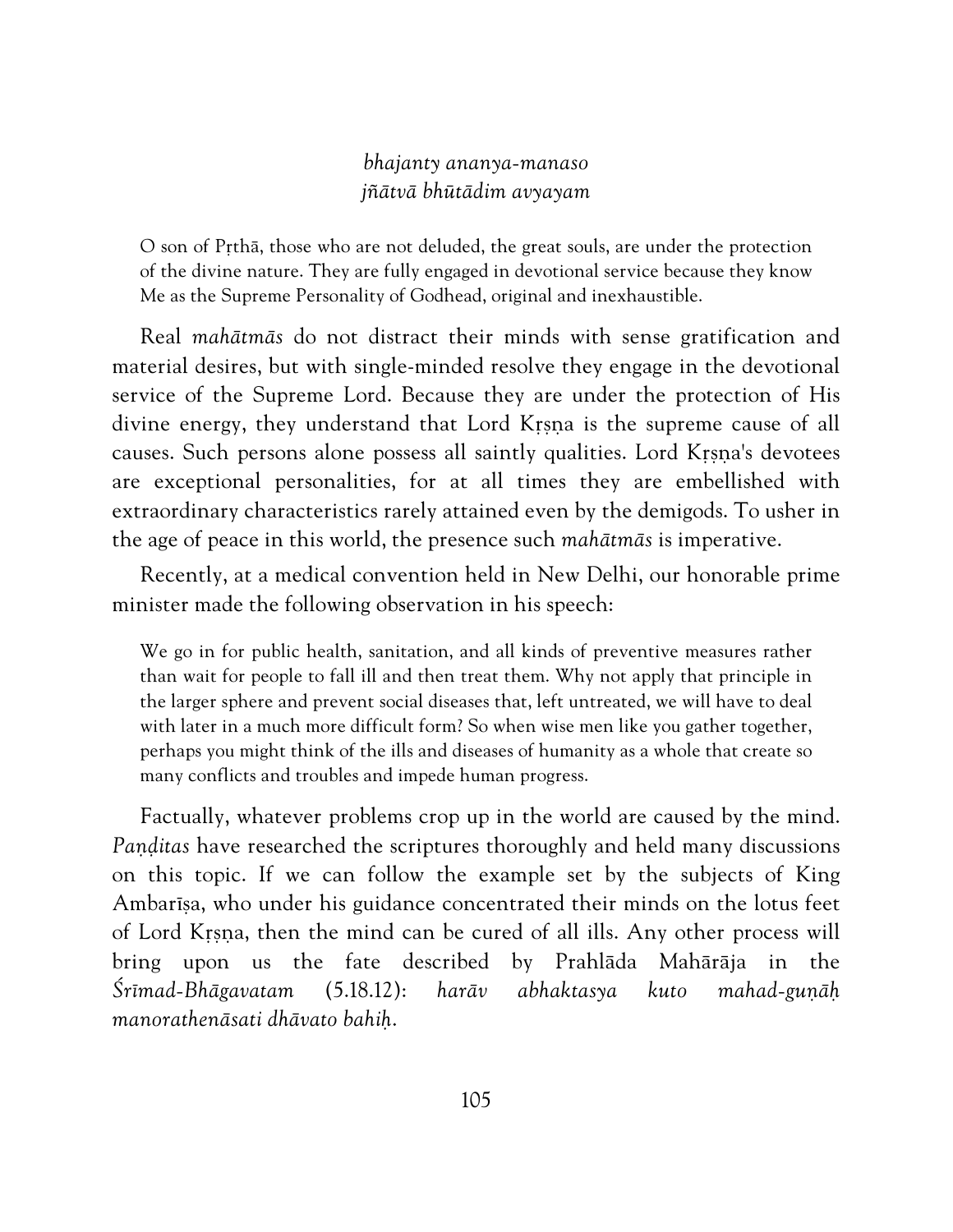*bhajanty ananya-manaso*
*jñātvā bhūtādim avyayam*

> O son of Pṛthā, those who are not deluded, the great souls, are under the protection of the divine nature. They are fully engaged in devotional service because they know Me as the Supreme Personality of Godhead, original and inexhaustible.

Real *mahātmās* do not distract their minds with sense gratification and material desires, but with single-minded resolve they engage in the devotional service of the Supreme Lord. Because they are under the protection of His divine energy, they understand that Lord Kṛṣṇa is the supreme cause of all causes. Such persons alone possess all saintly qualities. Lord Kṛṣṇa's devotees are exceptional personalities, for at all times they are embellished with extraordinary characteristics rarely attained even by the demigods. To usher in the age of peace in this world, the presence such *mahātmās* is imperative.

Recently, at a medical convention held in New Delhi, our honorable prime minister made the following observation in his speech:

> We go in for public health, sanitation, and all kinds of preventive measures rather than wait for people to fall ill and then treat them. Why not apply that principle in the larger sphere and prevent social diseases that, left untreated, we will have to deal with later in a much more difficult form? So when wise men like you gather together, perhaps you might think of the ills and diseases of humanity as a whole that create so many conflicts and troubles and impede human progress.

Factually, whatever problems crop up in the world are caused by the mind. *Paṇḍitas* have researched the scriptures thoroughly and held many discussions on this topic. If we can follow the example set by the subjects of King Ambarīṣa, who under his guidance concentrated their minds on the lotus feet of Lord Kṛṣṇa, then the mind can be cured of all ills. Any other process will bring upon us the fate described by Prahlāda Mahārāja in the *Śrīmad-Bhāgavatam* (5.18.12): *harāv abhaktasya kuto mahad-guṇāḥ manorathenāsati dhāvato bahiḥ*.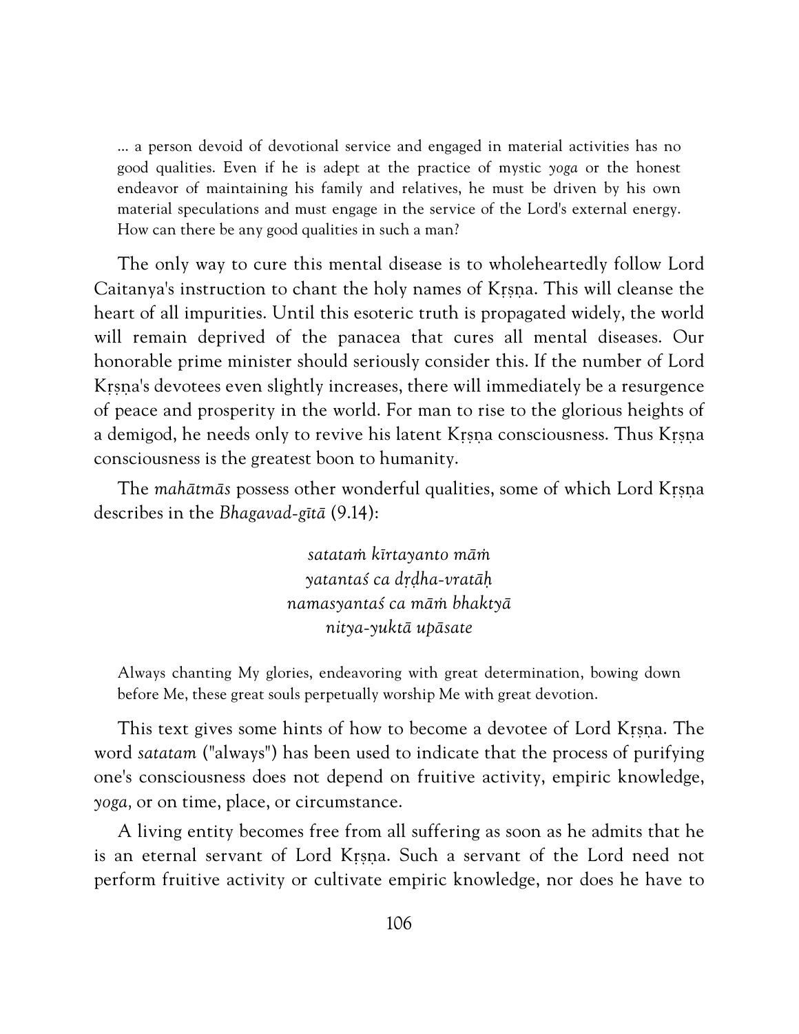> ... a person devoid of devotional service and engaged in material activities has no good qualities. Even if he is adept at the practice of mystic *yoga* or the honest endeavor of maintaining his family and relatives, he must be driven by his own material speculations and must engage in the service of the Lord's external energy. How can there be any good qualities in such a man?

The only way to cure this mental disease is to wholeheartedly follow Lord Caitanya's instruction to chant the holy names of Kṛṣṇa. This will cleanse the heart of all impurities. Until this esoteric truth is propagated widely, the world will remain deprived of the panacea that cures all mental diseases. Our honorable prime minister should seriously consider this. If the number of Lord Kṛṣṇa's devotees even slightly increases, there will immediately be a resurgence of peace and prosperity in the world. For man to rise to the glorious heights of a demigod, he needs only to revive his latent Kṛṣṇa consciousness. Thus Kṛṣṇa consciousness is the greatest boon to humanity.

The *mahātmās* possess other wonderful qualities, some of which Lord Kṛṣṇa describes in the *Bhagavad-gītā* (9.14):

*satataṁ kīrtayanto māṁ*
*yatantaś ca dṛḍha-vratāḥ*
*namasyantaś ca māṁ bhaktyā*
*nitya-yuktā upāsate*

> Always chanting My glories, endeavoring with great determination, bowing down before Me, these great souls perpetually worship Me with great devotion.

This text gives some hints of how to become a devotee of Lord Kṛṣṇa. The word *satatam* ("always") has been used to indicate that the process of purifying one's consciousness does not depend on fruitive activity, empiric knowledge, *yoga,* or on time, place, or circumstance.

A living entity becomes free from all suffering as soon as he admits that he is an eternal servant of Lord Kṛṣṇa. Such a servant of the Lord need not perform fruitive activity or cultivate empiric knowledge, nor does he have to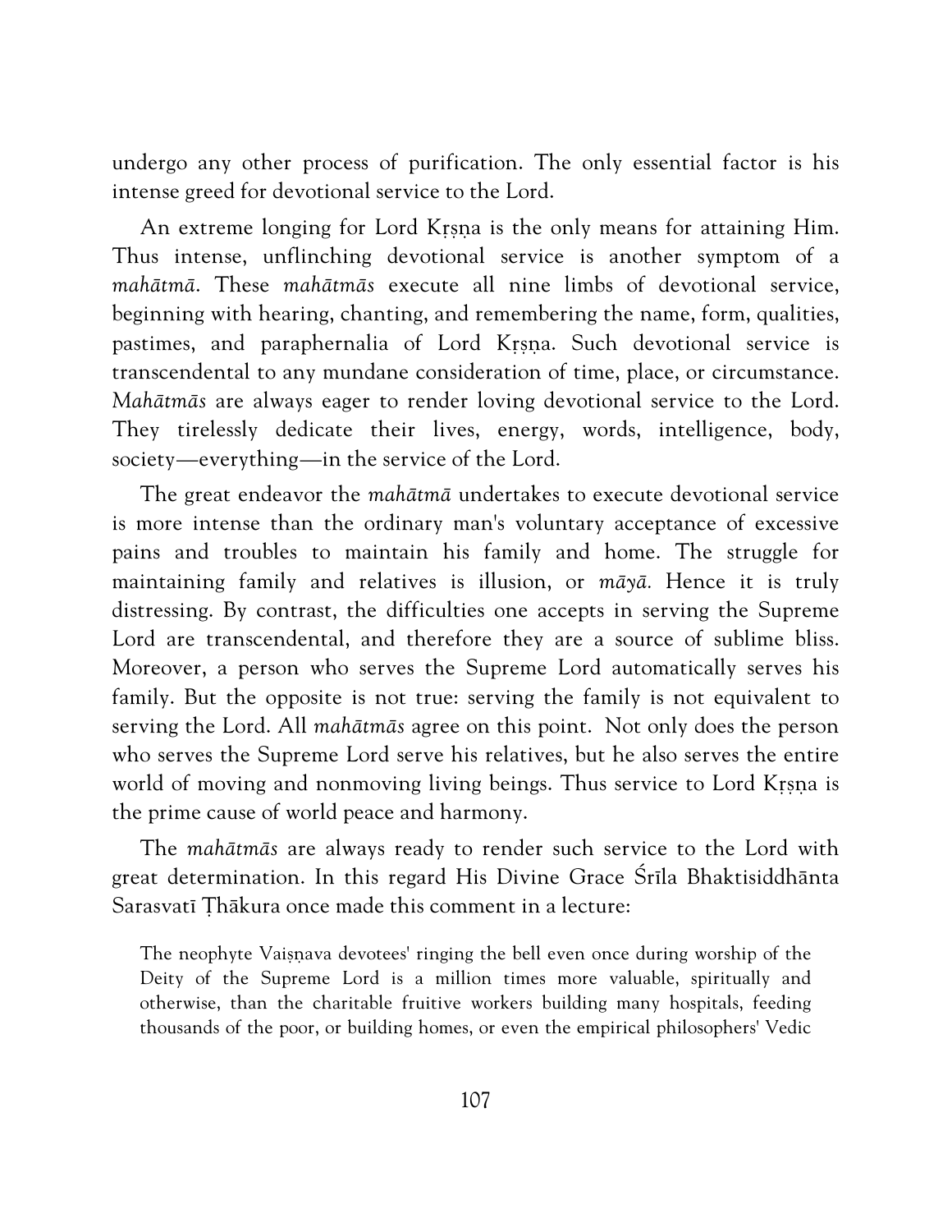undergo any other process of purification. The only essential factor is his intense greed for devotional service to the Lord.

An extreme longing for Lord Kṛṣṇa is the only means for attaining Him. Thus intense, unflinching devotional service is another symptom of a *mahātmā*. These *mahātmās* execute all nine limbs of devotional service, beginning with hearing, chanting, and remembering the name, form, qualities, pastimes, and paraphernalia of Lord Kṛṣṇa. Such devotional service is transcendental to any mundane consideration of time, place, or circumstance. *Mahātmās* are always eager to render loving devotional service to the Lord. They tirelessly dedicate their lives, energy, words, intelligence, body, society—everything—in the service of the Lord.

The great endeavor the *mahātmā* undertakes to execute devotional service is more intense than the ordinary man's voluntary acceptance of excessive pains and troubles to maintain his family and home. The struggle for maintaining family and relatives is illusion, or *māyā.* Hence it is truly distressing. By contrast, the difficulties one accepts in serving the Supreme Lord are transcendental, and therefore they are a source of sublime bliss. Moreover, a person who serves the Supreme Lord automatically serves his family. But the opposite is not true: serving the family is not equivalent to serving the Lord. All *mahātmās* agree on this point. Not only does the person who serves the Supreme Lord serve his relatives, but he also serves the entire world of moving and nonmoving living beings. Thus service to Lord Kṛṣṇa is the prime cause of world peace and harmony.

The *mahātmās* are always ready to render such service to the Lord with great determination. In this regard His Divine Grace Śrīla Bhaktisiddhānta Sarasvatī Ṭhākura once made this comment in a lecture:

> The neophyte Vaiṣṇava devotees' ringing the bell even once during worship of the Deity of the Supreme Lord is a million times more valuable, spiritually and otherwise, than the charitable fruitive workers building many hospitals, feeding thousands of the poor, or building homes, or even the empirical philosophers' Vedic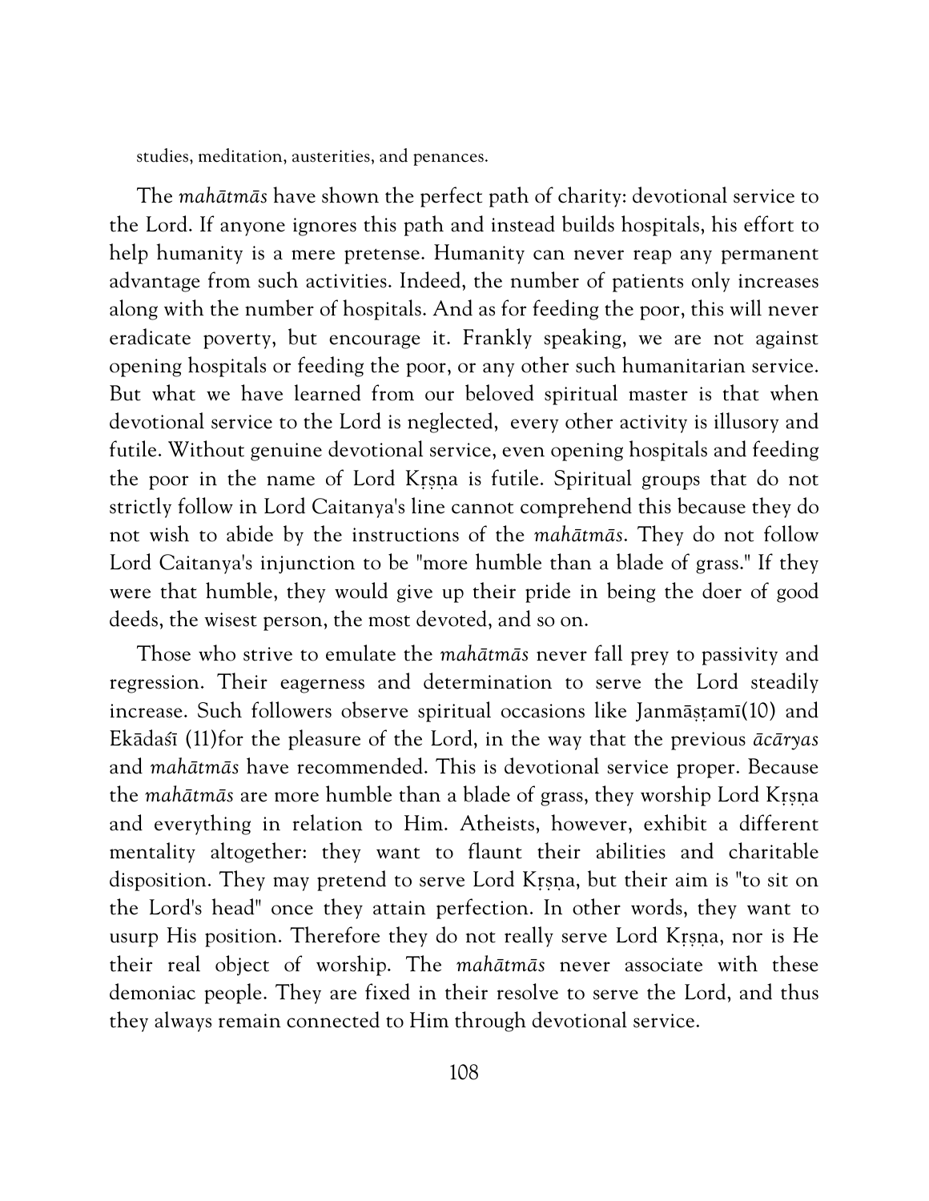studies, meditation, austerities, and penances.

The *mahātmās* have shown the perfect path of charity: devotional service to the Lord. If anyone ignores this path and instead builds hospitals, his effort to help humanity is a mere pretense. Humanity can never reap any permanent advantage from such activities. Indeed, the number of patients only increases along with the number of hospitals. And as for feeding the poor, this will never eradicate poverty, but encourage it. Frankly speaking, we are not against opening hospitals or feeding the poor, or any other such humanitarian service. But what we have learned from our beloved spiritual master is that when devotional service to the Lord is neglected, every other activity is illusory and futile. Without genuine devotional service, even opening hospitals and feeding the poor in the name of Lord Kṛṣṇa is futile. Spiritual groups that do not strictly follow in Lord Caitanya's line cannot comprehend this because they do not wish to abide by the instructions of the *mahātmās*. They do not follow Lord Caitanya's injunction to be "more humble than a blade of grass." If they were that humble, they would give up their pride in being the doer of good deeds, the wisest person, the most devoted, and so on.

Those who strive to emulate the *mahātmās* never fall prey to passivity and regression. Their eagerness and determination to serve the Lord steadily increase. Such followers observe spiritual occasions like Janmāṣṭamī(10) and Ekādaśī (11)for the pleasure of the Lord, in the way that the previous *ācāryas* and *mahātmās* have recommended. This is devotional service proper. Because the *mahātmās* are more humble than a blade of grass, they worship Lord Kṛṣṇa and everything in relation to Him. Atheists, however, exhibit a different mentality altogether: they want to flaunt their abilities and charitable disposition. They may pretend to serve Lord Kṛṣṇa, but their aim is "to sit on the Lord's head" once they attain perfection. In other words, they want to usurp His position. Therefore they do not really serve Lord Kṛṣṇa, nor is He their real object of worship. The *mahātmās* never associate with these demoniac people. They are fixed in their resolve to serve the Lord, and thus they always remain connected to Him through devotional service.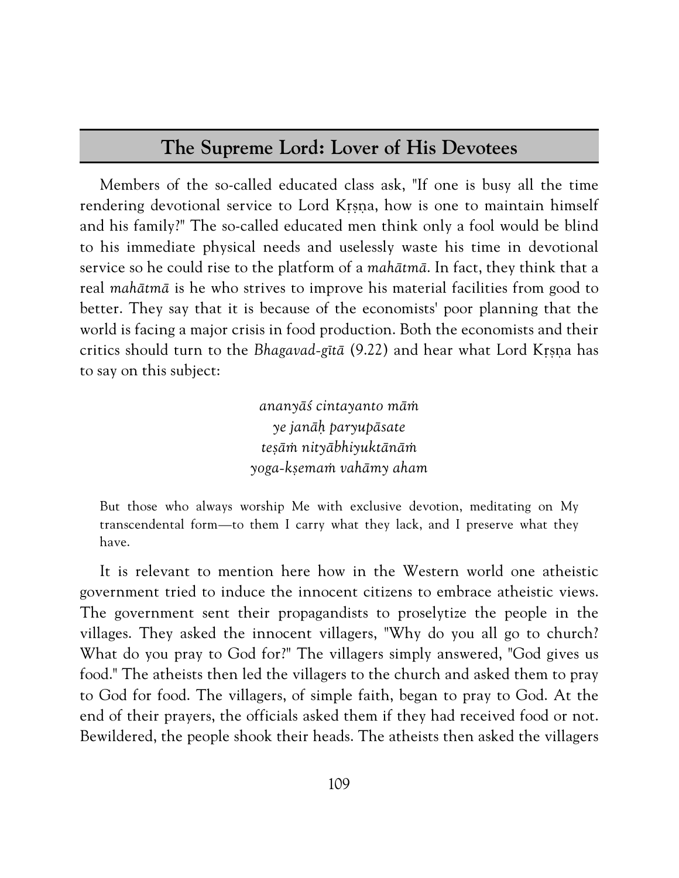## The Supreme Lord: Lover of His Devotees

Members of the so-called educated class ask, "If one is busy all the time rendering devotional service to Lord Kṛṣṇa, how is one to maintain himself and his family?" The so-called educated men think only a fool would be blind to his immediate physical needs and uselessly waste his time in devotional service so he could rise to the platform of a *mahātmā*. In fact, they think that a real *mahātmā* is he who strives to improve his material facilities from good to better. They say that it is because of the economists' poor planning that the world is facing a major crisis in food production. Both the economists and their critics should turn to the *Bhagavad-gītā* (9.22) and hear what Lord Kṛṣṇa has to say on this subject:

> *ananyāś cintayanto māṁ*
> *ye janāḥ paryupāsate*
> *teṣāṁ nityābhiyuktānāṁ*
> *yoga-kṣemaṁ vahāmy aham*

> But those who always worship Me with exclusive devotion, meditating on My transcendental form—to them I carry what they lack, and I preserve what they have.

It is relevant to mention here how in the Western world one atheistic government tried to induce the innocent citizens to embrace atheistic views. The government sent their propagandists to proselytize the people in the villages. They asked the innocent villagers, "Why do you all go to church? What do you pray to God for?" The villagers simply answered, "God gives us food." The atheists then led the villagers to the church and asked them to pray to God for food. The villagers, of simple faith, began to pray to God. At the end of their prayers, the officials asked them if they had received food or not. Bewildered, the people shook their heads. The atheists then asked the villagers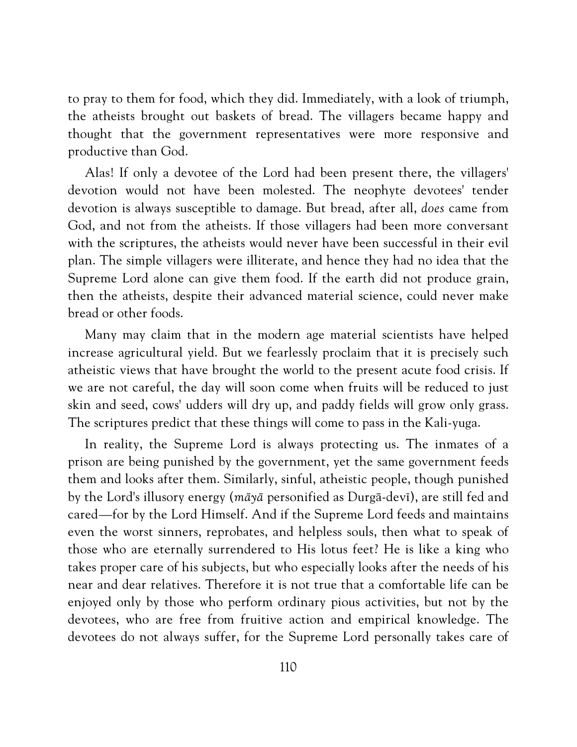to pray to them for food, which they did. Immediately, with a look of triumph, the atheists brought out baskets of bread. The villagers became happy and thought that the government representatives were more responsive and productive than God.

Alas! If only a devotee of the Lord had been present there, the villagers' devotion would not have been molested. The neophyte devotees' tender devotion is always susceptible to damage. But bread, after all, *does* came from God, and not from the atheists. If those villagers had been more conversant with the scriptures, the atheists would never have been successful in their evil plan. The simple villagers were illiterate, and hence they had no idea that the Supreme Lord alone can give them food. If the earth did not produce grain, then the atheists, despite their advanced material science, could never make bread or other foods.

Many may claim that in the modern age material scientists have helped increase agricultural yield. But we fearlessly proclaim that it is precisely such atheistic views that have brought the world to the present acute food crisis. If we are not careful, the day will soon come when fruits will be reduced to just skin and seed, cows' udders will dry up, and paddy fields will grow only grass. The scriptures predict that these things will come to pass in the Kali-yuga.

In reality, the Supreme Lord is always protecting us. The inmates of a prison are being punished by the government, yet the same government feeds them and looks after them. Similarly, sinful, atheistic people, though punished by the Lord's illusory energy (*māyā* personified as Durgā-devī), are still fed and cared—for by the Lord Himself. And if the Supreme Lord feeds and maintains even the worst sinners, reprobates, and helpless souls, then what to speak of those who are eternally surrendered to His lotus feet? He is like a king who takes proper care of his subjects, but who especially looks after the needs of his near and dear relatives. Therefore it is not true that a comfortable life can be enjoyed only by those who perform ordinary pious activities, but not by the devotees, who are free from fruitive action and empirical knowledge. The devotees do not always suffer, for the Supreme Lord personally takes care of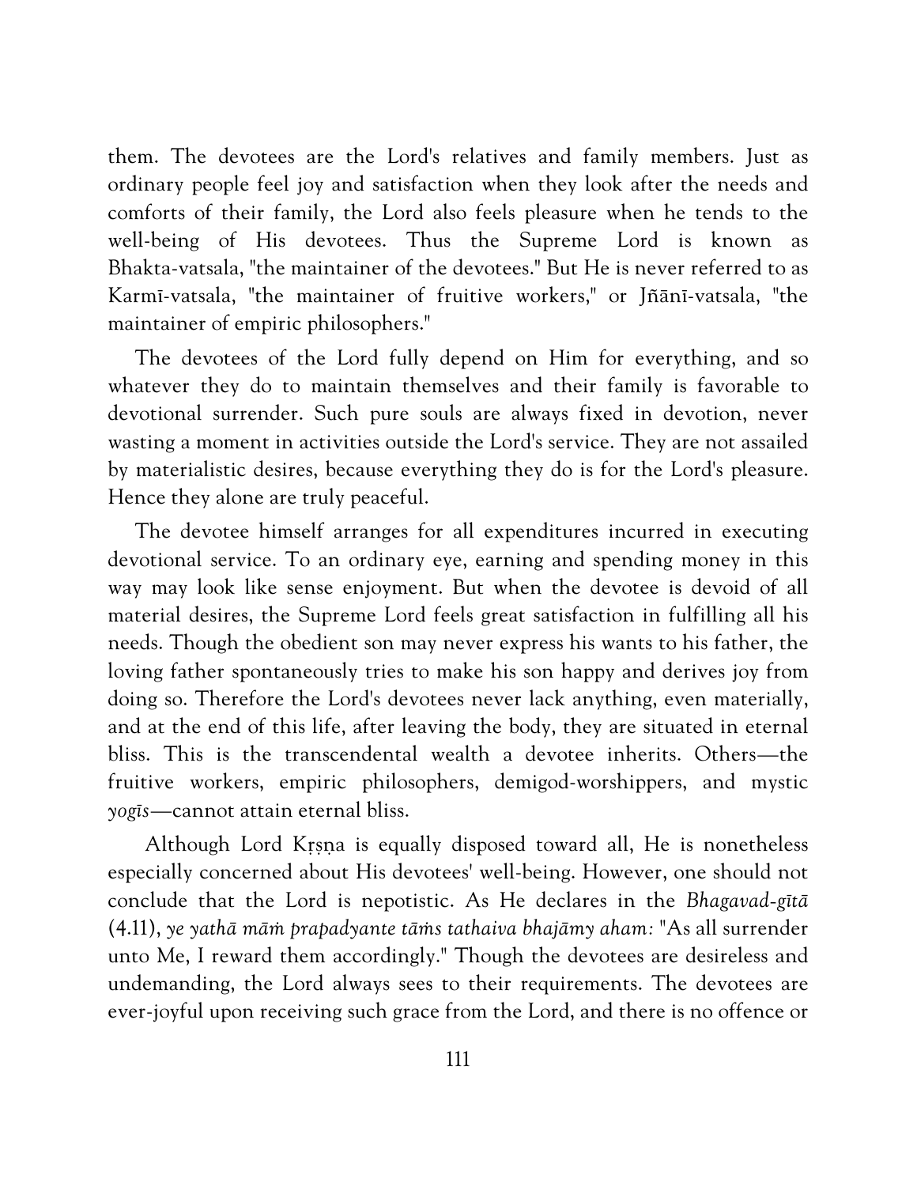them. The devotees are the Lord's relatives and family members. Just as ordinary people feel joy and satisfaction when they look after the needs and comforts of their family, the Lord also feels pleasure when he tends to the well-being of His devotees. Thus the Supreme Lord is known as Bhakta-vatsala, "the maintainer of the devotees." But He is never referred to as Karmī-vatsala, "the maintainer of fruitive workers," or Jñānī-vatsala, "the maintainer of empiric philosophers."

The devotees of the Lord fully depend on Him for everything, and so whatever they do to maintain themselves and their family is favorable to devotional surrender. Such pure souls are always fixed in devotion, never wasting a moment in activities outside the Lord's service. They are not assailed by materialistic desires, because everything they do is for the Lord's pleasure. Hence they alone are truly peaceful.

The devotee himself arranges for all expenditures incurred in executing devotional service. To an ordinary eye, earning and spending money in this way may look like sense enjoyment. But when the devotee is devoid of all material desires, the Supreme Lord feels great satisfaction in fulfilling all his needs. Though the obedient son may never express his wants to his father, the loving father spontaneously tries to make his son happy and derives joy from doing so. Therefore the Lord's devotees never lack anything, even materially, and at the end of this life, after leaving the body, they are situated in eternal bliss. This is the transcendental wealth a devotee inherits. Others—the fruitive workers, empiric philosophers, demigod-worshippers, and mystic *yogīs*—cannot attain eternal bliss.

Although Lord Kṛṣṇa is equally disposed toward all, He is nonetheless especially concerned about His devotees' well-being. However, one should not conclude that the Lord is nepotistic. As He declares in the *Bhagavad-gītā* (4.11), *ye yathā māṁ prapadyante tāṁs tathaiva bhajāmy aham:* "As all surrender unto Me, I reward them accordingly." Though the devotees are desireless and undemanding, the Lord always sees to their requirements. The devotees are ever-joyful upon receiving such grace from the Lord, and there is no offence or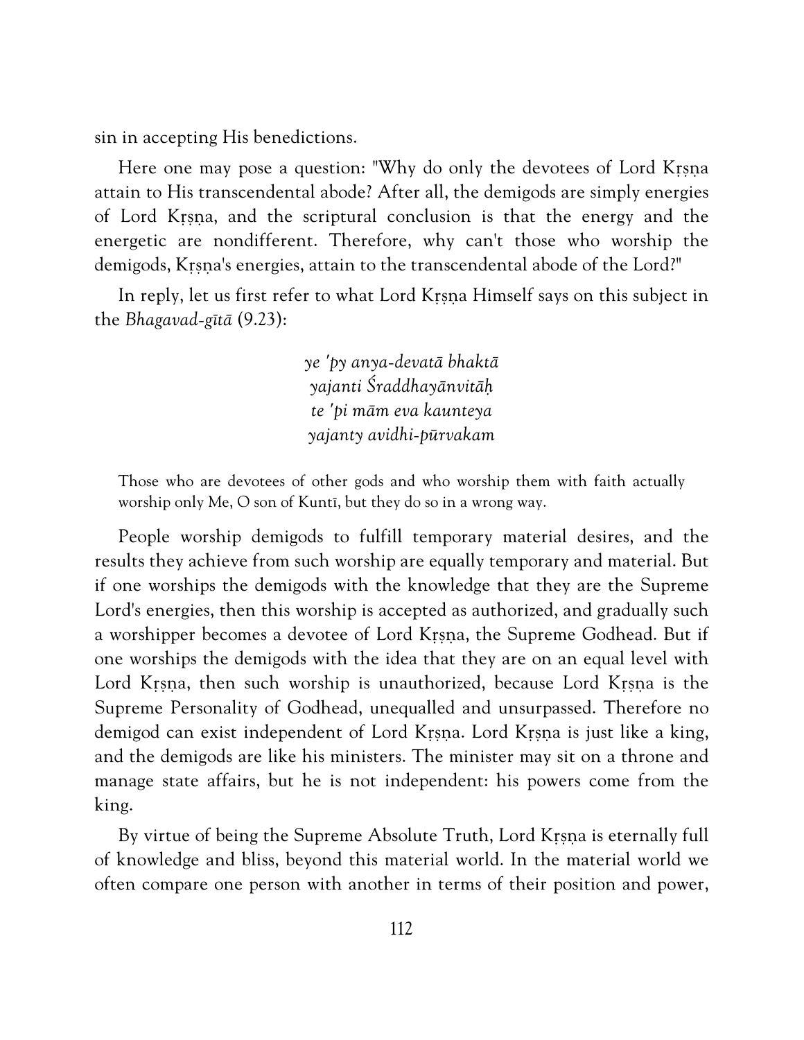sin in accepting His benedictions.

Here one may pose a question: "Why do only the devotees of Lord Kṛṣṇa attain to His transcendental abode? After all, the demigods are simply energies of Lord Kṛṣṇa, and the scriptural conclusion is that the energy and the energetic are nondifferent. Therefore, why can't those who worship the demigods, Kṛṣṇa's energies, attain to the transcendental abode of the Lord?"

In reply, let us first refer to what Lord Kṛṣṇa Himself says on this subject in the *Bhagavad-gītā* (9.23):

*ye 'py anya-devatā bhaktā*
*yajanti Śraddhayānvitāḥ*
*te 'pi mām eva kaunteya*
*yajanty avidhi-pūrvakam*

> Those who are devotees of other gods and who worship them with faith actually worship only Me, O son of Kuntī, but they do so in a wrong way.

People worship demigods to fulfill temporary material desires, and the results they achieve from such worship are equally temporary and material. But if one worships the demigods with the knowledge that they are the Supreme Lord's energies, then this worship is accepted as authorized, and gradually such a worshipper becomes a devotee of Lord Kṛṣṇa, the Supreme Godhead. But if one worships the demigods with the idea that they are on an equal level with Lord Kṛṣṇa, then such worship is unauthorized, because Lord Kṛṣṇa is the Supreme Personality of Godhead, unequalled and unsurpassed. Therefore no demigod can exist independent of Lord Kṛṣṇa. Lord Kṛṣṇa is just like a king, and the demigods are like his ministers. The minister may sit on a throne and manage state affairs, but he is not independent: his powers come from the king.

By virtue of being the Supreme Absolute Truth, Lord Kṛṣṇa is eternally full of knowledge and bliss, beyond this material world. In the material world we often compare one person with another in terms of their position and power,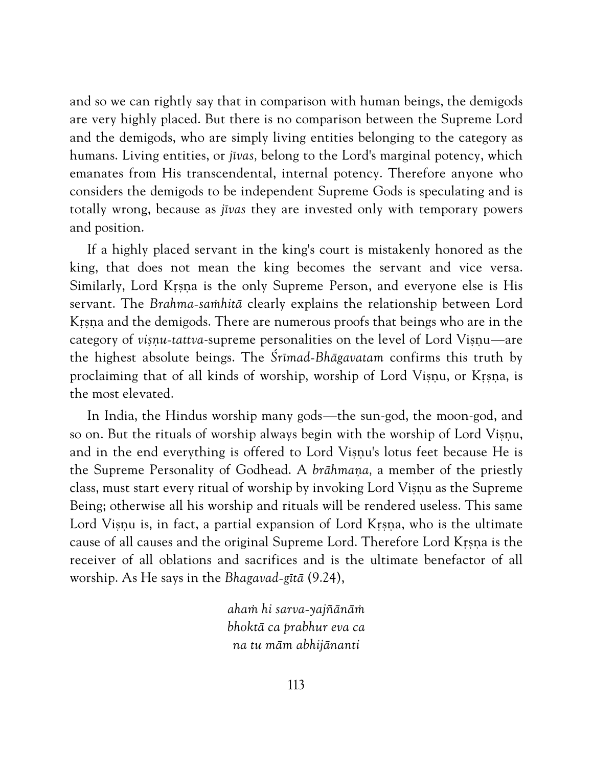and so we can rightly say that in comparison with human beings, the demigods are very highly placed. But there is no comparison between the Supreme Lord and the demigods, who are simply living entities belonging to the category as humans. Living entities, or *jīvas,* belong to the Lord's marginal potency, which emanates from His transcendental, internal potency. Therefore anyone who considers the demigods to be independent Supreme Gods is speculating and is totally wrong, because as *jīvas* they are invested only with temporary powers and position.

If a highly placed servant in the king's court is mistakenly honored as the king, that does not mean the king becomes the servant and vice versa. Similarly, Lord Kṛṣṇa is the only Supreme Person, and everyone else is His servant. The *Brahma-saṁhitā* clearly explains the relationship between Lord Kṛṣṇa and the demigods. There are numerous proofs that beings who are in the category of *viṣṇu-tattva*-supreme personalities on the level of Lord Viṣṇu—are the highest absolute beings. The *Śrīmad-Bhāgavatam* confirms this truth by proclaiming that of all kinds of worship, worship of Lord Viṣṇu, or Kṛṣṇa, is the most elevated.

In India, the Hindus worship many gods—the sun-god, the moon-god, and so on. But the rituals of worship always begin with the worship of Lord Viṣṇu, and in the end everything is offered to Lord Viṣṇu's lotus feet because He is the Supreme Personality of Godhead. A *brāhmaṇa,* a member of the priestly class, must start every ritual of worship by invoking Lord Viṣṇu as the Supreme Being; otherwise all his worship and rituals will be rendered useless. This same Lord Viṣṇu is, in fact, a partial expansion of Lord Kṛṣṇa, who is the ultimate cause of all causes and the original Supreme Lord. Therefore Lord Kṛṣṇa is the receiver of all oblations and sacrifices and is the ultimate benefactor of all worship. As He says in the *Bhagavad-gītā* (9.24),

*ahaṁ hi sarva-yajñānāṁ*
*bhoktā ca prabhur eva ca*
*na tu mām abhijānanti*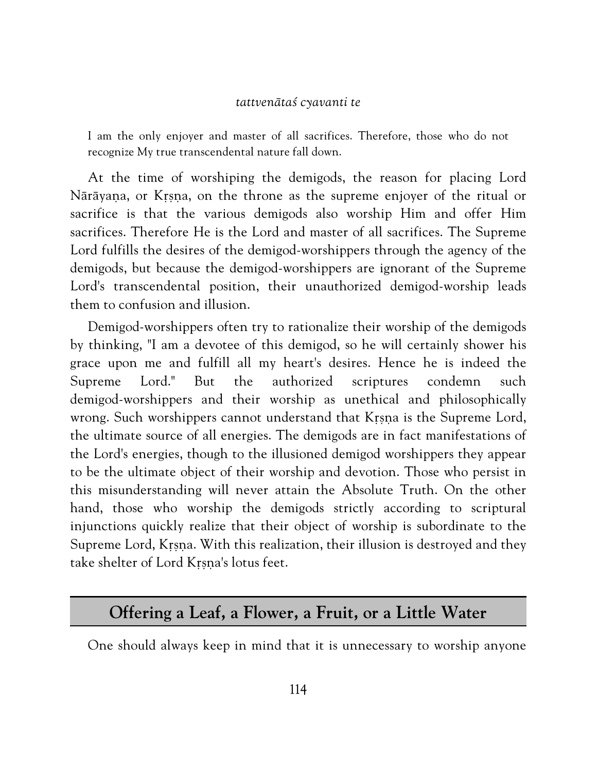*tattvenātaś cyavanti te*

> I am the only enjoyer and master of all sacrifices. Therefore, those who do not recognize My true transcendental nature fall down.

At the time of worshiping the demigods, the reason for placing Lord Nārāyaṇa, or Kṛṣṇa, on the throne as the supreme enjoyer of the ritual or sacrifice is that the various demigods also worship Him and offer Him sacrifices. Therefore He is the Lord and master of all sacrifices. The Supreme Lord fulfills the desires of the demigod-worshippers through the agency of the demigods, but because the demigod-worshippers are ignorant of the Supreme Lord's transcendental position, their unauthorized demigod-worship leads them to confusion and illusion.

Demigod-worshippers often try to rationalize their worship of the demigods by thinking, "I am a devotee of this demigod, so he will certainly shower his grace upon me and fulfill all my heart's desires. Hence he is indeed the Supreme Lord." But the authorized scriptures condemn such demigod-worshippers and their worship as unethical and philosophically wrong. Such worshippers cannot understand that Kṛṣṇa is the Supreme Lord, the ultimate source of all energies. The demigods are in fact manifestations of the Lord's energies, though to the illusioned demigod worshippers they appear to be the ultimate object of their worship and devotion. Those who persist in this misunderstanding will never attain the Absolute Truth. On the other hand, those who worship the demigods strictly according to scriptural injunctions quickly realize that their object of worship is subordinate to the Supreme Lord, Kṛṣṇa. With this realization, their illusion is destroyed and they take shelter of Lord Kṛṣṇa's lotus feet.

## Offering a Leaf, a Flower, a Fruit, or a Little Water

One should always keep in mind that it is unnecessary to worship anyone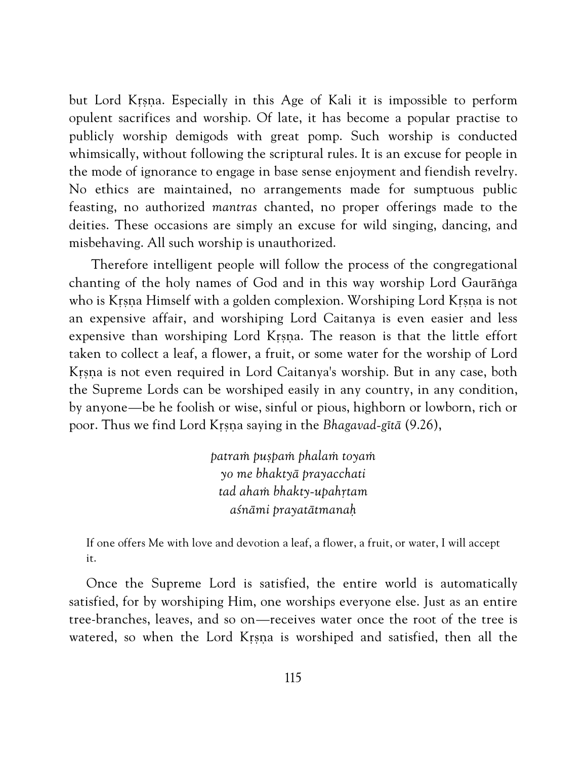but Lord Kṛṣṇa. Especially in this Age of Kali it is impossible to perform opulent sacrifices and worship. Of late, it has become a popular practise to publicly worship demigods with great pomp. Such worship is conducted whimsically, without following the scriptural rules. It is an excuse for people in the mode of ignorance to engage in base sense enjoyment and fiendish revelry. No ethics are maintained, no arrangements made for sumptuous public feasting, no authorized *mantras* chanted, no proper offerings made to the deities. These occasions are simply an excuse for wild singing, dancing, and misbehaving. All such worship is unauthorized.

Therefore intelligent people will follow the process of the congregational chanting of the holy names of God and in this way worship Lord Gaurāṅga who is Kṛṣṇa Himself with a golden complexion. Worshiping Lord Kṛṣṇa is not an expensive affair, and worshiping Lord Caitanya is even easier and less expensive than worshiping Lord Kṛṣṇa. The reason is that the little effort taken to collect a leaf, a flower, a fruit, or some water for the worship of Lord Kṛṣṇa is not even required in Lord Caitanya's worship. But in any case, both the Supreme Lords can be worshiped easily in any country, in any condition, by anyone—be he foolish or wise, sinful or pious, highborn or lowborn, rich or poor. Thus we find Lord Kṛṣṇa saying in the *Bhagavad-gītā* (9.26),

*patraṁ puṣpaṁ phalaṁ toyaṁ*  
*yo me bhaktyā prayacchati*  
*tad ahaṁ bhakty-upahṛtam*  
*aśnāmi prayatātmanaḥ*

> If one offers Me with love and devotion a leaf, a flower, a fruit, or water, I will accept it.

Once the Supreme Lord is satisfied, the entire world is automatically satisfied, for by worshiping Him, one worships everyone else. Just as an entire tree-branches, leaves, and so on—receives water once the root of the tree is watered, so when the Lord Kṛṣṇa is worshiped and satisfied, then all the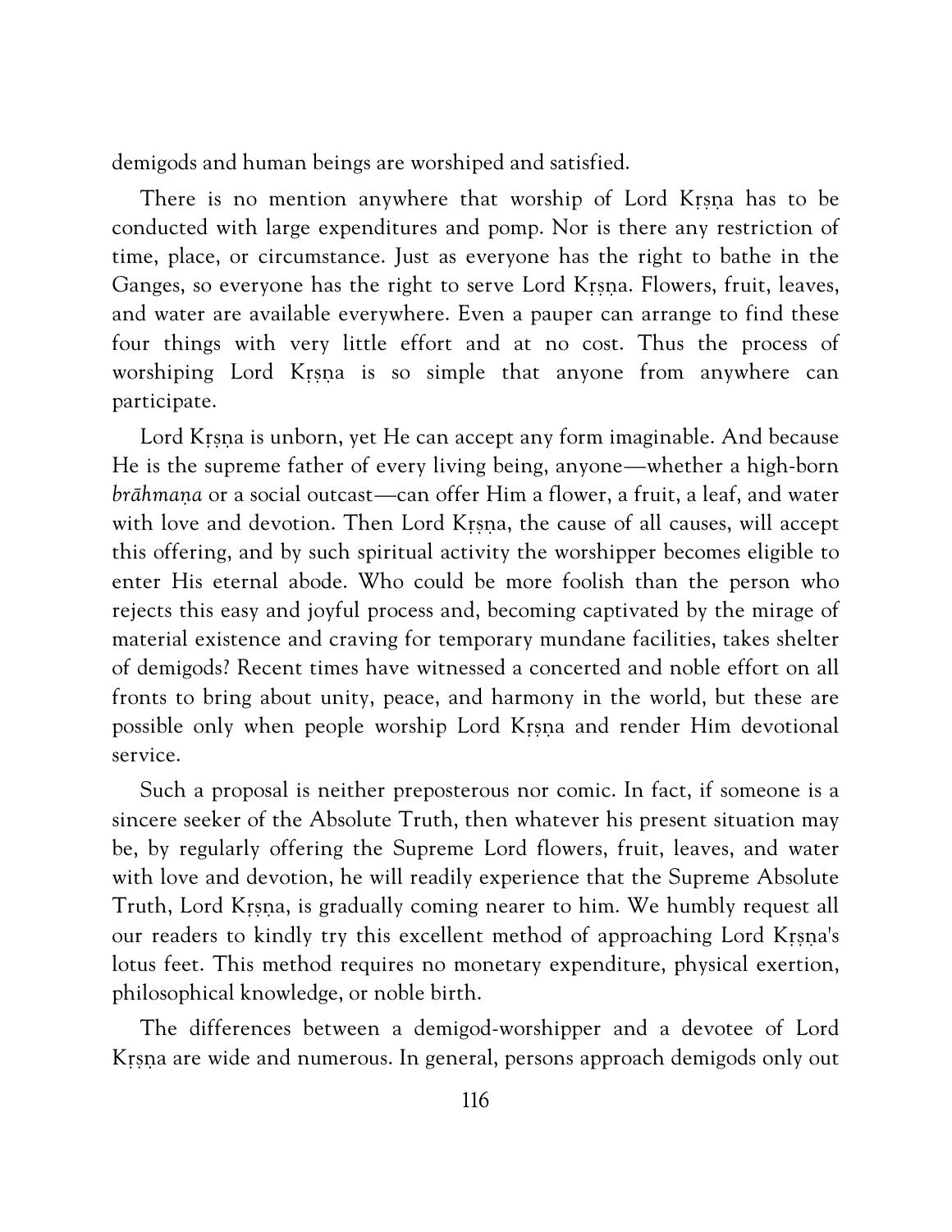demigods and human beings are worshiped and satisfied.

There is no mention anywhere that worship of Lord Kṛṣṇa has to be conducted with large expenditures and pomp. Nor is there any restriction of time, place, or circumstance. Just as everyone has the right to bathe in the Ganges, so everyone has the right to serve Lord Kṛṣṇa. Flowers, fruit, leaves, and water are available everywhere. Even a pauper can arrange to find these four things with very little effort and at no cost. Thus the process of worshiping Lord Kṛṣṇa is so simple that anyone from anywhere can participate.

Lord Kṛṣṇa is unborn, yet He can accept any form imaginable. And because He is the supreme father of every living being, anyone—whether a high-born *brāhmaṇa* or a social outcast—can offer Him a flower, a fruit, a leaf, and water with love and devotion. Then Lord Kṛṣṇa, the cause of all causes, will accept this offering, and by such spiritual activity the worshipper becomes eligible to enter His eternal abode. Who could be more foolish than the person who rejects this easy and joyful process and, becoming captivated by the mirage of material existence and craving for temporary mundane facilities, takes shelter of demigods? Recent times have witnessed a concerted and noble effort on all fronts to bring about unity, peace, and harmony in the world, but these are possible only when people worship Lord Kṛṣṇa and render Him devotional service.

Such a proposal is neither preposterous nor comic. In fact, if someone is a sincere seeker of the Absolute Truth, then whatever his present situation may be, by regularly offering the Supreme Lord flowers, fruit, leaves, and water with love and devotion, he will readily experience that the Supreme Absolute Truth, Lord Kṛṣṇa, is gradually coming nearer to him. We humbly request all our readers to kindly try this excellent method of approaching Lord Kṛṣṇa's lotus feet. This method requires no monetary expenditure, physical exertion, philosophical knowledge, or noble birth.

The differences between a demigod-worshipper and a devotee of Lord Kṛṣṇa are wide and numerous. In general, persons approach demigods only out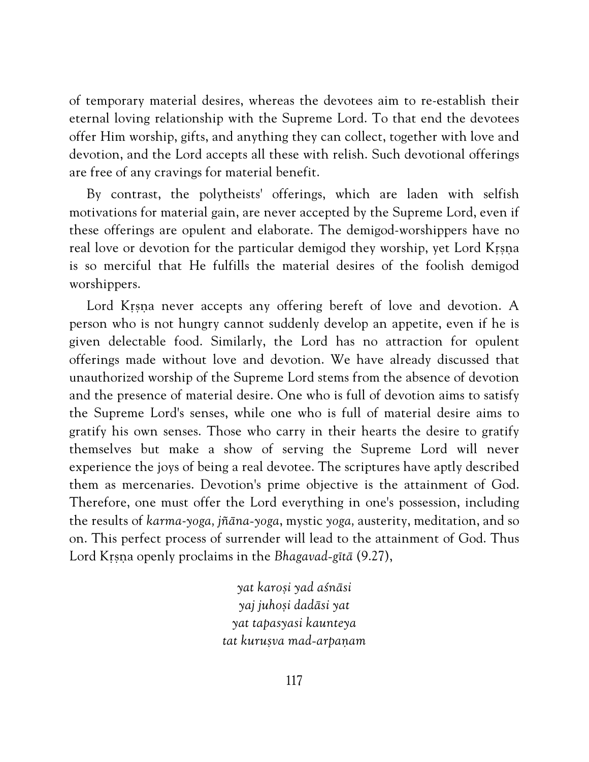of temporary material desires, whereas the devotees aim to re-establish their eternal loving relationship with the Supreme Lord. To that end the devotees offer Him worship, gifts, and anything they can collect, together with love and devotion, and the Lord accepts all these with relish. Such devotional offerings are free of any cravings for material benefit.

By contrast, the polytheists' offerings, which are laden with selfish motivations for material gain, are never accepted by the Supreme Lord, even if these offerings are opulent and elaborate. The demigod-worshippers have no real love or devotion for the particular demigod they worship, yet Lord Kṛṣṇa is so merciful that He fulfills the material desires of the foolish demigod worshippers.

Lord Kṛṣṇa never accepts any offering bereft of love and devotion. A person who is not hungry cannot suddenly develop an appetite, even if he is given delectable food. Similarly, the Lord has no attraction for opulent offerings made without love and devotion. We have already discussed that unauthorized worship of the Supreme Lord stems from the absence of devotion and the presence of material desire. One who is full of devotion aims to satisfy the Supreme Lord's senses, while one who is full of material desire aims to gratify his own senses. Those who carry in their hearts the desire to gratify themselves but make a show of serving the Supreme Lord will never experience the joys of being a real devotee. The scriptures have aptly described them as mercenaries. Devotion's prime objective is the attainment of God. Therefore, one must offer the Lord everything in one's possession, including the results of *karma-yoga, jñāna-yoga*, mystic *yoga,* austerity, meditation, and so on. This perfect process of surrender will lead to the attainment of God. Thus Lord Kṛṣṇa openly proclaims in the *Bhagavad-gītā* (9.27),

*yat karoṣi yad aśnāsi*
*yaj juhoṣi dadāsi yat*
*yat tapasyasi kaunteya*
*tat kuruṣva mad-arpaṇam*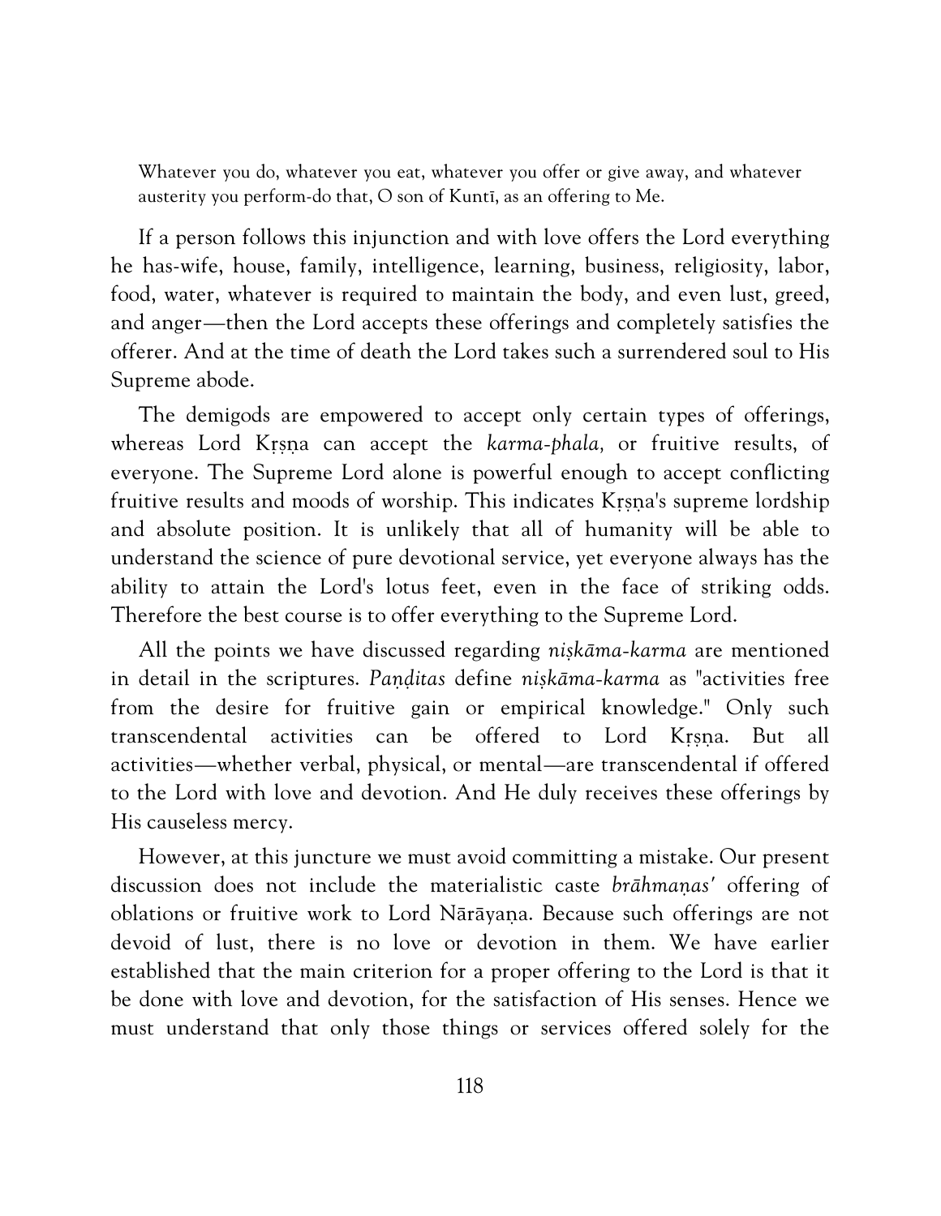> Whatever you do, whatever you eat, whatever you offer or give away, and whatever austerity you perform-do that, O son of Kuntī, as an offering to Me.

If a person follows this injunction and with love offers the Lord everything he has-wife, house, family, intelligence, learning, business, religiosity, labor, food, water, whatever is required to maintain the body, and even lust, greed, and anger—then the Lord accepts these offerings and completely satisfies the offerer. And at the time of death the Lord takes such a surrendered soul to His Supreme abode.

The demigods are empowered to accept only certain types of offerings, whereas Lord Kṛṣṇa can accept the *karma-phala,* or fruitive results, of everyone. The Supreme Lord alone is powerful enough to accept conflicting fruitive results and moods of worship. This indicates Kṛṣṇa's supreme lordship and absolute position. It is unlikely that all of humanity will be able to understand the science of pure devotional service, yet everyone always has the ability to attain the Lord's lotus feet, even in the face of striking odds. Therefore the best course is to offer everything to the Supreme Lord.

All the points we have discussed regarding *niṣkāma-karma* are mentioned in detail in the scriptures. *Paṇḍitas* define *niṣkāma-karma* as "activities free from the desire for fruitive gain or empirical knowledge." Only such transcendental activities can be offered to Lord Kṛṣṇa. But all activities—whether verbal, physical, or mental—are transcendental if offered to the Lord with love and devotion. And He duly receives these offerings by His causeless mercy.

However, at this juncture we must avoid committing a mistake. Our present discussion does not include the materialistic caste *brāhmaṇas'* offering of oblations or fruitive work to Lord Nārāyaṇa. Because such offerings are not devoid of lust, there is no love or devotion in them. We have earlier established that the main criterion for a proper offering to the Lord is that it be done with love and devotion, for the satisfaction of His senses. Hence we must understand that only those things or services offered solely for the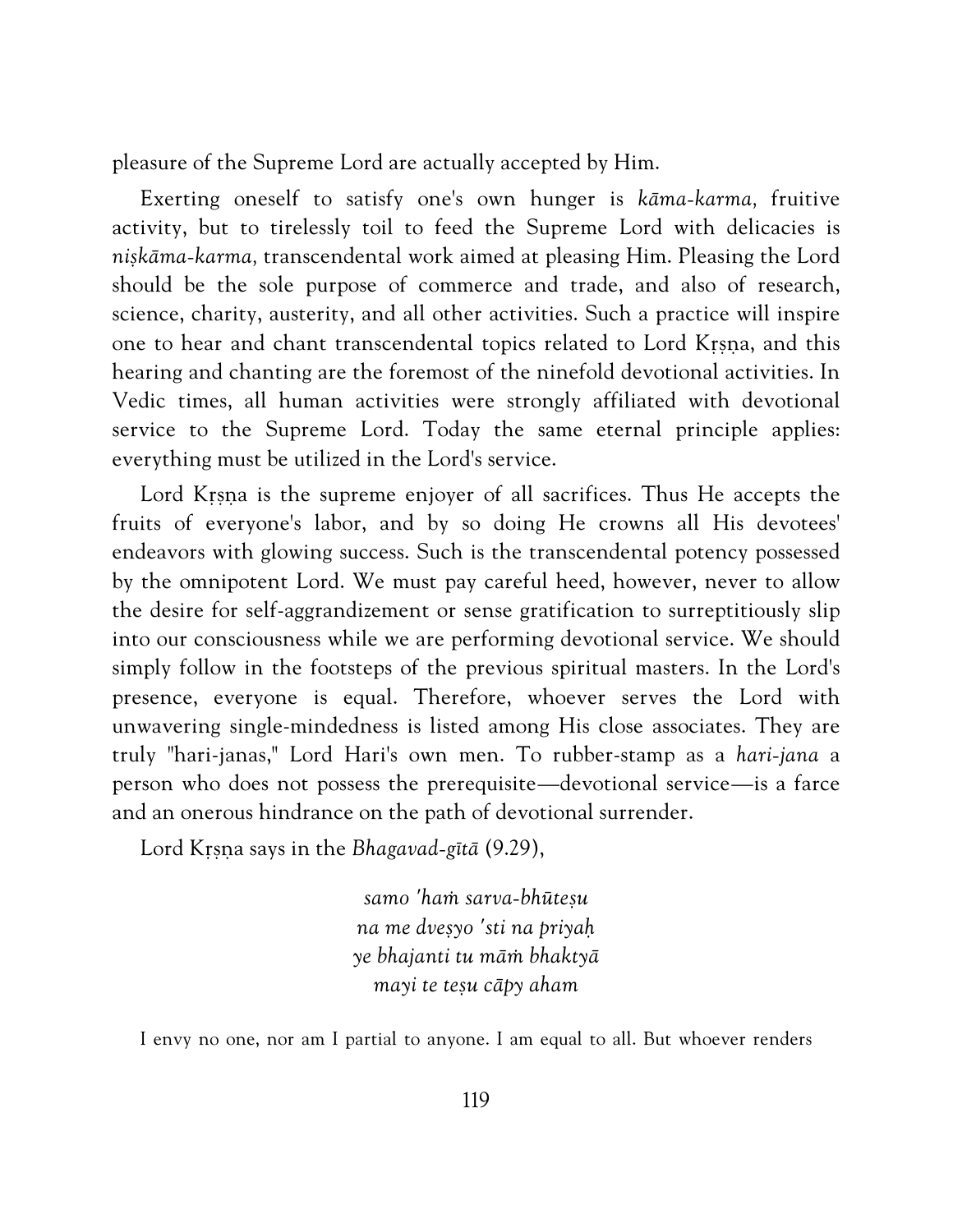pleasure of the Supreme Lord are actually accepted by Him.

Exerting oneself to satisfy one's own hunger is *kāma-karma,* fruitive activity, but to tirelessly toil to feed the Supreme Lord with delicacies is *niṣkāma-karma,* transcendental work aimed at pleasing Him. Pleasing the Lord should be the sole purpose of commerce and trade, and also of research, science, charity, austerity, and all other activities. Such a practice will inspire one to hear and chant transcendental topics related to Lord Kṛṣṇa, and this hearing and chanting are the foremost of the ninefold devotional activities. In Vedic times, all human activities were strongly affiliated with devotional service to the Supreme Lord. Today the same eternal principle applies: everything must be utilized in the Lord's service.

Lord Kṛṣṇa is the supreme enjoyer of all sacrifices. Thus He accepts the fruits of everyone's labor, and by so doing He crowns all His devotees' endeavors with glowing success. Such is the transcendental potency possessed by the omnipotent Lord. We must pay careful heed, however, never to allow the desire for self-aggrandizement or sense gratification to surreptitiously slip into our consciousness while we are performing devotional service. We should simply follow in the footsteps of the previous spiritual masters. In the Lord's presence, everyone is equal. Therefore, whoever serves the Lord with unwavering single-mindedness is listed among His close associates. They are truly "hari-janas," Lord Hari's own men. To rubber-stamp as a *hari-jana* a person who does not possess the prerequisite—devotional service—is a farce and an onerous hindrance on the path of devotional surrender.

Lord Kṛṣṇa says in the *Bhagavad-gītā* (9.29),

*samo 'haṁ sarva-bhūteṣu*  
*na me dveṣyo 'sti na priyaḥ*  
*ye bhajanti tu māṁ bhaktyā*  
*mayi te teṣu cāpy aham*

I envy no one, nor am I partial to anyone. I am equal to all. But whoever renders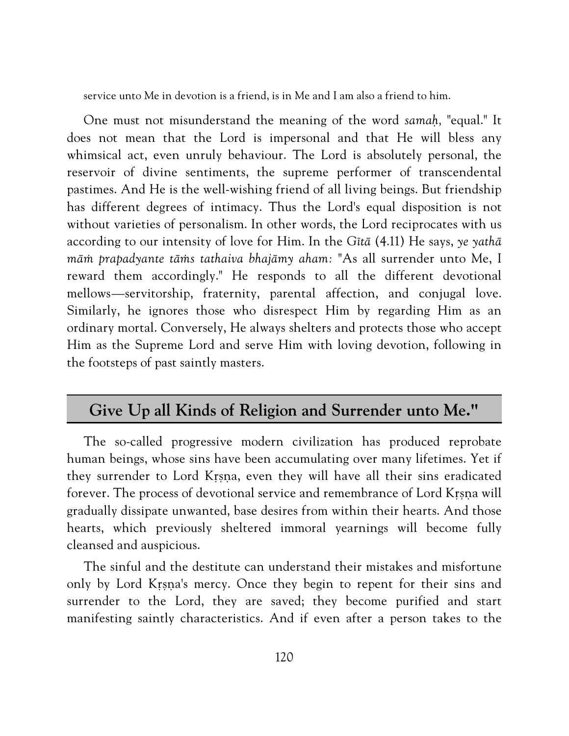service unto Me in devotion is a friend, is in Me and I am also a friend to him.

One must not misunderstand the meaning of the word *samaḥ,* "equal." It does not mean that the Lord is impersonal and that He will bless any whimsical act, even unruly behaviour. The Lord is absolutely personal, the reservoir of divine sentiments, the supreme performer of transcendental pastimes. And He is the well-wishing friend of all living beings. But friendship has different degrees of intimacy. Thus the Lord's equal disposition is not without varieties of personalism. In other words, the Lord reciprocates with us according to our intensity of love for Him. In the *Gītā* (4.11) He says, *ye yathā māṁ prapadyante tāṁs tathaiva bhajāmy aham:* "As all surrender unto Me, I reward them accordingly." He responds to all the different devotional mellows—servitorship, fraternity, parental affection, and conjugal love. Similarly, he ignores those who disrespect Him by regarding Him as an ordinary mortal. Conversely, He always shelters and protects those who accept Him as the Supreme Lord and serve Him with loving devotion, following in the footsteps of past saintly masters.

## Give Up all Kinds of Religion and Surrender unto Me."

The so-called progressive modern civilization has produced reprobate human beings, whose sins have been accumulating over many lifetimes. Yet if they surrender to Lord Kṛṣṇa, even they will have all their sins eradicated forever. The process of devotional service and remembrance of Lord Kṛṣṇa will gradually dissipate unwanted, base desires from within their hearts. And those hearts, which previously sheltered immoral yearnings will become fully cleansed and auspicious.

The sinful and the destitute can understand their mistakes and misfortune only by Lord Kṛṣṇa's mercy. Once they begin to repent for their sins and surrender to the Lord, they are saved; they become purified and start manifesting saintly characteristics. And if even after a person takes to the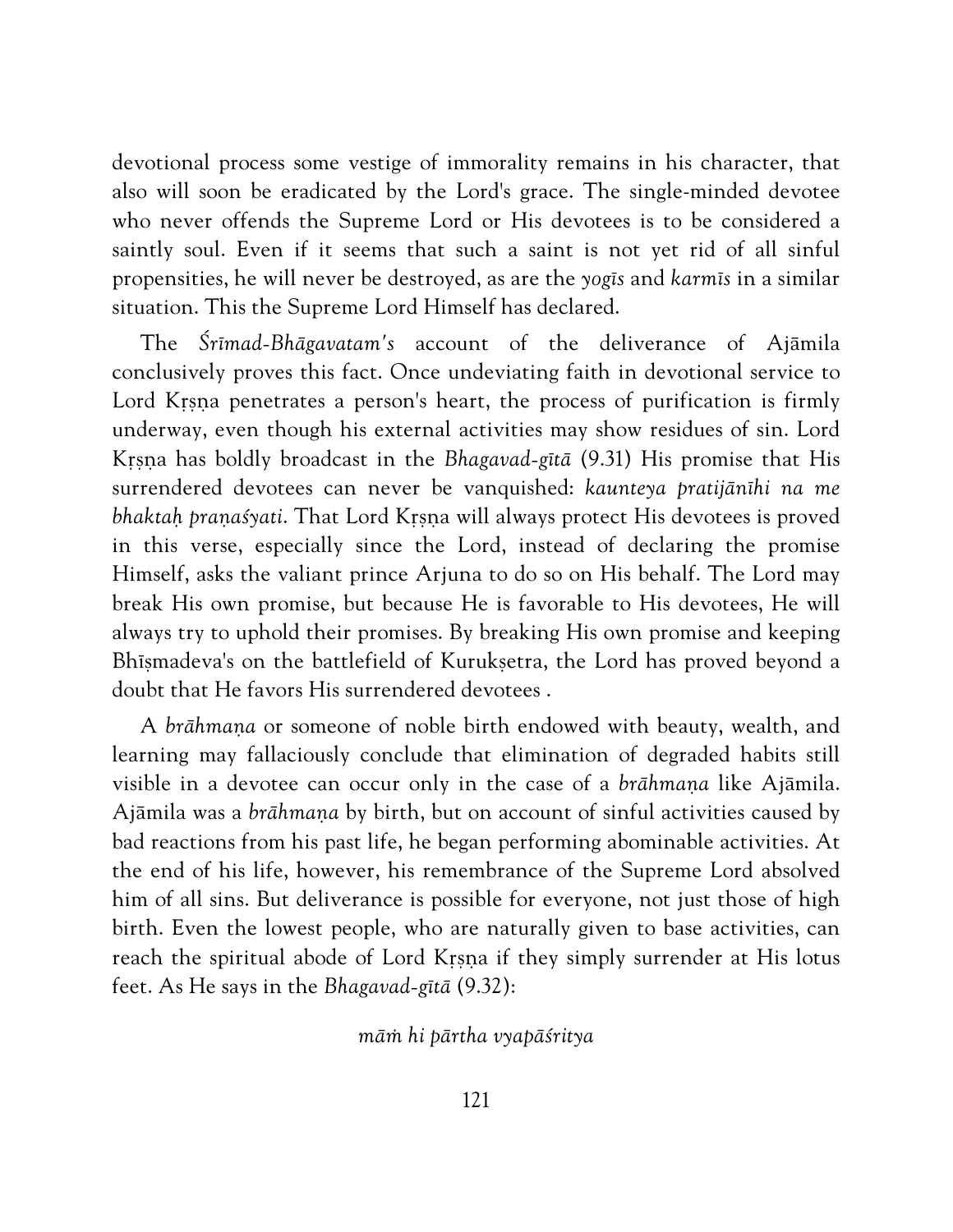devotional process some vestige of immorality remains in his character, that also will soon be eradicated by the Lord's grace. The single-minded devotee who never offends the Supreme Lord or His devotees is to be considered a saintly soul. Even if it seems that such a saint is not yet rid of all sinful propensities, he will never be destroyed, as are the *yogīs* and *karmīs* in a similar situation. This the Supreme Lord Himself has declared.

The *Śrīmad-Bhāgavatam's* account of the deliverance of Ajāmila conclusively proves this fact. Once undeviating faith in devotional service to Lord Kṛṣṇa penetrates a person's heart, the process of purification is firmly underway, even though his external activities may show residues of sin. Lord Kṛṣṇa has boldly broadcast in the *Bhagavad-gītā* (9.31) His promise that His surrendered devotees can never be vanquished: *kaunteya pratijānīhi na me bhaktaḥ praṇaśyati*. That Lord Kṛṣṇa will always protect His devotees is proved in this verse, especially since the Lord, instead of declaring the promise Himself, asks the valiant prince Arjuna to do so on His behalf. The Lord may break His own promise, but because He is favorable to His devotees, He will always try to uphold their promises. By breaking His own promise and keeping Bhīṣmadeva's on the battlefield of Kurukṣetra, the Lord has proved beyond a doubt that He favors His surrendered devotees .

A *brāhmaṇa* or someone of noble birth endowed with beauty, wealth, and learning may fallaciously conclude that elimination of degraded habits still visible in a devotee can occur only in the case of a *brāhmaṇa* like Ajāmila. Ajāmila was a *brāhmaṇa* by birth, but on account of sinful activities caused by bad reactions from his past life, he began performing abominable activities. At the end of his life, however, his remembrance of the Supreme Lord absolved him of all sins. But deliverance is possible for everyone, not just those of high birth. Even the lowest people, who are naturally given to base activities, can reach the spiritual abode of Lord Kṛṣṇa if they simply surrender at His lotus feet. As He says in the *Bhagavad-gītā* (9.32):

*māṁ hi pārtha vyapāśritya*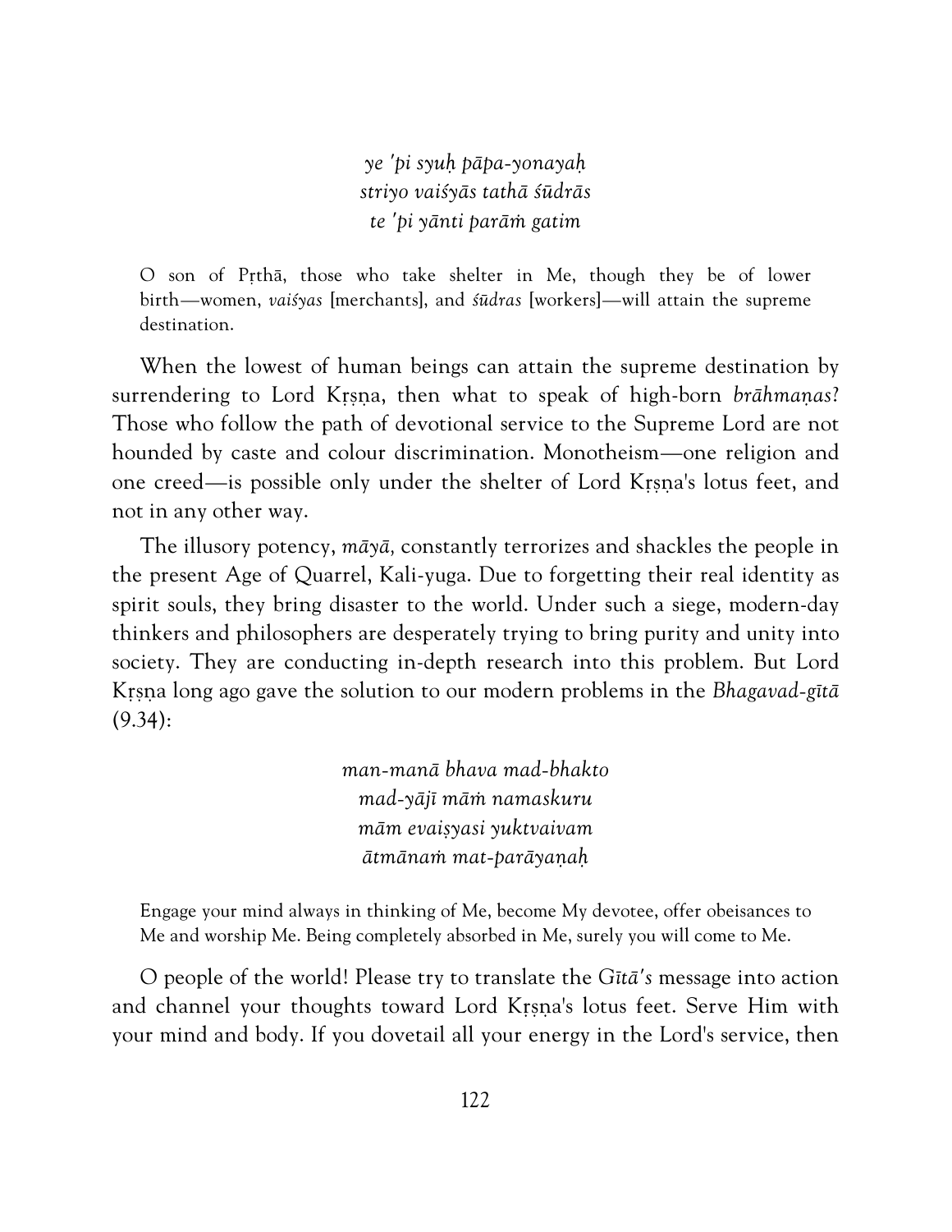*ye 'pi syuḥ pāpa-yonayaḥ*
*striyo vaiśyās tathā śūdrās*
*te 'pi yānti parāṁ gatim*

> O son of Pṛthā, those who take shelter in Me, though they be of lower birth—women, *vaiśyas* [merchants], and *śūdras* [workers]—will attain the supreme destination.

When the lowest of human beings can attain the supreme destination by surrendering to Lord Kṛṣṇa, then what to speak of high-born *brāhmaṇas*? Those who follow the path of devotional service to the Supreme Lord are not hounded by caste and colour discrimination. Monotheism—one religion and one creed—is possible only under the shelter of Lord Kṛṣṇa's lotus feet, and not in any other way.

The illusory potency, *māyā,* constantly terrorizes and shackles the people in the present Age of Quarrel, Kali-yuga. Due to forgetting their real identity as spirit souls, they bring disaster to the world. Under such a siege, modern-day thinkers and philosophers are desperately trying to bring purity and unity into society. They are conducting in-depth research into this problem. But Lord Kṛṣṇa long ago gave the solution to our modern problems in the *Bhagavad-gītā* (9.34):

*man-manā bhava mad-bhakto*
*mad-yājī māṁ namaskuru*
*mām evaiṣyasi yuktvaivam*
*ātmānaṁ mat-parāyaṇaḥ*

> Engage your mind always in thinking of Me, become My devotee, offer obeisances to Me and worship Me. Being completely absorbed in Me, surely you will come to Me.

O people of the world! Please try to translate the *Gītā's* message into action and channel your thoughts toward Lord Kṛṣṇa's lotus feet. Serve Him with your mind and body. If you dovetail all your energy in the Lord's service, then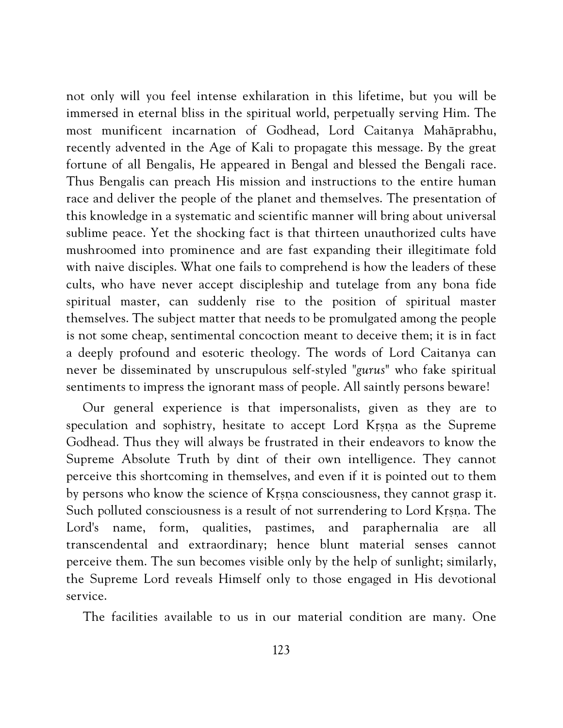not only will you feel intense exhilaration in this lifetime, but you will be immersed in eternal bliss in the spiritual world, perpetually serving Him. The most munificent incarnation of Godhead, Lord Caitanya Mahāprabhu, recently advented in the Age of Kali to propagate this message. By the great fortune of all Bengalis, He appeared in Bengal and blessed the Bengali race. Thus Bengalis can preach His mission and instructions to the entire human race and deliver the people of the planet and themselves. The presentation of this knowledge in a systematic and scientific manner will bring about universal sublime peace. Yet the shocking fact is that thirteen unauthorized cults have mushroomed into prominence and are fast expanding their illegitimate fold with naive disciples. What one fails to comprehend is how the leaders of these cults, who have never accept discipleship and tutelage from any bona fide spiritual master, can suddenly rise to the position of spiritual master themselves. The subject matter that needs to be promulgated among the people is not some cheap, sentimental concoction meant to deceive them; it is in fact a deeply profound and esoteric theology. The words of Lord Caitanya can never be disseminated by unscrupulous self-styled "*gurus*" who fake spiritual sentiments to impress the ignorant mass of people. All saintly persons beware!

Our general experience is that impersonalists, given as they are to speculation and sophistry, hesitate to accept Lord Kṛṣṇa as the Supreme Godhead. Thus they will always be frustrated in their endeavors to know the Supreme Absolute Truth by dint of their own intelligence. They cannot perceive this shortcoming in themselves, and even if it is pointed out to them by persons who know the science of Kṛṣṇa consciousness, they cannot grasp it. Such polluted consciousness is a result of not surrendering to Lord Kṛṣṇa. The Lord's name, form, qualities, pastimes, and paraphernalia are all transcendental and extraordinary; hence blunt material senses cannot perceive them. The sun becomes visible only by the help of sunlight; similarly, the Supreme Lord reveals Himself only to those engaged in His devotional service.

The facilities available to us in our material condition are many. One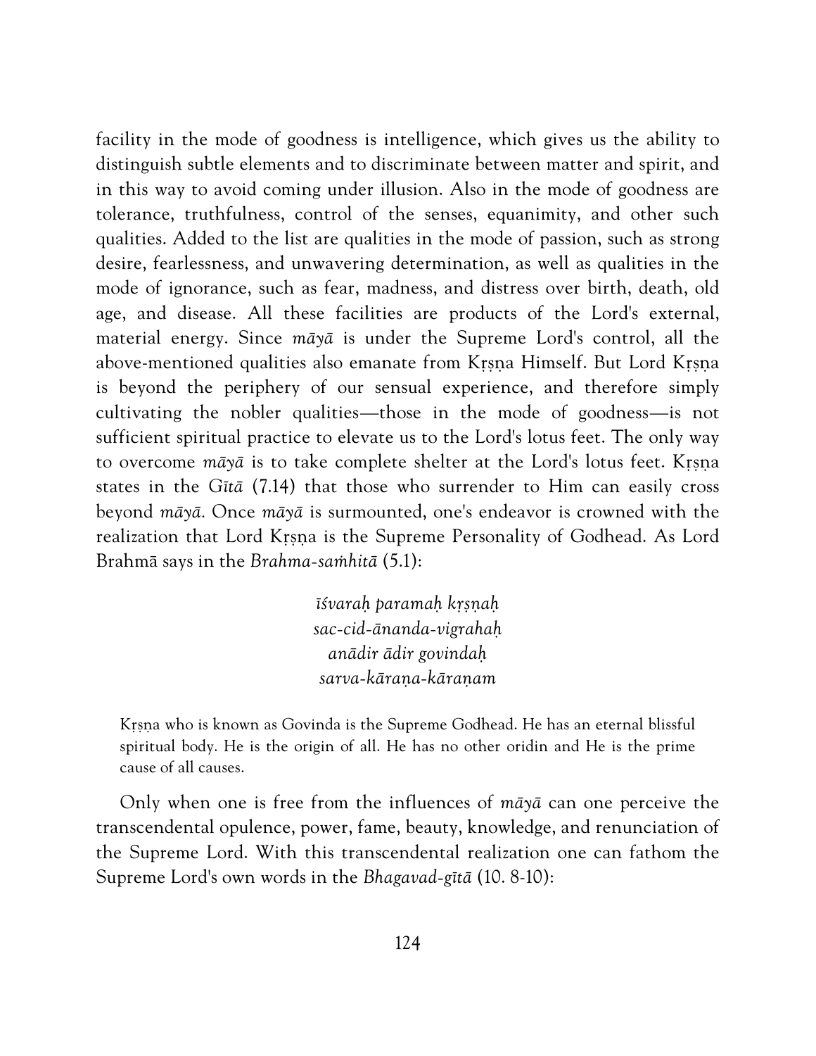facility in the mode of goodness is intelligence, which gives us the ability to distinguish subtle elements and to discriminate between matter and spirit, and in this way to avoid coming under illusion. Also in the mode of goodness are tolerance, truthfulness, control of the senses, equanimity, and other such qualities. Added to the list are qualities in the mode of passion, such as strong desire, fearlessness, and unwavering determination, as well as qualities in the mode of ignorance, such as fear, madness, and distress over birth, death, old age, and disease. All these facilities are products of the Lord's external, material energy. Since *māyā* is under the Supreme Lord's control, all the above-mentioned qualities also emanate from Kṛṣṇa Himself. But Lord Kṛṣṇa is beyond the periphery of our sensual experience, and therefore simply cultivating the nobler qualities—those in the mode of goodness—is not sufficient spiritual practice to elevate us to the Lord's lotus feet. The only way to overcome *māyā* is to take complete shelter at the Lord's lotus feet. Kṛṣṇa states in the *Gītā* (7.14) that those who surrender to Him can easily cross beyond *māyā.* Once *māyā* is surmounted, one's endeavor is crowned with the realization that Lord Kṛṣṇa is the Supreme Personality of Godhead. As Lord Brahmā says in the *Brahma-saṁhitā* (5.1):

*īśvaraḥ paramaḥ kṛṣṇaḥ*
*sac-cid-ānanda-vigrahaḥ*
*anādir ādir govindaḥ*
*sarva-kāraṇa-kāraṇam*

> Kṛṣṇa who is known as Govinda is the Supreme Godhead. He has an eternal blissful spiritual body. He is the origin of all. He has no other oridin and He is the prime cause of all causes.

Only when one is free from the influences of *māyā* can one perceive the transcendental opulence, power, fame, beauty, knowledge, and renunciation of the Supreme Lord. With this transcendental realization one can fathom the Supreme Lord's own words in the *Bhagavad-gītā* (10. 8-10):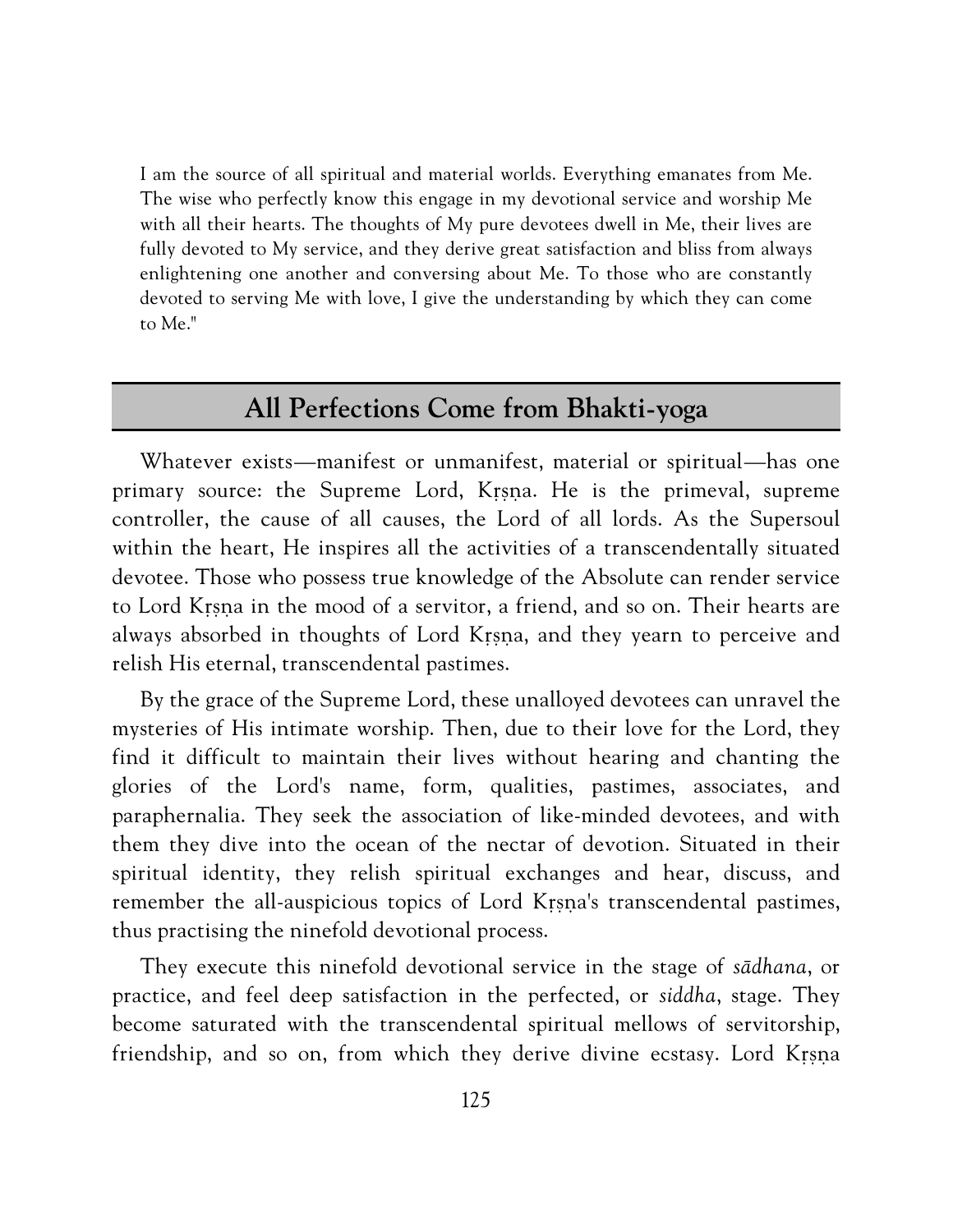I am the source of all spiritual and material worlds. Everything emanates from Me. The wise who perfectly know this engage in my devotional service and worship Me with all their hearts. The thoughts of My pure devotees dwell in Me, their lives are fully devoted to My service, and they derive great satisfaction and bliss from always enlightening one another and conversing about Me. To those who are constantly devoted to serving Me with love, I give the understanding by which they can come to Me."

## All Perfections Come from Bhakti-yoga

Whatever exists—manifest or unmanifest, material or spiritual—has one primary source: the Supreme Lord, Kṛṣṇa. He is the primeval, supreme controller, the cause of all causes, the Lord of all lords. As the Supersoul within the heart, He inspires all the activities of a transcendentally situated devotee. Those who possess true knowledge of the Absolute can render service to Lord Kṛṣṇa in the mood of a servitor, a friend, and so on. Their hearts are always absorbed in thoughts of Lord Kṛṣṇa, and they yearn to perceive and relish His eternal, transcendental pastimes.

By the grace of the Supreme Lord, these unalloyed devotees can unravel the mysteries of His intimate worship. Then, due to their love for the Lord, they find it difficult to maintain their lives without hearing and chanting the glories of the Lord's name, form, qualities, pastimes, associates, and paraphernalia. They seek the association of like-minded devotees, and with them they dive into the ocean of the nectar of devotion. Situated in their spiritual identity, they relish spiritual exchanges and hear, discuss, and remember the all-auspicious topics of Lord Kṛṣṇa's transcendental pastimes, thus practising the ninefold devotional process.

They execute this ninefold devotional service in the stage of *sādhana*, or practice, and feel deep satisfaction in the perfected, or *siddha*, stage. They become saturated with the transcendental spiritual mellows of servitorship, friendship, and so on, from which they derive divine ecstasy. Lord Kṛṣṇa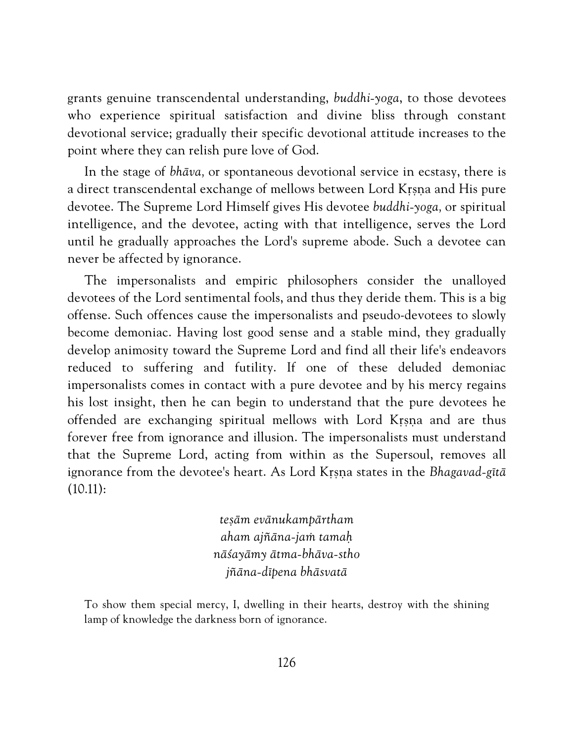grants genuine transcendental understanding, *buddhi-yoga*, to those devotees who experience spiritual satisfaction and divine bliss through constant devotional service; gradually their specific devotional attitude increases to the point where they can relish pure love of God.

In the stage of *bhāva,* or spontaneous devotional service in ecstasy, there is a direct transcendental exchange of mellows between Lord Kṛṣṇa and His pure devotee. The Supreme Lord Himself gives His devotee *buddhi-yoga,* or spiritual intelligence, and the devotee, acting with that intelligence, serves the Lord until he gradually approaches the Lord's supreme abode. Such a devotee can never be affected by ignorance.

The impersonalists and empiric philosophers consider the unalloyed devotees of the Lord sentimental fools, and thus they deride them. This is a big offense. Such offences cause the impersonalists and pseudo-devotees to slowly become demoniac. Having lost good sense and a stable mind, they gradually develop animosity toward the Supreme Lord and find all their life's endeavors reduced to suffering and futility. If one of these deluded demoniac impersonalists comes in contact with a pure devotee and by his mercy regains his lost insight, then he can begin to understand that the pure devotees he offended are exchanging spiritual mellows with Lord Kṛṣṇa and are thus forever free from ignorance and illusion. The impersonalists must understand that the Supreme Lord, acting from within as the Supersoul, removes all ignorance from the devotee's heart. As Lord Kṛṣṇa states in the *Bhagavad-gītā* (10.11):

> *teṣām evānukampārtham*
> *aham ajñāna-jaṁ tamaḥ*
> *nāśayāmy ātma-bhāva-stho*
> *jñāna-dīpena bhāsvatā*

To show them special mercy, I, dwelling in their hearts, destroy with the shining lamp of knowledge the darkness born of ignorance.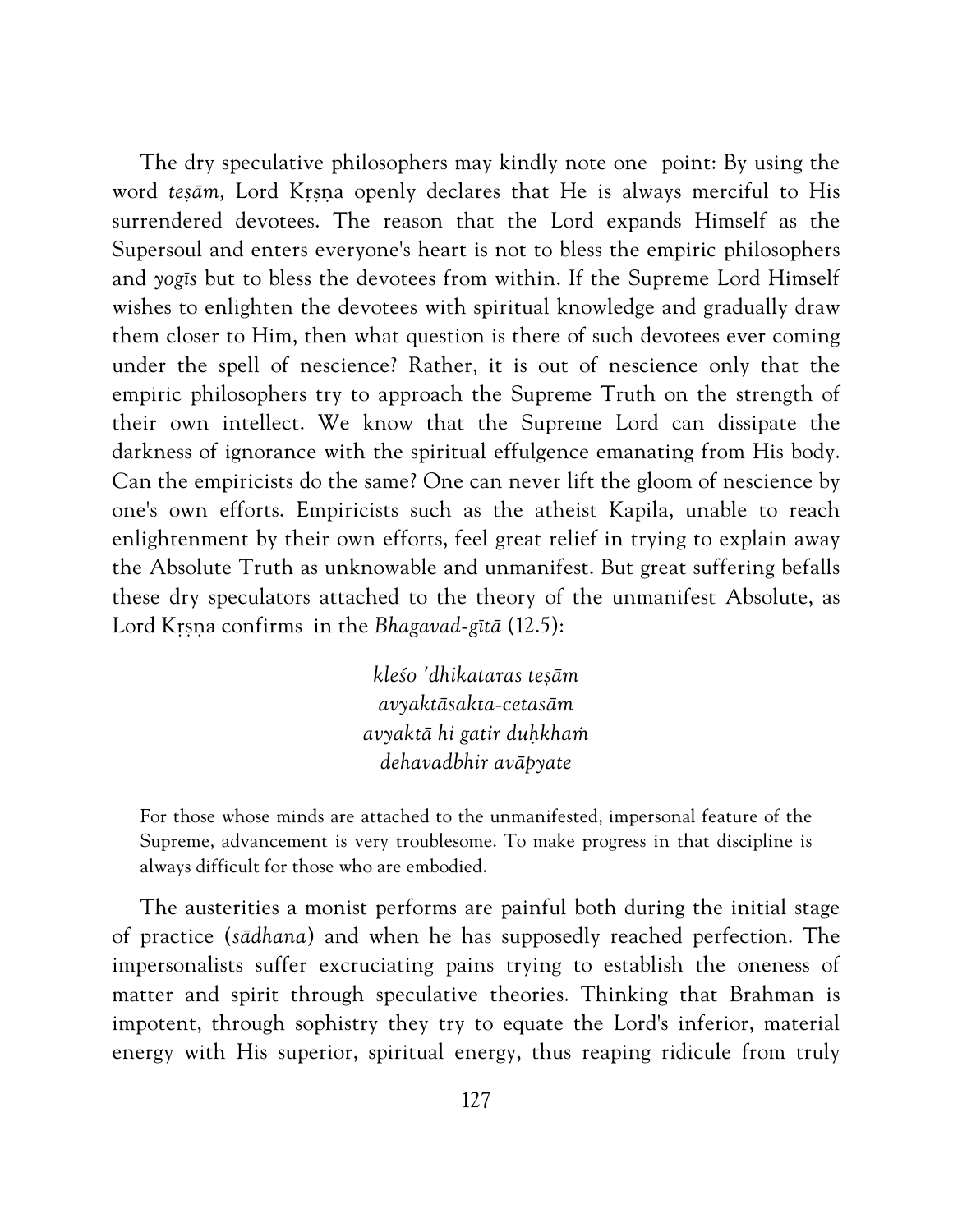The dry speculative philosophers may kindly note one point: By using the word *teṣām,* Lord Kṛṣṇa openly declares that He is always merciful to His surrendered devotees. The reason that the Lord expands Himself as the Supersoul and enters everyone's heart is not to bless the empiric philosophers and *yogīs* but to bless the devotees from within. If the Supreme Lord Himself wishes to enlighten the devotees with spiritual knowledge and gradually draw them closer to Him, then what question is there of such devotees ever coming under the spell of nescience? Rather, it is out of nescience only that the empiric philosophers try to approach the Supreme Truth on the strength of their own intellect. We know that the Supreme Lord can dissipate the darkness of ignorance with the spiritual effulgence emanating from His body. Can the empiricists do the same? One can never lift the gloom of nescience by one's own efforts. Empiricists such as the atheist Kapila, unable to reach enlightenment by their own efforts, feel great relief in trying to explain away the Absolute Truth as unknowable and unmanifest. But great suffering befalls these dry speculators attached to the theory of the unmanifest Absolute, as Lord Kṛṣṇa confirms in the *Bhagavad-gītā* (12.5):

> *kleśo 'dhikataras teṣām*
> *avyaktāsakta-cetasām*
> *avyaktā hi gatir duḥkhaṁ*
> *dehavadbhir avāpyate*

> For those whose minds are attached to the unmanifested, impersonal feature of the Supreme, advancement is very troublesome. To make progress in that discipline is always difficult for those who are embodied.

The austerities a monist performs are painful both during the initial stage of practice (*sādhana*) and when he has supposedly reached perfection. The impersonalists suffer excruciating pains trying to establish the oneness of matter and spirit through speculative theories. Thinking that Brahman is impotent, through sophistry they try to equate the Lord's inferior, material energy with His superior, spiritual energy, thus reaping ridicule from truly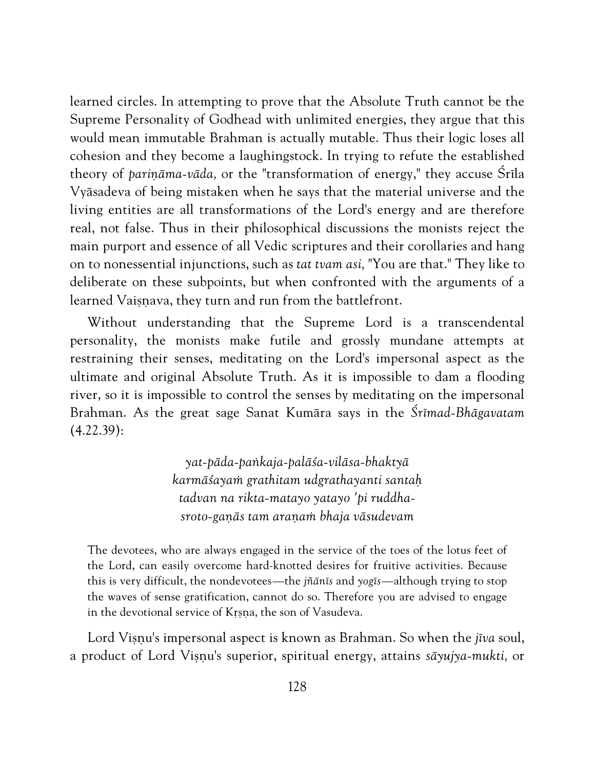learned circles. In attempting to prove that the Absolute Truth cannot be the Supreme Personality of Godhead with unlimited energies, they argue that this would mean immutable Brahman is actually mutable. Thus their logic loses all cohesion and they become a laughingstock. In trying to refute the established theory of *pariṇāma-vāda,* or the "transformation of energy," they accuse Śrīla Vyāsadeva of being mistaken when he says that the material universe and the living entities are all transformations of the Lord's energy and are therefore real, not false. Thus in their philosophical discussions the monists reject the main purport and essence of all Vedic scriptures and their corollaries and hang on to nonessential injunctions, such as *tat tvam asi,* "You are that." They like to deliberate on these subpoints, but when confronted with the arguments of a learned Vaiṣṇava, they turn and run from the battlefront.

Without understanding that the Supreme Lord is a transcendental personality, the monists make futile and grossly mundane attempts at restraining their senses, meditating on the Lord's impersonal aspect as the ultimate and original Absolute Truth. As it is impossible to dam a flooding river, so it is impossible to control the senses by meditating on the impersonal Brahman. As the great sage Sanat Kumāra says in the *Śrīmad-Bhāgavatam* (4.22.39):

> *yat-pāda-paṅkaja-palāśa-vilāsa-bhaktyā*
> *karmāśayaṁ grathitam udgrathayanti santaḥ*
> *tadvan na rikta-matayo yatayo 'pi ruddha-*
> *sroto-gaṇās tam araṇaṁ bhaja vāsudevam*

> The devotees, who are always engaged in the service of the toes of the lotus feet of the Lord, can easily overcome hard-knotted desires for fruitive activities. Because this is very difficult, the nondevotees—the *jñānīs* and *yogīs*—although trying to stop the waves of sense gratification, cannot do so. Therefore you are advised to engage in the devotional service of Kṛṣṇa, the son of Vasudeva.

Lord Viṣṇu's impersonal aspect is known as Brahman. So when the *jīva* soul, a product of Lord Viṣṇu's superior, spiritual energy, attains *sāyujya-mukti,* or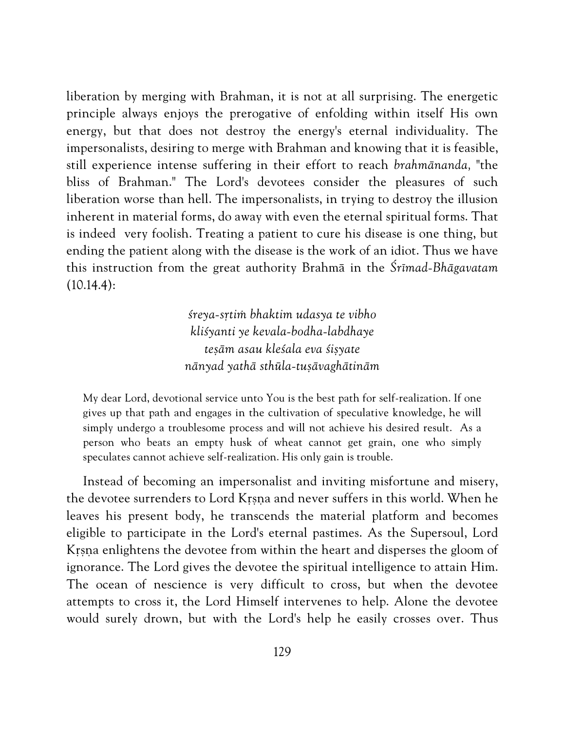liberation by merging with Brahman, it is not at all surprising. The energetic principle always enjoys the prerogative of enfolding within itself His own energy, but that does not destroy the energy's eternal individuality. The impersonalists, desiring to merge with Brahman and knowing that it is feasible, still experience intense suffering in their effort to reach *brahmānanda,* "the bliss of Brahman." The Lord's devotees consider the pleasures of such liberation worse than hell. The impersonalists, in trying to destroy the illusion inherent in material forms, do away with even the eternal spiritual forms. That is indeed very foolish. Treating a patient to cure his disease is one thing, but ending the patient along with the disease is the work of an idiot. Thus we have this instruction from the great authority Brahmā in the *Śrīmad-Bhāgavatam* (10.14.4):

> *śreya-sṛtiṁ bhaktim udasya te vibho*
> *kliśyanti ye kevala-bodha-labdhaye*
> *teṣām asau kleśala eva śiṣyate*
> *nānyad yathā sthūla-tuṣāvaghātinām*

> My dear Lord, devotional service unto You is the best path for self-realization. If one gives up that path and engages in the cultivation of speculative knowledge, he will simply undergo a troublesome process and will not achieve his desired result. As a person who beats an empty husk of wheat cannot get grain, one who simply speculates cannot achieve self-realization. His only gain is trouble.

Instead of becoming an impersonalist and inviting misfortune and misery, the devotee surrenders to Lord Kṛṣṇa and never suffers in this world. When he leaves his present body, he transcends the material platform and becomes eligible to participate in the Lord's eternal pastimes. As the Supersoul, Lord Kṛṣṇa enlightens the devotee from within the heart and disperses the gloom of ignorance. The Lord gives the devotee the spiritual intelligence to attain Him. The ocean of nescience is very difficult to cross, but when the devotee attempts to cross it, the Lord Himself intervenes to help. Alone the devotee would surely drown, but with the Lord's help he easily crosses over. Thus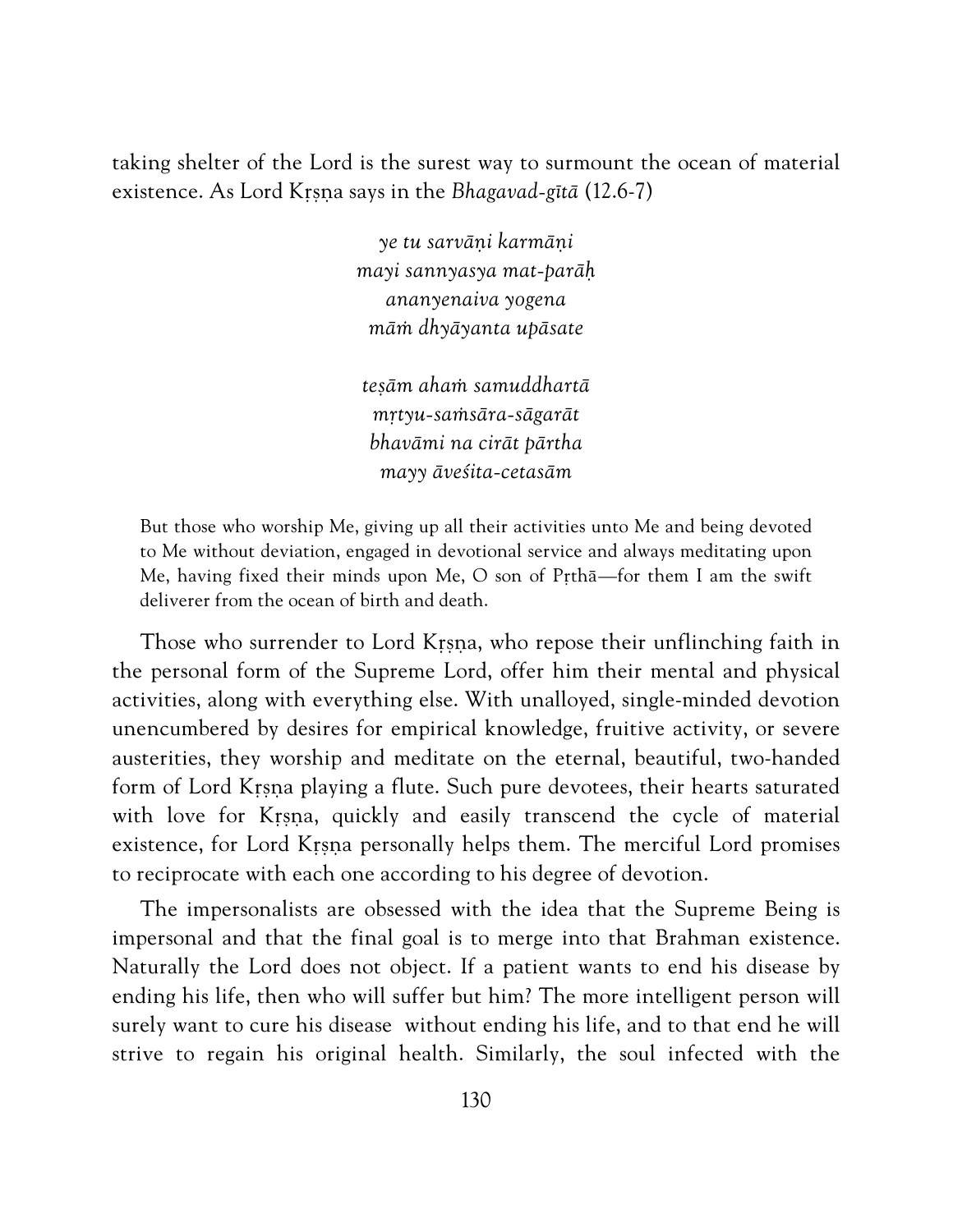taking shelter of the Lord is the surest way to surmount the ocean of material existence. As Lord Kṛṣṇa says in the *Bhagavad-gītā* (12.6-7)

> *ye tu sarvāṇi karmāṇi*
> *mayi sannyasya mat-parāḥ*
> *ananyenaiva yogena*
> *māṁ dhyāyanta upāsate*
>
> *teṣām ahaṁ samuddhartā*
> *mṛtyu-saṁsāra-sāgarāt*
> *bhavāmi na cirāt pārtha*
> *mayy āveśita-cetasām*

But those who worship Me, giving up all their activities unto Me and being devoted to Me without deviation, engaged in devotional service and always meditating upon Me, having fixed their minds upon Me, O son of Pṛthā—for them I am the swift deliverer from the ocean of birth and death.

Those who surrender to Lord Kṛṣṇa, who repose their unflinching faith in the personal form of the Supreme Lord, offer him their mental and physical activities, along with everything else. With unalloyed, single-minded devotion unencumbered by desires for empirical knowledge, fruitive activity, or severe austerities, they worship and meditate on the eternal, beautiful, two-handed form of Lord Kṛṣṇa playing a flute. Such pure devotees, their hearts saturated with love for Kṛṣṇa, quickly and easily transcend the cycle of material existence, for Lord Kṛṣṇa personally helps them. The merciful Lord promises to reciprocate with each one according to his degree of devotion.

The impersonalists are obsessed with the idea that the Supreme Being is impersonal and that the final goal is to merge into that Brahman existence. Naturally the Lord does not object. If a patient wants to end his disease by ending his life, then who will suffer but him? The more intelligent person will surely want to cure his disease without ending his life, and to that end he will strive to regain his original health. Similarly, the soul infected with the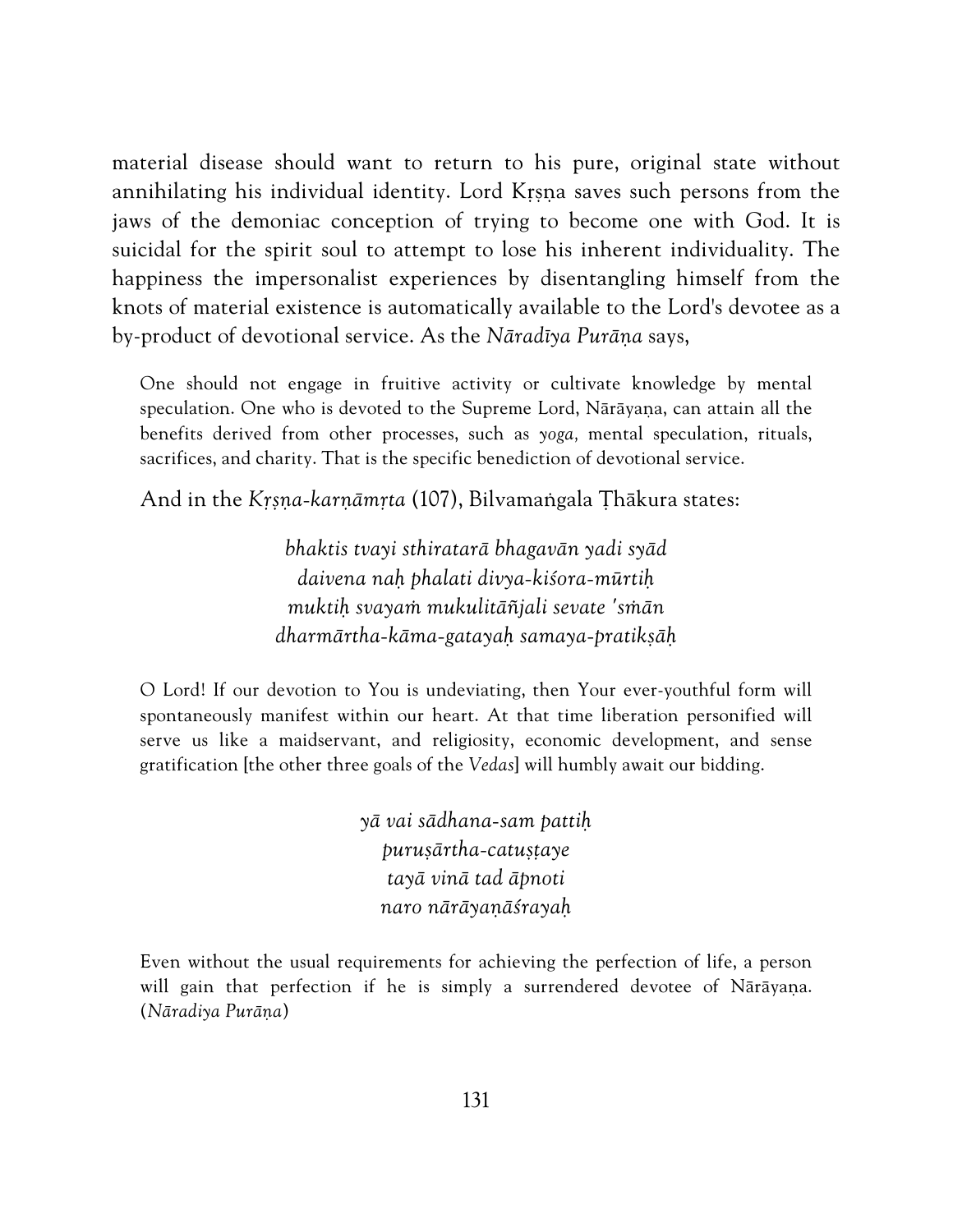material disease should want to return to his pure, original state without annihilating his individual identity. Lord Kṛṣṇa saves such persons from the jaws of the demoniac conception of trying to become one with God. It is suicidal for the spirit soul to attempt to lose his inherent individuality. The happiness the impersonalist experiences by disentangling himself from the knots of material existence is automatically available to the Lord's devotee as a by-product of devotional service. As the *Nāradīya Purāṇa* says,

> One should not engage in fruitive activity or cultivate knowledge by mental speculation. One who is devoted to the Supreme Lord, Nārāyaṇa, can attain all the benefits derived from other processes, such as *yoga,* mental speculation, rituals, sacrifices, and charity. That is the specific benediction of devotional service.

And in the *Kṛṣṇa-karṇāmṛta* (107), Bilvamaṅgala Ṭhākura states:

*bhaktis tvayi sthiratarā bhagavān yadi syād*
*daivena naḥ phalati divya-kiśora-mūrtiḥ*
*muktiḥ svayaṁ mukulitāñjali sevate 'smān*
*dharmārtha-kāma-gatayaḥ samaya-pratikṣāḥ*

> O Lord! If our devotion to You is undeviating, then Your ever-youthful form will spontaneously manifest within our heart. At that time liberation personified will serve us like a maidservant, and religiosity, economic development, and sense gratification [the other three goals of the *Vedas*] will humbly await our bidding.

*yā vai sādhana-sam pattiḥ*
*puruṣārtha-catuṣṭaye*
*tayā vinā tad āpnoti*
*naro nārāyaṇāśrayaḥ*

> Even without the usual requirements for achieving the perfection of life, a person will gain that perfection if he is simply a surrendered devotee of Nārāyaṇa. (*Nāradiya Purāṇa*)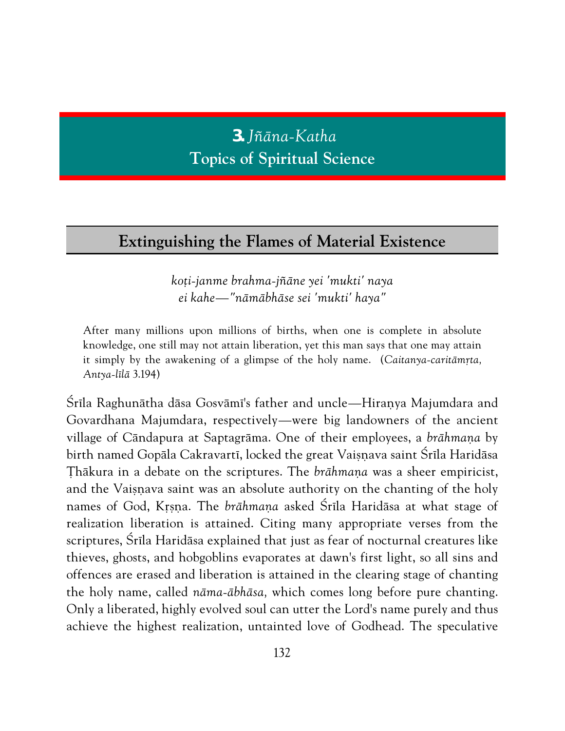# **3.** *Jñāna-Katha*
# Topics of Spiritual Science

## Extinguishing the Flames of Material Existence

*koṭi-janme brahma-jñāne yei 'mukti' naya*
*ei kahe—"nāmābhāse sei 'mukti' haya"*

After many millions upon millions of births, when one is complete in absolute knowledge, one still may not attain liberation, yet this man says that one may attain it simply by the awakening of a glimpse of the holy name. (*Caitanya-caritāmṛta, Antya-līlā* 3.194)

Śrīla Raghunātha dāsa Gosvāmī's father and uncle—Hiraṇya Majumdara and Govardhana Majumdara, respectively—were big landowners of the ancient village of Cāndapura at Saptagrāma. One of their employees, a *brāhmaṇa* by birth named Gopāla Cakravartī, locked the great Vaiṣṇava saint Śrīla Haridāsa Ṭhākura in a debate on the scriptures. The *brāhmaṇa* was a sheer empiricist, and the Vaiṣṇava saint was an absolute authority on the chanting of the holy names of God, Kṛṣṇa. The *brāhmaṇa* asked Śrīla Haridāsa at what stage of realization liberation is attained. Citing many appropriate verses from the scriptures, Śrīla Haridāsa explained that just as fear of nocturnal creatures like thieves, ghosts, and hobgoblins evaporates at dawn's first light, so all sins and offences are erased and liberation is attained in the clearing stage of chanting the holy name, called *nāma-ābhāsa,* which comes long before pure chanting. Only a liberated, highly evolved soul can utter the Lord's name purely and thus achieve the highest realization, untainted love of Godhead. The speculative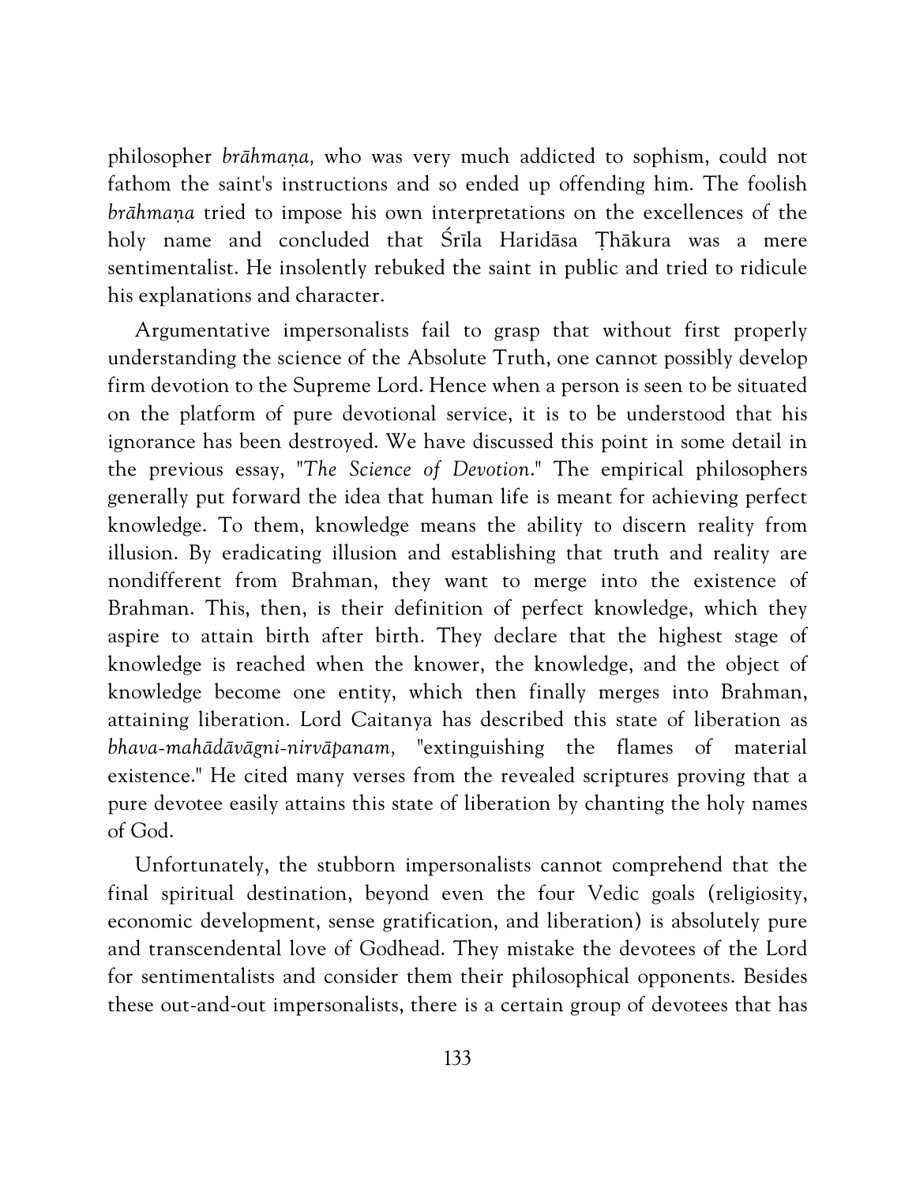philosopher *brāhmaṇa,* who was very much addicted to sophism, could not fathom the saint's instructions and so ended up offending him. The foolish *brāhmaṇa* tried to impose his own interpretations on the excellences of the holy name and concluded that Śrīla Haridāsa Ṭhākura was a mere sentimentalist. He insolently rebuked the saint in public and tried to ridicule his explanations and character.

Argumentative impersonalists fail to grasp that without first properly understanding the science of the Absolute Truth, one cannot possibly develop firm devotion to the Supreme Lord. Hence when a person is seen to be situated on the platform of pure devotional service, it is to be understood that his ignorance has been destroyed. We have discussed this point in some detail in the previous essay, "*The Science of Devotion*." The empirical philosophers generally put forward the idea that human life is meant for achieving perfect knowledge. To them, knowledge means the ability to discern reality from illusion. By eradicating illusion and establishing that truth and reality are nondifferent from Brahman, they want to merge into the existence of Brahman. This, then, is their definition of perfect knowledge, which they aspire to attain birth after birth. They declare that the highest stage of knowledge is reached when the knower, the knowledge, and the object of knowledge become one entity, which then finally merges into Brahman, attaining liberation. Lord Caitanya has described this state of liberation as *bhava-mahādāvāgni-nirvāpanam,* "extinguishing the flames of material existence." He cited many verses from the revealed scriptures proving that a pure devotee easily attains this state of liberation by chanting the holy names of God.

Unfortunately, the stubborn impersonalists cannot comprehend that the final spiritual destination, beyond even the four Vedic goals (religiosity, economic development, sense gratification, and liberation) is absolutely pure and transcendental love of Godhead. They mistake the devotees of the Lord for sentimentalists and consider them their philosophical opponents. Besides these out-and-out impersonalists, there is a certain group of devotees that has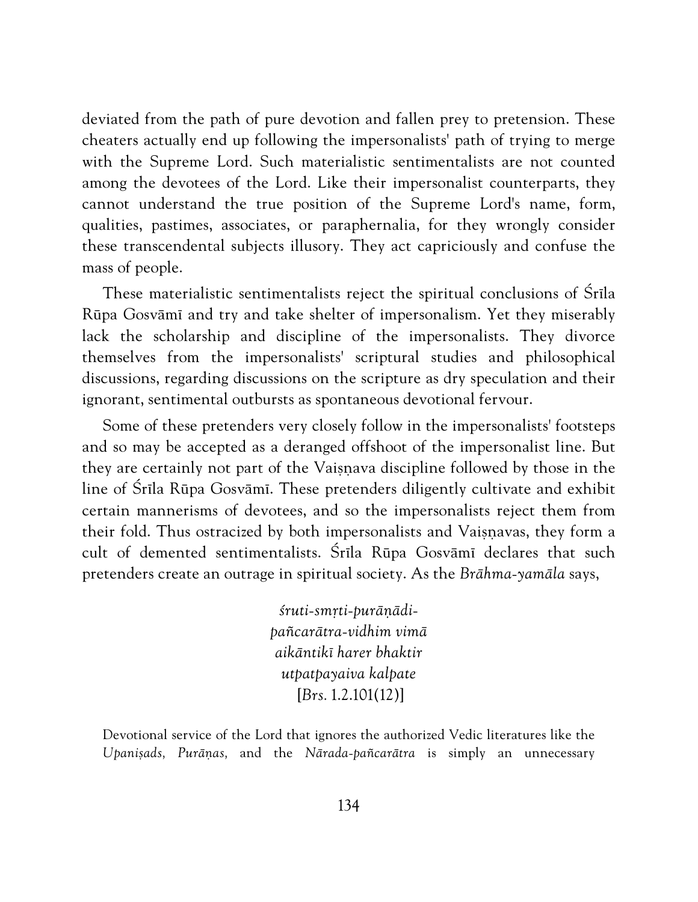deviated from the path of pure devotion and fallen prey to pretension. These cheaters actually end up following the impersonalists' path of trying to merge with the Supreme Lord. Such materialistic sentimentalists are not counted among the devotees of the Lord. Like their impersonalist counterparts, they cannot understand the true position of the Supreme Lord's name, form, qualities, pastimes, associates, or paraphernalia, for they wrongly consider these transcendental subjects illusory. They act capriciously and confuse the mass of people.

These materialistic sentimentalists reject the spiritual conclusions of Śrīla Rūpa Gosvāmī and try and take shelter of impersonalism. Yet they miserably lack the scholarship and discipline of the impersonalists. They divorce themselves from the impersonalists' scriptural studies and philosophical discussions, regarding discussions on the scripture as dry speculation and their ignorant, sentimental outbursts as spontaneous devotional fervour.

Some of these pretenders very closely follow in the impersonalists' footsteps and so may be accepted as a deranged offshoot of the impersonalist line. But they are certainly not part of the Vaiṣṇava discipline followed by those in the line of Śrīla Rūpa Gosvāmī. These pretenders diligently cultivate and exhibit certain mannerisms of devotees, and so the impersonalists reject them from their fold. Thus ostracized by both impersonalists and Vaiṣṇavas, they form a cult of demented sentimentalists. Śrīla Rūpa Gosvāmī declares that such pretenders create an outrage in spiritual society. As the *Brāhma-yamāla* says,

> *śruti-smṛti-purāṇādi-*
> *pañcarātra-vidhim vimā*
> *aikāntikī harer bhaktir*
> *utpatpayaiva kalpate*
> [*Brs.* 1.2.101(12)]

Devotional service of the Lord that ignores the authorized Vedic literatures like the *Upaniṣads, Purāṇas,* and the *Nārada-pañcarātra* is simply an unnecessary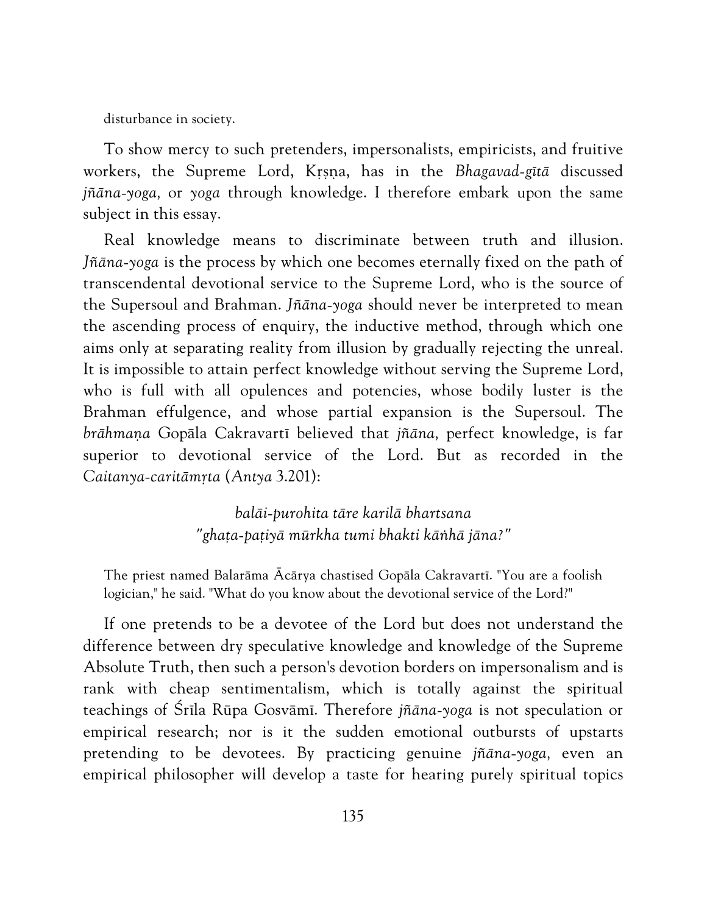disturbance in society.

To show mercy to such pretenders, impersonalists, empiricists, and fruitive workers, the Supreme Lord, Kṛṣṇa, has in the *Bhagavad-gītā* discussed *jñāna-yoga,* or *yoga* through knowledge. I therefore embark upon the same subject in this essay.

Real knowledge means to discriminate between truth and illusion. *Jñāna-yoga* is the process by which one becomes eternally fixed on the path of transcendental devotional service to the Supreme Lord, who is the source of the Supersoul and Brahman. *Jñāna-yoga* should never be interpreted to mean the ascending process of enquiry, the inductive method, through which one aims only at separating reality from illusion by gradually rejecting the unreal. It is impossible to attain perfect knowledge without serving the Supreme Lord, who is full with all opulences and potencies, whose bodily luster is the Brahman effulgence, and whose partial expansion is the Supersoul. The *brāhmaṇa* Gopāla Cakravartī believed that *jñāna,* perfect knowledge, is far superior to devotional service of the Lord. But as recorded in the *Caitanya-caritāmṛta* (*Antya* 3.201):

> *balāi-purohita tāre karilā bhartsana*
> *"ghaṭa-paṭiyā mūrkha tumi bhakti kāṅhā jāna?"*

The priest named Balarāma Ācārya chastised Gopāla Cakravartī. "You are a foolish logician," he said. "What do you know about the devotional service of the Lord?"

If one pretends to be a devotee of the Lord but does not understand the difference between dry speculative knowledge and knowledge of the Supreme Absolute Truth, then such a person's devotion borders on impersonalism and is rank with cheap sentimentalism, which is totally against the spiritual teachings of Śrīla Rūpa Gosvāmī. Therefore *jñāna-yoga* is not speculation or empirical research; nor is it the sudden emotional outbursts of upstarts pretending to be devotees. By practicing genuine *jñāna-yoga,* even an empirical philosopher will develop a taste for hearing purely spiritual topics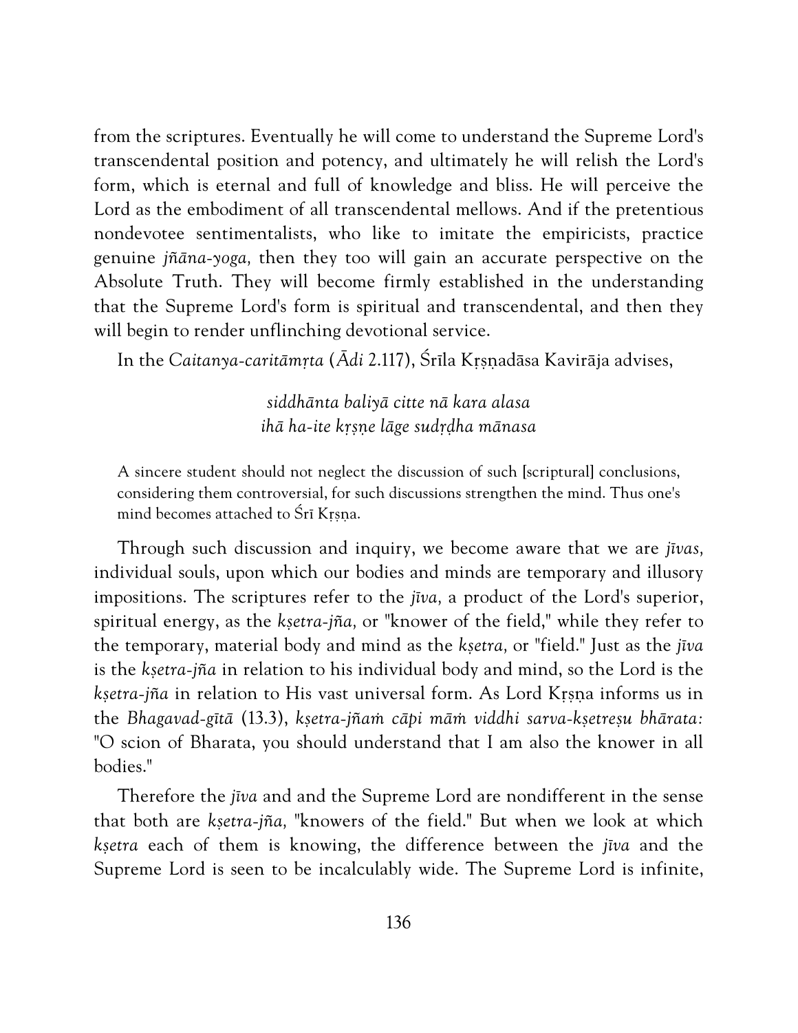from the scriptures. Eventually he will come to understand the Supreme Lord's transcendental position and potency, and ultimately he will relish the Lord's form, which is eternal and full of knowledge and bliss. He will perceive the Lord as the embodiment of all transcendental mellows. And if the pretentious nondevotee sentimentalists, who like to imitate the empiricists, practice genuine *jñāna-yoga,* then they too will gain an accurate perspective on the Absolute Truth. They will become firmly established in the understanding that the Supreme Lord's form is spiritual and transcendental, and then they will begin to render unflinching devotional service.

In the *Caitanya-caritāmṛta* (*Ādi* 2.117), Śrīla Kṛṣṇadāsa Kavirāja advises,

> *siddhānta baliyā citte nā kara alasa*
> *ihā ha-ite kṛṣṇe lāge sudṛḍha mānasa*

> A sincere student should not neglect the discussion of such [scriptural] conclusions, considering them controversial, for such discussions strengthen the mind. Thus one's mind becomes attached to Śrī Kṛṣṇa.

Through such discussion and inquiry, we become aware that we are *jīvas,* individual souls, upon which our bodies and minds are temporary and illusory impositions. The scriptures refer to the *jīva,* a product of the Lord's superior, spiritual energy, as the *kṣetra-jña,* or "knower of the field," while they refer to the temporary, material body and mind as the *kṣetra,* or "field." Just as the *jīva* is the *kṣetra-jña* in relation to his individual body and mind, so the Lord is the *kṣetra-jña* in relation to His vast universal form. As Lord Kṛṣṇa informs us in the *Bhagavad-gītā* (13.3), *kṣetra-jñaṁ cāpi māṁ viddhi sarva-kṣetreṣu bhārata:* "O scion of Bharata, you should understand that I am also the knower in all bodies."

Therefore the *jīva* and and the Supreme Lord are nondifferent in the sense that both are *kṣetra-jña,* "knowers of the field." But when we look at which *kṣetra* each of them is knowing, the difference between the *jīva* and the Supreme Lord is seen to be incalculably wide. The Supreme Lord is infinite,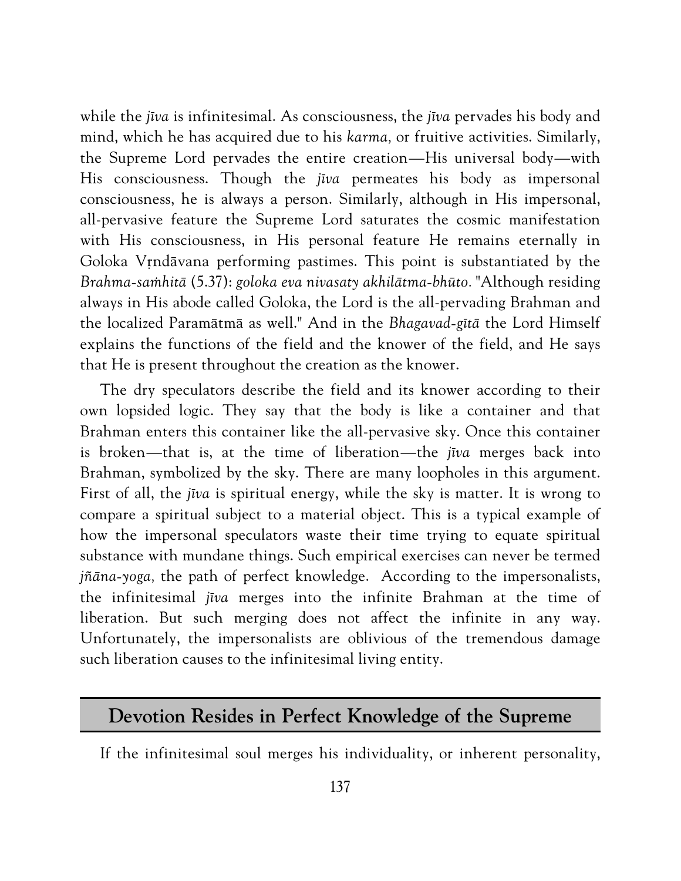while the *jīva* is infinitesimal. As consciousness, the *jīva* pervades his body and mind, which he has acquired due to his *karma,* or fruitive activities. Similarly, the Supreme Lord pervades the entire creation—His universal body—with His consciousness. Though the *jīva* permeates his body as impersonal consciousness, he is always a person. Similarly, although in His impersonal, all-pervasive feature the Supreme Lord saturates the cosmic manifestation with His consciousness, in His personal feature He remains eternally in Goloka Vṛndāvana performing pastimes. This point is substantiated by the *Brahma-saṁhitā* (5.37): *goloka eva nivasaty akhilātma-bhūto.* "Although residing always in His abode called Goloka, the Lord is the all-pervading Brahman and the localized Paramātmā as well." And in the *Bhagavad-gītā* the Lord Himself explains the functions of the field and the knower of the field, and He says that He is present throughout the creation as the knower.

The dry speculators describe the field and its knower according to their own lopsided logic. They say that the body is like a container and that Brahman enters this container like the all-pervasive sky. Once this container is broken—that is, at the time of liberation—the *jīva* merges back into Brahman, symbolized by the sky. There are many loopholes in this argument. First of all, the *jīva* is spiritual energy, while the sky is matter. It is wrong to compare a spiritual subject to a material object. This is a typical example of how the impersonal speculators waste their time trying to equate spiritual substance with mundane things. Such empirical exercises can never be termed *jñāna-yoga,* the path of perfect knowledge. According to the impersonalists, the infinitesimal *jīva* merges into the infinite Brahman at the time of liberation. But such merging does not affect the infinite in any way. Unfortunately, the impersonalists are oblivious of the tremendous damage such liberation causes to the infinitesimal living entity.

## Devotion Resides in Perfect Knowledge of the Supreme

If the infinitesimal soul merges his individuality, or inherent personality,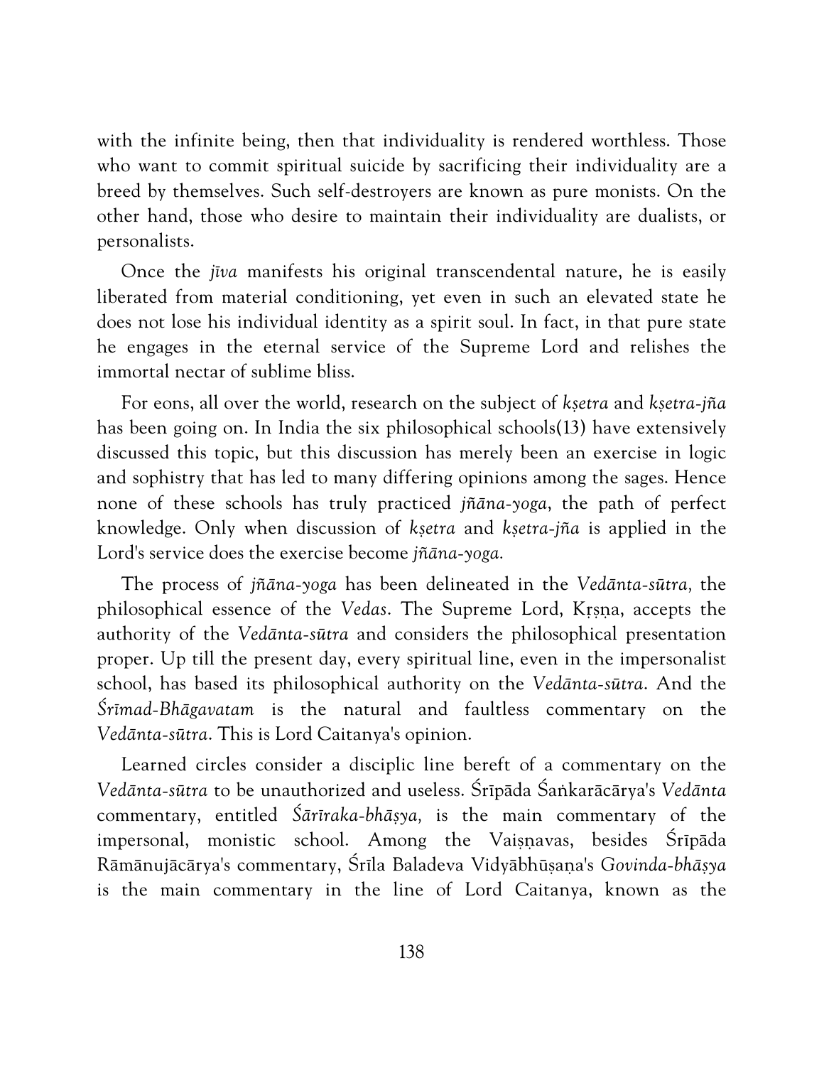with the infinite being, then that individuality is rendered worthless. Those who want to commit spiritual suicide by sacrificing their individuality are a breed by themselves. Such self-destroyers are known as pure monists. On the other hand, those who desire to maintain their individuality are dualists, or personalists.

Once the *jīva* manifests his original transcendental nature, he is easily liberated from material conditioning, yet even in such an elevated state he does not lose his individual identity as a spirit soul. In fact, in that pure state he engages in the eternal service of the Supreme Lord and relishes the immortal nectar of sublime bliss.

For eons, all over the world, research on the subject of *kṣetra* and *kṣetra-jña* has been going on. In India the six philosophical schools(13) have extensively discussed this topic, but this discussion has merely been an exercise in logic and sophistry that has led to many differing opinions among the sages. Hence none of these schools has truly practiced *jñāna-yoga*, the path of perfect knowledge. Only when discussion of *kṣetra* and *kṣetra-jña* is applied in the Lord's service does the exercise become *jñāna-yoga.*

The process of *jñāna-yoga* has been delineated in the *Vedānta-sūtra,* the philosophical essence of the *Vedas*. The Supreme Lord, Kṛṣṇa, accepts the authority of the *Vedānta-sūtra* and considers the philosophical presentation proper. Up till the present day, every spiritual line, even in the impersonalist school, has based its philosophical authority on the *Vedānta-sūtra*. And the *Śrīmad-Bhāgavatam* is the natural and faultless commentary on the *Vedānta-sūtra*. This is Lord Caitanya's opinion.

Learned circles consider a disciplic line bereft of a commentary on the *Vedānta-sūtra* to be unauthorized and useless. Śrīpāda Śaṅkarācārya's *Vedānta* commentary, entitled *Śārīraka-bhāṣya,* is the main commentary of the impersonal, monistic school. Among the Vaiṣṇavas, besides Śrīpāda Rāmānujācārya's commentary, Śrīla Baladeva Vidyābhūṣaṇa's *Govinda-bhāṣya* is the main commentary in the line of Lord Caitanya, known as the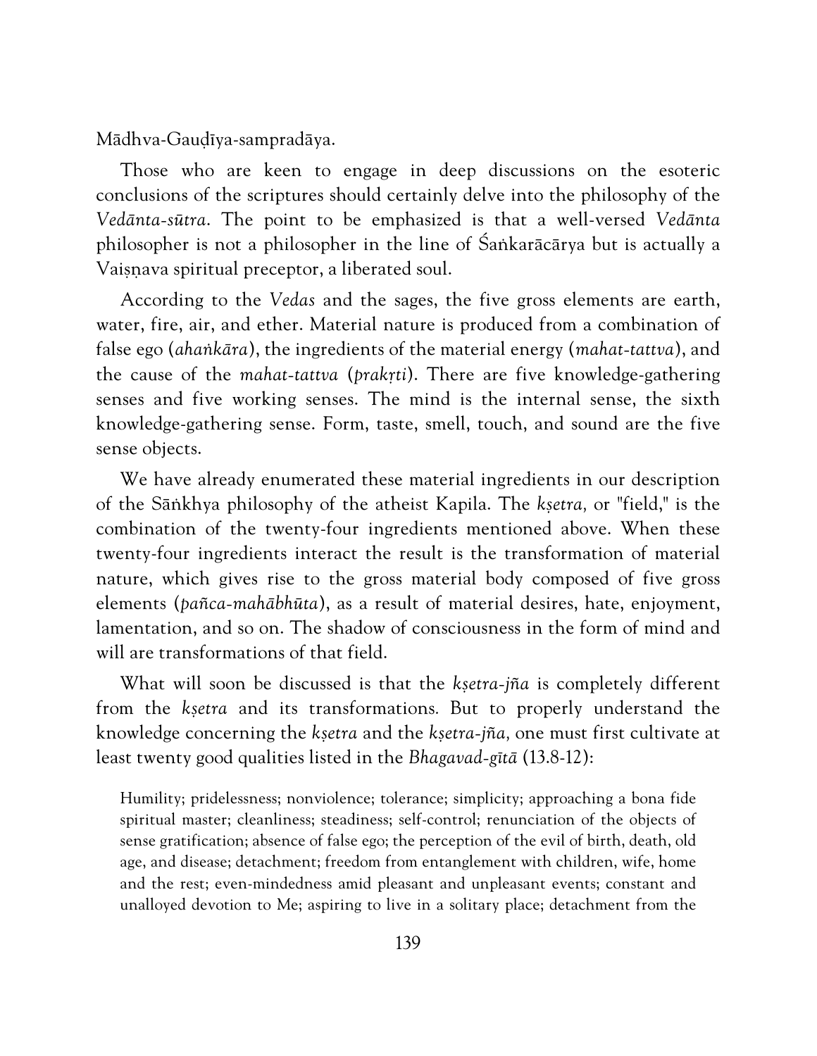Mādhva-Gauḍīya-sampradāya.

Those who are keen to engage in deep discussions on the esoteric conclusions of the scriptures should certainly delve into the philosophy of the *Vedānta-sūtra*. The point to be emphasized is that a well-versed *Vedānta* philosopher is not a philosopher in the line of Śaṅkarācārya but is actually a Vaiṣṇava spiritual preceptor, a liberated soul.

According to the *Vedas* and the sages, the five gross elements are earth, water, fire, air, and ether. Material nature is produced from a combination of false ego (*ahaṅkāra*), the ingredients of the material energy (*mahat-tattva*), and the cause of the *mahat-tattva* (*prakṛti*). There are five knowledge-gathering senses and five working senses. The mind is the internal sense, the sixth knowledge-gathering sense. Form, taste, smell, touch, and sound are the five sense objects.

We have already enumerated these material ingredients in our description of the Sāṅkhya philosophy of the atheist Kapila. The *kṣetra,* or "field," is the combination of the twenty-four ingredients mentioned above. When these twenty-four ingredients interact the result is the transformation of material nature, which gives rise to the gross material body composed of five gross elements (*pañca-mahābhūta*), as a result of material desires, hate, enjoyment, lamentation, and so on. The shadow of consciousness in the form of mind and will are transformations of that field.

What will soon be discussed is that the *kṣetra-jña* is completely different from the *kṣetra* and its transformations. But to properly understand the knowledge concerning the *kṣetra* and the *kṣetra-jña,* one must first cultivate at least twenty good qualities listed in the *Bhagavad-gītā* (13.8-12):

> Humility; pridelessness; nonviolence; tolerance; simplicity; approaching a bona fide spiritual master; cleanliness; steadiness; self-control; renunciation of the objects of sense gratification; absence of false ego; the perception of the evil of birth, death, old age, and disease; detachment; freedom from entanglement with children, wife, home and the rest; even-mindedness amid pleasant and unpleasant events; constant and unalloyed devotion to Me; aspiring to live in a solitary place; detachment from the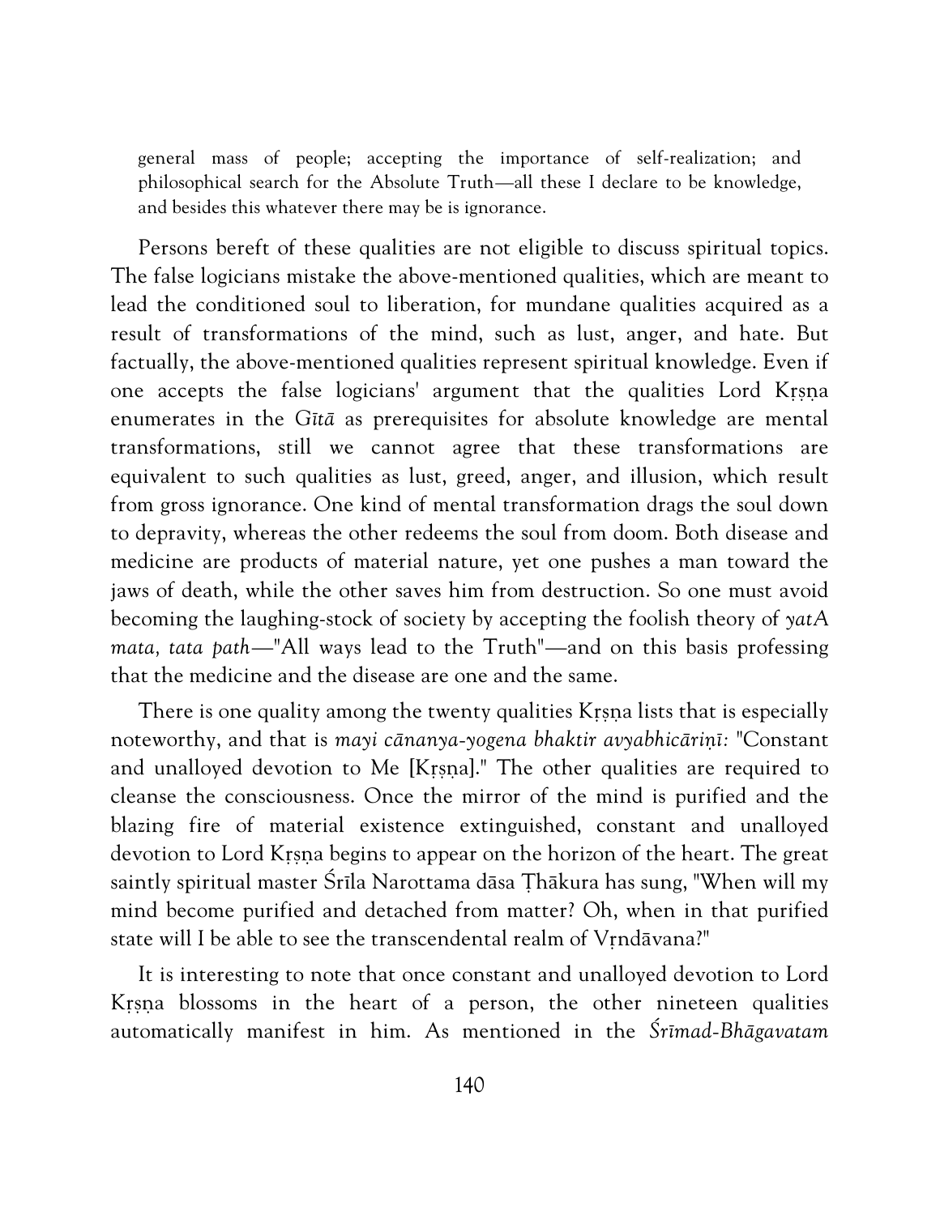general mass of people; accepting the importance of self-realization; and philosophical search for the Absolute Truth—all these I declare to be knowledge, and besides this whatever there may be is ignorance.

Persons bereft of these qualities are not eligible to discuss spiritual topics. The false logicians mistake the above-mentioned qualities, which are meant to lead the conditioned soul to liberation, for mundane qualities acquired as a result of transformations of the mind, such as lust, anger, and hate. But factually, the above-mentioned qualities represent spiritual knowledge. Even if one accepts the false logicians' argument that the qualities Lord Kṛṣṇa enumerates in the *Gītā* as prerequisites for absolute knowledge are mental transformations, still we cannot agree that these transformations are equivalent to such qualities as lust, greed, anger, and illusion, which result from gross ignorance. One kind of mental transformation drags the soul down to depravity, whereas the other redeems the soul from doom. Both disease and medicine are products of material nature, yet one pushes a man toward the jaws of death, while the other saves him from destruction. So one must avoid becoming the laughing-stock of society by accepting the foolish theory of *yatA mata, tata path*—"All ways lead to the Truth"—and on this basis professing that the medicine and the disease are one and the same.

There is one quality among the twenty qualities Kṛṣṇa lists that is especially noteworthy, and that is *mayi cānanya-yogena bhaktir avyabhicāriṇī:* "Constant and unalloyed devotion to Me [Kṛṣṇa]." The other qualities are required to cleanse the consciousness. Once the mirror of the mind is purified and the blazing fire of material existence extinguished, constant and unalloyed devotion to Lord Kṛṣṇa begins to appear on the horizon of the heart. The great saintly spiritual master Śrīla Narottama dāsa Ṭhākura has sung, "When will my mind become purified and detached from matter? Oh, when in that purified state will I be able to see the transcendental realm of Vṛndāvana?"

It is interesting to note that once constant and unalloyed devotion to Lord Kṛṣṇa blossoms in the heart of a person, the other nineteen qualities automatically manifest in him. As mentioned in the *Śrīmad-Bhāgavatam*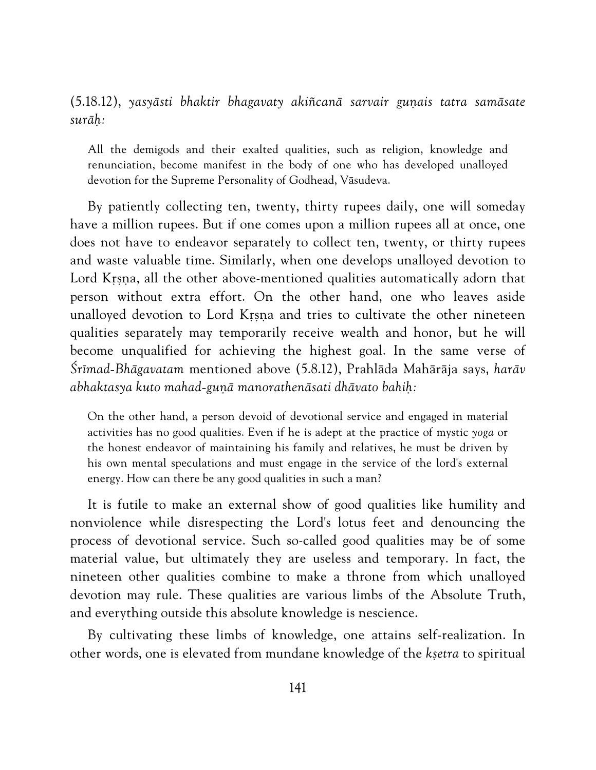(5.18.12), *yasyāsti bhaktir bhagavaty akiñcanā sarvair guṇais tatra samāsate surāḥ:*

> All the demigods and their exalted qualities, such as religion, knowledge and renunciation, become manifest in the body of one who has developed unalloyed devotion for the Supreme Personality of Godhead, Vāsudeva.

By patiently collecting ten, twenty, thirty rupees daily, one will someday have a million rupees. But if one comes upon a million rupees all at once, one does not have to endeavor separately to collect ten, twenty, or thirty rupees and waste valuable time. Similarly, when one develops unalloyed devotion to Lord Kṛṣṇa, all the other above-mentioned qualities automatically adorn that person without extra effort. On the other hand, one who leaves aside unalloyed devotion to Lord Kṛṣṇa and tries to cultivate the other nineteen qualities separately may temporarily receive wealth and honor, but he will become unqualified for achieving the highest goal. In the same verse of *Śrīmad-Bhāgavatam* mentioned above (5.8.12), Prahlāda Mahārāja says, *harāv abhaktasya kuto mahad-guṇā manorathenāsati dhāvato bahiḥ:*

> On the other hand, a person devoid of devotional service and engaged in material activities has no good qualities. Even if he is adept at the practice of mystic *yoga* or the honest endeavor of maintaining his family and relatives, he must be driven by his own mental speculations and must engage in the service of the lord's external energy. How can there be any good qualities in such a man?

It is futile to make an external show of good qualities like humility and nonviolence while disrespecting the Lord's lotus feet and denouncing the process of devotional service. Such so-called good qualities may be of some material value, but ultimately they are useless and temporary. In fact, the nineteen other qualities combine to make a throne from which unalloyed devotion may rule. These qualities are various limbs of the Absolute Truth, and everything outside this absolute knowledge is nescience.

By cultivating these limbs of knowledge, one attains self-realization. In other words, one is elevated from mundane knowledge of the *kṣetra* to spiritual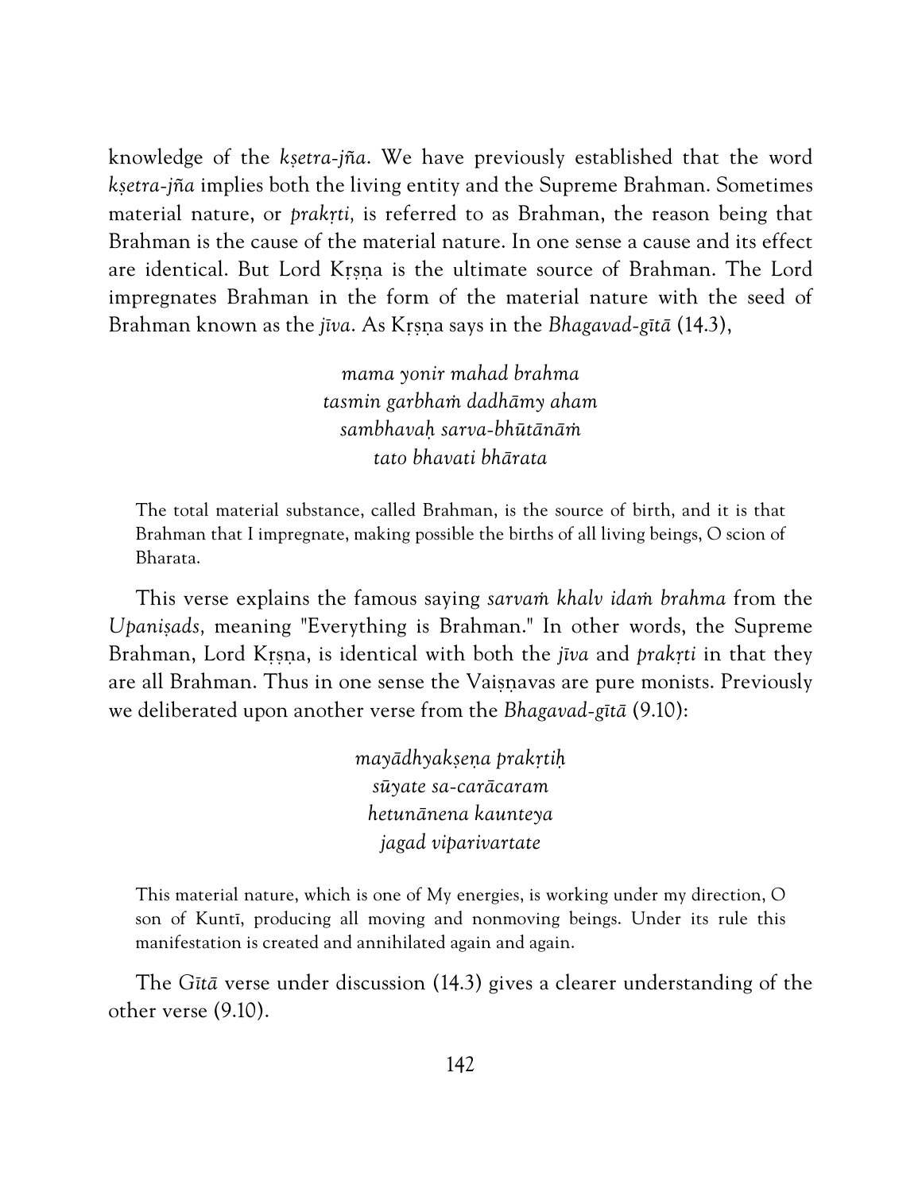knowledge of the *kṣetra-jña*. We have previously established that the word *kṣetra-jña* implies both the living entity and the Supreme Brahman. Sometimes material nature, or *prakṛti,* is referred to as Brahman, the reason being that Brahman is the cause of the material nature. In one sense a cause and its effect are identical. But Lord Kṛṣṇa is the ultimate source of Brahman. The Lord impregnates Brahman in the form of the material nature with the seed of Brahman known as the *jīva*. As Kṛṣṇa says in the *Bhagavad-gītā* (14.3),

> *mama yonir mahad brahma*
> *tasmin garbhaṁ dadhāmy aham*
> *sambhavaḥ sarva-bhūtānāṁ*
> *tato bhavati bhārata*

> The total material substance, called Brahman, is the source of birth, and it is that Brahman that I impregnate, making possible the births of all living beings, O scion of Bharata.

This verse explains the famous saying *sarvaṁ khalv idaṁ brahma* from the *Upaniṣads,* meaning "Everything is Brahman." In other words, the Supreme Brahman, Lord Kṛṣṇa, is identical with both the *jīva* and *prakṛti* in that they are all Brahman. Thus in one sense the Vaiṣṇavas are pure monists. Previously we deliberated upon another verse from the *Bhagavad-gītā* (9.10):

> *mayādhyakṣeṇa prakṛtiḥ*
> *sūyate sa-carācaram*
> *hetunānena kaunteya*
> *jagad viparivartate*

> This material nature, which is one of My energies, is working under my direction, O son of Kuntī, producing all moving and nonmoving beings. Under its rule this manifestation is created and annihilated again and again.

The *Gītā* verse under discussion (14.3) gives a clearer understanding of the other verse (9.10).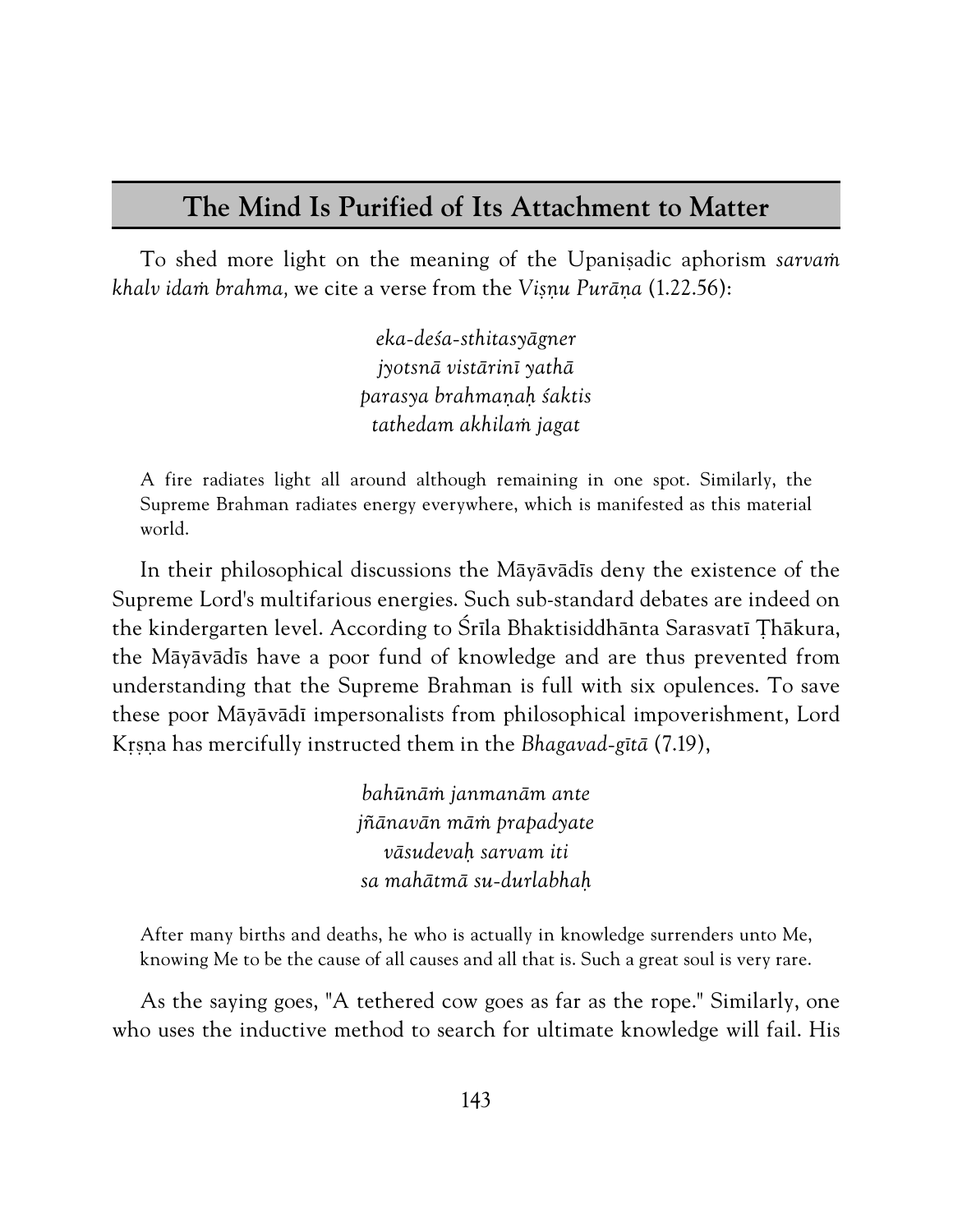## The Mind Is Purified of Its Attachment to Matter

To shed more light on the meaning of the Upaniṣadic aphorism *sarvaṁ khalv idaṁ brahma,* we cite a verse from the *Viṣṇu Purāṇa* (1.22.56):

> *eka-deśa-sthitasyāgner*
> *jyotsnā vistārinī yathā*
> *parasya brahmaṇaḥ śaktis*
> *tathedam akhilaṁ jagat*

> A fire radiates light all around although remaining in one spot. Similarly, the Supreme Brahman radiates energy everywhere, which is manifested as this material world.

In their philosophical discussions the Māyāvādīs deny the existence of the Supreme Lord's multifarious energies. Such sub-standard debates are indeed on the kindergarten level. According to Śrīla Bhaktisiddhānta Sarasvatī Ṭhākura, the Māyāvādīs have a poor fund of knowledge and are thus prevented from understanding that the Supreme Brahman is full with six opulences. To save these poor Māyāvādī impersonalists from philosophical impoverishment, Lord Kṛṣṇa has mercifully instructed them in the *Bhagavad-gītā* (7.19),

> *bahūnāṁ janmanām ante*
> *jñānavān māṁ prapadyate*
> *vāsudevaḥ sarvam iti*
> *sa mahātmā su-durlabhaḥ*

> After many births and deaths, he who is actually in knowledge surrenders unto Me, knowing Me to be the cause of all causes and all that is. Such a great soul is very rare.

As the saying goes, "A tethered cow goes as far as the rope." Similarly, one who uses the inductive method to search for ultimate knowledge will fail. His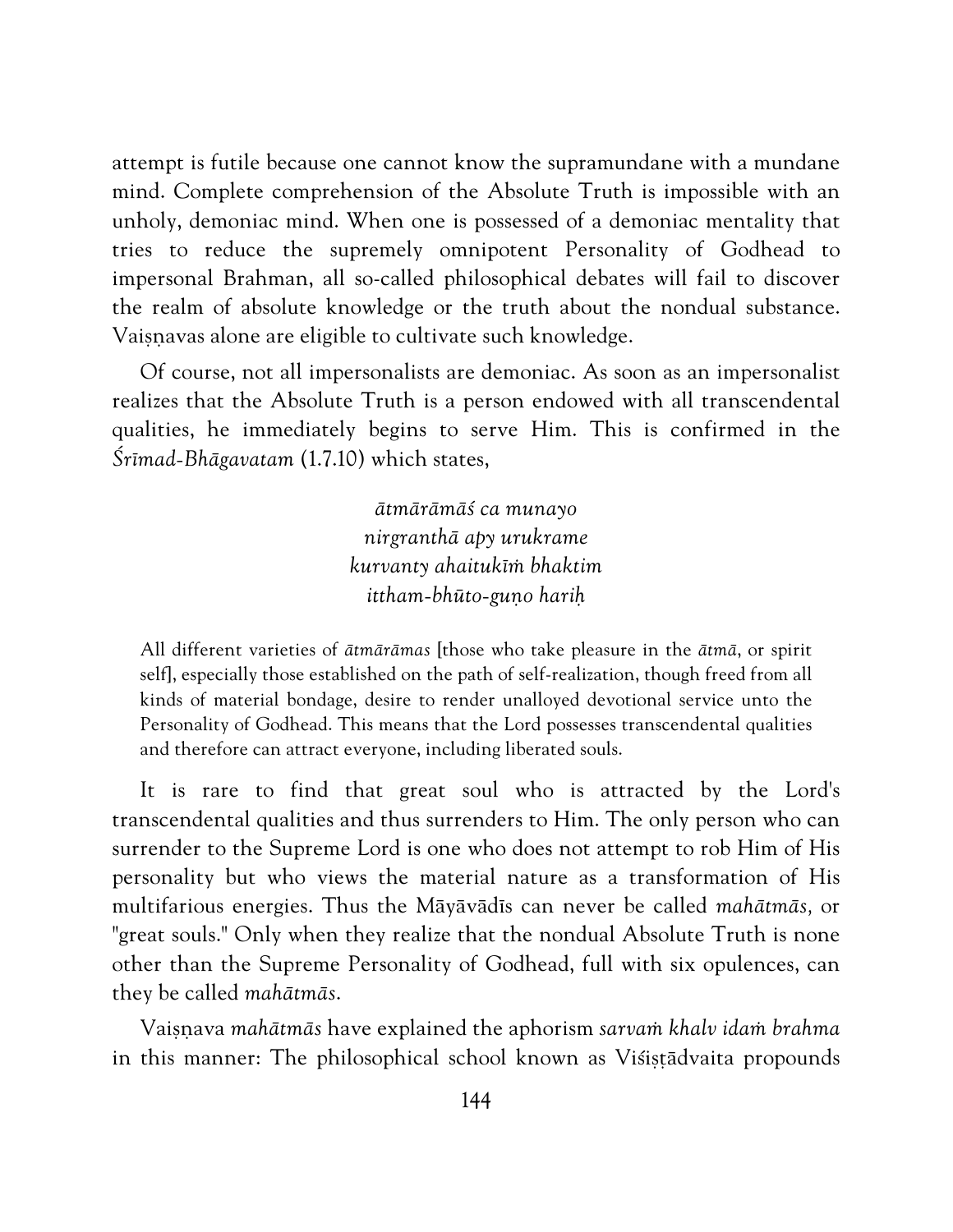attempt is futile because one cannot know the supramundane with a mundane mind. Complete comprehension of the Absolute Truth is impossible with an unholy, demoniac mind. When one is possessed of a demoniac mentality that tries to reduce the supremely omnipotent Personality of Godhead to impersonal Brahman, all so-called philosophical debates will fail to discover the realm of absolute knowledge or the truth about the nondual substance. Vaiṣṇavas alone are eligible to cultivate such knowledge.

Of course, not all impersonalists are demoniac. As soon as an impersonalist realizes that the Absolute Truth is a person endowed with all transcendental qualities, he immediately begins to serve Him. This is confirmed in the *Śrīmad-Bhāgavatam* (1.7.10) which states,

> *ātmārāmāś ca munayo*
> *nirgranthā apy urukrame*
> *kurvanty ahaitukīṁ bhaktim*
> *ittham-bhūto-guṇo hariḥ*

> All different varieties of *ātmārāmas* [those who take pleasure in the *ātmā*, or spirit self], especially those established on the path of self-realization, though freed from all kinds of material bondage, desire to render unalloyed devotional service unto the Personality of Godhead. This means that the Lord possesses transcendental qualities and therefore can attract everyone, including liberated souls.

It is rare to find that great soul who is attracted by the Lord's transcendental qualities and thus surrenders to Him. The only person who can surrender to the Supreme Lord is one who does not attempt to rob Him of His personality but who views the material nature as a transformation of His multifarious energies. Thus the Māyāvādīs can never be called *mahātmās,* or "great souls." Only when they realize that the nondual Absolute Truth is none other than the Supreme Personality of Godhead, full with six opulences, can they be called *mahātmās*.

Vaiṣṇava *mahātmās* have explained the aphorism *sarvaṁ khalv idaṁ brahma* in this manner: The philosophical school known as Viśiṣṭādvaita propounds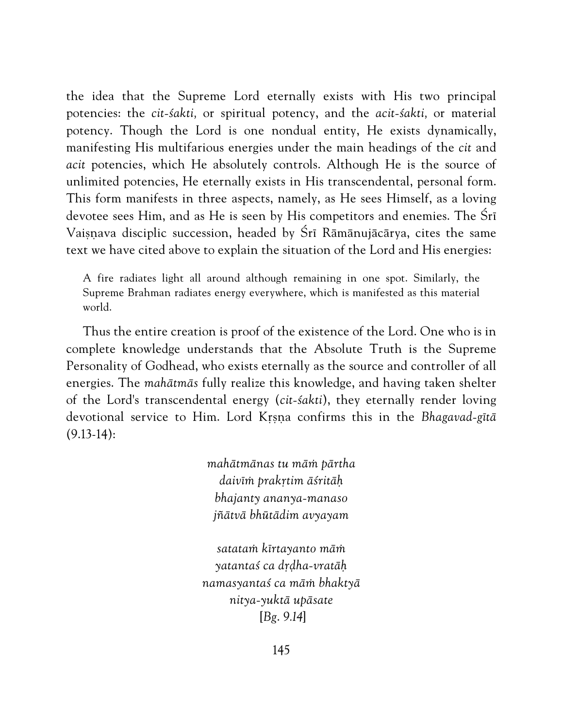the idea that the Supreme Lord eternally exists with His two principal potencies: the *cit-śakti,* or spiritual potency, and the *acit-śakti,* or material potency. Though the Lord is one nondual entity, He exists dynamically, manifesting His multifarious energies under the main headings of the *cit* and *acit* potencies, which He absolutely controls. Although He is the source of unlimited potencies, He eternally exists in His transcendental, personal form. This form manifests in three aspects, namely, as He sees Himself, as a loving devotee sees Him, and as He is seen by His competitors and enemies. The Śrī Vaiṣṇava disciplic succession, headed by Śrī Rāmānujācārya, cites the same text we have cited above to explain the situation of the Lord and His energies:

> A fire radiates light all around although remaining in one spot. Similarly, the Supreme Brahman radiates energy everywhere, which is manifested as this material world.

Thus the entire creation is proof of the existence of the Lord. One who is in complete knowledge understands that the Absolute Truth is the Supreme Personality of Godhead, who exists eternally as the source and controller of all energies. The *mahātmās* fully realize this knowledge, and having taken shelter of the Lord's transcendental energy (*cit-śakti*), they eternally render loving devotional service to Him. Lord Kṛṣṇa confirms this in the *Bhagavad-gītā* (9.13-14):

*mahātmānas tu māṁ pārtha*
*daivīṁ prakṛtim āśritāḥ*
*bhajanty ananya-manaso*
*jñātvā bhūtādim avyayam*

*satataṁ kīrtayanto māṁ*
*yatantaś ca dṛḍha-vratāḥ*
*namasyantaś ca māṁ bhaktyā*
*nitya-yuktā upāsate*
[*Bg.* 9.14]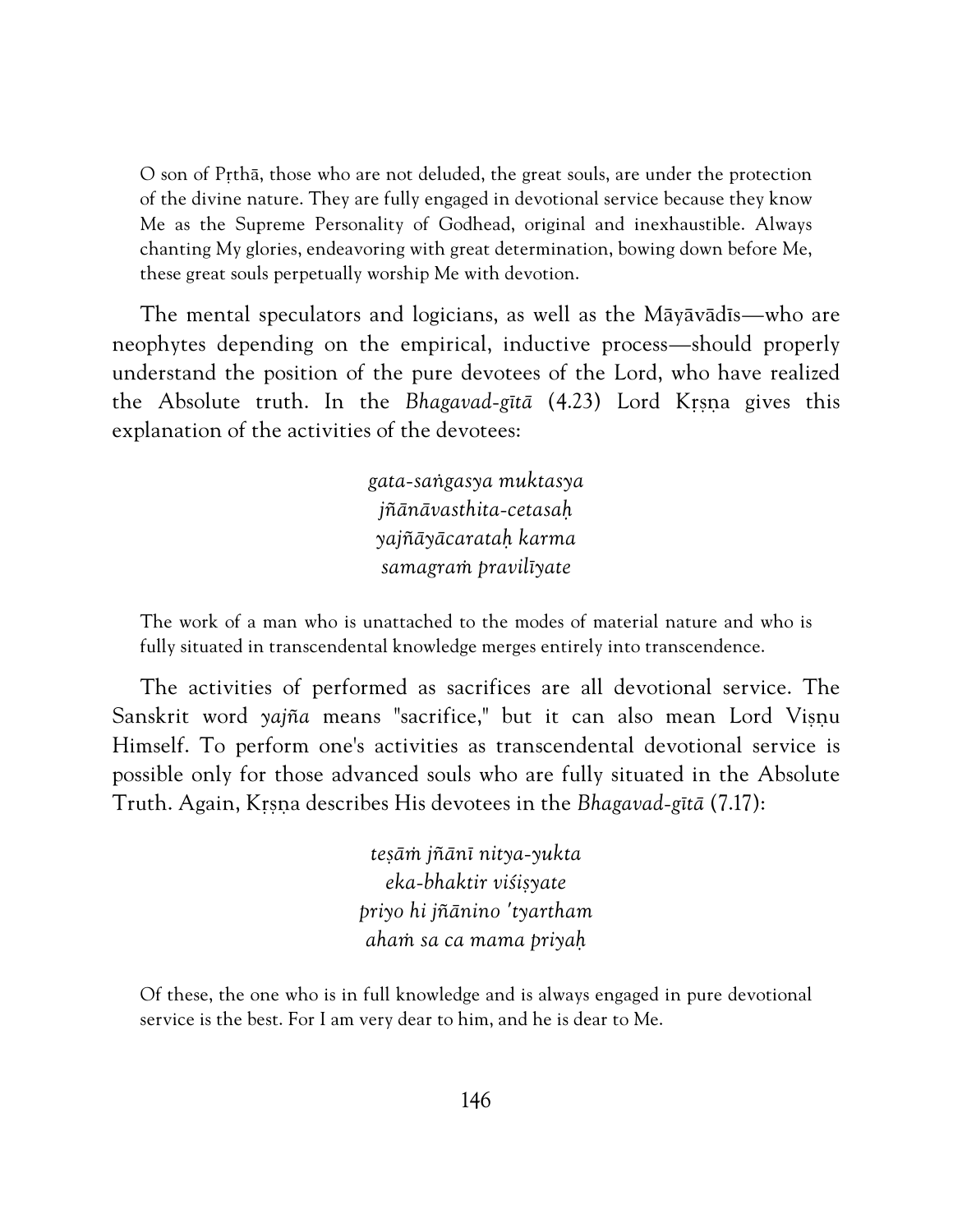> O son of Pṛthā, those who are not deluded, the great souls, are under the protection of the divine nature. They are fully engaged in devotional service because they know Me as the Supreme Personality of Godhead, original and inexhaustible. Always chanting My glories, endeavoring with great determination, bowing down before Me, these great souls perpetually worship Me with devotion.

The mental speculators and logicians, as well as the Māyāvādīs—who are neophytes depending on the empirical, inductive process—should properly understand the position of the pure devotees of the Lord, who have realized the Absolute truth. In the *Bhagavad-gītā* (4.23) Lord Kṛṣṇa gives this explanation of the activities of the devotees:

*gata-saṅgasya muktasya*
*jñānāvasthita-cetasaḥ*
*yajñāyācarataḥ karma*
*samagraṁ pravilīyate*

> The work of a man who is unattached to the modes of material nature and who is fully situated in transcendental knowledge merges entirely into transcendence.

The activities of performed as sacrifices are all devotional service. The Sanskrit word *yajña* means "sacrifice," but it can also mean Lord Viṣṇu Himself. To perform one's activities as transcendental devotional service is possible only for those advanced souls who are fully situated in the Absolute Truth. Again, Kṛṣṇa describes His devotees in the *Bhagavad-gītā* (7.17):

*teṣāṁ jñānī nitya-yukta*
*eka-bhaktir viśiṣyate*
*priyo hi jñānino 'tyartham*
*ahaṁ sa ca mama priyaḥ*

> Of these, the one who is in full knowledge and is always engaged in pure devotional service is the best. For I am very dear to him, and he is dear to Me.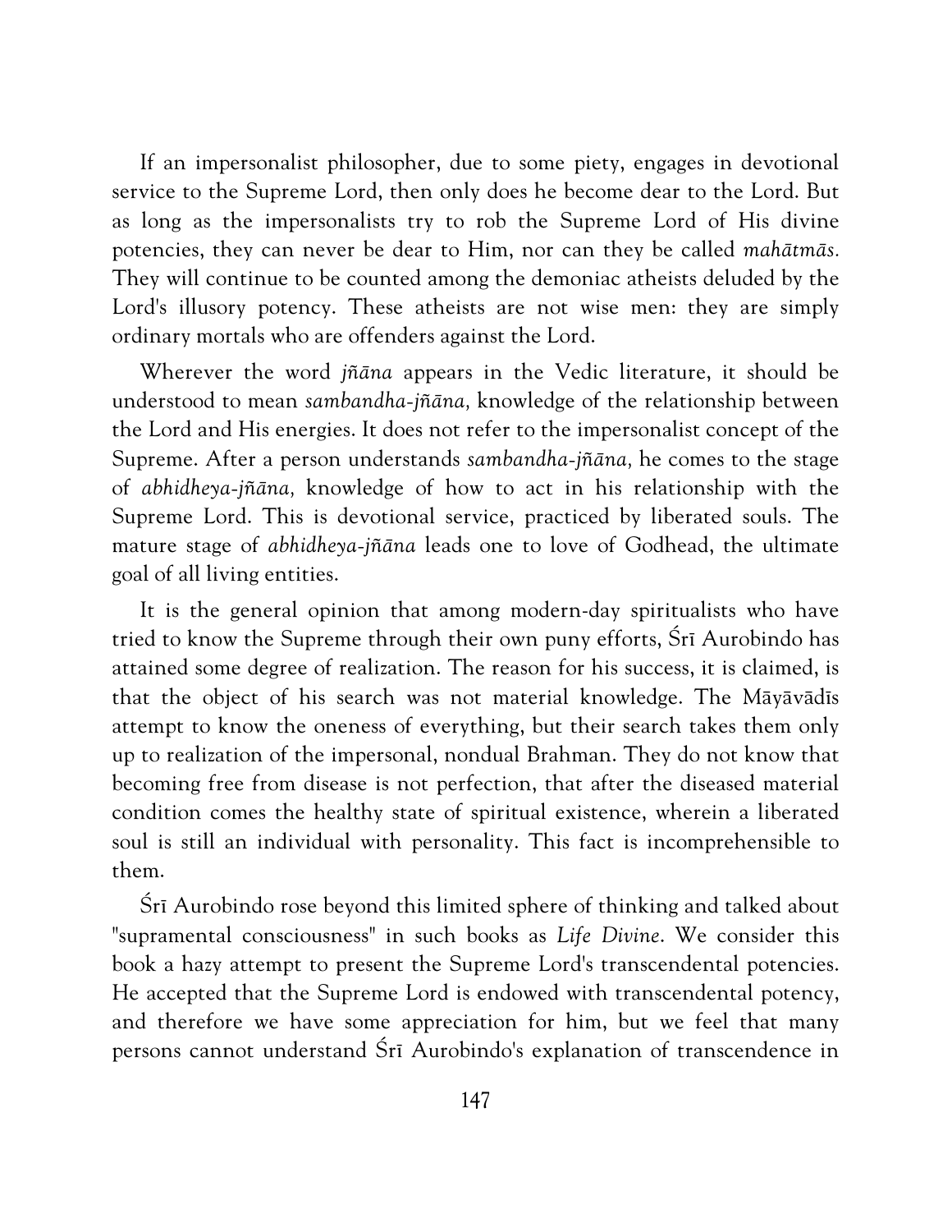If an impersonalist philosopher, due to some piety, engages in devotional service to the Supreme Lord, then only does he become dear to the Lord. But as long as the impersonalists try to rob the Supreme Lord of His divine potencies, they can never be dear to Him, nor can they be called *mahātmās*. They will continue to be counted among the demoniac atheists deluded by the Lord's illusory potency. These atheists are not wise men: they are simply ordinary mortals who are offenders against the Lord.

Wherever the word *jñāna* appears in the Vedic literature, it should be understood to mean *sambandha-jñāna,* knowledge of the relationship between the Lord and His energies. It does not refer to the impersonalist concept of the Supreme. After a person understands *sambandha-jñāna,* he comes to the stage of *abhidheya-jñāna,* knowledge of how to act in his relationship with the Supreme Lord. This is devotional service, practiced by liberated souls. The mature stage of *abhidheya-jñāna* leads one to love of Godhead, the ultimate goal of all living entities.

It is the general opinion that among modern-day spiritualists who have tried to know the Supreme through their own puny efforts, Śrī Aurobindo has attained some degree of realization. The reason for his success, it is claimed, is that the object of his search was not material knowledge. The Māyāvādīs attempt to know the oneness of everything, but their search takes them only up to realization of the impersonal, nondual Brahman. They do not know that becoming free from disease is not perfection, that after the diseased material condition comes the healthy state of spiritual existence, wherein a liberated soul is still an individual with personality. This fact is incomprehensible to them.

Śrī Aurobindo rose beyond this limited sphere of thinking and talked about "supramental consciousness" in such books as *Life Divine*. We consider this book a hazy attempt to present the Supreme Lord's transcendental potencies. He accepted that the Supreme Lord is endowed with transcendental potency, and therefore we have some appreciation for him, but we feel that many persons cannot understand Śrī Aurobindo's explanation of transcendence in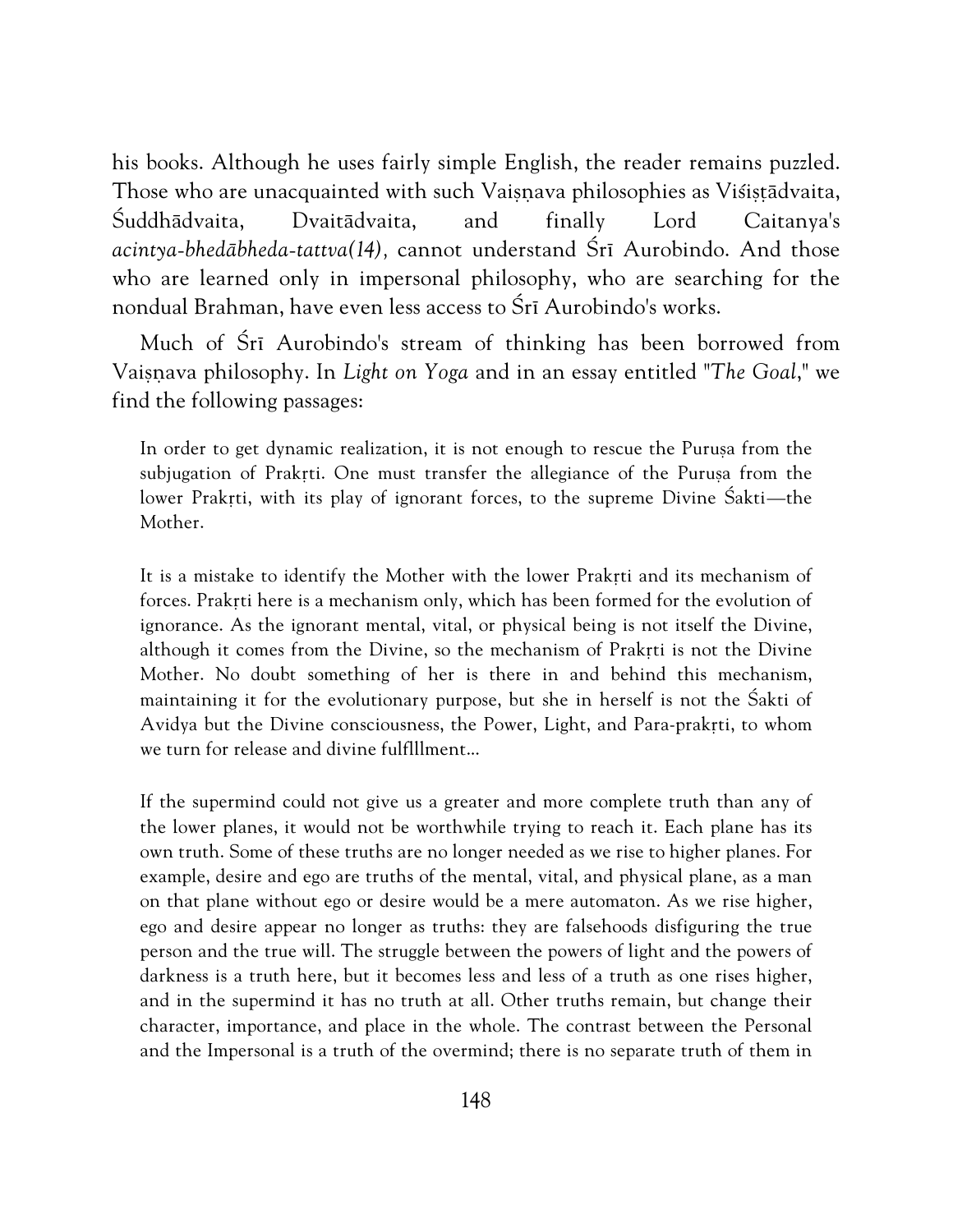his books. Although he uses fairly simple English, the reader remains puzzled. Those who are unacquainted with such Vaiṣṇava philosophies as Viśiṣṭādvaita, Śuddhādvaita, Dvaitādvaita, and finally Lord Caitanya's *acintya-bhedābheda-tattva(14)*, cannot understand Śrī Aurobindo. And those who are learned only in impersonal philosophy, who are searching for the nondual Brahman, have even less access to Śrī Aurobindo's works.

Much of Śrī Aurobindo's stream of thinking has been borrowed from Vaiṣṇava philosophy. In *Light on Yoga* and in an essay entitled "*The Goal*," we find the following passages:

> In order to get dynamic realization, it is not enough to rescue the Puruṣa from the subjugation of Prakṛti. One must transfer the allegiance of the Puruṣa from the lower Prakṛti, with its play of ignorant forces, to the supreme Divine Śakti—the Mother.

> It is a mistake to identify the Mother with the lower Prakṛti and its mechanism of forces. Prakṛti here is a mechanism only, which has been formed for the evolution of ignorance. As the ignorant mental, vital, or physical being is not itself the Divine, although it comes from the Divine, so the mechanism of Prakṛti is not the Divine Mother. No doubt something of her is there in and behind this mechanism, maintaining it for the evolutionary purpose, but she in herself is not the Śakti of Avidya but the Divine consciousness, the Power, Light, and Para-prakṛti, to whom we turn for release and divine fulflllment...

> If the supermind could not give us a greater and more complete truth than any of the lower planes, it would not be worthwhile trying to reach it. Each plane has its own truth. Some of these truths are no longer needed as we rise to higher planes. For example, desire and ego are truths of the mental, vital, and physical plane, as a man on that plane without ego or desire would be a mere automaton. As we rise higher, ego and desire appear no longer as truths: they are falsehoods disfiguring the true person and the true will. The struggle between the powers of light and the powers of darkness is a truth here, but it becomes less and less of a truth as one rises higher, and in the supermind it has no truth at all. Other truths remain, but change their character, importance, and place in the whole. The contrast between the Personal and the Impersonal is a truth of the overmind; there is no separate truth of them in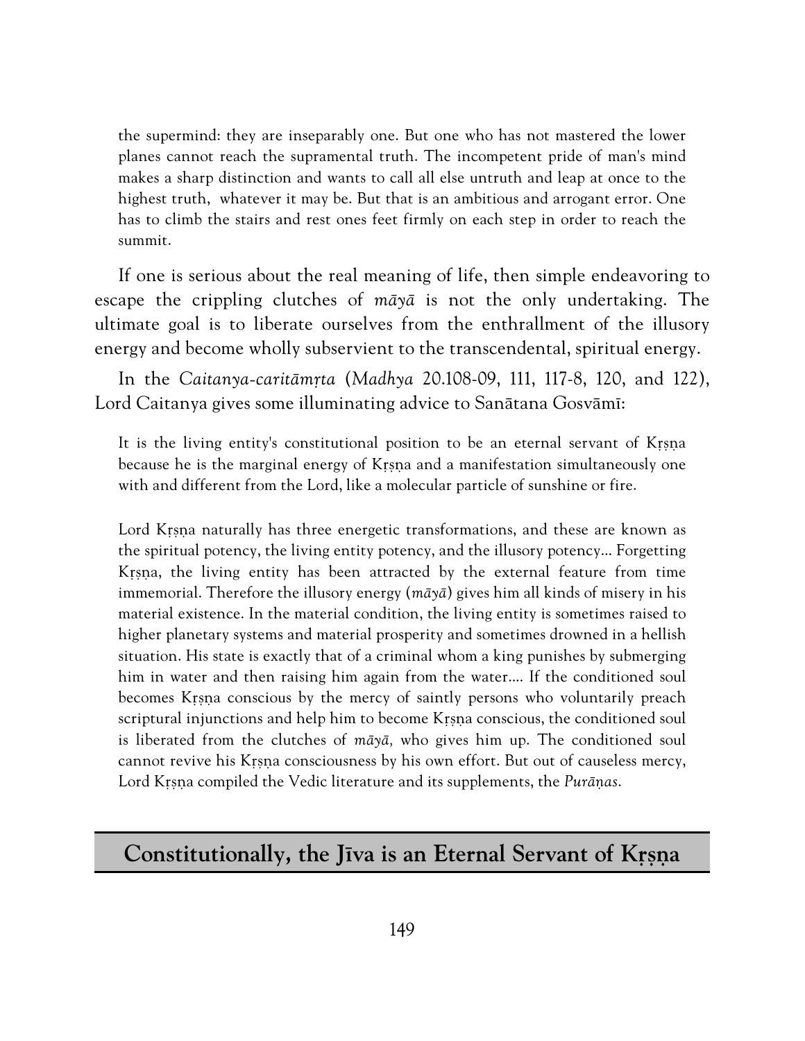> the supermind: they are inseparably one. But one who has not mastered the lower planes cannot reach the supramental truth. The incompetent pride of man's mind makes a sharp distinction and wants to call all else untruth and leap at once to the highest truth, whatever it may be. But that is an ambitious and arrogant error. One has to climb the stairs and rest ones feet firmly on each step in order to reach the summit.

If one is serious about the real meaning of life, then simple endeavoring to escape the crippling clutches of *māyā* is not the only undertaking. The ultimate goal is to liberate ourselves from the enthrallment of the illusory energy and become wholly subservient to the transcendental, spiritual energy.

In the *Caitanya-caritāmṛta* (*Madhya* 20.108-09, 111, 117-8, 120, and 122), Lord Caitanya gives some illuminating advice to Sanātana Gosvāmī:

> It is the living entity's constitutional position to be an eternal servant of Kṛṣṇa because he is the marginal energy of Kṛṣṇa and a manifestation simultaneously one with and different from the Lord, like a molecular particle of sunshine or fire.
>
> Lord Kṛṣṇa naturally has three energetic transformations, and these are known as the spiritual potency, the living entity potency, and the illusory potency... Forgetting Kṛṣṇa, the living entity has been attracted by the external feature from time immemorial. Therefore the illusory energy (*māyā*) gives him all kinds of misery in his material existence. In the material condition, the living entity is sometimes raised to higher planetary systems and material prosperity and sometimes drowned in a hellish situation. His state is exactly that of a criminal whom a king punishes by submerging him in water and then raising him again from the water.... If the conditioned soul becomes Kṛṣṇa conscious by the mercy of saintly persons who voluntarily preach scriptural injunctions and help him to become Kṛṣṇa conscious, the conditioned soul is liberated from the clutches of *māyā,* who gives him up. The conditioned soul cannot revive his Kṛṣṇa consciousness by his own effort. But out of causeless mercy, Lord Kṛṣṇa compiled the Vedic literature and its supplements, the *Purāṇas*.

## Constitutionally, the Jīva is an Eternal Servant of Kṛṣṇa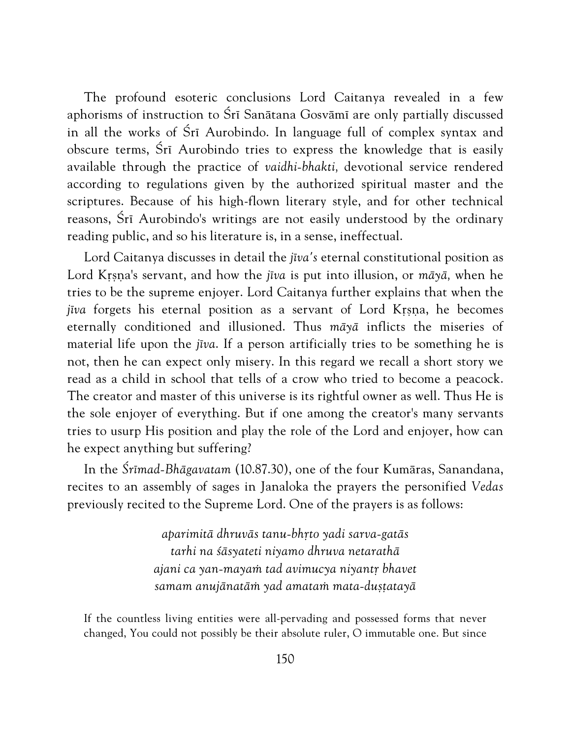The profound esoteric conclusions Lord Caitanya revealed in a few aphorisms of instruction to Śrī Sanātana Gosvāmī are only partially discussed in all the works of Śrī Aurobindo. In language full of complex syntax and obscure terms, Śrī Aurobindo tries to express the knowledge that is easily available through the practice of *vaidhi-bhakti,* devotional service rendered according to regulations given by the authorized spiritual master and the scriptures. Because of his high-flown literary style, and for other technical reasons, Śrī Aurobindo's writings are not easily understood by the ordinary reading public, and so his literature is, in a sense, ineffectual.

Lord Caitanya discusses in detail the *jīva's* eternal constitutional position as Lord Kṛṣṇa's servant, and how the *jīva* is put into illusion, or *māyā,* when he tries to be the supreme enjoyer. Lord Caitanya further explains that when the *jīva* forgets his eternal position as a servant of Lord Kṛṣṇa, he becomes eternally conditioned and illusioned. Thus *māyā* inflicts the miseries of material life upon the *jīva*. If a person artificially tries to be something he is not, then he can expect only misery. In this regard we recall a short story we read as a child in school that tells of a crow who tried to become a peacock. The creator and master of this universe is its rightful owner as well. Thus He is the sole enjoyer of everything. But if one among the creator's many servants tries to usurp His position and play the role of the Lord and enjoyer, how can he expect anything but suffering?

In the *Śrīmad-Bhāgavatam* (10.87.30), one of the four Kumāras, Sanandana, recites to an assembly of sages in Janaloka the prayers the personified *Vedas* previously recited to the Supreme Lord. One of the prayers is as follows:

*aparimitā dhruvās tanu-bhṛto yadi sarva-gatās*
*tarhi na śāsyateti niyamo dhruva netarathā*
*ajani ca yan-mayaṁ tad avimucya niyantṛ bhavet*
*samam anujānatāṁ yad amataṁ mata-duṣṭatayā*

If the countless living entities were all-pervading and possessed forms that never changed, You could not possibly be their absolute ruler, O immutable one. But since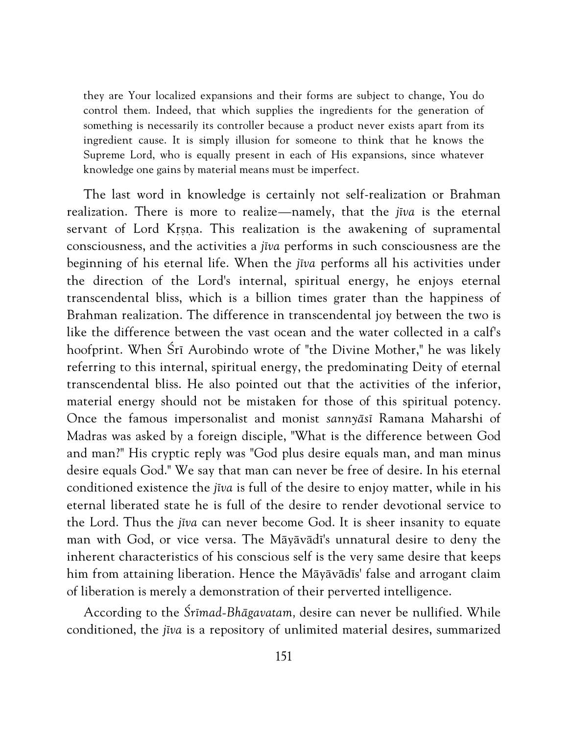they are Your localized expansions and their forms are subject to change, You do control them. Indeed, that which supplies the ingredients for the generation of something is necessarily its controller because a product never exists apart from its ingredient cause. It is simply illusion for someone to think that he knows the Supreme Lord, who is equally present in each of His expansions, since whatever knowledge one gains by material means must be imperfect.

The last word in knowledge is certainly not self-realization or Brahman realization. There is more to realize—namely, that the *jīva* is the eternal servant of Lord Kṛṣṇa. This realization is the awakening of supramental consciousness, and the activities a *jīva* performs in such consciousness are the beginning of his eternal life. When the *jīva* performs all his activities under the direction of the Lord's internal, spiritual energy, he enjoys eternal transcendental bliss, which is a billion times grater than the happiness of Brahman realization. The difference in transcendental joy between the two is like the difference between the vast ocean and the water collected in a calf's hoofprint. When Śrī Aurobindo wrote of "the Divine Mother," he was likely referring to this internal, spiritual energy, the predominating Deity of eternal transcendental bliss. He also pointed out that the activities of the inferior, material energy should not be mistaken for those of this spiritual potency. Once the famous impersonalist and monist *sannyāsī* Ramana Maharshi of Madras was asked by a foreign disciple, "What is the difference between God and man?" His cryptic reply was "God plus desire equals man, and man minus desire equals God." We say that man can never be free of desire. In his eternal conditioned existence the *jīva* is full of the desire to enjoy matter, while in his eternal liberated state he is full of the desire to render devotional service to the Lord. Thus the *jīva* can never become God. It is sheer insanity to equate man with God, or vice versa. The Māyāvādī's unnatural desire to deny the inherent characteristics of his conscious self is the very same desire that keeps him from attaining liberation. Hence the Māyāvādīs' false and arrogant claim of liberation is merely a demonstration of their perverted intelligence.

According to the *Śrīmad-Bhāgavatam*, desire can never be nullified. While conditioned, the *jīva* is a repository of unlimited material desires, summarized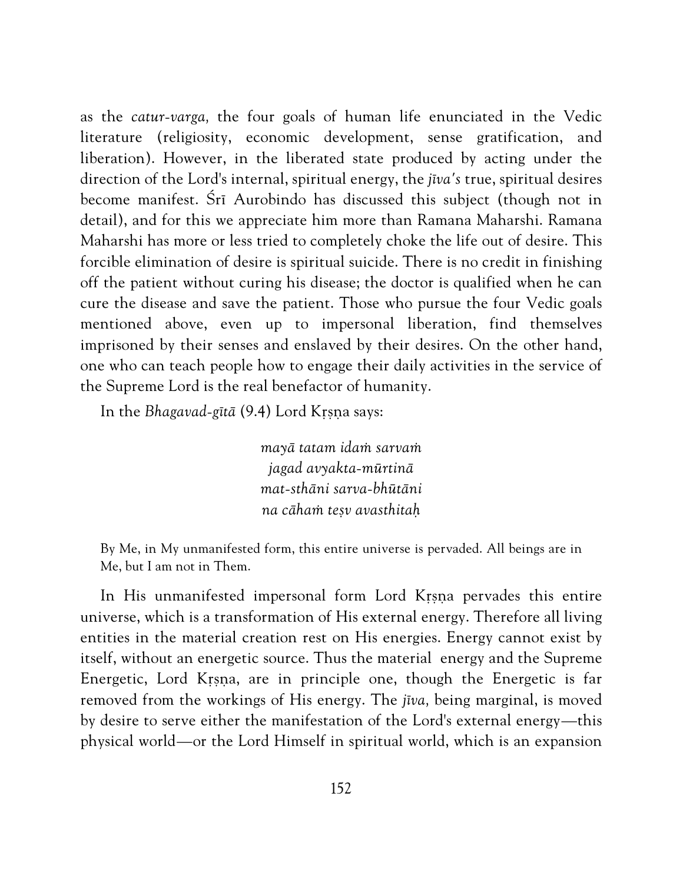as the *catur-varga,* the four goals of human life enunciated in the Vedic literature (religiosity, economic development, sense gratification, and liberation). However, in the liberated state produced by acting under the direction of the Lord's internal, spiritual energy, the *jīva's* true, spiritual desires become manifest. Śrī Aurobindo has discussed this subject (though not in detail), and for this we appreciate him more than Ramana Maharshi. Ramana Maharshi has more or less tried to completely choke the life out of desire. This forcible elimination of desire is spiritual suicide. There is no credit in finishing off the patient without curing his disease; the doctor is qualified when he can cure the disease and save the patient. Those who pursue the four Vedic goals mentioned above, even up to impersonal liberation, find themselves imprisoned by their senses and enslaved by their desires. On the other hand, one who can teach people how to engage their daily activities in the service of the Supreme Lord is the real benefactor of humanity.

In the *Bhagavad-gītā* (9.4) Lord Kṛṣṇa says:

> *mayā tatam idaṁ sarvaṁ*
> *jagad avyakta-mūrtinā*
> *mat-sthāni sarva-bhūtāni*
> *na cāhaṁ teṣv avasthitaḥ*

By Me, in My unmanifested form, this entire universe is pervaded. All beings are in Me, but I am not in Them.

In His unmanifested impersonal form Lord Kṛṣṇa pervades this entire universe, which is a transformation of His external energy. Therefore all living entities in the material creation rest on His energies. Energy cannot exist by itself, without an energetic source. Thus the material energy and the Supreme Energetic, Lord Kṛṣṇa, are in principle one, though the Energetic is far removed from the workings of His energy. The *jīva,* being marginal, is moved by desire to serve either the manifestation of the Lord's external energy—this physical world—or the Lord Himself in spiritual world, which is an expansion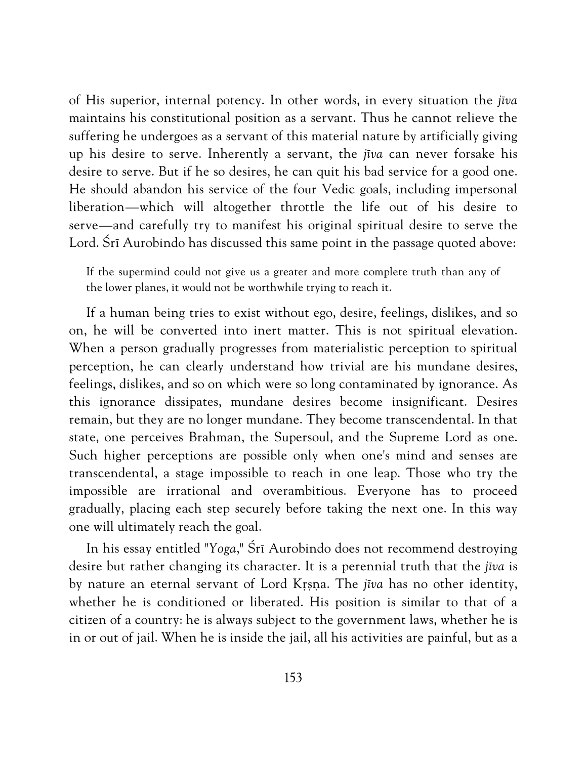of His superior, internal potency. In other words, in every situation the *jīva* maintains his constitutional position as a servant. Thus he cannot relieve the suffering he undergoes as a servant of this material nature by artificially giving up his desire to serve. Inherently a servant, the *jīva* can never forsake his desire to serve. But if he so desires, he can quit his bad service for a good one. He should abandon his service of the four Vedic goals, including impersonal liberation—which will altogether throttle the life out of his desire to serve—and carefully try to manifest his original spiritual desire to serve the Lord. Śrī Aurobindo has discussed this same point in the passage quoted above:

> If the supermind could not give us a greater and more complete truth than any of the lower planes, it would not be worthwhile trying to reach it.

If a human being tries to exist without ego, desire, feelings, dislikes, and so on, he will be converted into inert matter. This is not spiritual elevation. When a person gradually progresses from materialistic perception to spiritual perception, he can clearly understand how trivial are his mundane desires, feelings, dislikes, and so on which were so long contaminated by ignorance. As this ignorance dissipates, mundane desires become insignificant. Desires remain, but they are no longer mundane. They become transcendental. In that state, one perceives Brahman, the Supersoul, and the Supreme Lord as one. Such higher perceptions are possible only when one's mind and senses are transcendental, a stage impossible to reach in one leap. Those who try the impossible are irrational and overambitious. Everyone has to proceed gradually, placing each step securely before taking the next one. In this way one will ultimately reach the goal.

In his essay entitled "*Yoga*," Śrī Aurobindo does not recommend destroying desire but rather changing its character. It is a perennial truth that the *jīva* is by nature an eternal servant of Lord Kṛṣṇa. The *jīva* has no other identity, whether he is conditioned or liberated. His position is similar to that of a citizen of a country: he is always subject to the government laws, whether he is in or out of jail. When he is inside the jail, all his activities are painful, but as a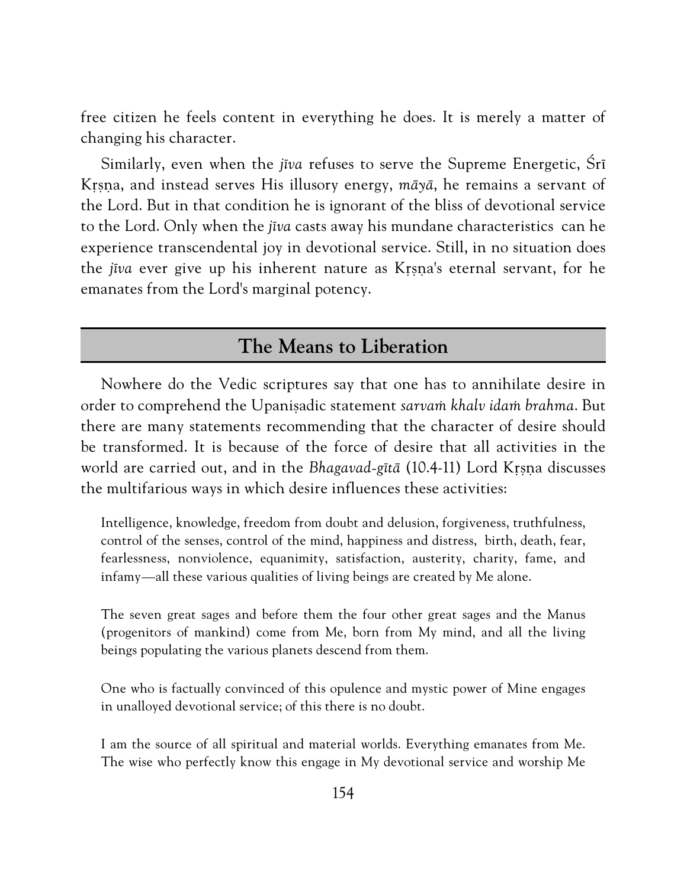free citizen he feels content in everything he does. It is merely a matter of changing his character.

Similarly, even when the *jīva* refuses to serve the Supreme Energetic, Śrī Kṛṣṇa, and instead serves His illusory energy, *māyā*, he remains a servant of the Lord. But in that condition he is ignorant of the bliss of devotional service to the Lord. Only when the *jīva* casts away his mundane characteristics can he experience transcendental joy in devotional service. Still, in no situation does the *jīva* ever give up his inherent nature as Kṛṣṇa's eternal servant, for he emanates from the Lord's marginal potency.

## The Means to Liberation

Nowhere do the Vedic scriptures say that one has to annihilate desire in order to comprehend the Upaniṣadic statement *sarvaṁ khalv idaṁ brahma*. But there are many statements recommending that the character of desire should be transformed. It is because of the force of desire that all activities in the world are carried out, and in the *Bhagavad-gītā* (10.4-11) Lord Kṛṣṇa discusses the multifarious ways in which desire influences these activities:

> Intelligence, knowledge, freedom from doubt and delusion, forgiveness, truthfulness, control of the senses, control of the mind, happiness and distress, birth, death, fear, fearlessness, nonviolence, equanimity, satisfaction, austerity, charity, fame, and infamy—all these various qualities of living beings are created by Me alone.
>
> The seven great sages and before them the four other great sages and the Manus (progenitors of mankind) come from Me, born from My mind, and all the living beings populating the various planets descend from them.
>
> One who is factually convinced of this opulence and mystic power of Mine engages in unalloyed devotional service; of this there is no doubt.
>
> I am the source of all spiritual and material worlds. Everything emanates from Me. The wise who perfectly know this engage in My devotional service and worship Me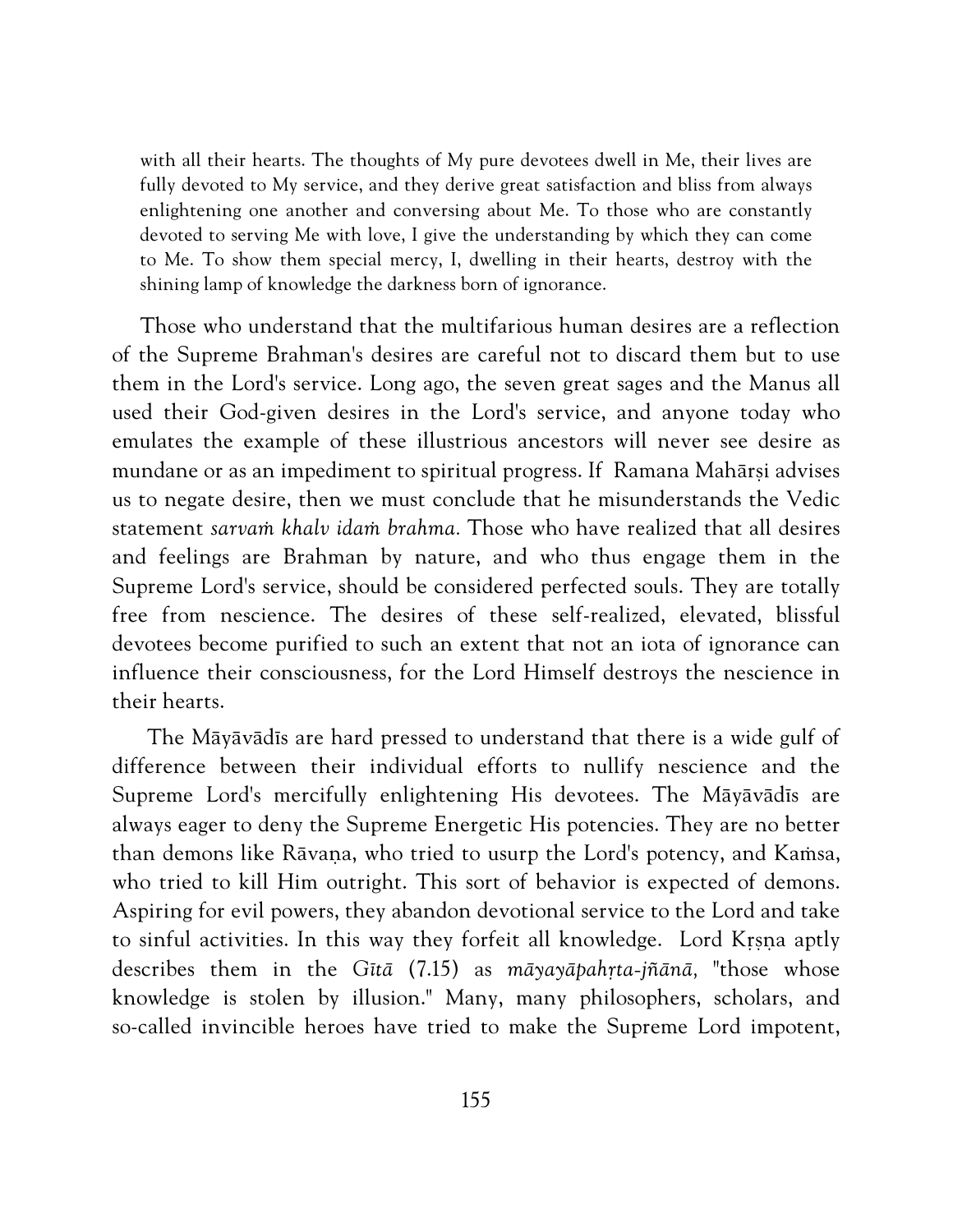> with all their hearts. The thoughts of My pure devotees dwell in Me, their lives are fully devoted to My service, and they derive great satisfaction and bliss from always enlightening one another and conversing about Me. To those who are constantly devoted to serving Me with love, I give the understanding by which they can come to Me. To show them special mercy, I, dwelling in their hearts, destroy with the shining lamp of knowledge the darkness born of ignorance.

Those who understand that the multifarious human desires are a reflection of the Supreme Brahman's desires are careful not to discard them but to use them in the Lord's service. Long ago, the seven great sages and the Manus all used their God-given desires in the Lord's service, and anyone today who emulates the example of these illustrious ancestors will never see desire as mundane or as an impediment to spiritual progress. If Ramana Mahārṣi advises us to negate desire, then we must conclude that he misunderstands the Vedic statement *sarvaṁ khalv idaṁ brahma.* Those who have realized that all desires and feelings are Brahman by nature, and who thus engage them in the Supreme Lord's service, should be considered perfected souls. They are totally free from nescience. The desires of these self-realized, elevated, blissful devotees become purified to such an extent that not an iota of ignorance can influence their consciousness, for the Lord Himself destroys the nescience in their hearts.

The Māyāvādīs are hard pressed to understand that there is a wide gulf of difference between their individual efforts to nullify nescience and the Supreme Lord's mercifully enlightening His devotees. The Māyāvādīs are always eager to deny the Supreme Energetic His potencies. They are no better than demons like Rāvaṇa, who tried to usurp the Lord's potency, and Kaṁsa, who tried to kill Him outright. This sort of behavior is expected of demons. Aspiring for evil powers, they abandon devotional service to the Lord and take to sinful activities. In this way they forfeit all knowledge. Lord Kṛṣṇa aptly describes them in the *Gītā* (7.15) as *māyayāpahṛta-jñānā,* "those whose knowledge is stolen by illusion." Many, many philosophers, scholars, and so-called invincible heroes have tried to make the Supreme Lord impotent,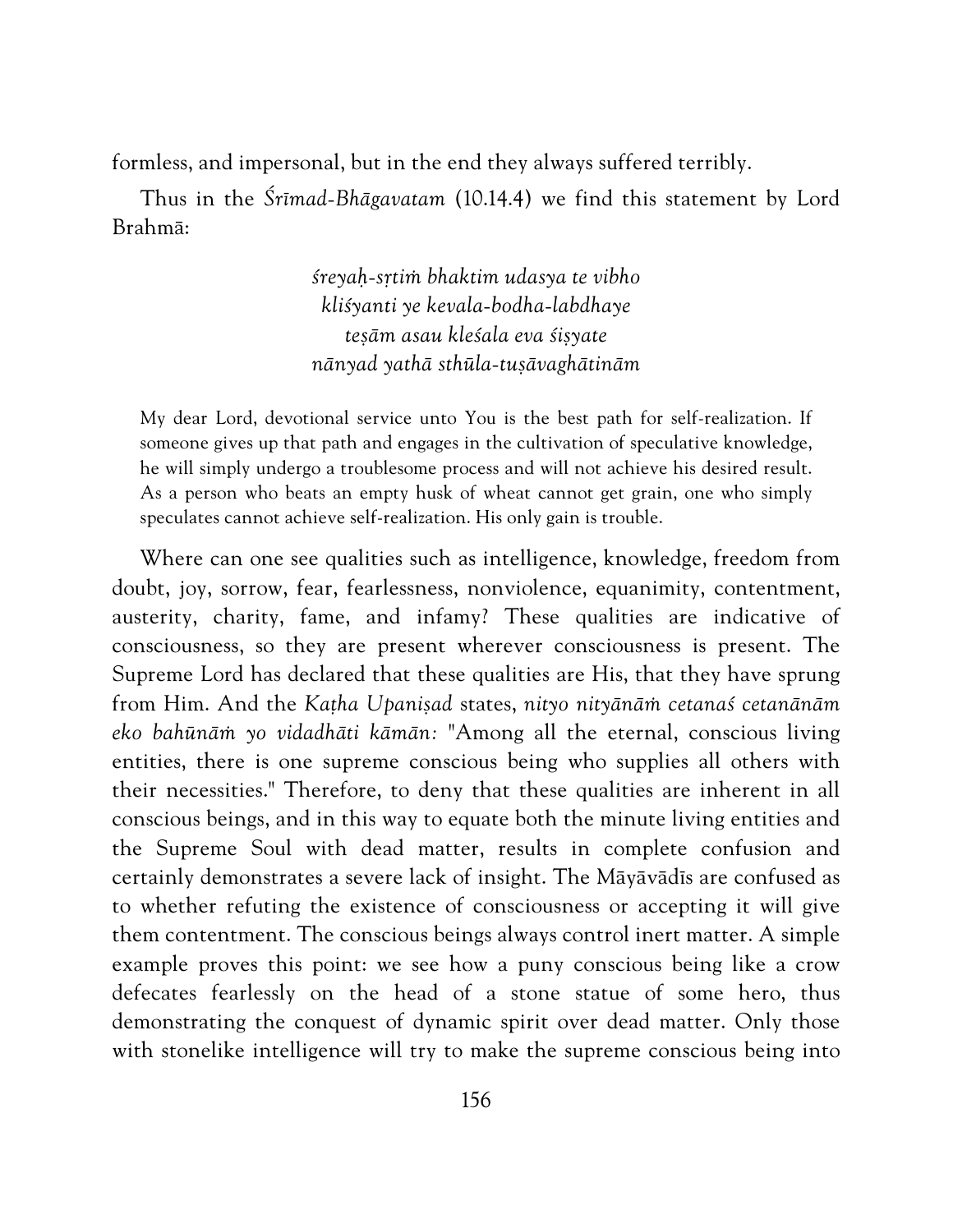formless, and impersonal, but in the end they always suffered terribly.

Thus in the *Śrīmad-Bhāgavatam* (10.14.4) we find this statement by Lord Brahmā:

> *śreyaḥ-sṛtiṁ bhaktim udasya te vibho*
> *kliśyanti ye kevala-bodha-labdhaye*
> *teṣām asau kleśala eva śiṣyate*
> *nānyad yathā sthūla-tuṣāvaghātinām*

> My dear Lord, devotional service unto You is the best path for self-realization. If someone gives up that path and engages in the cultivation of speculative knowledge, he will simply undergo a troublesome process and will not achieve his desired result. As a person who beats an empty husk of wheat cannot get grain, one who simply speculates cannot achieve self-realization. His only gain is trouble.

Where can one see qualities such as intelligence, knowledge, freedom from doubt, joy, sorrow, fear, fearlessness, nonviolence, equanimity, contentment, austerity, charity, fame, and infamy? These qualities are indicative of consciousness, so they are present wherever consciousness is present. The Supreme Lord has declared that these qualities are His, that they have sprung from Him. And the *Kaṭha Upaniṣad* states, *nityo nityānāṁ cetanaś cetanānām eko bahūnāṁ yo vidadhāti kāmān:* "Among all the eternal, conscious living entities, there is one supreme conscious being who supplies all others with their necessities." Therefore, to deny that these qualities are inherent in all conscious beings, and in this way to equate both the minute living entities and the Supreme Soul with dead matter, results in complete confusion and certainly demonstrates a severe lack of insight. The Māyāvādīs are confused as to whether refuting the existence of consciousness or accepting it will give them contentment. The conscious beings always control inert matter. A simple example proves this point: we see how a puny conscious being like a crow defecates fearlessly on the head of a stone statue of some hero, thus demonstrating the conquest of dynamic spirit over dead matter. Only those with stonelike intelligence will try to make the supreme conscious being into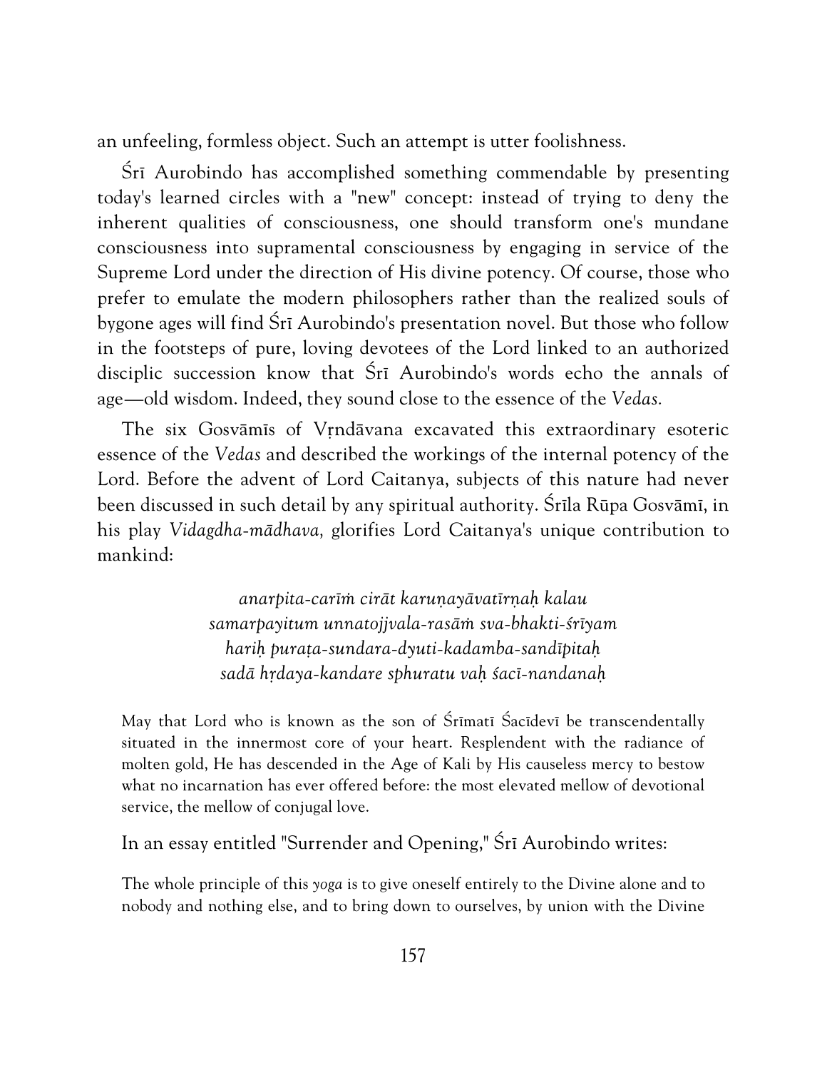an unfeeling, formless object. Such an attempt is utter foolishness.

Śrī Aurobindo has accomplished something commendable by presenting today's learned circles with a "new" concept: instead of trying to deny the inherent qualities of consciousness, one should transform one's mundane consciousness into supramental consciousness by engaging in service of the Supreme Lord under the direction of His divine potency. Of course, those who prefer to emulate the modern philosophers rather than the realized souls of bygone ages will find Śrī Aurobindo's presentation novel. But those who follow in the footsteps of pure, loving devotees of the Lord linked to an authorized disciplic succession know that Śrī Aurobindo's words echo the annals of age—old wisdom. Indeed, they sound close to the essence of the *Vedas.*

The six Gosvāmīs of Vṛndāvana excavated this extraordinary esoteric essence of the *Vedas* and described the workings of the internal potency of the Lord. Before the advent of Lord Caitanya, subjects of this nature had never been discussed in such detail by any spiritual authority. Śrīla Rūpa Gosvāmī, in his play *Vidagdha-mādhava,* glorifies Lord Caitanya's unique contribution to mankind:

> *anarpita-carīṁ cirāt karuṇayāvatīrṇaḥ kalau*
> *samarpayitum unnatojjvala-rasāṁ sva-bhakti-śrīyam*
> *hariḥ puraṭa-sundara-dyuti-kadamba-sandīpitaḥ*
> *sadā hṛdaya-kandare sphuratu vaḥ śacī-nandanaḥ*

> May that Lord who is known as the son of Śrīmatī Śacīdevī be transcendentally situated in the innermost core of your heart. Resplendent with the radiance of molten gold, He has descended in the Age of Kali by His causeless mercy to bestow what no incarnation has ever offered before: the most elevated mellow of devotional service, the mellow of conjugal love.

In an essay entitled "Surrender and Opening," Śrī Aurobindo writes:

> The whole principle of this *yoga* is to give oneself entirely to the Divine alone and to nobody and nothing else, and to bring down to ourselves, by union with the Divine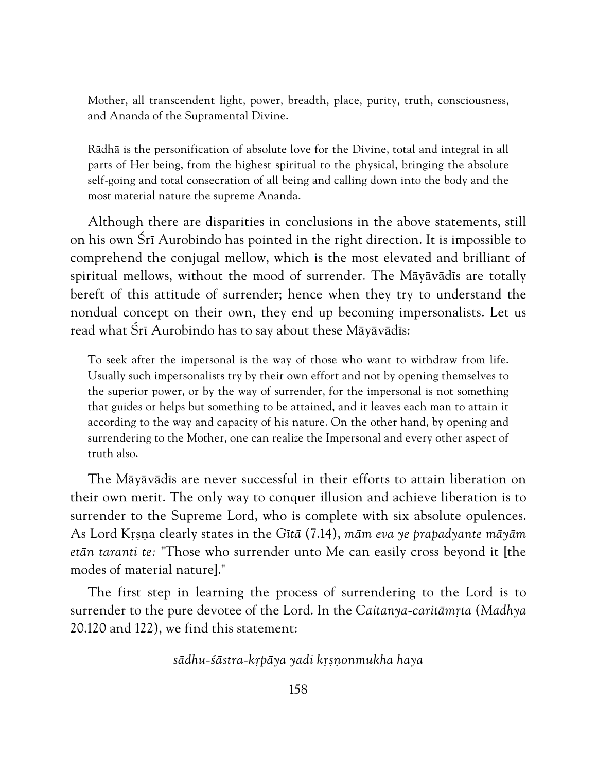> Mother, all transcendent light, power, breadth, place, purity, truth, consciousness, and Ananda of the Supramental Divine.

> Rādhā is the personification of absolute love for the Divine, total and integral in all parts of Her being, from the highest spiritual to the physical, bringing the absolute self-going and total consecration of all being and calling down into the body and the most material nature the supreme Ananda.

Although there are disparities in conclusions in the above statements, still on his own Śrī Aurobindo has pointed in the right direction. It is impossible to comprehend the conjugal mellow, which is the most elevated and brilliant of spiritual mellows, without the mood of surrender. The Māyāvādīs are totally bereft of this attitude of surrender; hence when they try to understand the nondual concept on their own, they end up becoming impersonalists. Let us read what Śrī Aurobindo has to say about these Māyāvādīs:

> To seek after the impersonal is the way of those who want to withdraw from life. Usually such impersonalists try by their own effort and not by opening themselves to the superior power, or by the way of surrender, for the impersonal is not something that guides or helps but something to be attained, and it leaves each man to attain it according to the way and capacity of his nature. On the other hand, by opening and surrendering to the Mother, one can realize the Impersonal and every other aspect of truth also.

The Māyāvādīs are never successful in their efforts to attain liberation on their own merit. The only way to conquer illusion and achieve liberation is to surrender to the Supreme Lord, who is complete with six absolute opulences. As Lord Kṛṣṇa clearly states in the *Gītā* (7.14), *mām eva ye prapadyante māyām etān taranti te:* "Those who surrender unto Me can easily cross beyond it [the modes of material nature]."

The first step in learning the process of surrendering to the Lord is to surrender to the pure devotee of the Lord. In the *Caitanya-caritāmṛta* (*Madhya* 20.120 and 122), we find this statement:

*sādhu-śāstra-kṛpāya yadi kṛṣṇonmukha haya*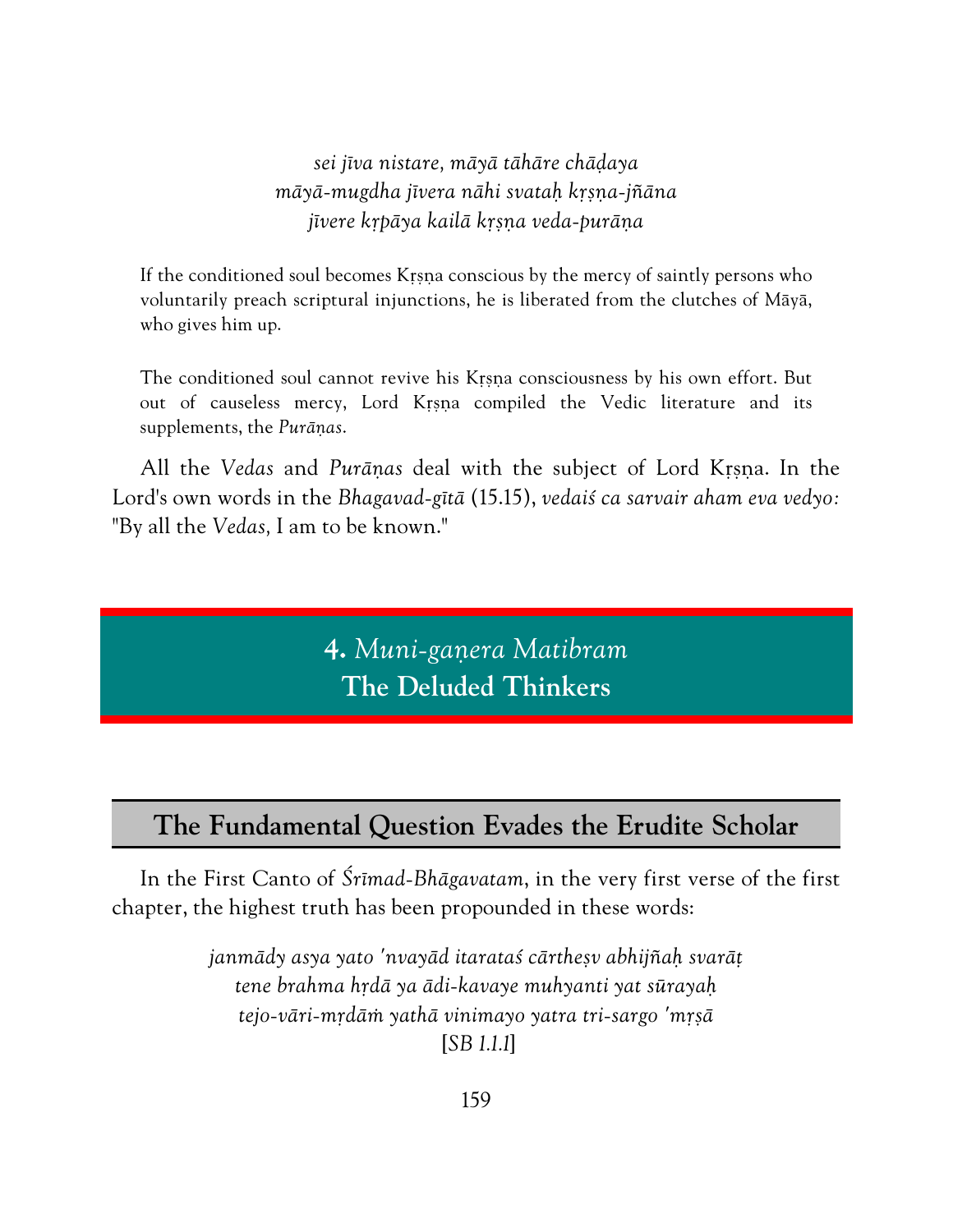*sei jīva nistare, māyā tāhāre chāḍaya*
*māyā-mugdha jīvera nāhi svataḥ kṛṣṇa-jñāna*
*jīvere kṛpāya kailā kṛṣṇa veda-purāṇa*

> If the conditioned soul becomes Kṛṣṇa conscious by the mercy of saintly persons who voluntarily preach scriptural injunctions, he is liberated from the clutches of Māyā, who gives him up.
>
> The conditioned soul cannot revive his Kṛṣṇa consciousness by his own effort. But out of causeless mercy, Lord Kṛṣṇa compiled the Vedic literature and its supplements, the *Purāṇas*.

All the *Vedas* and *Purāṇas* deal with the subject of Lord Kṛṣṇa. In the Lord's own words in the *Bhagavad-gītā* (15.15), *vedaiś ca sarvair aham eva vedyo:* "By all the *Vedas*, I am to be known."

# 4. *Muni-gaṇera Matibram* The Deluded Thinkers

## The Fundamental Question Evades the Erudite Scholar

In the First Canto of *Śrīmad-Bhāgavatam*, in the very first verse of the first chapter, the highest truth has been propounded in these words:

*janmādy asya yato 'nvayād itarataś cārtheṣv abhijñaḥ svarāṭ*
*tene brahma hṛdā ya ādi-kavaye muhyanti yat sūrayaḥ*
*tejo-vāri-mṛdāṁ yathā vinimayo yatra tri-sargo 'mṛṣā*
[*SB 1.1.1*]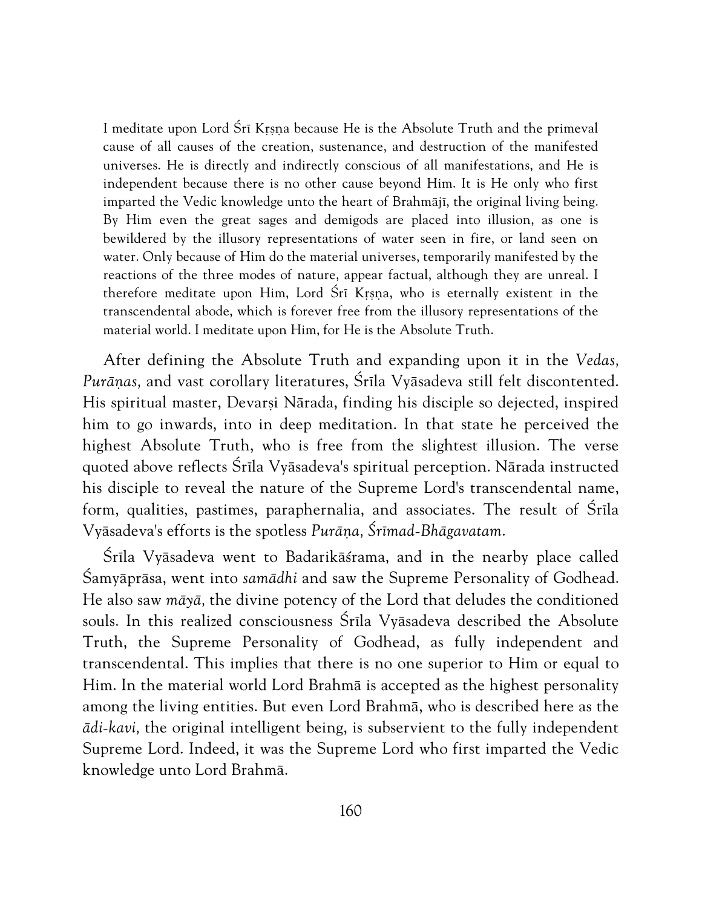> I meditate upon Lord Śrī Kṛṣṇa because He is the Absolute Truth and the primeval cause of all causes of the creation, sustenance, and destruction of the manifested universes. He is directly and indirectly conscious of all manifestations, and He is independent because there is no other cause beyond Him. It is He only who first imparted the Vedic knowledge unto the heart of Brahmājī, the original living being. By Him even the great sages and demigods are placed into illusion, as one is bewildered by the illusory representations of water seen in fire, or land seen on water. Only because of Him do the material universes, temporarily manifested by the reactions of the three modes of nature, appear factual, although they are unreal. I therefore meditate upon Him, Lord Śrī Kṛṣṇa, who is eternally existent in the transcendental abode, which is forever free from the illusory representations of the material world. I meditate upon Him, for He is the Absolute Truth.

After defining the Absolute Truth and expanding upon it in the *Vedas, Purāṇas,* and vast corollary literatures, Śrīla Vyāsadeva still felt discontented. His spiritual master, Devarṣi Nārada, finding his disciple so dejected, inspired him to go inwards, into in deep meditation. In that state he perceived the highest Absolute Truth, who is free from the slightest illusion. The verse quoted above reflects Śrīla Vyāsadeva's spiritual perception. Nārada instructed his disciple to reveal the nature of the Supreme Lord's transcendental name, form, qualities, pastimes, paraphernalia, and associates. The result of Śrīla Vyāsadeva's efforts is the spotless *Purāṇa, Śrīmad-Bhāgavatam.*

Śrīla Vyāsadeva went to Badarikāśrama, and in the nearby place called Śamyāprāsa, went into *samādhi* and saw the Supreme Personality of Godhead. He also saw *māyā,* the divine potency of the Lord that deludes the conditioned souls. In this realized consciousness Śrīla Vyāsadeva described the Absolute Truth, the Supreme Personality of Godhead, as fully independent and transcendental. This implies that there is no one superior to Him or equal to Him. In the material world Lord Brahmā is accepted as the highest personality among the living entities. But even Lord Brahmā, who is described here as the *ādi-kavi,* the original intelligent being, is subservient to the fully independent Supreme Lord. Indeed, it was the Supreme Lord who first imparted the Vedic knowledge unto Lord Brahmā.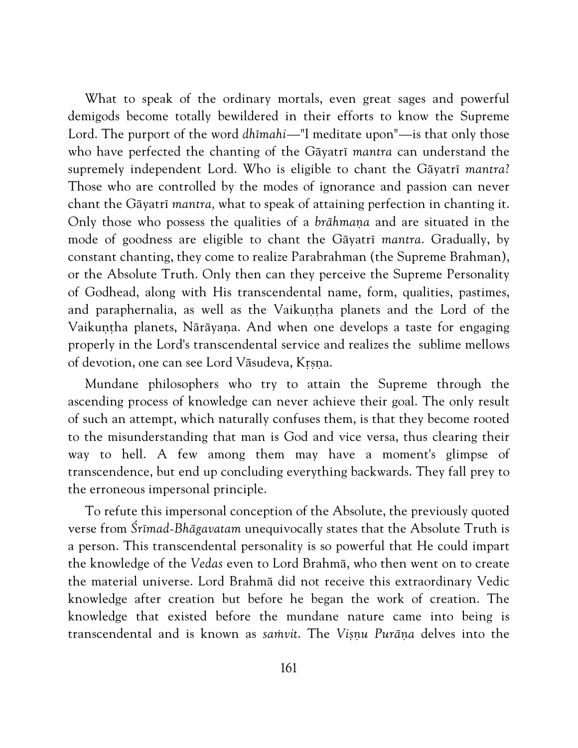What to speak of the ordinary mortals, even great sages and powerful demigods become totally bewildered in their efforts to know the Supreme Lord. The purport of the word *dhīmahi*—"I meditate upon"—is that only those who have perfected the chanting of the Gāyatrī *mantra* can understand the supremely independent Lord. Who is eligible to chant the Gāyatrī *mantra*? Those who are controlled by the modes of ignorance and passion can never chant the Gāyatrī *mantra,* what to speak of attaining perfection in chanting it. Only those who possess the qualities of a *brāhmaṇa* and are situated in the mode of goodness are eligible to chant the Gāyatrī *mantra*. Gradually, by constant chanting, they come to realize Parabrahman (the Supreme Brahman), or the Absolute Truth. Only then can they perceive the Supreme Personality of Godhead, along with His transcendental name, form, qualities, pastimes, and paraphernalia, as well as the Vaikuṇṭha planets and the Lord of the Vaikuṇṭha planets, Nārāyaṇa. And when one develops a taste for engaging properly in the Lord's transcendental service and realizes the sublime mellows of devotion, one can see Lord Vāsudeva, Kṛṣṇa.

Mundane philosophers who try to attain the Supreme through the ascending process of knowledge can never achieve their goal. The only result of such an attempt, which naturally confuses them, is that they become rooted to the misunderstanding that man is God and vice versa, thus clearing their way to hell. A few among them may have a moment's glimpse of transcendence, but end up concluding everything backwards. They fall prey to the erroneous impersonal principle.

To refute this impersonal conception of the Absolute, the previously quoted verse from *Śrīmad-Bhāgavatam* unequivocally states that the Absolute Truth is a person. This transcendental personality is so powerful that He could impart the knowledge of the *Vedas* even to Lord Brahmā, who then went on to create the material universe. Lord Brahmā did not receive this extraordinary Vedic knowledge after creation but before he began the work of creation. The knowledge that existed before the mundane nature came into being is transcendental and is known as *saṁvit*. The *Viṣṇu Purāṇa* delves into the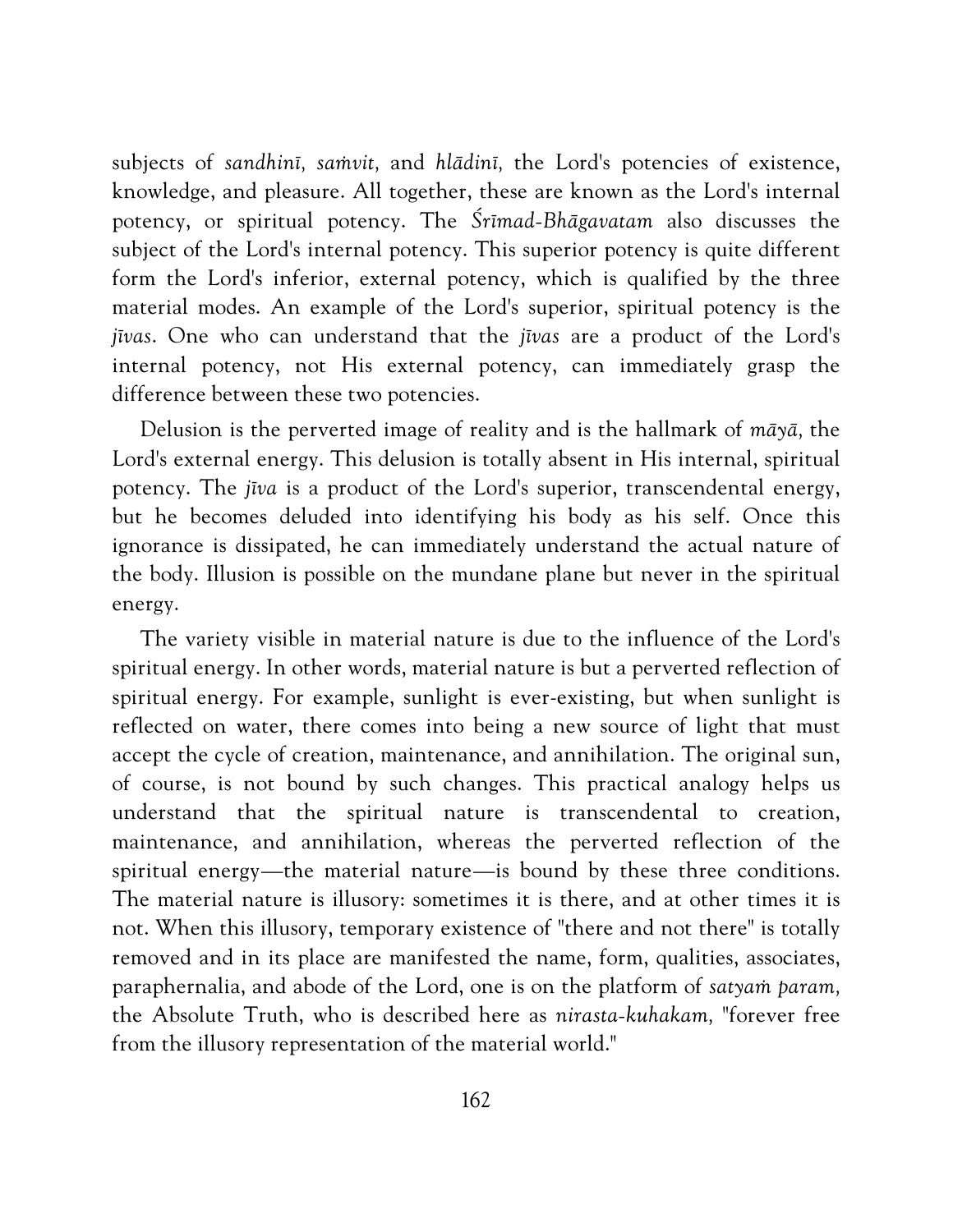subjects of *sandhinī, saṁvit,* and *hlādinī,* the Lord's potencies of existence, knowledge, and pleasure. All together, these are known as the Lord's internal potency, or spiritual potency. The *Śrīmad-Bhāgavatam* also discusses the subject of the Lord's internal potency. This superior potency is quite different form the Lord's inferior, external potency, which is qualified by the three material modes. An example of the Lord's superior, spiritual potency is the *jīvas*. One who can understand that the *jīvas* are a product of the Lord's internal potency, not His external potency, can immediately grasp the difference between these two potencies.

Delusion is the perverted image of reality and is the hallmark of *māyā,* the Lord's external energy. This delusion is totally absent in His internal, spiritual potency. The *jīva* is a product of the Lord's superior, transcendental energy, but he becomes deluded into identifying his body as his self. Once this ignorance is dissipated, he can immediately understand the actual nature of the body. Illusion is possible on the mundane plane but never in the spiritual energy.

The variety visible in material nature is due to the influence of the Lord's spiritual energy. In other words, material nature is but a perverted reflection of spiritual energy. For example, sunlight is ever-existing, but when sunlight is reflected on water, there comes into being a new source of light that must accept the cycle of creation, maintenance, and annihilation. The original sun, of course, is not bound by such changes. This practical analogy helps us understand that the spiritual nature is transcendental to creation, maintenance, and annihilation, whereas the perverted reflection of the spiritual energy—the material nature—is bound by these three conditions. The material nature is illusory: sometimes it is there, and at other times it is not. When this illusory, temporary existence of "there and not there" is totally removed and in its place are manifested the name, form, qualities, associates, paraphernalia, and abode of the Lord, one is on the platform of *satyaṁ param,* the Absolute Truth, who is described here as *nirasta-kuhakam,* "forever free from the illusory representation of the material world."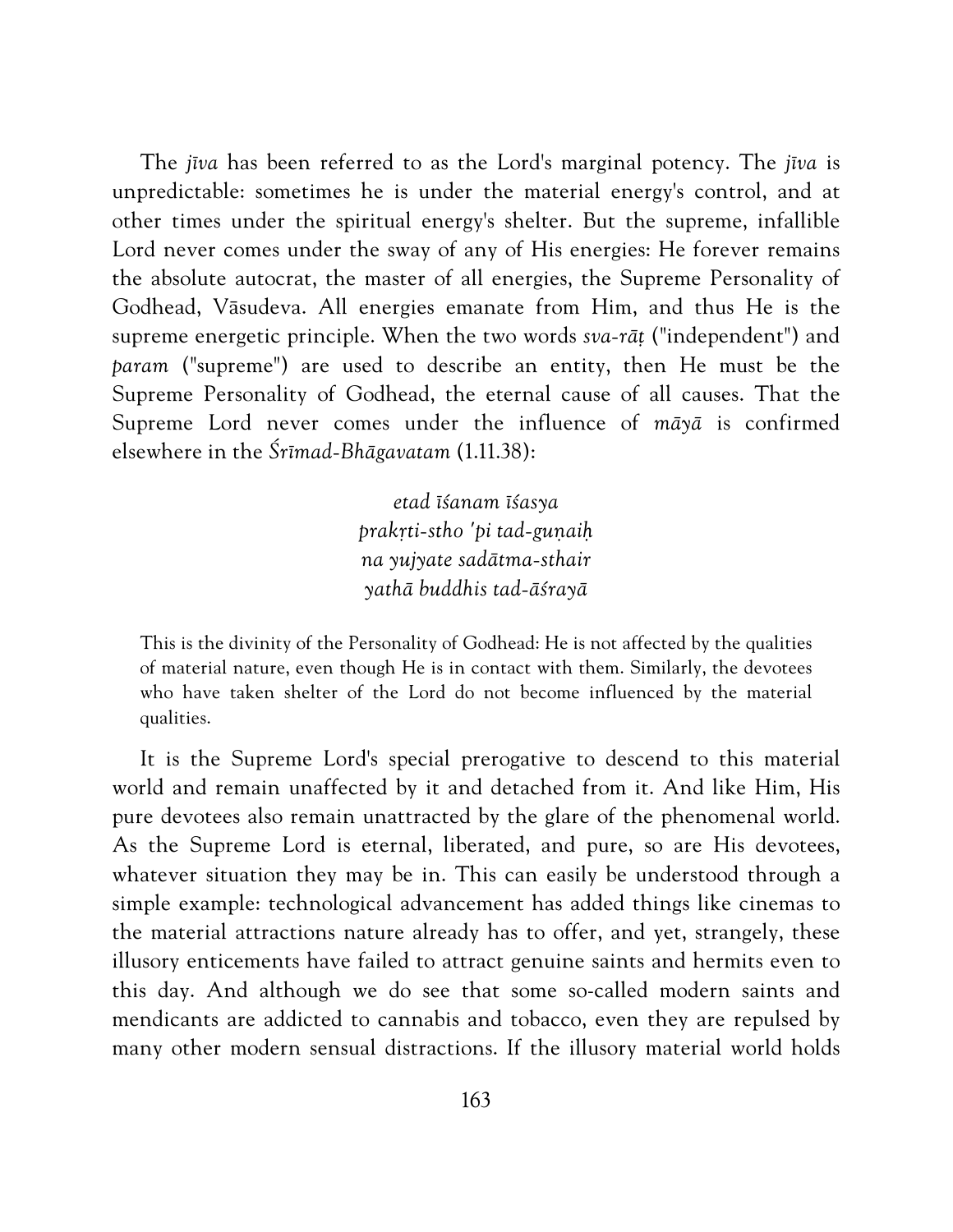The *jīva* has been referred to as the Lord's marginal potency. The *jīva* is unpredictable: sometimes he is under the material energy's control, and at other times under the spiritual energy's shelter. But the supreme, infallible Lord never comes under the sway of any of His energies: He forever remains the absolute autocrat, the master of all energies, the Supreme Personality of Godhead, Vāsudeva. All energies emanate from Him, and thus He is the supreme energetic principle. When the two words *sva-rāṭ* ("independent") and *param* ("supreme") are used to describe an entity, then He must be the Supreme Personality of Godhead, the eternal cause of all causes. That the Supreme Lord never comes under the influence of *māyā* is confirmed elsewhere in the *Śrīmad-Bhāgavatam* (1.11.38):

> *etad īśanam īśasya*
> *prakṛti-stho 'pi tad-guṇaiḥ*
> *na yujyate sadātma-sthair*
> *yathā buddhis tad-āśrayā*

> This is the divinity of the Personality of Godhead: He is not affected by the qualities of material nature, even though He is in contact with them. Similarly, the devotees who have taken shelter of the Lord do not become influenced by the material qualities.

It is the Supreme Lord's special prerogative to descend to this material world and remain unaffected by it and detached from it. And like Him, His pure devotees also remain unattracted by the glare of the phenomenal world. As the Supreme Lord is eternal, liberated, and pure, so are His devotees, whatever situation they may be in. This can easily be understood through a simple example: technological advancement has added things like cinemas to the material attractions nature already has to offer, and yet, strangely, these illusory enticements have failed to attract genuine saints and hermits even to this day. And although we do see that some so-called modern saints and mendicants are addicted to cannabis and tobacco, even they are repulsed by many other modern sensual distractions. If the illusory material world holds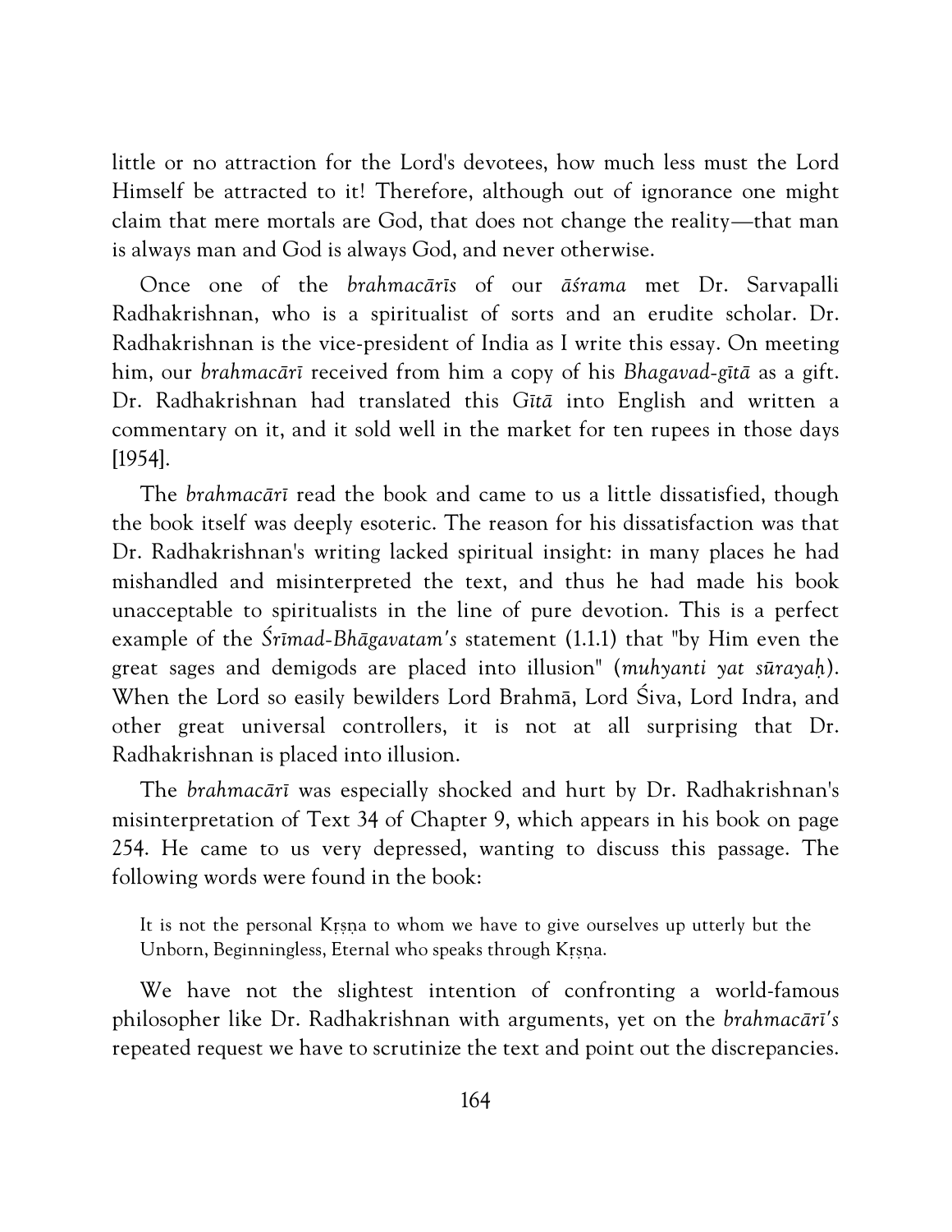little or no attraction for the Lord's devotees, how much less must the Lord Himself be attracted to it! Therefore, although out of ignorance one might claim that mere mortals are God, that does not change the reality—that man is always man and God is always God, and never otherwise.

Once one of the *brahmacārīs* of our *āśrama* met Dr. Sarvapalli Radhakrishnan, who is a spiritualist of sorts and an erudite scholar. Dr. Radhakrishnan is the vice-president of India as I write this essay. On meeting him, our *brahmacārī* received from him a copy of his *Bhagavad-gītā* as a gift. Dr. Radhakrishnan had translated this *Gītā* into English and written a commentary on it, and it sold well in the market for ten rupees in those days [1954].

The *brahmacārī* read the book and came to us a little dissatisfied, though the book itself was deeply esoteric. The reason for his dissatisfaction was that Dr. Radhakrishnan's writing lacked spiritual insight: in many places he had mishandled and misinterpreted the text, and thus he had made his book unacceptable to spiritualists in the line of pure devotion. This is a perfect example of the *Śrīmad-Bhāgavatam's* statement (1.1.1) that "by Him even the great sages and demigods are placed into illusion" (*muhyanti yat sūrayaḥ*). When the Lord so easily bewilders Lord Brahmā, Lord Śiva, Lord Indra, and other great universal controllers, it is not at all surprising that Dr. Radhakrishnan is placed into illusion.

The *brahmacārī* was especially shocked and hurt by Dr. Radhakrishnan's misinterpretation of Text 34 of Chapter 9, which appears in his book on page 254. He came to us very depressed, wanting to discuss this passage. The following words were found in the book:

> It is not the personal Kṛṣṇa to whom we have to give ourselves up utterly but the Unborn, Beginningless, Eternal who speaks through Kṛṣṇa.

We have not the slightest intention of confronting a world-famous philosopher like Dr. Radhakrishnan with arguments, yet on the *brahmacārī's* repeated request we have to scrutinize the text and point out the discrepancies.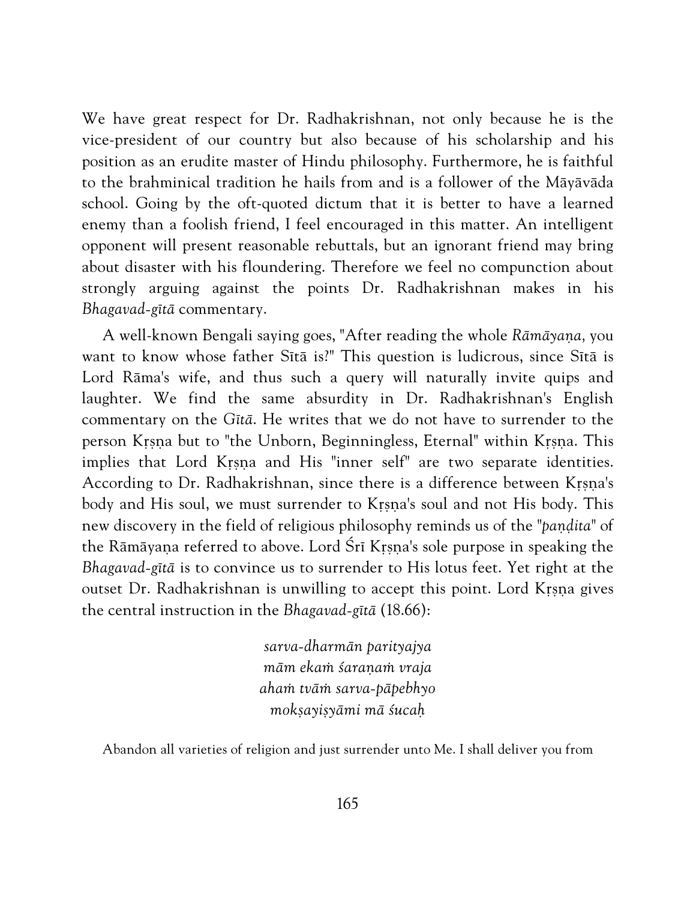We have great respect for Dr. Radhakrishnan, not only because he is the vice-president of our country but also because of his scholarship and his position as an erudite master of Hindu philosophy. Furthermore, he is faithful to the brahminical tradition he hails from and is a follower of the Māyāvāda school. Going by the oft-quoted dictum that it is better to have a learned enemy than a foolish friend, I feel encouraged in this matter. An intelligent opponent will present reasonable rebuttals, but an ignorant friend may bring about disaster with his floundering. Therefore we feel no compunction about strongly arguing against the points Dr. Radhakrishnan makes in his *Bhagavad-gītā* commentary.

A well-known Bengali saying goes, "After reading the whole *Rāmāyaṇa,* you want to know whose father Sītā is?" This question is ludicrous, since Sītā is Lord Rāma's wife, and thus such a query will naturally invite quips and laughter. We find the same absurdity in Dr. Radhakrishnan's English commentary on the *Gītā*. He writes that we do not have to surrender to the person Kṛṣṇa but to "the Unborn, Beginningless, Eternal" within Kṛṣṇa. This implies that Lord Kṛṣṇa and His "inner self" are two separate identities. According to Dr. Radhakrishnan, since there is a difference between Kṛṣṇa's body and His soul, we must surrender to Kṛṣṇa's soul and not His body. This new discovery in the field of religious philosophy reminds us of the "*paṇḍita*" of the Rāmāyaṇa referred to above. Lord Śrī Kṛṣṇa's sole purpose in speaking the *Bhagavad-gītā* is to convince us to surrender to His lotus feet. Yet right at the outset Dr. Radhakrishnan is unwilling to accept this point. Lord Kṛṣṇa gives the central instruction in the *Bhagavad-gītā* (18.66):

*sarva-dharmān parityajya*
*mām ekaṁ śaraṇaṁ vraja*
*ahaṁ tvāṁ sarva-pāpebhyo*
*mokṣayiṣyāmi mā śucaḥ*

Abandon all varieties of religion and just surrender unto Me. I shall deliver you from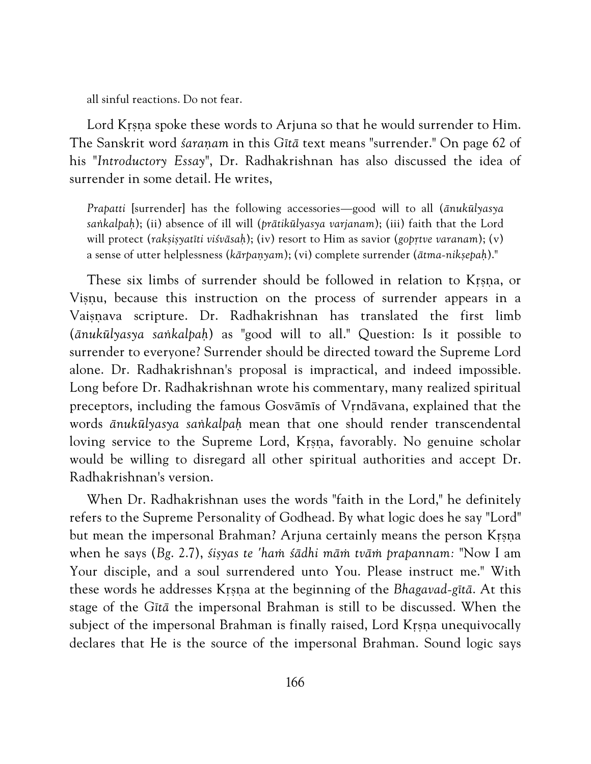all sinful reactions. Do not fear.

Lord Kṛṣṇa spoke these words to Arjuna so that he would surrender to Him. The Sanskrit word *śaraṇam* in this *Gītā* text means "surrender." On page 62 of his "*Introductory Essay*", Dr. Radhakrishnan has also discussed the idea of surrender in some detail. He writes,

> *Prapatti* [surrender] has the following accessories—good will to all (*ānukūlyasya saṅkalpaḥ*); (ii) absence of ill will (*prātikūlyasya varjanam*); (iii) faith that the Lord will protect (*rakṣiṣyatīti viśvāsaḥ*); (iv) resort to Him as savior (*gopṛtve varanam*); (v) a sense of utter helplessness (*kārpaṇyam*); (vi) complete surrender (*ātma-nikṣepaḥ*)."

These six limbs of surrender should be followed in relation to Kṛṣṇa, or Viṣṇu, because this instruction on the process of surrender appears in a Vaiṣṇava scripture. Dr. Radhakrishnan has translated the first limb (*ānukūlyasya saṅkalpaḥ*) as "good will to all." Question: Is it possible to surrender to everyone? Surrender should be directed toward the Supreme Lord alone. Dr. Radhakrishnan's proposal is impractical, and indeed impossible. Long before Dr. Radhakrishnan wrote his commentary, many realized spiritual preceptors, including the famous Gosvāmīs of Vṛndāvana, explained that the words *ānukūlyasya saṅkalpaḥ* mean that one should render transcendental loving service to the Supreme Lord, Kṛṣṇa, favorably. No genuine scholar would be willing to disregard all other spiritual authorities and accept Dr. Radhakrishnan's version.

When Dr. Radhakrishnan uses the words "faith in the Lord," he definitely refers to the Supreme Personality of Godhead. By what logic does he say "Lord" but mean the impersonal Brahman? Arjuna certainly means the person Kṛṣṇa when he says (*Bg.* 2.7), *śiṣyas te 'haṁ śādhi māṁ tvāṁ prapannam:* "Now I am Your disciple, and a soul surrendered unto You. Please instruct me." With these words he addresses Kṛṣṇa at the beginning of the *Bhagavad-gītā*. At this stage of the *Gītā* the impersonal Brahman is still to be discussed. When the subject of the impersonal Brahman is finally raised, Lord Kṛṣṇa unequivocally declares that He is the source of the impersonal Brahman. Sound logic says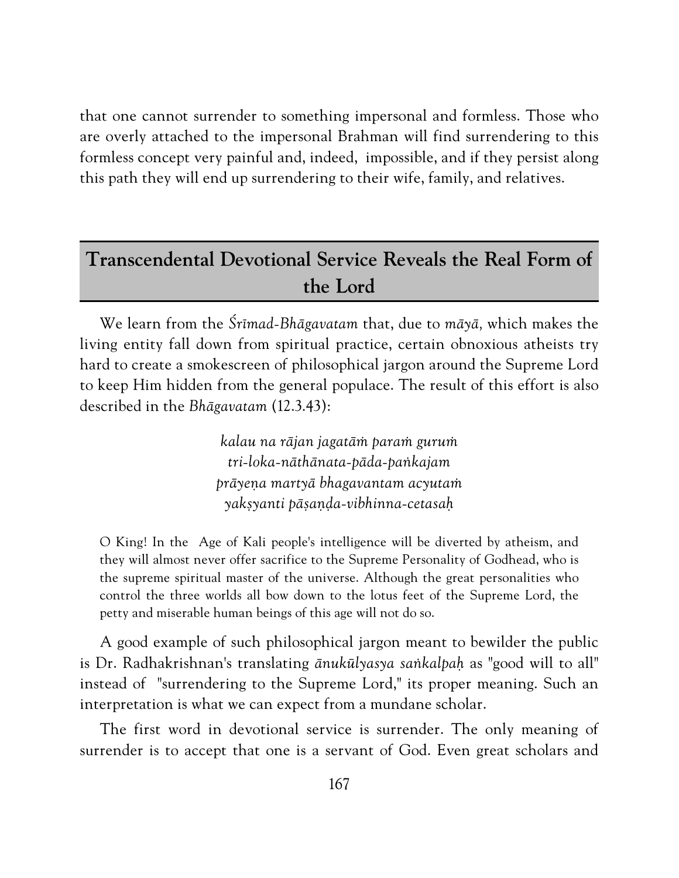that one cannot surrender to something impersonal and formless. Those who are overly attached to the impersonal Brahman will find surrendering to this formless concept very painful and, indeed, impossible, and if they persist along this path they will end up surrendering to their wife, family, and relatives.

## Transcendental Devotional Service Reveals the Real Form of the Lord

We learn from the *Śrīmad-Bhāgavatam* that, due to *māyā,* which makes the living entity fall down from spiritual practice, certain obnoxious atheists try hard to create a smokescreen of philosophical jargon around the Supreme Lord to keep Him hidden from the general populace. The result of this effort is also described in the *Bhāgavatam* (12.3.43):

*kalau na rājan jagatāṁ paraṁ guruṁ*
*tri-loka-nāthānata-pāda-paṅkajam*
*prāyeṇa martyā bhagavantam acyutaṁ*
*yakṣyanti pāṣaṇḍa-vibhinna-cetasaḥ*

> O King! In the Age of Kali people's intelligence will be diverted by atheism, and they will almost never offer sacrifice to the Supreme Personality of Godhead, who is the supreme spiritual master of the universe. Although the great personalities who control the three worlds all bow down to the lotus feet of the Supreme Lord, the petty and miserable human beings of this age will not do so.

A good example of such philosophical jargon meant to bewilder the public is Dr. Radhakrishnan's translating *ānukūlyasya saṅkalpaḥ* as "good will to all" instead of "surrendering to the Supreme Lord," its proper meaning. Such an interpretation is what we can expect from a mundane scholar.

The first word in devotional service is surrender. The only meaning of surrender is to accept that one is a servant of God. Even great scholars and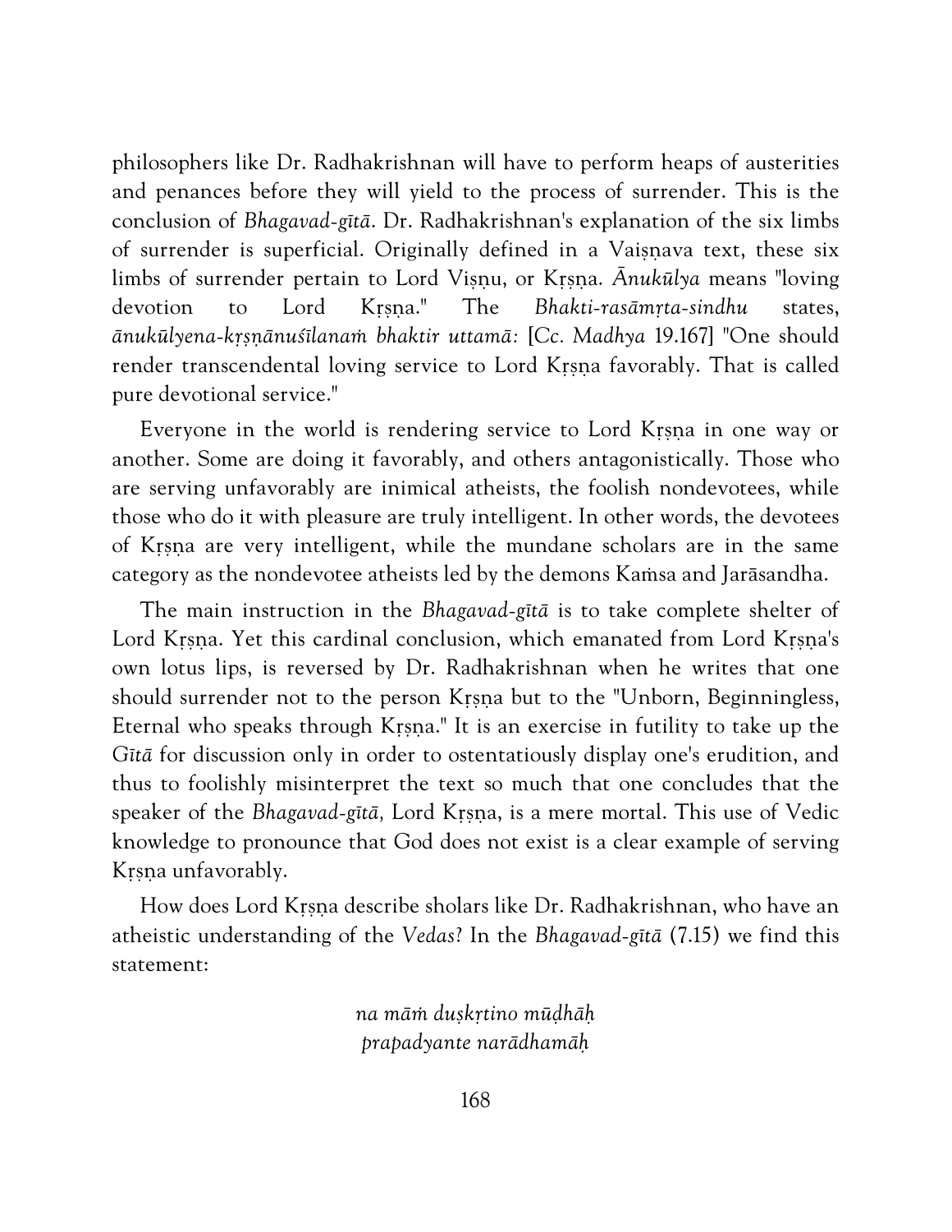philosophers like Dr. Radhakrishnan will have to perform heaps of austerities and penances before they will yield to the process of surrender. This is the conclusion of *Bhagavad-gītā*. Dr. Radhakrishnan's explanation of the six limbs of surrender is superficial. Originally defined in a Vaiṣṇava text, these six limbs of surrender pertain to Lord Viṣṇu, or Kṛṣṇa. *Ānukūlya* means "loving devotion to Lord Kṛṣṇa." The *Bhakti-rasāmṛta-sindhu* states, *ānukūlyena-kṛṣṇānuśīlanaṁ bhaktir uttamā:* [*Cc. Madhya* 19.167] "One should render transcendental loving service to Lord Kṛṣṇa favorably. That is called pure devotional service."

Everyone in the world is rendering service to Lord Kṛṣṇa in one way or another. Some are doing it favorably, and others antagonistically. Those who are serving unfavorably are inimical atheists, the foolish nondevotees, while those who do it with pleasure are truly intelligent. In other words, the devotees of Kṛṣṇa are very intelligent, while the mundane scholars are in the same category as the nondevotee atheists led by the demons Kaṁsa and Jarāsandha.

The main instruction in the *Bhagavad-gītā* is to take complete shelter of Lord Kṛṣṇa. Yet this cardinal conclusion, which emanated from Lord Kṛṣṇa's own lotus lips, is reversed by Dr. Radhakrishnan when he writes that one should surrender not to the person Kṛṣṇa but to the "Unborn, Beginningless, Eternal who speaks through Kṛṣṇa." It is an exercise in futility to take up the *Gītā* for discussion only in order to ostentatiously display one's erudition, and thus to foolishly misinterpret the text so much that one concludes that the speaker of the *Bhagavad-gītā,* Lord Kṛṣṇa, is a mere mortal. This use of Vedic knowledge to pronounce that God does not exist is a clear example of serving Kṛṣṇa unfavorably.

How does Lord Kṛṣṇa describe sholars like Dr. Radhakrishnan, who have an atheistic understanding of the *Vedas*? In the *Bhagavad-gītā* (7.15) we find this statement:

*na māṁ duṣkṛtino mūḍhāḥ*
*prapadyante narādhamāḥ*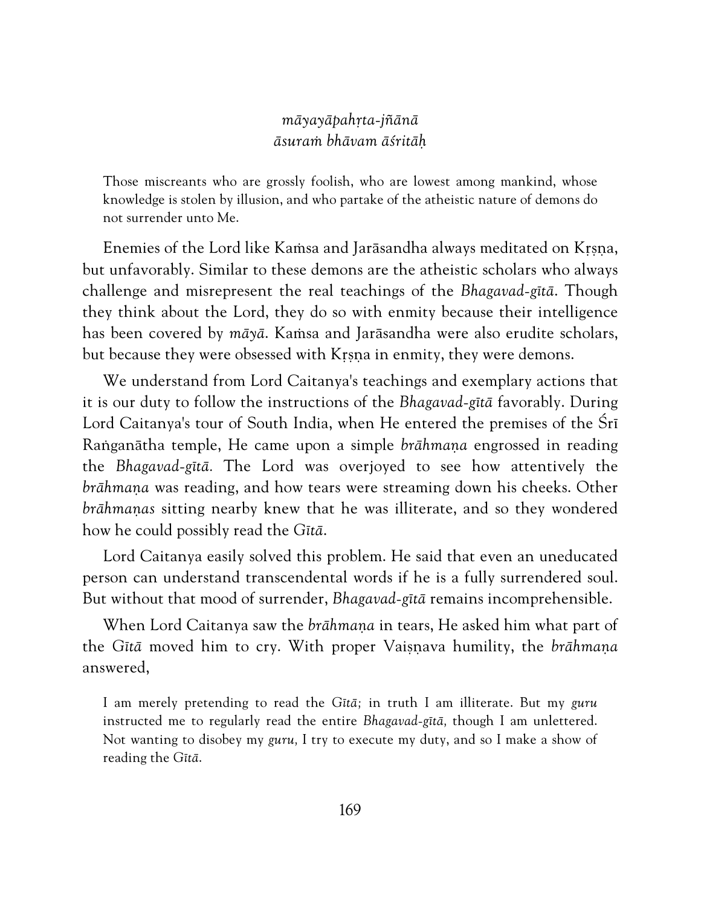*māyayāpahṛta-jñānā*
*āsuraṁ bhāvam āśritāḥ*

> Those miscreants who are grossly foolish, who are lowest among mankind, whose knowledge is stolen by illusion, and who partake of the atheistic nature of demons do not surrender unto Me.

Enemies of the Lord like Kaṁsa and Jarāsandha always meditated on Kṛṣṇa, but unfavorably. Similar to these demons are the atheistic scholars who always challenge and misrepresent the real teachings of the *Bhagavad-gītā*. Though they think about the Lord, they do so with enmity because their intelligence has been covered by *māyā*. Kaṁsa and Jarāsandha were also erudite scholars, but because they were obsessed with Kṛṣṇa in enmity, they were demons.

We understand from Lord Caitanya's teachings and exemplary actions that it is our duty to follow the instructions of the *Bhagavad-gītā* favorably. During Lord Caitanya's tour of South India, when He entered the premises of the Śrī Raṅganātha temple, He came upon a simple *brāhmaṇa* engrossed in reading the *Bhagavad-gītā.* The Lord was overjoyed to see how attentively the *brāhmaṇa* was reading, and how tears were streaming down his cheeks. Other *brāhmaṇas* sitting nearby knew that he was illiterate, and so they wondered how he could possibly read the *Gītā*.

Lord Caitanya easily solved this problem. He said that even an uneducated person can understand transcendental words if he is a fully surrendered soul. But without that mood of surrender, *Bhagavad-gītā* remains incomprehensible.

When Lord Caitanya saw the *brāhmaṇa* in tears, He asked him what part of the *Gītā* moved him to cry. With proper Vaiṣṇava humility, the *brāhmaṇa* answered,

> I am merely pretending to read the *Gītā;* in truth I am illiterate. But my *guru* instructed me to regularly read the entire *Bhagavad-gītā,* though I am unlettered. Not wanting to disobey my *guru,* I try to execute my duty, and so I make a show of reading the *Gītā.*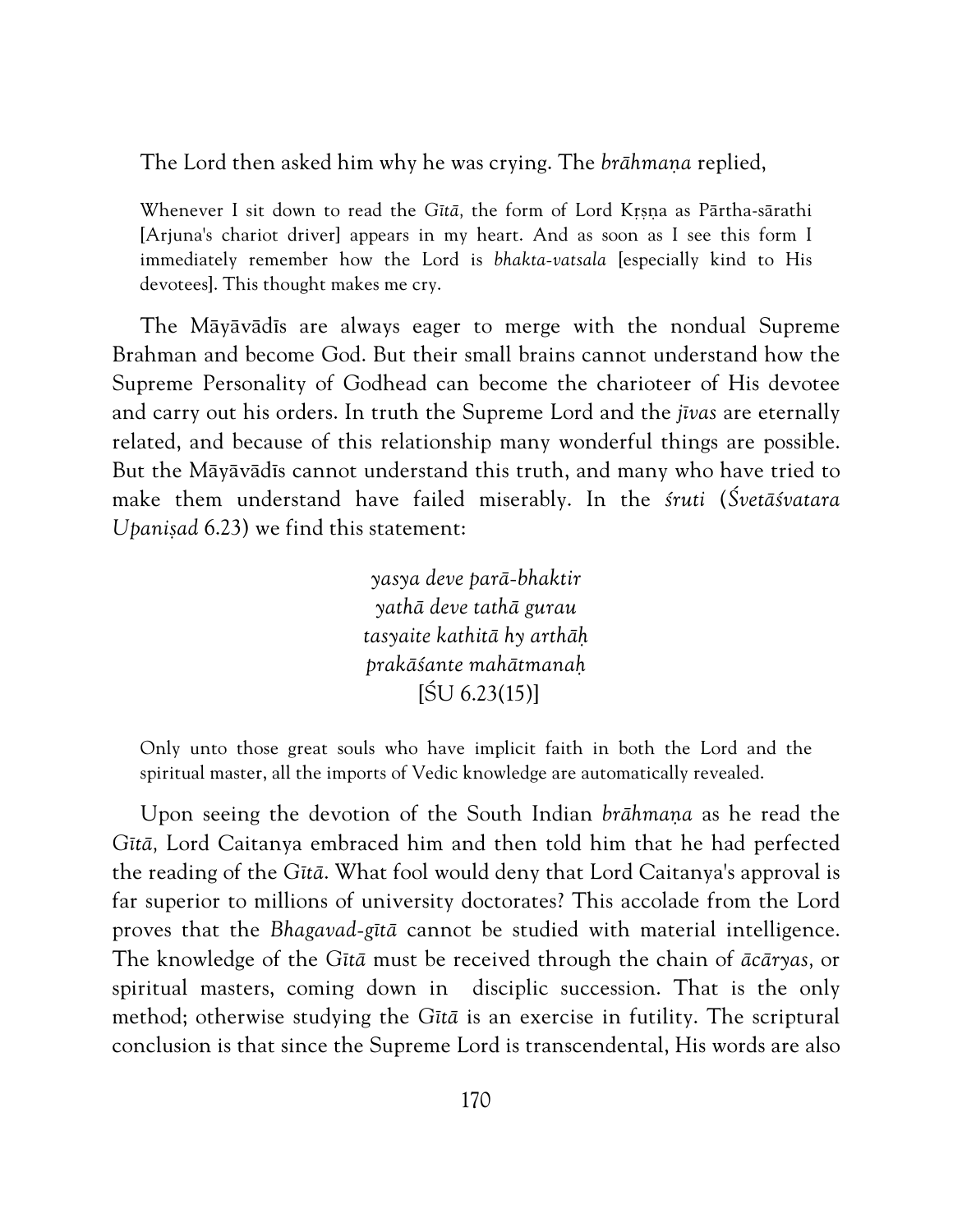The Lord then asked him why he was crying. The *brāhmaṇa* replied,

> Whenever I sit down to read the *Gītā*, the form of Lord Kṛṣṇa as Pārtha-sārathi [Arjuna's chariot driver] appears in my heart. And as soon as I see this form I immediately remember how the Lord is *bhakta-vatsala* [especially kind to His devotees]. This thought makes me cry.

The Māyāvādīs are always eager to merge with the nondual Supreme Brahman and become God. But their small brains cannot understand how the Supreme Personality of Godhead can become the charioteer of His devotee and carry out his orders. In truth the Supreme Lord and the *jīvas* are eternally related, and because of this relationship many wonderful things are possible. But the Māyāvādīs cannot understand this truth, and many who have tried to make them understand have failed miserably. In the *śruti* (*Śvetāśvatara Upaniṣad* 6.23) we find this statement:

*yasya deve parā-bhaktir*
*yathā deve tathā gurau*
*tasyaite kathitā hy arthāḥ*
*prakāśante mahātmanaḥ*
[ŚU 6.23(15)]

> Only unto those great souls who have implicit faith in both the Lord and the spiritual master, all the imports of Vedic knowledge are automatically revealed.

Upon seeing the devotion of the South Indian *brāhmaṇa* as he read the *Gītā*, Lord Caitanya embraced him and then told him that he had perfected the reading of the *Gītā*. What fool would deny that Lord Caitanya's approval is far superior to millions of university doctorates? This accolade from the Lord proves that the *Bhagavad-gītā* cannot be studied with material intelligence. The knowledge of the *Gītā* must be received through the chain of *ācāryas*, or spiritual masters, coming down in disciplic succession. That is the only method; otherwise studying the *Gītā* is an exercise in futility. The scriptural conclusion is that since the Supreme Lord is transcendental, His words are also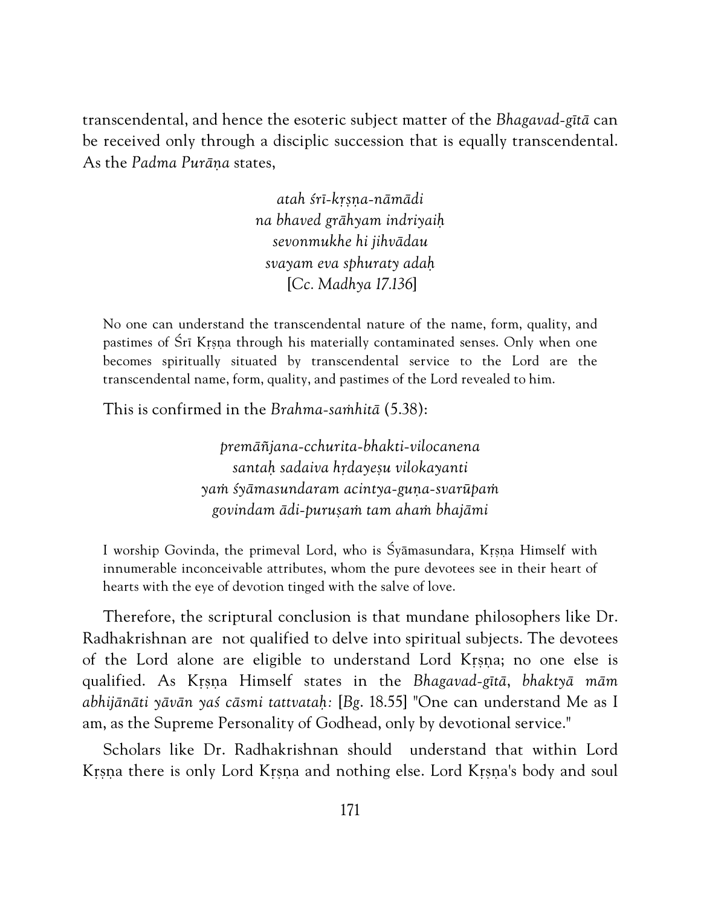transcendental, and hence the esoteric subject matter of the *Bhagavad-gītā* can be received only through a disciplic succession that is equally transcendental. As the *Padma Purāṇa* states,

> *atah śrī-kṛṣṇa-nāmādi*
> *na bhaved grāhyam indriyaiḥ*
> *sevonmukhe hi jihvādau*
> *svayam eva sphuraty adaḥ*
> [*Cc. Madhya 17.136*]

No one can understand the transcendental nature of the name, form, quality, and pastimes of Śrī Kṛṣṇa through his materially contaminated senses. Only when one becomes spiritually situated by transcendental service to the Lord are the transcendental name, form, quality, and pastimes of the Lord revealed to him.

This is confirmed in the *Brahma-saṁhitā* (5.38):

> *premāñjana-cchurita-bhakti-vilocanena*
> *santaḥ sadaiva hṛdayeṣu vilokayanti*
> *yaṁ śyāmasundaram acintya-guṇa-svarūpaṁ*
> *govindam ādi-puruṣaṁ tam ahaṁ bhajāmi*

I worship Govinda, the primeval Lord, who is Śyāmasundara, Kṛṣṇa Himself with innumerable inconceivable attributes, whom the pure devotees see in their heart of hearts with the eye of devotion tinged with the salve of love.

Therefore, the scriptural conclusion is that mundane philosophers like Dr. Radhakrishnan are not qualified to delve into spiritual subjects. The devotees of the Lord alone are eligible to understand Lord Kṛṣṇa; no one else is qualified. As Kṛṣṇa Himself states in the *Bhagavad-gītā*, *bhaktyā mām abhijānāti yāvān yaś cāsmi tattvataḥ:* [*Bg.* 18.55] "One can understand Me as I am, as the Supreme Personality of Godhead, only by devotional service."

Scholars like Dr. Radhakrishnan should understand that within Lord Kṛṣṇa there is only Lord Kṛṣṇa and nothing else. Lord Kṛṣṇa's body and soul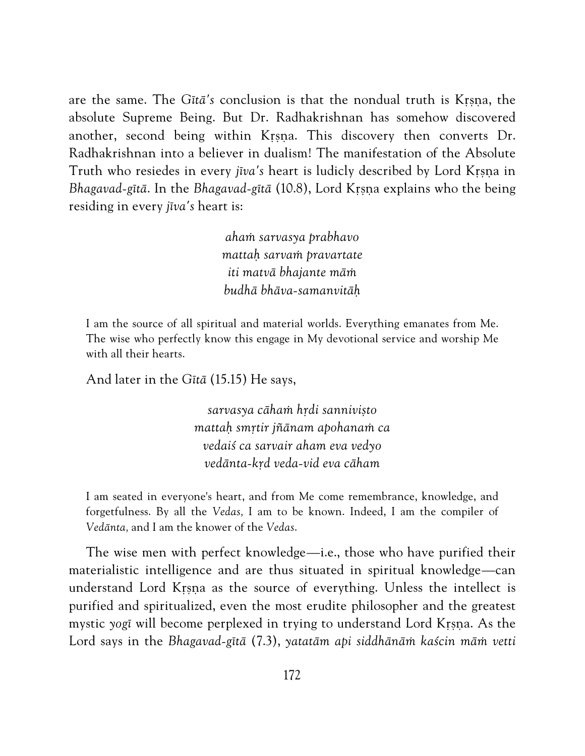are the same. The *Gītā's* conclusion is that the nondual truth is Kṛṣṇa, the absolute Supreme Being. But Dr. Radhakrishnan has somehow discovered another, second being within Kṛṣṇa. This discovery then converts Dr. Radhakrishnan into a believer in dualism! The manifestation of the Absolute Truth who resiedes in every *jīva's* heart is ludicly described by Lord Kṛṣṇa in *Bhagavad-gītā*. In the *Bhagavad-gītā* (10.8), Lord Kṛṣṇa explains who the being residing in every *jīva's* heart is:

> *ahaṁ sarvasya prabhavo*
> *mattaḥ sarvaṁ pravartate*
> *iti matvā bhajante māṁ*
> *budhā bhāva-samanvitāḥ*

> I am the source of all spiritual and material worlds. Everything emanates from Me. The wise who perfectly know this engage in My devotional service and worship Me with all their hearts.

And later in the *Gītā* (15.15) He says,

> *sarvasya cāhaṁ hṛdi sanniviṣto*
> *mattaḥ smṛtir jñānam apohanaṁ ca*
> *vedaiś ca sarvair aham eva vedyo*
> *vedānta-kṛd veda-vid eva cāham*

> I am seated in everyone's heart, and from Me come remembrance, knowledge, and forgetfulness. By all the *Vedas,* I am to be known. Indeed, I am the compiler of *Vedānta,* and I am the knower of the *Vedas.*

The wise men with perfect knowledge—i.e., those who have purified their materialistic intelligence and are thus situated in spiritual knowledge—can understand Lord Kṛṣṇa as the source of everything. Unless the intellect is purified and spiritualized, even the most erudite philosopher and the greatest mystic *yogī* will become perplexed in trying to understand Lord Kṛṣṇa. As the Lord says in the *Bhagavad-gītā* (7.3), *yatatām api siddhānāṁ kaścin māṁ vetti*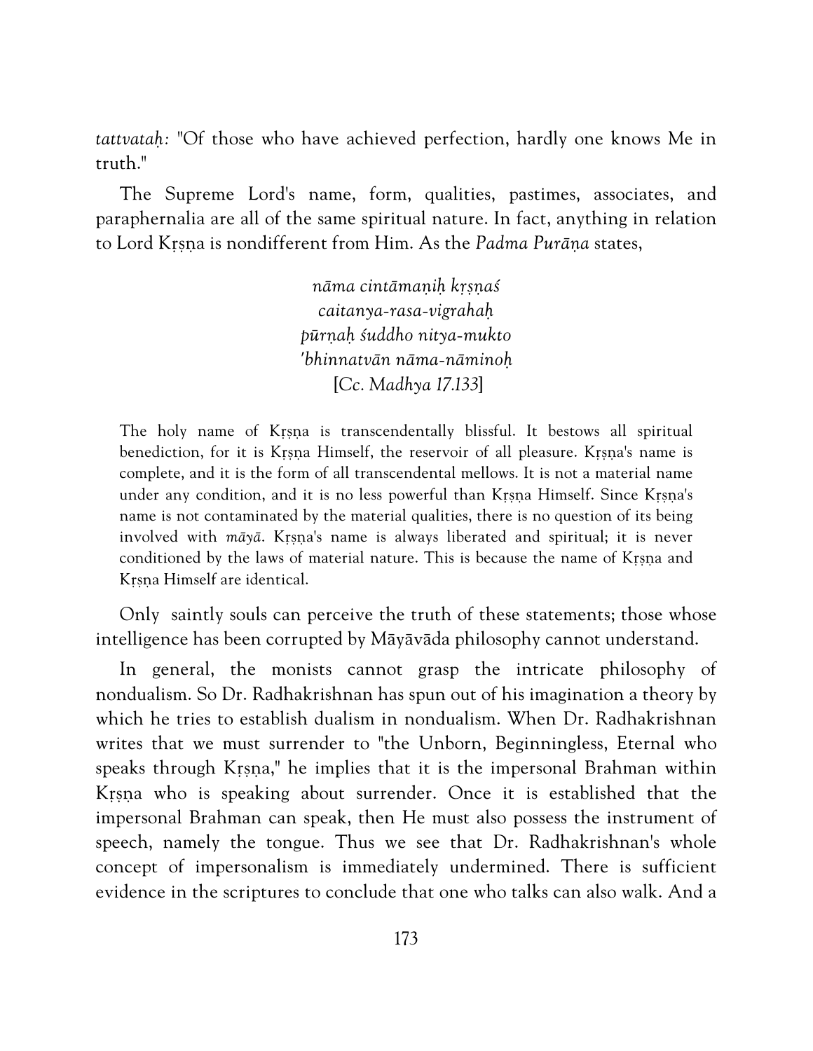*tattvataḥ:* "Of those who have achieved perfection, hardly one knows Me in truth."

The Supreme Lord's name, form, qualities, pastimes, associates, and paraphernalia are all of the same spiritual nature. In fact, anything in relation to Lord Kṛṣṇa is nondifferent from Him. As the *Padma Purāṇa* states,

> *nāma cintāmaṇiḥ kṛṣṇaś*
> *caitanya-rasa-vigrahaḥ*
> *pūrṇaḥ śuddho nitya-mukto*
> *'bhinnatvān nāma-nāminoḥ*
> [*Cc. Madhya 17.133*]

> The holy name of Kṛṣṇa is transcendentally blissful. It bestows all spiritual benediction, for it is Kṛṣṇa Himself, the reservoir of all pleasure. Kṛṣṇa's name is complete, and it is the form of all transcendental mellows. It is not a material name under any condition, and it is no less powerful than Kṛṣṇa Himself. Since Kṛṣṇa's name is not contaminated by the material qualities, there is no question of its being involved with *māyā*. Kṛṣṇa's name is always liberated and spiritual; it is never conditioned by the laws of material nature. This is because the name of Kṛṣṇa and Kṛṣṇa Himself are identical.

Only saintly souls can perceive the truth of these statements; those whose intelligence has been corrupted by Māyāvāda philosophy cannot understand.

In general, the monists cannot grasp the intricate philosophy of nondualism. So Dr. Radhakrishnan has spun out of his imagination a theory by which he tries to establish dualism in nondualism. When Dr. Radhakrishnan writes that we must surrender to "the Unborn, Beginningless, Eternal who speaks through Kṛṣṇa," he implies that it is the impersonal Brahman within Kṛṣṇa who is speaking about surrender. Once it is established that the impersonal Brahman can speak, then He must also possess the instrument of speech, namely the tongue. Thus we see that Dr. Radhakrishnan's whole concept of impersonalism is immediately undermined. There is sufficient evidence in the scriptures to conclude that one who talks can also walk. And a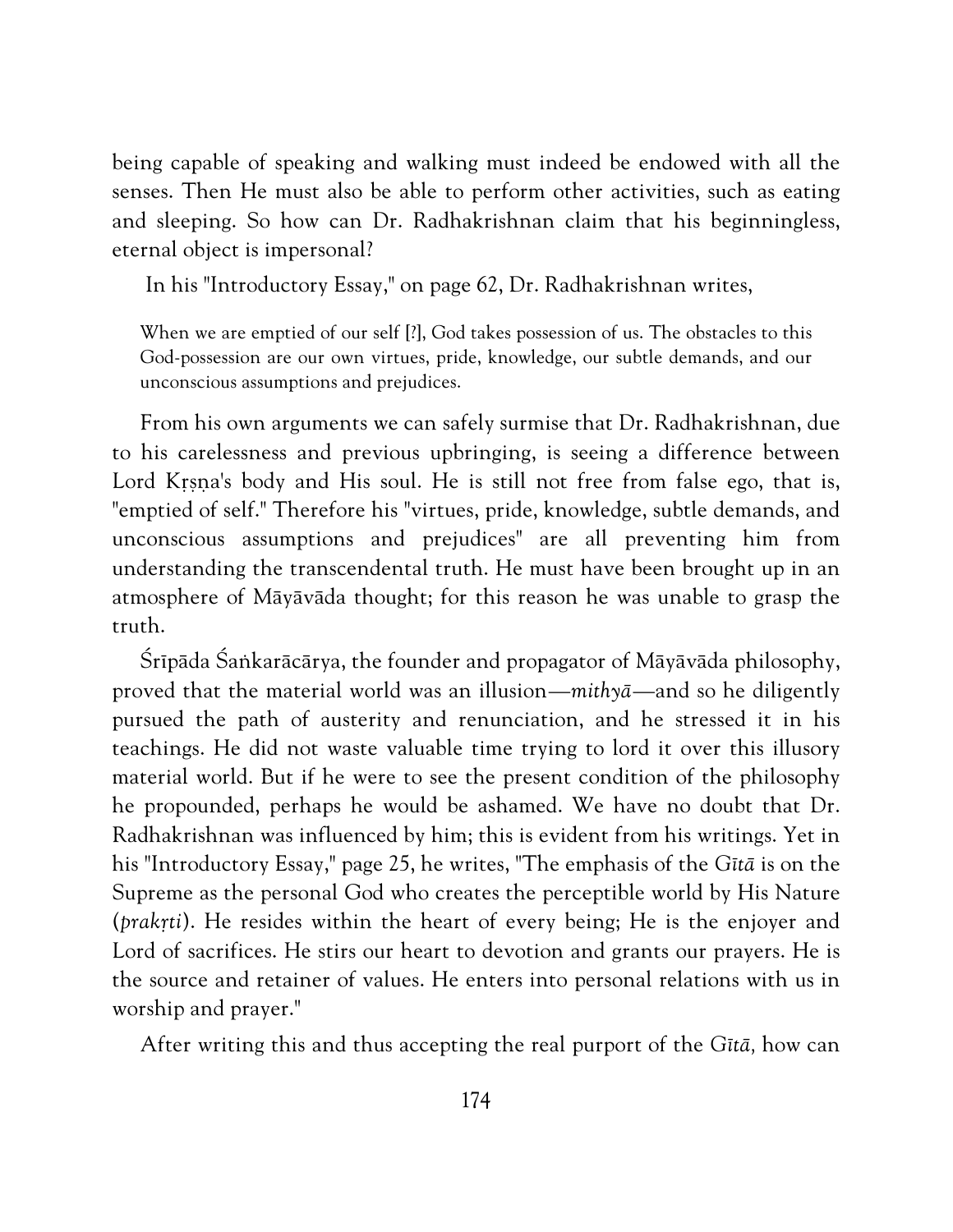being capable of speaking and walking must indeed be endowed with all the senses. Then He must also be able to perform other activities, such as eating and sleeping. So how can Dr. Radhakrishnan claim that his beginningless, eternal object is impersonal?

In his "Introductory Essay," on page 62, Dr. Radhakrishnan writes,

> When we are emptied of our self [?], God takes possession of us. The obstacles to this God-possession are our own virtues, pride, knowledge, our subtle demands, and our unconscious assumptions and prejudices.

From his own arguments we can safely surmise that Dr. Radhakrishnan, due to his carelessness and previous upbringing, is seeing a difference between Lord Kṛṣṇa's body and His soul. He is still not free from false ego, that is, "emptied of self." Therefore his "virtues, pride, knowledge, subtle demands, and unconscious assumptions and prejudices" are all preventing him from understanding the transcendental truth. He must have been brought up in an atmosphere of Māyāvāda thought; for this reason he was unable to grasp the truth.

Śrīpāda Śaṅkarācārya, the founder and propagator of Māyāvāda philosophy, proved that the material world was an illusion—*mithyā*—and so he diligently pursued the path of austerity and renunciation, and he stressed it in his teachings. He did not waste valuable time trying to lord it over this illusory material world. But if he were to see the present condition of the philosophy he propounded, perhaps he would be ashamed. We have no doubt that Dr. Radhakrishnan was influenced by him; this is evident from his writings. Yet in his "Introductory Essay," page 25, he writes, "The emphasis of the *Gītā* is on the Supreme as the personal God who creates the perceptible world by His Nature (*prakṛti*). He resides within the heart of every being; He is the enjoyer and Lord of sacrifices. He stirs our heart to devotion and grants our prayers. He is the source and retainer of values. He enters into personal relations with us in worship and prayer."

After writing this and thus accepting the real purport of the *Gītā,* how can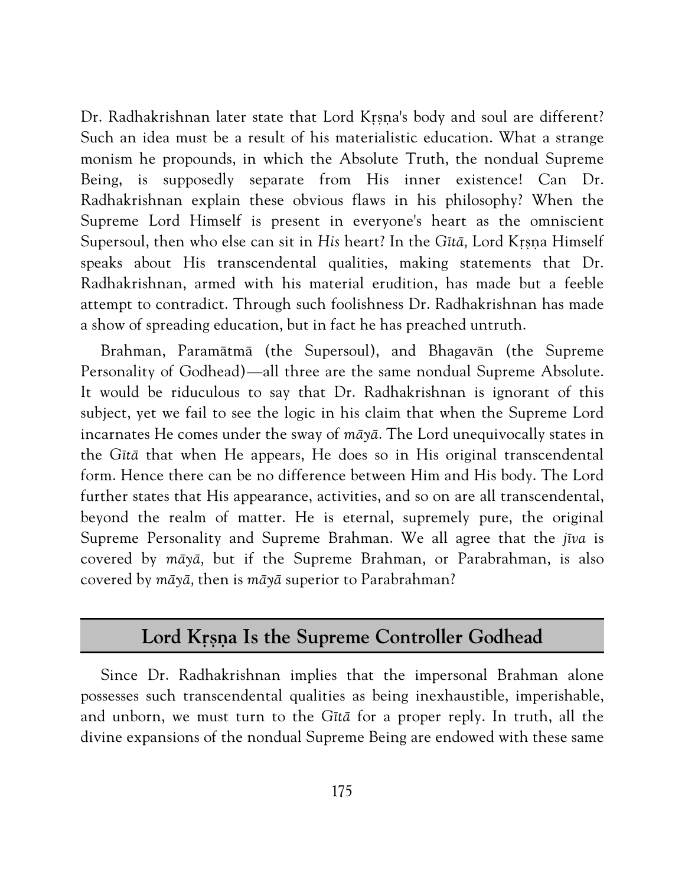Dr. Radhakrishnan later state that Lord Kṛṣṇa's body and soul are different? Such an idea must be a result of his materialistic education. What a strange monism he propounds, in which the Absolute Truth, the nondual Supreme Being, is supposedly separate from His inner existence! Can Dr. Radhakrishnan explain these obvious flaws in his philosophy? When the Supreme Lord Himself is present in everyone's heart as the omniscient Supersoul, then who else can sit in *His* heart? In the *Gītā,* Lord Kṛṣṇa Himself speaks about His transcendental qualities, making statements that Dr. Radhakrishnan, armed with his material erudition, has made but a feeble attempt to contradict. Through such foolishness Dr. Radhakrishnan has made a show of spreading education, but in fact he has preached untruth.

Brahman, Paramātmā (the Supersoul), and Bhagavān (the Supreme Personality of Godhead)—all three are the same nondual Supreme Absolute. It would be riduculous to say that Dr. Radhakrishnan is ignorant of this subject, yet we fail to see the logic in his claim that when the Supreme Lord incarnates He comes under the sway of *māyā*. The Lord unequivocally states in the *Gītā* that when He appears, He does so in His original transcendental form. Hence there can be no difference between Him and His body. The Lord further states that His appearance, activities, and so on are all transcendental, beyond the realm of matter. He is eternal, supremely pure, the original Supreme Personality and Supreme Brahman. We all agree that the *jīva* is covered by *māyā,* but if the Supreme Brahman, or Parabrahman, is also covered by *māyā,* then is *māyā* superior to Parabrahman?

## Lord Kṛṣṇa Is the Supreme Controller Godhead

Since Dr. Radhakrishnan implies that the impersonal Brahman alone possesses such transcendental qualities as being inexhaustible, imperishable, and unborn, we must turn to the *Gītā* for a proper reply. In truth, all the divine expansions of the nondual Supreme Being are endowed with these same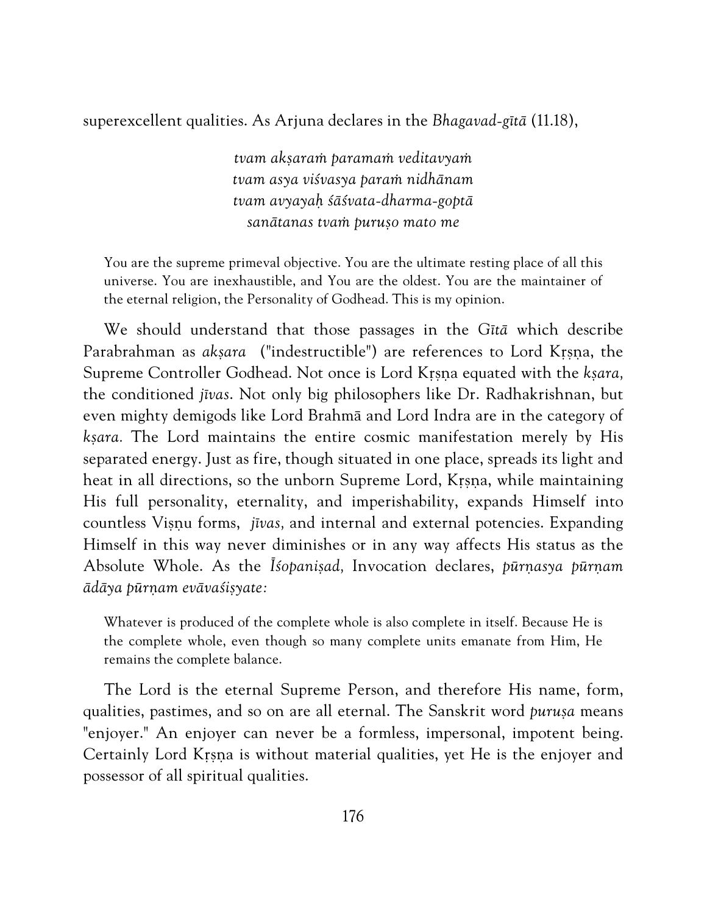superexcellent qualities. As Arjuna declares in the *Bhagavad-gītā* (11.18),

*tvam akṣaraṁ paramaṁ veditavyaṁ*
*tvam asya viśvasya paraṁ nidhānam*
*tvam avyayaḥ śāśvata-dharma-goptā*
*sanātanas tvaṁ puruṣo mato me*

> You are the supreme primeval objective. You are the ultimate resting place of all this universe. You are inexhaustible, and You are the oldest. You are the maintainer of the eternal religion, the Personality of Godhead. This is my opinion.

We should understand that those passages in the *Gītā* which describe Parabrahman as *akṣara* ("indestructible") are references to Lord Kṛṣṇa, the Supreme Controller Godhead. Not once is Lord Kṛṣṇa equated with the *kṣara*, the conditioned *jīvas*. Not only big philosophers like Dr. Radhakrishnan, but even mighty demigods like Lord Brahmā and Lord Indra are in the category of *kṣara*. The Lord maintains the entire cosmic manifestation merely by His separated energy. Just as fire, though situated in one place, spreads its light and heat in all directions, so the unborn Supreme Lord, Kṛṣṇa, while maintaining His full personality, eternality, and imperishability, expands Himself into countless Viṣṇu forms, *jīvas*, and internal and external potencies. Expanding Himself in this way never diminishes or in any way affects His status as the Absolute Whole. As the *Īśopaniṣad*, Invocation declares, *pūrṇasya pūrṇam ādāya pūrṇam evāvaśiṣyate:*

> Whatever is produced of the complete whole is also complete in itself. Because He is the complete whole, even though so many complete units emanate from Him, He remains the complete balance.

The Lord is the eternal Supreme Person, and therefore His name, form, qualities, pastimes, and so on are all eternal. The Sanskrit word *puruṣa* means "enjoyer." An enjoyer can never be a formless, impersonal, impotent being. Certainly Lord Kṛṣṇa is without material qualities, yet He is the enjoyer and possessor of all spiritual qualities.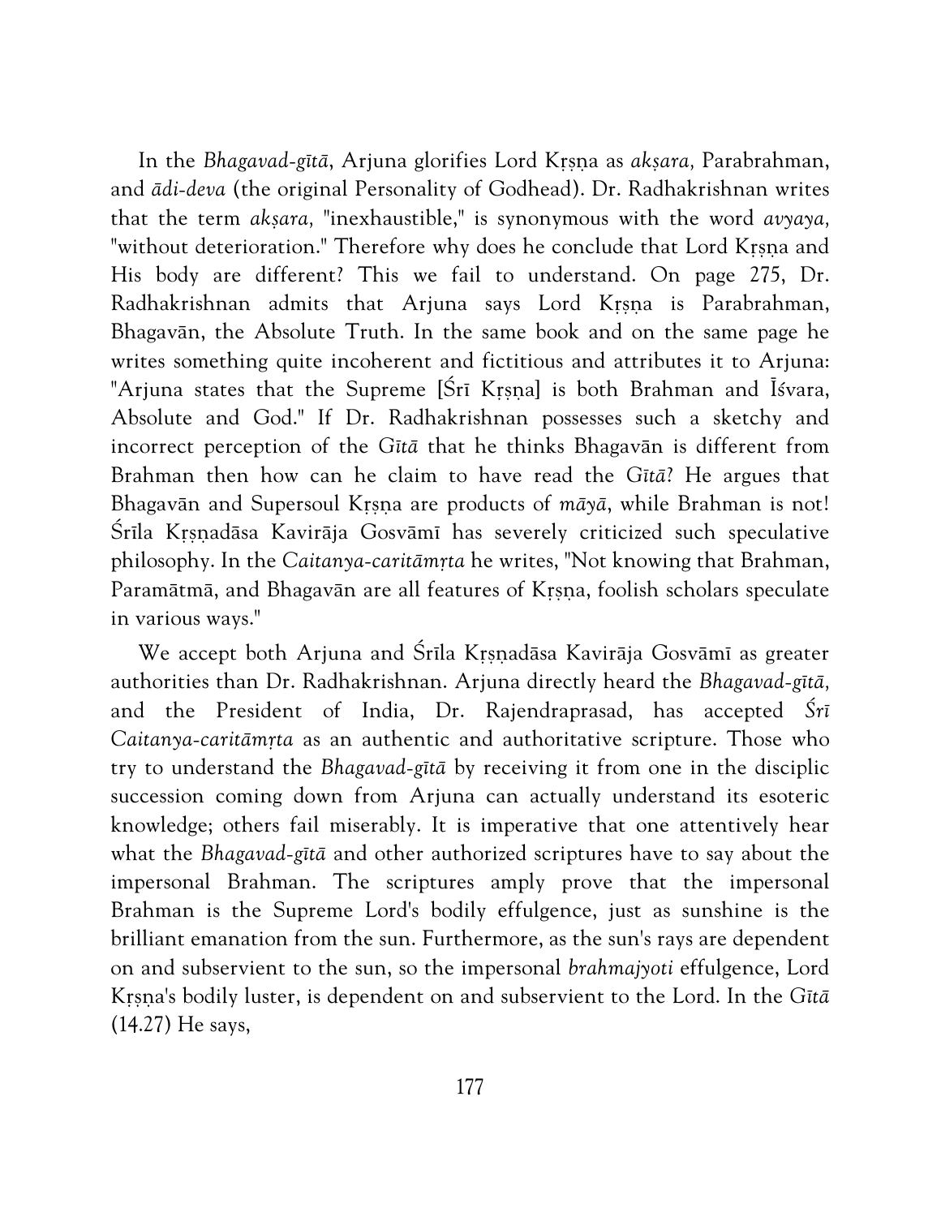In the *Bhagavad-gītā*, Arjuna glorifies Lord Kṛṣṇa as *akṣara,* Parabrahman, and *ādi-deva* (the original Personality of Godhead). Dr. Radhakrishnan writes that the term *akṣara,* "inexhaustible," is synonymous with the word *avyaya,* "without deterioration." Therefore why does he conclude that Lord Kṛṣṇa and His body are different? This we fail to understand. On page 275, Dr. Radhakrishnan admits that Arjuna says Lord Kṛṣṇa is Parabrahman, Bhagavān, the Absolute Truth. In the same book and on the same page he writes something quite incoherent and fictitious and attributes it to Arjuna: "Arjuna states that the Supreme [Śrī Kṛṣṇa] is both Brahman and Īśvara, Absolute and God." If Dr. Radhakrishnan possesses such a sketchy and incorrect perception of the *Gītā* that he thinks Bhagavān is different from Brahman then how can he claim to have read the *Gītā*? He argues that Bhagavān and Supersoul Kṛṣṇa are products of *māyā*, while Brahman is not! Śrīla Kṛṣṇadāsa Kavirāja Gosvāmī has severely criticized such speculative philosophy. In the *Caitanya-caritāmṛta* he writes, "Not knowing that Brahman, Paramātmā, and Bhagavān are all features of Kṛṣṇa, foolish scholars speculate in various ways."

We accept both Arjuna and Śrīla Kṛṣṇadāsa Kavirāja Gosvāmī as greater authorities than Dr. Radhakrishnan. Arjuna directly heard the *Bhagavad-gītā,* and the President of India, Dr. Rajendraprasad, has accepted *Śrī Caitanya-caritāmṛta* as an authentic and authoritative scripture. Those who try to understand the *Bhagavad-gītā* by receiving it from one in the disciplic succession coming down from Arjuna can actually understand its esoteric knowledge; others fail miserably. It is imperative that one attentively hear what the *Bhagavad-gītā* and other authorized scriptures have to say about the impersonal Brahman. The scriptures amply prove that the impersonal Brahman is the Supreme Lord's bodily effulgence, just as sunshine is the brilliant emanation from the sun. Furthermore, as the sun's rays are dependent on and subservient to the sun, so the impersonal *brahmajyoti* effulgence, Lord Kṛṣṇa's bodily luster, is dependent on and subservient to the Lord. In the *Gītā* (14.27) He says,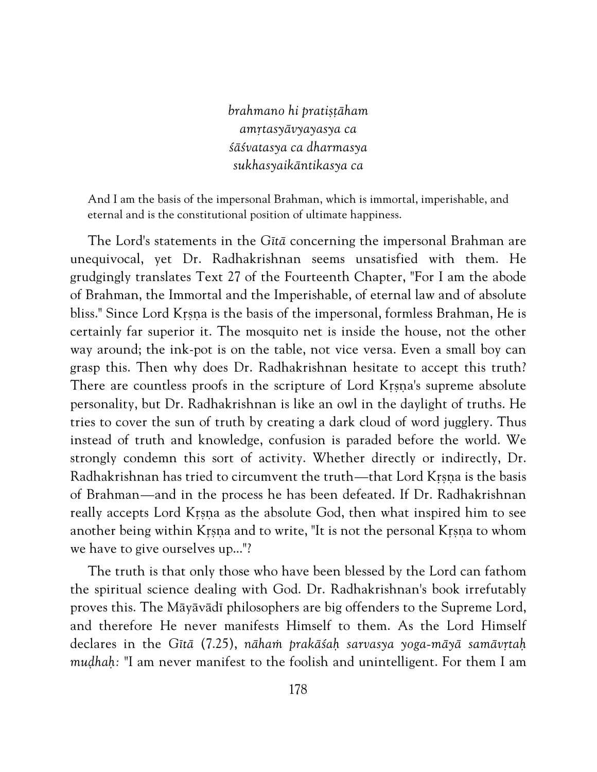*brahmano hi pratiṣṭāham*
*amṛtasyāvyayasya ca*
*śāśvatasya ca dharmasya*
*sukhasyaikāntikasya ca*

And I am the basis of the impersonal Brahman, which is immortal, imperishable, and eternal and is the constitutional position of ultimate happiness.

The Lord's statements in the *Gītā* concerning the impersonal Brahman are unequivocal, yet Dr. Radhakrishnan seems unsatisfied with them. He grudgingly translates Text 27 of the Fourteenth Chapter, "For I am the abode of Brahman, the Immortal and the Imperishable, of eternal law and of absolute bliss." Since Lord Kṛṣṇa is the basis of the impersonal, formless Brahman, He is certainly far superior it. The mosquito net is inside the house, not the other way around; the ink-pot is on the table, not vice versa. Even a small boy can grasp this. Then why does Dr. Radhakrishnan hesitate to accept this truth? There are countless proofs in the scripture of Lord Kṛṣṇa's supreme absolute personality, but Dr. Radhakrishnan is like an owl in the daylight of truths. He tries to cover the sun of truth by creating a dark cloud of word jugglery. Thus instead of truth and knowledge, confusion is paraded before the world. We strongly condemn this sort of activity. Whether directly or indirectly, Dr. Radhakrishnan has tried to circumvent the truth—that Lord Kṛṣṇa is the basis of Brahman—and in the process he has been defeated. If Dr. Radhakrishnan really accepts Lord Kṛṣṇa as the absolute God, then what inspired him to see another being within Kṛṣṇa and to write, "It is not the personal Kṛṣṇa to whom we have to give ourselves up..."?

The truth is that only those who have been blessed by the Lord can fathom the spiritual science dealing with God. Dr. Radhakrishnan's book irrefutably proves this. The Māyāvādī philosophers are big offenders to the Supreme Lord, and therefore He never manifests Himself to them. As the Lord Himself declares in the *Gītā* (7.25), *nāhaṁ prakāśaḥ sarvasya yoga-māyā samāvṛtaḥ muḍhaḥ:* "I am never manifest to the foolish and unintelligent. For them I am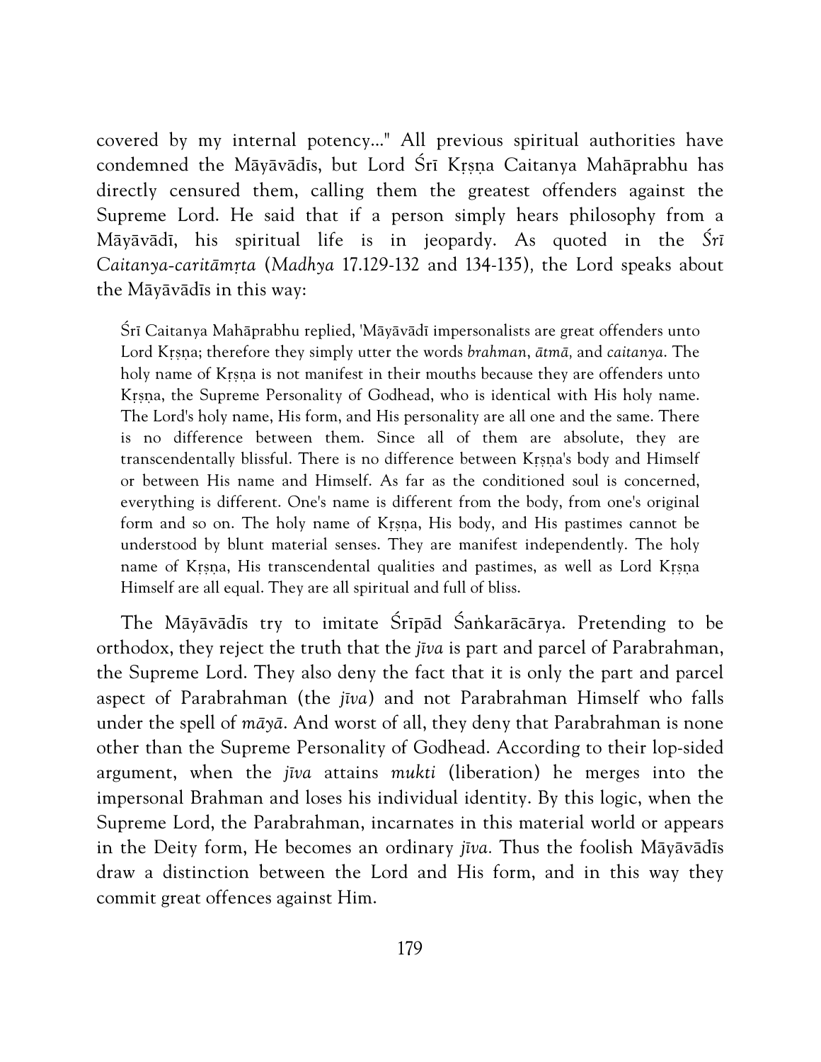covered by my internal potency..." All previous spiritual authorities have condemned the Māyāvādīs, but Lord Śrī Kṛṣṇa Caitanya Mahāprabhu has directly censured them, calling them the greatest offenders against the Supreme Lord. He said that if a person simply hears philosophy from a Māyāvādī, his spiritual life is in jeopardy. As quoted in the *Śrī Caitanya-caritāmṛta* (*Madhya* 17.129-132 and 134-135), the Lord speaks about the Māyāvādīs in this way:

> Śrī Caitanya Mahāprabhu replied, 'Māyāvādī impersonalists are great offenders unto Lord Kṛṣṇa; therefore they simply utter the words *brahman*, *ātmā*, and *caitanya*. The holy name of Kṛṣṇa is not manifest in their mouths because they are offenders unto Kṛṣṇa, the Supreme Personality of Godhead, who is identical with His holy name. The Lord's holy name, His form, and His personality are all one and the same. There is no difference between them. Since all of them are absolute, they are transcendentally blissful. There is no difference between Kṛṣṇa's body and Himself or between His name and Himself. As far as the conditioned soul is concerned, everything is different. One's name is different from the body, from one's original form and so on. The holy name of Kṛṣṇa, His body, and His pastimes cannot be understood by blunt material senses. They are manifest independently. The holy name of Kṛṣṇa, His transcendental qualities and pastimes, as well as Lord Kṛṣṇa Himself are all equal. They are all spiritual and full of bliss.

The Māyāvādīs try to imitate Śrīpād Śaṅkarācārya. Pretending to be orthodox, they reject the truth that the *jīva* is part and parcel of Parabrahman, the Supreme Lord. They also deny the fact that it is only the part and parcel aspect of Parabrahman (the *jīva*) and not Parabrahman Himself who falls under the spell of *māyā*. And worst of all, they deny that Parabrahman is none other than the Supreme Personality of Godhead. According to their lop-sided argument, when the *jīva* attains *mukti* (liberation) he merges into the impersonal Brahman and loses his individual identity. By this logic, when the Supreme Lord, the Parabrahman, incarnates in this material world or appears in the Deity form, He becomes an ordinary *jīva*. Thus the foolish Māyāvādīs draw a distinction between the Lord and His form, and in this way they commit great offences against Him.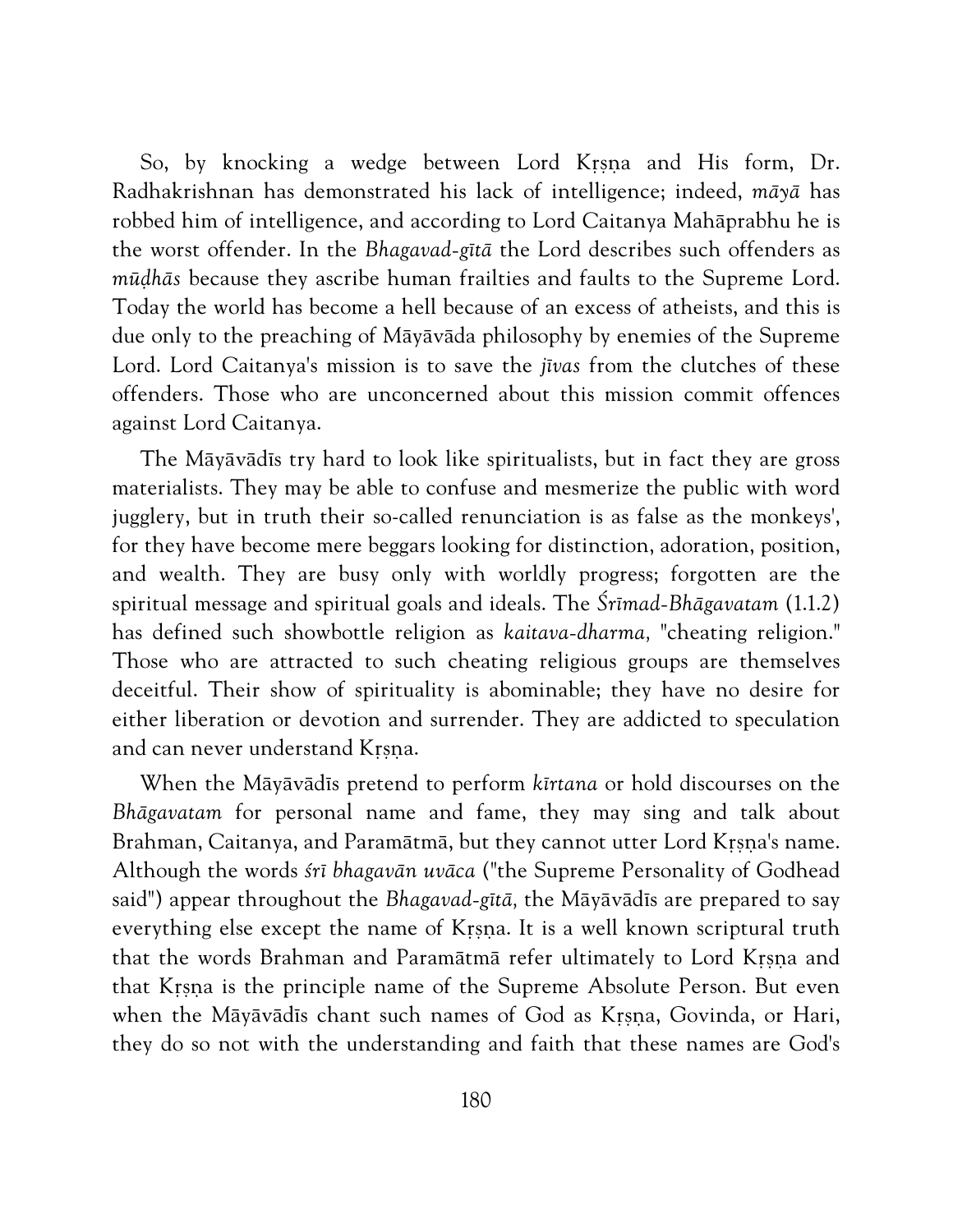So, by knocking a wedge between Lord Kṛṣṇa and His form, Dr. Radhakrishnan has demonstrated his lack of intelligence; indeed, *māyā* has robbed him of intelligence, and according to Lord Caitanya Mahāprabhu he is the worst offender. In the *Bhagavad-gītā* the Lord describes such offenders as *mūḍhās* because they ascribe human frailties and faults to the Supreme Lord. Today the world has become a hell because of an excess of atheists, and this is due only to the preaching of Māyāvāda philosophy by enemies of the Supreme Lord. Lord Caitanya's mission is to save the *jīvas* from the clutches of these offenders. Those who are unconcerned about this mission commit offences against Lord Caitanya.

The Māyāvādīs try hard to look like spiritualists, but in fact they are gross materialists. They may be able to confuse and mesmerize the public with word jugglery, but in truth their so-called renunciation is as false as the monkeys', for they have become mere beggars looking for distinction, adoration, position, and wealth. They are busy only with worldly progress; forgotten are the spiritual message and spiritual goals and ideals. The *Śrīmad-Bhāgavatam* (1.1.2) has defined such showbottle religion as *kaitava-dharma,* "cheating religion." Those who are attracted to such cheating religious groups are themselves deceitful. Their show of spirituality is abominable; they have no desire for either liberation or devotion and surrender. They are addicted to speculation and can never understand Kṛṣṇa.

When the Māyāvādīs pretend to perform *kīrtana* or hold discourses on the *Bhāgavatam* for personal name and fame, they may sing and talk about Brahman, Caitanya, and Paramātmā, but they cannot utter Lord Kṛṣṇa's name. Although the words *śrī bhagavān uvāca* ("the Supreme Personality of Godhead said") appear throughout the *Bhagavad-gītā,* the Māyāvādīs are prepared to say everything else except the name of Kṛṣṇa. It is a well known scriptural truth that the words Brahman and Paramātmā refer ultimately to Lord Kṛṣṇa and that Kṛṣṇa is the principle name of the Supreme Absolute Person. But even when the Māyāvādīs chant such names of God as Kṛṣṇa, Govinda, or Hari, they do so not with the understanding and faith that these names are God's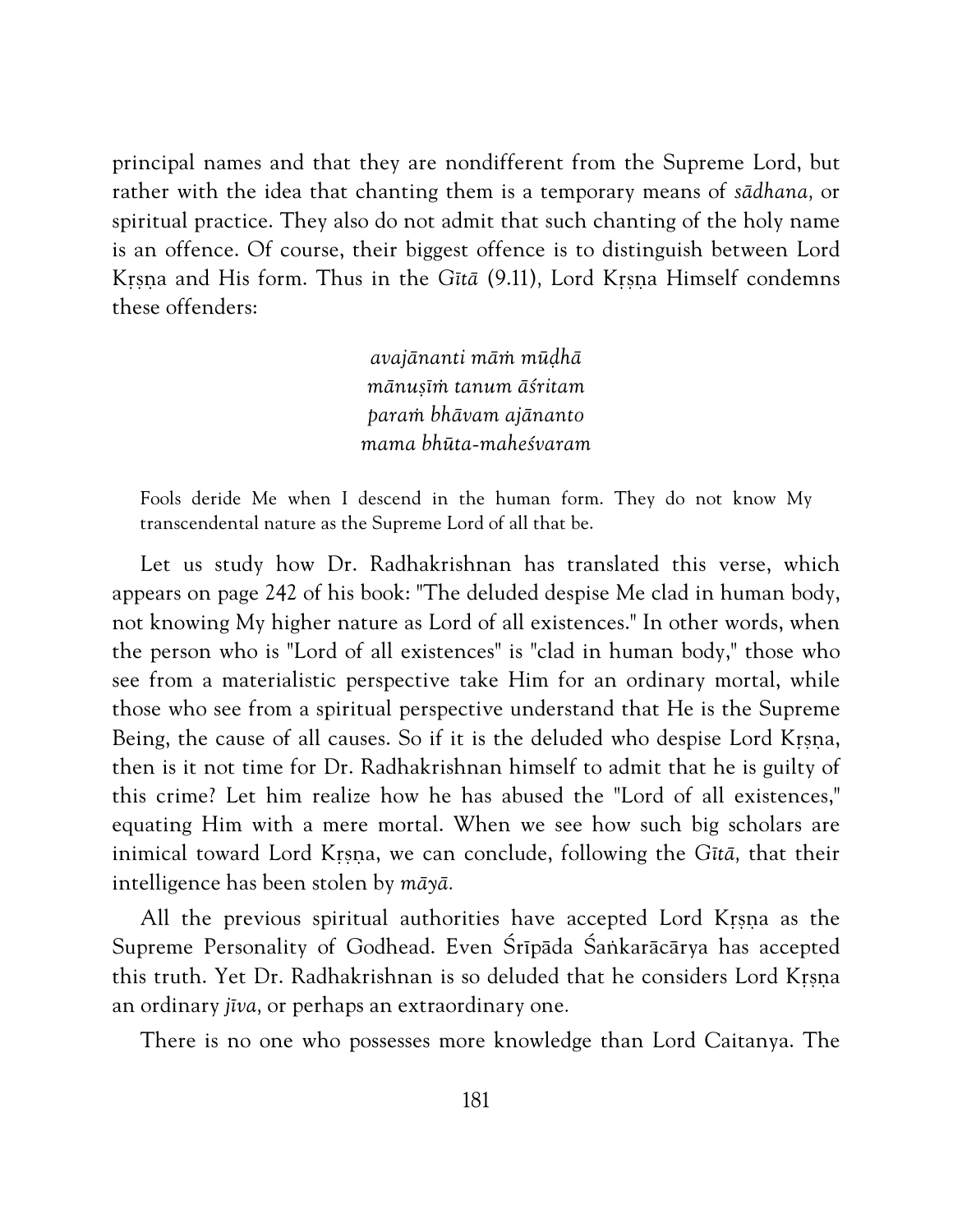principal names and that they are nondifferent from the Supreme Lord, but rather with the idea that chanting them is a temporary means of *sādhana*, or spiritual practice. They also do not admit that such chanting of the holy name is an offence. Of course, their biggest offence is to distinguish between Lord Kṛṣṇa and His form. Thus in the *Gītā* (9.11), Lord Kṛṣṇa Himself condemns these offenders:

> *avajānanti māṁ mūḍhā*
> *mānuṣīṁ tanum āśritam*
> *paraṁ bhāvam ajānanto*
> *mama bhūta-maheśvaram*

> Fools deride Me when I descend in the human form. They do not know My transcendental nature as the Supreme Lord of all that be.

Let us study how Dr. Radhakrishnan has translated this verse, which appears on page 242 of his book: "The deluded despise Me clad in human body, not knowing My higher nature as Lord of all existences." In other words, when the person who is "Lord of all existences" is "clad in human body," those who see from a materialistic perspective take Him for an ordinary mortal, while those who see from a spiritual perspective understand that He is the Supreme Being, the cause of all causes. So if it is the deluded who despise Lord Kṛṣṇa, then is it not time for Dr. Radhakrishnan himself to admit that he is guilty of this crime? Let him realize how he has abused the "Lord of all existences," equating Him with a mere mortal. When we see how such big scholars are inimical toward Lord Kṛṣṇa, we can conclude, following the *Gītā*, that their intelligence has been stolen by *māyā*.

All the previous spiritual authorities have accepted Lord Kṛṣṇa as the Supreme Personality of Godhead. Even Śrīpāda Śaṅkarācārya has accepted this truth. Yet Dr. Radhakrishnan is so deluded that he considers Lord Kṛṣṇa an ordinary *jīva*, or perhaps an extraordinary one.

There is no one who possesses more knowledge than Lord Caitanya. The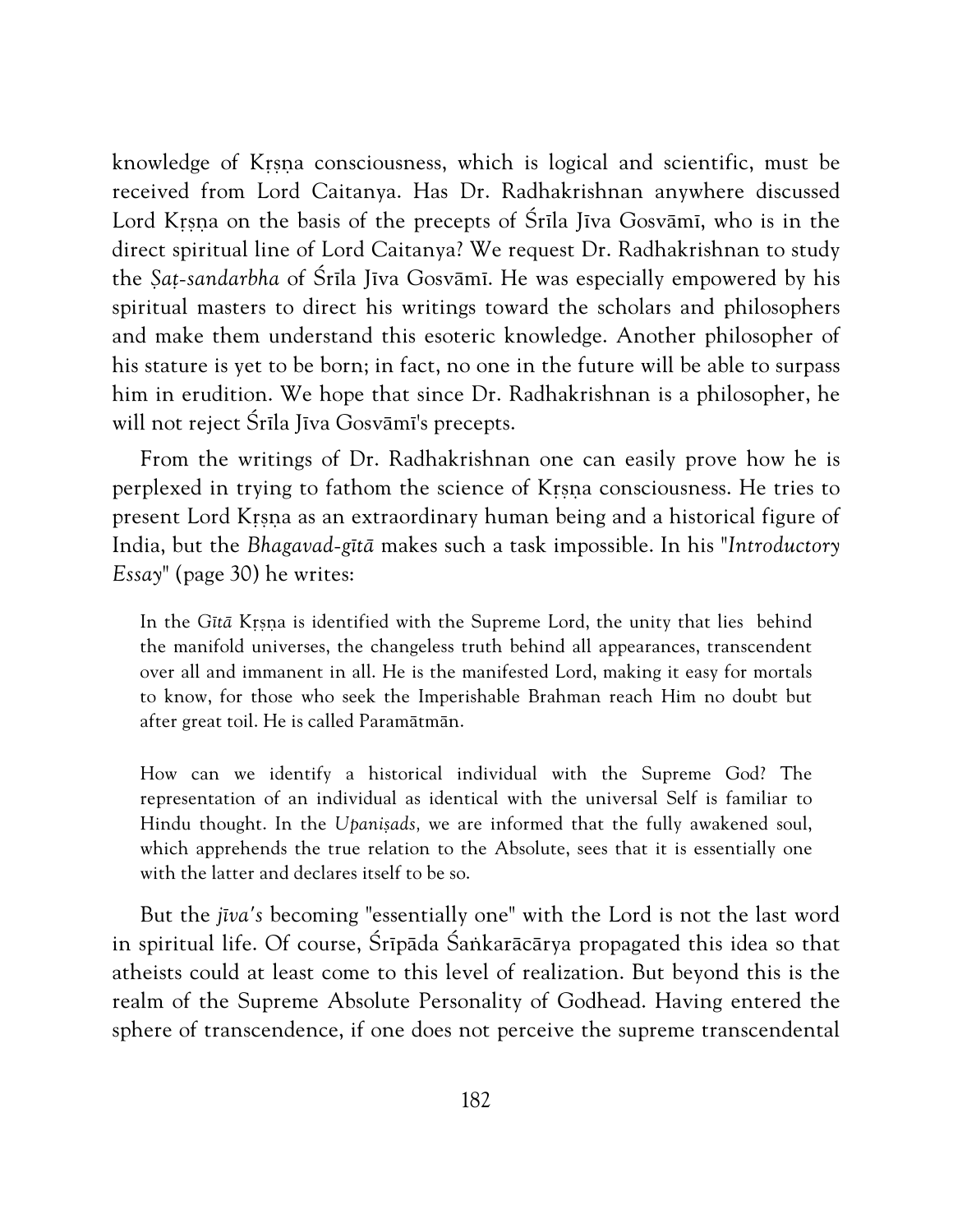knowledge of Kṛṣṇa consciousness, which is logical and scientific, must be received from Lord Caitanya. Has Dr. Radhakrishnan anywhere discussed Lord Kṛṣṇa on the basis of the precepts of Śrīla Jīva Gosvāmī, who is in the direct spiritual line of Lord Caitanya? We request Dr. Radhakrishnan to study the *Ṣaṭ-sandarbha* of Śrīla Jīva Gosvāmī. He was especially empowered by his spiritual masters to direct his writings toward the scholars and philosophers and make them understand this esoteric knowledge. Another philosopher of his stature is yet to be born; in fact, no one in the future will be able to surpass him in erudition. We hope that since Dr. Radhakrishnan is a philosopher, he will not reject Śrīla Jīva Gosvāmī's precepts.

From the writings of Dr. Radhakrishnan one can easily prove how he is perplexed in trying to fathom the science of Kṛṣṇa consciousness. He tries to present Lord Kṛṣṇa as an extraordinary human being and a historical figure of India, but the *Bhagavad-gītā* makes such a task impossible. In his "*Introductory Essay*" (page 30) he writes:

> In the *Gītā* Kṛṣṇa is identified with the Supreme Lord, the unity that lies behind the manifold universes, the changeless truth behind all appearances, transcendent over all and immanent in all. He is the manifested Lord, making it easy for mortals to know, for those who seek the Imperishable Brahman reach Him no doubt but after great toil. He is called Paramātmān.
>
> How can we identify a historical individual with the Supreme God? The representation of an individual as identical with the universal Self is familiar to Hindu thought. In the *Upaniṣads,* we are informed that the fully awakened soul, which apprehends the true relation to the Absolute, sees that it is essentially one with the latter and declares itself to be so.

But the *jīva's* becoming "essentially one" with the Lord is not the last word in spiritual life. Of course, Śrīpāda Śaṅkarācārya propagated this idea so that atheists could at least come to this level of realization. But beyond this is the realm of the Supreme Absolute Personality of Godhead. Having entered the sphere of transcendence, if one does not perceive the supreme transcendental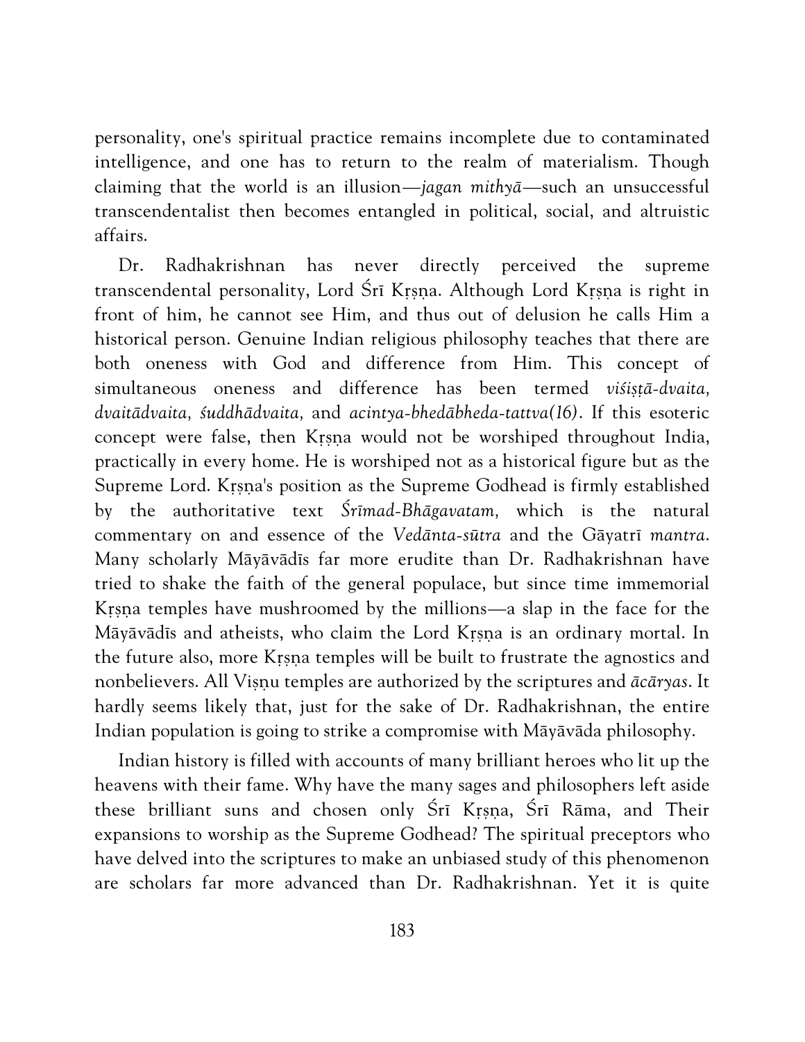personality, one's spiritual practice remains incomplete due to contaminated intelligence, and one has to return to the realm of materialism. Though claiming that the world is an illusion—*jagan mithyā*—such an unsuccessful transcendentalist then becomes entangled in political, social, and altruistic affairs.

Dr. Radhakrishnan has never directly perceived the supreme transcendental personality, Lord Śrī Kṛṣṇa. Although Lord Kṛṣṇa is right in front of him, he cannot see Him, and thus out of delusion he calls Him a historical person. Genuine Indian religious philosophy teaches that there are both oneness with God and difference from Him. This concept of simultaneous oneness and difference has been termed *viśiṣṭā-dvaita, dvaitādvaita, śuddhādvaita,* and *acintya-bhedābheda-tattva(16)*. If this esoteric concept were false, then Kṛṣṇa would not be worshiped throughout India, practically in every home. He is worshiped not as a historical figure but as the Supreme Lord. Kṛṣṇa's position as the Supreme Godhead is firmly established by the authoritative text *Śrīmad-Bhāgavatam,* which is the natural commentary on and essence of the *Vedānta-sūtra* and the Gāyatrī *mantra*. Many scholarly Māyāvādīs far more erudite than Dr. Radhakrishnan have tried to shake the faith of the general populace, but since time immemorial Kṛṣṇa temples have mushroomed by the millions—a slap in the face for the Māyāvādīs and atheists, who claim the Lord Kṛṣṇa is an ordinary mortal. In the future also, more Kṛṣṇa temples will be built to frustrate the agnostics and nonbelievers. All Viṣṇu temples are authorized by the scriptures and *ācāryas*. It hardly seems likely that, just for the sake of Dr. Radhakrishnan, the entire Indian population is going to strike a compromise with Māyāvāda philosophy.

Indian history is filled with accounts of many brilliant heroes who lit up the heavens with their fame. Why have the many sages and philosophers left aside these brilliant suns and chosen only Śrī Kṛṣṇa, Śrī Rāma, and Their expansions to worship as the Supreme Godhead? The spiritual preceptors who have delved into the scriptures to make an unbiased study of this phenomenon are scholars far more advanced than Dr. Radhakrishnan. Yet it is quite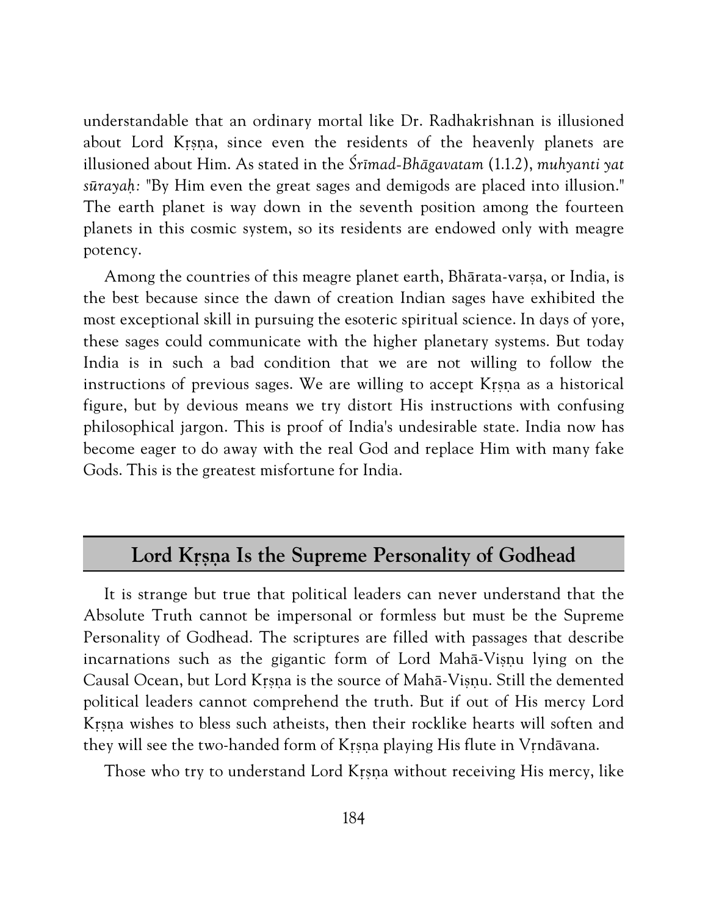understandable that an ordinary mortal like Dr. Radhakrishnan is illusioned about Lord Kṛṣṇa, since even the residents of the heavenly planets are illusioned about Him. As stated in the *Śrīmad-Bhāgavatam* (1.1.2), *muhyanti yat sūrayaḥ:* "By Him even the great sages and demigods are placed into illusion." The earth planet is way down in the seventh position among the fourteen planets in this cosmic system, so its residents are endowed only with meagre potency.

Among the countries of this meagre planet earth, Bhārata-varṣa, or India, is the best because since the dawn of creation Indian sages have exhibited the most exceptional skill in pursuing the esoteric spiritual science. In days of yore, these sages could communicate with the higher planetary systems. But today India is in such a bad condition that we are not willing to follow the instructions of previous sages. We are willing to accept Kṛṣṇa as a historical figure, but by devious means we try distort His instructions with confusing philosophical jargon. This is proof of India's undesirable state. India now has become eager to do away with the real God and replace Him with many fake Gods. This is the greatest misfortune for India.

## Lord Kṛṣṇa Is the Supreme Personality of Godhead

It is strange but true that political leaders can never understand that the Absolute Truth cannot be impersonal or formless but must be the Supreme Personality of Godhead. The scriptures are filled with passages that describe incarnations such as the gigantic form of Lord Mahā-Viṣṇu lying on the Causal Ocean, but Lord Kṛṣṇa is the source of Mahā-Viṣṇu. Still the demented political leaders cannot comprehend the truth. But if out of His mercy Lord Kṛṣṇa wishes to bless such atheists, then their rocklike hearts will soften and they will see the two-handed form of Kṛṣṇa playing His flute in Vṛndāvana.

Those who try to understand Lord Kṛṣṇa without receiving His mercy, like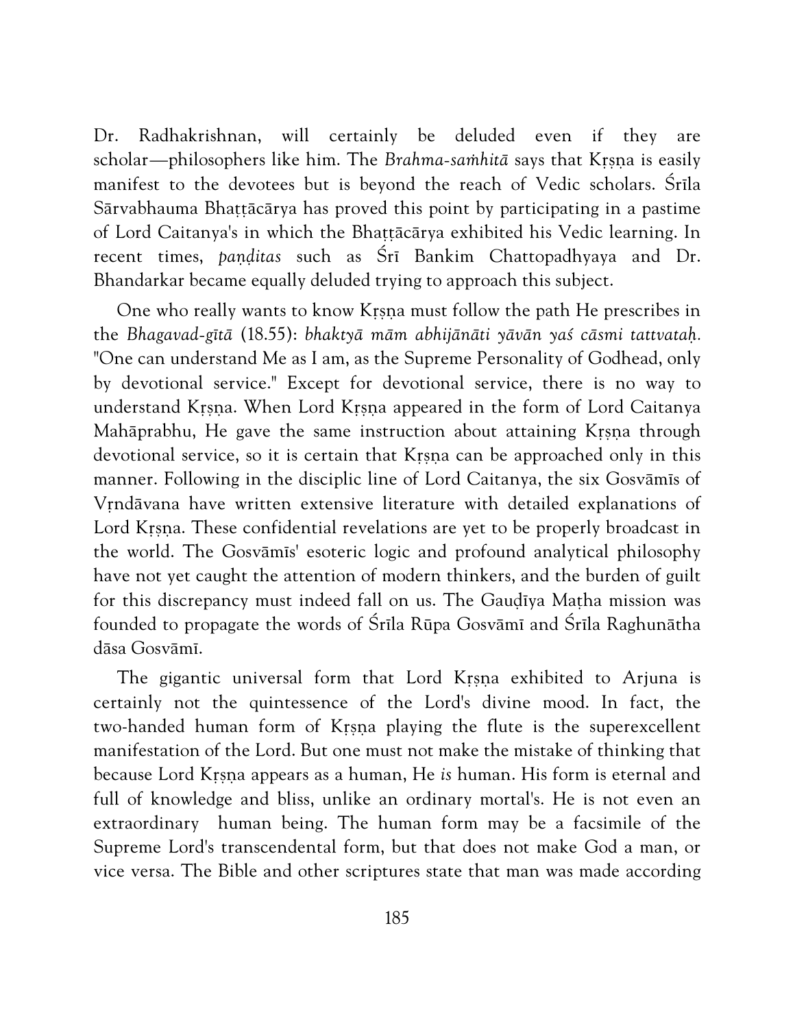Dr. Radhakrishnan, will certainly be deluded even if they are scholar—philosophers like him. The *Brahma-saṁhitā* says that Kṛṣṇa is easily manifest to the devotees but is beyond the reach of Vedic scholars. Śrīla Sārvabhauma Bhaṭṭācārya has proved this point by participating in a pastime of Lord Caitanya's in which the Bhaṭṭācārya exhibited his Vedic learning. In recent times, *paṇḍitas* such as Śrī Bankim Chattopadhyaya and Dr. Bhandarkar became equally deluded trying to approach this subject.

One who really wants to know Kṛṣṇa must follow the path He prescribes in the *Bhagavad-gītā* (18.55): *bhaktyā mām abhijānāti yāvān yaś cāsmi tattvataḥ.* "One can understand Me as I am, as the Supreme Personality of Godhead, only by devotional service." Except for devotional service, there is no way to understand Kṛṣṇa. When Lord Kṛṣṇa appeared in the form of Lord Caitanya Mahāprabhu, He gave the same instruction about attaining Kṛṣṇa through devotional service, so it is certain that Kṛṣṇa can be approached only in this manner. Following in the disciplic line of Lord Caitanya, the six Gosvāmīs of Vṛndāvana have written extensive literature with detailed explanations of Lord Kṛṣṇa. These confidential revelations are yet to be properly broadcast in the world. The Gosvāmīs' esoteric logic and profound analytical philosophy have not yet caught the attention of modern thinkers, and the burden of guilt for this discrepancy must indeed fall on us. The Gauḍīya Maṭha mission was founded to propagate the words of Śrīla Rūpa Gosvāmī and Śrīla Raghunātha dāsa Gosvāmī.

The gigantic universal form that Lord Kṛṣṇa exhibited to Arjuna is certainly not the quintessence of the Lord's divine mood. In fact, the two-handed human form of Kṛṣṇa playing the flute is the superexcellent manifestation of the Lord. But one must not make the mistake of thinking that because Lord Kṛṣṇa appears as a human, He *is* human. His form is eternal and full of knowledge and bliss, unlike an ordinary mortal's. He is not even an extraordinary human being. The human form may be a facsimile of the Supreme Lord's transcendental form, but that does not make God a man, or vice versa. The Bible and other scriptures state that man was made according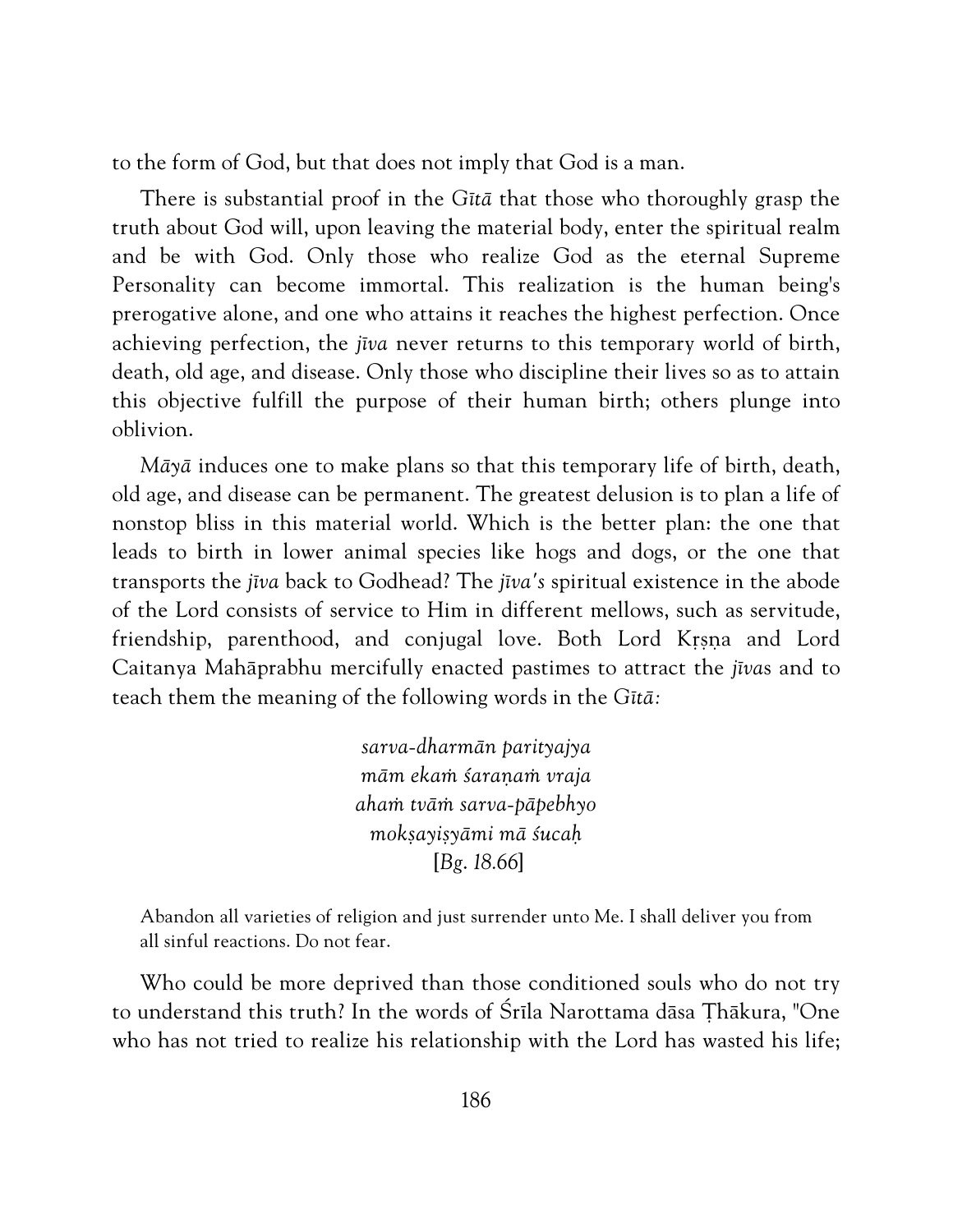to the form of God, but that does not imply that God is a man.

There is substantial proof in the *Gītā* that those who thoroughly grasp the truth about God will, upon leaving the material body, enter the spiritual realm and be with God. Only those who realize God as the eternal Supreme Personality can become immortal. This realization is the human being's prerogative alone, and one who attains it reaches the highest perfection. Once achieving perfection, the *jīva* never returns to this temporary world of birth, death, old age, and disease. Only those who discipline their lives so as to attain this objective fulfill the purpose of their human birth; others plunge into oblivion.

*Māyā* induces one to make plans so that this temporary life of birth, death, old age, and disease can be permanent. The greatest delusion is to plan a life of nonstop bliss in this material world. Which is the better plan: the one that leads to birth in lower animal species like hogs and dogs, or the one that transports the *jīva* back to Godhead? The *jīva's* spiritual existence in the abode of the Lord consists of service to Him in different mellows, such as servitude, friendship, parenthood, and conjugal love. Both Lord Kṛṣṇa and Lord Caitanya Mahāprabhu mercifully enacted pastimes to attract the *jīva*s and to teach them the meaning of the following words in the *Gītā:*

*sarva-dharmān parityajya*
*māṁ ekaṁ śaraṇaṁ vraja*
*ahaṁ tvāṁ sarva-pāpebhyo*
*mokṣayiṣyāmi mā śucaḥ*
[*Bg.* 18.66]

Abandon all varieties of religion and just surrender unto Me. I shall deliver you from all sinful reactions. Do not fear.

Who could be more deprived than those conditioned souls who do not try to understand this truth? In the words of Śrīla Narottama dāsa Ṭhākura, "One who has not tried to realize his relationship with the Lord has wasted his life;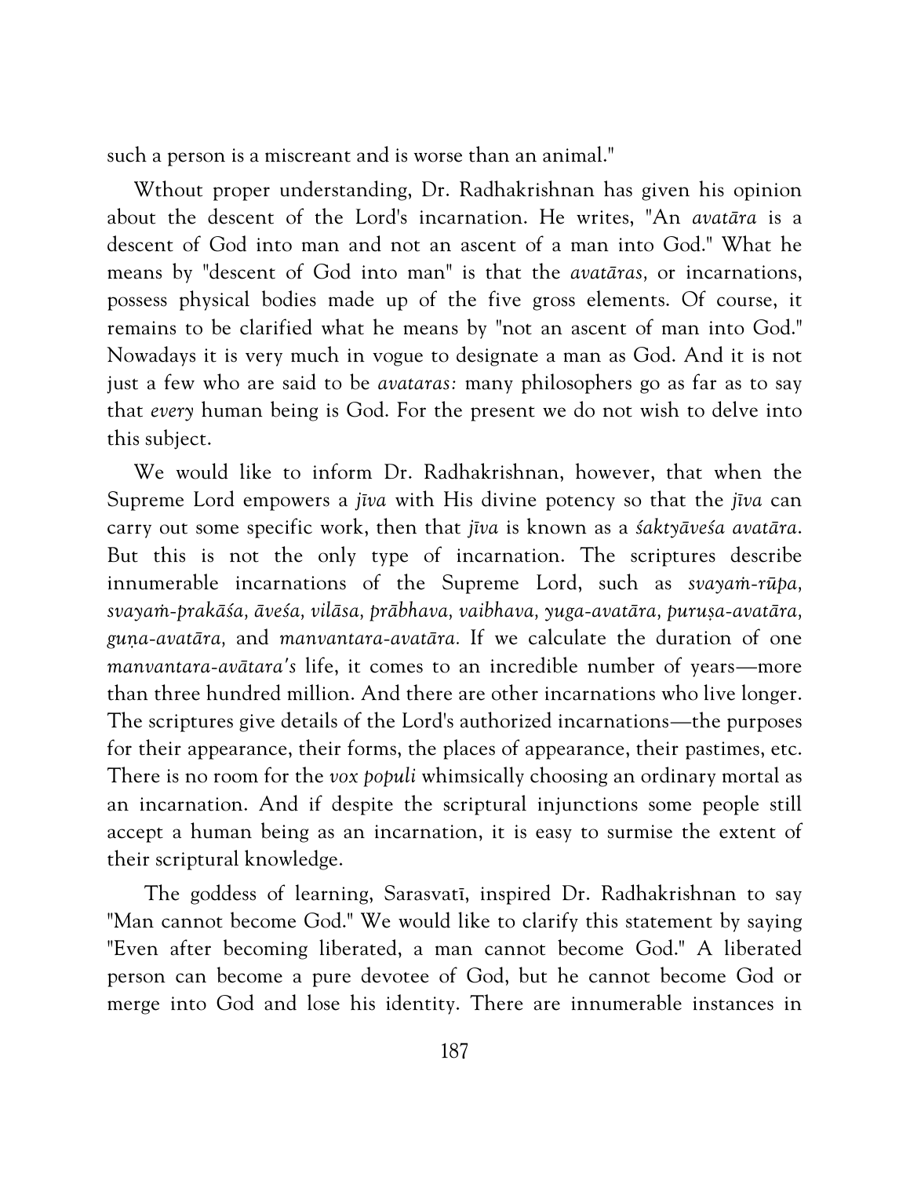such a person is a miscreant and is worse than an animal."

Wthout proper understanding, Dr. Radhakrishnan has given his opinion about the descent of the Lord's incarnation. He writes, "An *avatāra* is a descent of God into man and not an ascent of a man into God." What he means by "descent of God into man" is that the *avatāras,* or incarnations, possess physical bodies made up of the five gross elements. Of course, it remains to be clarified what he means by "not an ascent of man into God." Nowadays it is very much in vogue to designate a man as God. And it is not just a few who are said to be *avataras:* many philosophers go as far as to say that *every* human being is God. For the present we do not wish to delve into this subject.

We would like to inform Dr. Radhakrishnan, however, that when the Supreme Lord empowers a *jīva* with His divine potency so that the *jīva* can carry out some specific work, then that *jīva* is known as a *śaktyāveśa avatāra*. But this is not the only type of incarnation. The scriptures describe innumerable incarnations of the Supreme Lord, such as *svayaṁ-rūpa, svayaṁ-prakāśa, āveśa, vilāsa, prābhava, vaibhava, yuga-avatāra, puruṣa-avatāra, guṇa-avatāra,* and *manvantara-avatāra.* If we calculate the duration of one *manvantara-avātara's* life, it comes to an incredible number of years—more than three hundred million. And there are other incarnations who live longer. The scriptures give details of the Lord's authorized incarnations—the purposes for their appearance, their forms, the places of appearance, their pastimes, etc. There is no room for the *vox populi* whimsically choosing an ordinary mortal as an incarnation. And if despite the scriptural injunctions some people still accept a human being as an incarnation, it is easy to surmise the extent of their scriptural knowledge.

The goddess of learning, Sarasvatī, inspired Dr. Radhakrishnan to say "Man cannot become God." We would like to clarify this statement by saying "Even after becoming liberated, a man cannot become God." A liberated person can become a pure devotee of God, but he cannot become God or merge into God and lose his identity. There are innumerable instances in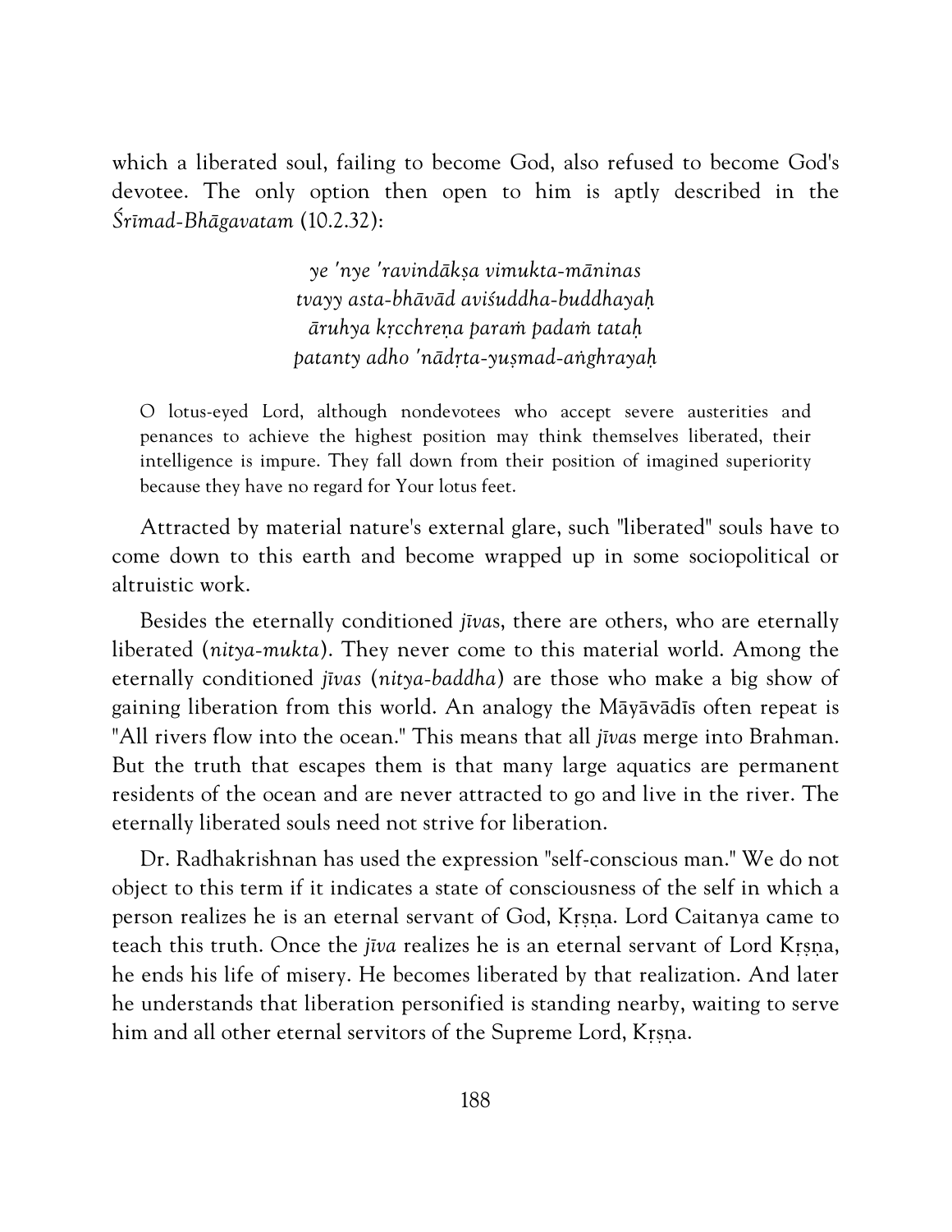which a liberated soul, failing to become God, also refused to become God's devotee. The only option then open to him is aptly described in the *Śrīmad-Bhāgavatam* (10.2.32):

> *ye 'nye 'ravindākṣa vimukta-māninas*
> *tvayy asta-bhāvād aviśuddha-buddhayaḥ*
> *āruhya kṛcchreṇa paraṁ padaṁ tataḥ*
> *patanty adho 'nādṛta-yuṣmad-aṅghrayaḥ*

> O lotus-eyed Lord, although nondevotees who accept severe austerities and penances to achieve the highest position may think themselves liberated, their intelligence is impure. They fall down from their position of imagined superiority because they have no regard for Your lotus feet.

Attracted by material nature's external glare, such "liberated" souls have to come down to this earth and become wrapped up in some sociopolitical or altruistic work.

Besides the eternally conditioned *jīva*s, there are others, who are eternally liberated (*nitya-mukta*). They never come to this material world. Among the eternally conditioned *jīvas* (*nitya-baddha*) are those who make a big show of gaining liberation from this world. An analogy the Māyāvādīs often repeat is "All rivers flow into the ocean." This means that all *jīva*s merge into Brahman. But the truth that escapes them is that many large aquatics are permanent residents of the ocean and are never attracted to go and live in the river. The eternally liberated souls need not strive for liberation.

Dr. Radhakrishnan has used the expression "self-conscious man." We do not object to this term if it indicates a state of consciousness of the self in which a person realizes he is an eternal servant of God, Kṛṣṇa. Lord Caitanya came to teach this truth. Once the *jīva* realizes he is an eternal servant of Lord Kṛṣṇa, he ends his life of misery. He becomes liberated by that realization. And later he understands that liberation personified is standing nearby, waiting to serve him and all other eternal servitors of the Supreme Lord, Kṛṣṇa.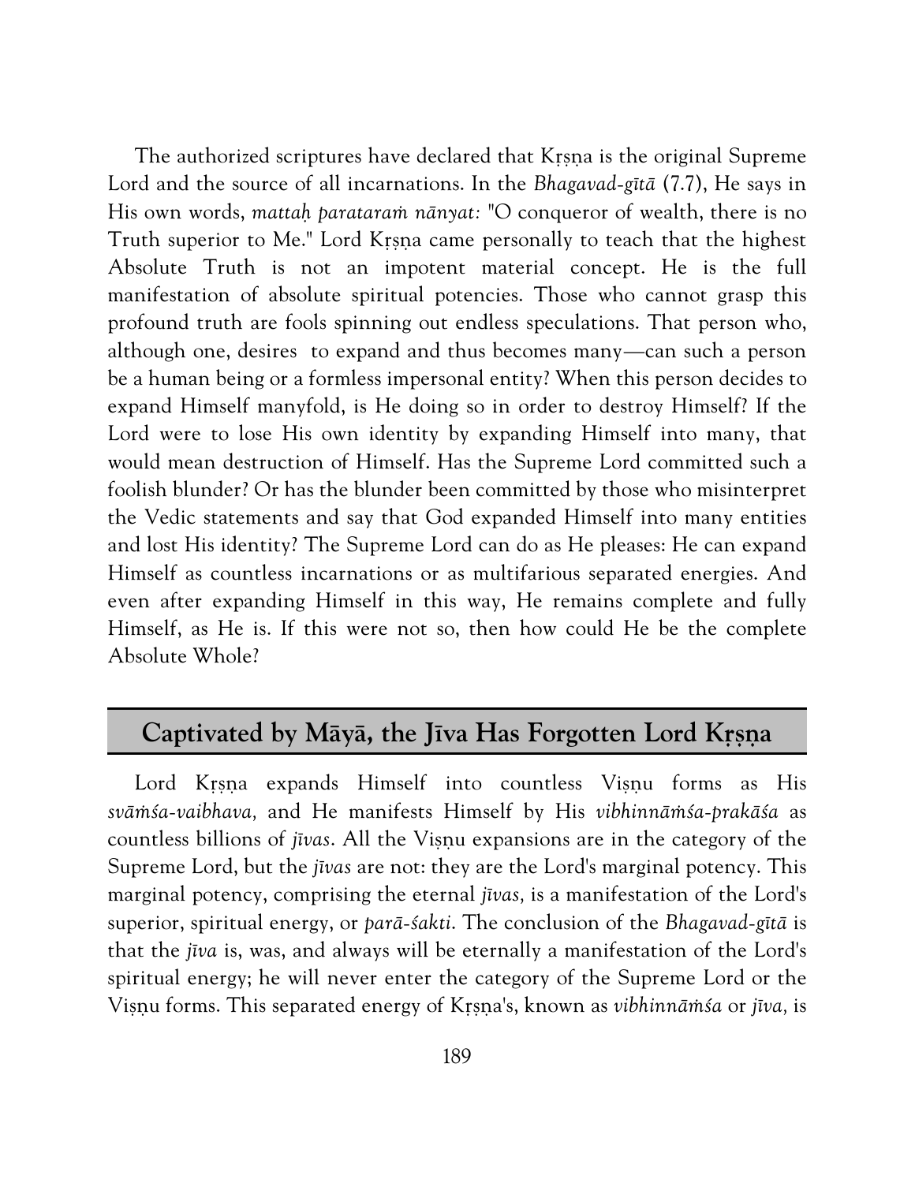The authorized scriptures have declared that Kṛṣṇa is the original Supreme Lord and the source of all incarnations. In the *Bhagavad-gītā* (7.7), He says in His own words, *mattaḥ parataraṁ nānyat:* "O conqueror of wealth, there is no Truth superior to Me." Lord Kṛṣṇa came personally to teach that the highest Absolute Truth is not an impotent material concept. He is the full manifestation of absolute spiritual potencies. Those who cannot grasp this profound truth are fools spinning out endless speculations. That person who, although one, desires to expand and thus becomes many—can such a person be a human being or a formless impersonal entity? When this person decides to expand Himself manyfold, is He doing so in order to destroy Himself? If the Lord were to lose His own identity by expanding Himself into many, that would mean destruction of Himself. Has the Supreme Lord committed such a foolish blunder? Or has the blunder been committed by those who misinterpret the Vedic statements and say that God expanded Himself into many entities and lost His identity? The Supreme Lord can do as He pleases: He can expand Himself as countless incarnations or as multifarious separated energies. And even after expanding Himself in this way, He remains complete and fully Himself, as He is. If this were not so, then how could He be the complete Absolute Whole?

## Captivated by Māyā, the Jīva Has Forgotten Lord Kṛṣṇa

Lord Kṛṣṇa expands Himself into countless Viṣṇu forms as His *svāṁśa-vaibhava,* and He manifests Himself by His *vibhinnāṁśa-prakāśa* as countless billions of *jīvas*. All the Viṣṇu expansions are in the category of the Supreme Lord, but the *jīvas* are not: they are the Lord's marginal potency. This marginal potency, comprising the eternal *jīvas,* is a manifestation of the Lord's superior, spiritual energy, or *parā-śakti*. The conclusion of the *Bhagavad-gītā* is that the *jīva* is, was, and always will be eternally a manifestation of the Lord's spiritual energy; he will never enter the category of the Supreme Lord or the Viṣṇu forms. This separated energy of Kṛṣṇa's, known as *vibhinnāṁśa* or *jīva,* is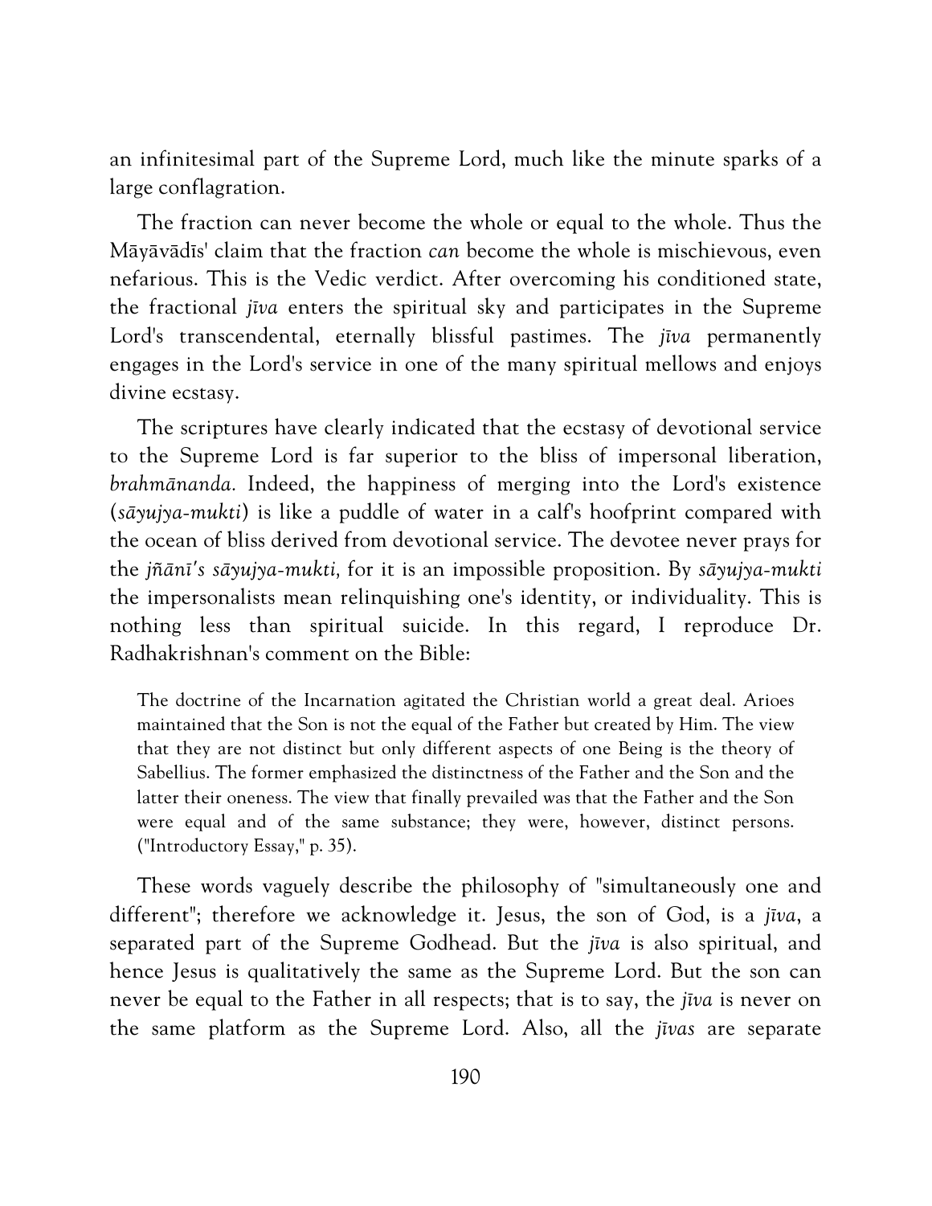an infinitesimal part of the Supreme Lord, much like the minute sparks of a large conflagration.

The fraction can never become the whole or equal to the whole. Thus the Māyāvādīs' claim that the fraction *can* become the whole is mischievous, even nefarious. This is the Vedic verdict. After overcoming his conditioned state, the fractional *jīva* enters the spiritual sky and participates in the Supreme Lord's transcendental, eternally blissful pastimes. The *jīva* permanently engages in the Lord's service in one of the many spiritual mellows and enjoys divine ecstasy.

The scriptures have clearly indicated that the ecstasy of devotional service to the Supreme Lord is far superior to the bliss of impersonal liberation, *brahmānanda.* Indeed, the happiness of merging into the Lord's existence (*sāyujya-mukti*) is like a puddle of water in a calf's hoofprint compared with the ocean of bliss derived from devotional service. The devotee never prays for the *jñānī's sāyujya-mukti,* for it is an impossible proposition. By *sāyujya-mukti* the impersonalists mean relinquishing one's identity, or individuality. This is nothing less than spiritual suicide. In this regard, I reproduce Dr. Radhakrishnan's comment on the Bible:

> The doctrine of the Incarnation agitated the Christian world a great deal. Arioes maintained that the Son is not the equal of the Father but created by Him. The view that they are not distinct but only different aspects of one Being is the theory of Sabellius. The former emphasized the distinctness of the Father and the Son and the latter their oneness. The view that finally prevailed was that the Father and the Son were equal and of the same substance; they were, however, distinct persons. ("Introductory Essay," p. 35).

These words vaguely describe the philosophy of "simultaneously one and different"; therefore we acknowledge it. Jesus, the son of God, is a *jīva*, a separated part of the Supreme Godhead. But the *jīva* is also spiritual, and hence Jesus is qualitatively the same as the Supreme Lord. But the son can never be equal to the Father in all respects; that is to say, the *jīva* is never on the same platform as the Supreme Lord. Also, all the *jīvas* are separate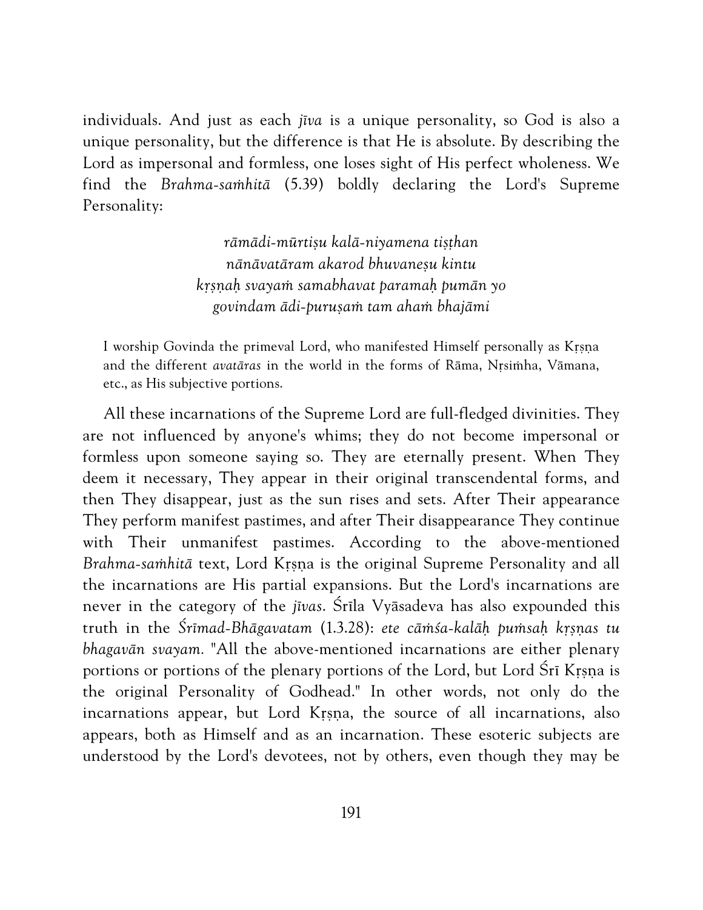individuals. And just as each *jīva* is a unique personality, so God is also a unique personality, but the difference is that He is absolute. By describing the Lord as impersonal and formless, one loses sight of His perfect wholeness. We find the *Brahma-saṁhitā* (5.39) boldly declaring the Lord's Supreme Personality:

> *rāmādi-mūrtiṣu kalā-niyamena tiṣṭhan*
> *nānāvatāram akarod bhuvaneṣu kintu*
> *kṛṣṇaḥ svayaṁ samabhavat paramaḥ pumān yo*
> *govindam ādi-puruṣaṁ tam ahaṁ bhajāmi*

> I worship Govinda the primeval Lord, who manifested Himself personally as Kṛṣṇa and the different *avatāras* in the world in the forms of Rāma, Nṛsiṁha, Vāmana, etc., as His subjective portions.

All these incarnations of the Supreme Lord are full-fledged divinities. They are not influenced by anyone's whims; they do not become impersonal or formless upon someone saying so. They are eternally present. When They deem it necessary, They appear in their original transcendental forms, and then They disappear, just as the sun rises and sets. After Their appearance They perform manifest pastimes, and after Their disappearance They continue with Their unmanifest pastimes. According to the above-mentioned *Brahma-saṁhitā* text, Lord Kṛṣṇa is the original Supreme Personality and all the incarnations are His partial expansions. But the Lord's incarnations are never in the category of the *jīvas*. Śrīla Vyāsadeva has also expounded this truth in the *Śrīmad-Bhāgavatam* (1.3.28): *ete cāṁśa-kalāḥ puṁsaḥ kṛṣṇas tu bhagavān svayam.* "All the above-mentioned incarnations are either plenary portions or portions of the plenary portions of the Lord, but Lord Śrī Kṛṣṇa is the original Personality of Godhead." In other words, not only do the incarnations appear, but Lord Kṛṣṇa, the source of all incarnations, also appears, both as Himself and as an incarnation. These esoteric subjects are understood by the Lord's devotees, not by others, even though they may be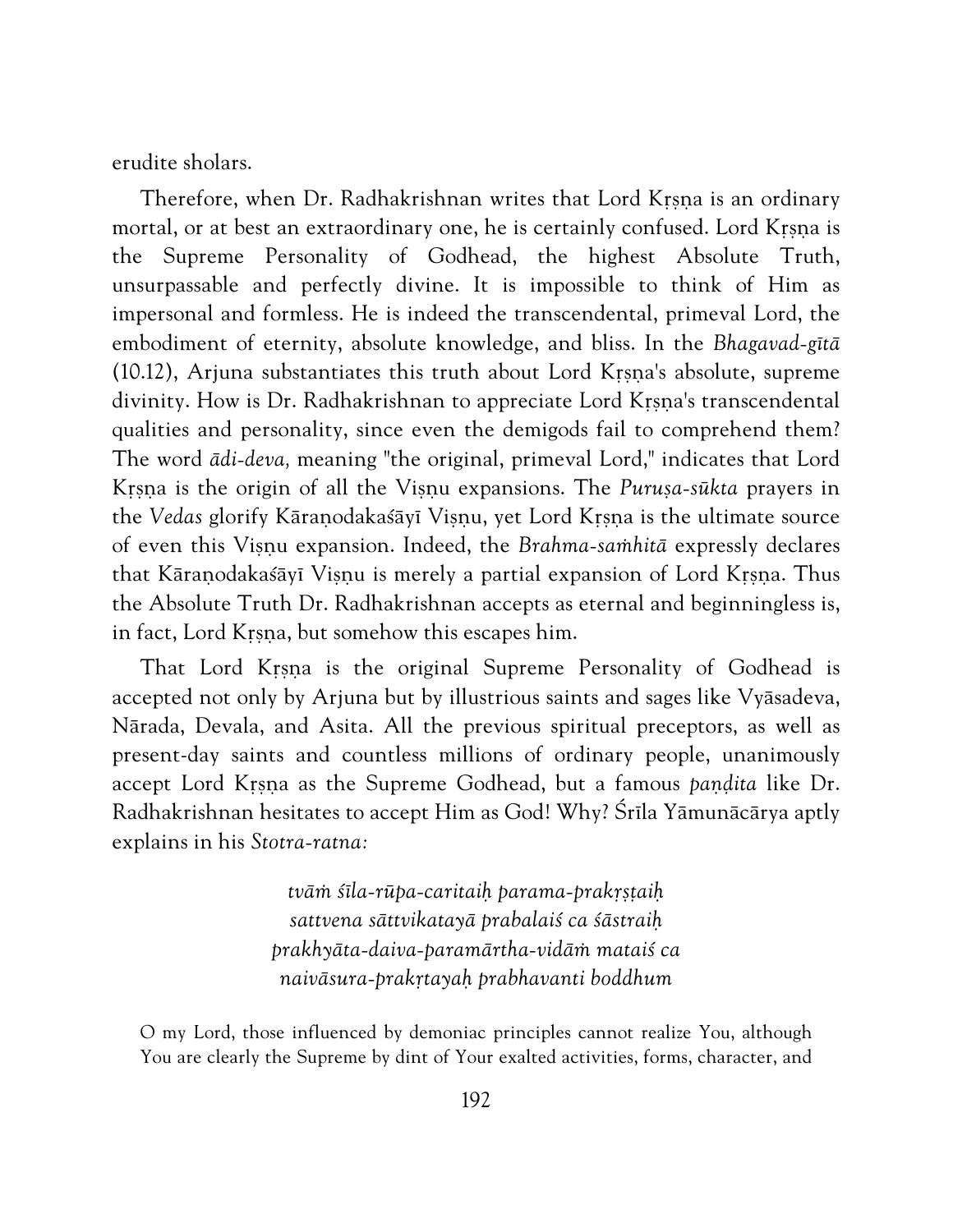erudite sholars.

Therefore, when Dr. Radhakrishnan writes that Lord Kṛṣṇa is an ordinary mortal, or at best an extraordinary one, he is certainly confused. Lord Kṛṣṇa is the Supreme Personality of Godhead, the highest Absolute Truth, unsurpassable and perfectly divine. It is impossible to think of Him as impersonal and formless. He is indeed the transcendental, primeval Lord, the embodiment of eternity, absolute knowledge, and bliss. In the *Bhagavad-gītā* (10.12), Arjuna substantiates this truth about Lord Kṛṣṇa's absolute, supreme divinity. How is Dr. Radhakrishnan to appreciate Lord Kṛṣṇa's transcendental qualities and personality, since even the demigods fail to comprehend them? The word *ādi-deva,* meaning "the original, primeval Lord," indicates that Lord Kṛṣṇa is the origin of all the Viṣṇu expansions. The *Puruṣa-sūkta* prayers in the *Vedas* glorify Kāraṇodakaśāyī Viṣṇu, yet Lord Kṛṣṇa is the ultimate source of even this Viṣṇu expansion. Indeed, the *Brahma-saṁhitā* expressly declares that Kāraṇodakaśāyī Viṣṇu is merely a partial expansion of Lord Kṛṣṇa. Thus the Absolute Truth Dr. Radhakrishnan accepts as eternal and beginningless is, in fact, Lord Kṛṣṇa, but somehow this escapes him.

That Lord Kṛṣṇa is the original Supreme Personality of Godhead is accepted not only by Arjuna but by illustrious saints and sages like Vyāsadeva, Nārada, Devala, and Asita. All the previous spiritual preceptors, as well as present-day saints and countless millions of ordinary people, unanimously accept Lord Kṛṣṇa as the Supreme Godhead, but a famous *paṇḍita* like Dr. Radhakrishnan hesitates to accept Him as God! Why? Śrīla Yāmunācārya aptly explains in his *Stotra-ratna:*

*tvāṁ śīla-rūpa-caritaiḥ parama-prakṛṣṭaiḥ*
*sattvena sāttvikatayā prabalaiś ca śāstraiḥ*
*prakhyāta-daiva-paramārtha-vidāṁ mataiś ca*
*naivāsura-prakṛtayaḥ prabhavanti boddhum*

O my Lord, those influenced by demoniac principles cannot realize You, although You are clearly the Supreme by dint of Your exalted activities, forms, character, and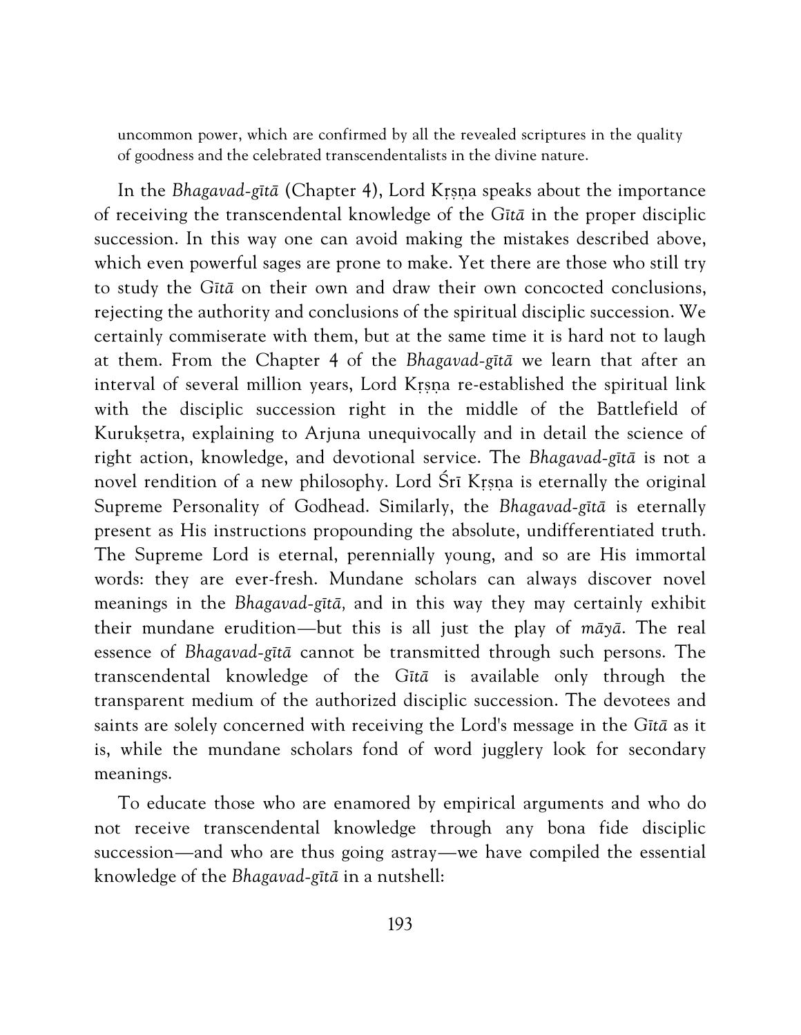uncommon power, which are confirmed by all the revealed scriptures in the quality of goodness and the celebrated transcendentalists in the divine nature.

In the *Bhagavad-gītā* (Chapter 4), Lord Kṛṣṇa speaks about the importance of receiving the transcendental knowledge of the *Gītā* in the proper disciplic succession. In this way one can avoid making the mistakes described above, which even powerful sages are prone to make. Yet there are those who still try to study the *Gītā* on their own and draw their own concocted conclusions, rejecting the authority and conclusions of the spiritual disciplic succession. We certainly commiserate with them, but at the same time it is hard not to laugh at them. From the Chapter 4 of the *Bhagavad-gītā* we learn that after an interval of several million years, Lord Kṛṣṇa re-established the spiritual link with the disciplic succession right in the middle of the Battlefield of Kurukṣetra, explaining to Arjuna unequivocally and in detail the science of right action, knowledge, and devotional service. The *Bhagavad-gītā* is not a novel rendition of a new philosophy. Lord Śrī Kṛṣṇa is eternally the original Supreme Personality of Godhead. Similarly, the *Bhagavad-gītā* is eternally present as His instructions propounding the absolute, undifferentiated truth. The Supreme Lord is eternal, perennially young, and so are His immortal words: they are ever-fresh. Mundane scholars can always discover novel meanings in the *Bhagavad-gītā,* and in this way they may certainly exhibit their mundane erudition—but this is all just the play of *māyā*. The real essence of *Bhagavad-gītā* cannot be transmitted through such persons. The transcendental knowledge of the *Gītā* is available only through the transparent medium of the authorized disciplic succession. The devotees and saints are solely concerned with receiving the Lord's message in the *Gītā* as it is, while the mundane scholars fond of word jugglery look for secondary meanings.

To educate those who are enamored by empirical arguments and who do not receive transcendental knowledge through any bona fide disciplic succession—and who are thus going astray—we have compiled the essential knowledge of the *Bhagavad-gītā* in a nutshell: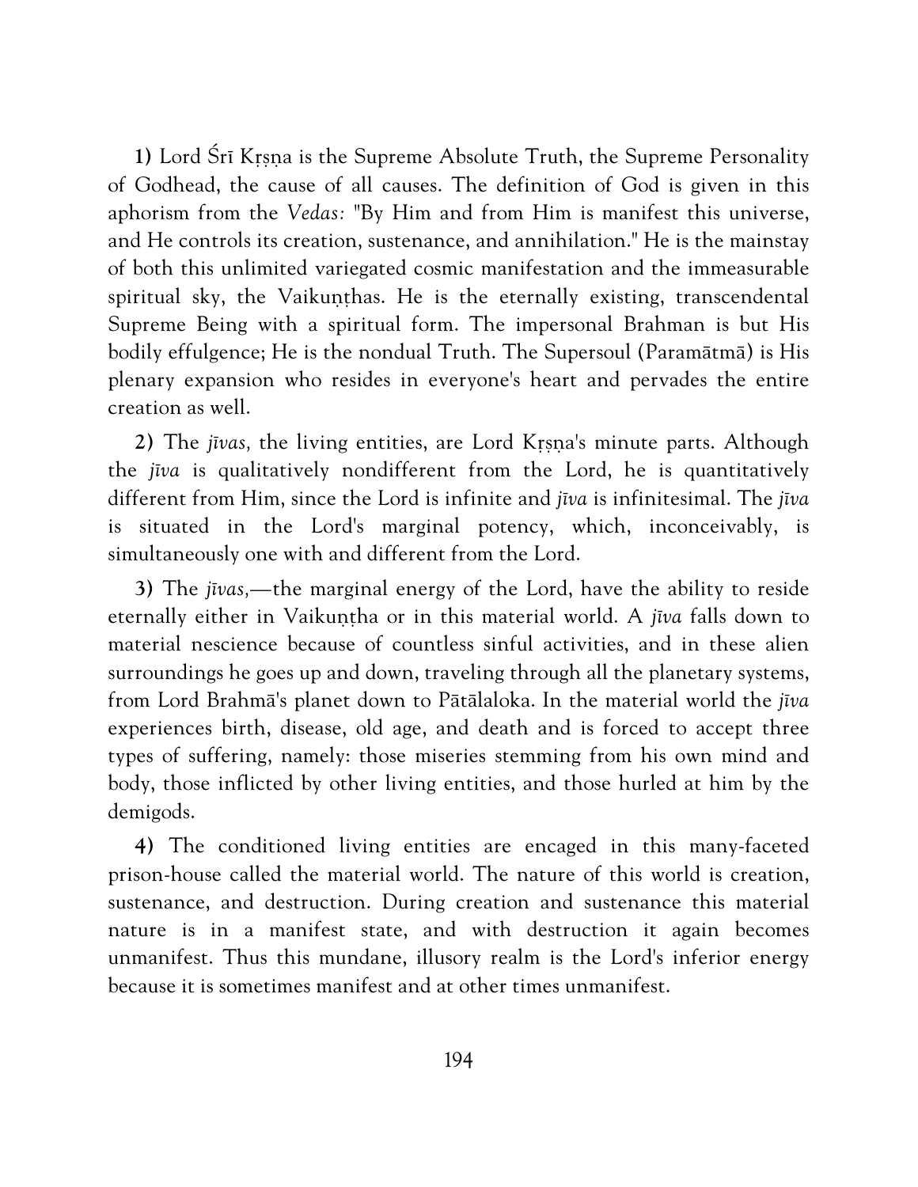**1)** Lord Śrī Kṛṣṇa is the Supreme Absolute Truth, the Supreme Personality of Godhead, the cause of all causes. The definition of God is given in this aphorism from the *Vedas:* "By Him and from Him is manifest this universe, and He controls its creation, sustenance, and annihilation." He is the mainstay of both this unlimited variegated cosmic manifestation and the immeasurable spiritual sky, the Vaikuṇṭhas. He is the eternally existing, transcendental Supreme Being with a spiritual form. The impersonal Brahman is but His bodily effulgence; He is the nondual Truth. The Supersoul (Paramātmā) is His plenary expansion who resides in everyone's heart and pervades the entire creation as well.

**2)** The *jīvas,* the living entities, are Lord Kṛṣṇa's minute parts. Although the *jīva* is qualitatively nondifferent from the Lord, he is quantitatively different from Him, since the Lord is infinite and *jīva* is infinitesimal. The *jīva* is situated in the Lord's marginal potency, which, inconceivably, is simultaneously one with and different from the Lord.

**3)** The *jīvas,*—the marginal energy of the Lord, have the ability to reside eternally either in Vaikuṇṭha or in this material world. A *jīva* falls down to material nescience because of countless sinful activities, and in these alien surroundings he goes up and down, traveling through all the planetary systems, from Lord Brahmā's planet down to Pātālaloka. In the material world the *jīva* experiences birth, disease, old age, and death and is forced to accept three types of suffering, namely: those miseries stemming from his own mind and body, those inflicted by other living entities, and those hurled at him by the demigods.

**4)** The conditioned living entities are encaged in this many-faceted prison-house called the material world. The nature of this world is creation, sustenance, and destruction. During creation and sustenance this material nature is in a manifest state, and with destruction it again becomes unmanifest. Thus this mundane, illusory realm is the Lord's inferior energy because it is sometimes manifest and at other times unmanifest.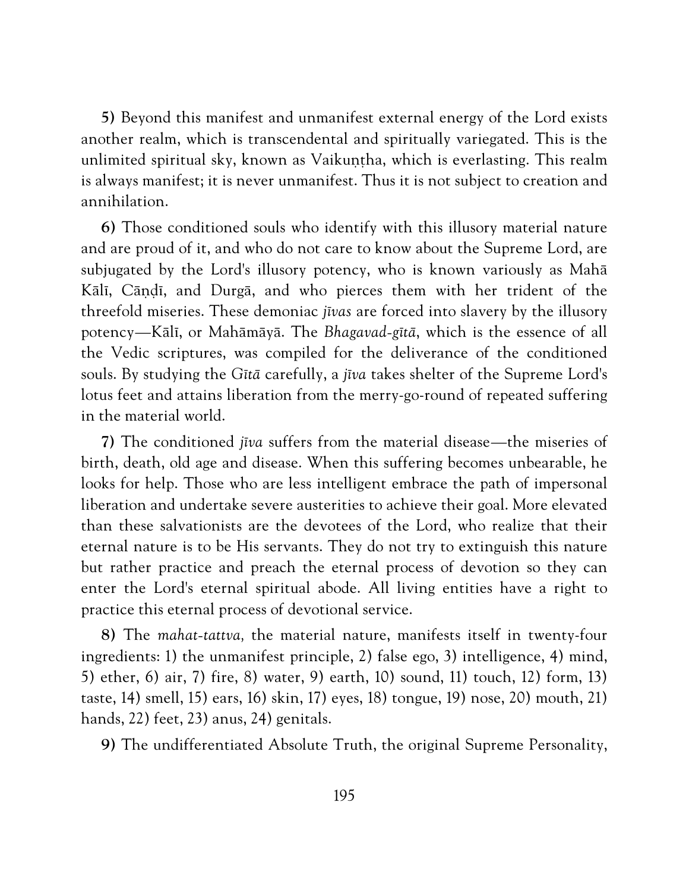**5)** Beyond this manifest and unmanifest external energy of the Lord exists another realm, which is transcendental and spiritually variegated. This is the unlimited spiritual sky, known as Vaikuṇṭha, which is everlasting. This realm is always manifest; it is never unmanifest. Thus it is not subject to creation and annihilation.

**6)** Those conditioned souls who identify with this illusory material nature and are proud of it, and who do not care to know about the Supreme Lord, are subjugated by the Lord's illusory potency, who is known variously as Mahā Kālī, Cāṇḍī, and Durgā, and who pierces them with her trident of the threefold miseries. These demoniac *jīvas* are forced into slavery by the illusory potency—Kālī, or Mahāmāyā. The *Bhagavad-gītā*, which is the essence of all the Vedic scriptures, was compiled for the deliverance of the conditioned souls. By studying the *Gītā* carefully, a *jīva* takes shelter of the Supreme Lord's lotus feet and attains liberation from the merry-go-round of repeated suffering in the material world.

**7)** The conditioned *jīva* suffers from the material disease—the miseries of birth, death, old age and disease. When this suffering becomes unbearable, he looks for help. Those who are less intelligent embrace the path of impersonal liberation and undertake severe austerities to achieve their goal. More elevated than these salvationists are the devotees of the Lord, who realize that their eternal nature is to be His servants. They do not try to extinguish this nature but rather practice and preach the eternal process of devotion so they can enter the Lord's eternal spiritual abode. All living entities have a right to practice this eternal process of devotional service.

**8)** The *mahat-tattva,* the material nature, manifests itself in twenty-four ingredients: 1) the unmanifest principle, 2) false ego, 3) intelligence, 4) mind, 5) ether, 6) air, 7) fire, 8) water, 9) earth, 10) sound, 11) touch, 12) form, 13) taste, 14) smell, 15) ears, 16) skin, 17) eyes, 18) tongue, 19) nose, 20) mouth, 21) hands, 22) feet, 23) anus, 24) genitals.

**9)** The undifferentiated Absolute Truth, the original Supreme Personality,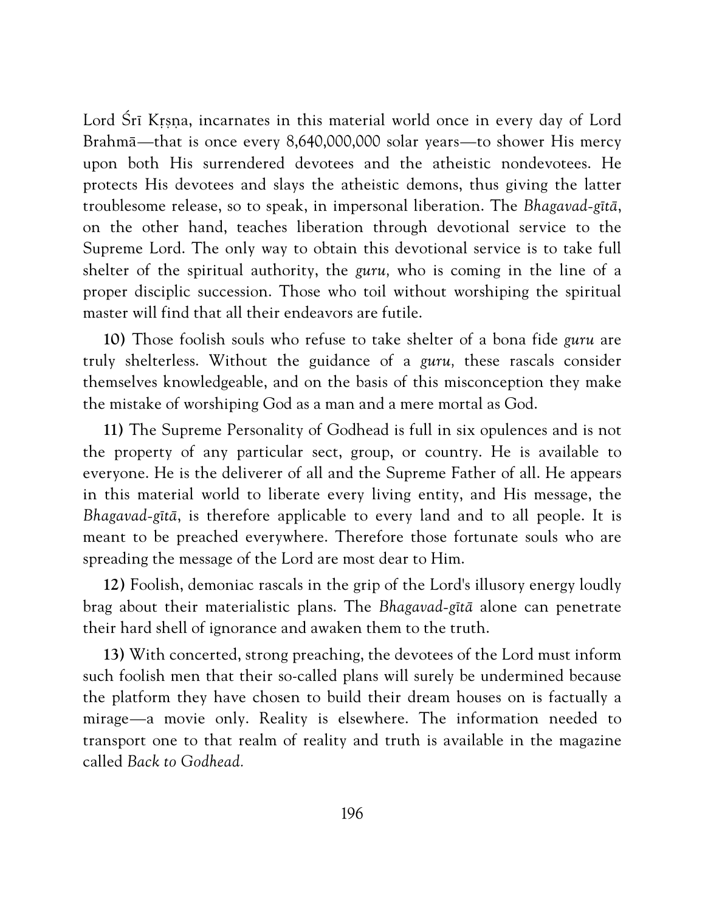Lord Śrī Kṛṣṇa, incarnates in this material world once in every day of Lord Brahmā—that is once every 8,640,000,000 solar years—to shower His mercy upon both His surrendered devotees and the atheistic nondevotees. He protects His devotees and slays the atheistic demons, thus giving the latter troublesome release, so to speak, in impersonal liberation. The *Bhagavad-gītā*, on the other hand, teaches liberation through devotional service to the Supreme Lord. The only way to obtain this devotional service is to take full shelter of the spiritual authority, the *guru,* who is coming in the line of a proper disciplic succession. Those who toil without worshiping the spiritual master will find that all their endeavors are futile.

**10)** Those foolish souls who refuse to take shelter of a bona fide *guru* are truly shelterless. Without the guidance of a *guru,* these rascals consider themselves knowledgeable, and on the basis of this misconception they make the mistake of worshiping God as a man and a mere mortal as God.

**11)** The Supreme Personality of Godhead is full in six opulences and is not the property of any particular sect, group, or country. He is available to everyone. He is the deliverer of all and the Supreme Father of all. He appears in this material world to liberate every living entity, and His message, the *Bhagavad-gītā*, is therefore applicable to every land and to all people. It is meant to be preached everywhere. Therefore those fortunate souls who are spreading the message of the Lord are most dear to Him.

**12)** Foolish, demoniac rascals in the grip of the Lord's illusory energy loudly brag about their materialistic plans. The *Bhagavad-gītā* alone can penetrate their hard shell of ignorance and awaken them to the truth.

**13)** With concerted, strong preaching, the devotees of the Lord must inform such foolish men that their so-called plans will surely be undermined because the platform they have chosen to build their dream houses on is factually a mirage—a movie only. Reality is elsewhere. The information needed to transport one to that realm of reality and truth is available in the magazine called *Back to Godhead.*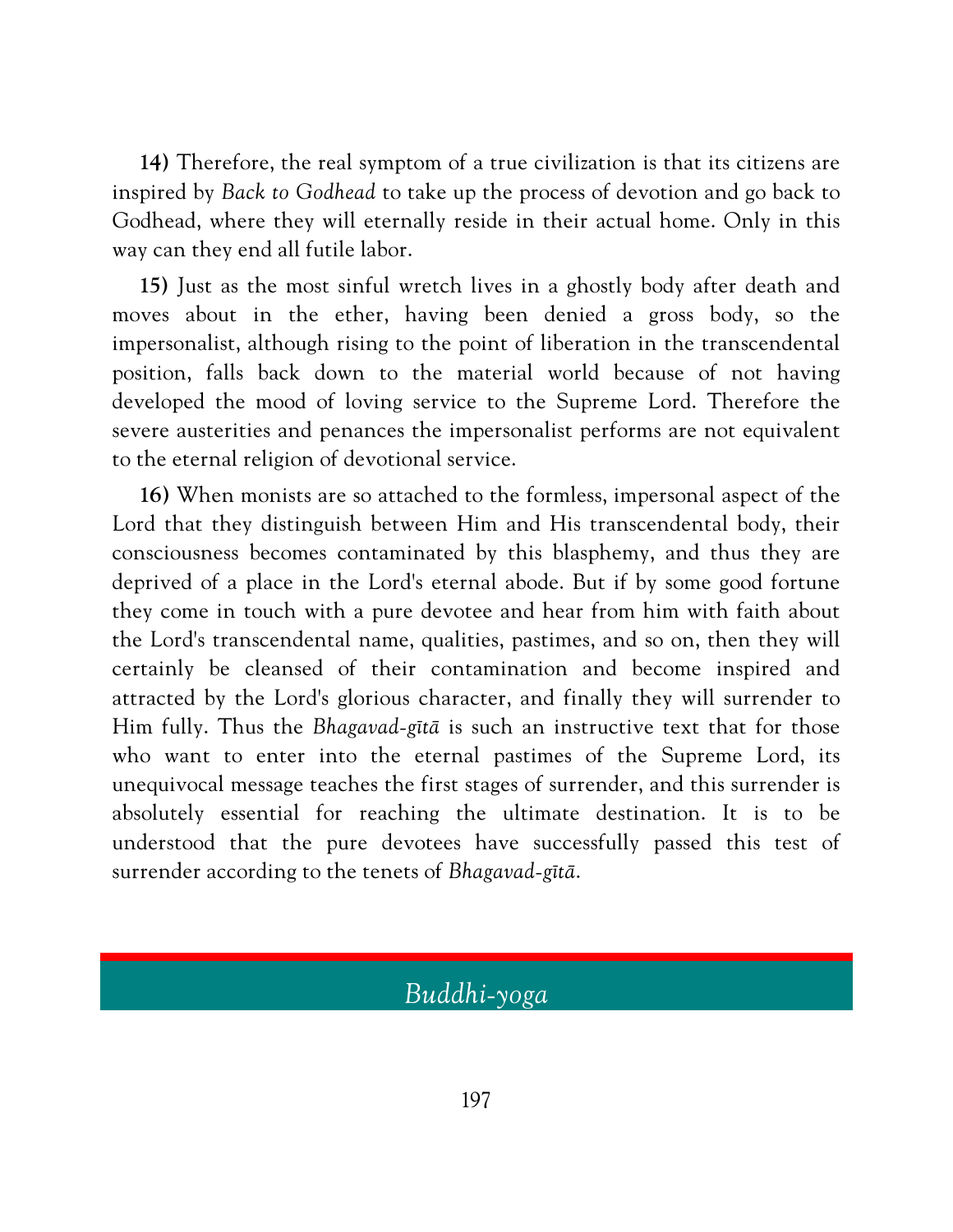**14)** Therefore, the real symptom of a true civilization is that its citizens are inspired by *Back to Godhead* to take up the process of devotion and go back to Godhead, where they will eternally reside in their actual home. Only in this way can they end all futile labor.

**15)** Just as the most sinful wretch lives in a ghostly body after death and moves about in the ether, having been denied a gross body, so the impersonalist, although rising to the point of liberation in the transcendental position, falls back down to the material world because of not having developed the mood of loving service to the Supreme Lord. Therefore the severe austerities and penances the impersonalist performs are not equivalent to the eternal religion of devotional service.

**16)** When monists are so attached to the formless, impersonal aspect of the Lord that they distinguish between Him and His transcendental body, their consciousness becomes contaminated by this blasphemy, and thus they are deprived of a place in the Lord's eternal abode. But if by some good fortune they come in touch with a pure devotee and hear from him with faith about the Lord's transcendental name, qualities, pastimes, and so on, then they will certainly be cleansed of their contamination and become inspired and attracted by the Lord's glorious character, and finally they will surrender to Him fully. Thus the *Bhagavad-gītā* is such an instructive text that for those who want to enter into the eternal pastimes of the Supreme Lord, its unequivocal message teaches the first stages of surrender, and this surrender is absolutely essential for reaching the ultimate destination. It is to be understood that the pure devotees have successfully passed this test of surrender according to the tenets of *Bhagavad-gītā*.

## *Buddhi-yoga*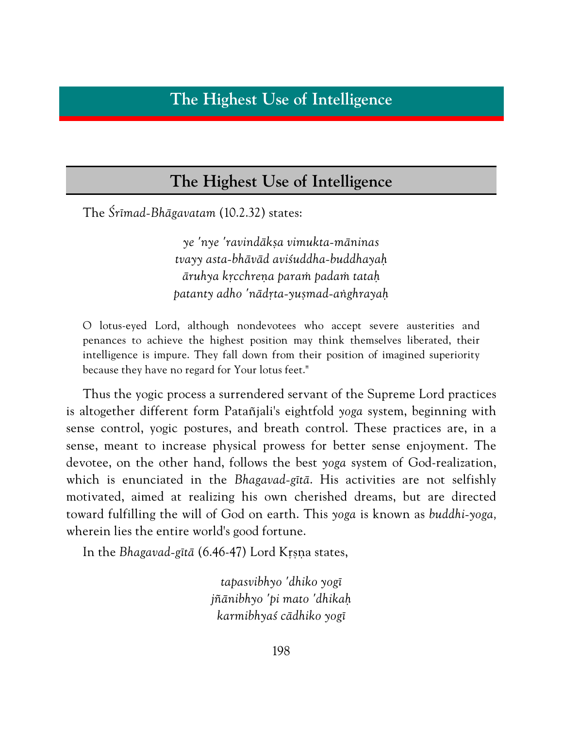# The Highest Use of Intelligence

## The Highest Use of Intelligence

The *Śrīmad-Bhāgavatam* (10.2.32) states:

*ye 'nye 'ravindākṣa vimukta-māninas*
*tvayy asta-bhāvād aviśuddha-buddhayaḥ*
*āruhya kṛcchreṇa paraṁ padaṁ tataḥ*
*patanty adho 'nādṛta-yuṣmad-aṅghrayaḥ*

O lotus-eyed Lord, although nondevotees who accept severe austerities and penances to achieve the highest position may think themselves liberated, their intelligence is impure. They fall down from their position of imagined superiority because they have no regard for Your lotus feet."

Thus the yogic process a surrendered servant of the Supreme Lord practices is altogether different form Patañjali's eightfold *yoga* system, beginning with sense control, yogic postures, and breath control. These practices are, in a sense, meant to increase physical prowess for better sense enjoyment. The devotee, on the other hand, follows the best *yoga* system of God-realization, which is enunciated in the *Bhagavad-gītā*. His activities are not selfishly motivated, aimed at realizing his own cherished dreams, but are directed toward fulfilling the will of God on earth. This *yoga* is known as *buddhi-yoga,* wherein lies the entire world's good fortune.

In the *Bhagavad-gītā* (6.46-47) Lord Kṛṣṇa states,

*tapasvibhyo 'dhiko yogī*
*jñānibhyo 'pi mato 'dhikaḥ*
*karmibhyaś cādhiko yogī*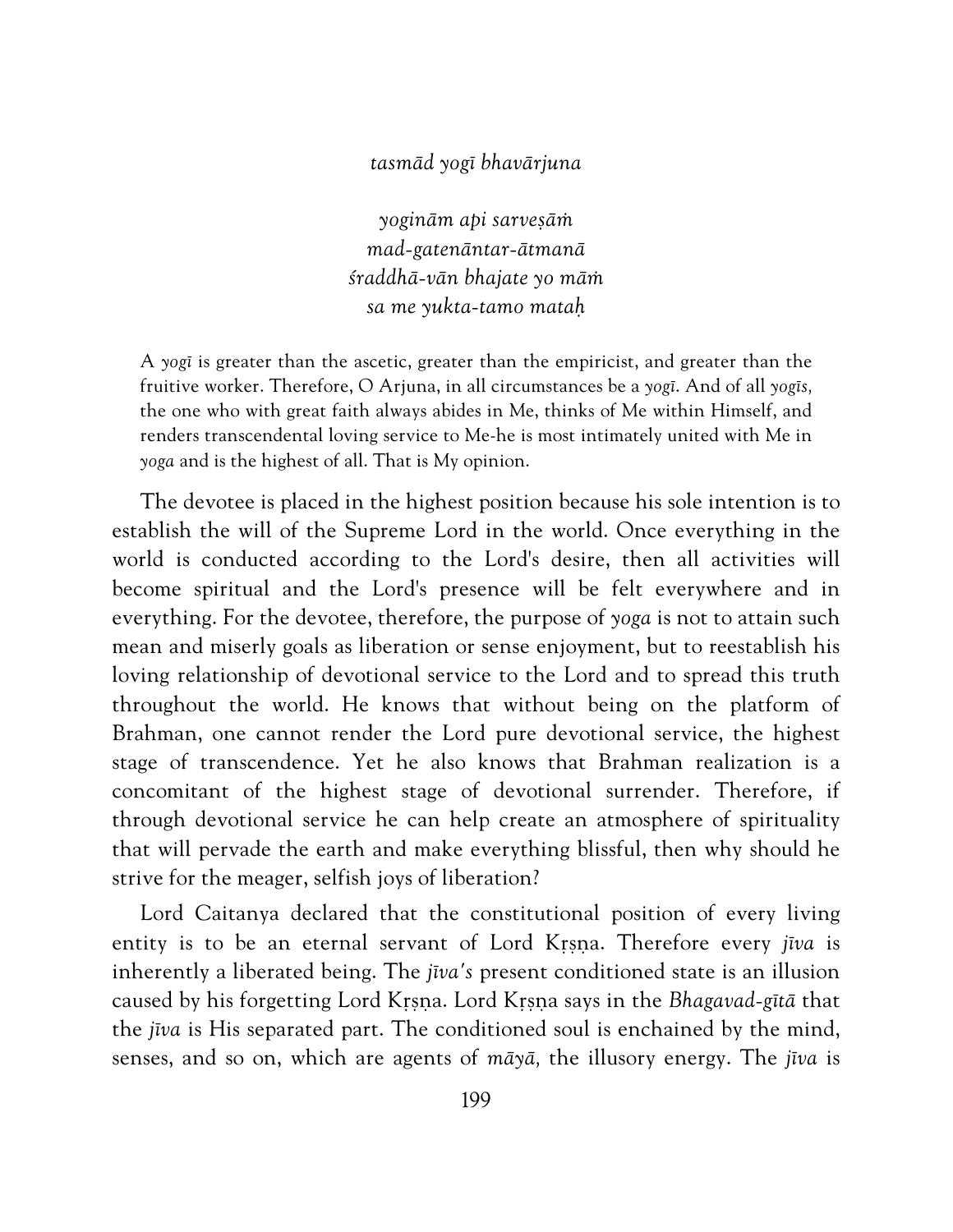*tasmād yogī bhavārjuna*

*yoginām api sarveṣāṁ*
*mad-gatenāntar-ātmanā*
*śraddhā-vān bhajate yo māṁ*
*sa me yukta-tamo mataḥ*

> A *yogī* is greater than the ascetic, greater than the empiricist, and greater than the fruitive worker. Therefore, O Arjuna, in all circumstances be a *yogī*. And of all *yogīs*, the one who with great faith always abides in Me, thinks of Me within Himself, and renders transcendental loving service to Me-he is most intimately united with Me in *yoga* and is the highest of all. That is My opinion.

The devotee is placed in the highest position because his sole intention is to establish the will of the Supreme Lord in the world. Once everything in the world is conducted according to the Lord's desire, then all activities will become spiritual and the Lord's presence will be felt everywhere and in everything. For the devotee, therefore, the purpose of *yoga* is not to attain such mean and miserly goals as liberation or sense enjoyment, but to reestablish his loving relationship of devotional service to the Lord and to spread this truth throughout the world. He knows that without being on the platform of Brahman, one cannot render the Lord pure devotional service, the highest stage of transcendence. Yet he also knows that Brahman realization is a concomitant of the highest stage of devotional surrender. Therefore, if through devotional service he can help create an atmosphere of spirituality that will pervade the earth and make everything blissful, then why should he strive for the meager, selfish joys of liberation?

Lord Caitanya declared that the constitutional position of every living entity is to be an eternal servant of Lord Kṛṣṇa. Therefore every *jīva* is inherently a liberated being. The *jīva's* present conditioned state is an illusion caused by his forgetting Lord Kṛṣṇa. Lord Kṛṣṇa says in the *Bhagavad-gītā* that the *jīva* is His separated part. The conditioned soul is enchained by the mind, senses, and so on, which are agents of *māyā,* the illusory energy. The *jīva* is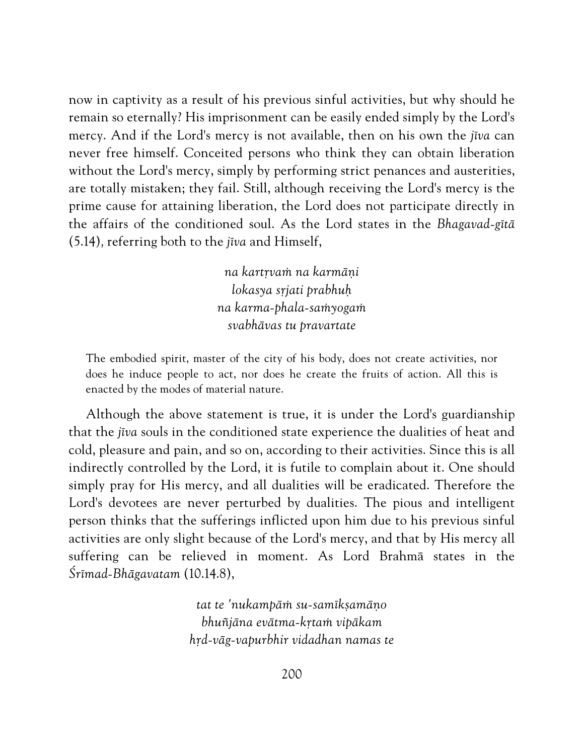now in captivity as a result of his previous sinful activities, but why should he remain so eternally? His imprisonment can be easily ended simply by the Lord's mercy. And if the Lord's mercy is not available, then on his own the *jīva* can never free himself. Conceited persons who think they can obtain liberation without the Lord's mercy, simply by performing strict penances and austerities, are totally mistaken; they fail. Still, although receiving the Lord's mercy is the prime cause for attaining liberation, the Lord does not participate directly in the affairs of the conditioned soul. As the Lord states in the *Bhagavad-gītā* (5.14), referring both to the *jīva* and Himself,

> *na kartṛvaṁ na karmāṇi*
> *lokasya sṛjati prabhuḥ*
> *na karma-phala-saṁyogaṁ*
> *svabhāvas tu pravartate*

> The embodied spirit, master of the city of his body, does not create activities, nor does he induce people to act, nor does he create the fruits of action. All this is enacted by the modes of material nature.

Although the above statement is true, it is under the Lord's guardianship that the *jīva* souls in the conditioned state experience the dualities of heat and cold, pleasure and pain, and so on, according to their activities. Since this is all indirectly controlled by the Lord, it is futile to complain about it. One should simply pray for His mercy, and all dualities will be eradicated. Therefore the Lord's devotees are never perturbed by dualities. The pious and intelligent person thinks that the sufferings inflicted upon him due to his previous sinful activities are only slight because of the Lord's mercy, and that by His mercy all suffering can be relieved in moment. As Lord Brahmā states in the *Śrīmad-Bhāgavatam* (10.14.8),

> *tat te 'nukampāṁ su-samīkṣamāṇo*
> *bhuñjāna evātma-kṛtaṁ vipākam*
> *hṛd-vāg-vapurbhir vidadhan namas te*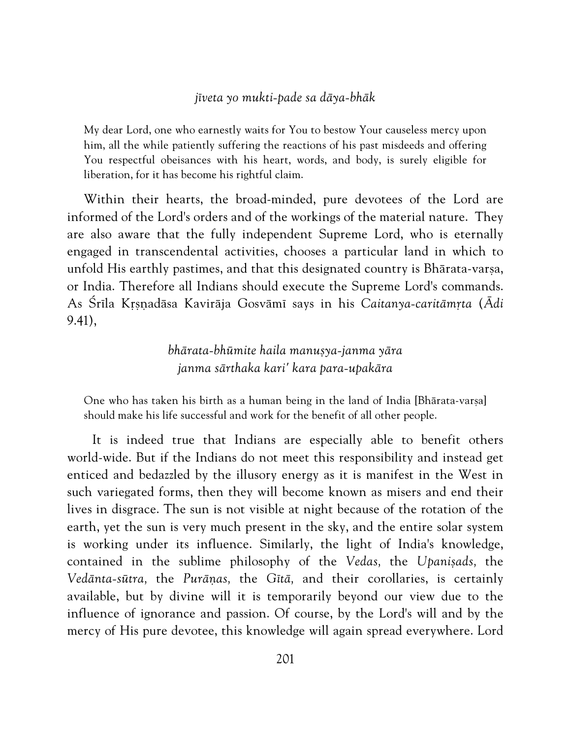*jīveta yo mukti-pade sa dāya-bhāk*

> My dear Lord, one who earnestly waits for You to bestow Your causeless mercy upon him, all the while patiently suffering the reactions of his past misdeeds and offering You respectful obeisances with his heart, words, and body, is surely eligible for liberation, for it has become his rightful claim.

Within their hearts, the broad-minded, pure devotees of the Lord are informed of the Lord's orders and of the workings of the material nature. They are also aware that the fully independent Supreme Lord, who is eternally engaged in transcendental activities, chooses a particular land in which to unfold His earthly pastimes, and that this designated country is Bhārata-varṣa, or India. Therefore all Indians should execute the Supreme Lord's commands. As Śrīla Kṛṣṇadāsa Kavirāja Gosvāmī says in his *Caitanya-caritāmṛta* (*Ādi* 9.41),

*bhārata-bhūmite haila manuṣya-janma yāra*
*janma sārthaka kari' kara para-upakāra*

> One who has taken his birth as a human being in the land of India [Bhārata-varṣa] should make his life successful and work for the benefit of all other people.

It is indeed true that Indians are especially able to benefit others world-wide. But if the Indians do not meet this responsibility and instead get enticed and bedazzled by the illusory energy as it is manifest in the West in such variegated forms, then they will become known as misers and end their lives in disgrace. The sun is not visible at night because of the rotation of the earth, yet the sun is very much present in the sky, and the entire solar system is working under its influence. Similarly, the light of India's knowledge, contained in the sublime philosophy of the *Vedas,* the *Upaniṣads,* the *Vedānta-sūtra,* the *Purāṇas,* the *Gītā,* and their corollaries, is certainly available, but by divine will it is temporarily beyond our view due to the influence of ignorance and passion. Of course, by the Lord's will and by the mercy of His pure devotee, this knowledge will again spread everywhere. Lord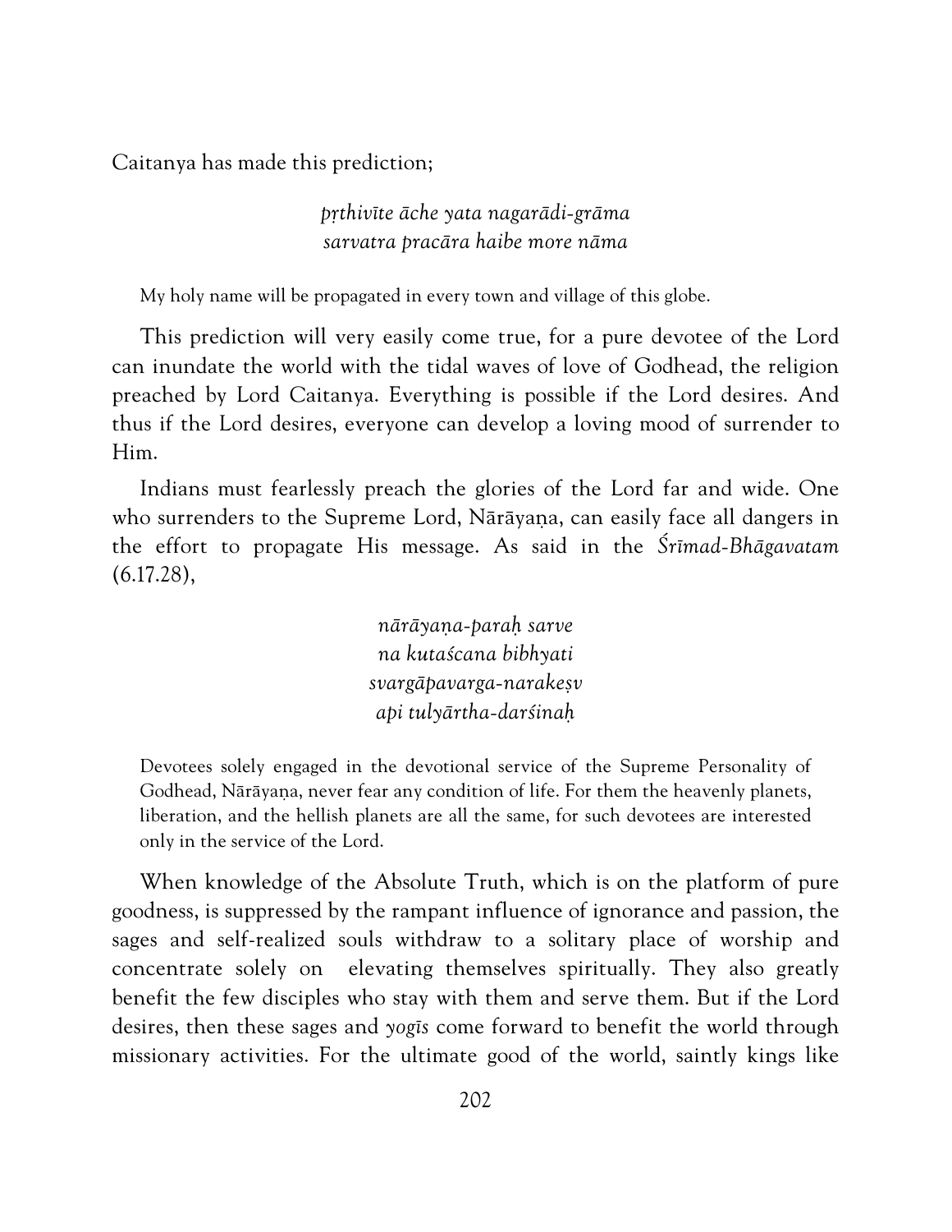Caitanya has made this prediction;

> *pṛthivīte āche yata nagarādi-grāma*
> *sarvatra pracāra haibe more nāma*

> My holy name will be propagated in every town and village of this globe.

This prediction will very easily come true, for a pure devotee of the Lord can inundate the world with the tidal waves of love of Godhead, the religion preached by Lord Caitanya. Everything is possible if the Lord desires. And thus if the Lord desires, everyone can develop a loving mood of surrender to Him.

Indians must fearlessly preach the glories of the Lord far and wide. One who surrenders to the Supreme Lord, Nārāyaṇa, can easily face all dangers in the effort to propagate His message. As said in the *Śrīmad-Bhāgavatam* (6.17.28),

> *nārāyaṇa-paraḥ sarve*
> *na kutaścana bibhyati*
> *svargāpavarga-narakeṣv*
> *api tulyārtha-darśinaḥ*

> Devotees solely engaged in the devotional service of the Supreme Personality of Godhead, Nārāyaṇa, never fear any condition of life. For them the heavenly planets, liberation, and the hellish planets are all the same, for such devotees are interested only in the service of the Lord.

When knowledge of the Absolute Truth, which is on the platform of pure goodness, is suppressed by the rampant influence of ignorance and passion, the sages and self-realized souls withdraw to a solitary place of worship and concentrate solely on elevating themselves spiritually. They also greatly benefit the few disciples who stay with them and serve them. But if the Lord desires, then these sages and *yogīs* come forward to benefit the world through missionary activities. For the ultimate good of the world, saintly kings like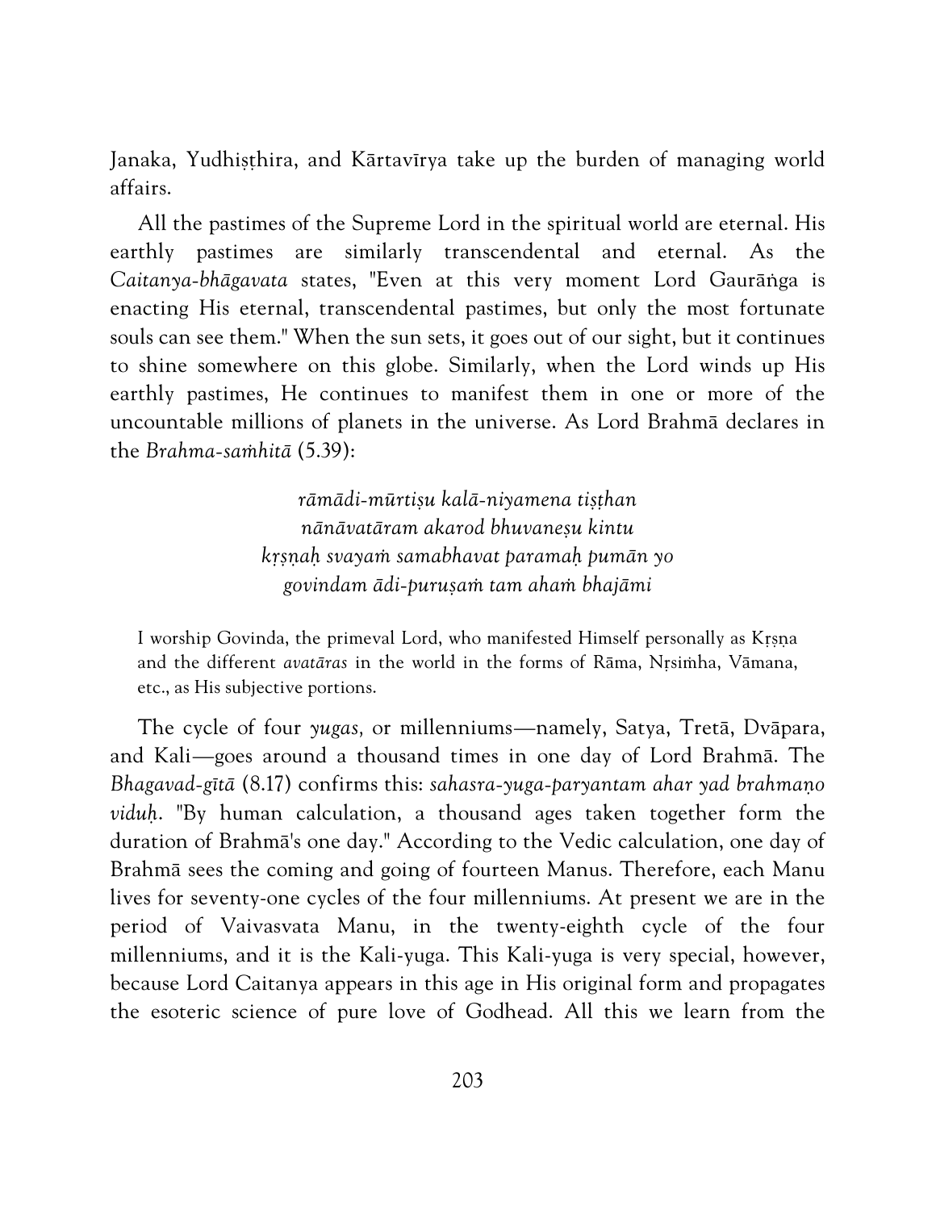Janaka, Yudhiṣṭhira, and Kārtavīrya take up the burden of managing world affairs.

All the pastimes of the Supreme Lord in the spiritual world are eternal. His earthly pastimes are similarly transcendental and eternal. As the *Caitanya-bhāgavata* states, "Even at this very moment Lord Gaurāṅga is enacting His eternal, transcendental pastimes, but only the most fortunate souls can see them." When the sun sets, it goes out of our sight, but it continues to shine somewhere on this globe. Similarly, when the Lord winds up His earthly pastimes, He continues to manifest them in one or more of the uncountable millions of planets in the universe. As Lord Brahmā declares in the *Brahma-saṁhitā* (5.39):

> *rāmādi-mūrtiṣu kalā-niyamena tiṣṭhan*
> *nānāvatāram akarod bhuvaneṣu kintu*
> *kṛṣṇaḥ svayaṁ samabhavat paramaḥ pumān yo*
> *govindam ādi-puruṣaṁ tam ahaṁ bhajāmi*

I worship Govinda, the primeval Lord, who manifested Himself personally as Kṛṣṇa and the different *avatāras* in the world in the forms of Rāma, Nṛsiṁha, Vāmana, etc., as His subjective portions.

The cycle of four *yugas,* or millenniums—namely, Satya, Tretā, Dvāpara, and Kali—goes around a thousand times in one day of Lord Brahmā. The *Bhagavad-gītā* (8.17) confirms this: *sahasra-yuga-paryantam ahar yad brahmaṇo viduḥ*. "By human calculation, a thousand ages taken together form the duration of Brahmā's one day." According to the Vedic calculation, one day of Brahmā sees the coming and going of fourteen Manus. Therefore, each Manu lives for seventy-one cycles of the four millenniums. At present we are in the period of Vaivasvata Manu, in the twenty-eighth cycle of the four millenniums, and it is the Kali-yuga. This Kali-yuga is very special, however, because Lord Caitanya appears in this age in His original form and propagates the esoteric science of pure love of Godhead. All this we learn from the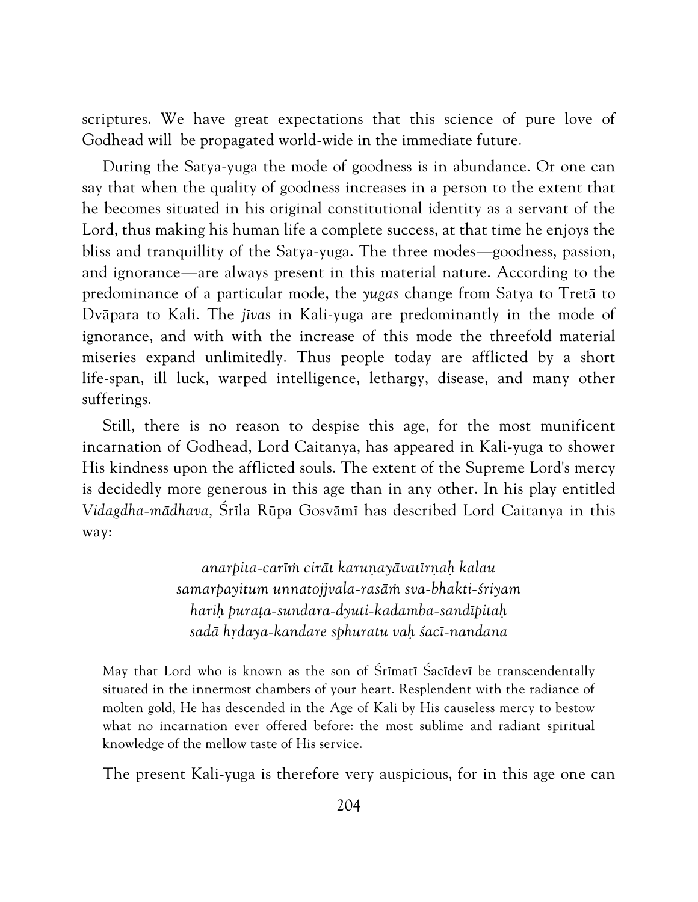scriptures. We have great expectations that this science of pure love of Godhead will be propagated world-wide in the immediate future.

During the Satya-yuga the mode of goodness is in abundance. Or one can say that when the quality of goodness increases in a person to the extent that he becomes situated in his original constitutional identity as a servant of the Lord, thus making his human life a complete success, at that time he enjoys the bliss and tranquillity of the Satya-yuga. The three modes—goodness, passion, and ignorance—are always present in this material nature. According to the predominance of a particular mode, the *yugas* change from Satya to Tretā to Dvāpara to Kali. The *jīva*s in Kali-yuga are predominantly in the mode of ignorance, and with with the increase of this mode the threefold material miseries expand unlimitedly. Thus people today are afflicted by a short life-span, ill luck, warped intelligence, lethargy, disease, and many other sufferings.

Still, there is no reason to despise this age, for the most munificent incarnation of Godhead, Lord Caitanya, has appeared in Kali-yuga to shower His kindness upon the afflicted souls. The extent of the Supreme Lord's mercy is decidedly more generous in this age than in any other. In his play entitled *Vidagdha-mādhava*, Śrīla Rūpa Gosvāmī has described Lord Caitanya in this way:

> *anarpita-carīṁ cirāt karuṇayāvatīrṇaḥ kalau*
> *samarpayitum unnatojjvala-rasāṁ sva-bhakti-śriyam*
> *hariḥ puraṭa-sundara-dyuti-kadamba-sandīpitaḥ*
> *sadā hṛdaya-kandare sphuratu vaḥ śacī-nandana*

May that Lord who is known as the son of Śrīmatī Śacīdevī be transcendentally situated in the innermost chambers of your heart. Resplendent with the radiance of molten gold, He has descended in the Age of Kali by His causeless mercy to bestow what no incarnation ever offered before: the most sublime and radiant spiritual knowledge of the mellow taste of His service.

The present Kali-yuga is therefore very auspicious, for in this age one can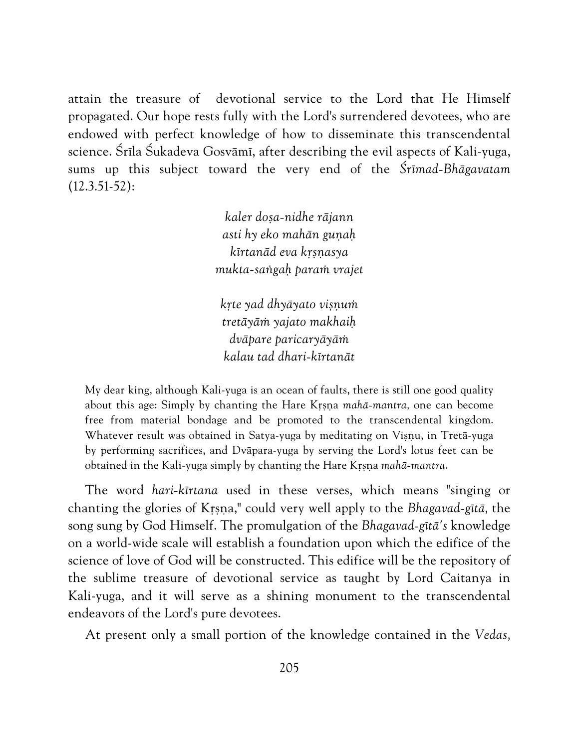attain the treasure of devotional service to the Lord that He Himself propagated. Our hope rests fully with the Lord's surrendered devotees, who are endowed with perfect knowledge of how to disseminate this transcendental science. Śrīla Śukadeva Gosvāmī, after describing the evil aspects of Kali-yuga, sums up this subject toward the very end of the *Śrīmad-Bhāgavatam* (12.3.51-52):

> *kaler doṣa-nidhe rājann*
> *asti hy eko mahān guṇaḥ*
> *kīrtanād eva kṛṣṇasya*
> *mukta-saṅgaḥ paraṁ vrajet*
>
> *kṛte yad dhyāyato viṣṇuṁ*
> *tretāyāṁ yajato makhaiḥ*
> *dvāpare paricaryāyāṁ*
> *kalau tad dhari-kīrtanāt*

My dear king, although Kali-yuga is an ocean of faults, there is still one good quality about this age: Simply by chanting the Hare Kṛṣṇa *mahā-mantra,* one can become free from material bondage and be promoted to the transcendental kingdom. Whatever result was obtained in Satya-yuga by meditating on Viṣṇu, in Tretā-yuga by performing sacrifices, and Dvāpara-yuga by serving the Lord's lotus feet can be obtained in the Kali-yuga simply by chanting the Hare Kṛṣṇa *mahā-mantra*.

The word *hari-kīrtana* used in these verses, which means "singing or chanting the glories of Kṛṣṇa," could very well apply to the *Bhagavad-gītā,* the song sung by God Himself. The promulgation of the *Bhagavad-gītā's* knowledge on a world-wide scale will establish a foundation upon which the edifice of the science of love of God will be constructed. This edifice will be the repository of the sublime treasure of devotional service as taught by Lord Caitanya in Kali-yuga, and it will serve as a shining monument to the transcendental endeavors of the Lord's pure devotees.

At present only a small portion of the knowledge contained in the *Vedas,*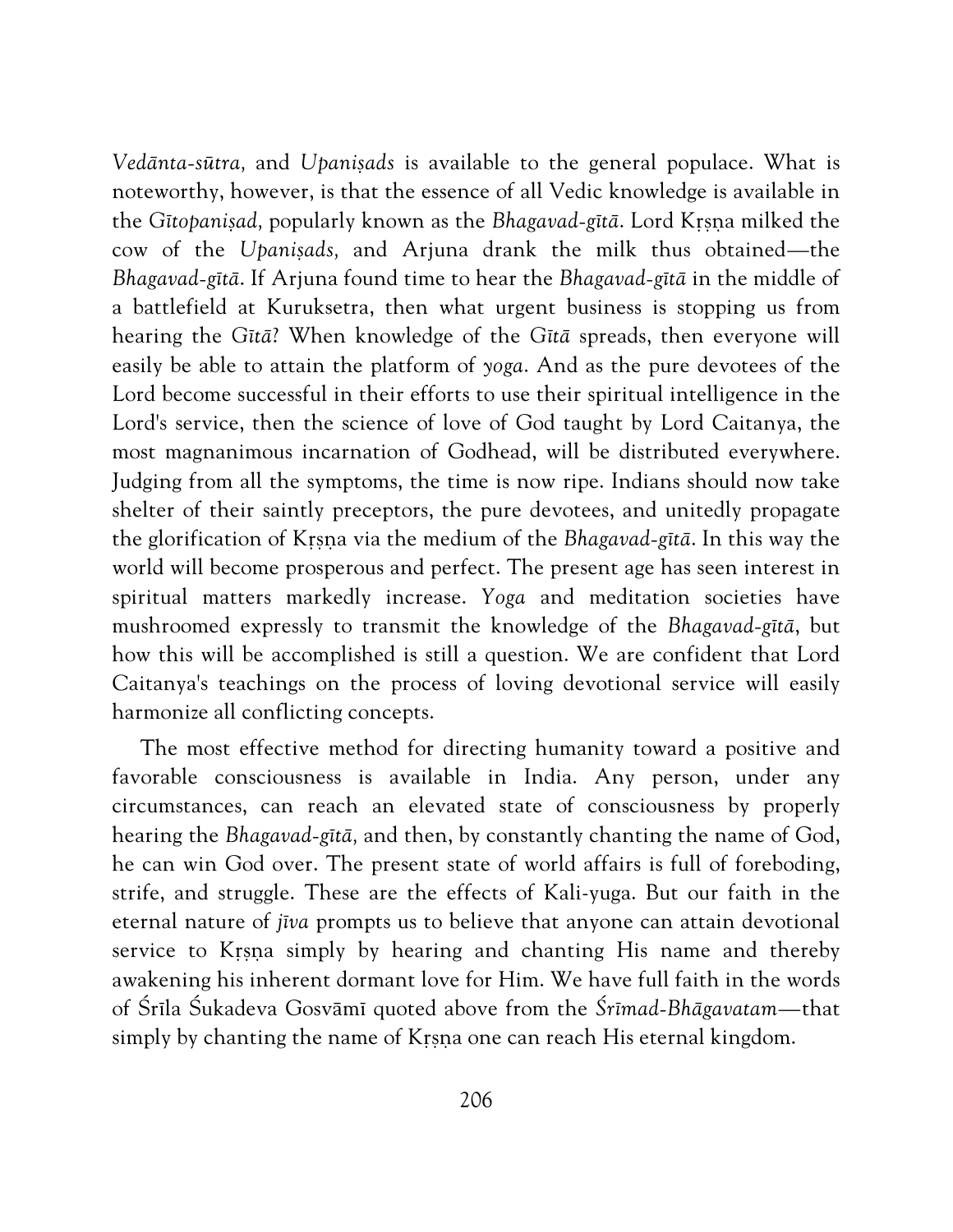*Vedānta-sūtra,* and *Upaniṣads* is available to the general populace. What is noteworthy, however, is that the essence of all Vedic knowledge is available in the *Gītopaniṣad,* popularly known as the *Bhagavad-gītā*. Lord Kṛṣṇa milked the cow of the *Upaniṣads,* and Arjuna drank the milk thus obtained—the *Bhagavad-gītā*. If Arjuna found time to hear the *Bhagavad-gītā* in the middle of a battlefield at Kuruksetra, then what urgent business is stopping us from hearing the *Gītā*? When knowledge of the *Gītā* spreads, then everyone will easily be able to attain the platform of *yoga*. And as the pure devotees of the Lord become successful in their efforts to use their spiritual intelligence in the Lord's service, then the science of love of God taught by Lord Caitanya, the most magnanimous incarnation of Godhead, will be distributed everywhere. Judging from all the symptoms, the time is now ripe. Indians should now take shelter of their saintly preceptors, the pure devotees, and unitedly propagate the glorification of Kṛṣṇa via the medium of the *Bhagavad-gītā*. In this way the world will become prosperous and perfect. The present age has seen interest in spiritual matters markedly increase. *Yoga* and meditation societies have mushroomed expressly to transmit the knowledge of the *Bhagavad-gītā*, but how this will be accomplished is still a question. We are confident that Lord Caitanya's teachings on the process of loving devotional service will easily harmonize all conflicting concepts.

The most effective method for directing humanity toward a positive and favorable consciousness is available in India. Any person, under any circumstances, can reach an elevated state of consciousness by properly hearing the *Bhagavad-gītā,* and then, by constantly chanting the name of God, he can win God over. The present state of world affairs is full of foreboding, strife, and struggle. These are the effects of Kali-yuga. But our faith in the eternal nature of *jīva* prompts us to believe that anyone can attain devotional service to Kṛṣṇa simply by hearing and chanting His name and thereby awakening his inherent dormant love for Him. We have full faith in the words of Śrīla Śukadeva Gosvāmī quoted above from the *Śrīmad-Bhāgavatam*—that simply by chanting the name of Kṛṣṇa one can reach His eternal kingdom.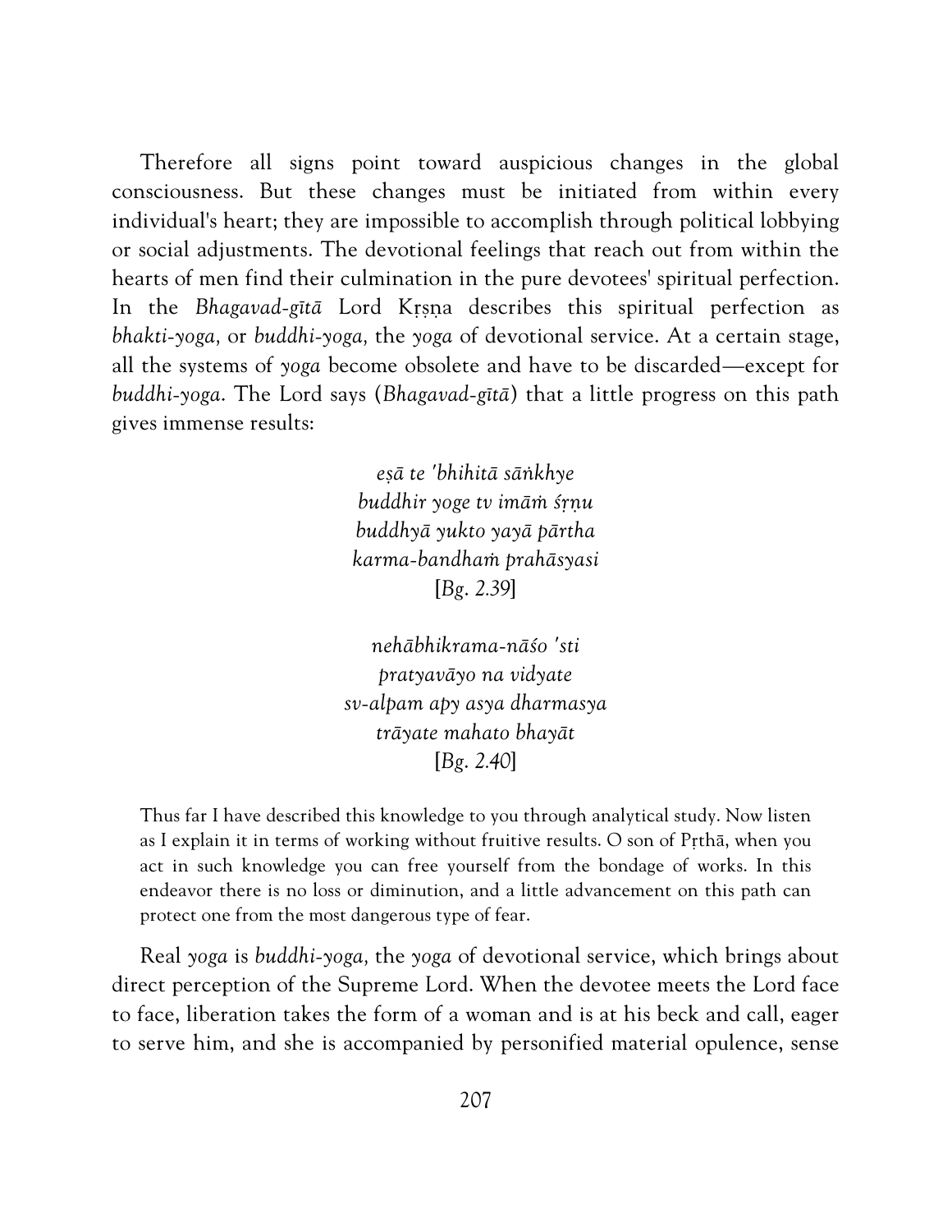Therefore all signs point toward auspicious changes in the global consciousness. But these changes must be initiated from within every individual's heart; they are impossible to accomplish through political lobbying or social adjustments. The devotional feelings that reach out from within the hearts of men find their culmination in the pure devotees' spiritual perfection. In the *Bhagavad-gītā* Lord Kṛṣṇa describes this spiritual perfection as *bhakti-yoga,* or *buddhi-yoga,* the *yoga* of devotional service. At a certain stage, all the systems of *yoga* become obsolete and have to be discarded—except for *buddhi-yoga*. The Lord says (*Bhagavad-gītā*) that a little progress on this path gives immense results:

> *eṣā te 'bhihitā sāṅkhye*
> *buddhir yoge tv imāṁ śṛṇu*
> *buddhyā yukto yayā pārtha*
> *karma-bandhaṁ prahāsyasi*
> [*Bg.* 2.39]

> *nehābhikrama-nāśo 'sti*
> *pratyavāyo na vidyate*
> *sv-alpam apy asya dharmasya*
> *trāyate mahato bhayāt*
> [*Bg.* 2.40]

> Thus far I have described this knowledge to you through analytical study. Now listen as I explain it in terms of working without fruitive results. O son of Pṛthā, when you act in such knowledge you can free yourself from the bondage of works. In this endeavor there is no loss or diminution, and a little advancement on this path can protect one from the most dangerous type of fear.

Real *yoga* is *buddhi-yoga,* the *yoga* of devotional service, which brings about direct perception of the Supreme Lord. When the devotee meets the Lord face to face, liberation takes the form of a woman and is at his beck and call, eager to serve him, and she is accompanied by personified material opulence, sense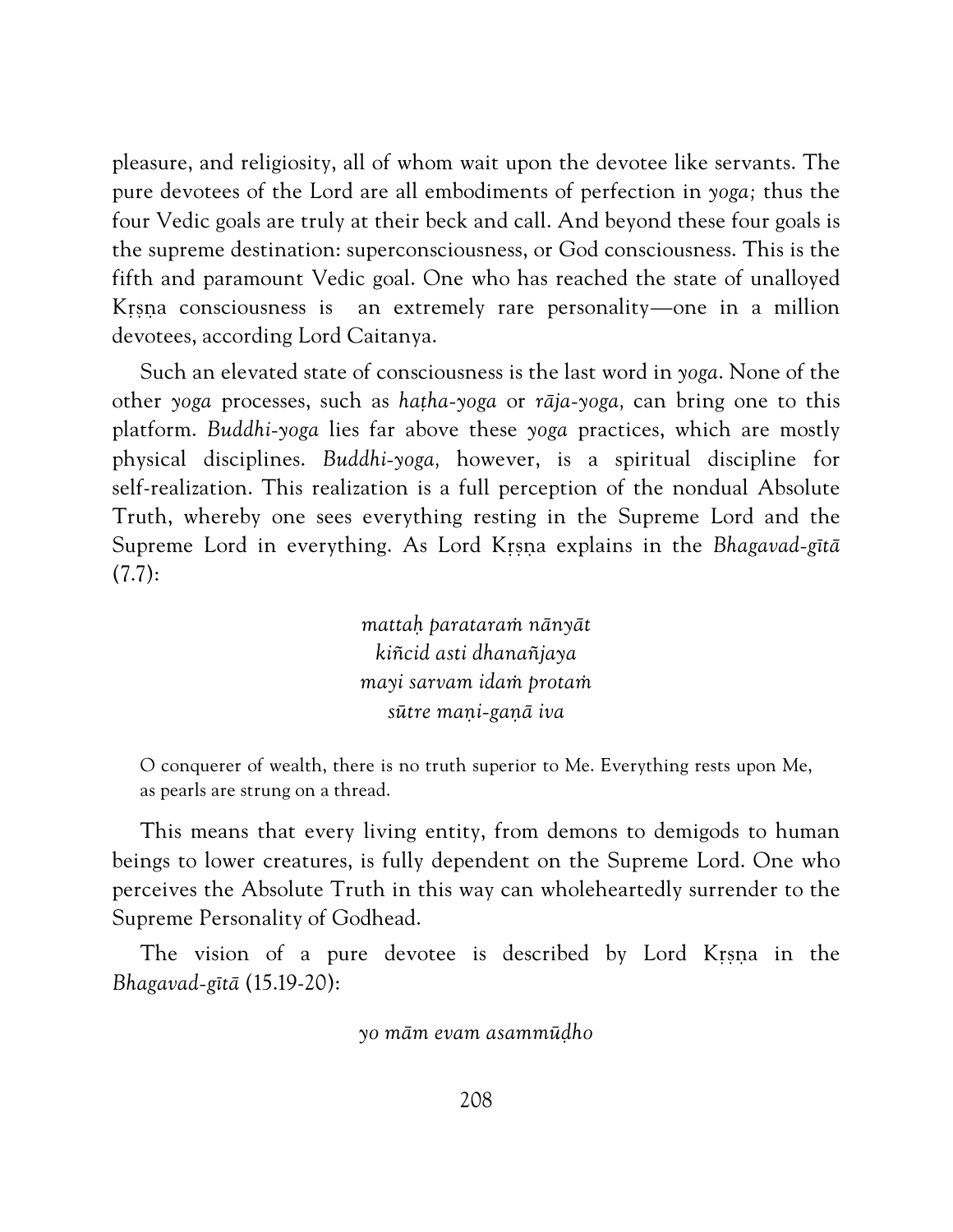pleasure, and religiosity, all of whom wait upon the devotee like servants. The pure devotees of the Lord are all embodiments of perfection in *yoga;* thus the four Vedic goals are truly at their beck and call. And beyond these four goals is the supreme destination: superconsciousness, or God consciousness. This is the fifth and paramount Vedic goal. One who has reached the state of unalloyed Kṛṣṇa consciousness is an extremely rare personality—one in a million devotees, according Lord Caitanya.

Such an elevated state of consciousness is the last word in *yoga*. None of the other *yoga* processes, such as *haṭha-yoga* or *rāja-yoga,* can bring one to this platform. *Buddhi-yoga* lies far above these *yoga* practices, which are mostly physical disciplines. *Buddhi-yoga,* however, is a spiritual discipline for self-realization. This realization is a full perception of the nondual Absolute Truth, whereby one sees everything resting in the Supreme Lord and the Supreme Lord in everything. As Lord Kṛṣṇa explains in the *Bhagavad-gītā* (7.7):

> *mattaḥ parataraṁ nānyāt*
> *kiñcid asti dhanañjaya*
> *mayi sarvam idaṁ protaṁ*
> *sūtre maṇi-gaṇā iva*

> O conquerer of wealth, there is no truth superior to Me. Everything rests upon Me, as pearls are strung on a thread.

This means that every living entity, from demons to demigods to human beings to lower creatures, is fully dependent on the Supreme Lord. One who perceives the Absolute Truth in this way can wholeheartedly surrender to the Supreme Personality of Godhead.

The vision of a pure devotee is described by Lord Kṛṣṇa in the *Bhagavad-gītā* (15.19-20):

> *yo mām evam asammūḍho*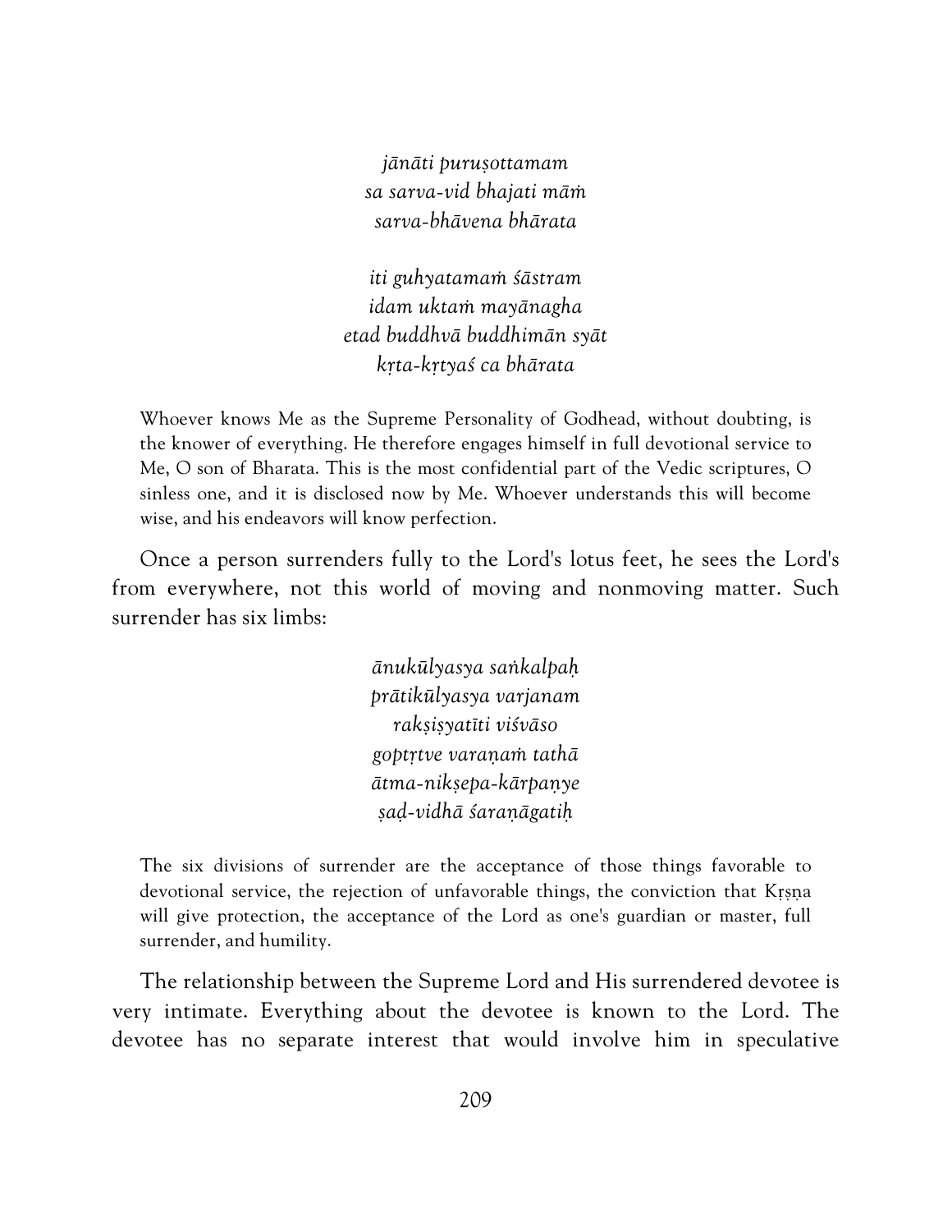*jānāti puruṣottamam*
*sa sarva-vid bhajati māṁ*
*sarva-bhāvena bhārata*

*iti guhyatamaṁ śāstram*
*idam uktaṁ mayānagha*
*etad buddhvā buddhimān syāt*
*kṛta-kṛtyaś ca bhārata*

> Whoever knows Me as the Supreme Personality of Godhead, without doubting, is the knower of everything. He therefore engages himself in full devotional service to Me, O son of Bharata. This is the most confidential part of the Vedic scriptures, O sinless one, and it is disclosed now by Me. Whoever understands this will become wise, and his endeavors will know perfection.

Once a person surrenders fully to the Lord's lotus feet, he sees the Lord's from everywhere, not this world of moving and nonmoving matter. Such surrender has six limbs:

*ānukūlyasya saṅkalpaḥ*
*prātikūlyasya varjanam*
*rakṣiṣyatīti viśvāso*
*goptṛtve varaṇaṁ tathā*
*ātma-nikṣepa-kārpaṇye*
*ṣaḍ-vidhā śaraṇāgatiḥ*

> The six divisions of surrender are the acceptance of those things favorable to devotional service, the rejection of unfavorable things, the conviction that Kṛṣṇa will give protection, the acceptance of the Lord as one's guardian or master, full surrender, and humility.

The relationship between the Supreme Lord and His surrendered devotee is very intimate. Everything about the devotee is known to the Lord. The devotee has no separate interest that would involve him in speculative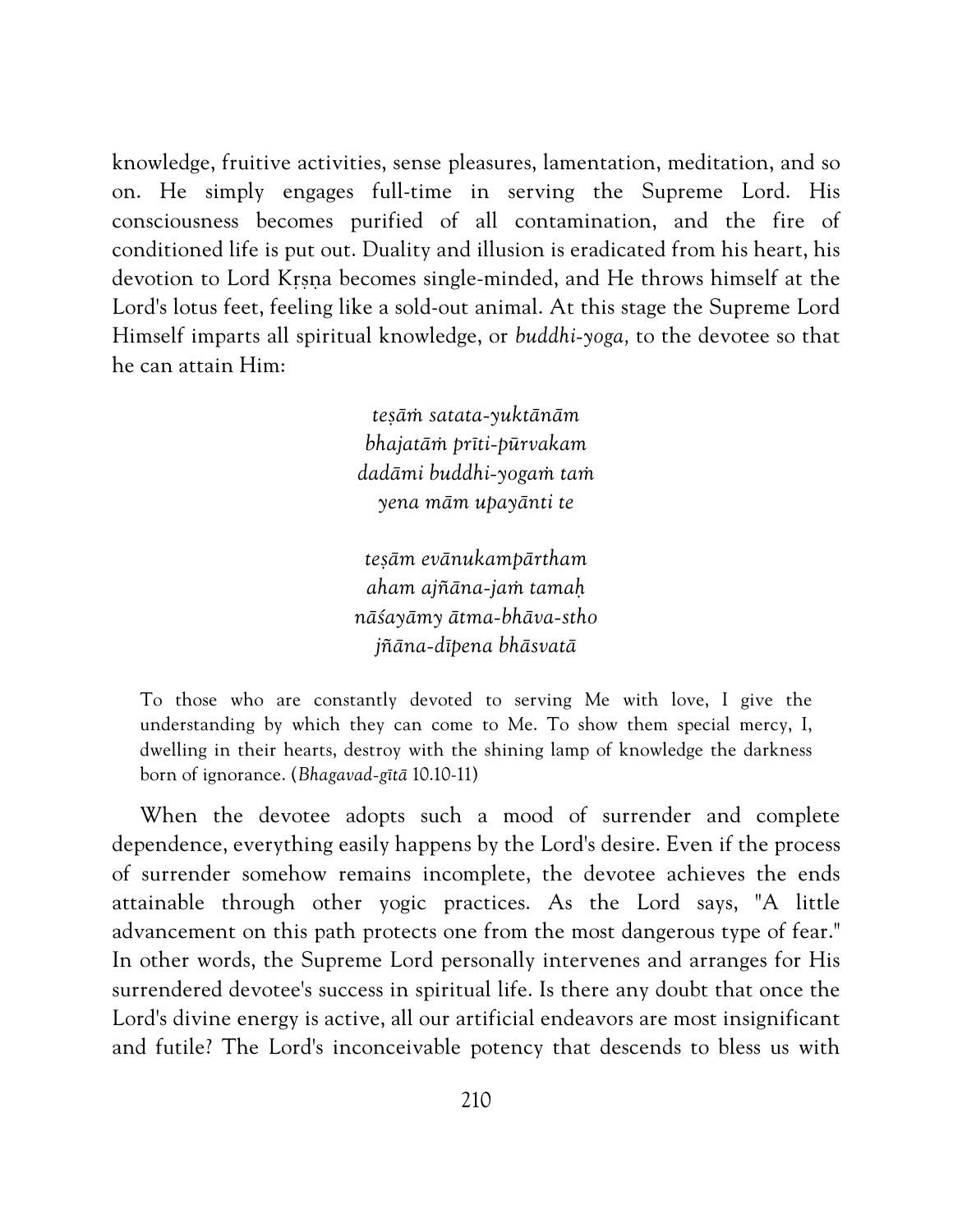knowledge, fruitive activities, sense pleasures, lamentation, meditation, and so on. He simply engages full-time in serving the Supreme Lord. His consciousness becomes purified of all contamination, and the fire of conditioned life is put out. Duality and illusion is eradicated from his heart, his devotion to Lord Kṛṣṇa becomes single-minded, and He throws himself at the Lord's lotus feet, feeling like a sold-out animal. At this stage the Supreme Lord Himself imparts all spiritual knowledge, or *buddhi-yoga,* to the devotee so that he can attain Him:

> *teṣāṁ satata-yuktānām*
> *bhajatāṁ prīti-pūrvakam*
> *dadāmi buddhi-yogaṁ taṁ*
> *yena mām upayānti te*
>
> *teṣām evānukampārtham*
> *aham ajñāna-jaṁ tamaḥ*
> *nāśayāmy ātma-bhāva-stho*
> *jñāna-dīpena bhāsvatā*

> To those who are constantly devoted to serving Me with love, I give the understanding by which they can come to Me. To show them special mercy, I, dwelling in their hearts, destroy with the shining lamp of knowledge the darkness born of ignorance. (*Bhagavad-gītā* 10.10-11)

When the devotee adopts such a mood of surrender and complete dependence, everything easily happens by the Lord's desire. Even if the process of surrender somehow remains incomplete, the devotee achieves the ends attainable through other yogic practices. As the Lord says, "A little advancement on this path protects one from the most dangerous type of fear." In other words, the Supreme Lord personally intervenes and arranges for His surrendered devotee's success in spiritual life. Is there any doubt that once the Lord's divine energy is active, all our artificial endeavors are most insignificant and futile? The Lord's inconceivable potency that descends to bless us with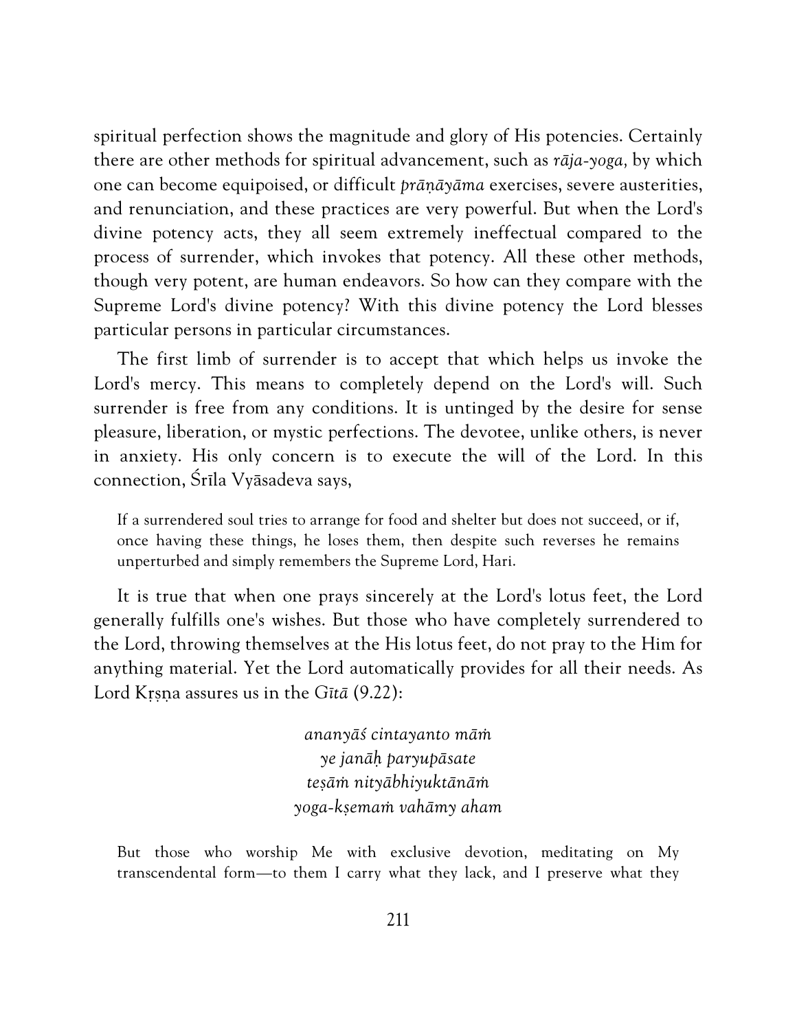spiritual perfection shows the magnitude and glory of His potencies. Certainly there are other methods for spiritual advancement, such as *rāja-yoga,* by which one can become equipoised, or difficult *prāṇāyāma* exercises, severe austerities, and renunciation, and these practices are very powerful. But when the Lord's divine potency acts, they all seem extremely ineffectual compared to the process of surrender, which invokes that potency. All these other methods, though very potent, are human endeavors. So how can they compare with the Supreme Lord's divine potency? With this divine potency the Lord blesses particular persons in particular circumstances.

The first limb of surrender is to accept that which helps us invoke the Lord's mercy. This means to completely depend on the Lord's will. Such surrender is free from any conditions. It is untinged by the desire for sense pleasure, liberation, or mystic perfections. The devotee, unlike others, is never in anxiety. His only concern is to execute the will of the Lord. In this connection, Śrīla Vyāsadeva says,

> If a surrendered soul tries to arrange for food and shelter but does not succeed, or if, once having these things, he loses them, then despite such reverses he remains unperturbed and simply remembers the Supreme Lord, Hari.

It is true that when one prays sincerely at the Lord's lotus feet, the Lord generally fulfills one's wishes. But those who have completely surrendered to the Lord, throwing themselves at the His lotus feet, do not pray to the Him for anything material. Yet the Lord automatically provides for all their needs. As Lord Kṛṣṇa assures us in the *Gītā* (9.22):

*ananyāś cintayanto māṁ*
*ye janāḥ paryupāsate*
*teṣāṁ nityābhiyuktānāṁ*
*yoga-kṣemaṁ vahāmy aham*

> But those who worship Me with exclusive devotion, meditating on My transcendental form—to them I carry what they lack, and I preserve what they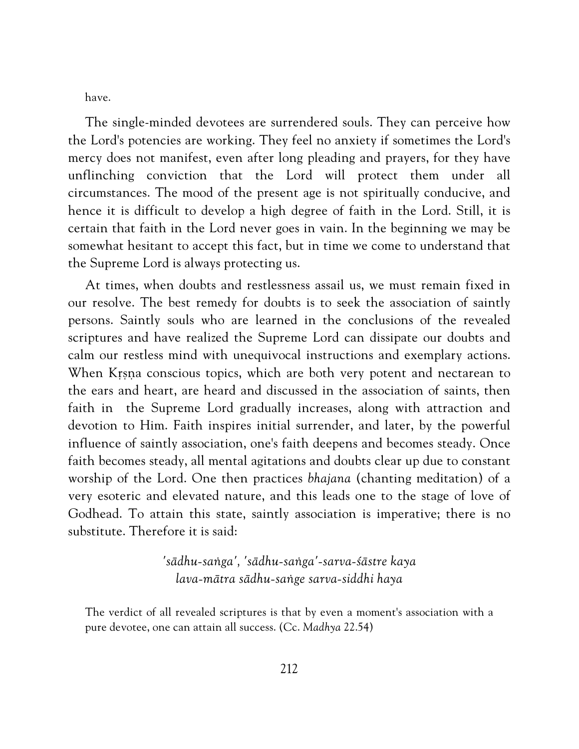have.

The single-minded devotees are surrendered souls. They can perceive how the Lord's potencies are working. They feel no anxiety if sometimes the Lord's mercy does not manifest, even after long pleading and prayers, for they have unflinching conviction that the Lord will protect them under all circumstances. The mood of the present age is not spiritually conducive, and hence it is difficult to develop a high degree of faith in the Lord. Still, it is certain that faith in the Lord never goes in vain. In the beginning we may be somewhat hesitant to accept this fact, but in time we come to understand that the Supreme Lord is always protecting us.

At times, when doubts and restlessness assail us, we must remain fixed in our resolve. The best remedy for doubts is to seek the association of saintly persons. Saintly souls who are learned in the conclusions of the revealed scriptures and have realized the Supreme Lord can dissipate our doubts and calm our restless mind with unequivocal instructions and exemplary actions. When Kṛṣṇa conscious topics, which are both very potent and nectarean to the ears and heart, are heard and discussed in the association of saints, then faith in the Supreme Lord gradually increases, along with attraction and devotion to Him. Faith inspires initial surrender, and later, by the powerful influence of saintly association, one's faith deepens and becomes steady. Once faith becomes steady, all mental agitations and doubts clear up due to constant worship of the Lord. One then practices *bhajana* (chanting meditation) of a very esoteric and elevated nature, and this leads one to the stage of love of Godhead. To attain this state, saintly association is imperative; there is no substitute. Therefore it is said:

*'sādhu-saṅga', 'sādhu-saṅga'-sarva-śāstre kaya*
*lava-mātra sādhu-saṅge sarva-siddhi haya*

The verdict of all revealed scriptures is that by even a moment's association with a pure devotee, one can attain all success. (Cc. *Madhya* 22.54)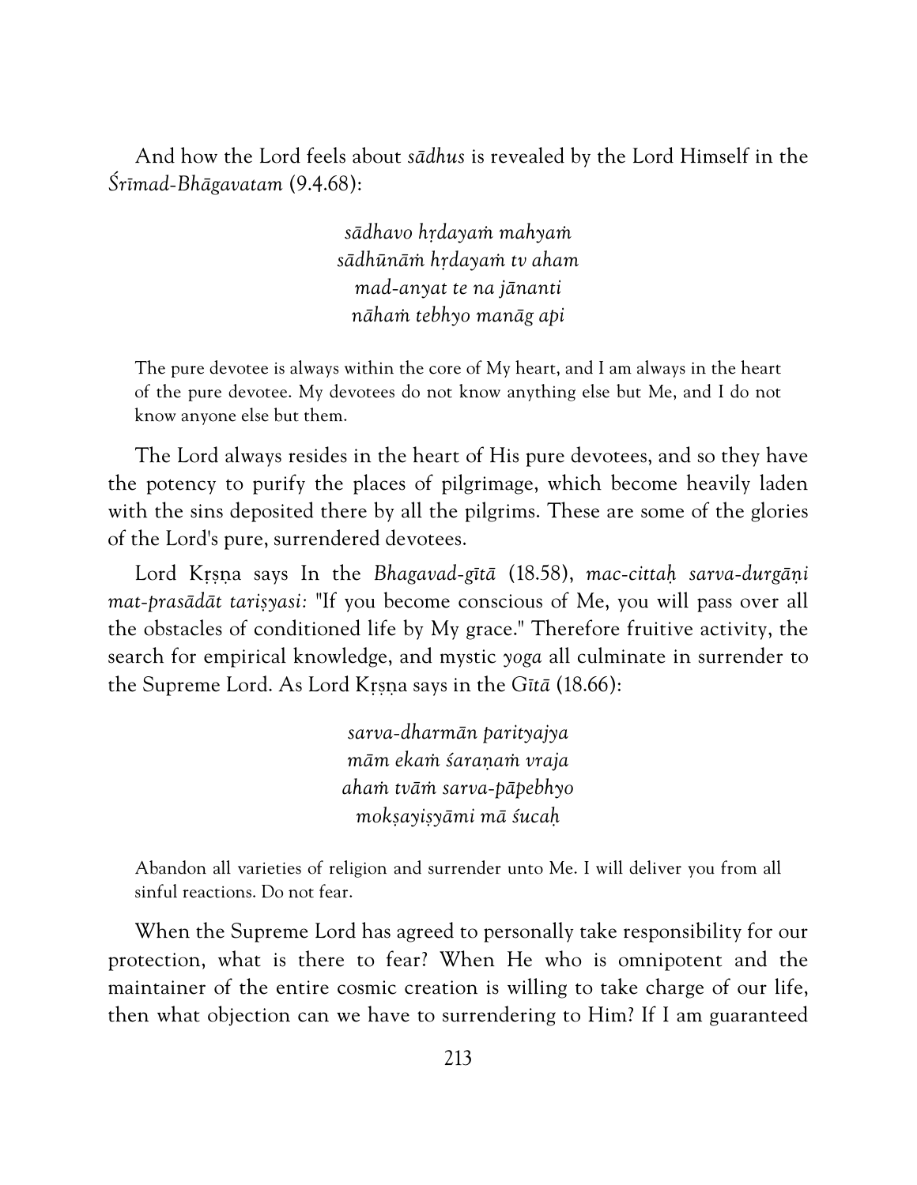And how the Lord feels about *sādhus* is revealed by the Lord Himself in the *Śrīmad-Bhāgavatam* (9.4.68):

> *sādhavo hṛdayaṁ mahyaṁ*
> *sādhūnāṁ hṛdayaṁ tv aham*
> *mad-anyat te na jānanti*
> *nāhaṁ tebhyo manāg api*

> The pure devotee is always within the core of My heart, and I am always in the heart of the pure devotee. My devotees do not know anything else but Me, and I do not know anyone else but them.

The Lord always resides in the heart of His pure devotees, and so they have the potency to purify the places of pilgrimage, which become heavily laden with the sins deposited there by all the pilgrims. These are some of the glories of the Lord's pure, surrendered devotees.

Lord Kṛṣṇa says In the *Bhagavad-gītā* (18.58), *mac-cittaḥ sarva-durgāṇi mat-prasādāt tariṣyasi:* "If you become conscious of Me, you will pass over all the obstacles of conditioned life by My grace." Therefore fruitive activity, the search for empirical knowledge, and mystic *yoga* all culminate in surrender to the Supreme Lord. As Lord Kṛṣṇa says in the *Gītā* (18.66):

> *sarva-dharmān parityajya*
> *māṁ ekaṁ śaraṇaṁ vraja*
> *ahaṁ tvāṁ sarva-pāpebhyo*
> *mokṣayiṣyāmi mā śucaḥ*

> Abandon all varieties of religion and surrender unto Me. I will deliver you from all sinful reactions. Do not fear.

When the Supreme Lord has agreed to personally take responsibility for our protection, what is there to fear? When He who is omnipotent and the maintainer of the entire cosmic creation is willing to take charge of our life, then what objection can we have to surrendering to Him? If I am guaranteed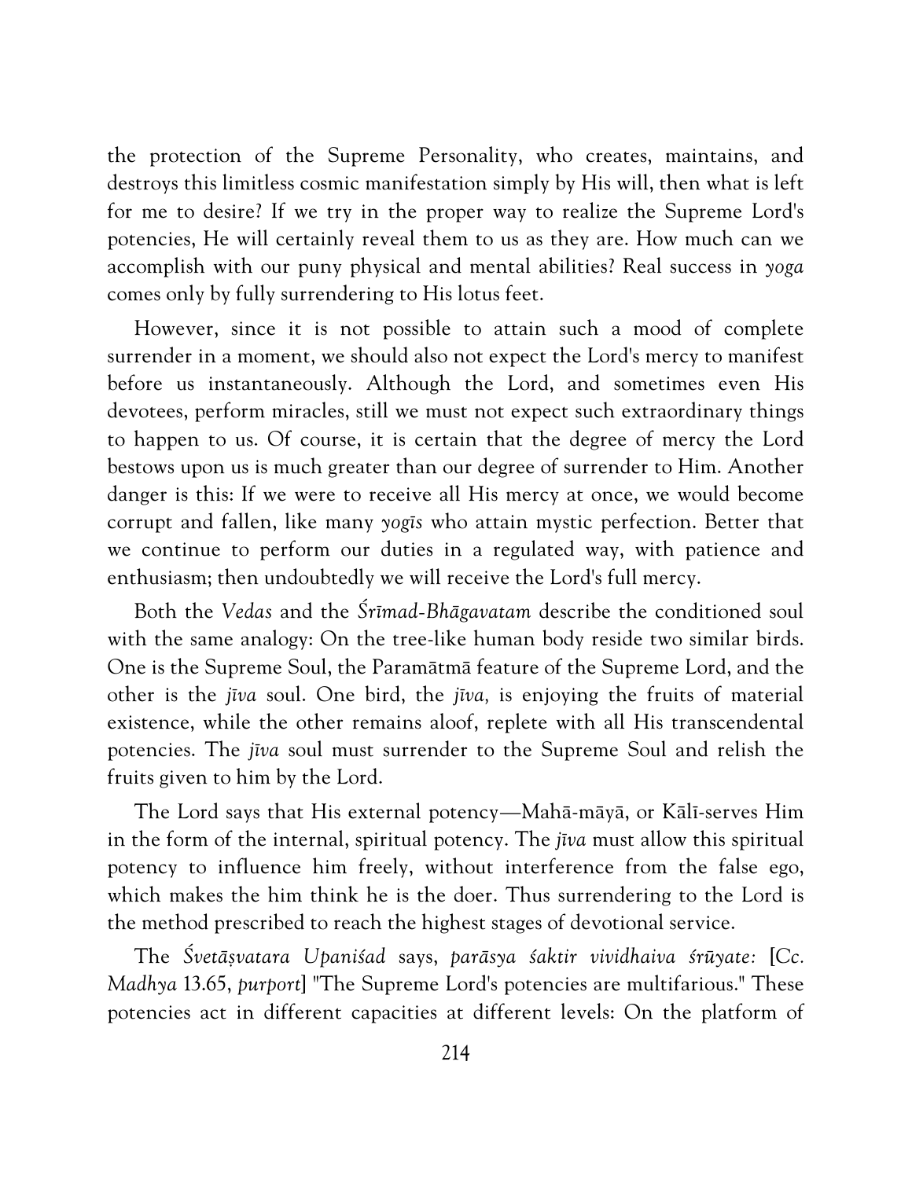the protection of the Supreme Personality, who creates, maintains, and destroys this limitless cosmic manifestation simply by His will, then what is left for me to desire? If we try in the proper way to realize the Supreme Lord's potencies, He will certainly reveal them to us as they are. How much can we accomplish with our puny physical and mental abilities? Real success in *yoga* comes only by fully surrendering to His lotus feet.

However, since it is not possible to attain such a mood of complete surrender in a moment, we should also not expect the Lord's mercy to manifest before us instantaneously. Although the Lord, and sometimes even His devotees, perform miracles, still we must not expect such extraordinary things to happen to us. Of course, it is certain that the degree of mercy the Lord bestows upon us is much greater than our degree of surrender to Him. Another danger is this: If we were to receive all His mercy at once, we would become corrupt and fallen, like many *yogīs* who attain mystic perfection. Better that we continue to perform our duties in a regulated way, with patience and enthusiasm; then undoubtedly we will receive the Lord's full mercy.

Both the *Vedas* and the *Śrīmad-Bhāgavatam* describe the conditioned soul with the same analogy: On the tree-like human body reside two similar birds. One is the Supreme Soul, the Paramātmā feature of the Supreme Lord, and the other is the *jīva* soul. One bird, the *jīva,* is enjoying the fruits of material existence, while the other remains aloof, replete with all His transcendental potencies. The *jīva* soul must surrender to the Supreme Soul and relish the fruits given to him by the Lord.

The Lord says that His external potency—Mahā-māyā, or Kālī-serves Him in the form of the internal, spiritual potency. The *jīva* must allow this spiritual potency to influence him freely, without interference from the false ego, which makes the him think he is the doer. Thus surrendering to the Lord is the method prescribed to reach the highest stages of devotional service.

The *Śvetāṣvatara Upaniśad* says, *parāsya śaktir vividhaiva śrūyate:* [*Cc. Madhya* 13.65, *purport*] "The Supreme Lord's potencies are multifarious." These potencies act in different capacities at different levels: On the platform of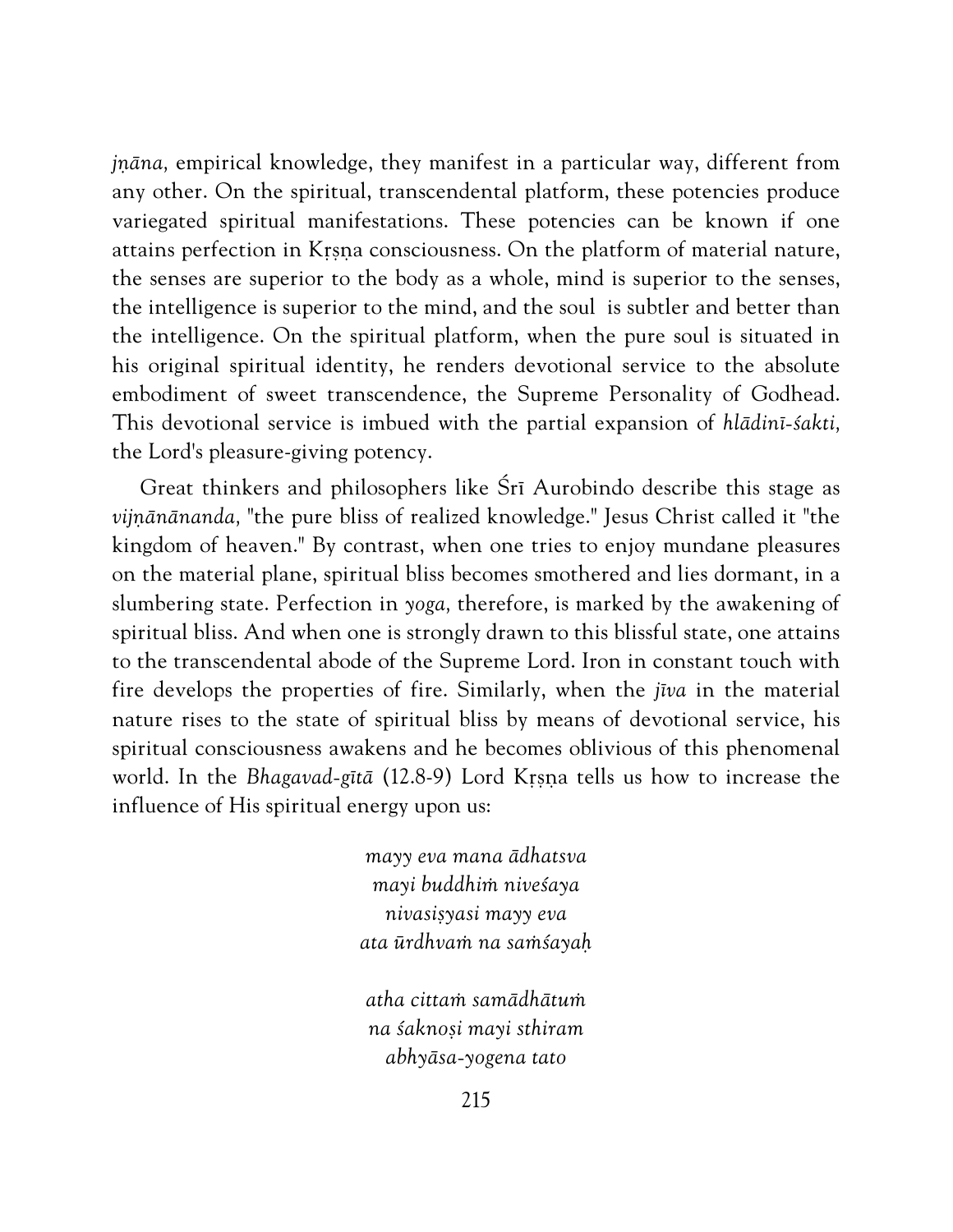*jṇāna,* empirical knowledge, they manifest in a particular way, different from any other. On the spiritual, transcendental platform, these potencies produce variegated spiritual manifestations. These potencies can be known if one attains perfection in Kṛṣṇa consciousness. On the platform of material nature, the senses are superior to the body as a whole, mind is superior to the senses, the intelligence is superior to the mind, and the soul is subtler and better than the intelligence. On the spiritual platform, when the pure soul is situated in his original spiritual identity, he renders devotional service to the absolute embodiment of sweet transcendence, the Supreme Personality of Godhead. This devotional service is imbued with the partial expansion of *hlādinī-śakti,* the Lord's pleasure-giving potency.

Great thinkers and philosophers like Śrī Aurobindo describe this stage as *vijṇānānanda,* "the pure bliss of realized knowledge." Jesus Christ called it "the kingdom of heaven." By contrast, when one tries to enjoy mundane pleasures on the material plane, spiritual bliss becomes smothered and lies dormant, in a slumbering state. Perfection in *yoga,* therefore, is marked by the awakening of spiritual bliss. And when one is strongly drawn to this blissful state, one attains to the transcendental abode of the Supreme Lord. Iron in constant touch with fire develops the properties of fire. Similarly, when the *jīva* in the material nature rises to the state of spiritual bliss by means of devotional service, his spiritual consciousness awakens and he becomes oblivious of this phenomenal world. In the *Bhagavad-gītā* (12.8-9) Lord Kṛṣṇa tells us how to increase the influence of His spiritual energy upon us:

*mayy eva mana ādhatsva*
*mayi buddhiṁ niveśaya*
*nivasiṣyasi mayy eva*
*ata ūrdhvaṁ na saṁśayaḥ*

*atha cittaṁ samādhātuṁ*
*na śaknoṣi mayi sthiram*
*abhyāsa-yogena tato*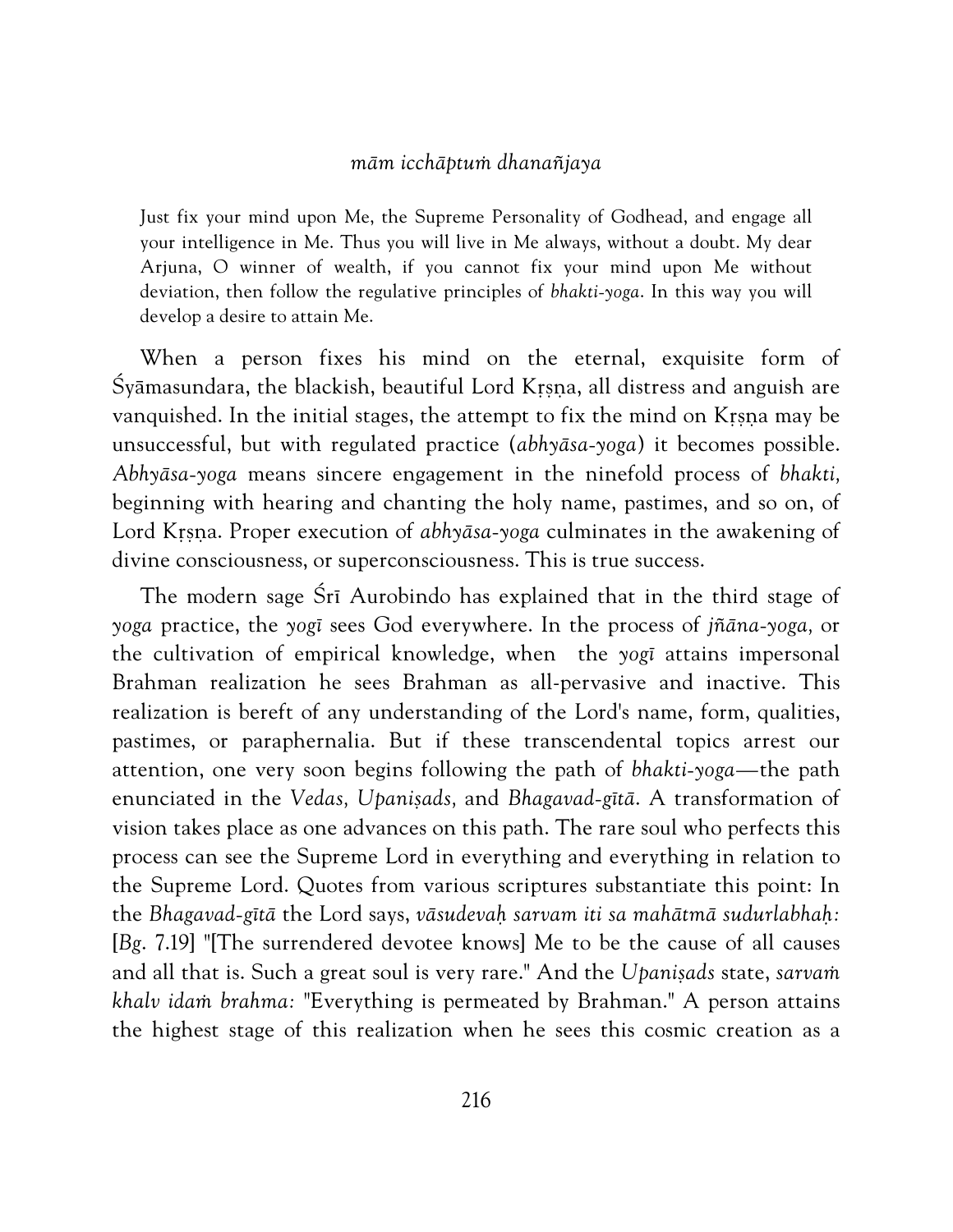*mām icchāptuṁ dhanañjaya*

> Just fix your mind upon Me, the Supreme Personality of Godhead, and engage all your intelligence in Me. Thus you will live in Me always, without a doubt. My dear Arjuna, O winner of wealth, if you cannot fix your mind upon Me without deviation, then follow the regulative principles of *bhakti-yoga*. In this way you will develop a desire to attain Me.

When a person fixes his mind on the eternal, exquisite form of Śyāmasundara, the blackish, beautiful Lord Kṛṣṇa, all distress and anguish are vanquished. In the initial stages, the attempt to fix the mind on Kṛṣṇa may be unsuccessful, but with regulated practice (*abhyāsa-yoga*) it becomes possible. *Abhyāsa-yoga* means sincere engagement in the ninefold process of *bhakti,* beginning with hearing and chanting the holy name, pastimes, and so on, of Lord Kṛṣṇa. Proper execution of *abhyāsa-yoga* culminates in the awakening of divine consciousness, or superconsciousness. This is true success.

The modern sage Śrī Aurobindo has explained that in the third stage of *yoga* practice, the *yogī* sees God everywhere. In the process of *jñāna-yoga,* or the cultivation of empirical knowledge, when the *yogī* attains impersonal Brahman realization he sees Brahman as all-pervasive and inactive. This realization is bereft of any understanding of the Lord's name, form, qualities, pastimes, or paraphernalia. But if these transcendental topics arrest our attention, one very soon begins following the path of *bhakti-yoga*—the path enunciated in the *Vedas, Upaniṣads,* and *Bhagavad-gītā*. A transformation of vision takes place as one advances on this path. The rare soul who perfects this process can see the Supreme Lord in everything and everything in relation to the Supreme Lord. Quotes from various scriptures substantiate this point: In the *Bhagavad-gītā* the Lord says, *vāsudevaḥ sarvam iti sa mahātmā sudurlabhaḥ:* [*Bg.* 7.19] "[The surrendered devotee knows] Me to be the cause of all causes and all that is. Such a great soul is very rare." And the *Upaniṣads* state, *sarvaṁ khalv idaṁ brahma:* "Everything is permeated by Brahman." A person attains the highest stage of this realization when he sees this cosmic creation as a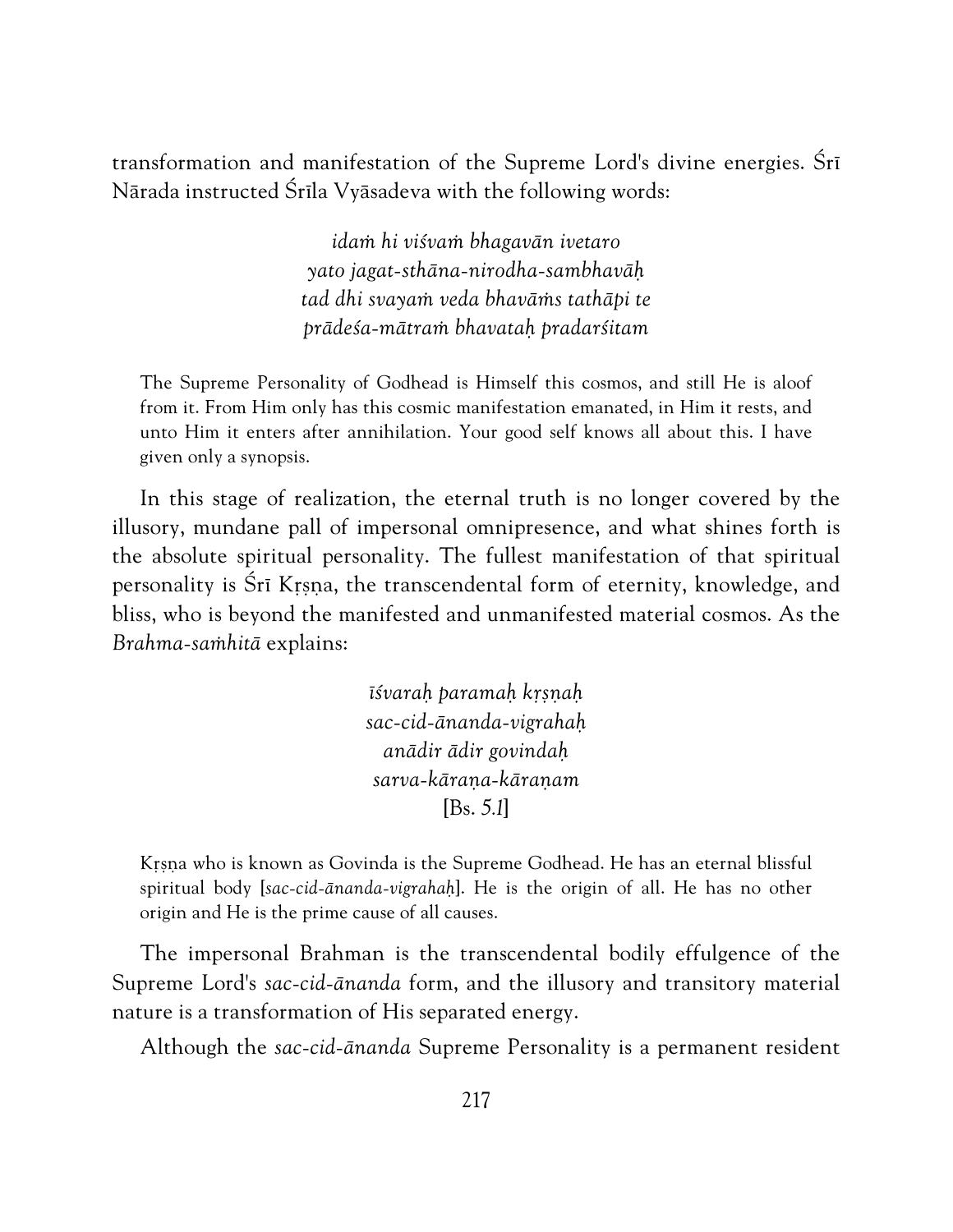transformation and manifestation of the Supreme Lord's divine energies. Śrī Nārada instructed Śrīla Vyāsadeva with the following words:

> *idaṁ hi viśvaṁ bhagavān ivetaro*
> *yato jagat-sthāna-nirodha-sambhavāḥ*
> *tad dhi svayaṁ veda bhavāṁs tathāpi te*
> *prādeśa-mātraṁ bhavataḥ pradarśitam*

> The Supreme Personality of Godhead is Himself this cosmos, and still He is aloof from it. From Him only has this cosmic manifestation emanated, in Him it rests, and unto Him it enters after annihilation. Your good self knows all about this. I have given only a synopsis.

In this stage of realization, the eternal truth is no longer covered by the illusory, mundane pall of impersonal omnipresence, and what shines forth is the absolute spiritual personality. The fullest manifestation of that spiritual personality is Śrī Kṛṣṇa, the transcendental form of eternity, knowledge, and bliss, who is beyond the manifested and unmanifested material cosmos. As the *Brahma-saṁhitā* explains:

> *īśvaraḥ paramaḥ kṛṣṇaḥ*
> *sac-cid-ānanda-vigrahaḥ*
> *anādir ādir govindaḥ*
> *sarva-kāraṇa-kāraṇam*
> [Bs. 5.1]

> Kṛṣṇa who is known as Govinda is the Supreme Godhead. He has an eternal blissful spiritual body [*sac-cid-ānanda-vigrahaḥ*]. He is the origin of all. He has no other origin and He is the prime cause of all causes.

The impersonal Brahman is the transcendental bodily effulgence of the Supreme Lord's *sac-cid-ānanda* form, and the illusory and transitory material nature is a transformation of His separated energy.

Although the *sac-cid-ānanda* Supreme Personality is a permanent resident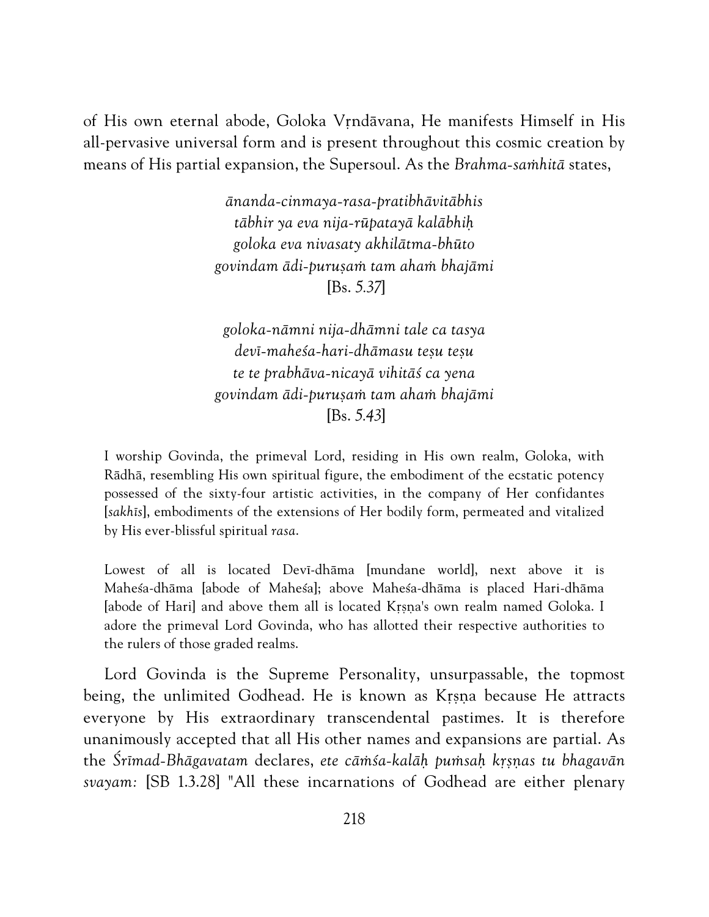of His own eternal abode, Goloka Vṛndāvana, He manifests Himself in His all-pervasive universal form and is present throughout this cosmic creation by means of His partial expansion, the Supersoul. As the *Brahma-saṁhitā* states,

> *ānanda-cinmaya-rasa-pratibhāvitābhis*
> *tābhir ya eva nija-rūpatayā kalābhiḥ*
> *goloka eva nivasaty akhilātma-bhūto*
> *govindam ādi-puruṣaṁ tam ahaṁ bhajāmi*
> [Bs. 5.37]

> *goloka-nāmni nija-dhāmni tale ca tasya*
> *devī-maheśa-hari-dhāmasu teṣu teṣu*
> *te te prabhāva-nicayā vihitāś ca yena*
> *govindam ādi-puruṣaṁ tam ahaṁ bhajāmi*
> [Bs. 5.43]

> I worship Govinda, the primeval Lord, residing in His own realm, Goloka, with Rādhā, resembling His own spiritual figure, the embodiment of the ecstatic potency possessed of the sixty-four artistic activities, in the company of Her confidantes [*sakhīs*], embodiments of the extensions of Her bodily form, permeated and vitalized by His ever-blissful spiritual *rasa*.

> Lowest of all is located Devī-dhāma [mundane world], next above it is Maheśa-dhāma [abode of Maheśa]; above Maheśa-dhāma is placed Hari-dhāma [abode of Hari] and above them all is located Kṛṣṇa's own realm named Goloka. I adore the primeval Lord Govinda, who has allotted their respective authorities to the rulers of those graded realms.

Lord Govinda is the Supreme Personality, unsurpassable, the topmost being, the unlimited Godhead. He is known as Kṛṣṇa because He attracts everyone by His extraordinary transcendental pastimes. It is therefore unanimously accepted that all His other names and expansions are partial. As the *Śrīmad-Bhāgavatam* declares, *ete cāṁśa-kalāḥ puṁsaḥ kṛṣṇas tu bhagavān svayam:* [SB 1.3.28] "All these incarnations of Godhead are either plenary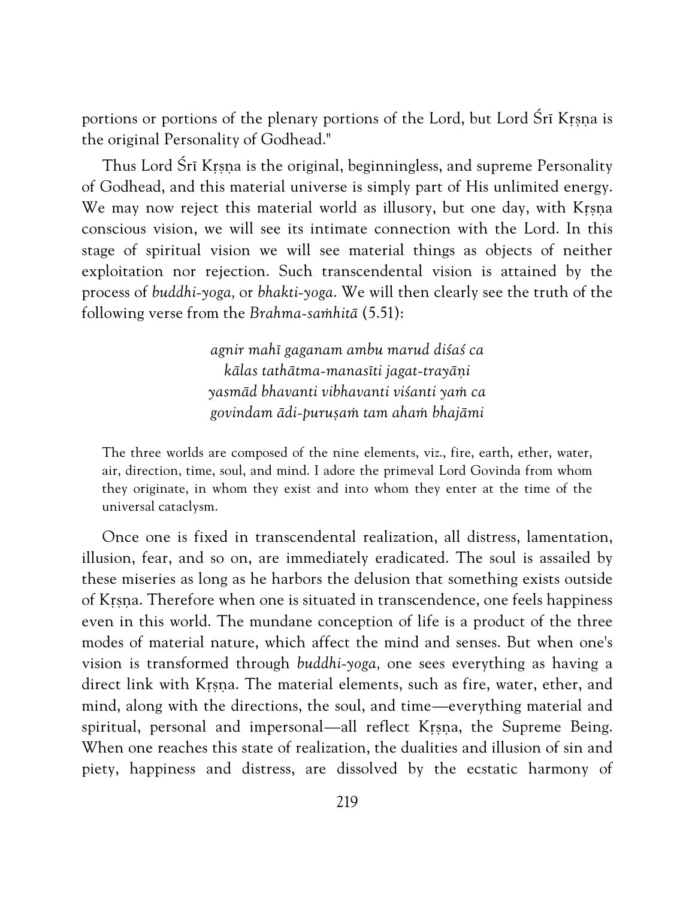portions or portions of the plenary portions of the Lord, but Lord Śrī Kṛṣṇa is the original Personality of Godhead."

Thus Lord Śrī Kṛṣṇa is the original, beginningless, and supreme Personality of Godhead, and this material universe is simply part of His unlimited energy. We may now reject this material world as illusory, but one day, with Kṛṣṇa conscious vision, we will see its intimate connection with the Lord. In this stage of spiritual vision we will see material things as objects of neither exploitation nor rejection. Such transcendental vision is attained by the process of *buddhi-yoga,* or *bhakti-yoga*. We will then clearly see the truth of the following verse from the *Brahma-saṁhitā* (5.51):

> *agnir mahī gaganam ambu marud diśaś ca*
> *kālas tathātma-manasīti jagat-trayāṇi*
> *yasmād bhavanti vibhavanti viśanti yaṁ ca*
> *govindam ādi-puruṣaṁ tam ahaṁ bhajāmi*

> The three worlds are composed of the nine elements, viz., fire, earth, ether, water, air, direction, time, soul, and mind. I adore the primeval Lord Govinda from whom they originate, in whom they exist and into whom they enter at the time of the universal cataclysm.

Once one is fixed in transcendental realization, all distress, lamentation, illusion, fear, and so on, are immediately eradicated. The soul is assailed by these miseries as long as he harbors the delusion that something exists outside of Kṛṣṇa. Therefore when one is situated in transcendence, one feels happiness even in this world. The mundane conception of life is a product of the three modes of material nature, which affect the mind and senses. But when one's vision is transformed through *buddhi-yoga,* one sees everything as having a direct link with Kṛṣṇa. The material elements, such as fire, water, ether, and mind, along with the directions, the soul, and time—everything material and spiritual, personal and impersonal—all reflect Kṛṣṇa, the Supreme Being. When one reaches this state of realization, the dualities and illusion of sin and piety, happiness and distress, are dissolved by the ecstatic harmony of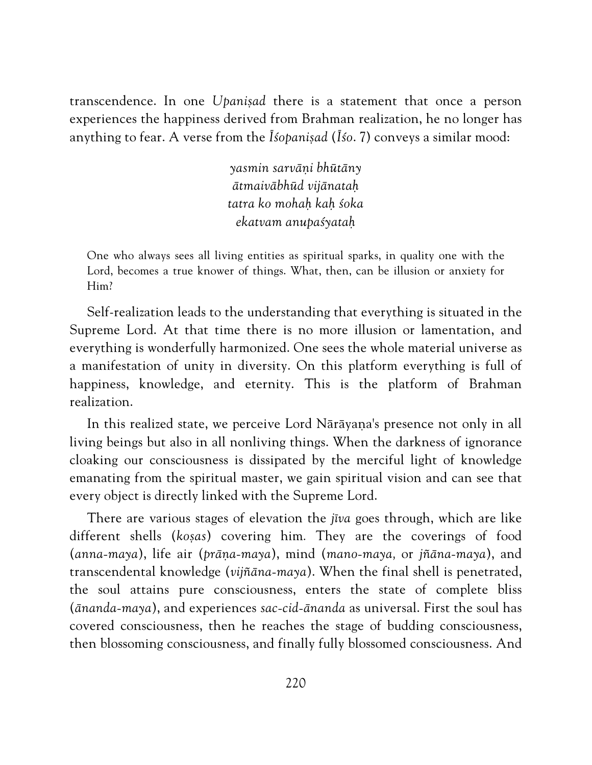transcendence. In one *Upaniṣad* there is a statement that once a person experiences the happiness derived from Brahman realization, he no longer has anything to fear. A verse from the *Īśopaniṣad* (*Īśo.* 7) conveys a similar mood:

> *yasmin sarvāṇi bhūtāny*
> *ātmaivābhūd vijānataḥ*
> *tatra ko mohaḥ kaḥ śoka*
> *ekatvam anupaśyataḥ*

> One who always sees all living entities as spiritual sparks, in quality one with the Lord, becomes a true knower of things. What, then, can be illusion or anxiety for Him?

Self-realization leads to the understanding that everything is situated in the Supreme Lord. At that time there is no more illusion or lamentation, and everything is wonderfully harmonized. One sees the whole material universe as a manifestation of unity in diversity. On this platform everything is full of happiness, knowledge, and eternity. This is the platform of Brahman realization.

In this realized state, we perceive Lord Nārāyaṇa's presence not only in all living beings but also in all nonliving things. When the darkness of ignorance cloaking our consciousness is dissipated by the merciful light of knowledge emanating from the spiritual master, we gain spiritual vision and can see that every object is directly linked with the Supreme Lord.

There are various stages of elevation the *jīva* goes through, which are like different shells (*koṣas*) covering him. They are the coverings of food (*anna-maya*), life air (*prāṇa-maya*), mind (*mano-maya,* or *jñāna-maya*), and transcendental knowledge (*vijñāna-maya*). When the final shell is penetrated, the soul attains pure consciousness, enters the state of complete bliss (*ānanda-maya*), and experiences *sac-cid-ānanda* as universal. First the soul has covered consciousness, then he reaches the stage of budding consciousness, then blossoming consciousness, and finally fully blossomed consciousness. And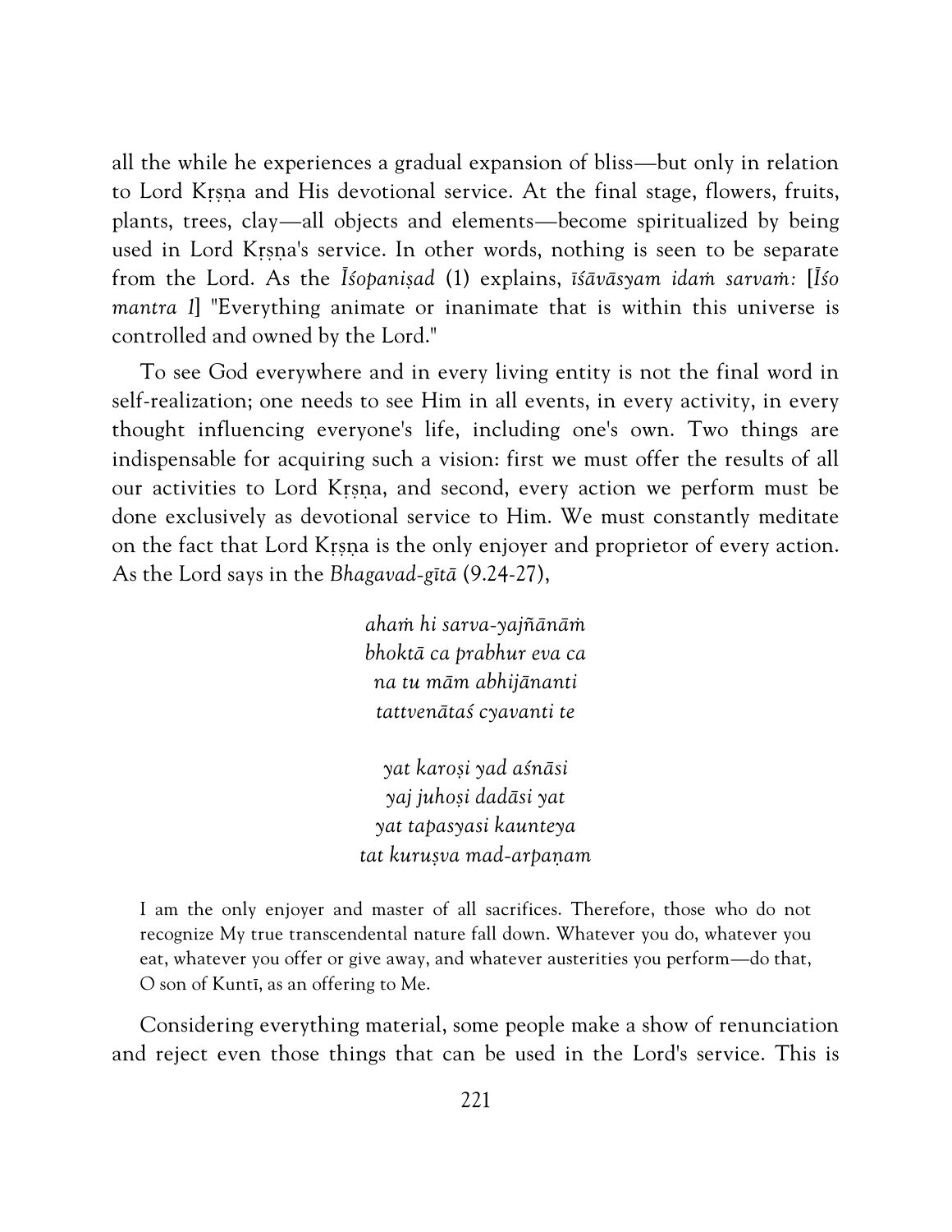all the while he experiences a gradual expansion of bliss—but only in relation to Lord Kṛṣṇa and His devotional service. At the final stage, flowers, fruits, plants, trees, clay—all objects and elements—become spiritualized by being used in Lord Kṛṣṇa's service. In other words, nothing is seen to be separate from the Lord. As the *Īśopaniṣad* (1) explains, *īśāvāsyam idaṁ sarvaṁ:* [*Īśo mantra 1*] "Everything animate or inanimate that is within this universe is controlled and owned by the Lord."

To see God everywhere and in every living entity is not the final word in self-realization; one needs to see Him in all events, in every activity, in every thought influencing everyone's life, including one's own. Two things are indispensable for acquiring such a vision: first we must offer the results of all our activities to Lord Kṛṣṇa, and second, every action we perform must be done exclusively as devotional service to Him. We must constantly meditate on the fact that Lord Kṛṣṇa is the only enjoyer and proprietor of every action. As the Lord says in the *Bhagavad-gītā* (9.24-27),

*ahaṁ hi sarva-yajñānāṁ*
*bhoktā ca prabhur eva ca*
*na tu mām abhijānanti*
*tattvenātaś cyavanti te*

*yat karoṣi yad aśnāsi*
*yaj juhoṣi dadāsi yat*
*yat tapasyasi kaunteya*
*tat kuruṣva mad-arpaṇam*

> I am the only enjoyer and master of all sacrifices. Therefore, those who do not recognize My true transcendental nature fall down. Whatever you do, whatever you eat, whatever you offer or give away, and whatever austerities you perform—do that, O son of Kuntī, as an offering to Me.

Considering everything material, some people make a show of renunciation and reject even those things that can be used in the Lord's service. This is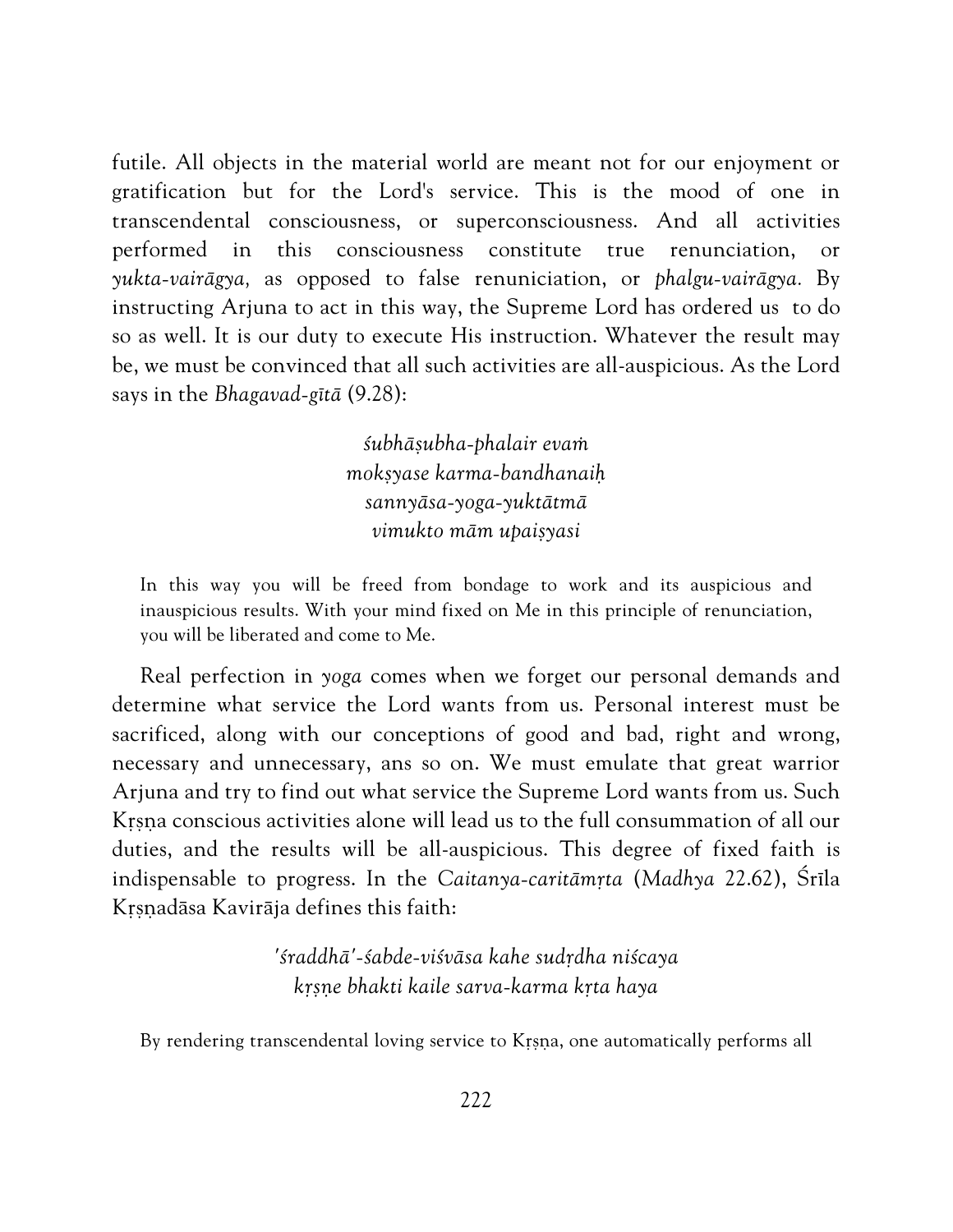futile. All objects in the material world are meant not for our enjoyment or gratification but for the Lord's service. This is the mood of one in transcendental consciousness, or superconsciousness. And all activities performed in this consciousness constitute true renunciation, or *yukta-vairāgya,* as opposed to false renuniciation, or *phalgu-vairāgya.* By instructing Arjuna to act in this way, the Supreme Lord has ordered us to do so as well. It is our duty to execute His instruction. Whatever the result may be, we must be convinced that all such activities are all-auspicious. As the Lord says in the *Bhagavad-gītā* (9.28):

> *śubhāṣubha-phalair evaṁ*
> *mokṣyase karma-bandhanaiḥ*
> *sannyāsa-yoga-yuktātmā*
> *vimukto mām upaiṣyasi*

> In this way you will be freed from bondage to work and its auspicious and inauspicious results. With your mind fixed on Me in this principle of renunciation, you will be liberated and come to Me.

Real perfection in *yoga* comes when we forget our personal demands and determine what service the Lord wants from us. Personal interest must be sacrificed, along with our conceptions of good and bad, right and wrong, necessary and unnecessary, ans so on. We must emulate that great warrior Arjuna and try to find out what service the Supreme Lord wants from us. Such Kṛṣṇa conscious activities alone will lead us to the full consummation of all our duties, and the results will be all-auspicious. This degree of fixed faith is indispensable to progress. In the *Caitanya-caritāmṛta* (*Madhya* 22.62), Śrīla Kṛṣṇadāsa Kavirāja defines this faith:

> *'śraddhā'-śabde-viśvāsa kahe sudṛdha niścaya*
> *kṛṣṇe bhakti kaile sarva-karma kṛta haya*

> By rendering transcendental loving service to Kṛṣṇa, one automatically performs all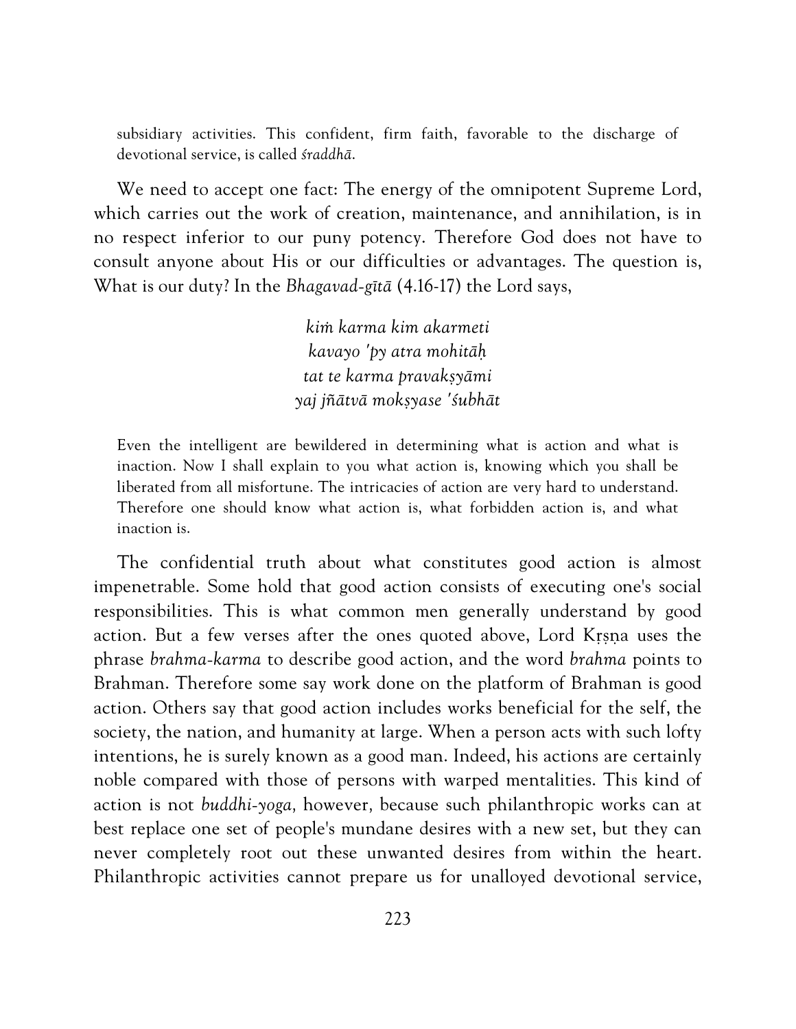> subsidiary activities. This confident, firm faith, favorable to the discharge of devotional service, is called *śraddhā*.

We need to accept one fact: The energy of the omnipotent Supreme Lord, which carries out the work of creation, maintenance, and annihilation, is in no respect inferior to our puny potency. Therefore God does not have to consult anyone about His or our difficulties or advantages. The question is, What is our duty? In the *Bhagavad-gītā* (4.16-17) the Lord says,

*kiṁ karma kim akarmeti*
*kavayo 'py atra mohitāḥ*
*tat te karma pravakṣyāmi*
*yaj jñātvā mokṣyase 'śubhāt*

> Even the intelligent are bewildered in determining what is action and what is inaction. Now I shall explain to you what action is, knowing which you shall be liberated from all misfortune. The intricacies of action are very hard to understand. Therefore one should know what action is, what forbidden action is, and what inaction is.

The confidential truth about what constitutes good action is almost impenetrable. Some hold that good action consists of executing one's social responsibilities. This is what common men generally understand by good action. But a few verses after the ones quoted above, Lord Kṛṣṇa uses the phrase *brahma-karma* to describe good action, and the word *brahma* points to Brahman. Therefore some say work done on the platform of Brahman is good action. Others say that good action includes works beneficial for the self, the society, the nation, and humanity at large. When a person acts with such lofty intentions, he is surely known as a good man. Indeed, his actions are certainly noble compared with those of persons with warped mentalities. This kind of action is not *buddhi-yoga,* however, because such philanthropic works can at best replace one set of people's mundane desires with a new set, but they can never completely root out these unwanted desires from within the heart. Philanthropic activities cannot prepare us for unalloyed devotional service,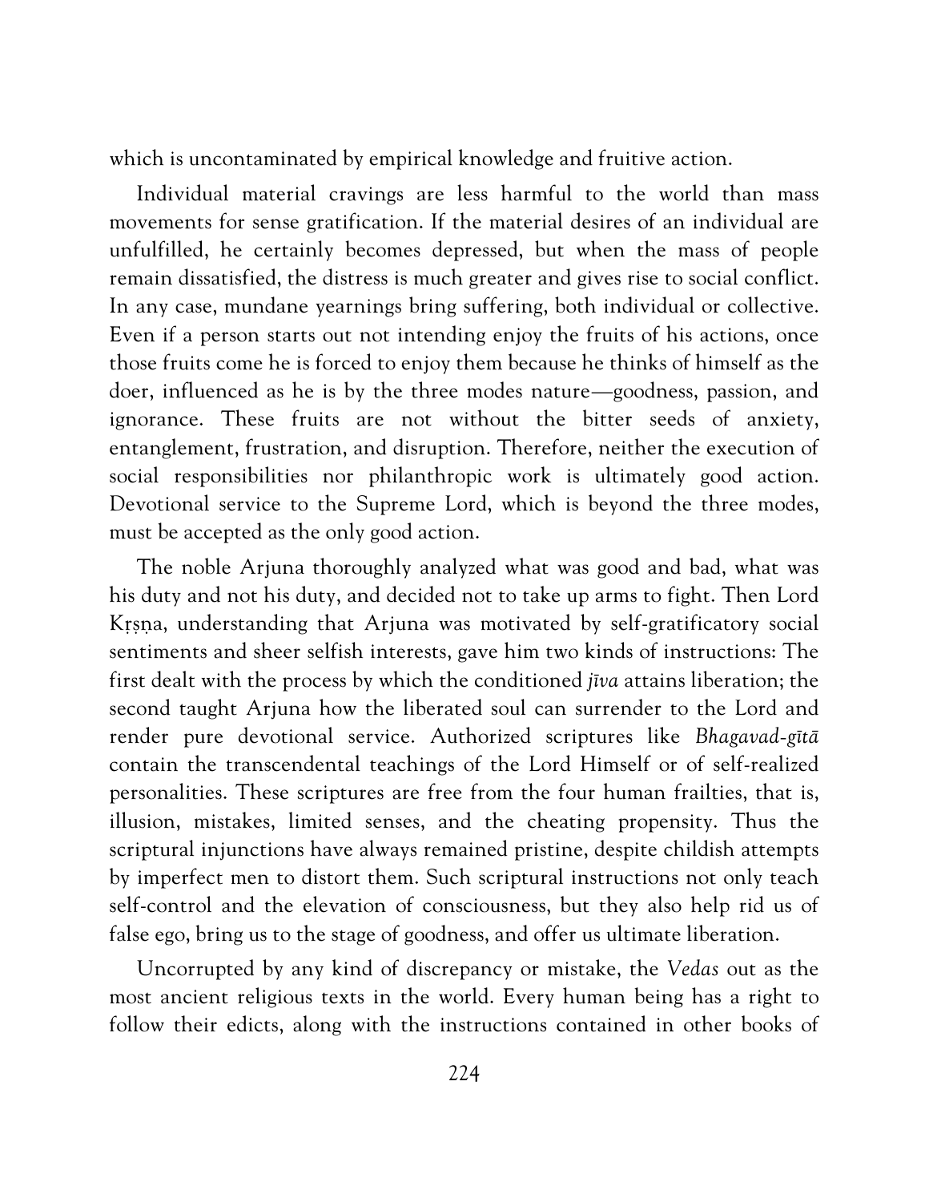which is uncontaminated by empirical knowledge and fruitive action.

Individual material cravings are less harmful to the world than mass movements for sense gratification. If the material desires of an individual are unfulfilled, he certainly becomes depressed, but when the mass of people remain dissatisfied, the distress is much greater and gives rise to social conflict. In any case, mundane yearnings bring suffering, both individual or collective. Even if a person starts out not intending enjoy the fruits of his actions, once those fruits come he is forced to enjoy them because he thinks of himself as the doer, influenced as he is by the three modes nature—goodness, passion, and ignorance. These fruits are not without the bitter seeds of anxiety, entanglement, frustration, and disruption. Therefore, neither the execution of social responsibilities nor philanthropic work is ultimately good action. Devotional service to the Supreme Lord, which is beyond the three modes, must be accepted as the only good action.

The noble Arjuna thoroughly analyzed what was good and bad, what was his duty and not his duty, and decided not to take up arms to fight. Then Lord Kṛṣṇa, understanding that Arjuna was motivated by self-gratificatory social sentiments and sheer selfish interests, gave him two kinds of instructions: The first dealt with the process by which the conditioned *jīva* attains liberation; the second taught Arjuna how the liberated soul can surrender to the Lord and render pure devotional service. Authorized scriptures like *Bhagavad-gītā* contain the transcendental teachings of the Lord Himself or of self-realized personalities. These scriptures are free from the four human frailties, that is, illusion, mistakes, limited senses, and the cheating propensity. Thus the scriptural injunctions have always remained pristine, despite childish attempts by imperfect men to distort them. Such scriptural instructions not only teach self-control and the elevation of consciousness, but they also help rid us of false ego, bring us to the stage of goodness, and offer us ultimate liberation.

Uncorrupted by any kind of discrepancy or mistake, the *Vedas* out as the most ancient religious texts in the world. Every human being has a right to follow their edicts, along with the instructions contained in other books of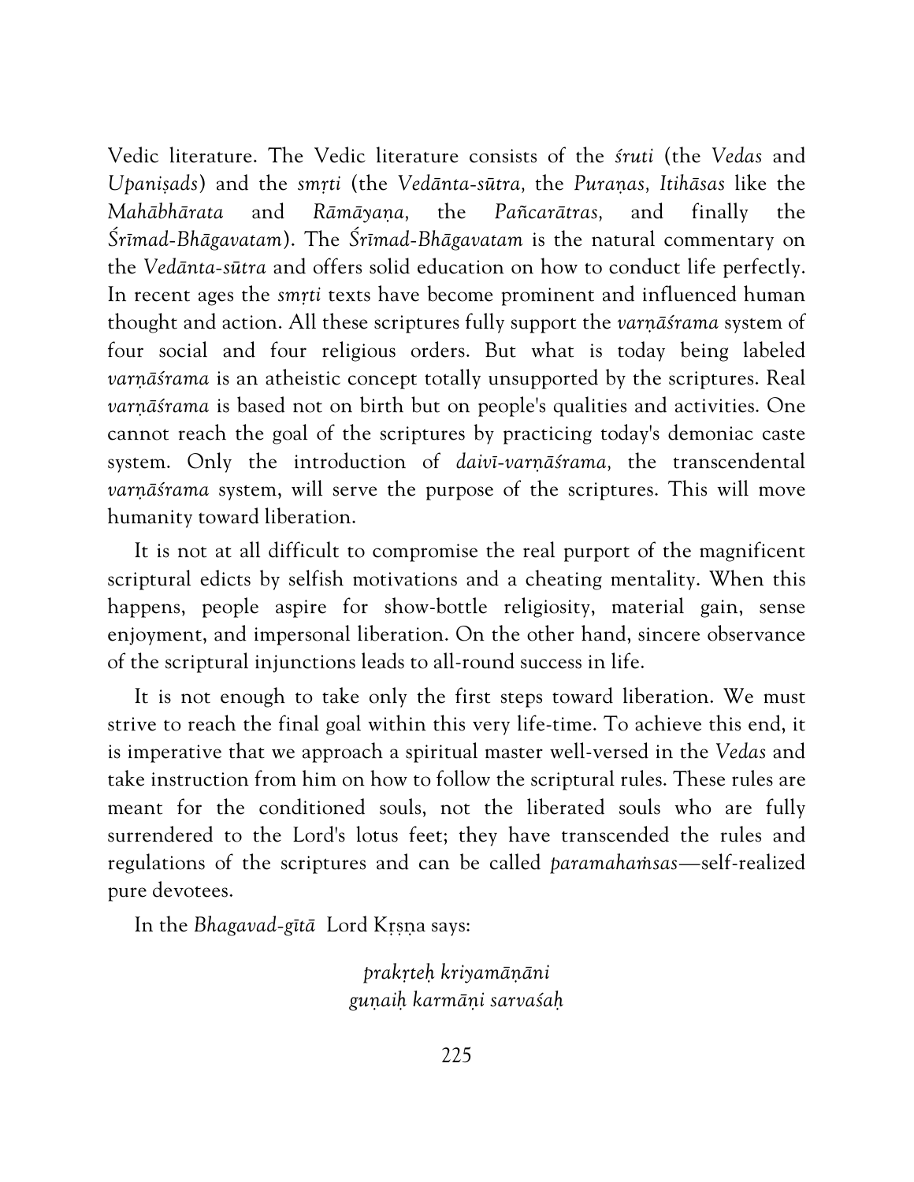Vedic literature. The Vedic literature consists of the *śruti* (the *Vedas* and *Upaniṣads*) and the *smṛti* (the *Vedānta-sūtra*, the *Puraṇas, Itihāsas* like the *Mahābhārata* and *Rāmāyaṇa*, the *Pañcarātras*, and finally the *Śrīmad-Bhāgavatam*). The *Śrīmad-Bhāgavatam* is the natural commentary on the *Vedānta-sūtra* and offers solid education on how to conduct life perfectly. In recent ages the *smṛti* texts have become prominent and influenced human thought and action. All these scriptures fully support the *varṇāśrama* system of four social and four religious orders. But what is today being labeled *varṇāśrama* is an atheistic concept totally unsupported by the scriptures. Real *varṇāśrama* is based not on birth but on people's qualities and activities. One cannot reach the goal of the scriptures by practicing today's demoniac caste system. Only the introduction of *daivī-varṇāśrama*, the transcendental *varṇāśrama* system, will serve the purpose of the scriptures. This will move humanity toward liberation.

It is not at all difficult to compromise the real purport of the magnificent scriptural edicts by selfish motivations and a cheating mentality. When this happens, people aspire for show-bottle religiosity, material gain, sense enjoyment, and impersonal liberation. On the other hand, sincere observance of the scriptural injunctions leads to all-round success in life.

It is not enough to take only the first steps toward liberation. We must strive to reach the final goal within this very life-time. To achieve this end, it is imperative that we approach a spiritual master well-versed in the *Vedas* and take instruction from him on how to follow the scriptural rules. These rules are meant for the conditioned souls, not the liberated souls who are fully surrendered to the Lord's lotus feet; they have transcended the rules and regulations of the scriptures and can be called *paramahaṁsas*—self-realized pure devotees.

In the *Bhagavad-gītā* Lord Kṛṣṇa says:

*prakṛteḥ kriyamāṇāni*
*guṇaiḥ karmāṇi sarvaśaḥ*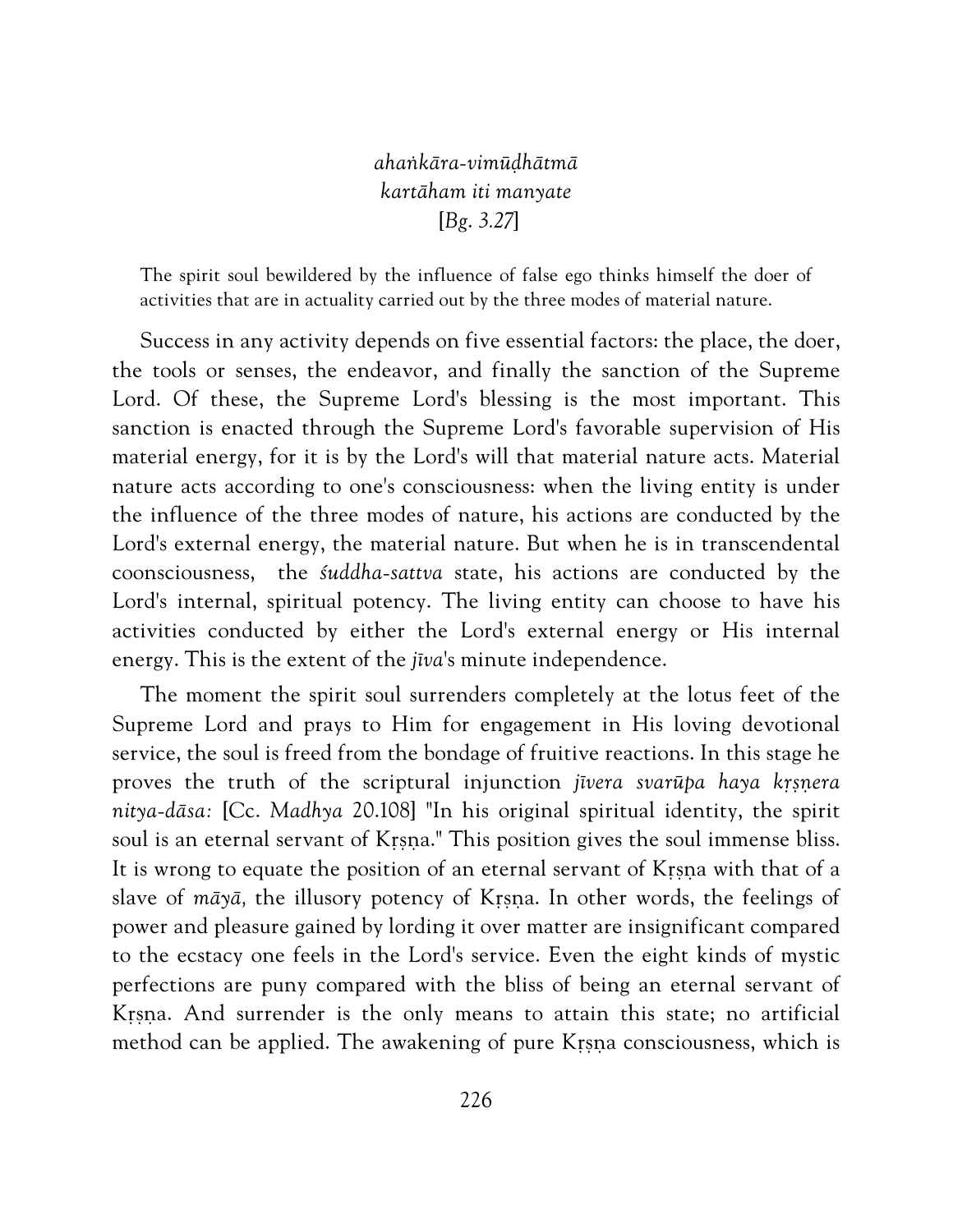*ahaṅkāra-vimūḍhātmā*
*kartāham iti manyate*
[*Bg. 3.27*]

The spirit soul bewildered by the influence of false ego thinks himself the doer of activities that are in actuality carried out by the three modes of material nature.

Success in any activity depends on five essential factors: the place, the doer, the tools or senses, the endeavor, and finally the sanction of the Supreme Lord. Of these, the Supreme Lord's blessing is the most important. This sanction is enacted through the Supreme Lord's favorable supervision of His material energy, for it is by the Lord's will that material nature acts. Material nature acts according to one's consciousness: when the living entity is under the influence of the three modes of nature, his actions are conducted by the Lord's external energy, the material nature. But when he is in transcendental coonsciousness, the *śuddha-sattva* state, his actions are conducted by the Lord's internal, spiritual potency. The living entity can choose to have his activities conducted by either the Lord's external energy or His internal energy. This is the extent of the *jīva*'s minute independence.

The moment the spirit soul surrenders completely at the lotus feet of the Supreme Lord and prays to Him for engagement in His loving devotional service, the soul is freed from the bondage of fruitive reactions. In this stage he proves the truth of the scriptural injunction *jīvera svarūpa haya kṛṣṇera nitya-dāsa:* [Cc. *Madhya* 20.108] "In his original spiritual identity, the spirit soul is an eternal servant of Kṛṣṇa." This position gives the soul immense bliss. It is wrong to equate the position of an eternal servant of Kṛṣṇa with that of a slave of *māyā,* the illusory potency of Kṛṣṇa. In other words, the feelings of power and pleasure gained by lording it over matter are insignificant compared to the ecstacy one feels in the Lord's service. Even the eight kinds of mystic perfections are puny compared with the bliss of being an eternal servant of Kṛṣṇa. And surrender is the only means to attain this state; no artificial method can be applied. The awakening of pure Kṛṣṇa consciousness, which is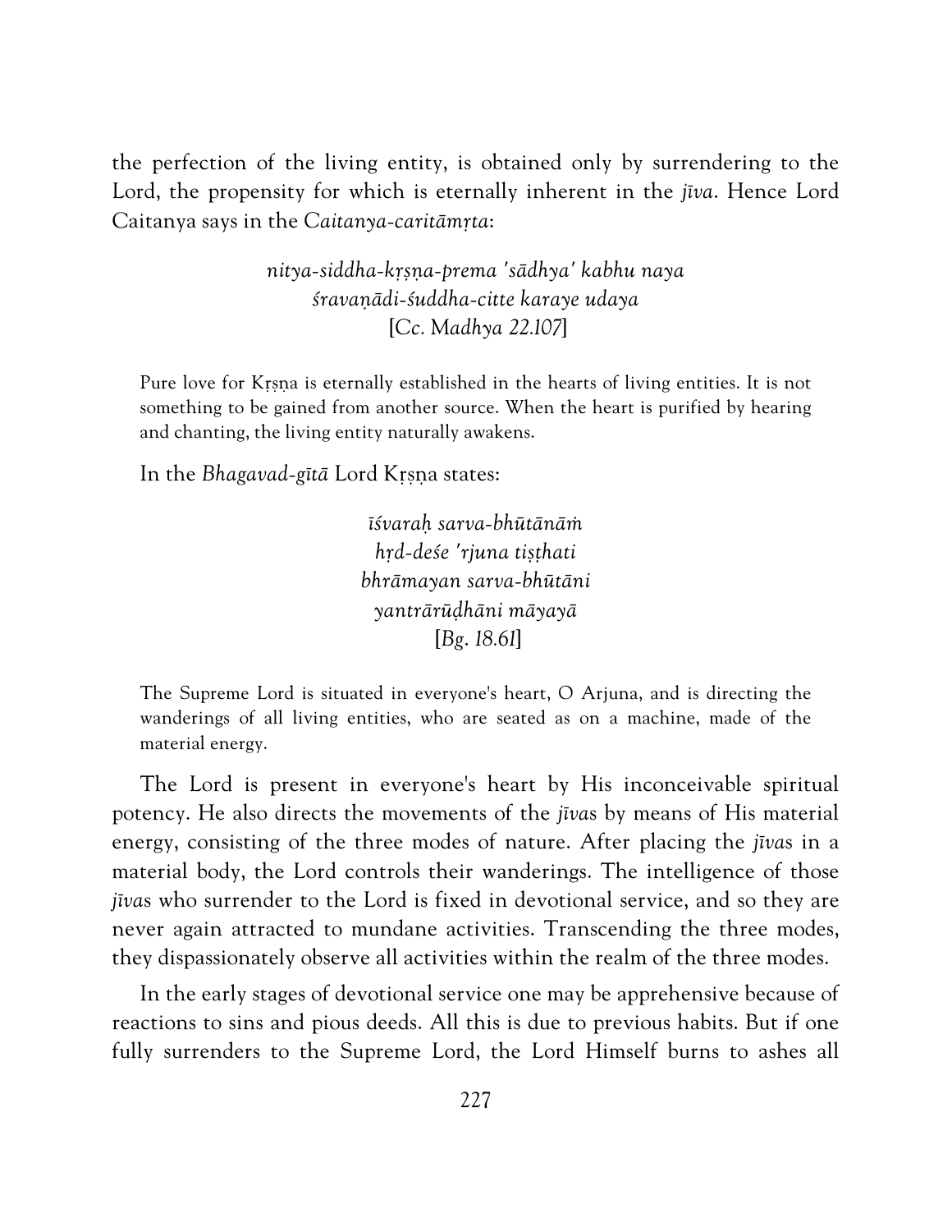the perfection of the living entity, is obtained only by surrendering to the Lord, the propensity for which is eternally inherent in the *jīva*. Hence Lord Caitanya says in the *Caitanya-caritāmṛta*:

> *nitya-siddha-kṛṣṇa-prema 'sādhya' kabhu naya*
> *śravaṇādi-śuddha-citte karaye udaya*
> [*Cc. Madhya 22.107*]

> Pure love for Kṛṣṇa is eternally established in the hearts of living entities. It is not something to be gained from another source. When the heart is purified by hearing and chanting, the living entity naturally awakens.

In the *Bhagavad-gītā* Lord Kṛṣṇa states:

> *īśvaraḥ sarva-bhūtānāṁ*
> *hṛd-deśe 'rjuna tiṣṭhati*
> *bhrāmayan sarva-bhūtāni*
> *yantrārūḍhāni māyayā*
> [*Bg. 18.61*]

> The Supreme Lord is situated in everyone's heart, O Arjuna, and is directing the wanderings of all living entities, who are seated as on a machine, made of the material energy.

The Lord is present in everyone's heart by His inconceivable spiritual potency. He also directs the movements of the *jīvas* by means of His material energy, consisting of the three modes of nature. After placing the *jīvas* in a material body, the Lord controls their wanderings. The intelligence of those *jīvas* who surrender to the Lord is fixed in devotional service, and so they are never again attracted to mundane activities. Transcending the three modes, they dispassionately observe all activities within the realm of the three modes.

In the early stages of devotional service one may be apprehensive because of reactions to sins and pious deeds. All this is due to previous habits. But if one fully surrenders to the Supreme Lord, the Lord Himself burns to ashes all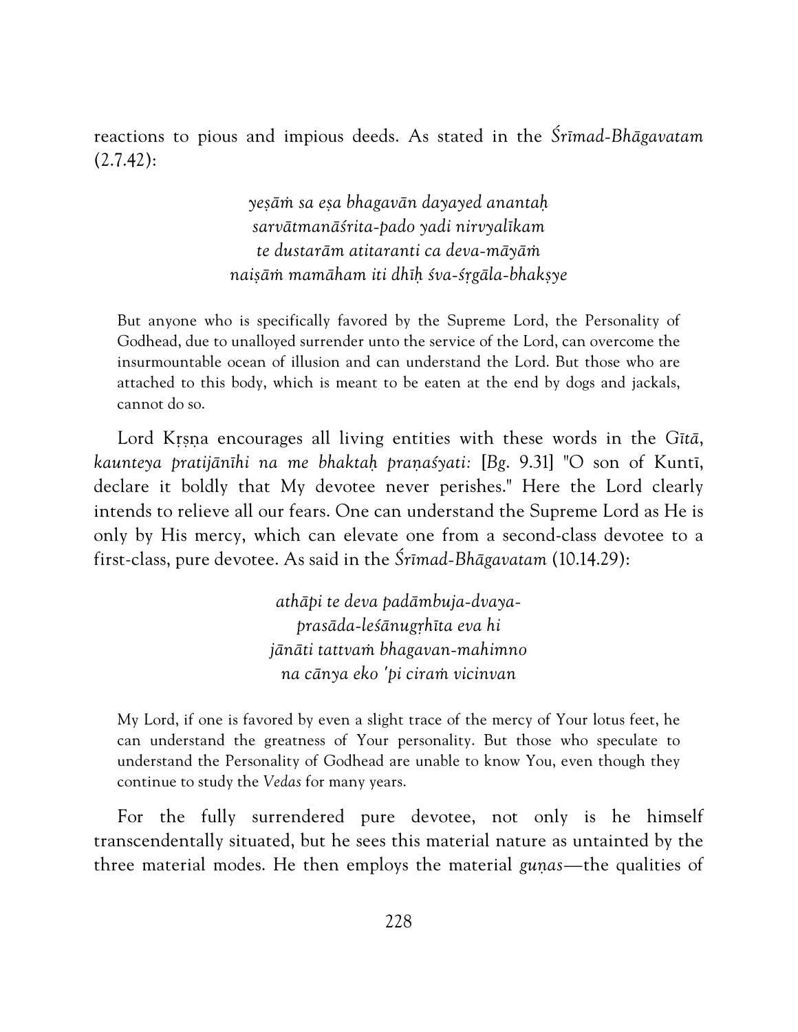reactions to pious and impious deeds. As stated in the *Śrīmad-Bhāgavatam* (2.7.42):

> *yeṣāṁ sa eṣa bhagavān dayayed anantaḥ*
> *sarvātmanāśrita-pado yadi nirvyalīkam*
> *te dustarām atitaranti ca deva-māyāṁ*
> *naiṣāṁ mamāham iti dhīḥ śva-śṛgāla-bhakṣye*

> But anyone who is specifically favored by the Supreme Lord, the Personality of Godhead, due to unalloyed surrender unto the service of the Lord, can overcome the insurmountable ocean of illusion and can understand the Lord. But those who are attached to this body, which is meant to be eaten at the end by dogs and jackals, cannot do so.

Lord Kṛṣṇa encourages all living entities with these words in the *Gītā*, *kaunteya pratijānīhi na me bhaktaḥ praṇaśyati:* [*Bg.* 9.31] "O son of Kuntī, declare it boldly that My devotee never perishes." Here the Lord clearly intends to relieve all our fears. One can understand the Supreme Lord as He is only by His mercy, which can elevate one from a second-class devotee to a first-class, pure devotee. As said in the *Śrīmad-Bhāgavatam* (10.14.29):

> *athāpi te deva padāmbuja-dvaya-*
> *prasāda-leśānugṛhīta eva hi*
> *jānāti tattvaṁ bhagavan-mahimno*
> *na cānya eko 'pi ciraṁ vicinvan*

> My Lord, if one is favored by even a slight trace of the mercy of Your lotus feet, he can understand the greatness of Your personality. But those who speculate to understand the Personality of Godhead are unable to know You, even though they continue to study the *Vedas* for many years.

For the fully surrendered pure devotee, not only is he himself transcendentally situated, but he sees this material nature as untainted by the three material modes. He then employs the material *guṇas*—the qualities of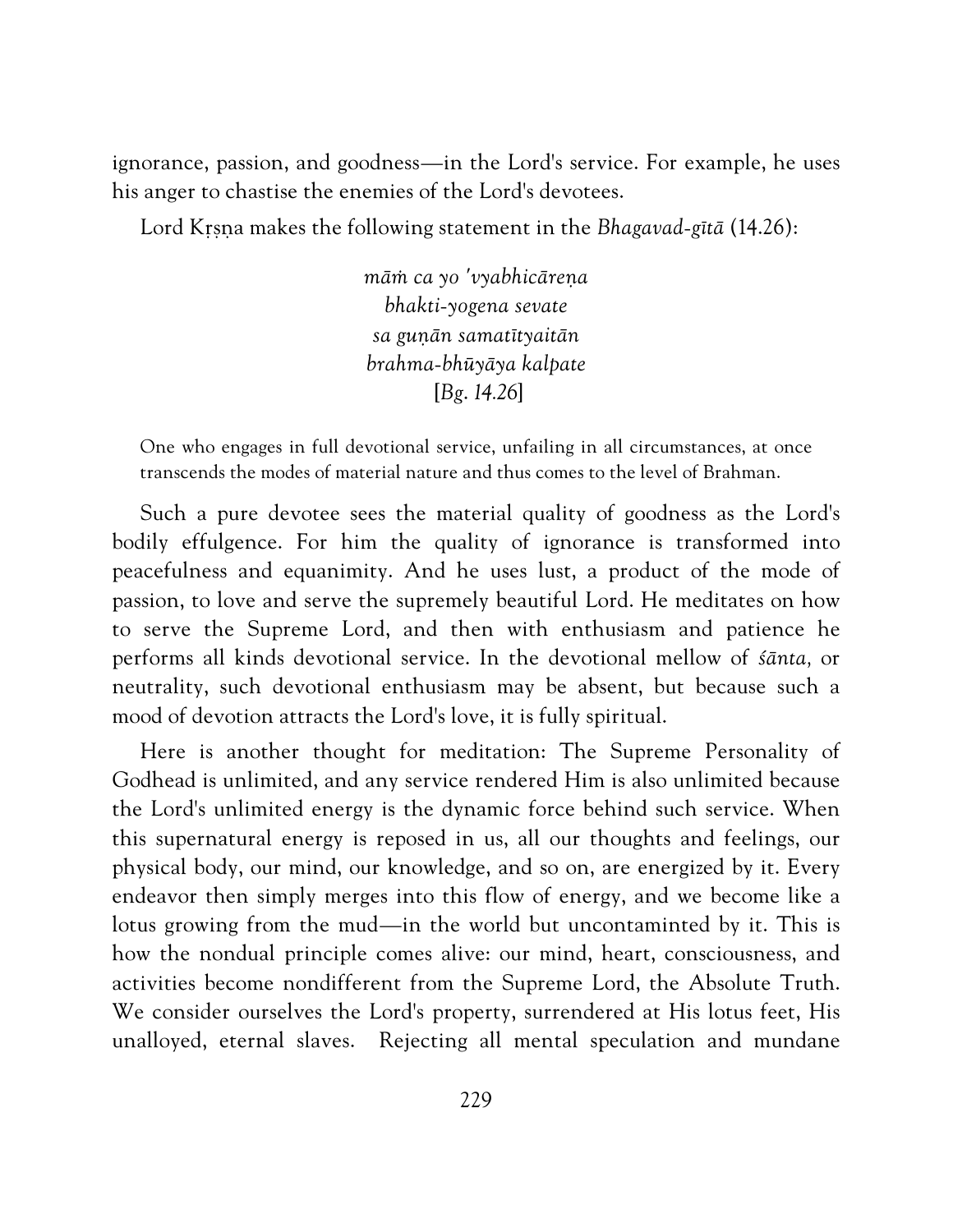ignorance, passion, and goodness—in the Lord's service. For example, he uses his anger to chastise the enemies of the Lord's devotees.

Lord Kṛṣṇa makes the following statement in the *Bhagavad-gītā* (14.26):

> *māṁ ca yo 'vyabhicāreṇa*
> *bhakti-yogena sevate*
> *sa guṇān samatītyaitān*
> *brahma-bhūyāya kalpate*
> [*Bg. 14.26*]

> One who engages in full devotional service, unfailing in all circumstances, at once transcends the modes of material nature and thus comes to the level of Brahman.

Such a pure devotee sees the material quality of goodness as the Lord's bodily effulgence. For him the quality of ignorance is transformed into peacefulness and equanimity. And he uses lust, a product of the mode of passion, to love and serve the supremely beautiful Lord. He meditates on how to serve the Supreme Lord, and then with enthusiasm and patience he performs all kinds devotional service. In the devotional mellow of *śānta,* or neutrality, such devotional enthusiasm may be absent, but because such a mood of devotion attracts the Lord's love, it is fully spiritual.

Here is another thought for meditation: The Supreme Personality of Godhead is unlimited, and any service rendered Him is also unlimited because the Lord's unlimited energy is the dynamic force behind such service. When this supernatural energy is reposed in us, all our thoughts and feelings, our physical body, our mind, our knowledge, and so on, are energized by it. Every endeavor then simply merges into this flow of energy, and we become like a lotus growing from the mud—in the world but uncontaminted by it. This is how the nondual principle comes alive: our mind, heart, consciousness, and activities become nondifferent from the Supreme Lord, the Absolute Truth. We consider ourselves the Lord's property, surrendered at His lotus feet, His unalloyed, eternal slaves. Rejecting all mental speculation and mundane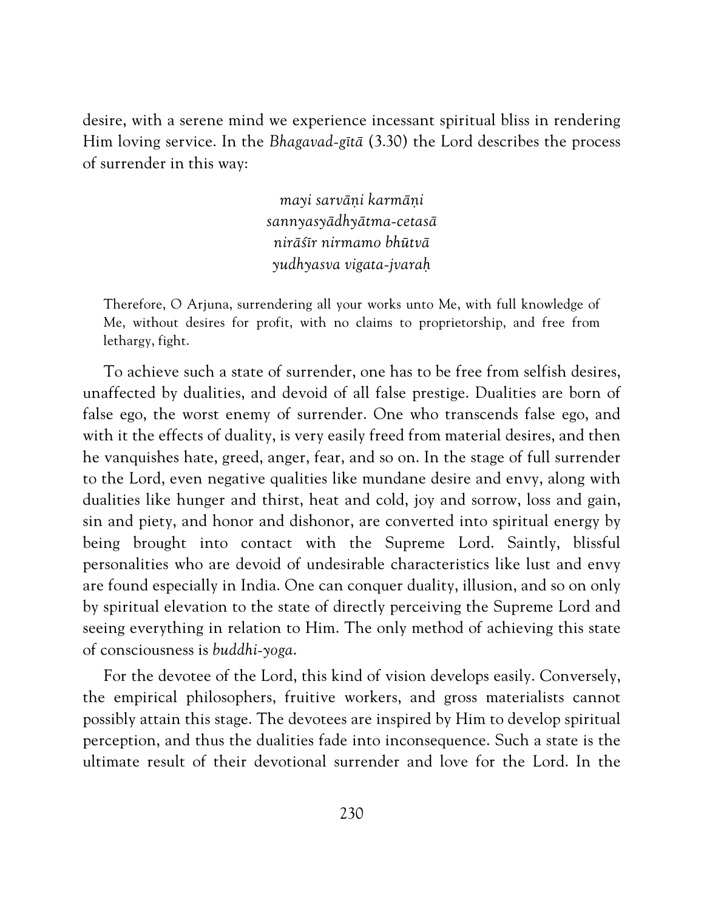desire, with a serene mind we experience incessant spiritual bliss in rendering Him loving service. In the *Bhagavad-gītā* (3.30) the Lord describes the process of surrender in this way:

> *mayi sarvāṇi karmāṇi*
> *sannyasyādhyātma-cetasā*
> *nirāśīr nirmamo bhūtvā*
> *yudhyasva vigata-jvaraḥ*

> Therefore, O Arjuna, surrendering all your works unto Me, with full knowledge of Me, without desires for profit, with no claims to proprietorship, and free from lethargy, fight.

To achieve such a state of surrender, one has to be free from selfish desires, unaffected by dualities, and devoid of all false prestige. Dualities are born of false ego, the worst enemy of surrender. One who transcends false ego, and with it the effects of duality, is very easily freed from material desires, and then he vanquishes hate, greed, anger, fear, and so on. In the stage of full surrender to the Lord, even negative qualities like mundane desire and envy, along with dualities like hunger and thirst, heat and cold, joy and sorrow, loss and gain, sin and piety, and honor and dishonor, are converted into spiritual energy by being brought into contact with the Supreme Lord. Saintly, blissful personalities who are devoid of undesirable characteristics like lust and envy are found especially in India. One can conquer duality, illusion, and so on only by spiritual elevation to the state of directly perceiving the Supreme Lord and seeing everything in relation to Him. The only method of achieving this state of consciousness is *buddhi-yoga*.

For the devotee of the Lord, this kind of vision develops easily. Conversely, the empirical philosophers, fruitive workers, and gross materialists cannot possibly attain this stage. The devotees are inspired by Him to develop spiritual perception, and thus the dualities fade into inconsequence. Such a state is the ultimate result of their devotional surrender and love for the Lord. In the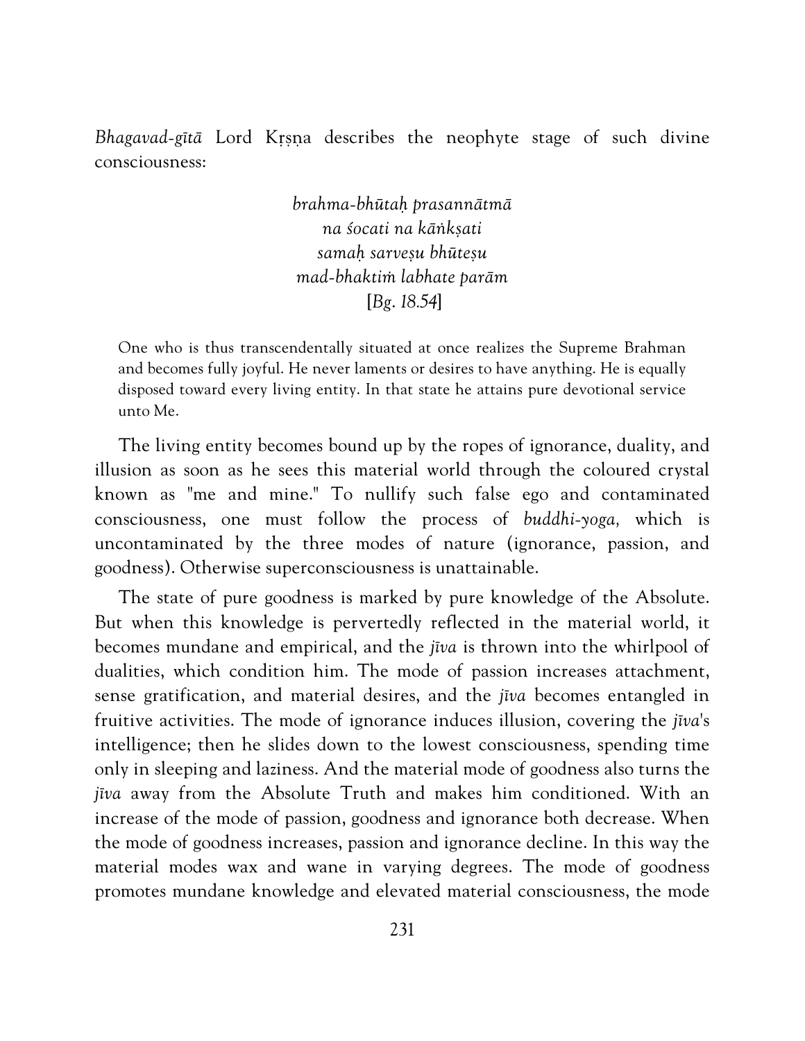*Bhagavad-gītā* Lord Kṛṣṇa describes the neophyte stage of such divine consciousness:

*brahma-bhūtaḥ prasannātmā*
*na śocati na kāṅkṣati*
*samaḥ sarveṣu bhūteṣu*
*mad-bhaktiṁ labhate parām*
[*Bg. 18.54*]

> One who is thus transcendentally situated at once realizes the Supreme Brahman and becomes fully joyful. He never laments or desires to have anything. He is equally disposed toward every living entity. In that state he attains pure devotional service unto Me.

The living entity becomes bound up by the ropes of ignorance, duality, and illusion as soon as he sees this material world through the coloured crystal known as "me and mine." To nullify such false ego and contaminated consciousness, one must follow the process of *buddhi-yoga,* which is uncontaminated by the three modes of nature (ignorance, passion, and goodness). Otherwise superconsciousness is unattainable.

The state of pure goodness is marked by pure knowledge of the Absolute. But when this knowledge is pervertedly reflected in the material world, it becomes mundane and empirical, and the *jīva* is thrown into the whirlpool of dualities, which condition him. The mode of passion increases attachment, sense gratification, and material desires, and the *jīva* becomes entangled in fruitive activities. The mode of ignorance induces illusion, covering the *jīva*'s intelligence; then he slides down to the lowest consciousness, spending time only in sleeping and laziness. And the material mode of goodness also turns the *jīva* away from the Absolute Truth and makes him conditioned. With an increase of the mode of passion, goodness and ignorance both decrease. When the mode of goodness increases, passion and ignorance decline. In this way the material modes wax and wane in varying degrees. The mode of goodness promotes mundane knowledge and elevated material consciousness, the mode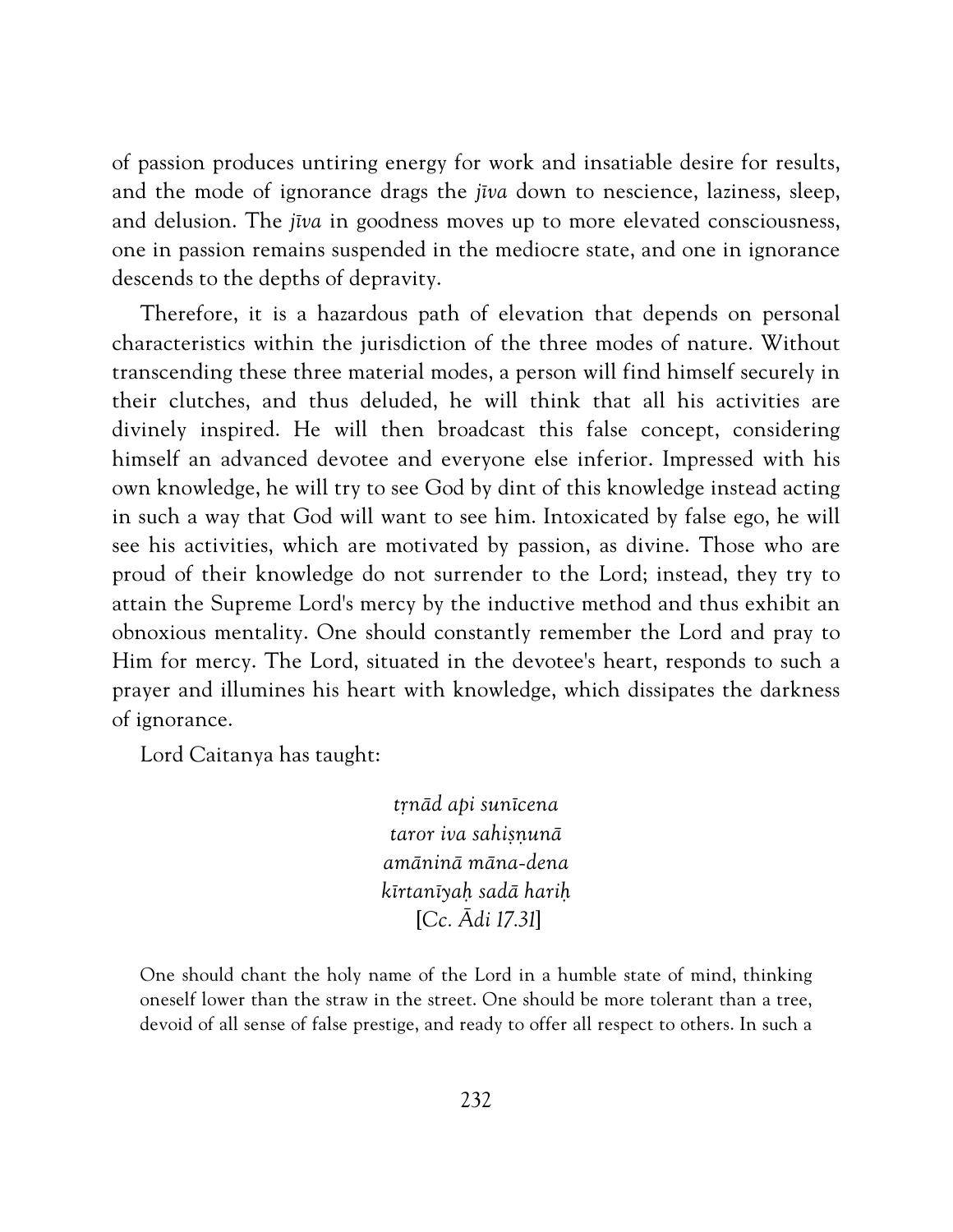of passion produces untiring energy for work and insatiable desire for results, and the mode of ignorance drags the *jīva* down to nescience, laziness, sleep, and delusion. The *jīva* in goodness moves up to more elevated consciousness, one in passion remains suspended in the mediocre state, and one in ignorance descends to the depths of depravity.

Therefore, it is a hazardous path of elevation that depends on personal characteristics within the jurisdiction of the three modes of nature. Without transcending these three material modes, a person will find himself securely in their clutches, and thus deluded, he will think that all his activities are divinely inspired. He will then broadcast this false concept, considering himself an advanced devotee and everyone else inferior. Impressed with his own knowledge, he will try to see God by dint of this knowledge instead acting in such a way that God will want to see him. Intoxicated by false ego, he will see his activities, which are motivated by passion, as divine. Those who are proud of their knowledge do not surrender to the Lord; instead, they try to attain the Supreme Lord's mercy by the inductive method and thus exhibit an obnoxious mentality. One should constantly remember the Lord and pray to Him for mercy. The Lord, situated in the devotee's heart, responds to such a prayer and illumines his heart with knowledge, which dissipates the darkness of ignorance.

Lord Caitanya has taught:

*tṛṇād api sunīcena*
*taror iva sahiṣṇunā*
*amāninā māna-dena*
*kīrtanīyaḥ sadā hariḥ*
[*Cc. Ādi 17.31*]

One should chant the holy name of the Lord in a humble state of mind, thinking oneself lower than the straw in the street. One should be more tolerant than a tree, devoid of all sense of false prestige, and ready to offer all respect to others. In such a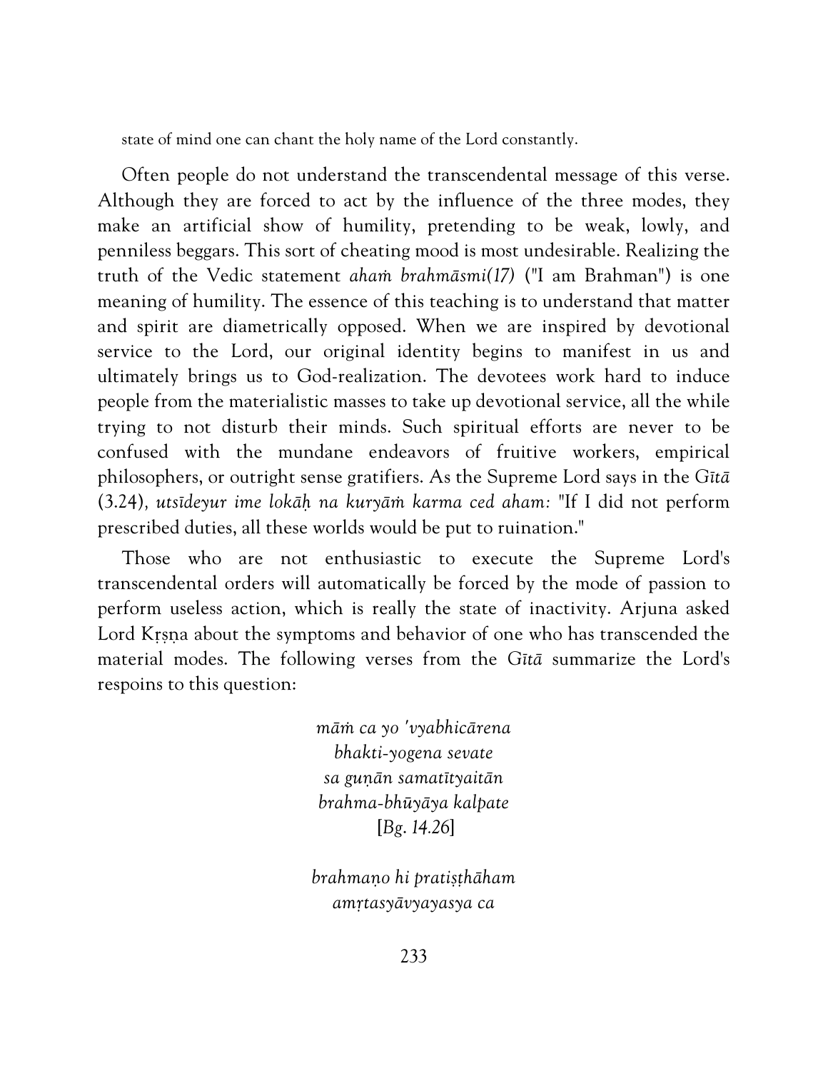state of mind one can chant the holy name of the Lord constantly.

Often people do not understand the transcendental message of this verse. Although they are forced to act by the influence of the three modes, they make an artificial show of humility, pretending to be weak, lowly, and penniless beggars. This sort of cheating mood is most undesirable. Realizing the truth of the Vedic statement *ahaṁ brahmāsmi(17)* ("I am Brahman") is one meaning of humility. The essence of this teaching is to understand that matter and spirit are diametrically opposed. When we are inspired by devotional service to the Lord, our original identity begins to manifest in us and ultimately brings us to God-realization. The devotees work hard to induce people from the materialistic masses to take up devotional service, all the while trying to not disturb their minds. Such spiritual efforts are never to be confused with the mundane endeavors of fruitive workers, empirical philosophers, or outright sense gratifiers. As the Supreme Lord says in the *Gītā* (3.24), *utsīdeyur ime lokāḥ na kuryāṁ karma ced aham:* "If I did not perform prescribed duties, all these worlds would be put to ruination."

Those who are not enthusiastic to execute the Supreme Lord's transcendental orders will automatically be forced by the mode of passion to perform useless action, which is really the state of inactivity. Arjuna asked Lord Kṛṣṇa about the symptoms and behavior of one who has transcended the material modes. The following verses from the *Gītā* summarize the Lord's respoins to this question:

*māṁ ca yo 'vyabhicārena*
*bhakti-yogena sevate*
*sa guṇān samatītyaitān*
*brahma-bhūyāya kalpate*
[*Bg. 14.26*]

*brahmaṇo hi pratiṣṭhāham*
*amṛtasyāvyayasya ca*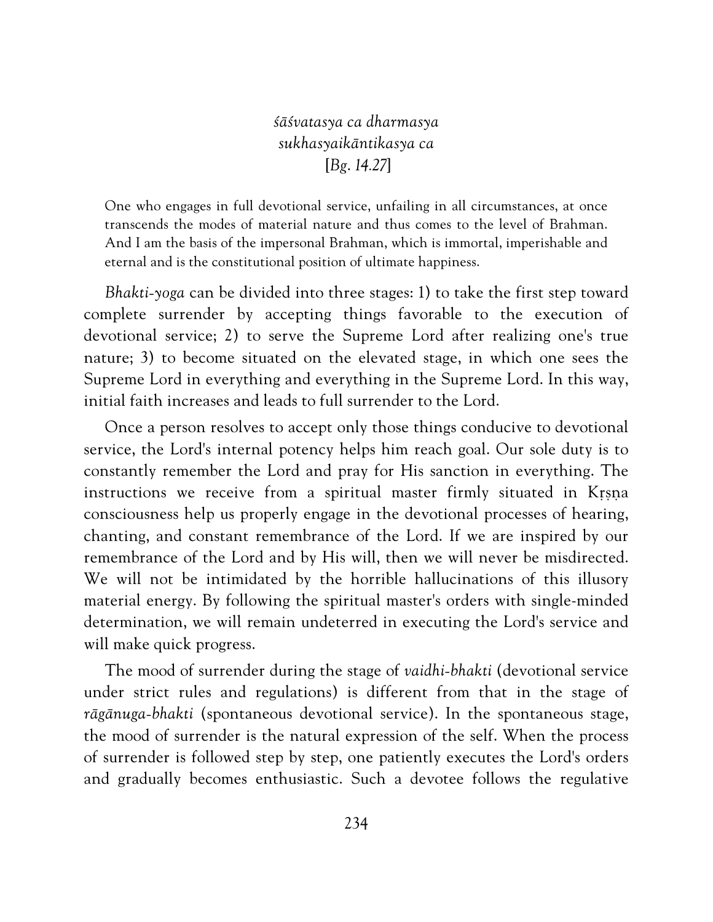*śāśvatasya ca dharmasya*
*sukhasyaikāntikasya ca*
[*Bg. 14.27*]

> One who engages in full devotional service, unfailing in all circumstances, at once transcends the modes of material nature and thus comes to the level of Brahman. And I am the basis of the impersonal Brahman, which is immortal, imperishable and eternal and is the constitutional position of ultimate happiness.

*Bhakti-yoga* can be divided into three stages: 1) to take the first step toward complete surrender by accepting things favorable to the execution of devotional service; 2) to serve the Supreme Lord after realizing one's true nature; 3) to become situated on the elevated stage, in which one sees the Supreme Lord in everything and everything in the Supreme Lord. In this way, initial faith increases and leads to full surrender to the Lord.

Once a person resolves to accept only those things conducive to devotional service, the Lord's internal potency helps him reach goal. Our sole duty is to constantly remember the Lord and pray for His sanction in everything. The instructions we receive from a spiritual master firmly situated in Kṛṣṇa consciousness help us properly engage in the devotional processes of hearing, chanting, and constant remembrance of the Lord. If we are inspired by our remembrance of the Lord and by His will, then we will never be misdirected. We will not be intimidated by the horrible hallucinations of this illusory material energy. By following the spiritual master's orders with single-minded determination, we will remain undeterred in executing the Lord's service and will make quick progress.

The mood of surrender during the stage of *vaidhi-bhakti* (devotional service under strict rules and regulations) is different from that in the stage of *rāgānuga-bhakti* (spontaneous devotional service). In the spontaneous stage, the mood of surrender is the natural expression of the self. When the process of surrender is followed step by step, one patiently executes the Lord's orders and gradually becomes enthusiastic. Such a devotee follows the regulative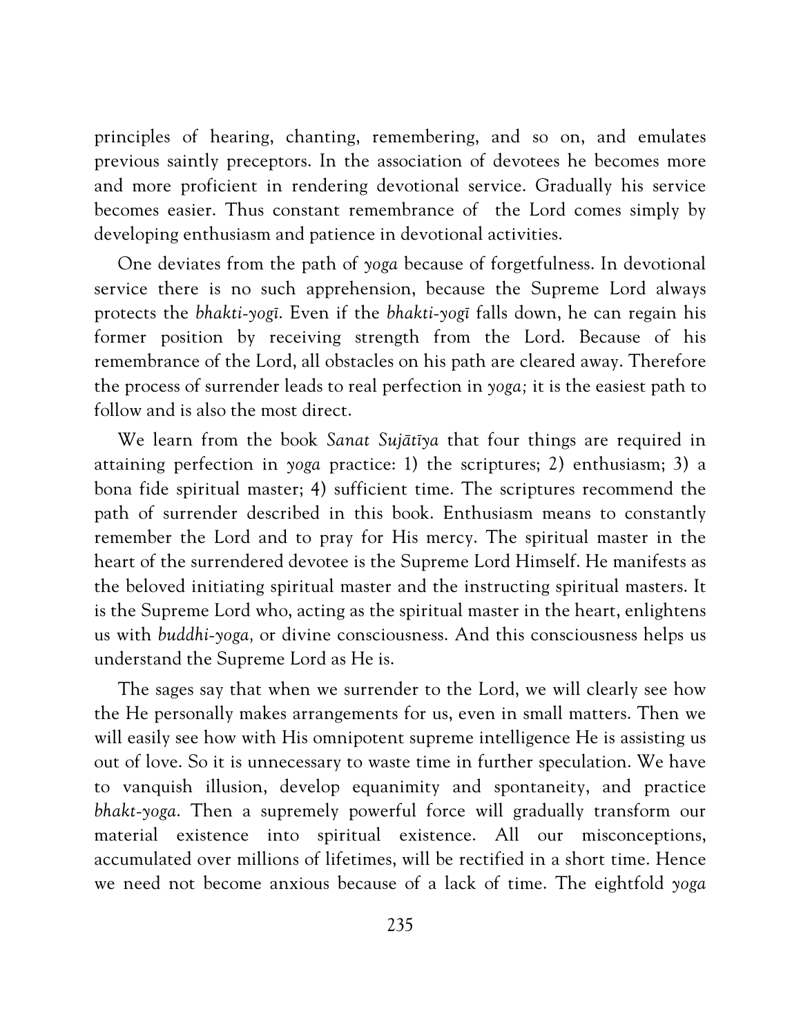principles of hearing, chanting, remembering, and so on, and emulates previous saintly preceptors. In the association of devotees he becomes more and more proficient in rendering devotional service. Gradually his service becomes easier. Thus constant remembrance of the Lord comes simply by developing enthusiasm and patience in devotional activities.

One deviates from the path of *yoga* because of forgetfulness. In devotional service there is no such apprehension, because the Supreme Lord always protects the *bhakti-yogī*. Even if the *bhakti-yogī* falls down, he can regain his former position by receiving strength from the Lord. Because of his remembrance of the Lord, all obstacles on his path are cleared away. Therefore the process of surrender leads to real perfection in *yoga*; it is the easiest path to follow and is also the most direct.

We learn from the book *Sanat Sujātīya* that four things are required in attaining perfection in *yoga* practice: 1) the scriptures; 2) enthusiasm; 3) a bona fide spiritual master; 4) sufficient time. The scriptures recommend the path of surrender described in this book. Enthusiasm means to constantly remember the Lord and to pray for His mercy. The spiritual master in the heart of the surrendered devotee is the Supreme Lord Himself. He manifests as the beloved initiating spiritual master and the instructing spiritual masters. It is the Supreme Lord who, acting as the spiritual master in the heart, enlightens us with *buddhi-yoga,* or divine consciousness. And this consciousness helps us understand the Supreme Lord as He is.

The sages say that when we surrender to the Lord, we will clearly see how the He personally makes arrangements for us, even in small matters. Then we will easily see how with His omnipotent supreme intelligence He is assisting us out of love. So it is unnecessary to waste time in further speculation. We have to vanquish illusion, develop equanimity and spontaneity, and practice *bhakt-yoga*. Then a supremely powerful force will gradually transform our material existence into spiritual existence. All our misconceptions, accumulated over millions of lifetimes, will be rectified in a short time. Hence we need not become anxious because of a lack of time. The eightfold *yoga*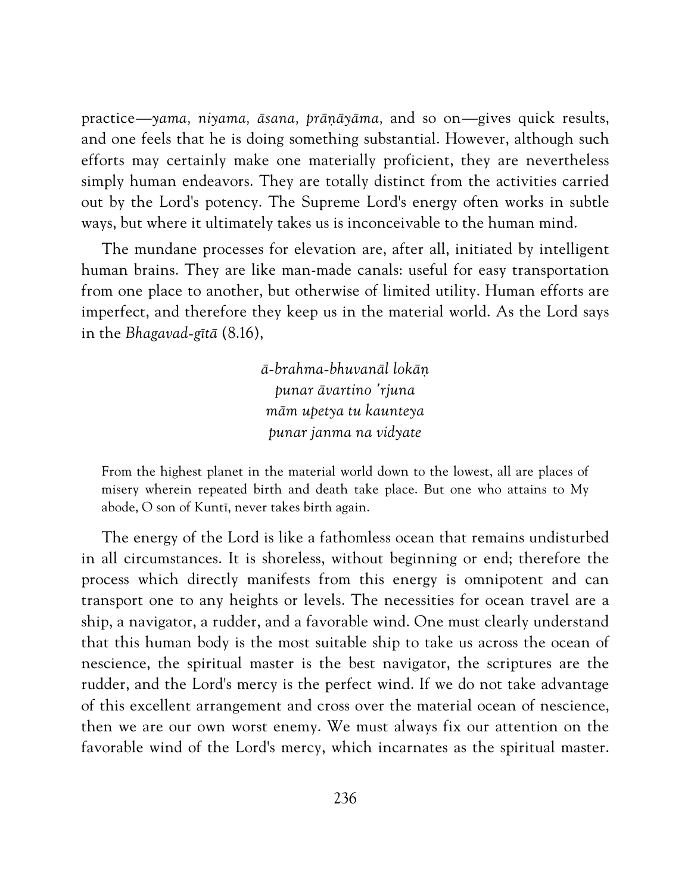practice—*yama, niyama, āsana, prāṇāyāma,* and so on—gives quick results, and one feels that he is doing something substantial. However, although such efforts may certainly make one materially proficient, they are nevertheless simply human endeavors. They are totally distinct from the activities carried out by the Lord's potency. The Supreme Lord's energy often works in subtle ways, but where it ultimately takes us is inconceivable to the human mind.

The mundane processes for elevation are, after all, initiated by intelligent human brains. They are like man-made canals: useful for easy transportation from one place to another, but otherwise of limited utility. Human efforts are imperfect, and therefore they keep us in the material world. As the Lord says in the *Bhagavad-gītā* (8.16),

> *ā-brahma-bhuvanāl lokāṇ*
> *punar āvartino 'rjuna*
> *mām upetya tu kaunteya*
> *punar janma na vidyate*

> From the highest planet in the material world down to the lowest, all are places of misery wherein repeated birth and death take place. But one who attains to My abode, O son of Kuntī, never takes birth again.

The energy of the Lord is like a fathomless ocean that remains undisturbed in all circumstances. It is shoreless, without beginning or end; therefore the process which directly manifests from this energy is omnipotent and can transport one to any heights or levels. The necessities for ocean travel are a ship, a navigator, a rudder, and a favorable wind. One must clearly understand that this human body is the most suitable ship to take us across the ocean of nescience, the spiritual master is the best navigator, the scriptures are the rudder, and the Lord's mercy is the perfect wind. If we do not take advantage of this excellent arrangement and cross over the material ocean of nescience, then we are our own worst enemy. We must always fix our attention on the favorable wind of the Lord's mercy, which incarnates as the spiritual master.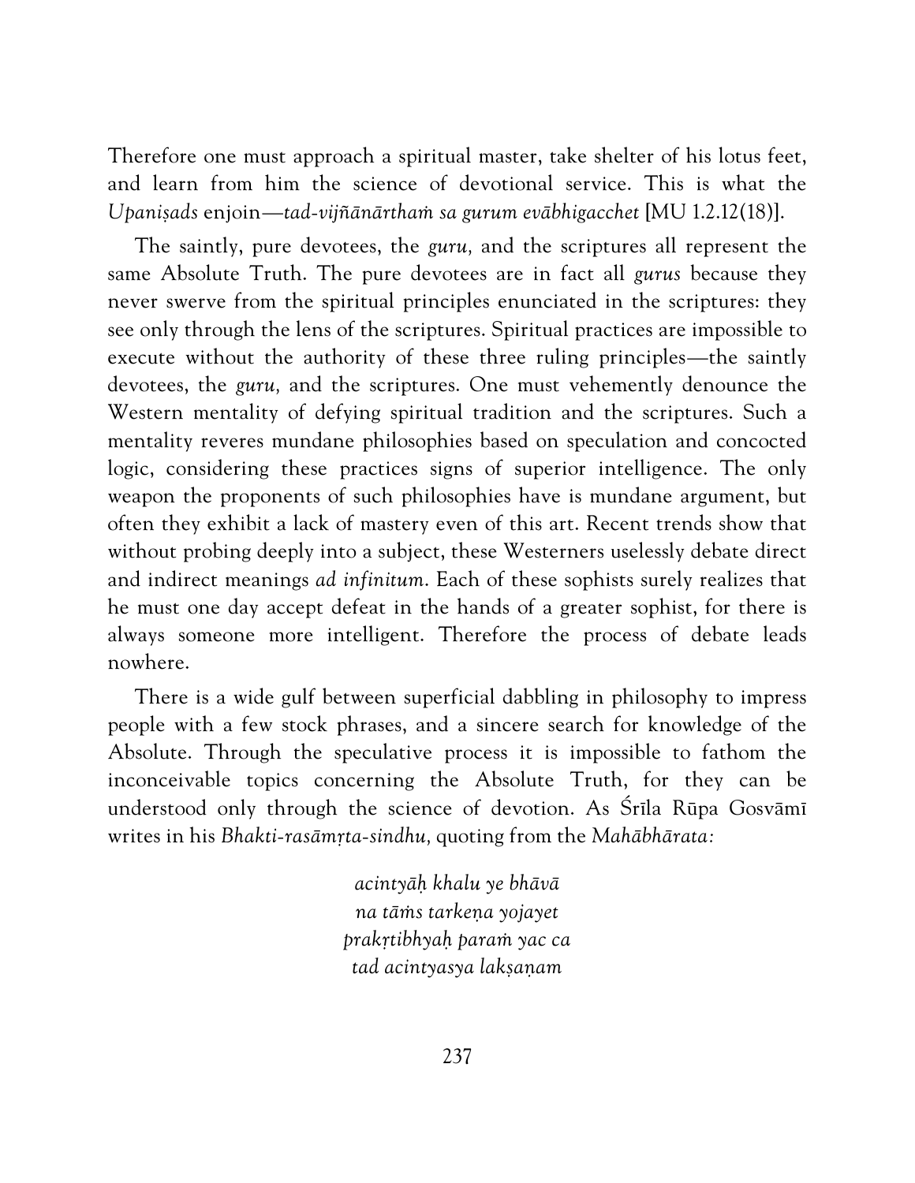Therefore one must approach a spiritual master, take shelter of his lotus feet, and learn from him the science of devotional service. This is what the *Upaniṣads* enjoin—*tad-vijñānārthaṁ sa gurum evābhigacchet* [MU 1.2.12(18)].

The saintly, pure devotees, the *guru,* and the scriptures all represent the same Absolute Truth. The pure devotees are in fact all *gurus* because they never swerve from the spiritual principles enunciated in the scriptures: they see only through the lens of the scriptures. Spiritual practices are impossible to execute without the authority of these three ruling principles—the saintly devotees, the *guru,* and the scriptures. One must vehemently denounce the Western mentality of defying spiritual tradition and the scriptures. Such a mentality reveres mundane philosophies based on speculation and concocted logic, considering these practices signs of superior intelligence. The only weapon the proponents of such philosophies have is mundane argument, but often they exhibit a lack of mastery even of this art. Recent trends show that without probing deeply into a subject, these Westerners uselessly debate direct and indirect meanings *ad infinitum*. Each of these sophists surely realizes that he must one day accept defeat in the hands of a greater sophist, for there is always someone more intelligent. Therefore the process of debate leads nowhere.

There is a wide gulf between superficial dabbling in philosophy to impress people with a few stock phrases, and a sincere search for knowledge of the Absolute. Through the speculative process it is impossible to fathom the inconceivable topics concerning the Absolute Truth, for they can be understood only through the science of devotion. As Śrīla Rūpa Gosvāmī writes in his *Bhakti-rasāmṛta-sindhu,* quoting from the *Mahābhārata:*

*acintyāḥ khalu ye bhāvā*
*na tāṁs tarkeṇa yojayet*
*prakṛtibhyaḥ paraṁ yac ca*
*tad acintyasya lakṣaṇam*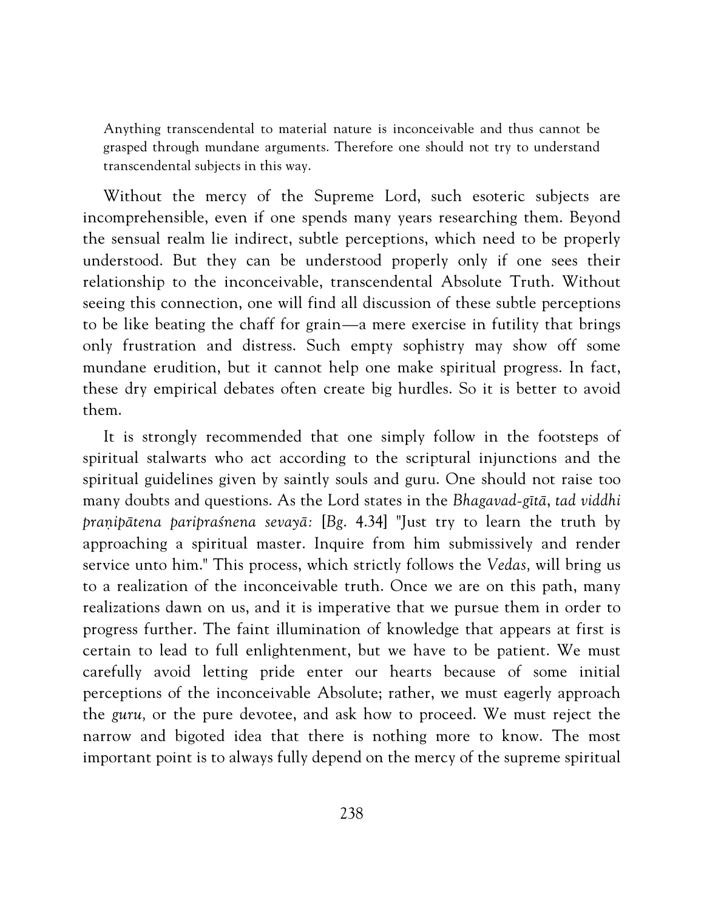> Anything transcendental to material nature is inconceivable and thus cannot be grasped through mundane arguments. Therefore one should not try to understand transcendental subjects in this way.

Without the mercy of the Supreme Lord, such esoteric subjects are incomprehensible, even if one spends many years researching them. Beyond the sensual realm lie indirect, subtle perceptions, which need to be properly understood. But they can be understood properly only if one sees their relationship to the inconceivable, transcendental Absolute Truth. Without seeing this connection, one will find all discussion of these subtle perceptions to be like beating the chaff for grain—a mere exercise in futility that brings only frustration and distress. Such empty sophistry may show off some mundane erudition, but it cannot help one make spiritual progress. In fact, these dry empirical debates often create big hurdles. So it is better to avoid them.

It is strongly recommended that one simply follow in the footsteps of spiritual stalwarts who act according to the scriptural injunctions and the spiritual guidelines given by saintly souls and guru. One should not raise too many doubts and questions. As the Lord states in the *Bhagavad-gītā*, *tad viddhi praṇipātena paripraśnena sevayā:* [*Bg.* 4.34] "Just try to learn the truth by approaching a spiritual master. Inquire from him submissively and render service unto him." This process, which strictly follows the *Vedas,* will bring us to a realization of the inconceivable truth. Once we are on this path, many realizations dawn on us, and it is imperative that we pursue them in order to progress further. The faint illumination of knowledge that appears at first is certain to lead to full enlightenment, but we have to be patient. We must carefully avoid letting pride enter our hearts because of some initial perceptions of the inconceivable Absolute; rather, we must eagerly approach the *guru,* or the pure devotee, and ask how to proceed. We must reject the narrow and bigoted idea that there is nothing more to know. The most important point is to always fully depend on the mercy of the supreme spiritual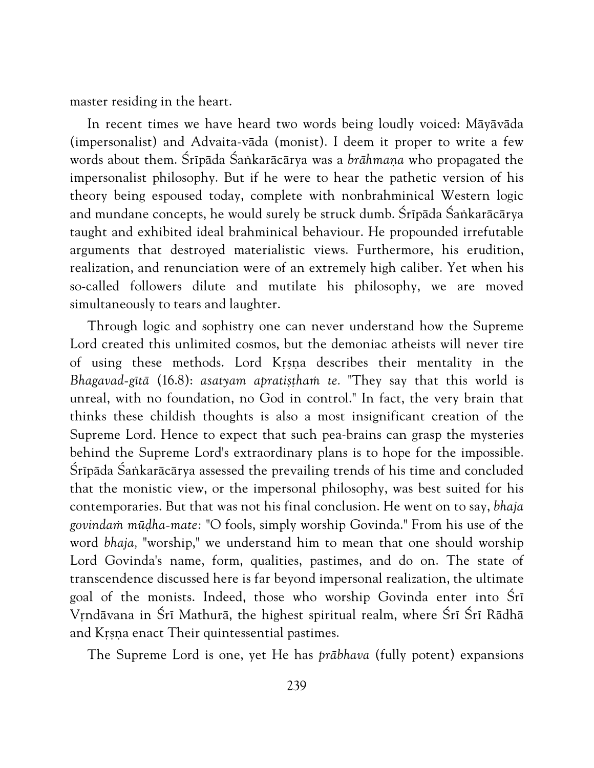master residing in the heart.

In recent times we have heard two words being loudly voiced: Māyāvāda (impersonalist) and Advaita-vāda (monist). I deem it proper to write a few words about them. Śrīpāda Śaṅkarācārya was a *brāhmaṇa* who propagated the impersonalist philosophy. But if he were to hear the pathetic version of his theory being espoused today, complete with nonbrahminical Western logic and mundane concepts, he would surely be struck dumb. Śrīpāda Śaṅkarācārya taught and exhibited ideal brahminical behaviour. He propounded irrefutable arguments that destroyed materialistic views. Furthermore, his erudition, realization, and renunciation were of an extremely high caliber. Yet when his so-called followers dilute and mutilate his philosophy, we are moved simultaneously to tears and laughter.

Through logic and sophistry one can never understand how the Supreme Lord created this unlimited cosmos, but the demoniac atheists will never tire of using these methods. Lord Kṛṣṇa describes their mentality in the *Bhagavad-gītā* (16.8): *asatyam apratiṣṭhaṁ te.* "They say that this world is unreal, with no foundation, no God in control." In fact, the very brain that thinks these childish thoughts is also a most insignificant creation of the Supreme Lord. Hence to expect that such pea-brains can grasp the mysteries behind the Supreme Lord's extraordinary plans is to hope for the impossible. Śrīpāda Śaṅkarācārya assessed the prevailing trends of his time and concluded that the monistic view, or the impersonal philosophy, was best suited for his contemporaries. But that was not his final conclusion. He went on to say, *bhaja govindaṁ mūḍha-mate:* "O fools, simply worship Govinda." From his use of the word *bhaja,* "worship," we understand him to mean that one should worship Lord Govinda's name, form, qualities, pastimes, and do on. The state of transcendence discussed here is far beyond impersonal realization, the ultimate goal of the monists. Indeed, those who worship Govinda enter into Śrī Vṛndāvana in Śrī Mathurā, the highest spiritual realm, where Śrī Śrī Rādhā and Kṛṣṇa enact Their quintessential pastimes.

The Supreme Lord is one, yet He has *prābhava* (fully potent) expansions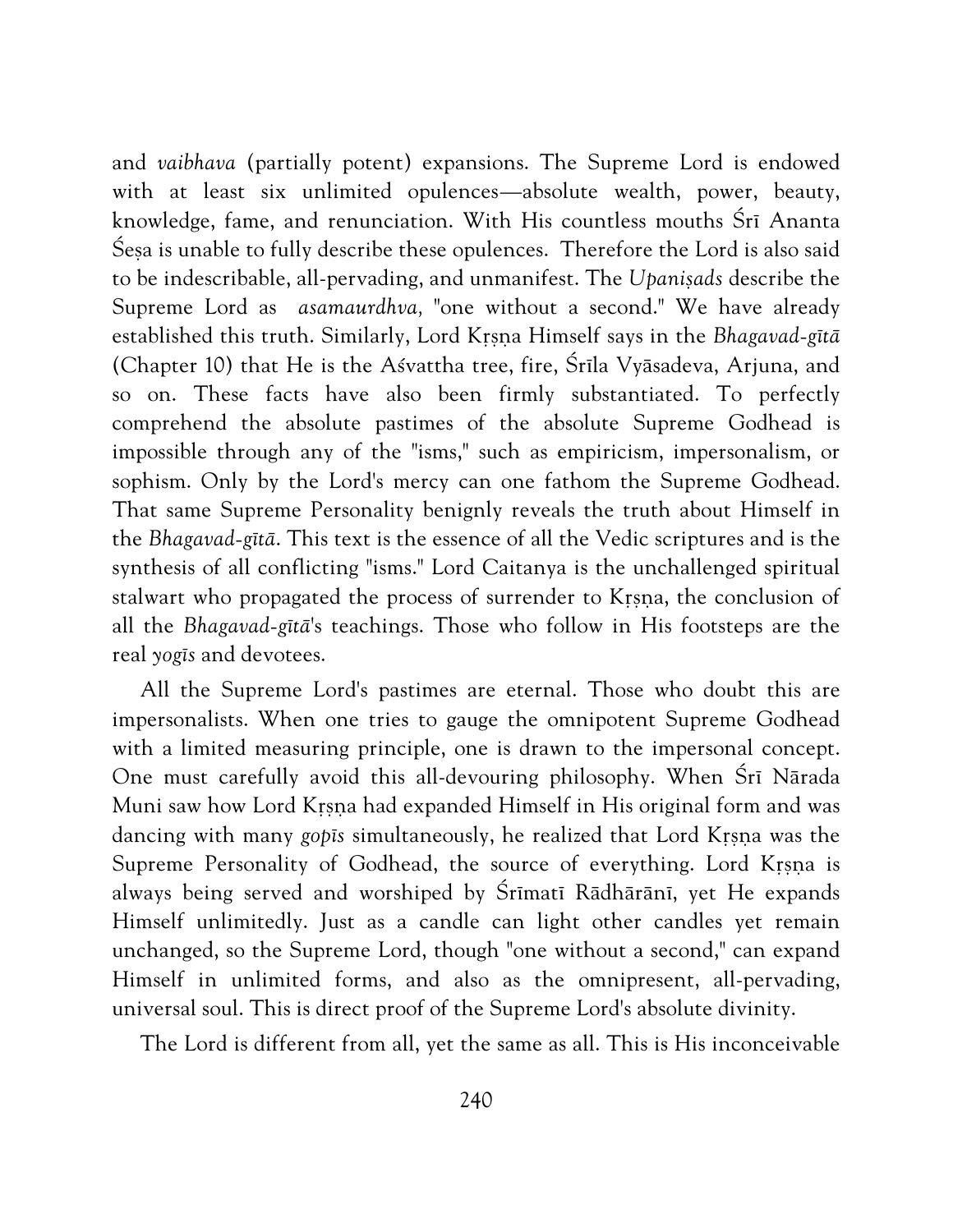and *vaibhava* (partially potent) expansions. The Supreme Lord is endowed with at least six unlimited opulences—absolute wealth, power, beauty, knowledge, fame, and renunciation. With His countless mouths Śrī Ananta Śeṣa is unable to fully describe these opulences. Therefore the Lord is also said to be indescribable, all-pervading, and unmanifest. The *Upaniṣads* describe the Supreme Lord as *asamaurdhva,* "one without a second." We have already established this truth. Similarly, Lord Kṛṣṇa Himself says in the *Bhagavad-gītā* (Chapter 10) that He is the Aśvattha tree, fire, Śrīla Vyāsadeva, Arjuna, and so on. These facts have also been firmly substantiated. To perfectly comprehend the absolute pastimes of the absolute Supreme Godhead is impossible through any of the "isms," such as empiricism, impersonalism, or sophism. Only by the Lord's mercy can one fathom the Supreme Godhead. That same Supreme Personality benignly reveals the truth about Himself in the *Bhagavad-gītā*. This text is the essence of all the Vedic scriptures and is the synthesis of all conflicting "isms." Lord Caitanya is the unchallenged spiritual stalwart who propagated the process of surrender to Kṛṣṇa, the conclusion of all the *Bhagavad-gītā*'s teachings. Those who follow in His footsteps are the real *yogīs* and devotees.

All the Supreme Lord's pastimes are eternal. Those who doubt this are impersonalists. When one tries to gauge the omnipotent Supreme Godhead with a limited measuring principle, one is drawn to the impersonal concept. One must carefully avoid this all-devouring philosophy. When Śrī Nārada Muni saw how Lord Kṛṣṇa had expanded Himself in His original form and was dancing with many *gopīs* simultaneously, he realized that Lord Kṛṣṇa was the Supreme Personality of Godhead, the source of everything. Lord Kṛṣṇa is always being served and worshiped by Śrīmatī Rādhārāṇī, yet He expands Himself unlimitedly. Just as a candle can light other candles yet remain unchanged, so the Supreme Lord, though "one without a second," can expand Himself in unlimited forms, and also as the omnipresent, all-pervading, universal soul. This is direct proof of the Supreme Lord's absolute divinity.

The Lord is different from all, yet the same as all. This is His inconceivable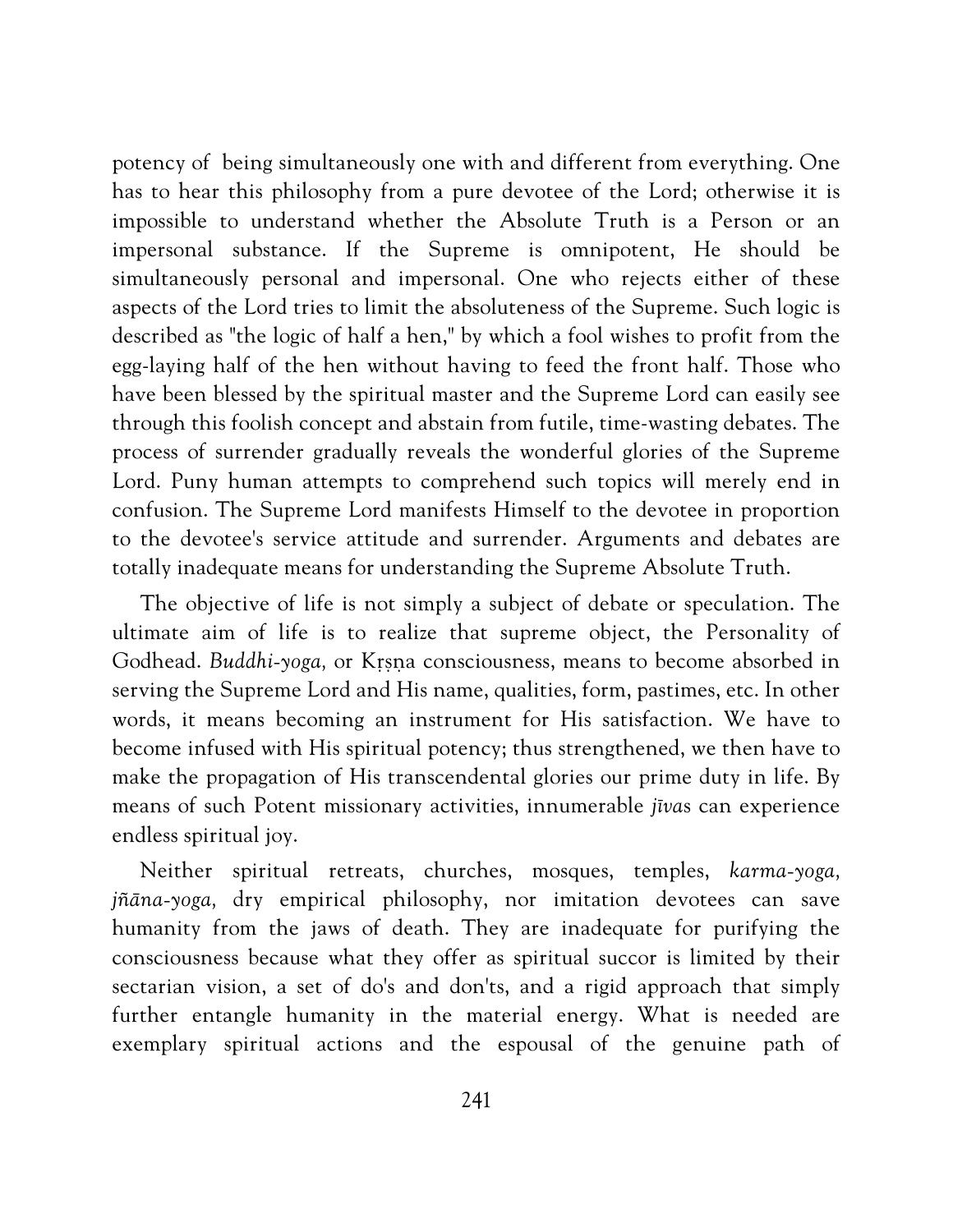potency of being simultaneously one with and different from everything. One has to hear this philosophy from a pure devotee of the Lord; otherwise it is impossible to understand whether the Absolute Truth is a Person or an impersonal substance. If the Supreme is omnipotent, He should be simultaneously personal and impersonal. One who rejects either of these aspects of the Lord tries to limit the absoluteness of the Supreme. Such logic is described as "the logic of half a hen," by which a fool wishes to profit from the egg-laying half of the hen without having to feed the front half. Those who have been blessed by the spiritual master and the Supreme Lord can easily see through this foolish concept and abstain from futile, time-wasting debates. The process of surrender gradually reveals the wonderful glories of the Supreme Lord. Puny human attempts to comprehend such topics will merely end in confusion. The Supreme Lord manifests Himself to the devotee in proportion to the devotee's service attitude and surrender. Arguments and debates are totally inadequate means for understanding the Supreme Absolute Truth.

The objective of life is not simply a subject of debate or speculation. The ultimate aim of life is to realize that supreme object, the Personality of Godhead. *Buddhi-yoga,* or Kṛṣṇa consciousness, means to become absorbed in serving the Supreme Lord and His name, qualities, form, pastimes, etc. In other words, it means becoming an instrument for His satisfaction. We have to become infused with His spiritual potency; thus strengthened, we then have to make the propagation of His transcendental glories our prime duty in life. By means of such Potent missionary activities, innumerable *jīva*s can experience endless spiritual joy.

Neither spiritual retreats, churches, mosques, temples, *karma-yoga, jñāna-yoga,* dry empirical philosophy, nor imitation devotees can save humanity from the jaws of death. They are inadequate for purifying the consciousness because what they offer as spiritual succor is limited by their sectarian vision, a set of do's and don'ts, and a rigid approach that simply further entangle humanity in the material energy. What is needed are exemplary spiritual actions and the espousal of the genuine path of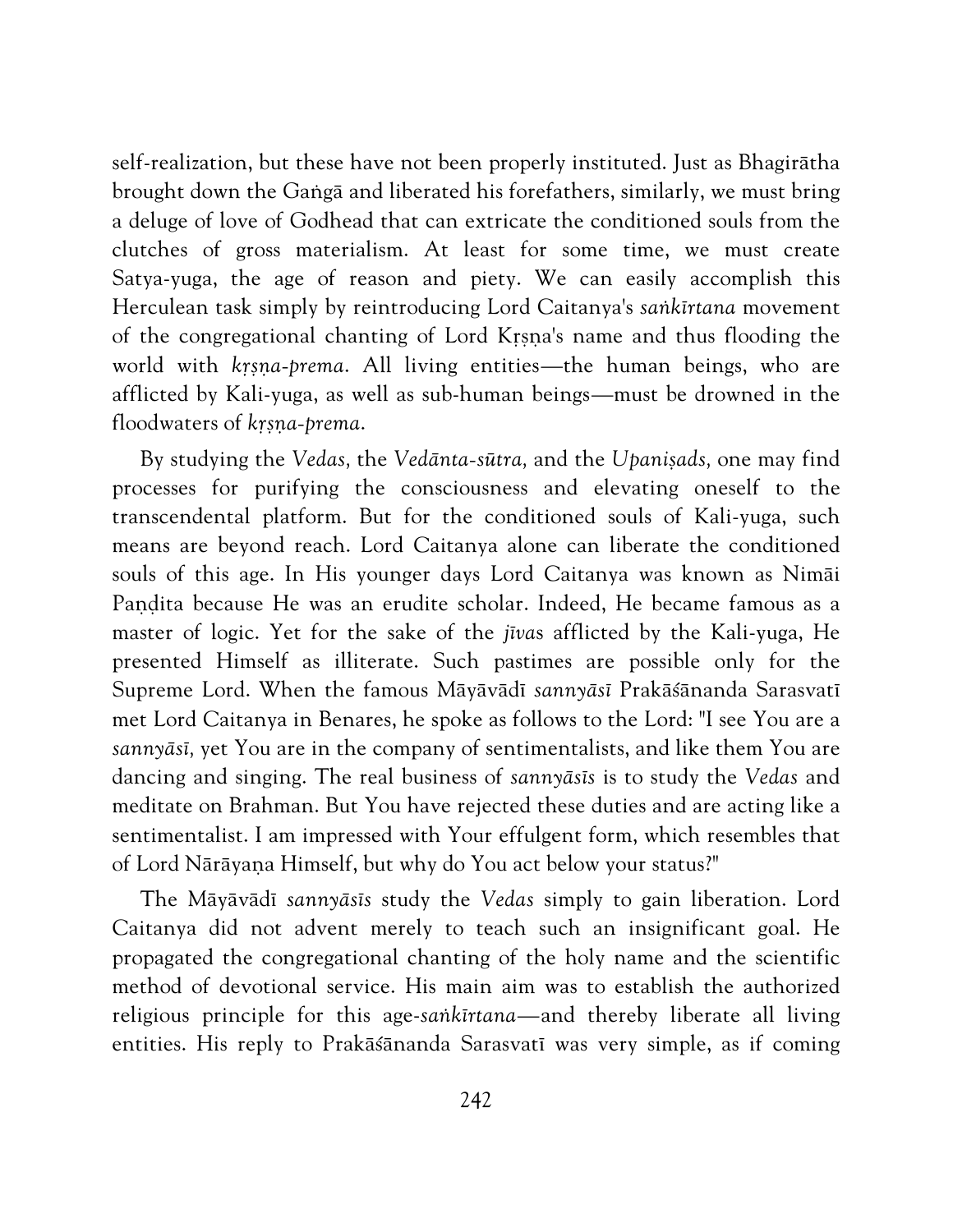self-realization, but these have not been properly instituted. Just as Bhagirātha brought down the Gaṅgā and liberated his forefathers, similarly, we must bring a deluge of love of Godhead that can extricate the conditioned souls from the clutches of gross materialism. At least for some time, we must create Satya-yuga, the age of reason and piety. We can easily accomplish this Herculean task simply by reintroducing Lord Caitanya's *saṅkīrtana* movement of the congregational chanting of Lord Kṛṣṇa's name and thus flooding the world with *kṛṣṇa-prema*. All living entities—the human beings, who are afflicted by Kali-yuga, as well as sub-human beings—must be drowned in the floodwaters of *kṛṣṇa-prema*.

By studying the *Vedas*, the *Vedānta-sūtra*, and the *Upaniṣads*, one may find processes for purifying the consciousness and elevating oneself to the transcendental platform. But for the conditioned souls of Kali-yuga, such means are beyond reach. Lord Caitanya alone can liberate the conditioned souls of this age. In His younger days Lord Caitanya was known as Nimāi Paṇḍita because He was an erudite scholar. Indeed, He became famous as a master of logic. Yet for the sake of the *jīva*s afflicted by the Kali-yuga, He presented Himself as illiterate. Such pastimes are possible only for the Supreme Lord. When the famous Māyāvādī *sannyāsī* Prakāśānanda Sarasvatī met Lord Caitanya in Benares, he spoke as follows to the Lord: "I see You are a *sannyāsī*, yet You are in the company of sentimentalists, and like them You are dancing and singing. The real business of *sannyāsīs* is to study the *Vedas* and meditate on Brahman. But You have rejected these duties and are acting like a sentimentalist. I am impressed with Your effulgent form, which resembles that of Lord Nārāyaṇa Himself, but why do You act below your status?"

The Māyāvādī *sannyāsīs* study the *Vedas* simply to gain liberation. Lord Caitanya did not advent merely to teach such an insignificant goal. He propagated the congregational chanting of the holy name and the scientific method of devotional service. His main aim was to establish the authorized religious principle for this age-*saṅkīrtana*—and thereby liberate all living entities. His reply to Prakāśānanda Sarasvatī was very simple, as if coming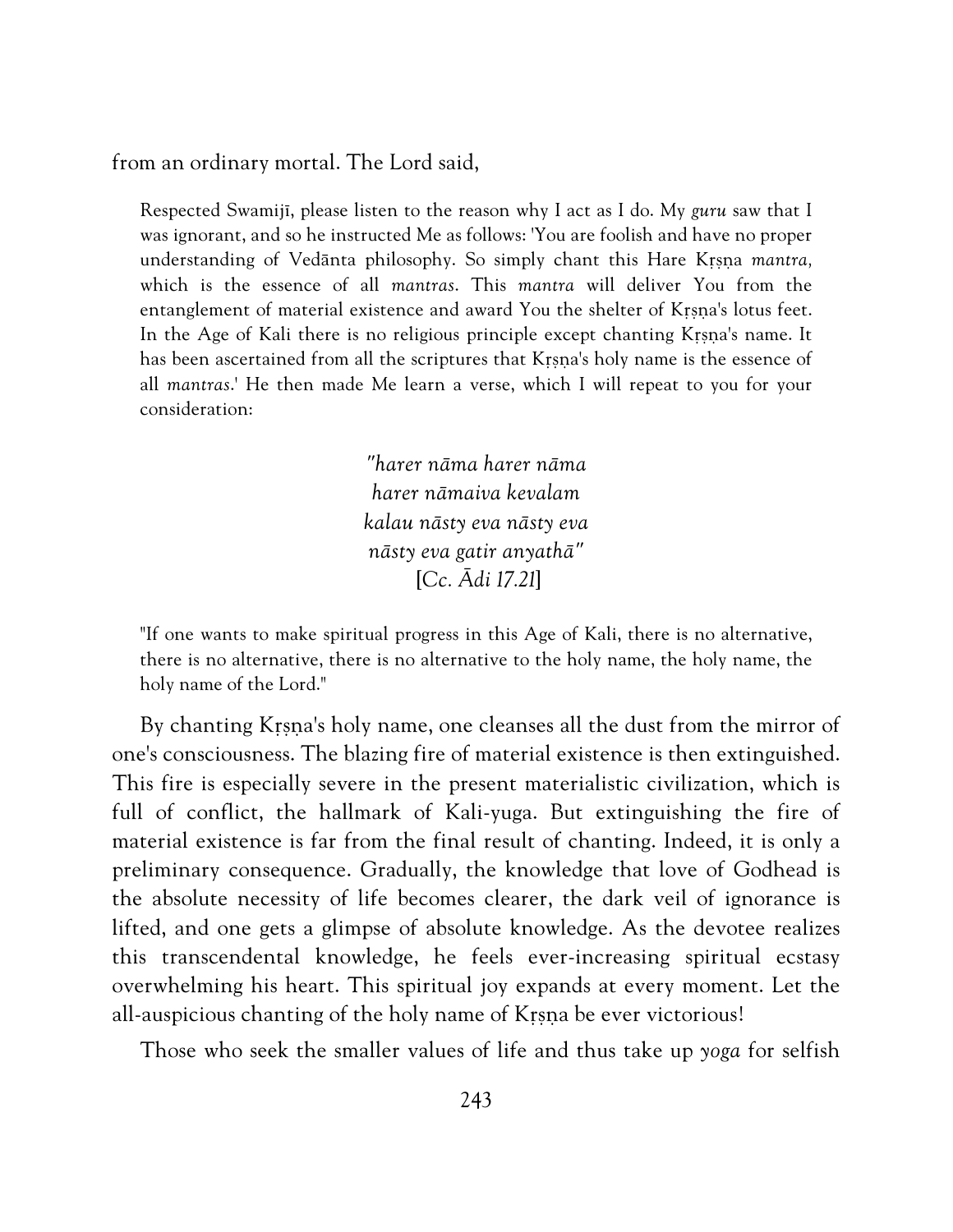from an ordinary mortal. The Lord said,

> Respected Swamijī, please listen to the reason why I act as I do. My *guru* saw that I was ignorant, and so he instructed Me as follows: 'You are foolish and have no proper understanding of Vedānta philosophy. So simply chant this Hare Kṛṣṇa *mantra,* which is the essence of all *mantras*. This *mantra* will deliver You from the entanglement of material existence and award You the shelter of Kṛṣṇa's lotus feet. In the Age of Kali there is no religious principle except chanting Kṛṣṇa's name. It has been ascertained from all the scriptures that Kṛṣṇa's holy name is the essence of all *mantras*.' He then made Me learn a verse, which I will repeat to you for your consideration:
>
> *"harer nāma harer nāma*
> *harer nāmaiva kevalam*
> *kalau nāsty eva nāsty eva*
> *nāsty eva gatir anyathā"*
> [*Cc. Ādi 17.21*]
>
> "If one wants to make spiritual progress in this Age of Kali, there is no alternative, there is no alternative, there is no alternative to the holy name, the holy name, the holy name of the Lord."

By chanting Kṛṣṇa's holy name, one cleanses all the dust from the mirror of one's consciousness. The blazing fire of material existence is then extinguished. This fire is especially severe in the present materialistic civilization, which is full of conflict, the hallmark of Kali-yuga. But extinguishing the fire of material existence is far from the final result of chanting. Indeed, it is only a preliminary consequence. Gradually, the knowledge that love of Godhead is the absolute necessity of life becomes clearer, the dark veil of ignorance is lifted, and one gets a glimpse of absolute knowledge. As the devotee realizes this transcendental knowledge, he feels ever-increasing spiritual ecstasy overwhelming his heart. This spiritual joy expands at every moment. Let the all-auspicious chanting of the holy name of Kṛṣṇa be ever victorious!

Those who seek the smaller values of life and thus take up *yoga* for selfish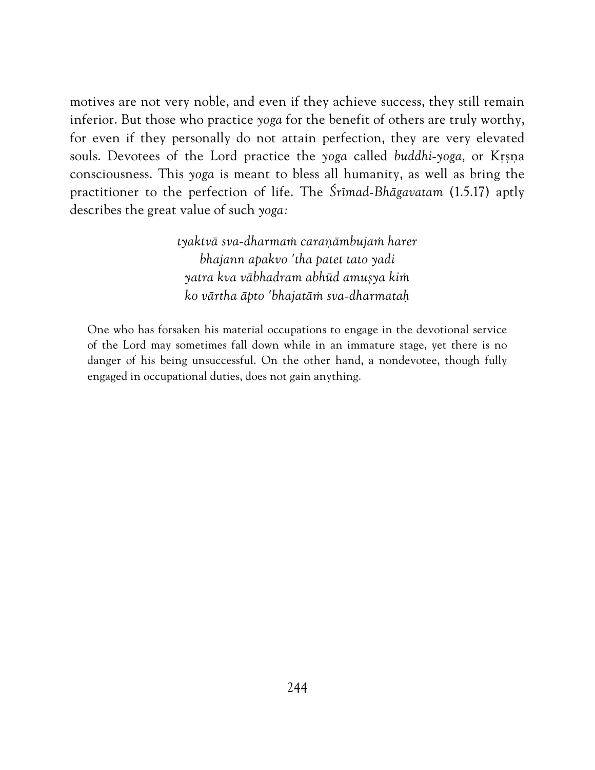motives are not very noble, and even if they achieve success, they still remain inferior. But those who practice *yoga* for the benefit of others are truly worthy, for even if they personally do not attain perfection, they are very elevated souls. Devotees of the Lord practice the *yoga* called *buddhi-yoga,* or Kṛṣṇa consciousness. This *yoga* is meant to bless all humanity, as well as bring the practitioner to the perfection of life. The *Śrīmad-Bhāgavatam* (1.5.17) aptly describes the great value of such *yoga:*

> *tyaktvā sva-dharmaṁ caraṇāmbujaṁ harer*
> *bhajann apakvo 'tha patet tato yadi*
> *yatra kva vābhadram abhūd amuṣya kiṁ*
> *ko vārtha āpto 'bhajatāṁ sva-dharmataḥ*

> One who has forsaken his material occupations to engage in the devotional service of the Lord may sometimes fall down while in an immature stage, yet there is no danger of his being unsuccessful. On the other hand, a nondevotee, though fully engaged in occupational duties, does not gain anything.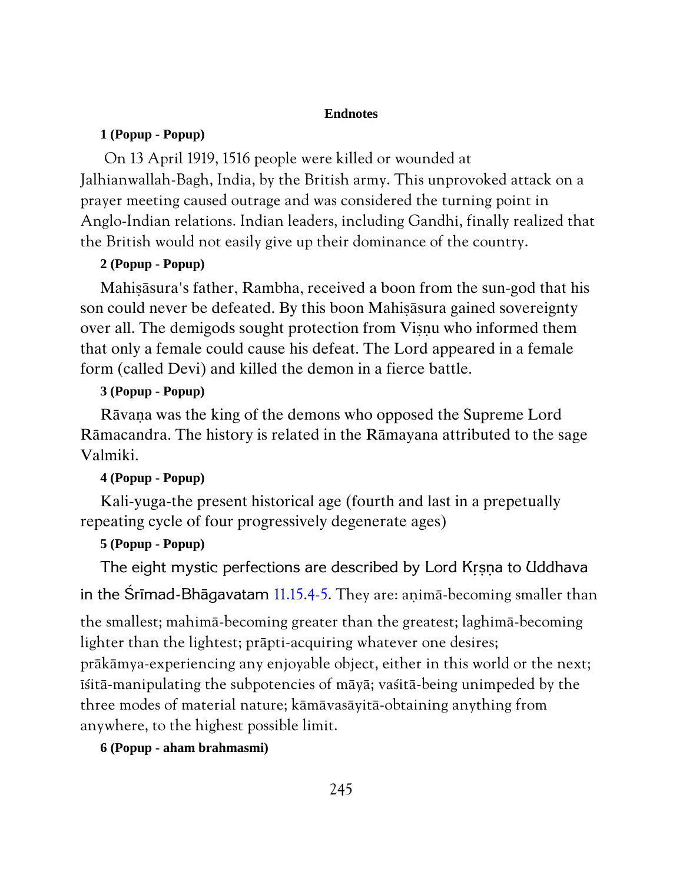# Endnotes

**1 (Popup - Popup)**

On 13 April 1919, 1516 people were killed or wounded at Jalhianwallah-Bagh, India, by the British army. This unprovoked attack on a prayer meeting caused outrage and was considered the turning point in Anglo-Indian relations. Indian leaders, including Gandhi, finally realized that the British would not easily give up their dominance of the country.

**2 (Popup - Popup)**

Mahiṣāsura's father, Rambha, received a boon from the sun-god that his son could never be defeated. By this boon Mahiṣāsura gained sovereignty over all. The demigods sought protection from Viṣṇu who informed them that only a female could cause his defeat. The Lord appeared in a female form (called Devi) and killed the demon in a fierce battle.

**3 (Popup - Popup)**

Rāvaṇa was the king of the demons who opposed the Supreme Lord Rāmacandra. The history is related in the Rāmayana attributed to the sage Valmiki.

**4 (Popup - Popup)**

Kali-yuga-the present historical age (fourth and last in a prepetually repeating cycle of four progressively degenerate ages)

**5 (Popup - Popup)**

The eight mystic perfections are described by Lord Kṛṣṇa to Uddhava in the Śrīmad-Bhāgavatam 11.15.4-5. They are: aṇimā-becoming smaller than the smallest; mahimā-becoming greater than the greatest; laghimā-becoming lighter than the lightest; prāpti-acquiring whatever one desires; prākāmya-experiencing any enjoyable object, either in this world or the next; īśitā-manipulating the subpotencies of māyā; vaśitā-being unimpeded by the three modes of material nature; kāmāvasāyitā-obtaining anything from anywhere, to the highest possible limit.

**6 (Popup - aham brahmasmi)**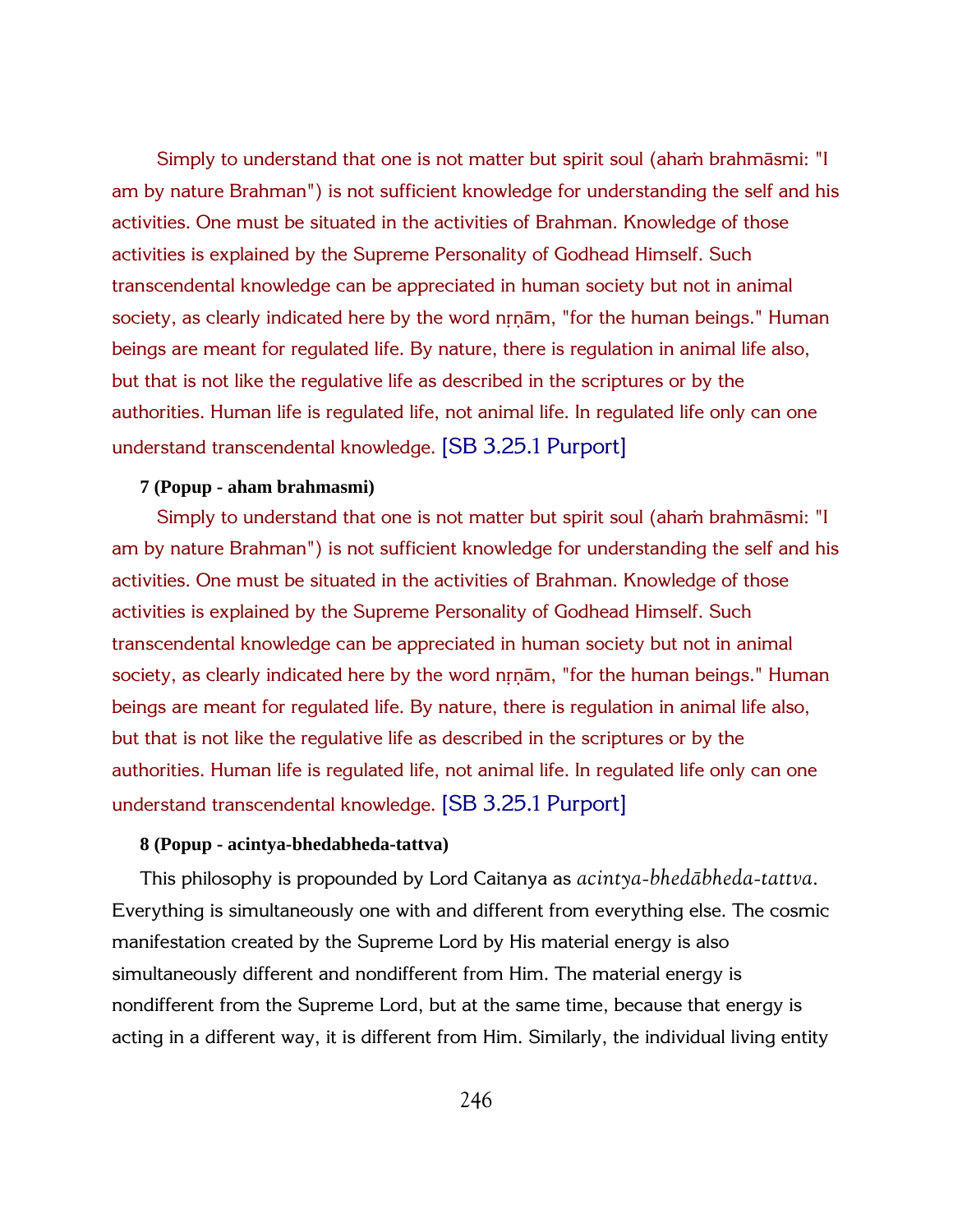Simply to understand that one is not matter but spirit soul (ahaṁ brahmāsmi: "I am by nature Brahman") is not sufficient knowledge for understanding the self and his activities. One must be situated in the activities of Brahman. Knowledge of those activities is explained by the Supreme Personality of Godhead Himself. Such transcendental knowledge can be appreciated in human society but not in animal society, as clearly indicated here by the word nṛṇām, "for the human beings." Human beings are meant for regulated life. By nature, there is regulation in animal life also, but that is not like the regulative life as described in the scriptures or by the authorities. Human life is regulated life, not animal life. In regulated life only can one understand transcendental knowledge. [SB 3.25.1 Purport]

**7 (Popup - aham brahmasmi)**

Simply to understand that one is not matter but spirit soul (ahaṁ brahmāsmi: "I am by nature Brahman") is not sufficient knowledge for understanding the self and his activities. One must be situated in the activities of Brahman. Knowledge of those activities is explained by the Supreme Personality of Godhead Himself. Such transcendental knowledge can be appreciated in human society but not in animal society, as clearly indicated here by the word nṛṇām, "for the human beings." Human beings are meant for regulated life. By nature, there is regulation in animal life also, but that is not like the regulative life as described in the scriptures or by the authorities. Human life is regulated life, not animal life. In regulated life only can one understand transcendental knowledge. [SB 3.25.1 Purport]

**8 (Popup - acintya-bhedabheda-tattva)**

This philosophy is propounded by Lord Caitanya as *acintya-bhedābheda-tattva*. Everything is simultaneously one with and different from everything else. The cosmic manifestation created by the Supreme Lord by His material energy is also simultaneously different and nondifferent from Him. The material energy is nondifferent from the Supreme Lord, but at the same time, because that energy is acting in a different way, it is different from Him. Similarly, the individual living entity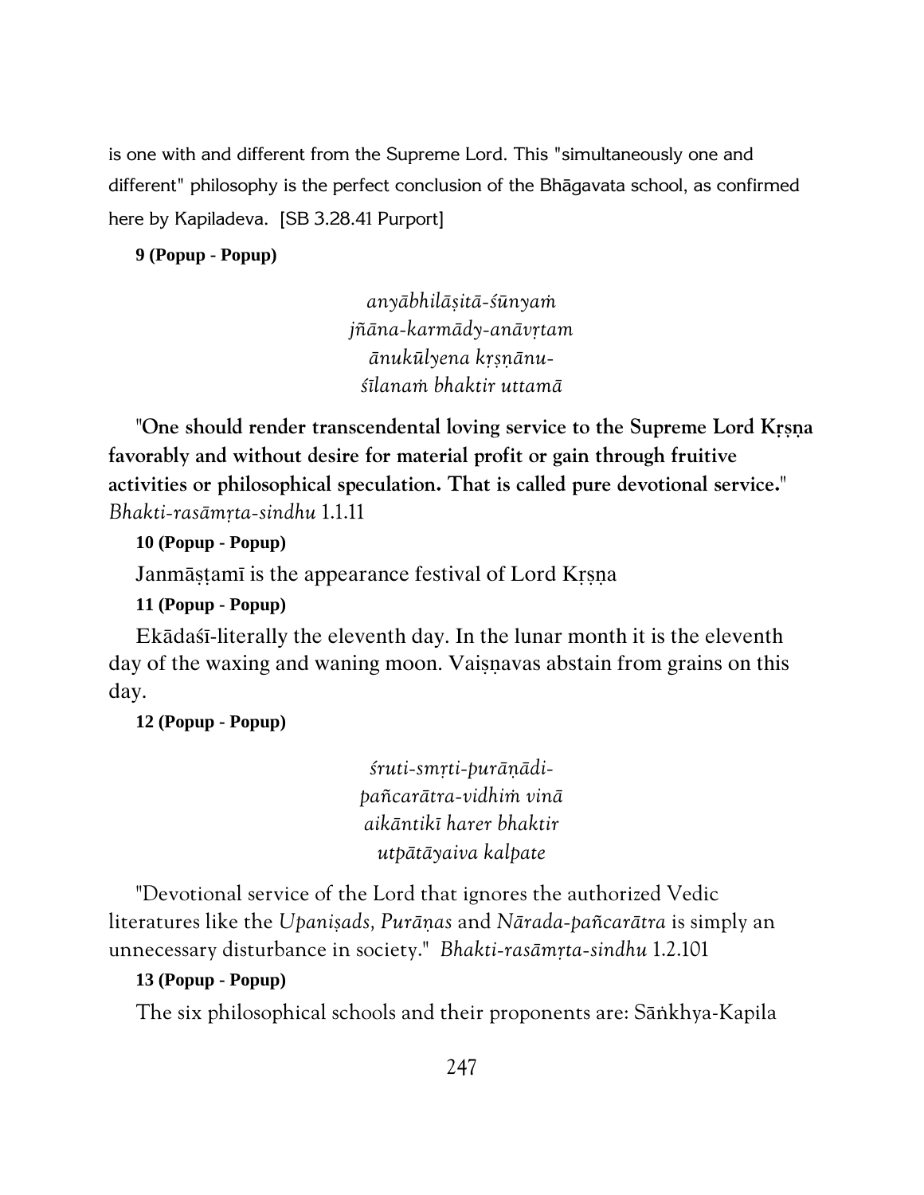is one with and different from the Supreme Lord. This "simultaneously one and different" philosophy is the perfect conclusion of the Bhāgavata school, as confirmed here by Kapiladeva. [SB 3.28.41 Purport]

**9 (Popup - Popup)**

*anyābhilāṣitā-śūnyaṁ*
*jñāna-karmādy-anāvṛtam*
*ānukūlyena kṛṣṇānu-*
*śīlanaṁ bhaktir uttamā*

"**One should render transcendental loving service to the Supreme Lord Kṛṣṇa favorably and without desire for material profit or gain through fruitive activities or philosophical speculation. That is called pure devotional service.**" *Bhakti-rasāmṛta-sindhu* 1.1.11

**10 (Popup - Popup)**

Janmāṣṭamī is the appearance festival of Lord Kṛṣṇa

**11 (Popup - Popup)**

Ekādaśī-literally the eleventh day. In the lunar month it is the eleventh day of the waxing and waning moon. Vaiṣṇavas abstain from grains on this day.

**12 (Popup - Popup)**

*śruti-smṛti-purāṇādi-*
*pañcarātra-vidhiṁ vinā*
*aikāntikī harer bhaktir*
*utpātāyaiva kalpate*

"Devotional service of the Lord that ignores the authorized Vedic literatures like the *Upaniṣads*, *Purāṇas* and *Nārada-pañcarātra* is simply an unnecessary disturbance in society." *Bhakti-rasāmṛta-sindhu* 1.2.101

**13 (Popup - Popup)**

The six philosophical schools and their proponents are: Sāṅkhya-Kapila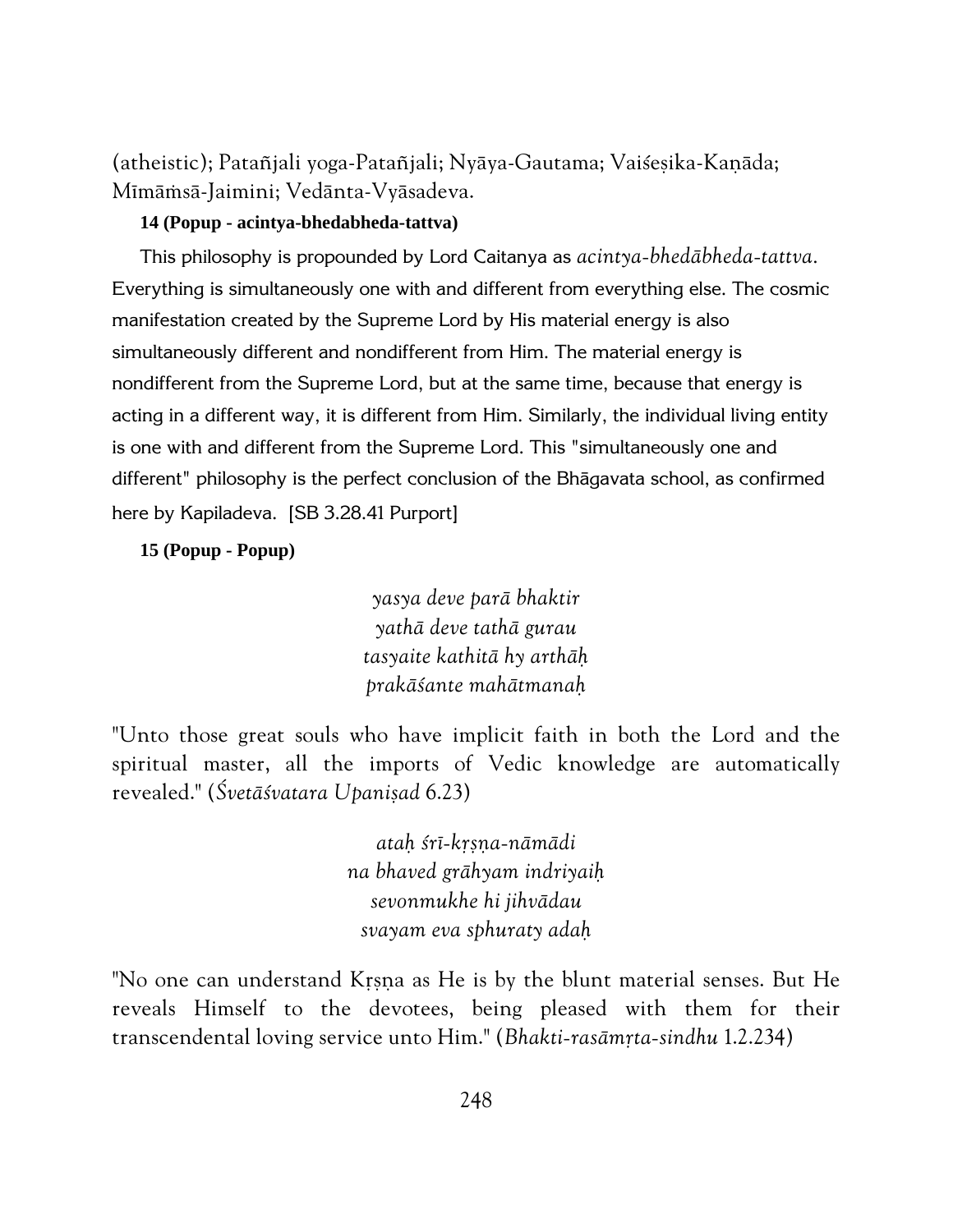(atheistic); Patañjali yoga-Patañjali; Nyāya-Gautama; Vaiśeṣika-Kaṇāda; Mīmāṁsā-Jaimini; Vedānta-Vyāsadeva.

**14 (Popup - acintya-bhedabheda-tattva)**

This philosophy is propounded by Lord Caitanya as *acintya-bhedābheda-tattva*. Everything is simultaneously one with and different from everything else. The cosmic manifestation created by the Supreme Lord by His material energy is also simultaneously different and nondifferent from Him. The material energy is nondifferent from the Supreme Lord, but at the same time, because that energy is acting in a different way, it is different from Him. Similarly, the individual living entity is one with and different from the Supreme Lord. This "simultaneously one and different" philosophy is the perfect conclusion of the Bhāgavata school, as confirmed here by Kapiladeva. [SB 3.28.41 Purport]

**15 (Popup - Popup)**

*yasya deve parā bhaktir*
*yathā deve tathā gurau*
*tasyaite kathitā hy arthāḥ*
*prakāśante mahātmanaḥ*

"Unto those great souls who have implicit faith in both the Lord and the spiritual master, all the imports of Vedic knowledge are automatically revealed." (*Śvetāśvatara Upaniṣad* 6.23)

*ataḥ śrī-kṛṣṇa-nāmādi*
*na bhaved grāhyam indriyaiḥ*
*sevonmukhe hi jihvādau*
*svayam eva sphuraty adaḥ*

"No one can understand Kṛṣṇa as He is by the blunt material senses. But He reveals Himself to the devotees, being pleased with them for their transcendental loving service unto Him." (*Bhakti-rasāmṛta-sindhu* 1.2.234)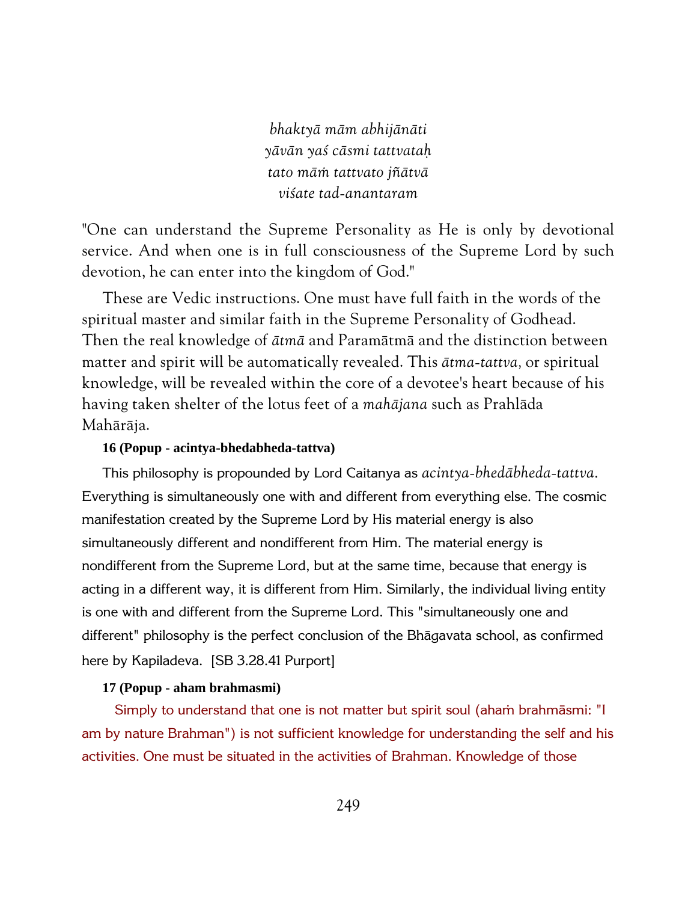*bhaktyā mām abhijānāti*
*yāvān yaś cāsmi tattvataḥ*
*tato māṁ tattvato jñātvā*
*viśate tad-anantaram*

"One can understand the Supreme Personality as He is only by devotional service. And when one is in full consciousness of the Supreme Lord by such devotion, he can enter into the kingdom of God."

These are Vedic instructions. One must have full faith in the words of the spiritual master and similar faith in the Supreme Personality of Godhead. Then the real knowledge of *ātmā* and Paramātmā and the distinction between matter and spirit will be automatically revealed. This *ātma-tattva,* or spiritual knowledge, will be revealed within the core of a devotee's heart because of his having taken shelter of the lotus feet of a *mahājana* such as Prahlāda Mahārāja.

**16 (Popup - acintya-bhedabheda-tattva)**

This philosophy is propounded by Lord Caitanya as *acintya-bhedābheda-tattva*. Everything is simultaneously one with and different from everything else. The cosmic manifestation created by the Supreme Lord by His material energy is also simultaneously different and nondifferent from Him. The material energy is nondifferent from the Supreme Lord, but at the same time, because that energy is acting in a different way, it is different from Him. Similarly, the individual living entity is one with and different from the Supreme Lord. This "simultaneously one and different" philosophy is the perfect conclusion of the Bhāgavata school, as confirmed here by Kapiladeva. [SB 3.28.41 Purport]

**17 (Popup - aham brahmasmi)**

Simply to understand that one is not matter but spirit soul (ahaṁ brahmāsmi: "I am by nature Brahman") is not sufficient knowledge for understanding the self and his activities. One must be situated in the activities of Brahman. Knowledge of those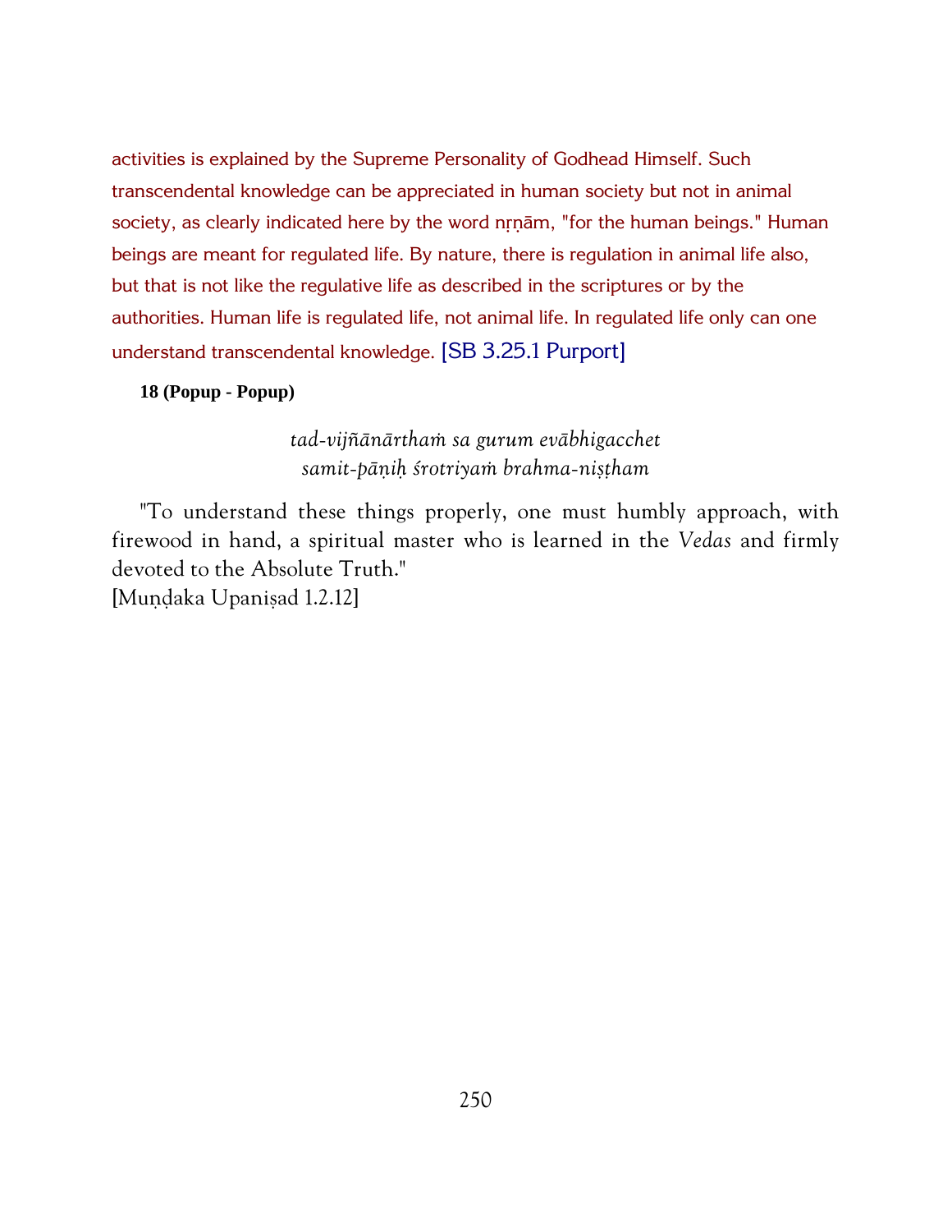activities is explained by the Supreme Personality of Godhead Himself. Such transcendental knowledge can be appreciated in human society but not in animal society, as clearly indicated here by the word nṛṇām, "for the human beings." Human beings are meant for regulated life. By nature, there is regulation in animal life also, but that is not like the regulative life as described in the scriptures or by the authorities. Human life is regulated life, not animal life. In regulated life only can one understand transcendental knowledge. [SB 3.25.1 Purport]

**18 (Popup - Popup)**

*tad-vijñānārthaṁ sa gurum evābhigacchet*
*samit-pāṇiḥ śrotriyaṁ brahma-niṣṭham*

"To understand these things properly, one must humbly approach, with firewood in hand, a spiritual master who is learned in the *Vedas* and firmly devoted to the Absolute Truth."
[Muṇḍaka Upaniṣad 1.2.12]